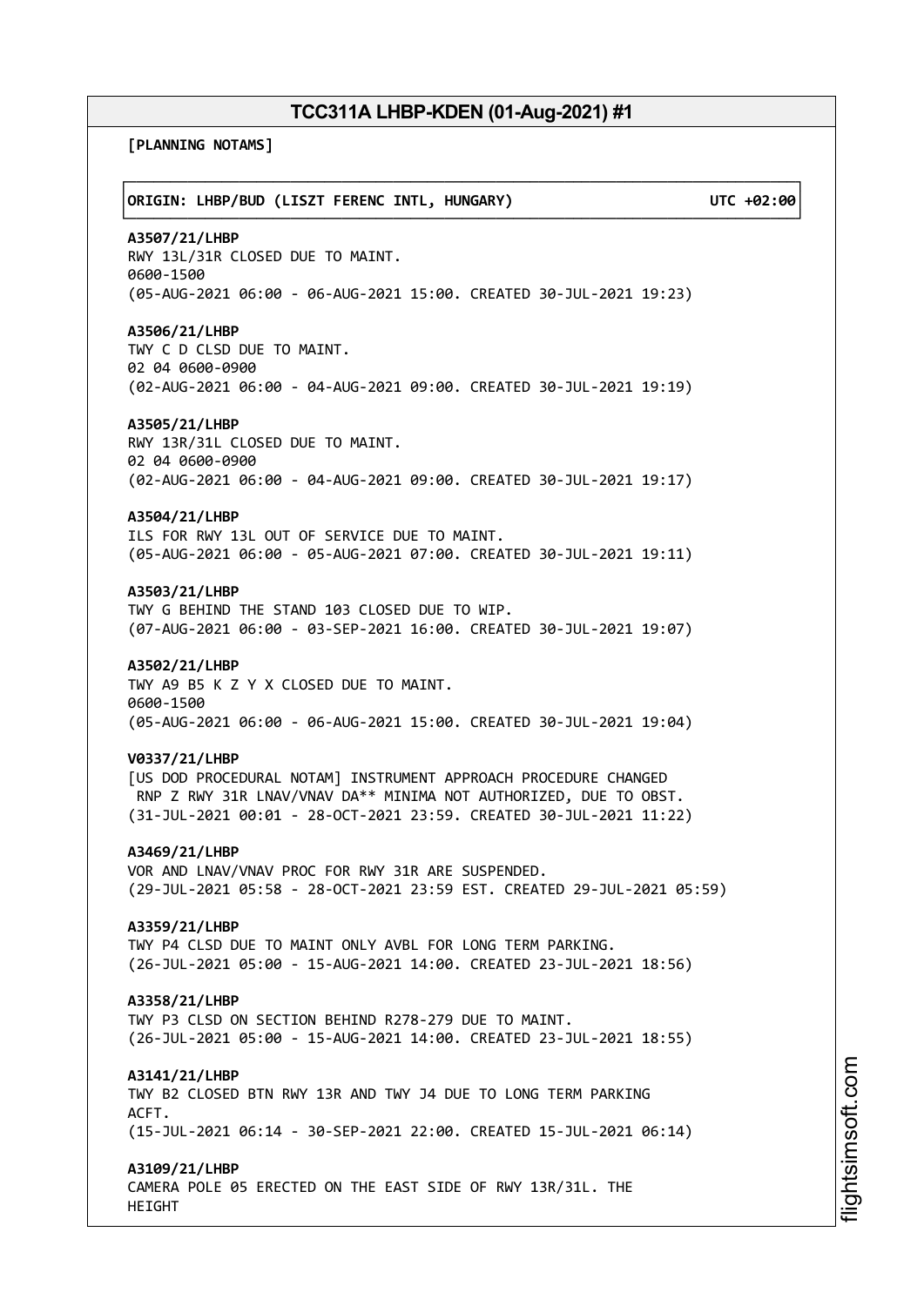# TCC311A LHBP-KDEN (01-Aug-2021) #1

**[PLANNING NOTAMS]**

**ORIGIN: LHBP/BUD (LISZT FERENC INTL, HUNGARY) UTC +02:00**

**A3507/21/LHBP**
RWY 13L/31R CLOSED DUE TO MAINT.
0600-1500
(05-AUG-2021 06:00 - 06-AUG-2021 15:00. CREATED 30-JUL-2021 19:23)

**A3506/21/LHBP**
TWY C D CLSD DUE TO MAINT.
02 04 0600-0900
(02-AUG-2021 06:00 - 04-AUG-2021 09:00. CREATED 30-JUL-2021 19:19)

**A3505/21/LHBP**
RWY 13R/31L CLOSED DUE TO MAINT.
02 04 0600-0900
(02-AUG-2021 06:00 - 04-AUG-2021 09:00. CREATED 30-JUL-2021 19:17)

**A3504/21/LHBP**
ILS FOR RWY 13L OUT OF SERVICE DUE TO MAINT.
(05-AUG-2021 06:00 - 05-AUG-2021 07:00. CREATED 30-JUL-2021 19:11)

**A3503/21/LHBP**
TWY G BEHIND THE STAND 103 CLOSED DUE TO WIP.
(07-AUG-2021 06:00 - 03-SEP-2021 16:00. CREATED 30-JUL-2021 19:07)

**A3502/21/LHBP**
TWY A9 B5 K Z Y X CLOSED DUE TO MAINT.
0600-1500
(05-AUG-2021 06:00 - 06-AUG-2021 15:00. CREATED 30-JUL-2021 19:04)

**V0337/21/LHBP**
[US DOD PROCEDURAL NOTAM] INSTRUMENT APPROACH PROCEDURE CHANGED
RNP Z RWY 31R LNAV/VNAV DA** MINIMA NOT AUTHORIZED, DUE TO OBST.
(31-JUL-2021 00:01 - 28-OCT-2021 23:59. CREATED 30-JUL-2021 11:22)

**A3469/21/LHBP**
VOR AND LNAV/VNAV PROC FOR RWY 31R ARE SUSPENDED.
(29-JUL-2021 05:58 - 28-OCT-2021 23:59 EST. CREATED 29-JUL-2021 05:59)

**A3359/21/LHBP**
TWY P4 CLSD DUE TO MAINT ONLY AVBL FOR LONG TERM PARKING.
(26-JUL-2021 05:00 - 15-AUG-2021 14:00. CREATED 23-JUL-2021 18:56)

**A3358/21/LHBP**
TWY P3 CLSD ON SECTION BEHIND R278-279 DUE TO MAINT.
(26-JUL-2021 05:00 - 15-AUG-2021 14:00. CREATED 23-JUL-2021 18:55)

**A3141/21/LHBP**
TWY B2 CLOSED BTN RWY 13R AND TWY J4 DUE TO LONG TERM PARKING
ACFT.
(15-JUL-2021 06:14 - 30-SEP-2021 22:00. CREATED 15-JUL-2021 06:14)

**A3109/21/LHBP**
CAMERA POLE 05 ERECTED ON THE EAST SIDE OF RWY 13R/31L. THE
HEIGHT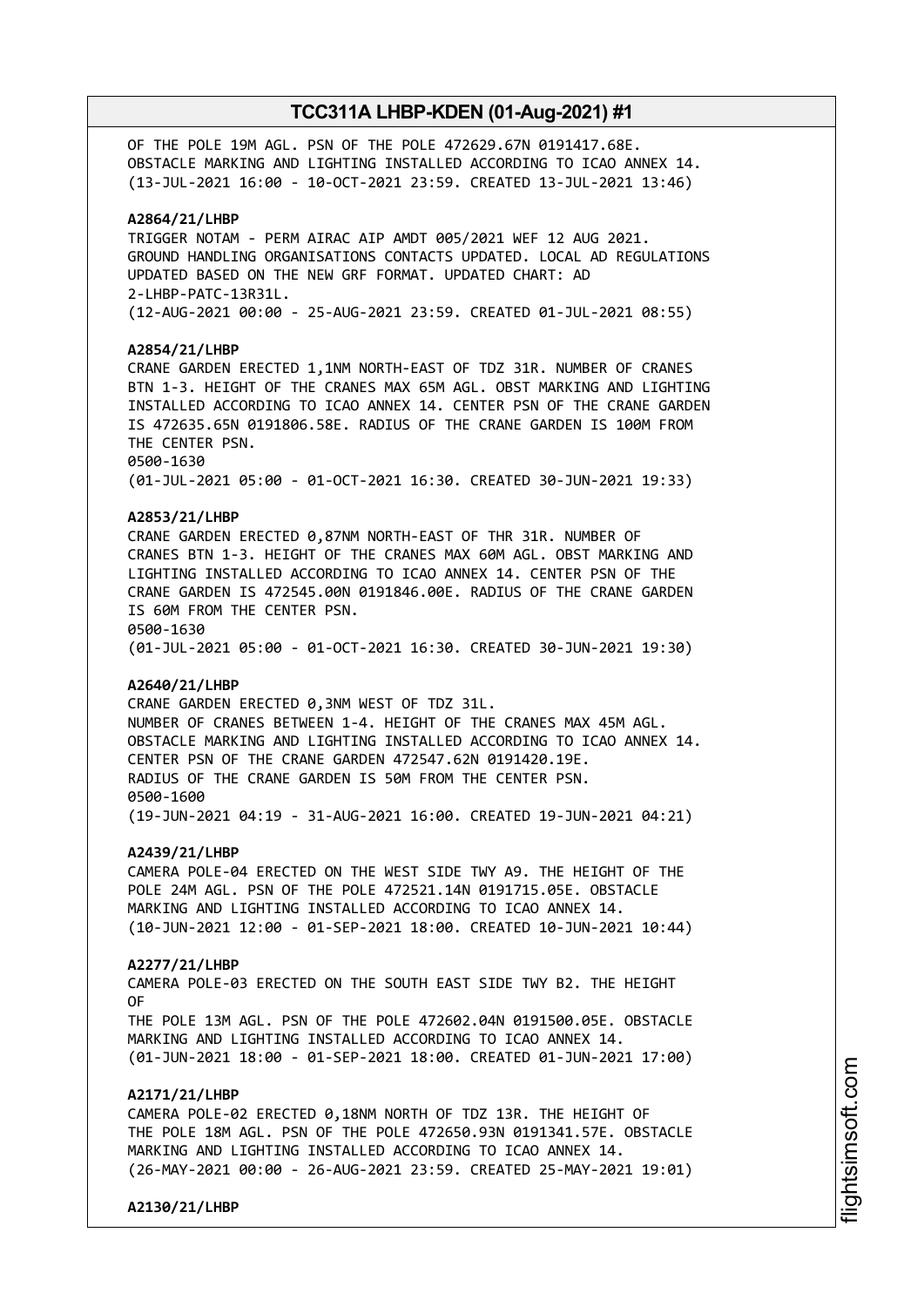OF THE POLE 19M AGL. PSN OF THE POLE 472629.67N 0191417.68E.
OBSTACLE MARKING AND LIGHTING INSTALLED ACCORDING TO ICAO ANNEX 14.
(13-JUL-2021 16:00 - 10-OCT-2021 23:59. CREATED 13-JUL-2021 13:46)

**A2864/21/LHBP**
TRIGGER NOTAM - PERM AIRAC AIP AMDT 005/2021 WEF 12 AUG 2021.
GROUND HANDLING ORGANISATIONS CONTACTS UPDATED. LOCAL AD REGULATIONS
UPDATED BASED ON THE NEW GRF FORMAT. UPDATED CHART: AD
2-LHBP-PATC-13R31L.
(12-AUG-2021 00:00 - 25-AUG-2021 23:59. CREATED 01-JUL-2021 08:55)

**A2854/21/LHBP**
CRANE GARDEN ERECTED 1,1NM NORTH-EAST OF TDZ 31R. NUMBER OF CRANES
BTN 1-3. HEIGHT OF THE CRANES MAX 65M AGL. OBST MARKING AND LIGHTING
INSTALLED ACCORDING TO ICAO ANNEX 14. CENTER PSN OF THE CRANE GARDEN
IS 472635.65N 0191806.58E. RADIUS OF THE CRANE GARDEN IS 100M FROM
THE CENTER PSN.
0500-1630
(01-JUL-2021 05:00 - 01-OCT-2021 16:30. CREATED 30-JUN-2021 19:33)

**A2853/21/LHBP**
CRANE GARDEN ERECTED 0,87NM NORTH-EAST OF THR 31R. NUMBER OF
CRANES BTN 1-3. HEIGHT OF THE CRANES MAX 60M AGL. OBST MARKING AND
LIGHTING INSTALLED ACCORDING TO ICAO ANNEX 14. CENTER PSN OF THE
CRANE GARDEN IS 472545.00N 0191846.00E. RADIUS OF THE CRANE GARDEN
IS 60M FROM THE CENTER PSN.
0500-1630
(01-JUL-2021 05:00 - 01-OCT-2021 16:30. CREATED 30-JUN-2021 19:30)

**A2640/21/LHBP**
CRANE GARDEN ERECTED 0,3NM WEST OF TDZ 31L.
NUMBER OF CRANES BETWEEN 1-4. HEIGHT OF THE CRANES MAX 45M AGL.
OBSTACLE MARKING AND LIGHTING INSTALLED ACCORDING TO ICAO ANNEX 14.
CENTER PSN OF THE CRANE GARDEN 472547.62N 0191420.19E.
RADIUS OF THE CRANE GARDEN IS 50M FROM THE CENTER PSN.
0500-1600
(19-JUN-2021 04:19 - 31-AUG-2021 16:00. CREATED 19-JUN-2021 04:21)

**A2439/21/LHBP**
CAMERA POLE-04 ERECTED ON THE WEST SIDE TWY A9. THE HEIGHT OF THE
POLE 24M AGL. PSN OF THE POLE 472521.14N 0191715.05E. OBSTACLE
MARKING AND LIGHTING INSTALLED ACCORDING TO ICAO ANNEX 14.
(10-JUN-2021 12:00 - 01-SEP-2021 18:00. CREATED 10-JUN-2021 10:44)

**A2277/21/LHBP**
CAMERA POLE-03 ERECTED ON THE SOUTH EAST SIDE TWY B2. THE HEIGHT
OF
THE POLE 13M AGL. PSN OF THE POLE 472602.04N 0191500.05E. OBSTACLE
MARKING AND LIGHTING INSTALLED ACCORDING TO ICAO ANNEX 14.
(01-JUN-2021 18:00 - 01-SEP-2021 18:00. CREATED 01-JUN-2021 17:00)

**A2171/21/LHBP**
CAMERA POLE-02 ERECTED 0,18NM NORTH OF TDZ 13R. THE HEIGHT OF
THE POLE 18M AGL. PSN OF THE POLE 472650.93N 0191341.57E. OBSTACLE
MARKING AND LIGHTING INSTALLED ACCORDING TO ICAO ANNEX 14.
(26-MAY-2021 00:00 - 26-AUG-2021 23:59. CREATED 25-MAY-2021 19:01)

**A2130/21/LHBP**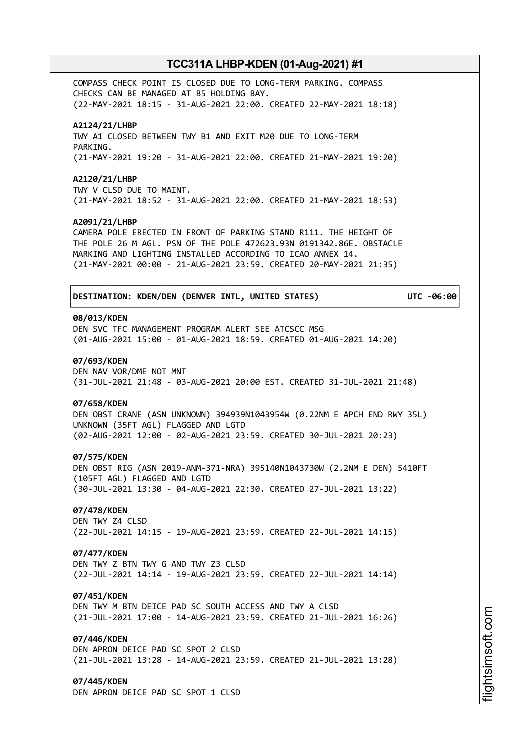COMPASS CHECK POINT IS CLOSED DUE TO LONG-TERM PARKING. COMPASS CHECKS CAN BE MANAGED AT B5 HOLDING BAY.
(22-MAY-2021 18:15 - 31-AUG-2021 22:00. CREATED 22-MAY-2021 18:18)

**A2124/21/LHBP**
TWY A1 CLOSED BETWEEN TWY B1 AND EXIT M20 DUE TO LONG-TERM PARKING.
(21-MAY-2021 19:20 - 31-AUG-2021 22:00. CREATED 21-MAY-2021 19:20)

**A2120/21/LHBP**
TWY V CLSD DUE TO MAINT.
(21-MAY-2021 18:52 - 31-AUG-2021 22:00. CREATED 21-MAY-2021 18:53)

**A2091/21/LHBP**
CAMERA POLE ERECTED IN FRONT OF PARKING STAND R111. THE HEIGHT OF THE POLE 26 M AGL. PSN OF THE POLE 472623.93N 0191342.86E. OBSTACLE MARKING AND LIGHTING INSTALLED ACCORDING TO ICAO ANNEX 14.
(21-MAY-2021 00:00 - 21-AUG-2021 23:59. CREATED 20-MAY-2021 21:35)

**DESTINATION: KDEN/DEN (DENVER INTL, UNITED STATES) UTC -06:00**

**08/013/KDEN**
DEN SVC TFC MANAGEMENT PROGRAM ALERT SEE ATCSCC MSG
(01-AUG-2021 15:00 - 01-AUG-2021 18:59. CREATED 01-AUG-2021 14:20)

**07/693/KDEN**
DEN NAV VOR/DME NOT MNT
(31-JUL-2021 21:48 - 03-AUG-2021 20:00 EST. CREATED 31-JUL-2021 21:48)

**07/658/KDEN**
DEN OBST CRANE (ASN UNKNOWN) 394939N1043954W (0.22NM E APCH END RWY 35L) UNKNOWN (35FT AGL) FLAGGED AND LGTD
(02-AUG-2021 12:00 - 02-AUG-2021 23:59. CREATED 30-JUL-2021 20:23)

**07/575/KDEN**
DEN OBST RIG (ASN 2019-ANM-371-NRA) 395140N1043730W (2.2NM E DEN) 5410FT (105FT AGL) FLAGGED AND LGTD
(30-JUL-2021 13:30 - 04-AUG-2021 22:30. CREATED 27-JUL-2021 13:22)

**07/478/KDEN**
DEN TWY Z4 CLSD
(22-JUL-2021 14:15 - 19-AUG-2021 23:59. CREATED 22-JUL-2021 14:15)

**07/477/KDEN**
DEN TWY Z BTN TWY G AND TWY Z3 CLSD
(22-JUL-2021 14:14 - 19-AUG-2021 23:59. CREATED 22-JUL-2021 14:14)

**07/451/KDEN**
DEN TWY M BTN DEICE PAD SC SOUTH ACCESS AND TWY A CLSD
(21-JUL-2021 17:00 - 14-AUG-2021 23:59. CREATED 21-JUL-2021 16:26)

**07/446/KDEN**
DEN APRON DEICE PAD SC SPOT 2 CLSD
(21-JUL-2021 13:28 - 14-AUG-2021 23:59. CREATED 21-JUL-2021 13:28)

**07/445/KDEN**
DEN APRON DEICE PAD SC SPOT 1 CLSD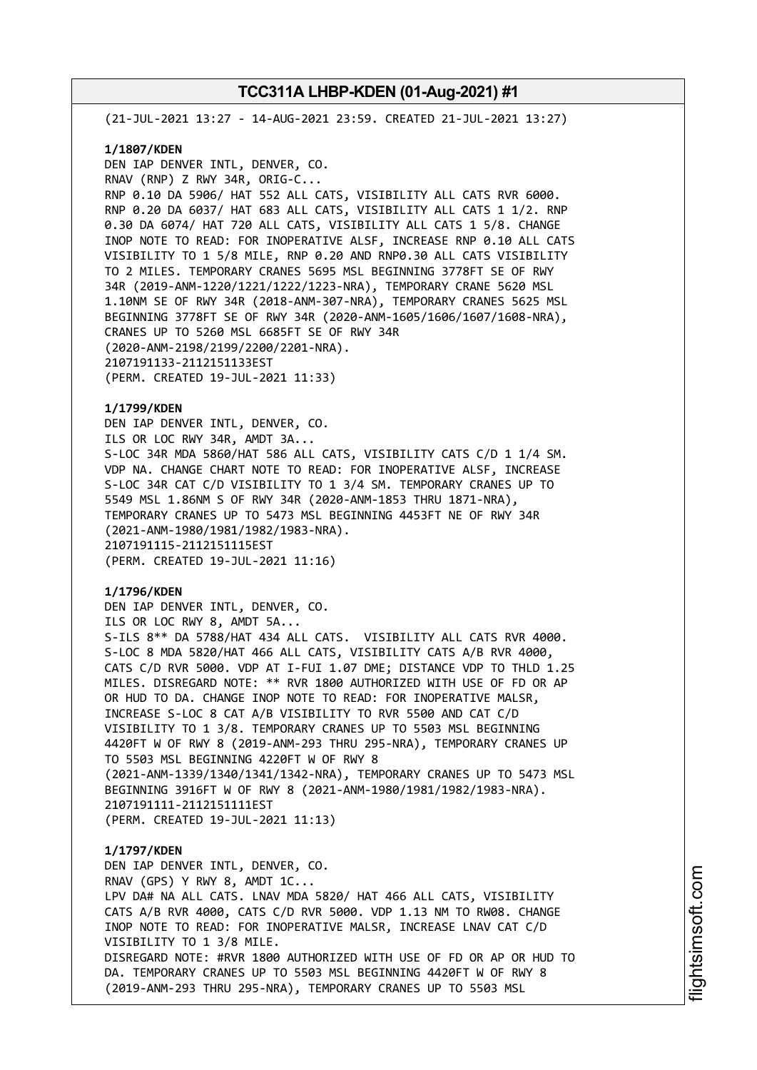(21-JUL-2021 13:27 - 14-AUG-2021 23:59. CREATED 21-JUL-2021 13:27)

**1/1807/KDEN**
DEN IAP DENVER INTL, DENVER, CO.
RNAV (RNP) Z RWY 34R, ORIG-C...
RNP 0.10 DA 5906/ HAT 552 ALL CATS, VISIBILITY ALL CATS RVR 6000.
RNP 0.20 DA 6037/ HAT 683 ALL CATS, VISIBILITY ALL CATS 1 1/2. RNP
0.30 DA 6074/ HAT 720 ALL CATS, VISIBILITY ALL CATS 1 5/8. CHANGE
INOP NOTE TO READ: FOR INOPERATIVE ALSF, INCREASE RNP 0.10 ALL CATS
VISIBILITY TO 1 5/8 MILE, RNP 0.20 AND RNP0.30 ALL CATS VISIBILITY
TO 2 MILES. TEMPORARY CRANES 5695 MSL BEGINNING 3778FT SE OF RWY
34R (2019-ANM-1220/1221/1222/1223-NRA), TEMPORARY CRANE 5620 MSL
1.10NM SE OF RWY 34R (2018-ANM-307-NRA), TEMPORARY CRANES 5625 MSL
BEGINNING 3778FT SE OF RWY 34R (2020-ANM-1605/1606/1607/1608-NRA),
CRANES UP TO 5260 MSL 6685FT SE OF RWY 34R
(2020-ANM-2198/2199/2200/2201-NRA).
2107191133-2112151133EST
(PERM. CREATED 19-JUL-2021 11:33)

**1/1799/KDEN**
DEN IAP DENVER INTL, DENVER, CO.
ILS OR LOC RWY 34R, AMDT 3A...
S-LOC 34R MDA 5860/HAT 586 ALL CATS, VISIBILITY CATS C/D 1 1/4 SM.
VDP NA. CHANGE CHART NOTE TO READ: FOR INOPERATIVE ALSF, INCREASE
S-LOC 34R CAT C/D VISIBILITY TO 1 3/4 SM. TEMPORARY CRANES UP TO
5549 MSL 1.86NM S OF RWY 34R (2020-ANM-1853 THRU 1871-NRA),
TEMPORARY CRANES UP TO 5473 MSL BEGINNING 4453FT NE OF RWY 34R
(2021-ANM-1980/1981/1982/1983-NRA).
2107191115-2112151115EST
(PERM. CREATED 19-JUL-2021 11:16)

**1/1796/KDEN**
DEN IAP DENVER INTL, DENVER, CO.
ILS OR LOC RWY 8, AMDT 5A...
S-ILS 8** DA 5788/HAT 434 ALL CATS. VISIBILITY ALL CATS RVR 4000.
S-LOC 8 MDA 5820/HAT 466 ALL CATS, VISIBILITY CATS A/B RVR 4000,
CATS C/D RVR 5000. VDP AT I-FUI 1.07 DME; DISTANCE VDP TO THLD 1.25
MILES. DISREGARD NOTE: ** RVR 1800 AUTHORIZED WITH USE OF FD OR AP
OR HUD TO DA. CHANGE INOP NOTE TO READ: FOR INOPERATIVE MALSR,
INCREASE S-LOC 8 CAT A/B VISIBILITY TO RVR 5500 AND CAT C/D
VISIBILITY TO 1 3/8. TEMPORARY CRANES UP TO 5503 MSL BEGINNING
4420FT W OF RWY 8 (2019-ANM-293 THRU 295-NRA), TEMPORARY CRANES UP
TO 5503 MSL BEGINNING 4220FT W OF RWY 8
(2021-ANM-1339/1340/1341/1342-NRA), TEMPORARY CRANES UP TO 5473 MSL
BEGINNING 3916FT W OF RWY 8 (2021-ANM-1980/1981/1982/1983-NRA).
2107191111-2112151111EST
(PERM. CREATED 19-JUL-2021 11:13)

**1/1797/KDEN**
DEN IAP DENVER INTL, DENVER, CO.
RNAV (GPS) Y RWY 8, AMDT 1C...
LPV DA# NA ALL CATS. LNAV MDA 5820/ HAT 466 ALL CATS, VISIBILITY
CATS A/B RVR 4000, CATS C/D RVR 5000. VDP 1.13 NM TO RW08. CHANGE
INOP NOTE TO READ: FOR INOPERATIVE MALSR, INCREASE LNAV CAT C/D
VISIBILITY TO 1 3/8 MILE.
DISREGARD NOTE: #RVR 1800 AUTHORIZED WITH USE OF FD OR AP OR HUD TO
DA. TEMPORARY CRANES UP TO 5503 MSL BEGINNING 4420FT W OF RWY 8
(2019-ANM-293 THRU 295-NRA), TEMPORARY CRANES UP TO 5503 MSL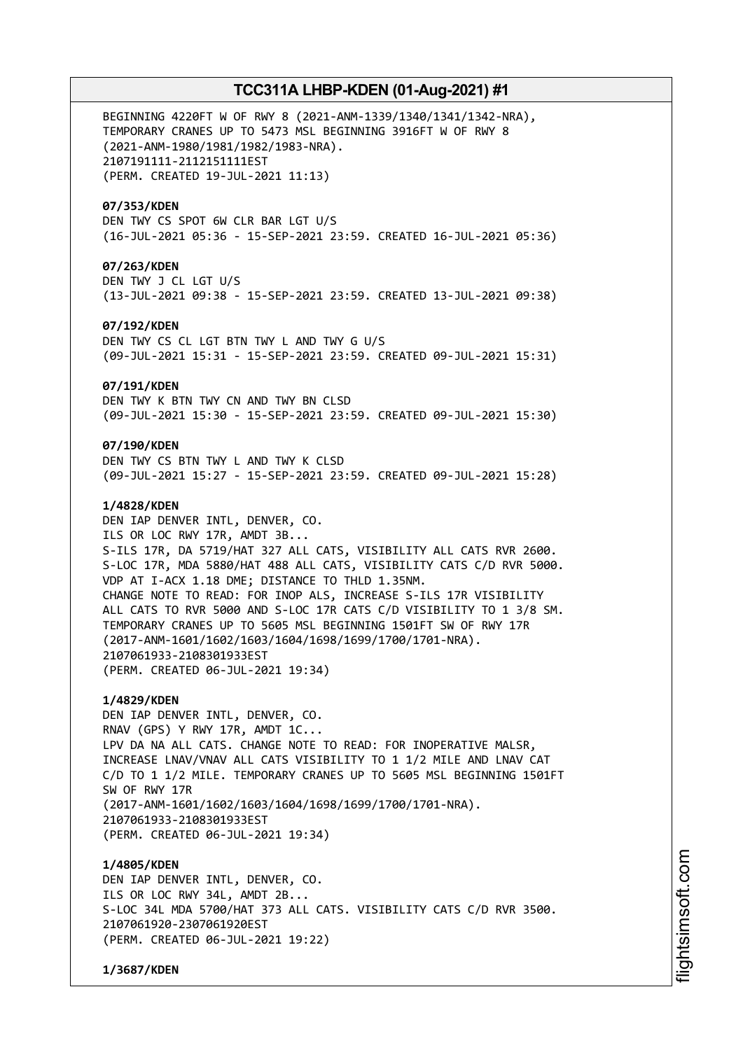BEGINNING 4220FT W OF RWY 8 (2021-ANM-1339/1340/1341/1342-NRA),
TEMPORARY CRANES UP TO 5473 MSL BEGINNING 3916FT W OF RWY 8
(2021-ANM-1980/1981/1982/1983-NRA).
2107191111-2112151111EST
(PERM. CREATED 19-JUL-2021 11:13)

**07/353/KDEN**
DEN TWY CS SPOT 6W CLR BAR LGT U/S
(16-JUL-2021 05:36 - 15-SEP-2021 23:59. CREATED 16-JUL-2021 05:36)

**07/263/KDEN**
DEN TWY J CL LGT U/S
(13-JUL-2021 09:38 - 15-SEP-2021 23:59. CREATED 13-JUL-2021 09:38)

**07/192/KDEN**
DEN TWY CS CL LGT BTN TWY L AND TWY G U/S
(09-JUL-2021 15:31 - 15-SEP-2021 23:59. CREATED 09-JUL-2021 15:31)

**07/191/KDEN**
DEN TWY K BTN TWY CN AND TWY BN CLSD
(09-JUL-2021 15:30 - 15-SEP-2021 23:59. CREATED 09-JUL-2021 15:30)

**07/190/KDEN**
DEN TWY CS BTN TWY L AND TWY K CLSD
(09-JUL-2021 15:27 - 15-SEP-2021 23:59. CREATED 09-JUL-2021 15:28)

**1/4828/KDEN**
DEN IAP DENVER INTL, DENVER, CO.
ILS OR LOC RWY 17R, AMDT 3B...
S-ILS 17R, DA 5719/HAT 327 ALL CATS, VISIBILITY ALL CATS RVR 2600.
S-LOC 17R, MDA 5880/HAT 488 ALL CATS, VISIBILITY CATS C/D RVR 5000.
VDP AT I-ACX 1.18 DME; DISTANCE TO THLD 1.35NM.
CHANGE NOTE TO READ: FOR INOP ALS, INCREASE S-ILS 17R VISIBILITY
ALL CATS TO RVR 5000 AND S-LOC 17R CATS C/D VISIBILITY TO 1 3/8 SM.
TEMPORARY CRANES UP TO 5605 MSL BEGINNING 1501FT SW OF RWY 17R
(2017-ANM-1601/1602/1603/1604/1698/1699/1700/1701-NRA).
2107061933-2108301933EST
(PERM. CREATED 06-JUL-2021 19:34)

**1/4829/KDEN**
DEN IAP DENVER INTL, DENVER, CO.
RNAV (GPS) Y RWY 17R, AMDT 1C...
LPV DA NA ALL CATS. CHANGE NOTE TO READ: FOR INOPERATIVE MALSR,
INCREASE LNAV/VNAV ALL CATS VISIBILITY TO 1 1/2 MILE AND LNAV CAT
C/D TO 1 1/2 MILE. TEMPORARY CRANES UP TO 5605 MSL BEGINNING 1501FT
SW OF RWY 17R
(2017-ANM-1601/1602/1603/1604/1698/1699/1700/1701-NRA).
2107061933-2108301933EST
(PERM. CREATED 06-JUL-2021 19:34)

**1/4805/KDEN**
DEN IAP DENVER INTL, DENVER, CO.
ILS OR LOC RWY 34L, AMDT 2B...
S-LOC 34L MDA 5700/HAT 373 ALL CATS. VISIBILITY CATS C/D RVR 3500.
2107061920-2307061920EST
(PERM. CREATED 06-JUL-2021 19:22)

**1/3687/KDEN**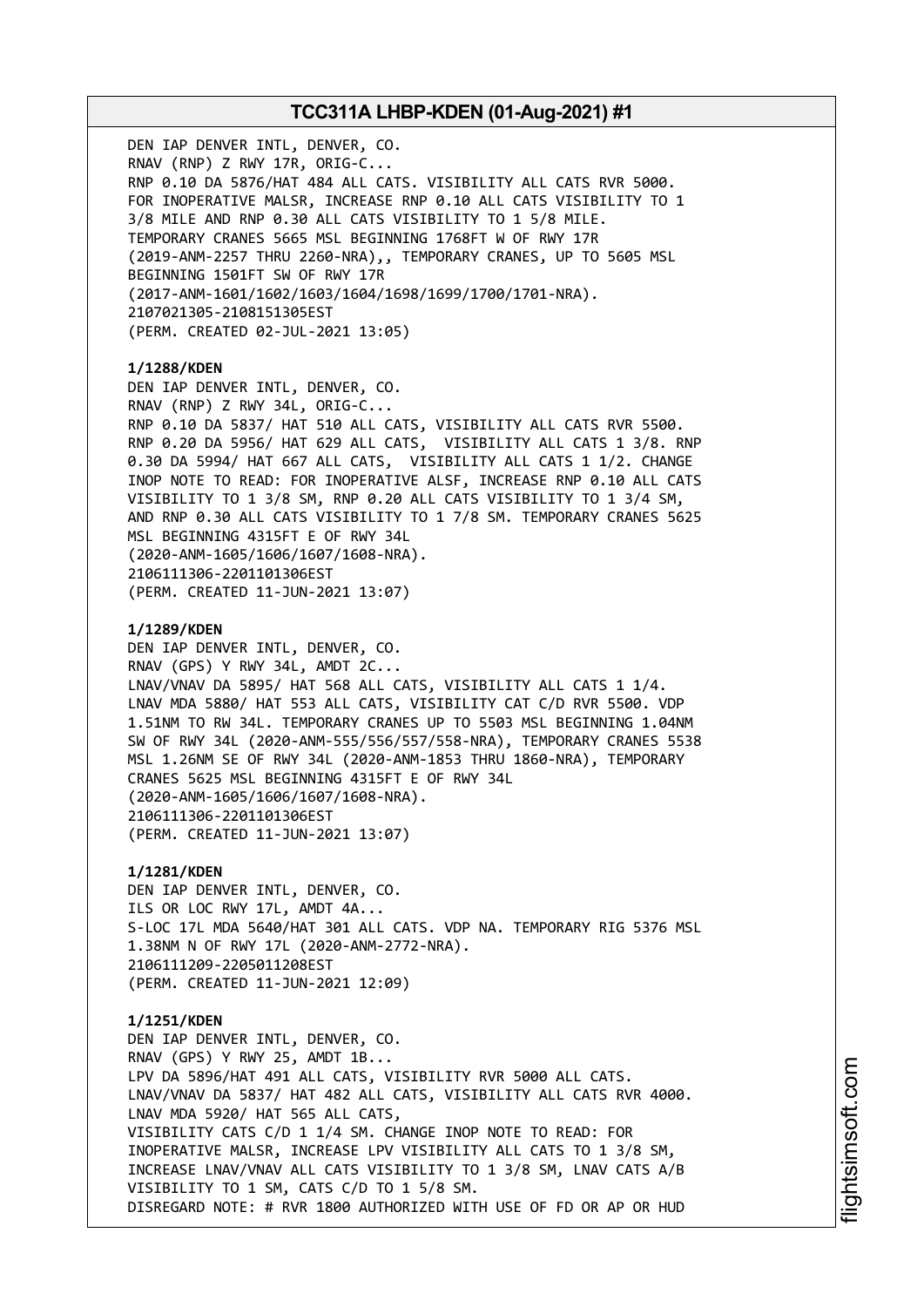DEN IAP DENVER INTL, DENVER, CO.
RNAV (RNP) Z RWY 17R, ORIG-C...
RNP 0.10 DA 5876/HAT 484 ALL CATS. VISIBILITY ALL CATS RVR 5000.
FOR INOPERATIVE MALSR, INCREASE RNP 0.10 ALL CATS VISIBILITY TO 1 3/8 MILE AND RNP 0.30 ALL CATS VISIBILITY TO 1 5/8 MILE.
TEMPORARY CRANES 5665 MSL BEGINNING 1768FT W OF RWY 17R (2019-ANM-2257 THRU 2260-NRA),, TEMPORARY CRANES, UP TO 5605 MSL BEGINNING 1501FT SW OF RWY 17R (2017-ANM-1601/1602/1603/1604/1698/1699/1700/1701-NRA).
2107021305-2108151305EST
(PERM. CREATED 02-JUL-2021 13:05)

**1/1288/KDEN**
DEN IAP DENVER INTL, DENVER, CO.
RNAV (RNP) Z RWY 34L, ORIG-C...
RNP 0.10 DA 5837/ HAT 510 ALL CATS, VISIBILITY ALL CATS RVR 5500.
RNP 0.20 DA 5956/ HAT 629 ALL CATS, VISIBILITY ALL CATS 1 3/8. RNP 0.30 DA 5994/ HAT 667 ALL CATS, VISIBILITY ALL CATS 1 1/2. CHANGE INOP NOTE TO READ: FOR INOPERATIVE ALSF, INCREASE RNP 0.10 ALL CATS VISIBILITY TO 1 3/8 SM, RNP 0.20 ALL CATS VISIBILITY TO 1 3/4 SM, AND RNP 0.30 ALL CATS VISIBILITY TO 1 7/8 SM. TEMPORARY CRANES 5625 MSL BEGINNING 4315FT E OF RWY 34L (2020-ANM-1605/1606/1607/1608-NRA).
2106111306-2201101306EST
(PERM. CREATED 11-JUN-2021 13:07)

**1/1289/KDEN**
DEN IAP DENVER INTL, DENVER, CO.
RNAV (GPS) Y RWY 34L, AMDT 2C...
LNAV/VNAV DA 5895/ HAT 568 ALL CATS, VISIBILITY ALL CATS 1 1/4.
LNAV MDA 5880/ HAT 553 ALL CATS, VISIBILITY CAT C/D RVR 5500. VDP 1.51NM TO RW 34L. TEMPORARY CRANES UP TO 5503 MSL BEGINNING 1.04NM SW OF RWY 34L (2020-ANM-555/556/557/558-NRA), TEMPORARY CRANES 5538 MSL 1.26NM SE OF RWY 34L (2020-ANM-1853 THRU 1860-NRA), TEMPORARY CRANES 5625 MSL BEGINNING 4315FT E OF RWY 34L (2020-ANM-1605/1606/1607/1608-NRA).
2106111306-2201101306EST
(PERM. CREATED 11-JUN-2021 13:07)

**1/1281/KDEN**
DEN IAP DENVER INTL, DENVER, CO.
ILS OR LOC RWY 17L, AMDT 4A...
S-LOC 17L MDA 5640/HAT 301 ALL CATS. VDP NA. TEMPORARY RIG 5376 MSL 1.38NM N OF RWY 17L (2020-ANM-2772-NRA).
2106111209-2205011208EST
(PERM. CREATED 11-JUN-2021 12:09)

**1/1251/KDEN**
DEN IAP DENVER INTL, DENVER, CO.
RNAV (GPS) Y RWY 25, AMDT 1B...
LPV DA 5896/HAT 491 ALL CATS, VISIBILITY RVR 5000 ALL CATS.
LNAV/VNAV DA 5837/ HAT 482 ALL CATS, VISIBILITY ALL CATS RVR 4000.
LNAV MDA 5920/ HAT 565 ALL CATS,
VISIBILITY CATS C/D 1 1/4 SM. CHANGE INOP NOTE TO READ: FOR INOPERATIVE MALSR, INCREASE LPV VISIBILITY ALL CATS TO 1 3/8 SM, INCREASE LNAV/VNAV ALL CATS VISIBILITY TO 1 3/8 SM, LNAV CATS A/B VISIBILITY TO 1 SM, CATS C/D TO 1 5/8 SM.
DISREGARD NOTE: # RVR 1800 AUTHORIZED WITH USE OF FD OR AP OR HUD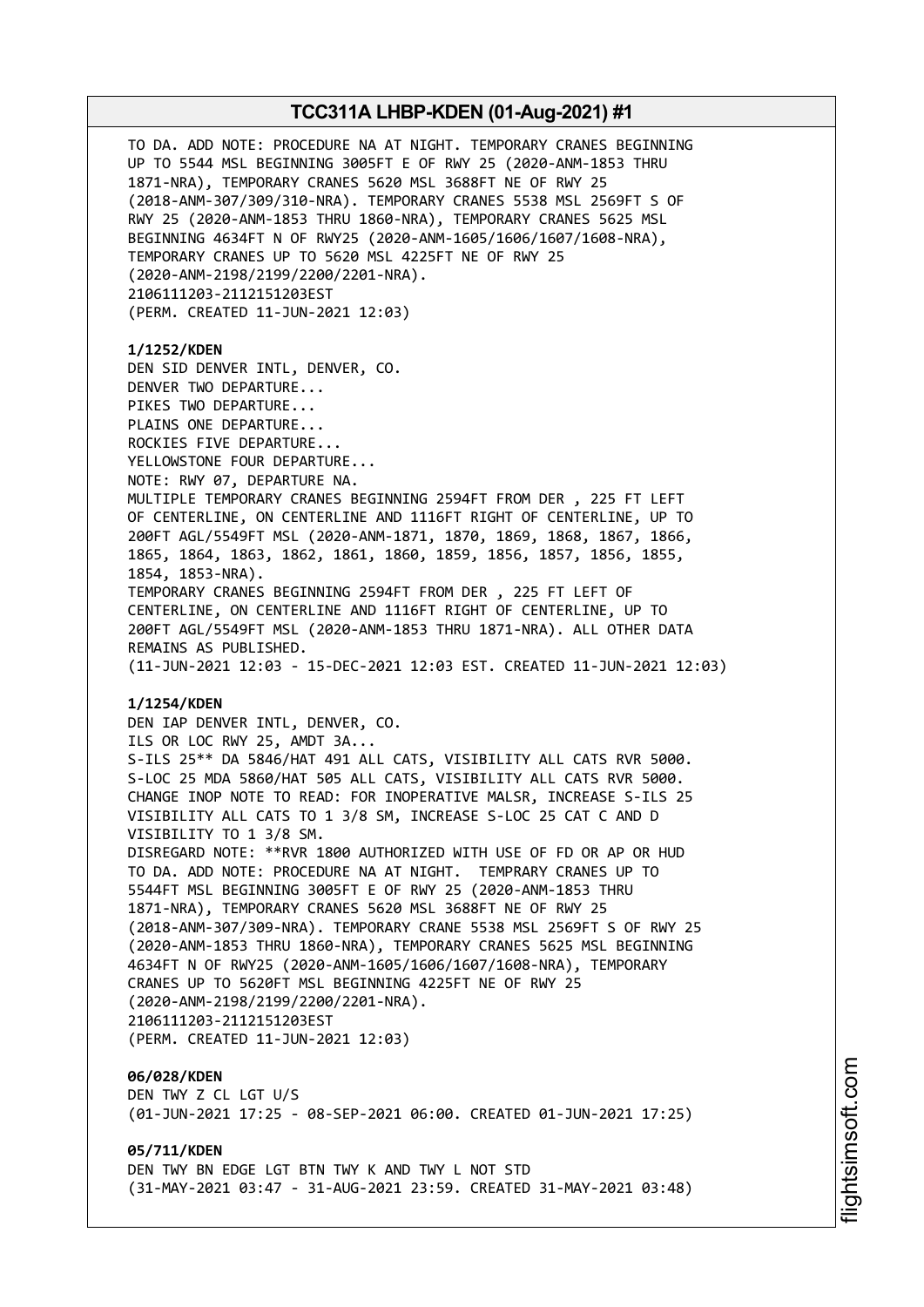TO DA. ADD NOTE: PROCEDURE NA AT NIGHT. TEMPORARY CRANES BEGINNING UP TO 5544 MSL BEGINNING 3005FT E OF RWY 25 (2020-ANM-1853 THRU 1871-NRA), TEMPORARY CRANES 5620 MSL 3688FT NE OF RWY 25 (2018-ANM-307/309/310-NRA). TEMPORARY CRANES 5538 MSL 2569FT S OF RWY 25 (2020-ANM-1853 THRU 1860-NRA), TEMPORARY CRANES 5625 MSL BEGINNING 4634FT N OF RWY25 (2020-ANM-1605/1606/1607/1608-NRA), TEMPORARY CRANES UP TO 5620 MSL 4225FT NE OF RWY 25 (2020-ANM-2198/2199/2200/2201-NRA).
2106111203-2112151203EST
(PERM. CREATED 11-JUN-2021 12:03)

**1/1252/KDEN**
DEN SID DENVER INTL, DENVER, CO.
DENVER TWO DEPARTURE...
PIKES TWO DEPARTURE...
PLAINS ONE DEPARTURE...
ROCKIES FIVE DEPARTURE...
YELLOWSTONE FOUR DEPARTURE...
NOTE: RWY 07, DEPARTURE NA.
MULTIPLE TEMPORARY CRANES BEGINNING 2594FT FROM DER , 225 FT LEFT OF CENTERLINE, ON CENTERLINE AND 1116FT RIGHT OF CENTERLINE, UP TO 200FT AGL/5549FT MSL (2020-ANM-1871, 1870, 1869, 1868, 1867, 1866, 1865, 1864, 1863, 1862, 1861, 1860, 1859, 1856, 1857, 1856, 1855, 1854, 1853-NRA).
TEMPORARY CRANES BEGINNING 2594FT FROM DER , 225 FT LEFT OF CENTERLINE, ON CENTERLINE AND 1116FT RIGHT OF CENTERLINE, UP TO 200FT AGL/5549FT MSL (2020-ANM-1853 THRU 1871-NRA). ALL OTHER DATA REMAINS AS PUBLISHED.
(11-JUN-2021 12:03 - 15-DEC-2021 12:03 EST. CREATED 11-JUN-2021 12:03)

**1/1254/KDEN**
DEN IAP DENVER INTL, DENVER, CO.
ILS OR LOC RWY 25, AMDT 3A...
S-ILS 25** DA 5846/HAT 491 ALL CATS, VISIBILITY ALL CATS RVR 5000.
S-LOC 25 MDA 5860/HAT 505 ALL CATS, VISIBILITY ALL CATS RVR 5000.
CHANGE INOP NOTE TO READ: FOR INOPERATIVE MALSR, INCREASE S-ILS 25 VISIBILITY ALL CATS TO 1 3/8 SM, INCREASE S-LOC 25 CAT C AND D VISIBILITY TO 1 3/8 SM.
DISREGARD NOTE: **RVR 1800 AUTHORIZED WITH USE OF FD OR AP OR HUD TO DA. ADD NOTE: PROCEDURE NA AT NIGHT. TEMPRARY CRANES UP TO 5544FT MSL BEGINNING 3005FT E OF RWY 25 (2020-ANM-1853 THRU 1871-NRA), TEMPORARY CRANES 5620 MSL 3688FT NE OF RWY 25 (2018-ANM-307/309-NRA). TEMPORARY CRANE 5538 MSL 2569FT S OF RWY 25 (2020-ANM-1853 THRU 1860-NRA), TEMPORARY CRANES 5625 MSL BEGINNING 4634FT N OF RWY25 (2020-ANM-1605/1606/1607/1608-NRA), TEMPORARY CRANES UP TO 5620FT MSL BEGINNING 4225FT NE OF RWY 25 (2020-ANM-2198/2199/2200/2201-NRA).
2106111203-2112151203EST
(PERM. CREATED 11-JUN-2021 12:03)

**06/028/KDEN**
DEN TWY Z CL LGT U/S
(01-JUN-2021 17:25 - 08-SEP-2021 06:00. CREATED 01-JUN-2021 17:25)

**05/711/KDEN**
DEN TWY BN EDGE LGT BTN TWY K AND TWY L NOT STD
(31-MAY-2021 03:47 - 31-AUG-2021 23:59. CREATED 31-MAY-2021 03:48)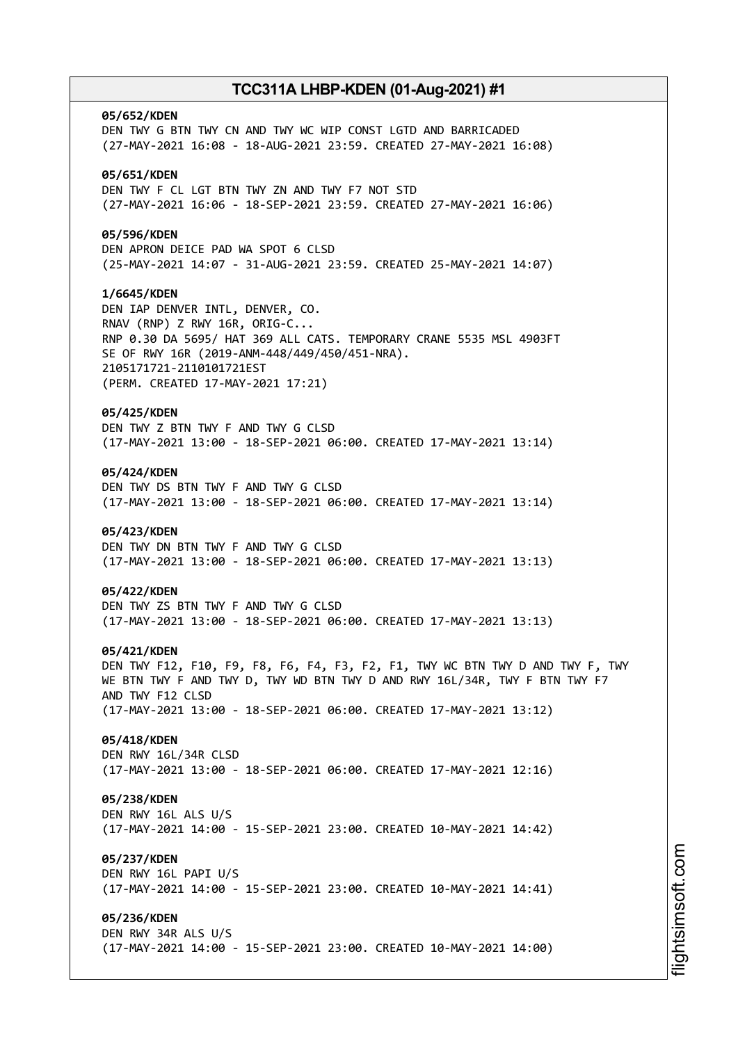**05/652/KDEN**
DEN TWY G BTN TWY CN AND TWY WC WIP CONST LGTD AND BARRICADED
(27-MAY-2021 16:08 - 18-AUG-2021 23:59. CREATED 27-MAY-2021 16:08)

**05/651/KDEN**
DEN TWY F CL LGT BTN TWY ZN AND TWY F7 NOT STD
(27-MAY-2021 16:06 - 18-SEP-2021 23:59. CREATED 27-MAY-2021 16:06)

**05/596/KDEN**
DEN APRON DEICE PAD WA SPOT 6 CLSD
(25-MAY-2021 14:07 - 31-AUG-2021 23:59. CREATED 25-MAY-2021 14:07)

**1/6645/KDEN**
DEN IAP DENVER INTL, DENVER, CO.
RNAV (RNP) Z RWY 16R, ORIG-C...
RNP 0.30 DA 5695/ HAT 369 ALL CATS. TEMPORARY CRANE 5535 MSL 4903FT
SE OF RWY 16R (2019-ANM-448/449/450/451-NRA).
2105171721-2110101721EST
(PERM. CREATED 17-MAY-2021 17:21)

**05/425/KDEN**
DEN TWY Z BTN TWY F AND TWY G CLSD
(17-MAY-2021 13:00 - 18-SEP-2021 06:00. CREATED 17-MAY-2021 13:14)

**05/424/KDEN**
DEN TWY DS BTN TWY F AND TWY G CLSD
(17-MAY-2021 13:00 - 18-SEP-2021 06:00. CREATED 17-MAY-2021 13:14)

**05/423/KDEN**
DEN TWY DN BTN TWY F AND TWY G CLSD
(17-MAY-2021 13:00 - 18-SEP-2021 06:00. CREATED 17-MAY-2021 13:13)

**05/422/KDEN**
DEN TWY ZS BTN TWY F AND TWY G CLSD
(17-MAY-2021 13:00 - 18-SEP-2021 06:00. CREATED 17-MAY-2021 13:13)

**05/421/KDEN**
DEN TWY F12, F10, F9, F8, F6, F4, F3, F2, F1, TWY WC BTN TWY D AND TWY F, TWY WE BTN TWY F AND TWY D, TWY WD BTN TWY D AND RWY 16L/34R, TWY F BTN TWY F7 AND TWY F12 CLSD
(17-MAY-2021 13:00 - 18-SEP-2021 06:00. CREATED 17-MAY-2021 13:12)

**05/418/KDEN**
DEN RWY 16L/34R CLSD
(17-MAY-2021 13:00 - 18-SEP-2021 06:00. CREATED 17-MAY-2021 12:16)

**05/238/KDEN**
DEN RWY 16L ALS U/S
(17-MAY-2021 14:00 - 15-SEP-2021 23:00. CREATED 10-MAY-2021 14:42)

**05/237/KDEN**
DEN RWY 16L PAPI U/S
(17-MAY-2021 14:00 - 15-SEP-2021 23:00. CREATED 10-MAY-2021 14:41)

**05/236/KDEN**
DEN RWY 34R ALS U/S
(17-MAY-2021 14:00 - 15-SEP-2021 23:00. CREATED 10-MAY-2021 14:00)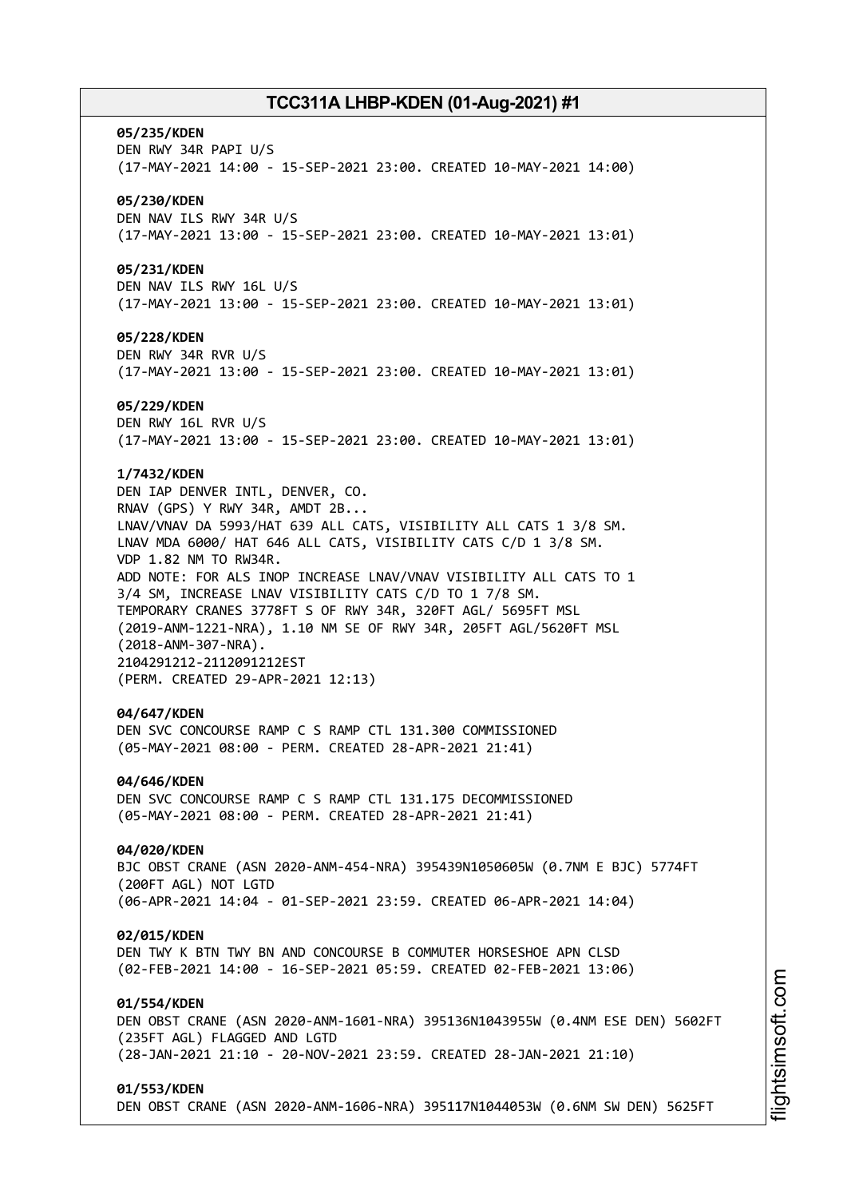**05/235/KDEN**
DEN RWY 34R PAPI U/S
(17-MAY-2021 14:00 - 15-SEP-2021 23:00. CREATED 10-MAY-2021 14:00)

**05/230/KDEN**
DEN NAV ILS RWY 34R U/S
(17-MAY-2021 13:00 - 15-SEP-2021 23:00. CREATED 10-MAY-2021 13:01)

**05/231/KDEN**
DEN NAV ILS RWY 16L U/S
(17-MAY-2021 13:00 - 15-SEP-2021 23:00. CREATED 10-MAY-2021 13:01)

**05/228/KDEN**
DEN RWY 34R RVR U/S
(17-MAY-2021 13:00 - 15-SEP-2021 23:00. CREATED 10-MAY-2021 13:01)

**05/229/KDEN**
DEN RWY 16L RVR U/S
(17-MAY-2021 13:00 - 15-SEP-2021 23:00. CREATED 10-MAY-2021 13:01)

**1/7432/KDEN**
DEN IAP DENVER INTL, DENVER, CO.
RNAV (GPS) Y RWY 34R, AMDT 2B...
LNAV/VNAV DA 5993/HAT 639 ALL CATS, VISIBILITY ALL CATS 1 3/8 SM.
LNAV MDA 6000/ HAT 646 ALL CATS, VISIBILITY CATS C/D 1 3/8 SM.
VDP 1.82 NM TO RW34R.
ADD NOTE: FOR ALS INOP INCREASE LNAV/VNAV VISIBILITY ALL CATS TO 1 3/4 SM, INCREASE LNAV VISIBILITY CATS C/D TO 1 7/8 SM.
TEMPORARY CRANES 3778FT S OF RWY 34R, 320FT AGL/ 5695FT MSL (2019-ANM-1221-NRA), 1.10 NM SE OF RWY 34R, 205FT AGL/5620FT MSL (2018-ANM-307-NRA).
2104291212-2112091212EST
(PERM. CREATED 29-APR-2021 12:13)

**04/647/KDEN**
DEN SVC CONCOURSE RAMP C S RAMP CTL 131.300 COMMISSIONED
(05-MAY-2021 08:00 - PERM. CREATED 28-APR-2021 21:41)

**04/646/KDEN**
DEN SVC CONCOURSE RAMP C S RAMP CTL 131.175 DECOMMISSIONED
(05-MAY-2021 08:00 - PERM. CREATED 28-APR-2021 21:41)

**04/020/KDEN**
BJC OBST CRANE (ASN 2020-ANM-454-NRA) 395439N1050605W (0.7NM E BJC) 5774FT (200FT AGL) NOT LGTD
(06-APR-2021 14:04 - 01-SEP-2021 23:59. CREATED 06-APR-2021 14:04)

**02/015/KDEN**
DEN TWY K BTN TWY BN AND CONCOURSE B COMMUTER HORSESHOE APN CLSD
(02-FEB-2021 14:00 - 16-SEP-2021 05:59. CREATED 02-FEB-2021 13:06)

**01/554/KDEN**
DEN OBST CRANE (ASN 2020-ANM-1601-NRA) 395136N1043955W (0.4NM ESE DEN) 5602FT (235FT AGL) FLAGGED AND LGTD
(28-JAN-2021 21:10 - 20-NOV-2021 23:59. CREATED 28-JAN-2021 21:10)

**01/553/KDEN**
DEN OBST CRANE (ASN 2020-ANM-1606-NRA) 395117N1044053W (0.6NM SW DEN) 5625FT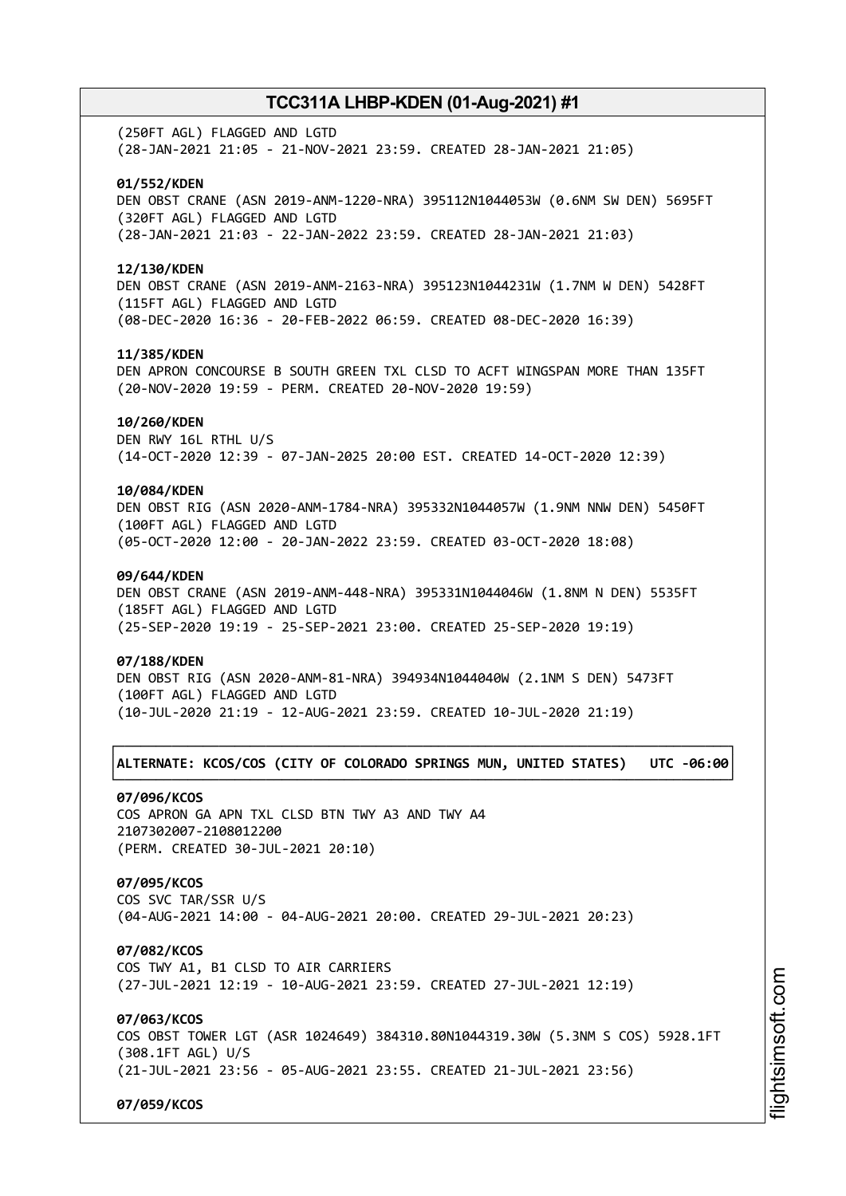(250FT AGL) FLAGGED AND LGTD
(28-JAN-2021 21:05 - 21-NOV-2021 23:59. CREATED 28-JAN-2021 21:05)

**01/552/KDEN**
DEN OBST CRANE (ASN 2019-ANM-1220-NRA) 395112N1044053W (0.6NM SW DEN) 5695FT (320FT AGL) FLAGGED AND LGTD
(28-JAN-2021 21:03 - 22-JAN-2022 23:59. CREATED 28-JAN-2021 21:03)

**12/130/KDEN**
DEN OBST CRANE (ASN 2019-ANM-2163-NRA) 395123N1044231W (1.7NM W DEN) 5428FT (115FT AGL) FLAGGED AND LGTD
(08-DEC-2020 16:36 - 20-FEB-2022 06:59. CREATED 08-DEC-2020 16:39)

**11/385/KDEN**
DEN APRON CONCOURSE B SOUTH GREEN TXL CLSD TO ACFT WINGSPAN MORE THAN 135FT
(20-NOV-2020 19:59 - PERM. CREATED 20-NOV-2020 19:59)

**10/260/KDEN**
DEN RWY 16L RTHL U/S
(14-OCT-2020 12:39 - 07-JAN-2025 20:00 EST. CREATED 14-OCT-2020 12:39)

**10/084/KDEN**
DEN OBST RIG (ASN 2020-ANM-1784-NRA) 395332N1044057W (1.9NM NNW DEN) 5450FT (100FT AGL) FLAGGED AND LGTD
(05-OCT-2020 12:00 - 20-JAN-2022 23:59. CREATED 03-OCT-2020 18:08)

**09/644/KDEN**
DEN OBST CRANE (ASN 2019-ANM-448-NRA) 395331N1044046W (1.8NM N DEN) 5535FT (185FT AGL) FLAGGED AND LGTD
(25-SEP-2020 19:19 - 25-SEP-2021 23:00. CREATED 25-SEP-2020 19:19)

**07/188/KDEN**
DEN OBST RIG (ASN 2020-ANM-81-NRA) 394934N1044040W (2.1NM S DEN) 5473FT (100FT AGL) FLAGGED AND LGTD
(10-JUL-2020 21:19 - 12-AUG-2021 23:59. CREATED 10-JUL-2020 21:19)

**ALTERNATE: KCOS/COS (CITY OF COLORADO SPRINGS MUN, UNITED STATES) UTC -06:00**

**07/096/KCOS**
COS APRON GA APN TXL CLSD BTN TWY A3 AND TWY A4
2107302007-2108012200
(PERM. CREATED 30-JUL-2021 20:10)

**07/095/KCOS**
COS SVC TAR/SSR U/S
(04-AUG-2021 14:00 - 04-AUG-2021 20:00. CREATED 29-JUL-2021 20:23)

**07/082/KCOS**
COS TWY A1, B1 CLSD TO AIR CARRIERS
(27-JUL-2021 12:19 - 10-AUG-2021 23:59. CREATED 27-JUL-2021 12:19)

**07/063/KCOS**
COS OBST TOWER LGT (ASR 1024649) 384310.80N1044319.30W (5.3NM S COS) 5928.1FT (308.1FT AGL) U/S
(21-JUL-2021 23:56 - 05-AUG-2021 23:55. CREATED 21-JUL-2021 23:56)

**07/059/KCOS**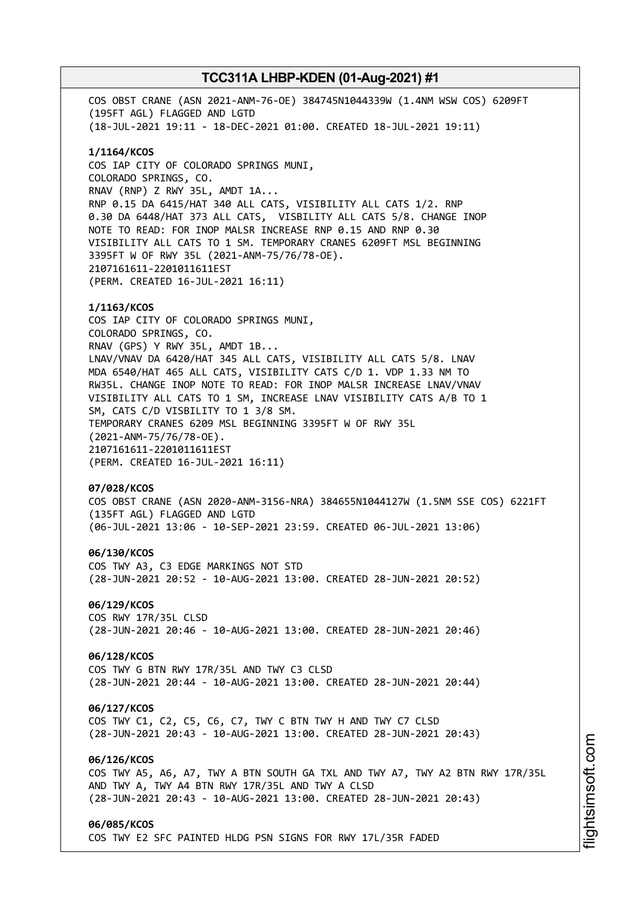COS OBST CRANE (ASN 2021-ANM-76-OE) 384745N1044339W (1.4NM WSW COS) 6209FT (195FT AGL) FLAGGED AND LGTD
(18-JUL-2021 19:11 - 18-DEC-2021 01:00. CREATED 18-JUL-2021 19:11)

**1/1164/KCOS**
COS IAP CITY OF COLORADO SPRINGS MUNI,
COLORADO SPRINGS, CO.
RNAV (RNP) Z RWY 35L, AMDT 1A...
RNP 0.15 DA 6415/HAT 340 ALL CATS, VISIBILITY ALL CATS 1/2. RNP 0.30 DA 6448/HAT 373 ALL CATS, VISBILITY ALL CATS 5/8. CHANGE INOP NOTE TO READ: FOR INOP MALSR INCREASE RNP 0.15 AND RNP 0.30 VISIBILITY ALL CATS TO 1 SM. TEMPORARY CRANES 6209FT MSL BEGINNING 3395FT W OF RWY 35L (2021-ANM-75/76/78-OE).
2107161611-2201011611EST
(PERM. CREATED 16-JUL-2021 16:11)

**1/1163/KCOS**
COS IAP CITY OF COLORADO SPRINGS MUNI,
COLORADO SPRINGS, CO.
RNAV (GPS) Y RWY 35L, AMDT 1B...
LNAV/VNAV DA 6420/HAT 345 ALL CATS, VISIBILITY ALL CATS 5/8. LNAV MDA 6540/HAT 465 ALL CATS, VISIBILITY CATS C/D 1. VDP 1.33 NM TO RW35L. CHANGE INOP NOTE TO READ: FOR INOP MALSR INCREASE LNAV/VNAV VISIBILITY ALL CATS TO 1 SM, INCREASE LNAV VISIBILITY CATS A/B TO 1 SM, CATS C/D VISIBILITY TO 1 3/8 SM.
TEMPORARY CRANES 6209 MSL BEGINNING 3395FT W OF RWY 35L (2021-ANM-75/76/78-OE).
2107161611-2201011611EST
(PERM. CREATED 16-JUL-2021 16:11)

**07/028/KCOS**
COS OBST CRANE (ASN 2020-ANM-3156-NRA) 384655N1044127W (1.5NM SSE COS) 6221FT (135FT AGL) FLAGGED AND LGTD
(06-JUL-2021 13:06 - 10-SEP-2021 23:59. CREATED 06-JUL-2021 13:06)

**06/130/KCOS**
COS TWY A3, C3 EDGE MARKINGS NOT STD
(28-JUN-2021 20:52 - 10-AUG-2021 13:00. CREATED 28-JUN-2021 20:52)

**06/129/KCOS**
COS RWY 17R/35L CLSD
(28-JUN-2021 20:46 - 10-AUG-2021 13:00. CREATED 28-JUN-2021 20:46)

**06/128/KCOS**
COS TWY G BTN RWY 17R/35L AND TWY C3 CLSD
(28-JUN-2021 20:44 - 10-AUG-2021 13:00. CREATED 28-JUN-2021 20:44)

**06/127/KCOS**
COS TWY C1, C2, C5, C6, C7, TWY C BTN TWY H AND TWY C7 CLSD
(28-JUN-2021 20:43 - 10-AUG-2021 13:00. CREATED 28-JUN-2021 20:43)

**06/126/KCOS**
COS TWY A5, A6, A7, TWY A BTN SOUTH GA TXL AND TWY A7, TWY A2 BTN RWY 17R/35L AND TWY A, TWY A4 BTN RWY 17R/35L AND TWY A CLSD
(28-JUN-2021 20:43 - 10-AUG-2021 13:00. CREATED 28-JUN-2021 20:43)

**06/085/KCOS**
COS TWY E2 SFC PAINTED HLDG PSN SIGNS FOR RWY 17L/35R FADED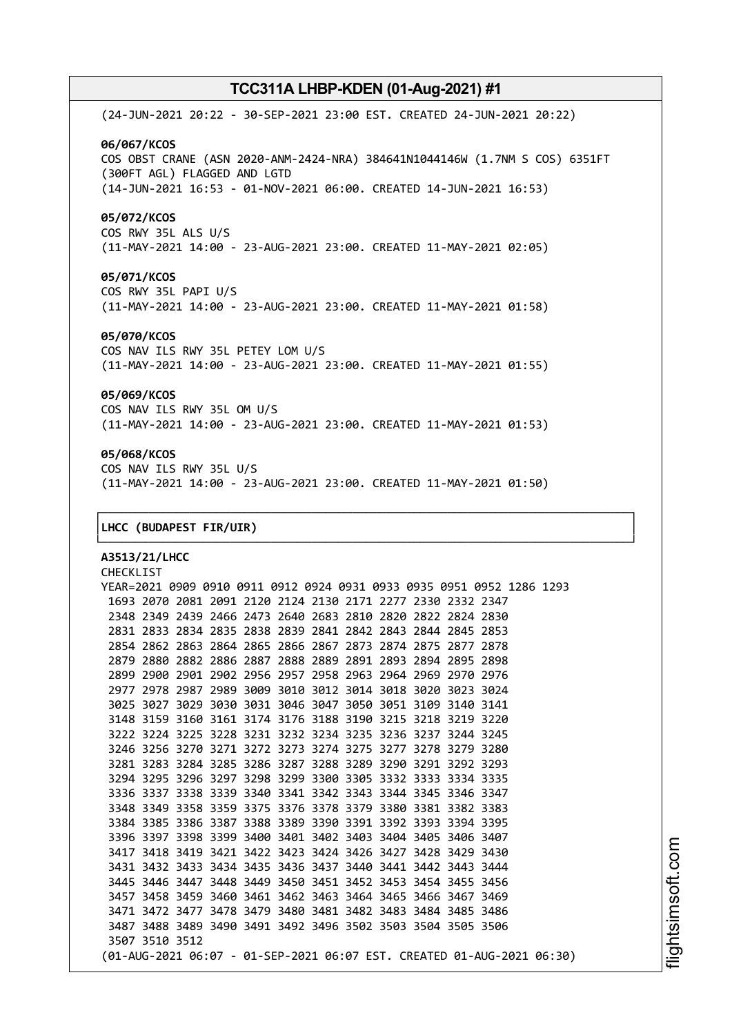(24-JUN-2021 20:22 - 30-SEP-2021 23:00 EST. CREATED 24-JUN-2021 20:22)

**06/067/KCOS**
COS OBST CRANE (ASN 2020-ANM-2424-NRA) 384641N1044146W (1.7NM S COS) 6351FT (300FT AGL) FLAGGED AND LGTD
(14-JUN-2021 16:53 - 01-NOV-2021 06:00. CREATED 14-JUN-2021 16:53)

**05/072/KCOS**
COS RWY 35L ALS U/S
(11-MAY-2021 14:00 - 23-AUG-2021 23:00. CREATED 11-MAY-2021 02:05)

**05/071/KCOS**
COS RWY 35L PAPI U/S
(11-MAY-2021 14:00 - 23-AUG-2021 23:00. CREATED 11-MAY-2021 01:58)

**05/070/KCOS**
COS NAV ILS RWY 35L PETEY LOM U/S
(11-MAY-2021 14:00 - 23-AUG-2021 23:00. CREATED 11-MAY-2021 01:55)

**05/069/KCOS**
COS NAV ILS RWY 35L OM U/S
(11-MAY-2021 14:00 - 23-AUG-2021 23:00. CREATED 11-MAY-2021 01:53)

**05/068/KCOS**
COS NAV ILS RWY 35L U/S
(11-MAY-2021 14:00 - 23-AUG-2021 23:00. CREATED 11-MAY-2021 01:50)

## LHCC (BUDAPEST FIR/UIR)

**A3513/21/LHCC**
CHECKLIST
YEAR=2021 0909 0910 0911 0912 0924 0931 0933 0935 0951 0952 1286 1293
1693 2070 2081 2091 2120 2124 2130 2171 2277 2330 2332 2347
2348 2349 2439 2466 2473 2640 2683 2810 2820 2822 2824 2830
2831 2833 2834 2835 2838 2839 2841 2842 2843 2844 2845 2853
2854 2862 2863 2864 2865 2866 2867 2873 2874 2875 2877 2878
2879 2880 2882 2886 2887 2888 2889 2891 2893 2894 2895 2898
2899 2900 2901 2902 2956 2957 2958 2963 2964 2969 2970 2976
2977 2978 2987 2989 3009 3010 3012 3014 3018 3020 3023 3024
3025 3027 3029 3030 3031 3046 3047 3050 3051 3109 3140 3141
3148 3159 3160 3161 3174 3176 3188 3190 3215 3218 3219 3220
3222 3224 3225 3228 3231 3232 3234 3235 3236 3237 3244 3245
3246 3256 3270 3271 3272 3273 3274 3275 3277 3278 3279 3280
3281 3283 3284 3285 3286 3287 3288 3289 3290 3291 3292 3293
3294 3295 3296 3297 3298 3299 3300 3305 3332 3333 3334 3335
3336 3337 3338 3339 3340 3341 3342 3343 3344 3345 3346 3347
3348 3349 3358 3359 3375 3376 3378 3379 3380 3381 3382 3383
3384 3385 3386 3387 3388 3389 3390 3391 3392 3393 3394 3395
3396 3397 3398 3399 3400 3401 3402 3403 3404 3405 3406 3407
3417 3418 3419 3421 3422 3423 3424 3426 3427 3428 3429 3430
3431 3432 3433 3434 3435 3436 3437 3440 3441 3442 3443 3444
3445 3446 3447 3448 3449 3450 3451 3452 3453 3454 3455 3456
3457 3458 3459 3460 3461 3462 3463 3464 3465 3466 3467 3469
3471 3472 3477 3478 3479 3480 3481 3482 3483 3484 3485 3486
3487 3488 3489 3490 3491 3492 3496 3502 3503 3504 3505 3506
3507 3510 3512
(01-AUG-2021 06:07 - 01-SEP-2021 06:07 EST. CREATED 01-AUG-2021 06:30)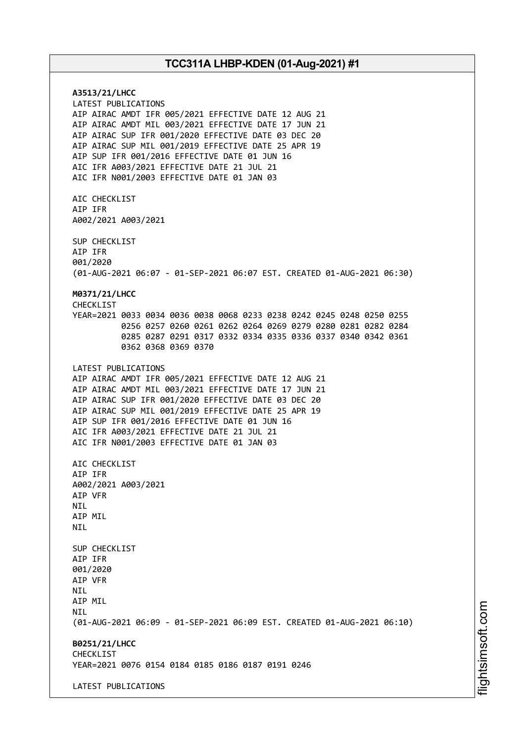**A3513/21/LHCC**
LATEST PUBLICATIONS
AIP AIRAC AMDT IFR 005/2021 EFFECTIVE DATE 12 AUG 21
AIP AIRAC AMDT MIL 003/2021 EFFECTIVE DATE 17 JUN 21
AIP AIRAC SUP IFR 001/2020 EFFECTIVE DATE 03 DEC 20
AIP AIRAC SUP MIL 001/2019 EFFECTIVE DATE 25 APR 19
AIP SUP IFR 001/2016 EFFECTIVE DATE 01 JUN 16
AIC IFR A003/2021 EFFECTIVE DATE 21 JUL 21
AIC IFR N001/2003 EFFECTIVE DATE 01 JAN 03

AIC CHECKLIST
AIP IFR
A002/2021 A003/2021

SUP CHECKLIST
AIP IFR
001/2020
(01-AUG-2021 06:07 - 01-SEP-2021 06:07 EST. CREATED 01-AUG-2021 06:30)

**M0371/21/LHCC**
CHECKLIST
```
YEAR=2021 0033 0034 0036 0038 0068 0233 0238 0242 0245 0248 0250 0255
          0256 0257 0260 0261 0262 0264 0269 0279 0280 0281 0282 0284
          0285 0287 0291 0317 0332 0334 0335 0336 0337 0340 0342 0361
          0362 0368 0369 0370
```

LATEST PUBLICATIONS
AIP AIRAC AMDT IFR 005/2021 EFFECTIVE DATE 12 AUG 21
AIP AIRAC AMDT MIL 003/2021 EFFECTIVE DATE 17 JUN 21
AIP AIRAC SUP IFR 001/2020 EFFECTIVE DATE 03 DEC 20
AIP AIRAC SUP MIL 001/2019 EFFECTIVE DATE 25 APR 19
AIP SUP IFR 001/2016 EFFECTIVE DATE 01 JUN 16
AIC IFR A003/2021 EFFECTIVE DATE 21 JUL 21
AIC IFR N001/2003 EFFECTIVE DATE 01 JAN 03

AIC CHECKLIST
AIP IFR
A002/2021 A003/2021
AIP VFR
NIL
AIP MIL
NIL

SUP CHECKLIST
AIP IFR
001/2020
AIP VFR
NIL
AIP MIL
NIL
(01-AUG-2021 06:09 - 01-SEP-2021 06:09 EST. CREATED 01-AUG-2021 06:10)

**B0251/21/LHCC**
CHECKLIST
YEAR=2021 0076 0154 0184 0185 0186 0187 0191 0246

LATEST PUBLICATIONS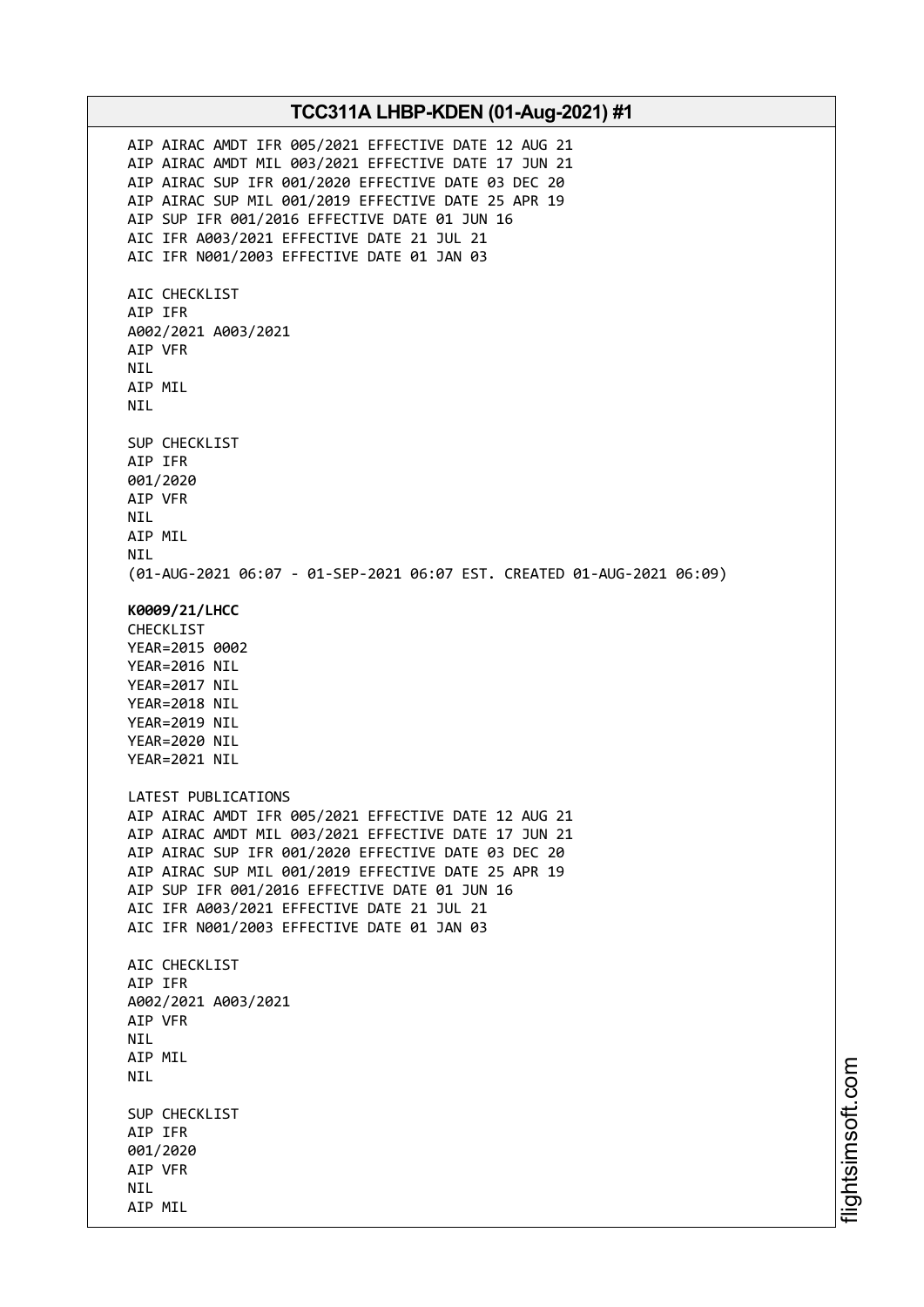AIP AIRAC AMDT IFR 005/2021 EFFECTIVE DATE 12 AUG 21
AIP AIRAC AMDT MIL 003/2021 EFFECTIVE DATE 17 JUN 21
AIP AIRAC SUP IFR 001/2020 EFFECTIVE DATE 03 DEC 20
AIP AIRAC SUP MIL 001/2019 EFFECTIVE DATE 25 APR 19
AIP SUP IFR 001/2016 EFFECTIVE DATE 01 JUN 16
AIC IFR A003/2021 EFFECTIVE DATE 21 JUL 21
AIC IFR N001/2003 EFFECTIVE DATE 01 JAN 03

AIC CHECKLIST
AIP IFR
A002/2021 A003/2021
AIP VFR
NIL
AIP MIL
NIL

SUP CHECKLIST
AIP IFR
001/2020
AIP VFR
NIL
AIP MIL
NIL
(01-AUG-2021 06:07 - 01-SEP-2021 06:07 EST. CREATED 01-AUG-2021 06:09)

**K0009/21/LHCC**
CHECKLIST
YEAR=2015 0002
YEAR=2016 NIL
YEAR=2017 NIL
YEAR=2018 NIL
YEAR=2019 NIL
YEAR=2020 NIL
YEAR=2021 NIL

LATEST PUBLICATIONS
AIP AIRAC AMDT IFR 005/2021 EFFECTIVE DATE 12 AUG 21
AIP AIRAC AMDT MIL 003/2021 EFFECTIVE DATE 17 JUN 21
AIP AIRAC SUP IFR 001/2020 EFFECTIVE DATE 03 DEC 20
AIP AIRAC SUP MIL 001/2019 EFFECTIVE DATE 25 APR 19
AIP SUP IFR 001/2016 EFFECTIVE DATE 01 JUN 16
AIC IFR A003/2021 EFFECTIVE DATE 21 JUL 21
AIC IFR N001/2003 EFFECTIVE DATE 01 JAN 03

AIC CHECKLIST
AIP IFR
A002/2021 A003/2021
AIP VFR
NIL
AIP MIL
NIL

SUP CHECKLIST
AIP IFR
001/2020
AIP VFR
NIL
AIP MIL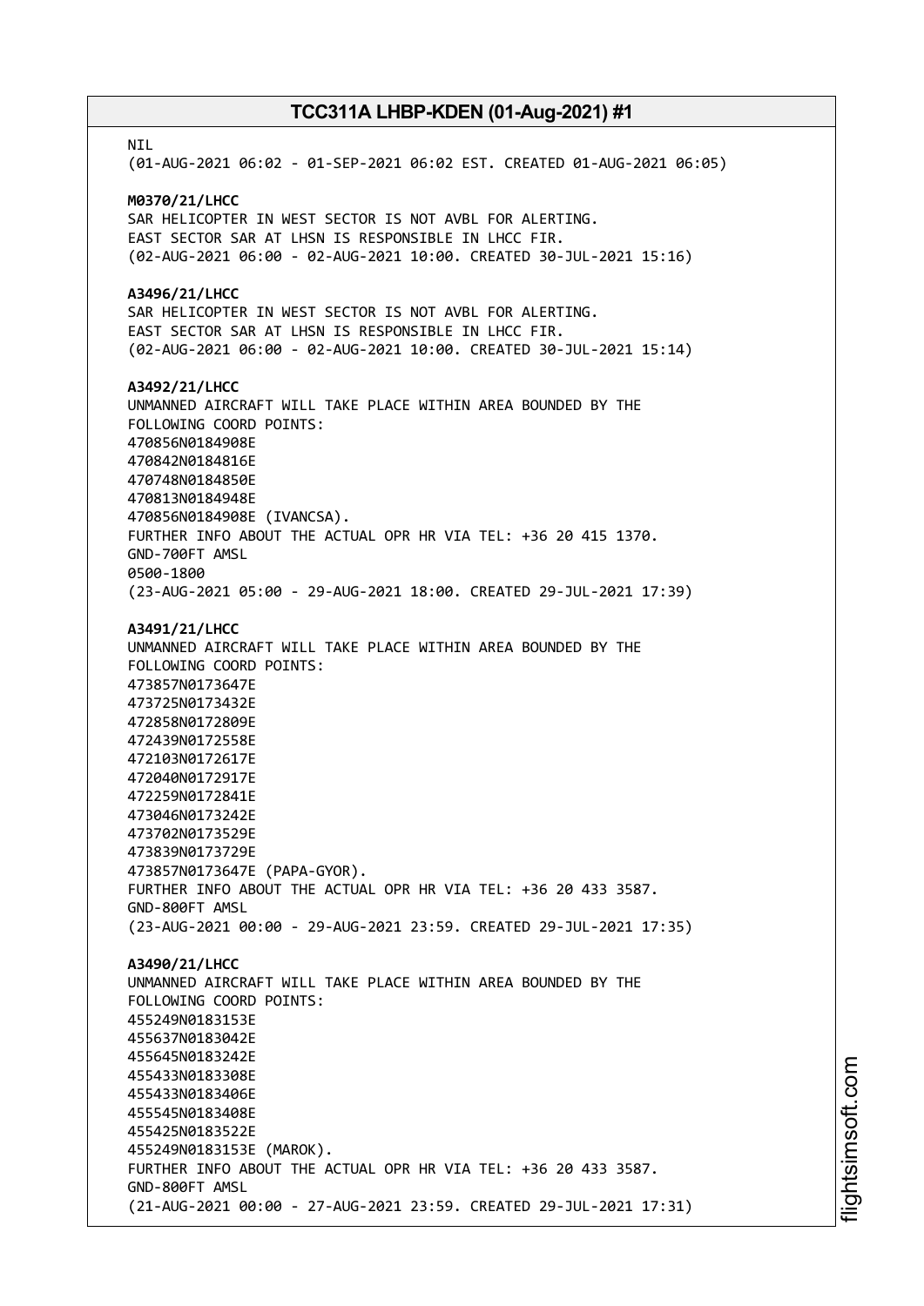NIL
(01-AUG-2021 06:02 - 01-SEP-2021 06:02 EST. CREATED 01-AUG-2021 06:05)

**M0370/21/LHCC**
SAR HELICOPTER IN WEST SECTOR IS NOT AVBL FOR ALERTING.
EAST SECTOR SAR AT LHSN IS RESPONSIBLE IN LHCC FIR.
(02-AUG-2021 06:00 - 02-AUG-2021 10:00. CREATED 30-JUL-2021 15:16)

**A3496/21/LHCC**
SAR HELICOPTER IN WEST SECTOR IS NOT AVBL FOR ALERTING.
EAST SECTOR SAR AT LHSN IS RESPONSIBLE IN LHCC FIR.
(02-AUG-2021 06:00 - 02-AUG-2021 10:00. CREATED 30-JUL-2021 15:14)

**A3492/21/LHCC**
UNMANNED AIRCRAFT WILL TAKE PLACE WITHIN AREA BOUNDED BY THE
FOLLOWING COORD POINTS:
470856N0184908E
470842N0184816E
470748N0184850E
470813N0184948E
470856N0184908E (IVANCSA).
FURTHER INFO ABOUT THE ACTUAL OPR HR VIA TEL: +36 20 415 1370.
GND-700FT AMSL
0500-1800
(23-AUG-2021 05:00 - 29-AUG-2021 18:00. CREATED 29-JUL-2021 17:39)

**A3491/21/LHCC**
UNMANNED AIRCRAFT WILL TAKE PLACE WITHIN AREA BOUNDED BY THE
FOLLOWING COORD POINTS:
473857N0173647E
473725N0173432E
472858N0172809E
472439N0172558E
472103N0172617E
472040N0172917E
472259N0172841E
473046N0173242E
473702N0173529E
473839N0173729E
473857N0173647E (PAPA-GYOR).
FURTHER INFO ABOUT THE ACTUAL OPR HR VIA TEL: +36 20 433 3587.
GND-800FT AMSL
(23-AUG-2021 00:00 - 29-AUG-2021 23:59. CREATED 29-JUL-2021 17:35)

**A3490/21/LHCC**
UNMANNED AIRCRAFT WILL TAKE PLACE WITHIN AREA BOUNDED BY THE
FOLLOWING COORD POINTS:
455249N0183153E
455637N0183042E
455645N0183242E
455433N0183308E
455433N0183406E
455545N0183408E
455425N0183522E
455249N0183153E (MAROK).
FURTHER INFO ABOUT THE ACTUAL OPR HR VIA TEL: +36 20 433 3587.
GND-800FT AMSL
(21-AUG-2021 00:00 - 27-AUG-2021 23:59. CREATED 29-JUL-2021 17:31)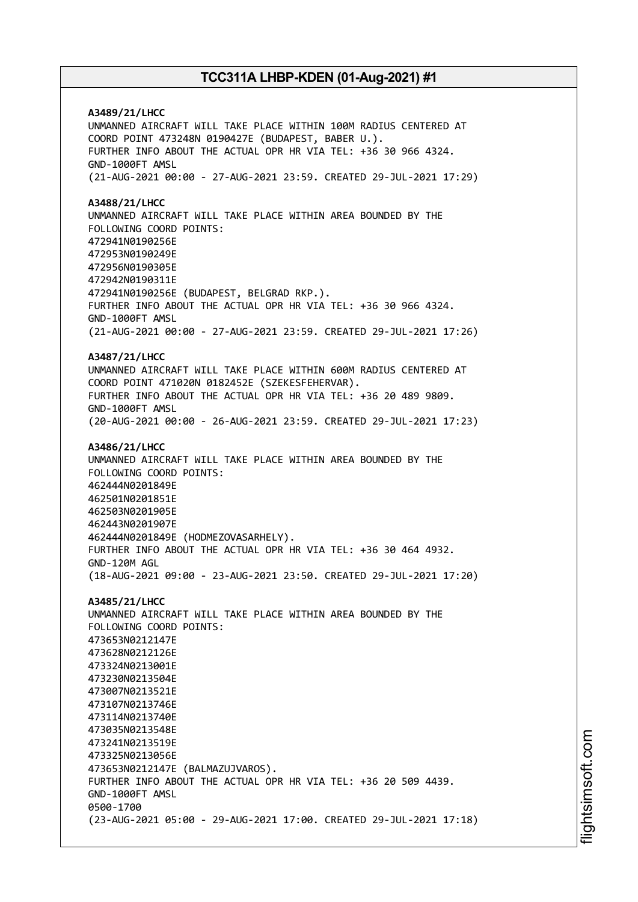**A3489/21/LHCC**
UNMANNED AIRCRAFT WILL TAKE PLACE WITHIN 100M RADIUS CENTERED AT COORD POINT 473248N 0190427E (BUDAPEST, BABER U.).
FURTHER INFO ABOUT THE ACTUAL OPR HR VIA TEL: +36 30 966 4324.
GND-1000FT AMSL
(21-AUG-2021 00:00 - 27-AUG-2021 23:59. CREATED 29-JUL-2021 17:29)

**A3488/21/LHCC**
UNMANNED AIRCRAFT WILL TAKE PLACE WITHIN AREA BOUNDED BY THE FOLLOWING COORD POINTS:
472941N0190256E
472953N0190249E
472956N0190305E
472942N0190311E
472941N0190256E (BUDAPEST, BELGRAD RKP.).
FURTHER INFO ABOUT THE ACTUAL OPR HR VIA TEL: +36 30 966 4324.
GND-1000FT AMSL
(21-AUG-2021 00:00 - 27-AUG-2021 23:59. CREATED 29-JUL-2021 17:26)

**A3487/21/LHCC**
UNMANNED AIRCRAFT WILL TAKE PLACE WITHIN 600M RADIUS CENTERED AT COORD POINT 471020N 0182452E (SZEKESFEHERVAR).
FURTHER INFO ABOUT THE ACTUAL OPR HR VIA TEL: +36 20 489 9809.
GND-1000FT AMSL
(20-AUG-2021 00:00 - 26-AUG-2021 23:59. CREATED 29-JUL-2021 17:23)

**A3486/21/LHCC**
UNMANNED AIRCRAFT WILL TAKE PLACE WITHIN AREA BOUNDED BY THE FOLLOWING COORD POINTS:
462444N0201849E
462501N0201851E
462503N0201905E
462443N0201907E
462444N0201849E (HODMEZOVASARHELY).
FURTHER INFO ABOUT THE ACTUAL OPR HR VIA TEL: +36 30 464 4932.
GND-120M AGL
(18-AUG-2021 09:00 - 23-AUG-2021 23:50. CREATED 29-JUL-2021 17:20)

**A3485/21/LHCC**
UNMANNED AIRCRAFT WILL TAKE PLACE WITHIN AREA BOUNDED BY THE FOLLOWING COORD POINTS:
473653N0212147E
473628N0212126E
473324N0213001E
473230N0213504E
473007N0213521E
473107N0213746E
473114N0213740E
473035N0213548E
473241N0213519E
473325N0213056E
473653N0212147E (BALMAZUJVAROS).
FURTHER INFO ABOUT THE ACTUAL OPR HR VIA TEL: +36 20 509 4439.
GND-1000FT AMSL
0500-1700
(23-AUG-2021 05:00 - 29-AUG-2021 17:00. CREATED 29-JUL-2021 17:18)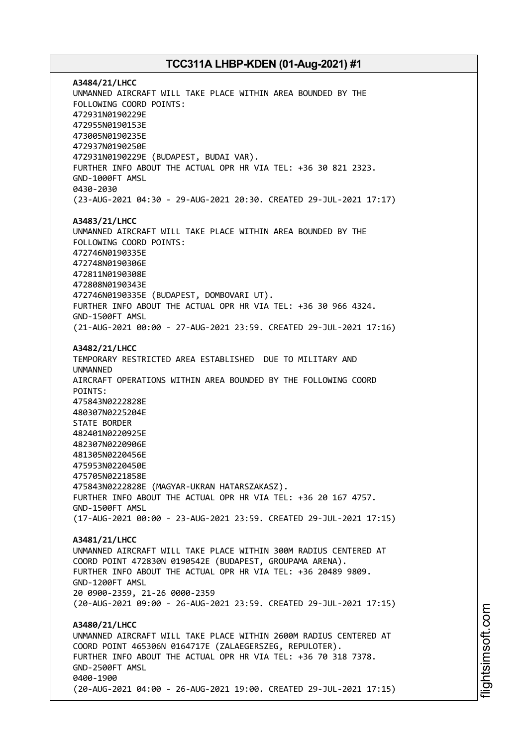**A3484/21/LHCC**
UNMANNED AIRCRAFT WILL TAKE PLACE WITHIN AREA BOUNDED BY THE
FOLLOWING COORD POINTS:
472931N0190229E
472955N0190153E
473005N0190235E
472937N0190250E
472931N0190229E (BUDAPEST, BUDAI VAR).
FURTHER INFO ABOUT THE ACTUAL OPR HR VIA TEL: +36 30 821 2323.
GND-1000FT AMSL
0430-2030
(23-AUG-2021 04:30 - 29-AUG-2021 20:30. CREATED 29-JUL-2021 17:17)

**A3483/21/LHCC**
UNMANNED AIRCRAFT WILL TAKE PLACE WITHIN AREA BOUNDED BY THE
FOLLOWING COORD POINTS:
472746N0190335E
472748N0190306E
472811N0190308E
472808N0190343E
472746N0190335E (BUDAPEST, DOMBOVARI UT).
FURTHER INFO ABOUT THE ACTUAL OPR HR VIA TEL: +36 30 966 4324.
GND-1500FT AMSL
(21-AUG-2021 00:00 - 27-AUG-2021 23:59. CREATED 29-JUL-2021 17:16)

**A3482/21/LHCC**
TEMPORARY RESTRICTED AREA ESTABLISHED DUE TO MILITARY AND
UNMANNED
AIRCRAFT OPERATIONS WITHIN AREA BOUNDED BY THE FOLLOWING COORD
POINTS:
475843N0222828E
480307N0225204E
STATE BORDER
482401N0220925E
482307N0220906E
481305N0220456E
475953N0220450E
475705N0221858E
475843N0222828E (MAGYAR-UKRAN HATARSZAKASZ).
FURTHER INFO ABOUT THE ACTUAL OPR HR VIA TEL: +36 20 167 4757.
GND-1500FT AMSL
(17-AUG-2021 00:00 - 23-AUG-2021 23:59. CREATED 29-JUL-2021 17:15)

**A3481/21/LHCC**
UNMANNED AIRCRAFT WILL TAKE PLACE WITHIN 300M RADIUS CENTERED AT
COORD POINT 472830N 0190542E (BUDAPEST, GROUPAMA ARENA).
FURTHER INFO ABOUT THE ACTUAL OPR HR VIA TEL: +36 20489 9809.
GND-1200FT AMSL
20 0900-2359, 21-26 0000-2359
(20-AUG-2021 09:00 - 26-AUG-2021 23:59. CREATED 29-JUL-2021 17:15)

**A3480/21/LHCC**
UNMANNED AIRCRAFT WILL TAKE PLACE WITHIN 2600M RADIUS CENTERED AT
COORD POINT 465306N 0164717E (ZALAEGERSZEG, REPULOTER).
FURTHER INFO ABOUT THE ACTUAL OPR HR VIA TEL: +36 70 318 7378.
GND-2500FT AMSL
0400-1900
(20-AUG-2021 04:00 - 26-AUG-2021 19:00. CREATED 29-JUL-2021 17:15)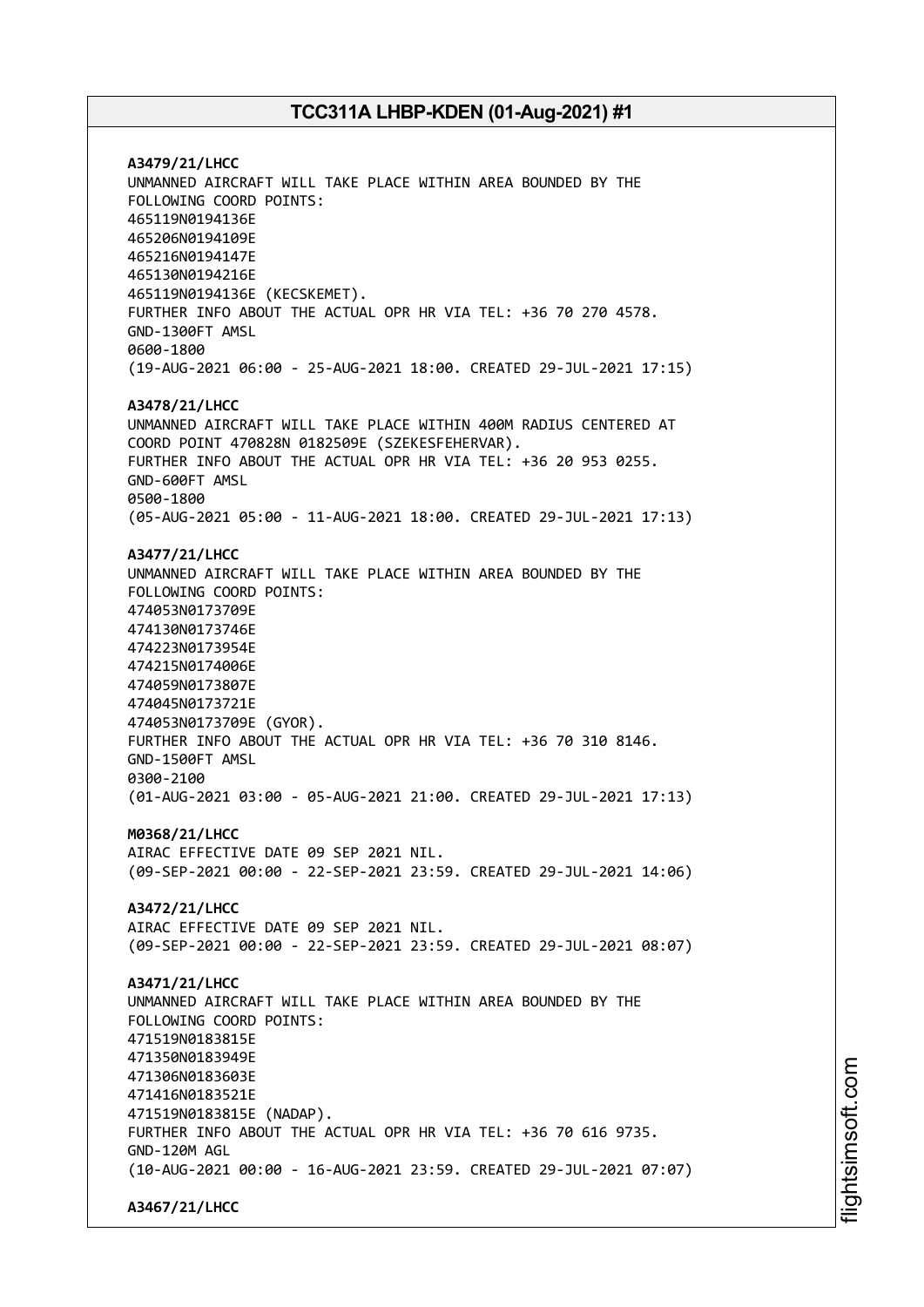**A3479/21/LHCC**
UNMANNED AIRCRAFT WILL TAKE PLACE WITHIN AREA BOUNDED BY THE
FOLLOWING COORD POINTS:
465119N0194136E
465206N0194109E
465216N0194147E
465130N0194216E
465119N0194136E (KECSKEMET).
FURTHER INFO ABOUT THE ACTUAL OPR HR VIA TEL: +36 70 270 4578.
GND-1300FT AMSL
0600-1800
(19-AUG-2021 06:00 - 25-AUG-2021 18:00. CREATED 29-JUL-2021 17:15)

**A3478/21/LHCC**
UNMANNED AIRCRAFT WILL TAKE PLACE WITHIN 400M RADIUS CENTERED AT
COORD POINT 470828N 0182509E (SZEKESFEHERVAR).
FURTHER INFO ABOUT THE ACTUAL OPR HR VIA TEL: +36 20 953 0255.
GND-600FT AMSL
0500-1800
(05-AUG-2021 05:00 - 11-AUG-2021 18:00. CREATED 29-JUL-2021 17:13)

**A3477/21/LHCC**
UNMANNED AIRCRAFT WILL TAKE PLACE WITHIN AREA BOUNDED BY THE
FOLLOWING COORD POINTS:
474053N0173709E
474130N0173746E
474223N0173954E
474215N0174006E
474059N0173807E
474045N0173721E
474053N0173709E (GYOR).
FURTHER INFO ABOUT THE ACTUAL OPR HR VIA TEL: +36 70 310 8146.
GND-1500FT AMSL
0300-2100
(01-AUG-2021 03:00 - 05-AUG-2021 21:00. CREATED 29-JUL-2021 17:13)

**M0368/21/LHCC**
AIRAC EFFECTIVE DATE 09 SEP 2021 NIL.
(09-SEP-2021 00:00 - 22-SEP-2021 23:59. CREATED 29-JUL-2021 14:06)

**A3472/21/LHCC**
AIRAC EFFECTIVE DATE 09 SEP 2021 NIL.
(09-SEP-2021 00:00 - 22-SEP-2021 23:59. CREATED 29-JUL-2021 08:07)

**A3471/21/LHCC**
UNMANNED AIRCRAFT WILL TAKE PLACE WITHIN AREA BOUNDED BY THE
FOLLOWING COORD POINTS:
471519N0183815E
471350N0183949E
471306N0183603E
471416N0183521E
471519N0183815E (NADAP).
FURTHER INFO ABOUT THE ACTUAL OPR HR VIA TEL: +36 70 616 9735.
GND-120M AGL
(10-AUG-2021 00:00 - 16-AUG-2021 23:59. CREATED 29-JUL-2021 07:07)

**A3467/21/LHCC**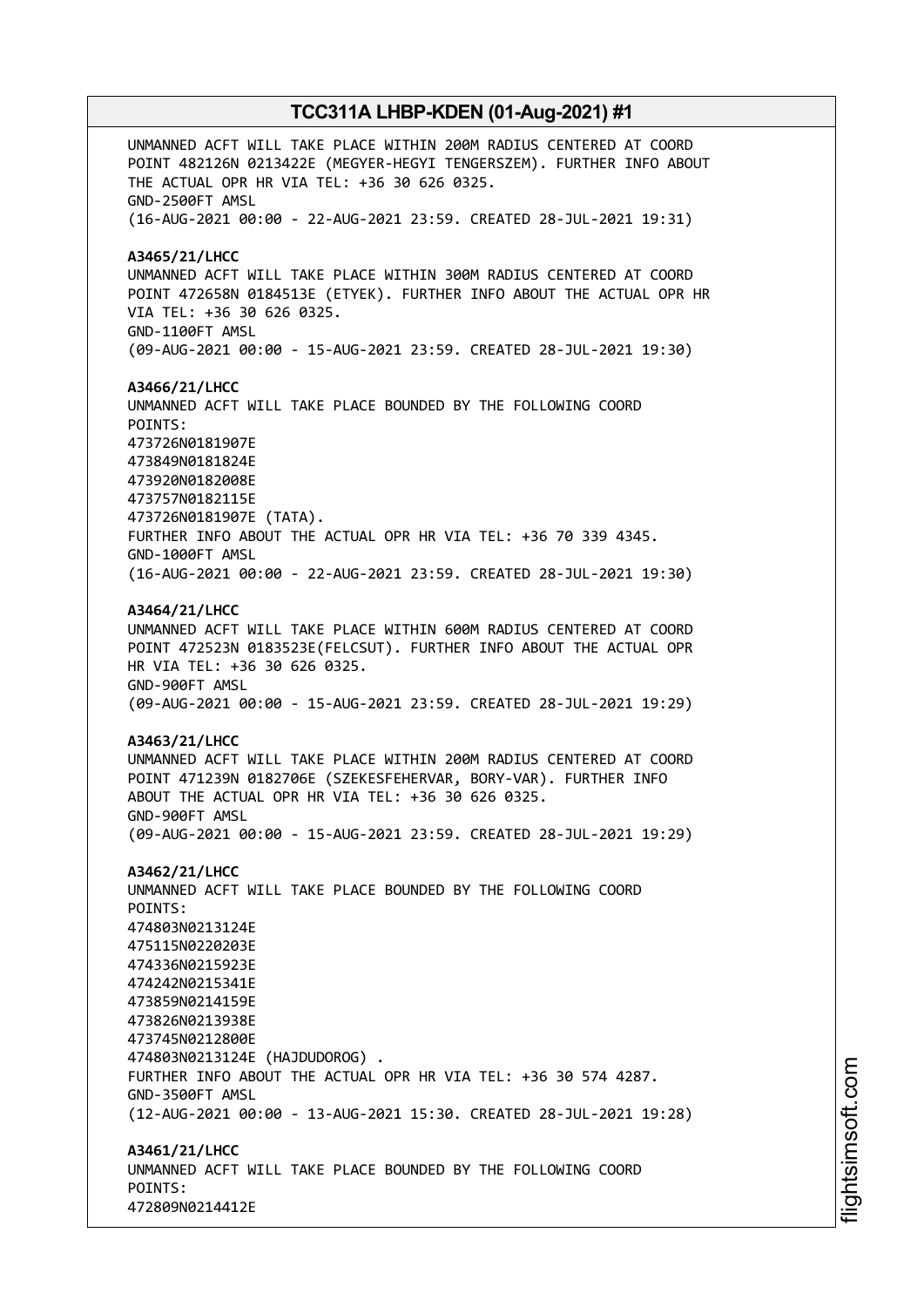UNMANNED ACFT WILL TAKE PLACE WITHIN 200M RADIUS CENTERED AT COORD POINT 482126N 0213422E (MEGYER-HEGYI TENGERSZEM). FURTHER INFO ABOUT THE ACTUAL OPR HR VIA TEL: +36 30 626 0325.
GND-2500FT AMSL
(16-AUG-2021 00:00 - 22-AUG-2021 23:59. CREATED 28-JUL-2021 19:31)

**A3465/21/LHCC**
UNMANNED ACFT WILL TAKE PLACE WITHIN 300M RADIUS CENTERED AT COORD POINT 472658N 0184513E (ETYEK). FURTHER INFO ABOUT THE ACTUAL OPR HR VIA TEL: +36 30 626 0325.
GND-1100FT AMSL
(09-AUG-2021 00:00 - 15-AUG-2021 23:59. CREATED 28-JUL-2021 19:30)

**A3466/21/LHCC**
UNMANNED ACFT WILL TAKE PLACE BOUNDED BY THE FOLLOWING COORD POINTS:
473726N0181907E
473849N0181824E
473920N0182008E
473757N0182115E
473726N0181907E (TATA).
FURTHER INFO ABOUT THE ACTUAL OPR HR VIA TEL: +36 70 339 4345.
GND-1000FT AMSL
(16-AUG-2021 00:00 - 22-AUG-2021 23:59. CREATED 28-JUL-2021 19:30)

**A3464/21/LHCC**
UNMANNED ACFT WILL TAKE PLACE WITHIN 600M RADIUS CENTERED AT COORD POINT 472523N 0183523E(FELCSUT). FURTHER INFO ABOUT THE ACTUAL OPR HR VIA TEL: +36 30 626 0325.
GND-900FT AMSL
(09-AUG-2021 00:00 - 15-AUG-2021 23:59. CREATED 28-JUL-2021 19:29)

**A3463/21/LHCC**
UNMANNED ACFT WILL TAKE PLACE WITHIN 200M RADIUS CENTERED AT COORD POINT 471239N 0182706E (SZEKESFEHERVAR, BORY-VAR). FURTHER INFO ABOUT THE ACTUAL OPR HR VIA TEL: +36 30 626 0325.
GND-900FT AMSL
(09-AUG-2021 00:00 - 15-AUG-2021 23:59. CREATED 28-JUL-2021 19:29)

**A3462/21/LHCC**
UNMANNED ACFT WILL TAKE PLACE BOUNDED BY THE FOLLOWING COORD POINTS:
474803N0213124E
475115N0220203E
474336N0215923E
474242N0215341E
473859N0214159E
473826N0213938E
473745N0212800E
474803N0213124E (HAJDUDOROG) .
FURTHER INFO ABOUT THE ACTUAL OPR HR VIA TEL: +36 30 574 4287.
GND-3500FT AMSL
(12-AUG-2021 00:00 - 13-AUG-2021 15:30. CREATED 28-JUL-2021 19:28)

**A3461/21/LHCC**
UNMANNED ACFT WILL TAKE PLACE BOUNDED BY THE FOLLOWING COORD POINTS:
472809N0214412E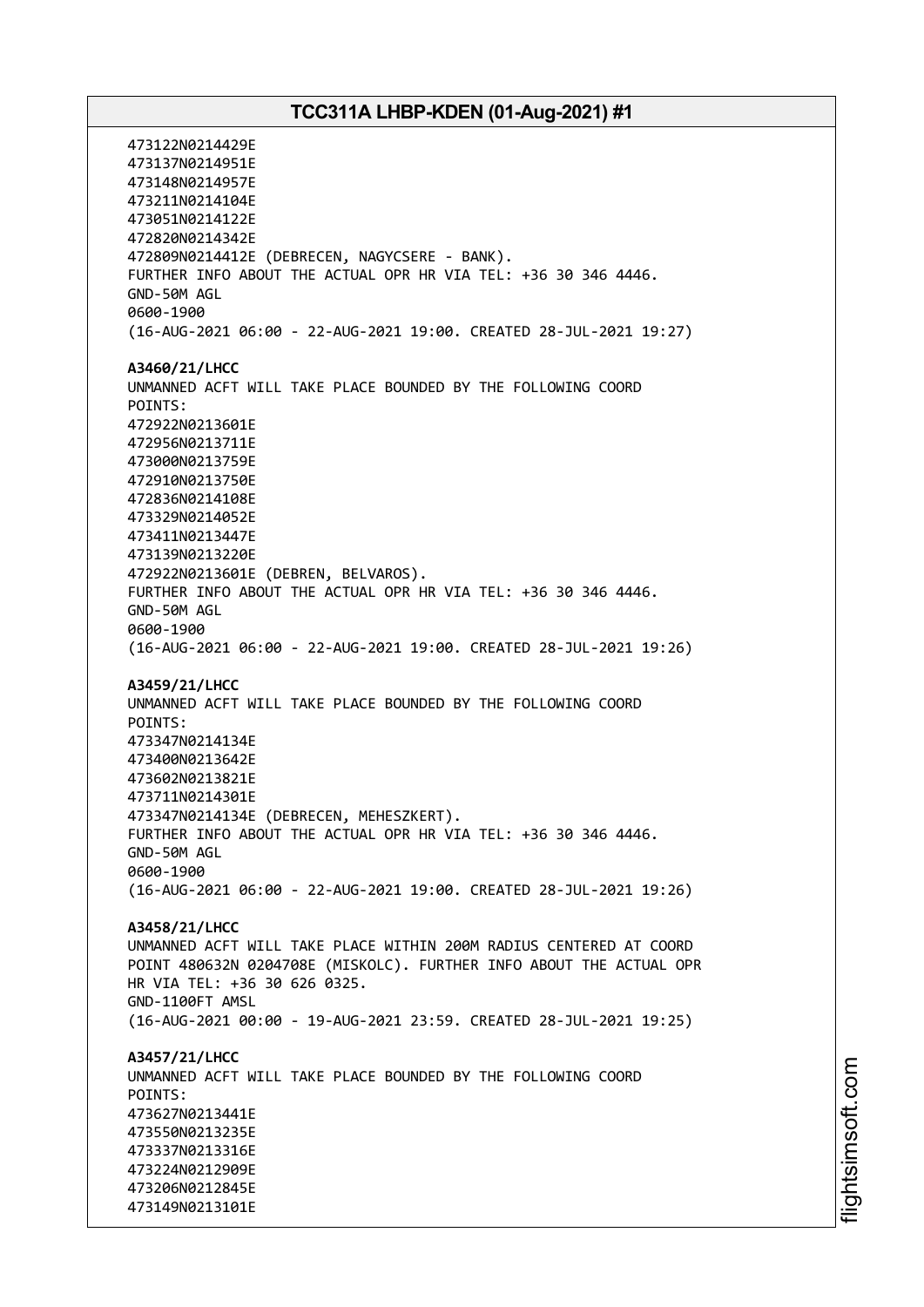473122N0214429E
473137N0214951E
473148N0214957E
473211N0214104E
473051N0214122E
472820N0214342E
472809N0214412E (DEBRECEN, NAGYCSERE - BANK).
FURTHER INFO ABOUT THE ACTUAL OPR HR VIA TEL: +36 30 346 4446.
GND-50M AGL
0600-1900
(16-AUG-2021 06:00 - 22-AUG-2021 19:00. CREATED 28-JUL-2021 19:27)

**A3460/21/LHCC**
UNMANNED ACFT WILL TAKE PLACE BOUNDED BY THE FOLLOWING COORD
POINTS:
472922N0213601E
472956N0213711E
473000N0213759E
472910N0213750E
472836N0214108E
473329N0214052E
473411N0213447E
473139N0213220E
472922N0213601E (DEBREN, BELVAROS).
FURTHER INFO ABOUT THE ACTUAL OPR HR VIA TEL: +36 30 346 4446.
GND-50M AGL
0600-1900
(16-AUG-2021 06:00 - 22-AUG-2021 19:00. CREATED 28-JUL-2021 19:26)

**A3459/21/LHCC**
UNMANNED ACFT WILL TAKE PLACE BOUNDED BY THE FOLLOWING COORD
POINTS:
473347N0214134E
473400N0213642E
473602N0213821E
473711N0214301E
473347N0214134E (DEBRECEN, MEHESZKERT).
FURTHER INFO ABOUT THE ACTUAL OPR HR VIA TEL: +36 30 346 4446.
GND-50M AGL
0600-1900
(16-AUG-2021 06:00 - 22-AUG-2021 19:00. CREATED 28-JUL-2021 19:26)

**A3458/21/LHCC**
UNMANNED ACFT WILL TAKE PLACE WITHIN 200M RADIUS CENTERED AT COORD
POINT 480632N 0204708E (MISKOLC). FURTHER INFO ABOUT THE ACTUAL OPR
HR VIA TEL: +36 30 626 0325.
GND-1100FT AMSL
(16-AUG-2021 00:00 - 19-AUG-2021 23:59. CREATED 28-JUL-2021 19:25)

**A3457/21/LHCC**
UNMANNED ACFT WILL TAKE PLACE BOUNDED BY THE FOLLOWING COORD
POINTS:
473627N0213441E
473550N0213235E
473337N0213316E
473224N0212909E
473206N0212845E
473149N0213101E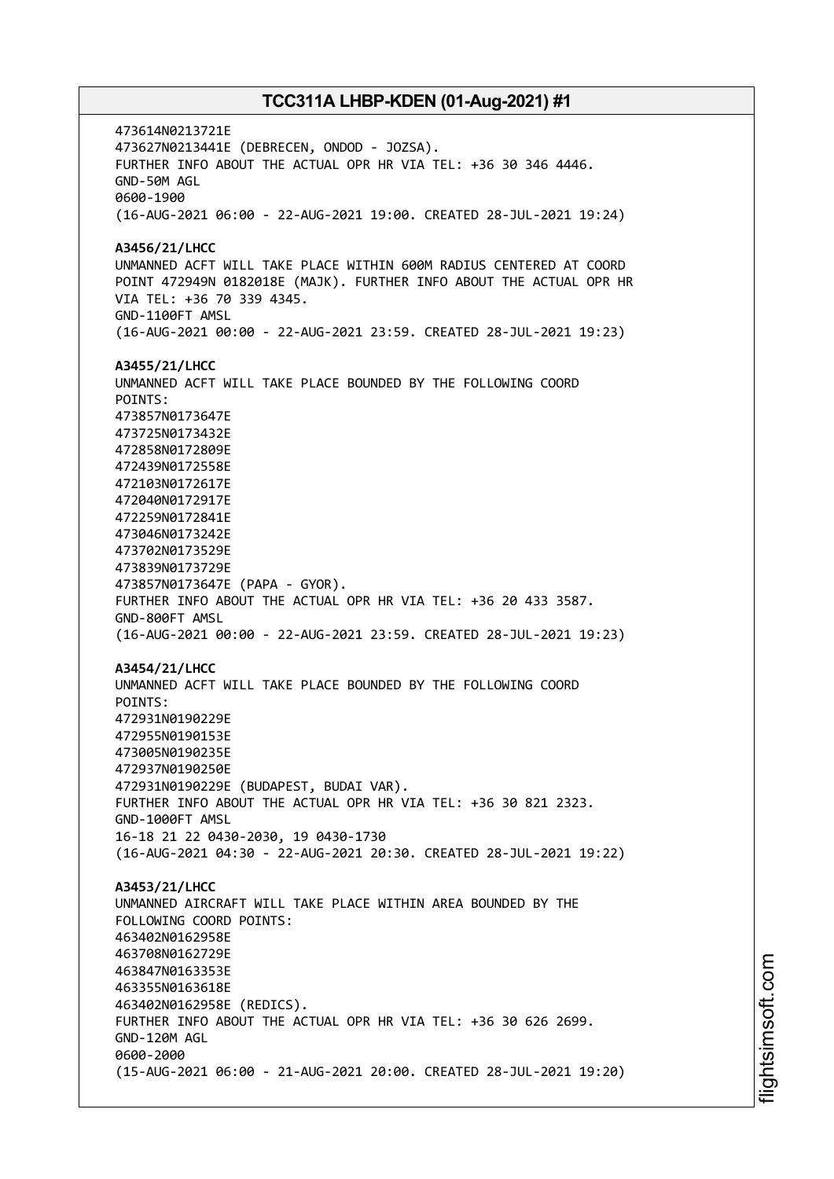473614N0213721E
473627N0213441E (DEBRECEN, ONDOD - JOZSA).
FURTHER INFO ABOUT THE ACTUAL OPR HR VIA TEL: +36 30 346 4446.
GND-50M AGL
0600-1900
(16-AUG-2021 06:00 - 22-AUG-2021 19:00. CREATED 28-JUL-2021 19:24)

**A3456/21/LHCC**
UNMANNED ACFT WILL TAKE PLACE WITHIN 600M RADIUS CENTERED AT COORD POINT 472949N 0182018E (MAJK). FURTHER INFO ABOUT THE ACTUAL OPR HR VIA TEL: +36 70 339 4345.
GND-1100FT AMSL
(16-AUG-2021 00:00 - 22-AUG-2021 23:59. CREATED 28-JUL-2021 19:23)

**A3455/21/LHCC**
UNMANNED ACFT WILL TAKE PLACE BOUNDED BY THE FOLLOWING COORD POINTS:
473857N0173647E
473725N0173432E
472858N0172809E
472439N0172558E
472103N0172617E
472040N0172917E
472259N0172841E
473046N0173242E
473702N0173529E
473839N0173729E
473857N0173647E (PAPA - GYOR).
FURTHER INFO ABOUT THE ACTUAL OPR HR VIA TEL: +36 20 433 3587.
GND-800FT AMSL
(16-AUG-2021 00:00 - 22-AUG-2021 23:59. CREATED 28-JUL-2021 19:23)

**A3454/21/LHCC**
UNMANNED ACFT WILL TAKE PLACE BOUNDED BY THE FOLLOWING COORD POINTS:
472931N0190229E
472955N0190153E
473005N0190235E
472937N0190250E
472931N0190229E (BUDAPEST, BUDAI VAR).
FURTHER INFO ABOUT THE ACTUAL OPR HR VIA TEL: +36 30 821 2323.
GND-1000FT AMSL
16-18 21 22 0430-2030, 19 0430-1730
(16-AUG-2021 04:30 - 22-AUG-2021 20:30. CREATED 28-JUL-2021 19:22)

**A3453/21/LHCC**
UNMANNED AIRCRAFT WILL TAKE PLACE WITHIN AREA BOUNDED BY THE FOLLOWING COORD POINTS:
463402N0162958E
463708N0162729E
463847N0163353E
463355N0163618E
463402N0162958E (REDICS).
FURTHER INFO ABOUT THE ACTUAL OPR HR VIA TEL: +36 30 626 2699.
GND-120M AGL
0600-2000
(15-AUG-2021 06:00 - 21-AUG-2021 20:00. CREATED 28-JUL-2021 19:20)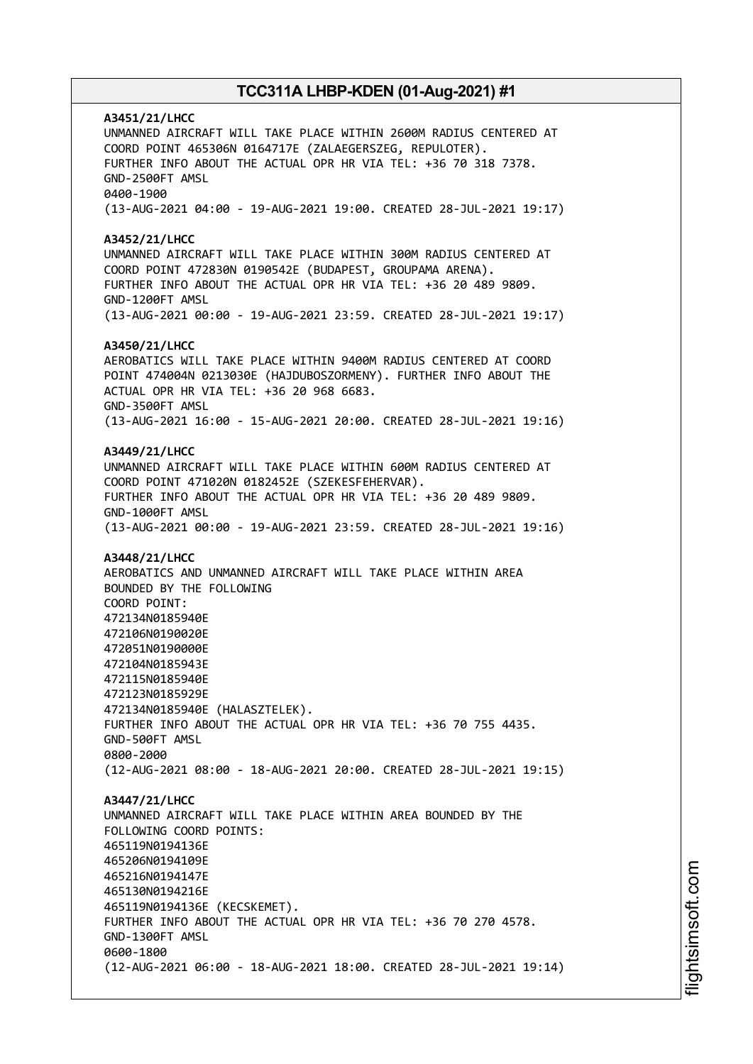**A3451/21/LHCC**
UNMANNED AIRCRAFT WILL TAKE PLACE WITHIN 2600M RADIUS CENTERED AT COORD POINT 465306N 0164717E (ZALAEGERSZEG, REPULOTER).
FURTHER INFO ABOUT THE ACTUAL OPR HR VIA TEL: +36 70 318 7378.
GND-2500FT AMSL
0400-1900
(13-AUG-2021 04:00 - 19-AUG-2021 19:00. CREATED 28-JUL-2021 19:17)

**A3452/21/LHCC**
UNMANNED AIRCRAFT WILL TAKE PLACE WITHIN 300M RADIUS CENTERED AT COORD POINT 472830N 0190542E (BUDAPEST, GROUPAMA ARENA).
FURTHER INFO ABOUT THE ACTUAL OPR HR VIA TEL: +36 20 489 9809.
GND-1200FT AMSL
(13-AUG-2021 00:00 - 19-AUG-2021 23:59. CREATED 28-JUL-2021 19:17)

**A3450/21/LHCC**
AEROBATICS WILL TAKE PLACE WITHIN 9400M RADIUS CENTERED AT COORD POINT 474004N 0213030E (HAJDUBOSZORMENY). FURTHER INFO ABOUT THE ACTUAL OPR HR VIA TEL: +36 20 968 6683.
GND-3500FT AMSL
(13-AUG-2021 16:00 - 15-AUG-2021 20:00. CREATED 28-JUL-2021 19:16)

**A3449/21/LHCC**
UNMANNED AIRCRAFT WILL TAKE PLACE WITHIN 600M RADIUS CENTERED AT COORD POINT 471020N 0182452E (SZEKESFEHERVAR).
FURTHER INFO ABOUT THE ACTUAL OPR HR VIA TEL: +36 20 489 9809.
GND-1000FT AMSL
(13-AUG-2021 00:00 - 19-AUG-2021 23:59. CREATED 28-JUL-2021 19:16)

**A3448/21/LHCC**
AEROBATICS AND UNMANNED AIRCRAFT WILL TAKE PLACE WITHIN AREA BOUNDED BY THE FOLLOWING
COORD POINT:
472134N0185940E
472106N0190020E
472051N0190000E
472104N0185943E
472115N0185940E
472123N0185929E
472134N0185940E (HALASZTELEK).
FURTHER INFO ABOUT THE ACTUAL OPR HR VIA TEL: +36 70 755 4435.
GND-500FT AMSL
0800-2000
(12-AUG-2021 08:00 - 18-AUG-2021 20:00. CREATED 28-JUL-2021 19:15)

**A3447/21/LHCC**
UNMANNED AIRCRAFT WILL TAKE PLACE WITHIN AREA BOUNDED BY THE FOLLOWING COORD POINTS:
465119N0194136E
465206N0194109E
465216N0194147E
465130N0194216E
465119N0194136E (KECSKEMET).
FURTHER INFO ABOUT THE ACTUAL OPR HR VIA TEL: +36 70 270 4578.
GND-1300FT AMSL
0600-1800
(12-AUG-2021 06:00 - 18-AUG-2021 18:00. CREATED 28-JUL-2021 19:14)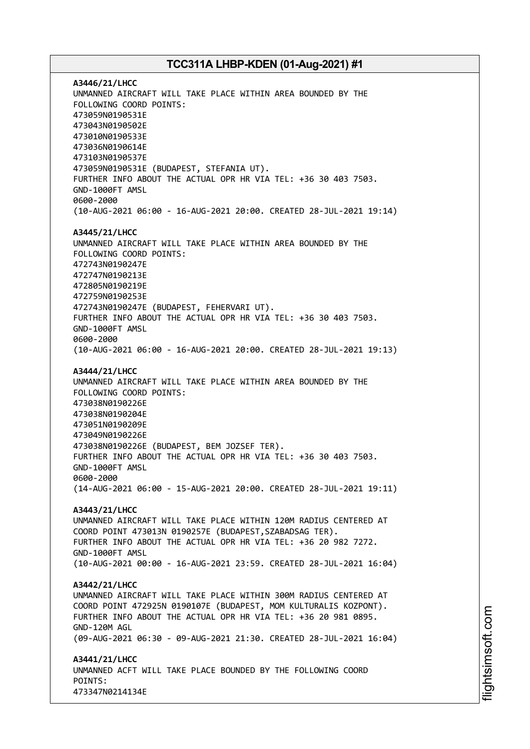**A3446/21/LHCC**
UNMANNED AIRCRAFT WILL TAKE PLACE WITHIN AREA BOUNDED BY THE FOLLOWING COORD POINTS:
473059N0190531E
473043N0190502E
473010N0190533E
473036N0190614E
473103N0190537E
473059N0190531E (BUDAPEST, STEFANIA UT).
FURTHER INFO ABOUT THE ACTUAL OPR HR VIA TEL: +36 30 403 7503.
GND-1000FT AMSL
0600-2000
(10-AUG-2021 06:00 - 16-AUG-2021 20:00. CREATED 28-JUL-2021 19:14)

**A3445/21/LHCC**
UNMANNED AIRCRAFT WILL TAKE PLACE WITHIN AREA BOUNDED BY THE FOLLOWING COORD POINTS:
472743N0190247E
472747N0190213E
472805N0190219E
472759N0190253E
472743N0190247E (BUDAPEST, FEHERVARI UT).
FURTHER INFO ABOUT THE ACTUAL OPR HR VIA TEL: +36 30 403 7503.
GND-1000FT AMSL
0600-2000
(10-AUG-2021 06:00 - 16-AUG-2021 20:00. CREATED 28-JUL-2021 19:13)

**A3444/21/LHCC**
UNMANNED AIRCRAFT WILL TAKE PLACE WITHIN AREA BOUNDED BY THE FOLLOWING COORD POINTS:
473038N0190226E
473038N0190204E
473051N0190209E
473049N0190226E
473038N0190226E (BUDAPEST, BEM JOZSEF TER).
FURTHER INFO ABOUT THE ACTUAL OPR HR VIA TEL: +36 30 403 7503.
GND-1000FT AMSL
0600-2000
(14-AUG-2021 06:00 - 15-AUG-2021 20:00. CREATED 28-JUL-2021 19:11)

**A3443/21/LHCC**
UNMANNED AIRCRAFT WILL TAKE PLACE WITHIN 120M RADIUS CENTERED AT COORD POINT 473013N 0190257E (BUDAPEST,SZABADSAG TER).
FURTHER INFO ABOUT THE ACTUAL OPR HR VIA TEL: +36 20 982 7272.
GND-1000FT AMSL
(10-AUG-2021 00:00 - 16-AUG-2021 23:59. CREATED 28-JUL-2021 16:04)

**A3442/21/LHCC**
UNMANNED AIRCRAFT WILL TAKE PLACE WITHIN 300M RADIUS CENTERED AT COORD POINT 472925N 0190107E (BUDAPEST, MOM KULTURALIS KOZPONT).
FURTHER INFO ABOUT THE ACTUAL OPR HR VIA TEL: +36 20 981 0895.
GND-120M AGL
(09-AUG-2021 06:30 - 09-AUG-2021 21:30. CREATED 28-JUL-2021 16:04)

**A3441/21/LHCC**
UNMANNED ACFT WILL TAKE PLACE BOUNDED BY THE FOLLOWING COORD POINTS:
473347N0214134E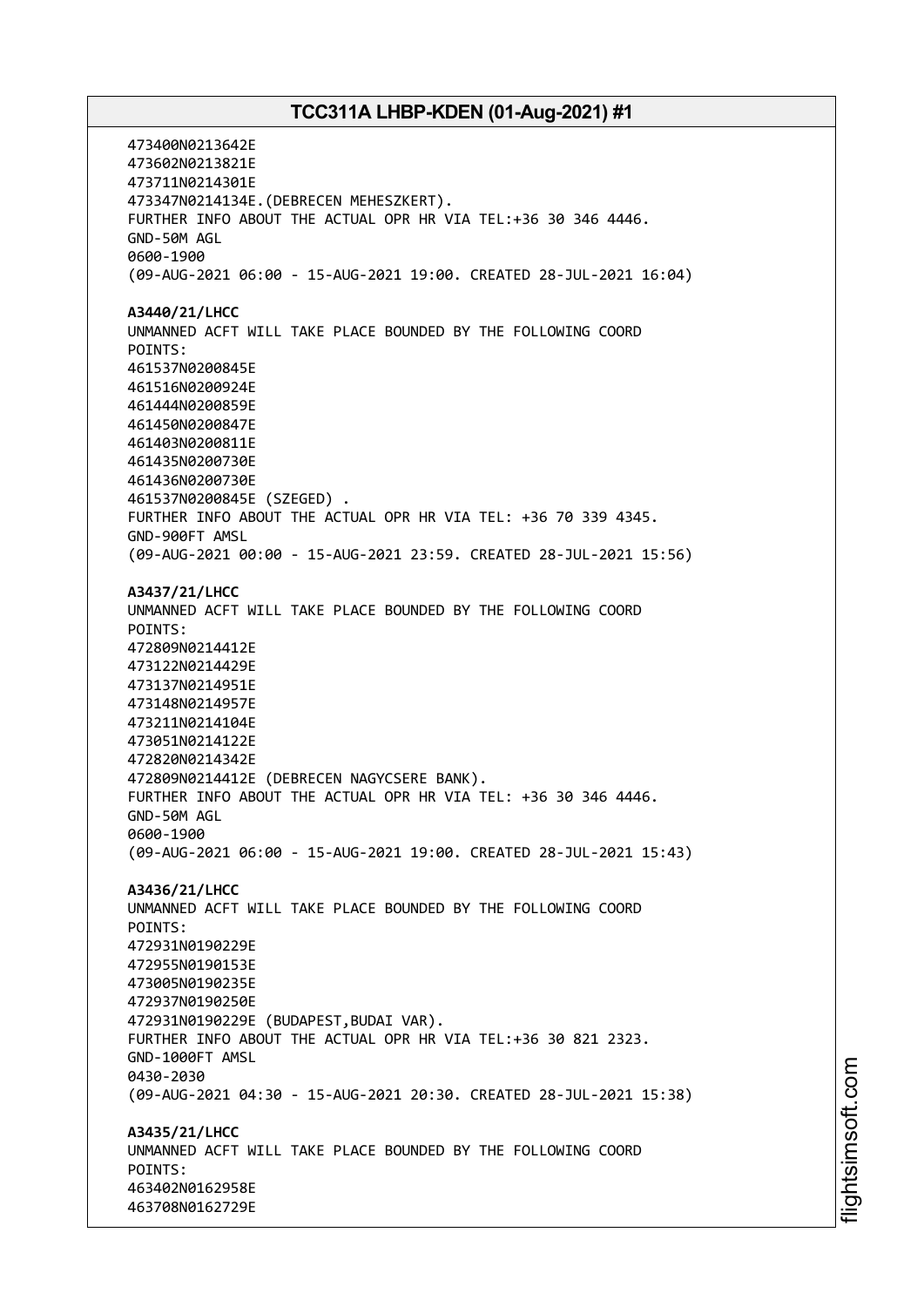473400N0213642E
473602N0213821E
473711N0214301E
473347N0214134E.(DEBRECEN MEHESZKERT).
FURTHER INFO ABOUT THE ACTUAL OPR HR VIA TEL:+36 30 346 4446.
GND-50M AGL
0600-1900
(09-AUG-2021 06:00 - 15-AUG-2021 19:00. CREATED 28-JUL-2021 16:04)

**A3440/21/LHCC**
UNMANNED ACFT WILL TAKE PLACE BOUNDED BY THE FOLLOWING COORD POINTS:
461537N0200845E
461516N0200924E
461444N0200859E
461450N0200847E
461403N0200811E
461435N0200730E
461436N0200730E
461537N0200845E (SZEGED) .
FURTHER INFO ABOUT THE ACTUAL OPR HR VIA TEL: +36 70 339 4345.
GND-900FT AMSL
(09-AUG-2021 00:00 - 15-AUG-2021 23:59. CREATED 28-JUL-2021 15:56)

**A3437/21/LHCC**
UNMANNED ACFT WILL TAKE PLACE BOUNDED BY THE FOLLOWING COORD POINTS:
472809N0214412E
473122N0214429E
473137N0214951E
473148N0214957E
473211N0214104E
473051N0214122E
472820N0214342E
472809N0214412E (DEBRECEN NAGYCSERE BANK).
FURTHER INFO ABOUT THE ACTUAL OPR HR VIA TEL: +36 30 346 4446.
GND-50M AGL
0600-1900
(09-AUG-2021 06:00 - 15-AUG-2021 19:00. CREATED 28-JUL-2021 15:43)

**A3436/21/LHCC**
UNMANNED ACFT WILL TAKE PLACE BOUNDED BY THE FOLLOWING COORD POINTS:
472931N0190229E
472955N0190153E
473005N0190235E
472937N0190250E
472931N0190229E (BUDAPEST,BUDAI VAR).
FURTHER INFO ABOUT THE ACTUAL OPR HR VIA TEL:+36 30 821 2323.
GND-1000FT AMSL
0430-2030
(09-AUG-2021 04:30 - 15-AUG-2021 20:30. CREATED 28-JUL-2021 15:38)

**A3435/21/LHCC**
UNMANNED ACFT WILL TAKE PLACE BOUNDED BY THE FOLLOWING COORD POINTS:
463402N0162958E
463708N0162729E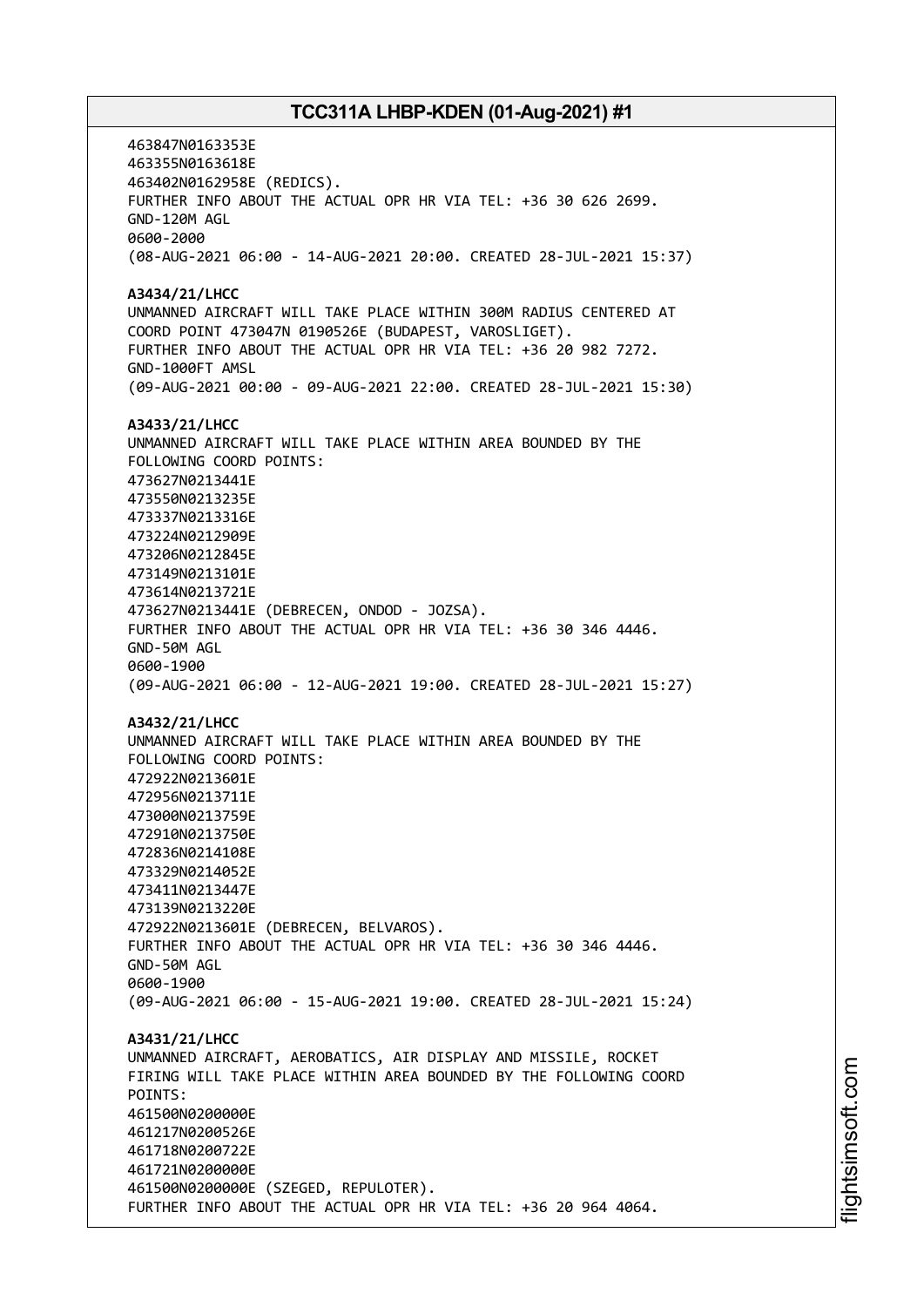463847N0163353E
463355N0163618E
463402N0162958E (REDICS).
FURTHER INFO ABOUT THE ACTUAL OPR HR VIA TEL: +36 30 626 2699.
GND-120M AGL
0600-2000
(08-AUG-2021 06:00 - 14-AUG-2021 20:00. CREATED 28-JUL-2021 15:37)

**A3434/21/LHCC**
UNMANNED AIRCRAFT WILL TAKE PLACE WITHIN 300M RADIUS CENTERED AT COORD POINT 473047N 0190526E (BUDAPEST, VAROSLIGET).
FURTHER INFO ABOUT THE ACTUAL OPR HR VIA TEL: +36 20 982 7272.
GND-1000FT AMSL
(09-AUG-2021 00:00 - 09-AUG-2021 22:00. CREATED 28-JUL-2021 15:30)

**A3433/21/LHCC**
UNMANNED AIRCRAFT WILL TAKE PLACE WITHIN AREA BOUNDED BY THE FOLLOWING COORD POINTS:
473627N0213441E
473550N0213235E
473337N0213316E
473224N0212909E
473206N0212845E
473149N0213101E
473614N0213721E
473627N0213441E (DEBRECEN, ONDOD - JOZSA).
FURTHER INFO ABOUT THE ACTUAL OPR HR VIA TEL: +36 30 346 4446.
GND-50M AGL
0600-1900
(09-AUG-2021 06:00 - 12-AUG-2021 19:00. CREATED 28-JUL-2021 15:27)

**A3432/21/LHCC**
UNMANNED AIRCRAFT WILL TAKE PLACE WITHIN AREA BOUNDED BY THE FOLLOWING COORD POINTS:
472922N0213601E
472956N0213711E
473000N0213759E
472910N0213750E
472836N0214108E
473329N0214052E
473411N0213447E
473139N0213220E
472922N0213601E (DEBRECEN, BELVAROS).
FURTHER INFO ABOUT THE ACTUAL OPR HR VIA TEL: +36 30 346 4446.
GND-50M AGL
0600-1900
(09-AUG-2021 06:00 - 15-AUG-2021 19:00. CREATED 28-JUL-2021 15:24)

**A3431/21/LHCC**
UNMANNED AIRCRAFT, AEROBATICS, AIR DISPLAY AND MISSILE, ROCKET FIRING WILL TAKE PLACE WITHIN AREA BOUNDED BY THE FOLLOWING COORD POINTS:
461500N0200000E
461217N0200526E
461718N0200722E
461721N0200000E
461500N0200000E (SZEGED, REPULOTER).
FURTHER INFO ABOUT THE ACTUAL OPR HR VIA TEL: +36 20 964 4064.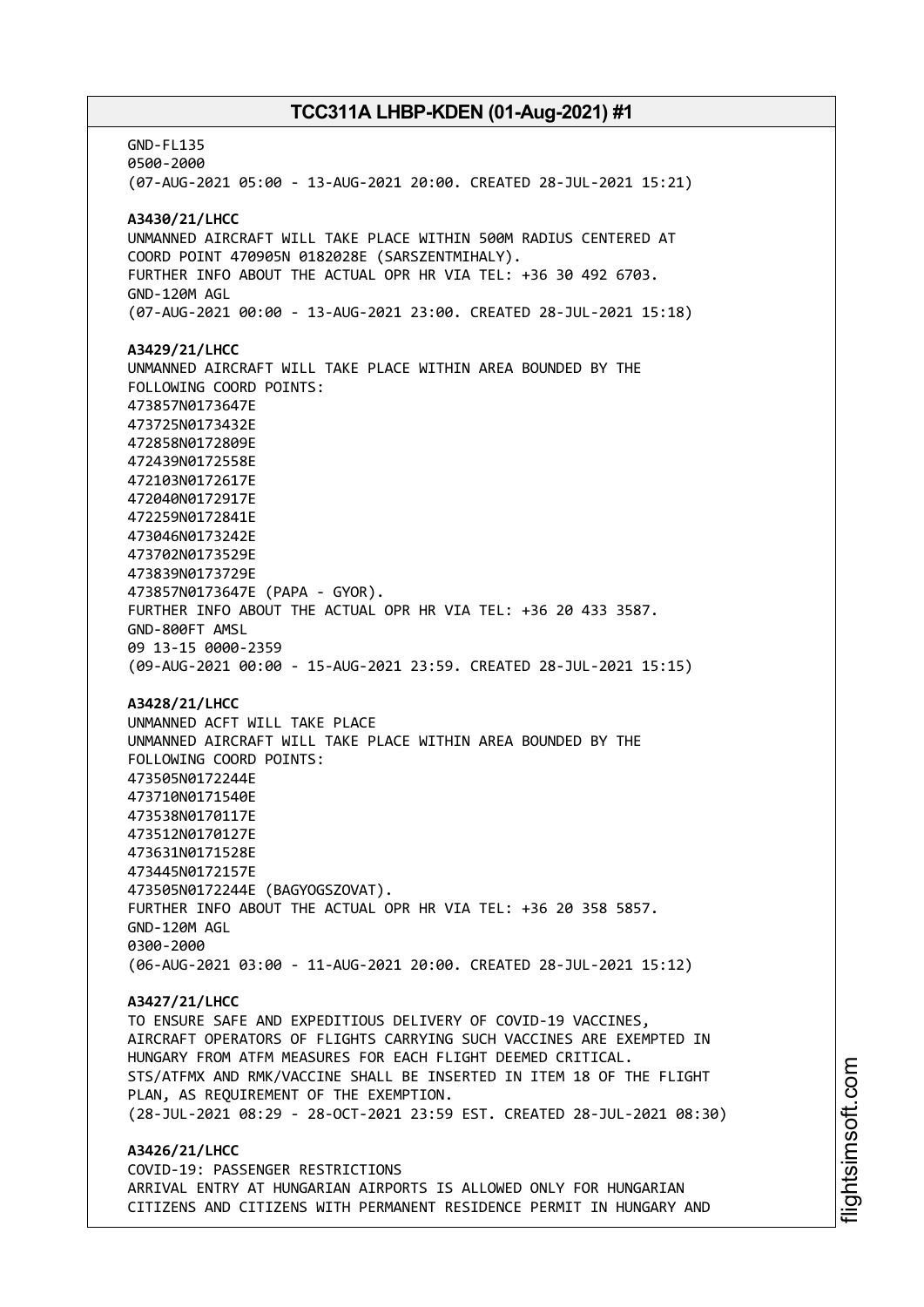GND-FL135
0500-2000
(07-AUG-2021 05:00 - 13-AUG-2021 20:00. CREATED 28-JUL-2021 15:21)

**A3430/21/LHCC**
UNMANNED AIRCRAFT WILL TAKE PLACE WITHIN 500M RADIUS CENTERED AT
COORD POINT 470905N 0182028E (SARSZENTMIHALY).
FURTHER INFO ABOUT THE ACTUAL OPR HR VIA TEL: +36 30 492 6703.
GND-120M AGL
(07-AUG-2021 00:00 - 13-AUG-2021 23:00. CREATED 28-JUL-2021 15:18)

**A3429/21/LHCC**
UNMANNED AIRCRAFT WILL TAKE PLACE WITHIN AREA BOUNDED BY THE
FOLLOWING COORD POINTS:
473857N0173647E
473725N0173432E
472858N0172809E
472439N0172558E
472103N0172617E
472040N0172917E
472259N0172841E
473046N0173242E
473702N0173529E
473839N0173729E
473857N0173647E (PAPA - GYOR).
FURTHER INFO ABOUT THE ACTUAL OPR HR VIA TEL: +36 20 433 3587.
GND-800FT AMSL
09 13-15 0000-2359
(09-AUG-2021 00:00 - 15-AUG-2021 23:59. CREATED 28-JUL-2021 15:15)

**A3428/21/LHCC**
UNMANNED ACFT WILL TAKE PLACE
UNMANNED AIRCRAFT WILL TAKE PLACE WITHIN AREA BOUNDED BY THE
FOLLOWING COORD POINTS:
473505N0172244E
473710N0171540E
473538N0170117E
473512N0170127E
473631N0171528E
473445N0172157E
473505N0172244E (BAGYOGSZOVAT).
FURTHER INFO ABOUT THE ACTUAL OPR HR VIA TEL: +36 20 358 5857.
GND-120M AGL
0300-2000
(06-AUG-2021 03:00 - 11-AUG-2021 20:00. CREATED 28-JUL-2021 15:12)

**A3427/21/LHCC**
TO ENSURE SAFE AND EXPEDITIOUS DELIVERY OF COVID-19 VACCINES,
AIRCRAFT OPERATORS OF FLIGHTS CARRYING SUCH VACCINES ARE EXEMPTED IN
HUNGARY FROM ATFM MEASURES FOR EACH FLIGHT DEEMED CRITICAL.
STS/ATFMX AND RMK/VACCINE SHALL BE INSERTED IN ITEM 18 OF THE FLIGHT
PLAN, AS REQUIREMENT OF THE EXEMPTION.
(28-JUL-2021 08:29 - 28-OCT-2021 23:59 EST. CREATED 28-JUL-2021 08:30)

**A3426/21/LHCC**
COVID-19: PASSENGER RESTRICTIONS
ARRIVAL ENTRY AT HUNGARIAN AIRPORTS IS ALLOWED ONLY FOR HUNGARIAN
CITIZENS AND CITIZENS WITH PERMANENT RESIDENCE PERMIT IN HUNGARY AND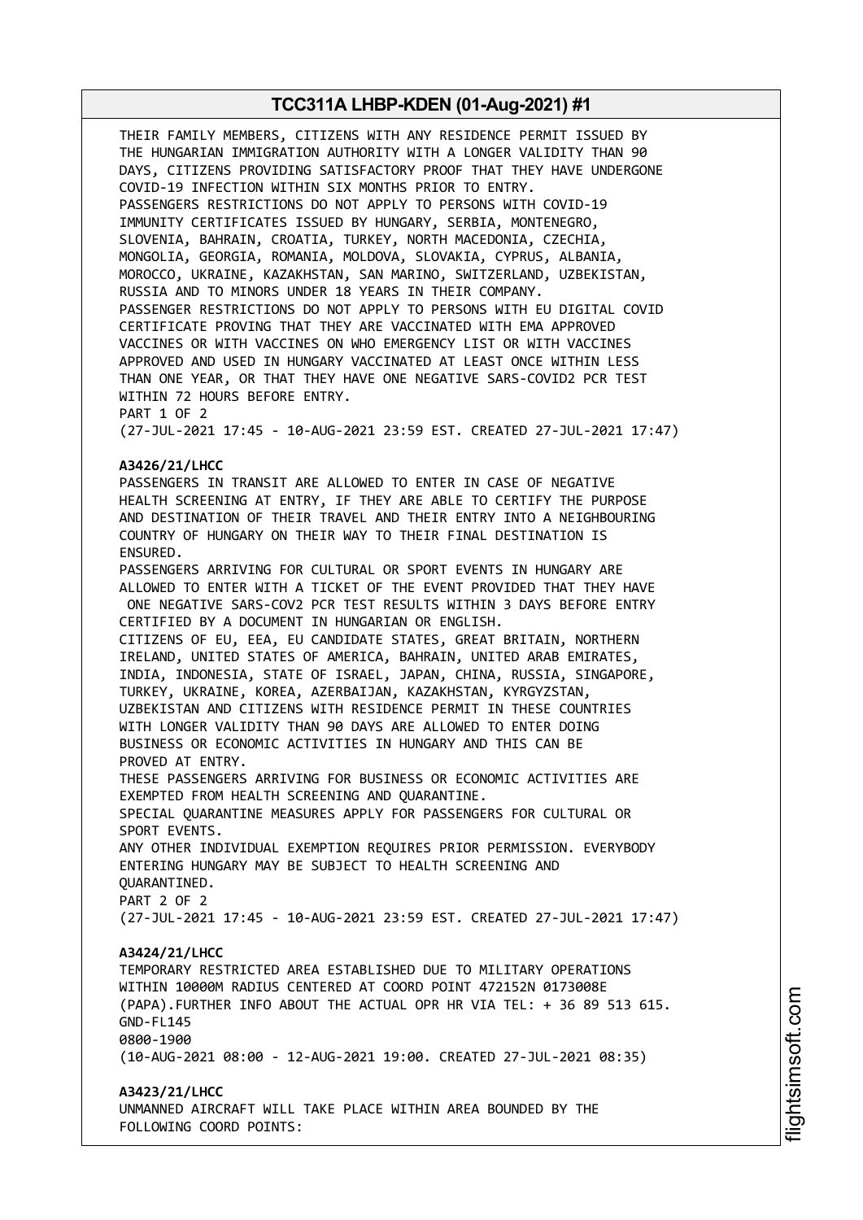THEIR FAMILY MEMBERS, CITIZENS WITH ANY RESIDENCE PERMIT ISSUED BY THE HUNGARIAN IMMIGRATION AUTHORITY WITH A LONGER VALIDITY THAN 90 DAYS, CITIZENS PROVIDING SATISFACTORY PROOF THAT THEY HAVE UNDERGONE COVID-19 INFECTION WITHIN SIX MONTHS PRIOR TO ENTRY.
PASSENGERS RESTRICTIONS DO NOT APPLY TO PERSONS WITH COVID-19 IMMUNITY CERTIFICATES ISSUED BY HUNGARY, SERBIA, MONTENEGRO, SLOVENIA, BAHRAIN, CROATIA, TURKEY, NORTH MACEDONIA, CZECHIA, MONGOLIA, GEORGIA, ROMANIA, MOLDOVA, SLOVAKIA, CYPRUS, ALBANIA, MOROCCO, UKRAINE, KAZAKHSTAN, SAN MARINO, SWITZERLAND, UZBEKISTAN, RUSSIA AND TO MINORS UNDER 18 YEARS IN THEIR COMPANY.
PASSENGER RESTRICTIONS DO NOT APPLY TO PERSONS WITH EU DIGITAL COVID CERTIFICATE PROVING THAT THEY ARE VACCINATED WITH EMA APPROVED VACCINES OR WITH VACCINES ON WHO EMERGENCY LIST OR WITH VACCINES APPROVED AND USED IN HUNGARY VACCINATED AT LEAST ONCE WITHIN LESS THAN ONE YEAR, OR THAT THEY HAVE ONE NEGATIVE SARS-COVID2 PCR TEST WITHIN 72 HOURS BEFORE ENTRY.
PART 1 OF 2
(27-JUL-2021 17:45 - 10-AUG-2021 23:59 EST. CREATED 27-JUL-2021 17:47)

**A3426/21/LHCC**
PASSENGERS IN TRANSIT ARE ALLOWED TO ENTER IN CASE OF NEGATIVE HEALTH SCREENING AT ENTRY, IF THEY ARE ABLE TO CERTIFY THE PURPOSE AND DESTINATION OF THEIR TRAVEL AND THEIR ENTRY INTO A NEIGHBOURING COUNTRY OF HUNGARY ON THEIR WAY TO THEIR FINAL DESTINATION IS ENSURED.
PASSENGERS ARRIVING FOR CULTURAL OR SPORT EVENTS IN HUNGARY ARE ALLOWED TO ENTER WITH A TICKET OF THE EVENT PROVIDED THAT THEY HAVE ONE NEGATIVE SARS-COV2 PCR TEST RESULTS WITHIN 3 DAYS BEFORE ENTRY CERTIFIED BY A DOCUMENT IN HUNGARIAN OR ENGLISH.
CITIZENS OF EU, EEA, EU CANDIDATE STATES, GREAT BRITAIN, NORTHERN IRELAND, UNITED STATES OF AMERICA, BAHRAIN, UNITED ARAB EMIRATES, INDIA, INDONESIA, STATE OF ISRAEL, JAPAN, CHINA, RUSSIA, SINGAPORE, TURKEY, UKRAINE, KOREA, AZERBAIJAN, KAZAKHSTAN, KYRGYZSTAN, UZBEKISTAN AND CITIZENS WITH RESIDENCE PERMIT IN THESE COUNTRIES WITH LONGER VALIDITY THAN 90 DAYS ARE ALLOWED TO ENTER DOING BUSINESS OR ECONOMIC ACTIVITIES IN HUNGARY AND THIS CAN BE PROVED AT ENTRY.
THESE PASSENGERS ARRIVING FOR BUSINESS OR ECONOMIC ACTIVITIES ARE EXEMPTED FROM HEALTH SCREENING AND QUARANTINE.
SPECIAL QUARANTINE MEASURES APPLY FOR PASSENGERS FOR CULTURAL OR SPORT EVENTS.
ANY OTHER INDIVIDUAL EXEMPTION REQUIRES PRIOR PERMISSION. EVERYBODY ENTERING HUNGARY MAY BE SUBJECT TO HEALTH SCREENING AND QUARANTINED.
PART 2 OF 2
(27-JUL-2021 17:45 - 10-AUG-2021 23:59 EST. CREATED 27-JUL-2021 17:47)

**A3424/21/LHCC**
TEMPORARY RESTRICTED AREA ESTABLISHED DUE TO MILITARY OPERATIONS WITHIN 10000M RADIUS CENTERED AT COORD POINT 472152N 0173008E (PAPA).FURTHER INFO ABOUT THE ACTUAL OPR HR VIA TEL: + 36 89 513 615.
GND-FL145
0800-1900
(10-AUG-2021 08:00 - 12-AUG-2021 19:00. CREATED 27-JUL-2021 08:35)

**A3423/21/LHCC**
UNMANNED AIRCRAFT WILL TAKE PLACE WITHIN AREA BOUNDED BY THE FOLLOWING COORD POINTS: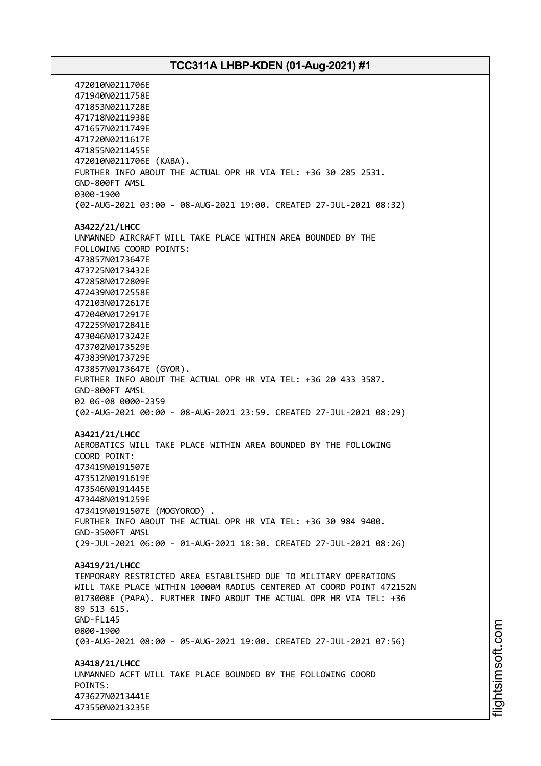472010N0211706E
471940N0211758E
471853N0211728E
471718N0211938E
471657N0211749E
471720N0211617E
471855N0211455E
472010N0211706E (KABA).
FURTHER INFO ABOUT THE ACTUAL OPR HR VIA TEL: +36 30 285 2531.
GND-800FT AMSL
0300-1900
(02-AUG-2021 03:00 - 08-AUG-2021 19:00. CREATED 27-JUL-2021 08:32)

**A3422/21/LHCC**
UNMANNED AIRCRAFT WILL TAKE PLACE WITHIN AREA BOUNDED BY THE FOLLOWING COORD POINTS:
473857N0173647E
473725N0173432E
472858N0172809E
472439N0172558E
472103N0172617E
472040N0172917E
472259N0172841E
473046N0173242E
473702N0173529E
473839N0173729E
473857N0173647E (GYOR).
FURTHER INFO ABOUT THE ACTUAL OPR HR VIA TEL: +36 20 433 3587.
GND-800FT AMSL
02 06-08 0000-2359
(02-AUG-2021 00:00 - 08-AUG-2021 23:59. CREATED 27-JUL-2021 08:29)

**A3421/21/LHCC**
AEROBATICS WILL TAKE PLACE WITHIN AREA BOUNDED BY THE FOLLOWING COORD POINT:
473419N0191507E
473512N0191619E
473546N0191445E
473448N0191259E
473419N0191507E (MOGYOROD) .
FURTHER INFO ABOUT THE ACTUAL OPR HR VIA TEL: +36 30 984 9400.
GND-3500FT AMSL
(29-JUL-2021 06:00 - 01-AUG-2021 18:30. CREATED 27-JUL-2021 08:26)

**A3419/21/LHCC**
TEMPORARY RESTRICTED AREA ESTABLISHED DUE TO MILITARY OPERATIONS WILL TAKE PLACE WITHIN 10000M RADIUS CENTERED AT COORD POINT 472152N 0173008E (PAPA). FURTHER INFO ABOUT THE ACTUAL OPR HR VIA TEL: +36 89 513 615.
GND-FL145
0800-1900
(03-AUG-2021 08:00 - 05-AUG-2021 19:00. CREATED 27-JUL-2021 07:56)

**A3418/21/LHCC**
UNMANNED ACFT WILL TAKE PLACE BOUNDED BY THE FOLLOWING COORD POINTS:
473627N0213441E
473550N0213235E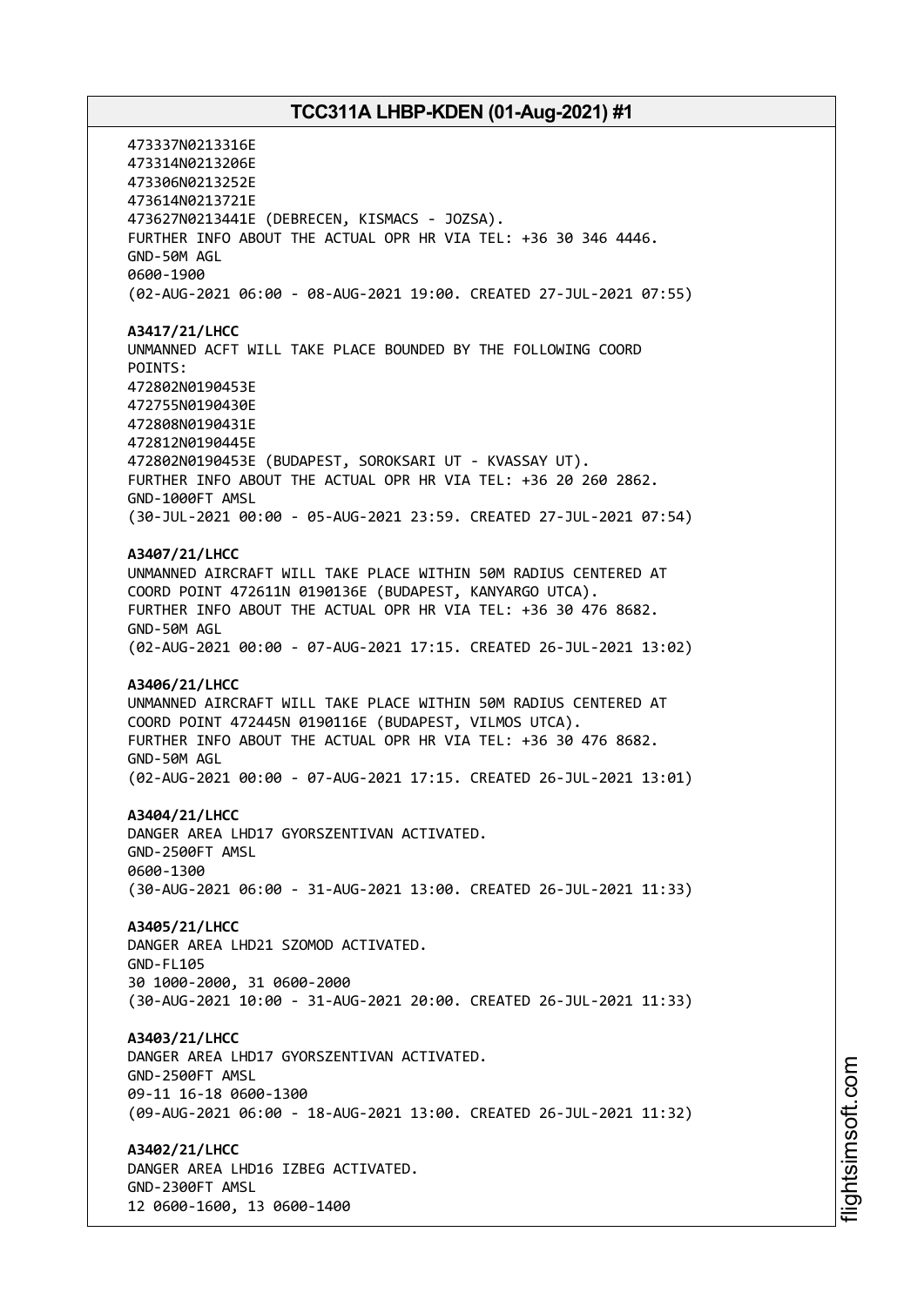473337N0213316E
473314N0213206E
473306N0213252E
473614N0213721E
473627N0213441E (DEBRECEN, KISMACS - JOZSA).
FURTHER INFO ABOUT THE ACTUAL OPR HR VIA TEL: +36 30 346 4446.
GND-50M AGL
0600-1900
(02-AUG-2021 06:00 - 08-AUG-2021 19:00. CREATED 27-JUL-2021 07:55)

**A3417/21/LHCC**
UNMANNED ACFT WILL TAKE PLACE BOUNDED BY THE FOLLOWING COORD POINTS:
472802N0190453E
472755N0190430E
472808N0190431E
472812N0190445E
472802N0190453E (BUDAPEST, SOROKSARI UT - KVASSAY UT).
FURTHER INFO ABOUT THE ACTUAL OPR HR VIA TEL: +36 20 260 2862.
GND-1000FT AMSL
(30-JUL-2021 00:00 - 05-AUG-2021 23:59. CREATED 27-JUL-2021 07:54)

**A3407/21/LHCC**
UNMANNED AIRCRAFT WILL TAKE PLACE WITHIN 50M RADIUS CENTERED AT COORD POINT 472611N 0190136E (BUDAPEST, KANYARGO UTCA).
FURTHER INFO ABOUT THE ACTUAL OPR HR VIA TEL: +36 30 476 8682.
GND-50M AGL
(02-AUG-2021 00:00 - 07-AUG-2021 17:15. CREATED 26-JUL-2021 13:02)

**A3406/21/LHCC**
UNMANNED AIRCRAFT WILL TAKE PLACE WITHIN 50M RADIUS CENTERED AT COORD POINT 472445N 0190116E (BUDAPEST, VILMOS UTCA).
FURTHER INFO ABOUT THE ACTUAL OPR HR VIA TEL: +36 30 476 8682.
GND-50M AGL
(02-AUG-2021 00:00 - 07-AUG-2021 17:15. CREATED 26-JUL-2021 13:01)

**A3404/21/LHCC**
DANGER AREA LHD17 GYORSZENTIVAN ACTIVATED.
GND-2500FT AMSL
0600-1300
(30-AUG-2021 06:00 - 31-AUG-2021 13:00. CREATED 26-JUL-2021 11:33)

**A3405/21/LHCC**
DANGER AREA LHD21 SZOMOD ACTIVATED.
GND-FL105
30 1000-2000, 31 0600-2000
(30-AUG-2021 10:00 - 31-AUG-2021 20:00. CREATED 26-JUL-2021 11:33)

**A3403/21/LHCC**
DANGER AREA LHD17 GYORSZENTIVAN ACTIVATED.
GND-2500FT AMSL
09-11 16-18 0600-1300
(09-AUG-2021 06:00 - 18-AUG-2021 13:00. CREATED 26-JUL-2021 11:32)

**A3402/21/LHCC**
DANGER AREA LHD16 IZBEG ACTIVATED.
GND-2300FT AMSL
12 0600-1600, 13 0600-1400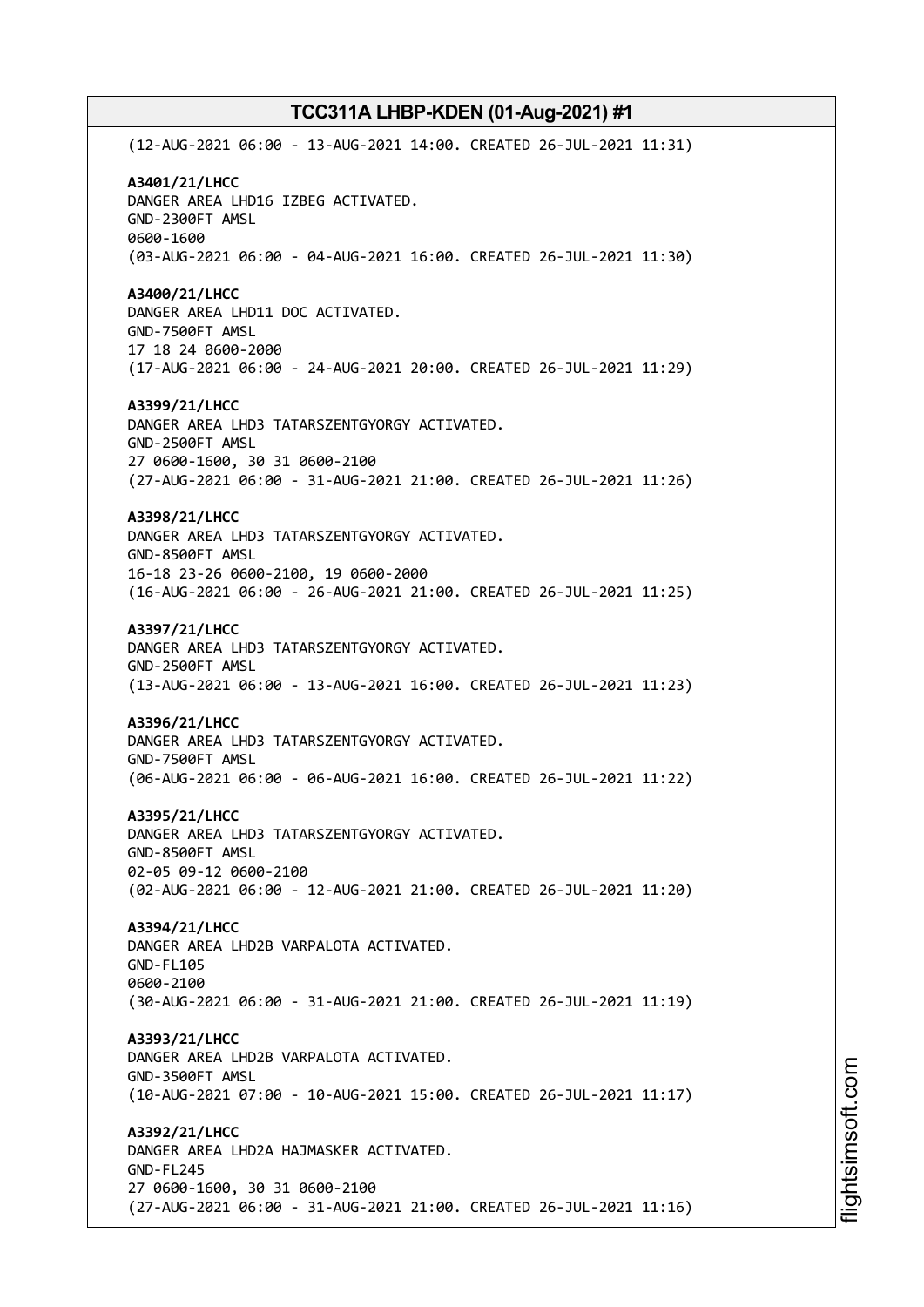(12-AUG-2021 06:00 - 13-AUG-2021 14:00. CREATED 26-JUL-2021 11:31)

**A3401/21/LHCC**
DANGER AREA LHD16 IZBEG ACTIVATED.
GND-2300FT AMSL
0600-1600
(03-AUG-2021 06:00 - 04-AUG-2021 16:00. CREATED 26-JUL-2021 11:30)

**A3400/21/LHCC**
DANGER AREA LHD11 DOC ACTIVATED.
GND-7500FT AMSL
17 18 24 0600-2000
(17-AUG-2021 06:00 - 24-AUG-2021 20:00. CREATED 26-JUL-2021 11:29)

**A3399/21/LHCC**
DANGER AREA LHD3 TATARSZENTGYORGY ACTIVATED.
GND-2500FT AMSL
27 0600-1600, 30 31 0600-2100
(27-AUG-2021 06:00 - 31-AUG-2021 21:00. CREATED 26-JUL-2021 11:26)

**A3398/21/LHCC**
DANGER AREA LHD3 TATARSZENTGYORGY ACTIVATED.
GND-8500FT AMSL
16-18 23-26 0600-2100, 19 0600-2000
(16-AUG-2021 06:00 - 26-AUG-2021 21:00. CREATED 26-JUL-2021 11:25)

**A3397/21/LHCC**
DANGER AREA LHD3 TATARSZENTGYORGY ACTIVATED.
GND-2500FT AMSL
(13-AUG-2021 06:00 - 13-AUG-2021 16:00. CREATED 26-JUL-2021 11:23)

**A3396/21/LHCC**
DANGER AREA LHD3 TATARSZENTGYORGY ACTIVATED.
GND-7500FT AMSL
(06-AUG-2021 06:00 - 06-AUG-2021 16:00. CREATED 26-JUL-2021 11:22)

**A3395/21/LHCC**
DANGER AREA LHD3 TATARSZENTGYORGY ACTIVATED.
GND-8500FT AMSL
02-05 09-12 0600-2100
(02-AUG-2021 06:00 - 12-AUG-2021 21:00. CREATED 26-JUL-2021 11:20)

**A3394/21/LHCC**
DANGER AREA LHD2B VARPALOTA ACTIVATED.
GND-FL105
0600-2100
(30-AUG-2021 06:00 - 31-AUG-2021 21:00. CREATED 26-JUL-2021 11:19)

**A3393/21/LHCC**
DANGER AREA LHD2B VARPALOTA ACTIVATED.
GND-3500FT AMSL
(10-AUG-2021 07:00 - 10-AUG-2021 15:00. CREATED 26-JUL-2021 11:17)

**A3392/21/LHCC**
DANGER AREA LHD2A HAJMASKER ACTIVATED.
GND-FL245
27 0600-1600, 30 31 0600-2100
(27-AUG-2021 06:00 - 31-AUG-2021 21:00. CREATED 26-JUL-2021 11:16)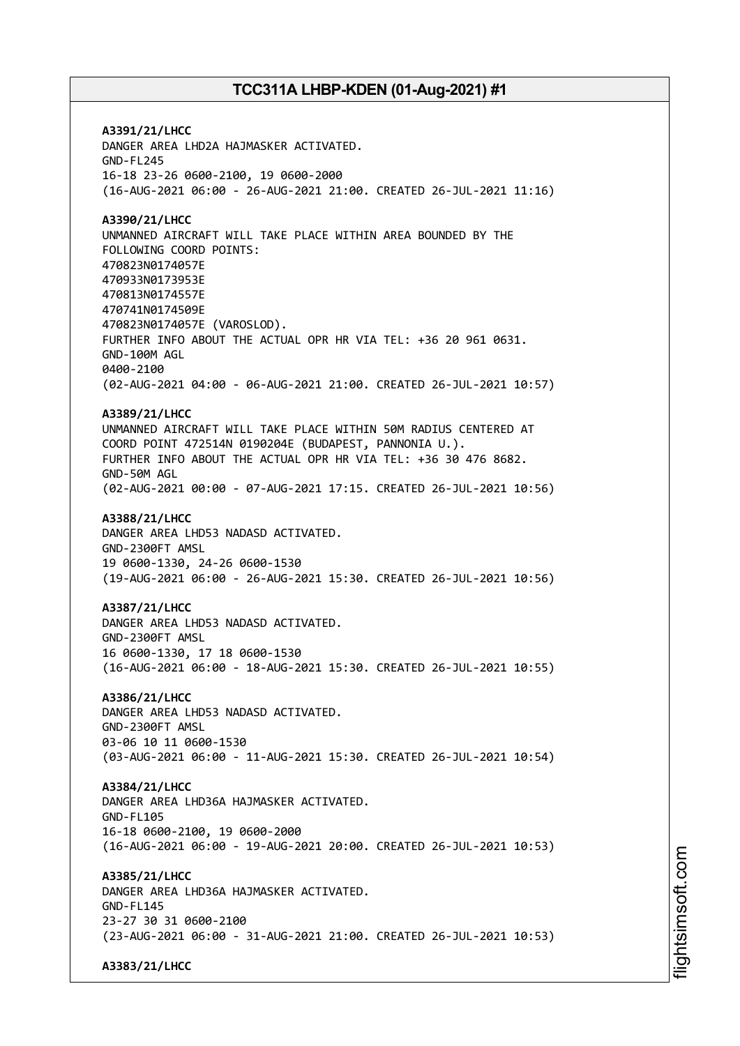**A3391/21/LHCC**
DANGER AREA LHD2A HAJMASKER ACTIVATED.
GND-FL245
16-18 23-26 0600-2100, 19 0600-2000
(16-AUG-2021 06:00 - 26-AUG-2021 21:00. CREATED 26-JUL-2021 11:16)

**A3390/21/LHCC**
UNMANNED AIRCRAFT WILL TAKE PLACE WITHIN AREA BOUNDED BY THE FOLLOWING COORD POINTS:
470823N0174057E
470933N0173953E
470813N0174557E
470741N0174509E
470823N0174057E (VAROSLOD).
FURTHER INFO ABOUT THE ACTUAL OPR HR VIA TEL: +36 20 961 0631.
GND-100M AGL
0400-2100
(02-AUG-2021 04:00 - 06-AUG-2021 21:00. CREATED 26-JUL-2021 10:57)

**A3389/21/LHCC**
UNMANNED AIRCRAFT WILL TAKE PLACE WITHIN 50M RADIUS CENTERED AT COORD POINT 472514N 0190204E (BUDAPEST, PANNONIA U.).
FURTHER INFO ABOUT THE ACTUAL OPR HR VIA TEL: +36 30 476 8682.
GND-50M AGL
(02-AUG-2021 00:00 - 07-AUG-2021 17:15. CREATED 26-JUL-2021 10:56)

**A3388/21/LHCC**
DANGER AREA LHD53 NADASD ACTIVATED.
GND-2300FT AMSL
19 0600-1330, 24-26 0600-1530
(19-AUG-2021 06:00 - 26-AUG-2021 15:30. CREATED 26-JUL-2021 10:56)

**A3387/21/LHCC**
DANGER AREA LHD53 NADASD ACTIVATED.
GND-2300FT AMSL
16 0600-1330, 17 18 0600-1530
(16-AUG-2021 06:00 - 18-AUG-2021 15:30. CREATED 26-JUL-2021 10:55)

**A3386/21/LHCC**
DANGER AREA LHD53 NADASD ACTIVATED.
GND-2300FT AMSL
03-06 10 11 0600-1530
(03-AUG-2021 06:00 - 11-AUG-2021 15:30. CREATED 26-JUL-2021 10:54)

**A3384/21/LHCC**
DANGER AREA LHD36A HAJMASKER ACTIVATED.
GND-FL105
16-18 0600-2100, 19 0600-2000
(16-AUG-2021 06:00 - 19-AUG-2021 20:00. CREATED 26-JUL-2021 10:53)

**A3385/21/LHCC**
DANGER AREA LHD36A HAJMASKER ACTIVATED.
GND-FL145
23-27 30 31 0600-2100
(23-AUG-2021 06:00 - 31-AUG-2021 21:00. CREATED 26-JUL-2021 10:53)

**A3383/21/LHCC**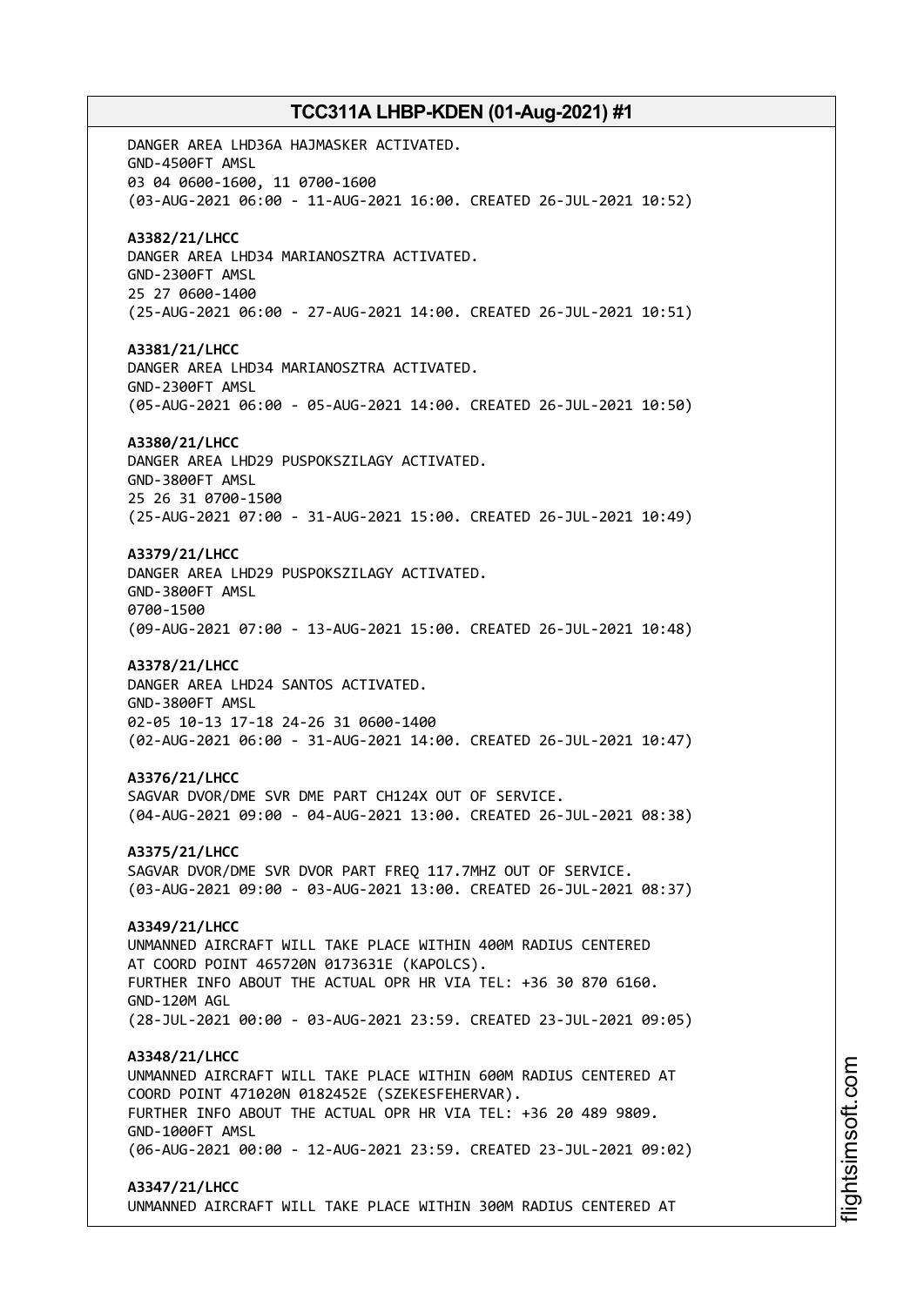DANGER AREA LHD36A HAJMASKER ACTIVATED.
GND-4500FT AMSL
03 04 0600-1600, 11 0700-1600
(03-AUG-2021 06:00 - 11-AUG-2021 16:00. CREATED 26-JUL-2021 10:52)

**A3382/21/LHCC**
DANGER AREA LHD34 MARIANOSZTRA ACTIVATED.
GND-2300FT AMSL
25 27 0600-1400
(25-AUG-2021 06:00 - 27-AUG-2021 14:00. CREATED 26-JUL-2021 10:51)

**A3381/21/LHCC**
DANGER AREA LHD34 MARIANOSZTRA ACTIVATED.
GND-2300FT AMSL
(05-AUG-2021 06:00 - 05-AUG-2021 14:00. CREATED 26-JUL-2021 10:50)

**A3380/21/LHCC**
DANGER AREA LHD29 PUSPOKSZILAGY ACTIVATED.
GND-3800FT AMSL
25 26 31 0700-1500
(25-AUG-2021 07:00 - 31-AUG-2021 15:00. CREATED 26-JUL-2021 10:49)

**A3379/21/LHCC**
DANGER AREA LHD29 PUSPOKSZILAGY ACTIVATED.
GND-3800FT AMSL
0700-1500
(09-AUG-2021 07:00 - 13-AUG-2021 15:00. CREATED 26-JUL-2021 10:48)

**A3378/21/LHCC**
DANGER AREA LHD24 SANTOS ACTIVATED.
GND-3800FT AMSL
02-05 10-13 17-18 24-26 31 0600-1400
(02-AUG-2021 06:00 - 31-AUG-2021 14:00. CREATED 26-JUL-2021 10:47)

**A3376/21/LHCC**
SAGVAR DVOR/DME SVR DME PART CH124X OUT OF SERVICE.
(04-AUG-2021 09:00 - 04-AUG-2021 13:00. CREATED 26-JUL-2021 08:38)

**A3375/21/LHCC**
SAGVAR DVOR/DME SVR DVOR PART FREQ 117.7MHZ OUT OF SERVICE.
(03-AUG-2021 09:00 - 03-AUG-2021 13:00. CREATED 26-JUL-2021 08:37)

**A3349/21/LHCC**
UNMANNED AIRCRAFT WILL TAKE PLACE WITHIN 400M RADIUS CENTERED
AT COORD POINT 465720N 0173631E (KAPOLCS).
FURTHER INFO ABOUT THE ACTUAL OPR HR VIA TEL: +36 30 870 6160.
GND-120M AGL
(28-JUL-2021 00:00 - 03-AUG-2021 23:59. CREATED 23-JUL-2021 09:05)

**A3348/21/LHCC**
UNMANNED AIRCRAFT WILL TAKE PLACE WITHIN 600M RADIUS CENTERED AT
COORD POINT 471020N 0182452E (SZEKESFEHERVAR).
FURTHER INFO ABOUT THE ACTUAL OPR HR VIA TEL: +36 20 489 9809.
GND-1000FT AMSL
(06-AUG-2021 00:00 - 12-AUG-2021 23:59. CREATED 23-JUL-2021 09:02)

**A3347/21/LHCC**
UNMANNED AIRCRAFT WILL TAKE PLACE WITHIN 300M RADIUS CENTERED AT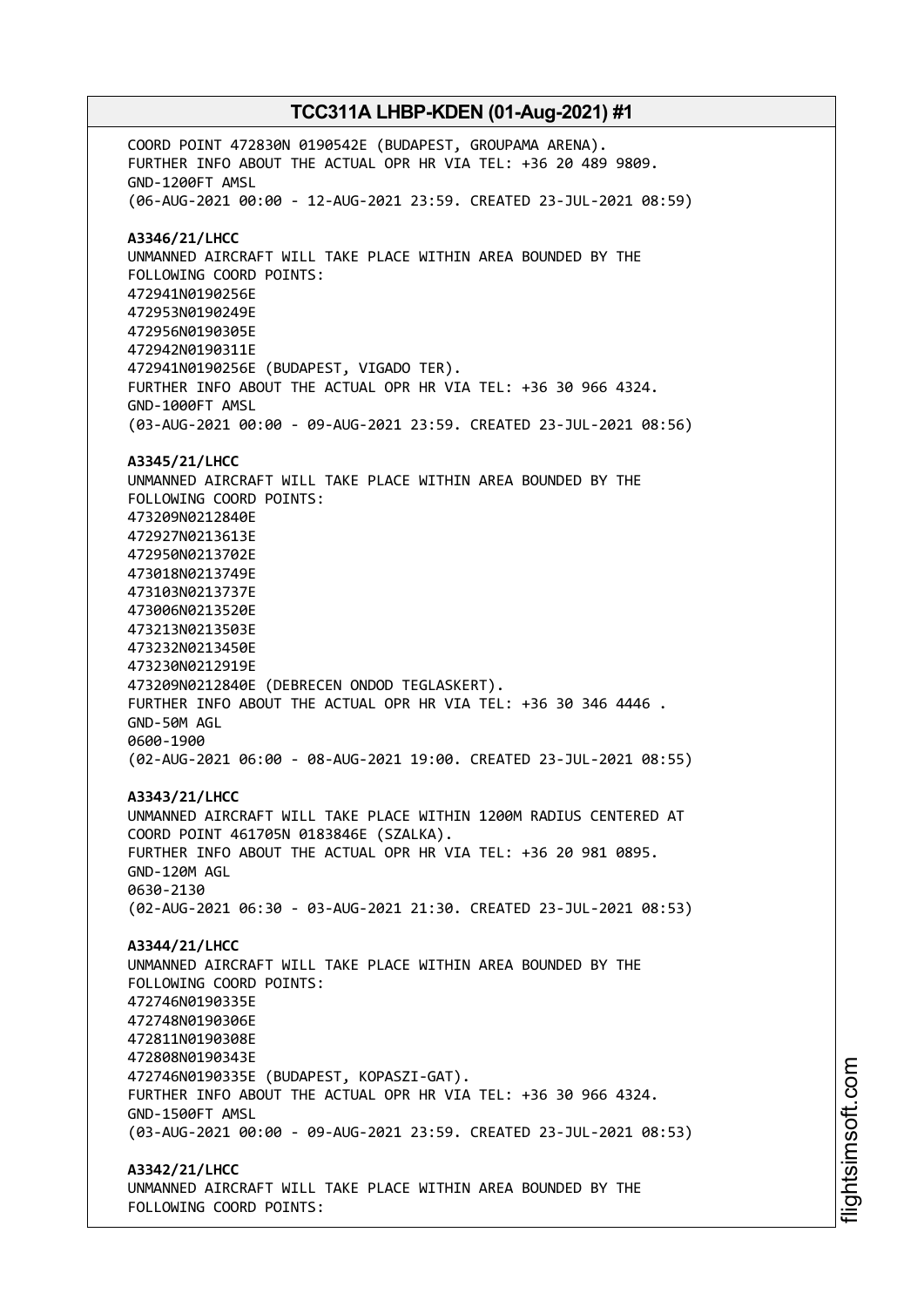COORD POINT 472830N 0190542E (BUDAPEST, GROUPAMA ARENA).
FURTHER INFO ABOUT THE ACTUAL OPR HR VIA TEL: +36 20 489 9809.
GND-1200FT AMSL
(06-AUG-2021 00:00 - 12-AUG-2021 23:59. CREATED 23-JUL-2021 08:59)

**A3346/21/LHCC**
UNMANNED AIRCRAFT WILL TAKE PLACE WITHIN AREA BOUNDED BY THE
FOLLOWING COORD POINTS:
472941N0190256E
472953N0190249E
472956N0190305E
472942N0190311E
472941N0190256E (BUDAPEST, VIGADO TER).
FURTHER INFO ABOUT THE ACTUAL OPR HR VIA TEL: +36 30 966 4324.
GND-1000FT AMSL
(03-AUG-2021 00:00 - 09-AUG-2021 23:59. CREATED 23-JUL-2021 08:56)

**A3345/21/LHCC**
UNMANNED AIRCRAFT WILL TAKE PLACE WITHIN AREA BOUNDED BY THE
FOLLOWING COORD POINTS:
473209N0212840E
472927N0213613E
472950N0213702E
473018N0213749E
473103N0213737E
473006N0213520E
473213N0213503E
473232N0213450E
473230N0212919E
473209N0212840E (DEBRECEN ONDOD TEGLASKERT).
FURTHER INFO ABOUT THE ACTUAL OPR HR VIA TEL: +36 30 346 4446 .
GND-50M AGL
0600-1900
(02-AUG-2021 06:00 - 08-AUG-2021 19:00. CREATED 23-JUL-2021 08:55)

**A3343/21/LHCC**
UNMANNED AIRCRAFT WILL TAKE PLACE WITHIN 1200M RADIUS CENTERED AT
COORD POINT 461705N 0183846E (SZALKA).
FURTHER INFO ABOUT THE ACTUAL OPR HR VIA TEL: +36 20 981 0895.
GND-120M AGL
0630-2130
(02-AUG-2021 06:30 - 03-AUG-2021 21:30. CREATED 23-JUL-2021 08:53)

**A3344/21/LHCC**
UNMANNED AIRCRAFT WILL TAKE PLACE WITHIN AREA BOUNDED BY THE
FOLLOWING COORD POINTS:
472746N0190335E
472748N0190306E
472811N0190308E
472808N0190343E
472746N0190335E (BUDAPEST, KOPASZI-GAT).
FURTHER INFO ABOUT THE ACTUAL OPR HR VIA TEL: +36 30 966 4324.
GND-1500FT AMSL
(03-AUG-2021 00:00 - 09-AUG-2021 23:59. CREATED 23-JUL-2021 08:53)

**A3342/21/LHCC**
UNMANNED AIRCRAFT WILL TAKE PLACE WITHIN AREA BOUNDED BY THE
FOLLOWING COORD POINTS: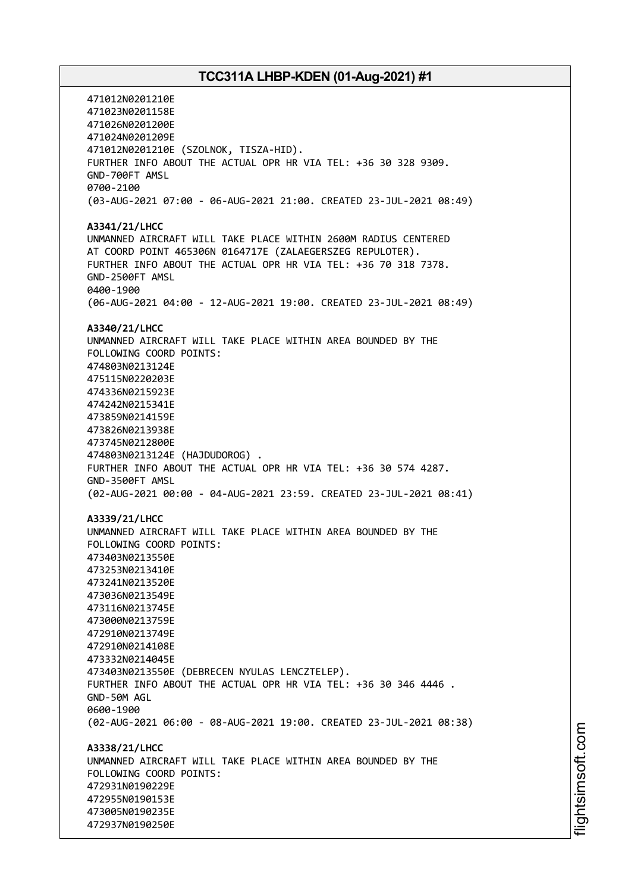471012N0201210E
471023N0201158E
471026N0201200E
471024N0201209E
471012N0201210E (SZOLNOK, TISZA-HID).
FURTHER INFO ABOUT THE ACTUAL OPR HR VIA TEL: +36 30 328 9309.
GND-700FT AMSL
0700-2100
(03-AUG-2021 07:00 - 06-AUG-2021 21:00. CREATED 23-JUL-2021 08:49)

**A3341/21/LHCC**
UNMANNED AIRCRAFT WILL TAKE PLACE WITHIN 2600M RADIUS CENTERED
AT COORD POINT 465306N 0164717E (ZALAEGERSZEG REPULOTER).
FURTHER INFO ABOUT THE ACTUAL OPR HR VIA TEL: +36 70 318 7378.
GND-2500FT AMSL
0400-1900
(06-AUG-2021 04:00 - 12-AUG-2021 19:00. CREATED 23-JUL-2021 08:49)

**A3340/21/LHCC**
UNMANNED AIRCRAFT WILL TAKE PLACE WITHIN AREA BOUNDED BY THE
FOLLOWING COORD POINTS:
474803N0213124E
475115N0220203E
474336N0215923E
474242N0215341E
473859N0214159E
473826N0213938E
473745N0212800E
474803N0213124E (HAJDUDOROG) .
FURTHER INFO ABOUT THE ACTUAL OPR HR VIA TEL: +36 30 574 4287.
GND-3500FT AMSL
(02-AUG-2021 00:00 - 04-AUG-2021 23:59. CREATED 23-JUL-2021 08:41)

**A3339/21/LHCC**
UNMANNED AIRCRAFT WILL TAKE PLACE WITHIN AREA BOUNDED BY THE
FOLLOWING COORD POINTS:
473403N0213550E
473253N0213410E
473241N0213520E
473036N0213549E
473116N0213745E
473000N0213759E
472910N0213749E
472910N0214108E
473332N0214045E
473403N0213550E (DEBRECEN NYULAS LENCZTELEP).
FURTHER INFO ABOUT THE ACTUAL OPR HR VIA TEL: +36 30 346 4446 .
GND-50M AGL
0600-1900
(02-AUG-2021 06:00 - 08-AUG-2021 19:00. CREATED 23-JUL-2021 08:38)

**A3338/21/LHCC**
UNMANNED AIRCRAFT WILL TAKE PLACE WITHIN AREA BOUNDED BY THE
FOLLOWING COORD POINTS:
472931N0190229E
472955N0190153E
473005N0190235E
472937N0190250E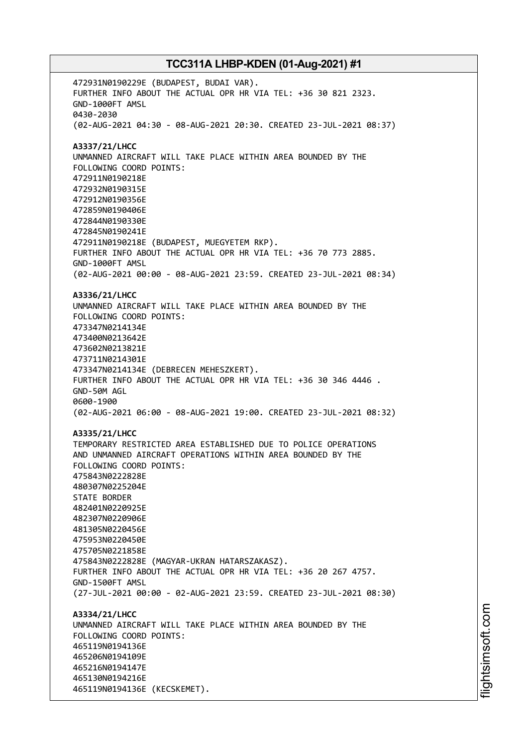472931N0190229E (BUDAPEST, BUDAI VAR).
FURTHER INFO ABOUT THE ACTUAL OPR HR VIA TEL: +36 30 821 2323.
GND-1000FT AMSL
0430-2030
(02-AUG-2021 04:30 - 08-AUG-2021 20:30. CREATED 23-JUL-2021 08:37)

**A3337/21/LHCC**
UNMANNED AIRCRAFT WILL TAKE PLACE WITHIN AREA BOUNDED BY THE
FOLLOWING COORD POINTS:
472911N0190218E
472932N0190315E
472912N0190356E
472859N0190406E
472844N0190330E
472845N0190241E
472911N0190218E (BUDAPEST, MUEGYETEM RKP).
FURTHER INFO ABOUT THE ACTUAL OPR HR VIA TEL: +36 70 773 2885.
GND-1000FT AMSL
(02-AUG-2021 00:00 - 08-AUG-2021 23:59. CREATED 23-JUL-2021 08:34)

**A3336/21/LHCC**
UNMANNED AIRCRAFT WILL TAKE PLACE WITHIN AREA BOUNDED BY THE
FOLLOWING COORD POINTS:
473347N0214134E
473400N0213642E
473602N0213821E
473711N0214301E
473347N0214134E (DEBRECEN MEHESZKERT).
FURTHER INFO ABOUT THE ACTUAL OPR HR VIA TEL: +36 30 346 4446 .
GND-50M AGL
0600-1900
(02-AUG-2021 06:00 - 08-AUG-2021 19:00. CREATED 23-JUL-2021 08:32)

**A3335/21/LHCC**
TEMPORARY RESTRICTED AREA ESTABLISHED DUE TO POLICE OPERATIONS
AND UNMANNED AIRCRAFT OPERATIONS WITHIN AREA BOUNDED BY THE
FOLLOWING COORD POINTS:
475843N0222828E
480307N0225204E
STATE BORDER
482401N0220925E
482307N0220906E
481305N0220456E
475953N0220450E
475705N0221858E
475843N0222828E (MAGYAR-UKRAN HATARSZAKASZ).
FURTHER INFO ABOUT THE ACTUAL OPR HR VIA TEL: +36 20 267 4757.
GND-1500FT AMSL
(27-JUL-2021 00:00 - 02-AUG-2021 23:59. CREATED 23-JUL-2021 08:30)

**A3334/21/LHCC**
UNMANNED AIRCRAFT WILL TAKE PLACE WITHIN AREA BOUNDED BY THE
FOLLOWING COORD POINTS:
465119N0194136E
465206N0194109E
465216N0194147E
465130N0194216E
465119N0194136E (KECSKEMET).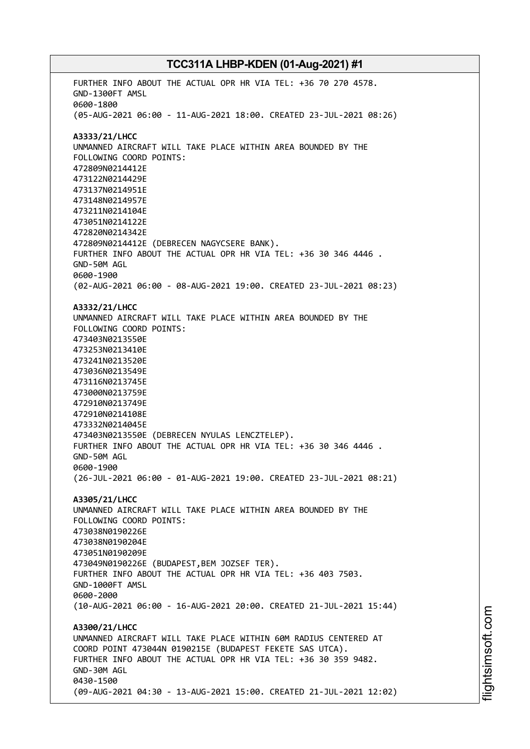FURTHER INFO ABOUT THE ACTUAL OPR HR VIA TEL: +36 70 270 4578.
GND-1300FT AMSL
0600-1800
(05-AUG-2021 06:00 - 11-AUG-2021 18:00. CREATED 23-JUL-2021 08:26)

**A3333/21/LHCC**
UNMANNED AIRCRAFT WILL TAKE PLACE WITHIN AREA BOUNDED BY THE
FOLLOWING COORD POINTS:
472809N0214412E
473122N0214429E
473137N0214951E
473148N0214957E
473211N0214104E
473051N0214122E
472820N0214342E
472809N0214412E (DEBRECEN NAGYCSERE BANK).
FURTHER INFO ABOUT THE ACTUAL OPR HR VIA TEL: +36 30 346 4446 .
GND-50M AGL
0600-1900
(02-AUG-2021 06:00 - 08-AUG-2021 19:00. CREATED 23-JUL-2021 08:23)

**A3332/21/LHCC**
UNMANNED AIRCRAFT WILL TAKE PLACE WITHIN AREA BOUNDED BY THE
FOLLOWING COORD POINTS:
473403N0213550E
473253N0213410E
473241N0213520E
473036N0213549E
473116N0213745E
473000N0213759E
472910N0213749E
472910N0214108E
473332N0214045E
473403N0213550E (DEBRECEN NYULAS LENCZTELEP).
FURTHER INFO ABOUT THE ACTUAL OPR HR VIA TEL: +36 30 346 4446 .
GND-50M AGL
0600-1900
(26-JUL-2021 06:00 - 01-AUG-2021 19:00. CREATED 23-JUL-2021 08:21)

**A3305/21/LHCC**
UNMANNED AIRCRAFT WILL TAKE PLACE WITHIN AREA BOUNDED BY THE
FOLLOWING COORD POINTS:
473038N0190226E
473038N0190204E
473051N0190209E
473049N0190226E (BUDAPEST,BEM JOZSEF TER).
FURTHER INFO ABOUT THE ACTUAL OPR HR VIA TEL: +36 403 7503.
GND-1000FT AMSL
0600-2000
(10-AUG-2021 06:00 - 16-AUG-2021 20:00. CREATED 21-JUL-2021 15:44)

**A3300/21/LHCC**
UNMANNED AIRCRAFT WILL TAKE PLACE WITHIN 60M RADIUS CENTERED AT
COORD POINT 473044N 0190215E (BUDAPEST FEKETE SAS UTCA).
FURTHER INFO ABOUT THE ACTUAL OPR HR VIA TEL: +36 30 359 9482.
GND-30M AGL
0430-1500
(09-AUG-2021 04:30 - 13-AUG-2021 15:00. CREATED 21-JUL-2021 12:02)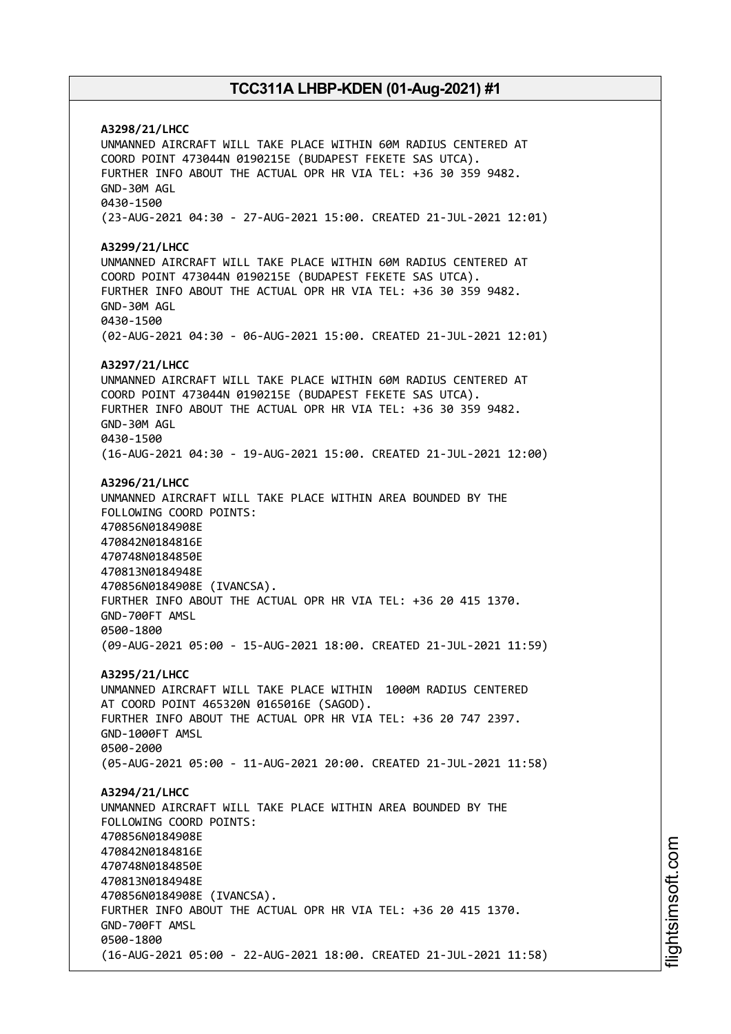**A3298/21/LHCC**
UNMANNED AIRCRAFT WILL TAKE PLACE WITHIN 60M RADIUS CENTERED AT
COORD POINT 473044N 0190215E (BUDAPEST FEKETE SAS UTCA).
FURTHER INFO ABOUT THE ACTUAL OPR HR VIA TEL: +36 30 359 9482.
GND-30M AGL
0430-1500
(23-AUG-2021 04:30 - 27-AUG-2021 15:00. CREATED 21-JUL-2021 12:01)

**A3299/21/LHCC**
UNMANNED AIRCRAFT WILL TAKE PLACE WITHIN 60M RADIUS CENTERED AT
COORD POINT 473044N 0190215E (BUDAPEST FEKETE SAS UTCA).
FURTHER INFO ABOUT THE ACTUAL OPR HR VIA TEL: +36 30 359 9482.
GND-30M AGL
0430-1500
(02-AUG-2021 04:30 - 06-AUG-2021 15:00. CREATED 21-JUL-2021 12:01)

**A3297/21/LHCC**
UNMANNED AIRCRAFT WILL TAKE PLACE WITHIN 60M RADIUS CENTERED AT
COORD POINT 473044N 0190215E (BUDAPEST FEKETE SAS UTCA).
FURTHER INFO ABOUT THE ACTUAL OPR HR VIA TEL: +36 30 359 9482.
GND-30M AGL
0430-1500
(16-AUG-2021 04:30 - 19-AUG-2021 15:00. CREATED 21-JUL-2021 12:00)

**A3296/21/LHCC**
UNMANNED AIRCRAFT WILL TAKE PLACE WITHIN AREA BOUNDED BY THE
FOLLOWING COORD POINTS:
470856N0184908E
470842N0184816E
470748N0184850E
470813N0184948E
470856N0184908E (IVANCSA).
FURTHER INFO ABOUT THE ACTUAL OPR HR VIA TEL: +36 20 415 1370.
GND-700FT AMSL
0500-1800
(09-AUG-2021 05:00 - 15-AUG-2021 18:00. CREATED 21-JUL-2021 11:59)

**A3295/21/LHCC**
UNMANNED AIRCRAFT WILL TAKE PLACE WITHIN 1000M RADIUS CENTERED
AT COORD POINT 465320N 0165016E (SAGOD).
FURTHER INFO ABOUT THE ACTUAL OPR HR VIA TEL: +36 20 747 2397.
GND-1000FT AMSL
0500-2000
(05-AUG-2021 05:00 - 11-AUG-2021 20:00. CREATED 21-JUL-2021 11:58)

**A3294/21/LHCC**
UNMANNED AIRCRAFT WILL TAKE PLACE WITHIN AREA BOUNDED BY THE
FOLLOWING COORD POINTS:
470856N0184908E
470842N0184816E
470748N0184850E
470813N0184948E
470856N0184908E (IVANCSA).
FURTHER INFO ABOUT THE ACTUAL OPR HR VIA TEL: +36 20 415 1370.
GND-700FT AMSL
0500-1800
(16-AUG-2021 05:00 - 22-AUG-2021 18:00. CREATED 21-JUL-2021 11:58)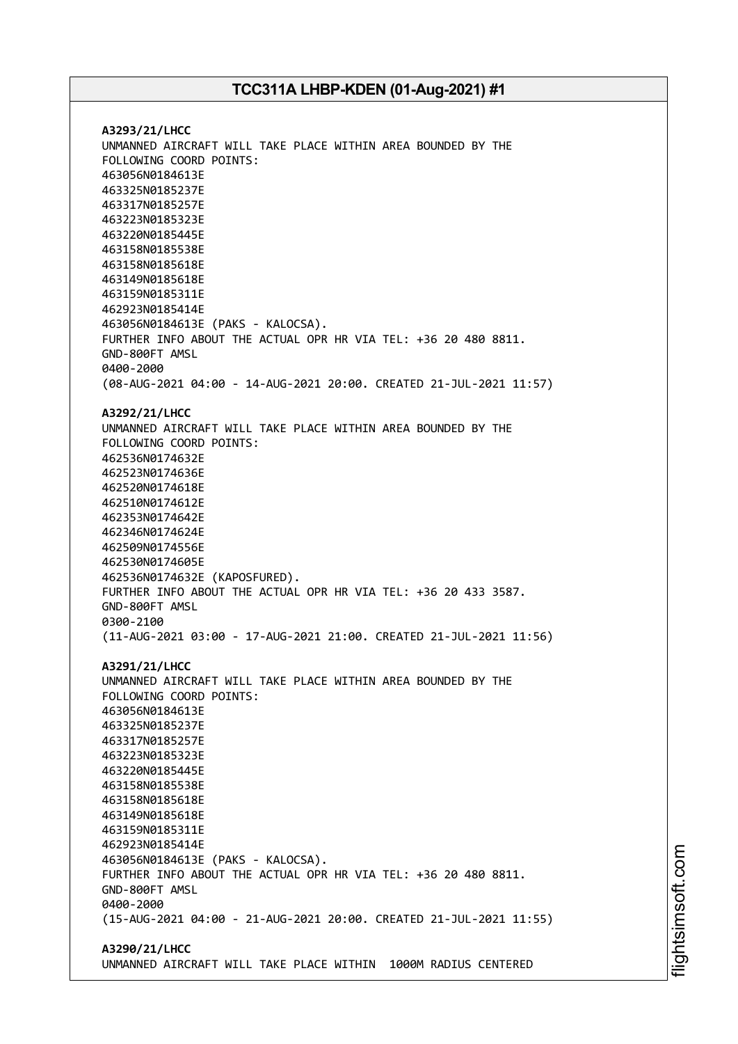**A3293/21/LHCC**
UNMANNED AIRCRAFT WILL TAKE PLACE WITHIN AREA BOUNDED BY THE FOLLOWING COORD POINTS:
463056N0184613E
463325N0185237E
463317N0185257E
463223N0185323E
463220N0185445E
463158N0185538E
463158N0185618E
463149N0185618E
463159N0185311E
462923N0185414E
463056N0184613E (PAKS - KALOCSA).
FURTHER INFO ABOUT THE ACTUAL OPR HR VIA TEL: +36 20 480 8811.
GND-800FT AMSL
0400-2000
(08-AUG-2021 04:00 - 14-AUG-2021 20:00. CREATED 21-JUL-2021 11:57)

**A3292/21/LHCC**
UNMANNED AIRCRAFT WILL TAKE PLACE WITHIN AREA BOUNDED BY THE FOLLOWING COORD POINTS:
462536N0174632E
462523N0174636E
462520N0174618E
462510N0174612E
462353N0174642E
462346N0174624E
462509N0174556E
462530N0174605E
462536N0174632E (KAPOSFURED).
FURTHER INFO ABOUT THE ACTUAL OPR HR VIA TEL: +36 20 433 3587.
GND-800FT AMSL
0300-2100
(11-AUG-2021 03:00 - 17-AUG-2021 21:00. CREATED 21-JUL-2021 11:56)

**A3291/21/LHCC**
UNMANNED AIRCRAFT WILL TAKE PLACE WITHIN AREA BOUNDED BY THE FOLLOWING COORD POINTS:
463056N0184613E
463325N0185237E
463317N0185257E
463223N0185323E
463220N0185445E
463158N0185538E
463158N0185618E
463149N0185618E
463159N0185311E
462923N0185414E
463056N0184613E (PAKS - KALOCSA).
FURTHER INFO ABOUT THE ACTUAL OPR HR VIA TEL: +36 20 480 8811.
GND-800FT AMSL
0400-2000
(15-AUG-2021 04:00 - 21-AUG-2021 20:00. CREATED 21-JUL-2021 11:55)

**A3290/21/LHCC**
UNMANNED AIRCRAFT WILL TAKE PLACE WITHIN 1000M RADIUS CENTERED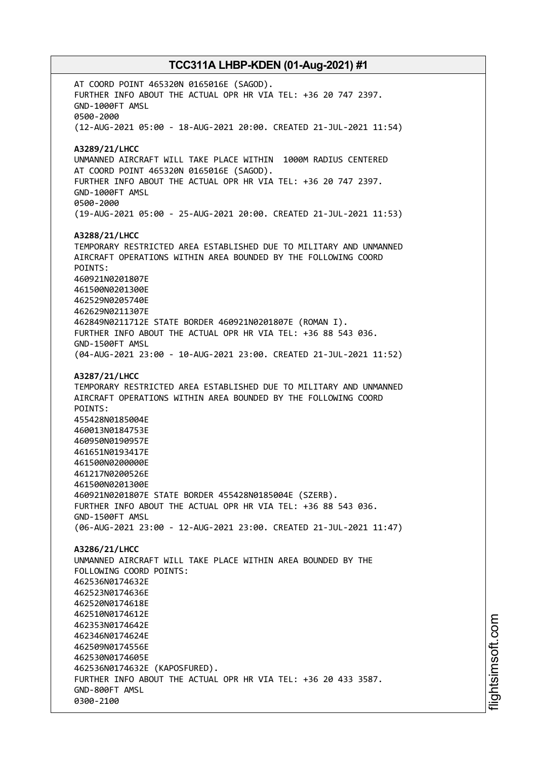AT COORD POINT 465320N 0165016E (SAGOD).
FURTHER INFO ABOUT THE ACTUAL OPR HR VIA TEL: +36 20 747 2397.
GND-1000FT AMSL
0500-2000
(12-AUG-2021 05:00 - 18-AUG-2021 20:00. CREATED 21-JUL-2021 11:54)

**A3289/21/LHCC**
UNMANNED AIRCRAFT WILL TAKE PLACE WITHIN 1000M RADIUS CENTERED AT COORD POINT 465320N 0165016E (SAGOD).
FURTHER INFO ABOUT THE ACTUAL OPR HR VIA TEL: +36 20 747 2397.
GND-1000FT AMSL
0500-2000
(19-AUG-2021 05:00 - 25-AUG-2021 20:00. CREATED 21-JUL-2021 11:53)

**A3288/21/LHCC**
TEMPORARY RESTRICTED AREA ESTABLISHED DUE TO MILITARY AND UNMANNED AIRCRAFT OPERATIONS WITHIN AREA BOUNDED BY THE FOLLOWING COORD POINTS:
460921N0201807E
461500N0201300E
462529N0205740E
462629N0211307E
462849N0211712E STATE BORDER 460921N0201807E (ROMAN I).
FURTHER INFO ABOUT THE ACTUAL OPR HR VIA TEL: +36 88 543 036.
GND-1500FT AMSL
(04-AUG-2021 23:00 - 10-AUG-2021 23:00. CREATED 21-JUL-2021 11:52)

**A3287/21/LHCC**
TEMPORARY RESTRICTED AREA ESTABLISHED DUE TO MILITARY AND UNMANNED AIRCRAFT OPERATIONS WITHIN AREA BOUNDED BY THE FOLLOWING COORD POINTS:
455428N0185004E
460013N0184753E
460950N0190957E
461651N0193417E
461500N0200000E
461217N0200526E
461500N0201300E
460921N0201807E STATE BORDER 455428N0185004E (SZERB).
FURTHER INFO ABOUT THE ACTUAL OPR HR VIA TEL: +36 88 543 036.
GND-1500FT AMSL
(06-AUG-2021 23:00 - 12-AUG-2021 23:00. CREATED 21-JUL-2021 11:47)

**A3286/21/LHCC**
UNMANNED AIRCRAFT WILL TAKE PLACE WITHIN AREA BOUNDED BY THE FOLLOWING COORD POINTS:
462536N0174632E
462523N0174636E
462520N0174618E
462510N0174612E
462353N0174642E
462346N0174624E
462509N0174556E
462530N0174605E
462536N0174632E (KAPOSFURED).
FURTHER INFO ABOUT THE ACTUAL OPR HR VIA TEL: +36 20 433 3587.
GND-800FT AMSL
0300-2100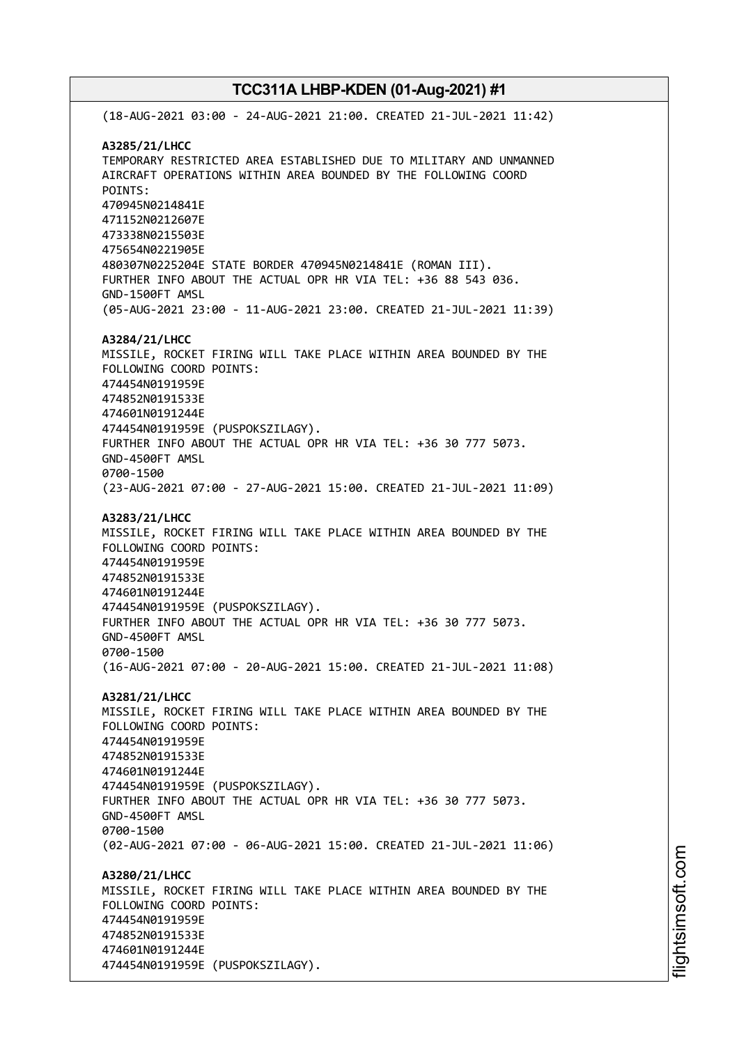(18-AUG-2021 03:00 - 24-AUG-2021 21:00. CREATED 21-JUL-2021 11:42)

**A3285/21/LHCC**
TEMPORARY RESTRICTED AREA ESTABLISHED DUE TO MILITARY AND UNMANNED AIRCRAFT OPERATIONS WITHIN AREA BOUNDED BY THE FOLLOWING COORD POINTS:
470945N0214841E
471152N0212607E
473338N0215503E
475654N0221905E
480307N0225204E STATE BORDER 470945N0214841E (ROMAN III).
FURTHER INFO ABOUT THE ACTUAL OPR HR VIA TEL: +36 88 543 036.
GND-1500FT AMSL
(05-AUG-2021 23:00 - 11-AUG-2021 23:00. CREATED 21-JUL-2021 11:39)

**A3284/21/LHCC**
MISSILE, ROCKET FIRING WILL TAKE PLACE WITHIN AREA BOUNDED BY THE FOLLOWING COORD POINTS:
474454N0191959E
474852N0191533E
474601N0191244E
474454N0191959E (PUSPOKSZILAGY).
FURTHER INFO ABOUT THE ACTUAL OPR HR VIA TEL: +36 30 777 5073.
GND-4500FT AMSL
0700-1500
(23-AUG-2021 07:00 - 27-AUG-2021 15:00. CREATED 21-JUL-2021 11:09)

**A3283/21/LHCC**
MISSILE, ROCKET FIRING WILL TAKE PLACE WITHIN AREA BOUNDED BY THE FOLLOWING COORD POINTS:
474454N0191959E
474852N0191533E
474601N0191244E
474454N0191959E (PUSPOKSZILAGY).
FURTHER INFO ABOUT THE ACTUAL OPR HR VIA TEL: +36 30 777 5073.
GND-4500FT AMSL
0700-1500
(16-AUG-2021 07:00 - 20-AUG-2021 15:00. CREATED 21-JUL-2021 11:08)

**A3281/21/LHCC**
MISSILE, ROCKET FIRING WILL TAKE PLACE WITHIN AREA BOUNDED BY THE FOLLOWING COORD POINTS:
474454N0191959E
474852N0191533E
474601N0191244E
474454N0191959E (PUSPOKSZILAGY).
FURTHER INFO ABOUT THE ACTUAL OPR HR VIA TEL: +36 30 777 5073.
GND-4500FT AMSL
0700-1500
(02-AUG-2021 07:00 - 06-AUG-2021 15:00. CREATED 21-JUL-2021 11:06)

**A3280/21/LHCC**
MISSILE, ROCKET FIRING WILL TAKE PLACE WITHIN AREA BOUNDED BY THE FOLLOWING COORD POINTS:
474454N0191959E
474852N0191533E
474601N0191244E
474454N0191959E (PUSPOKSZILAGY).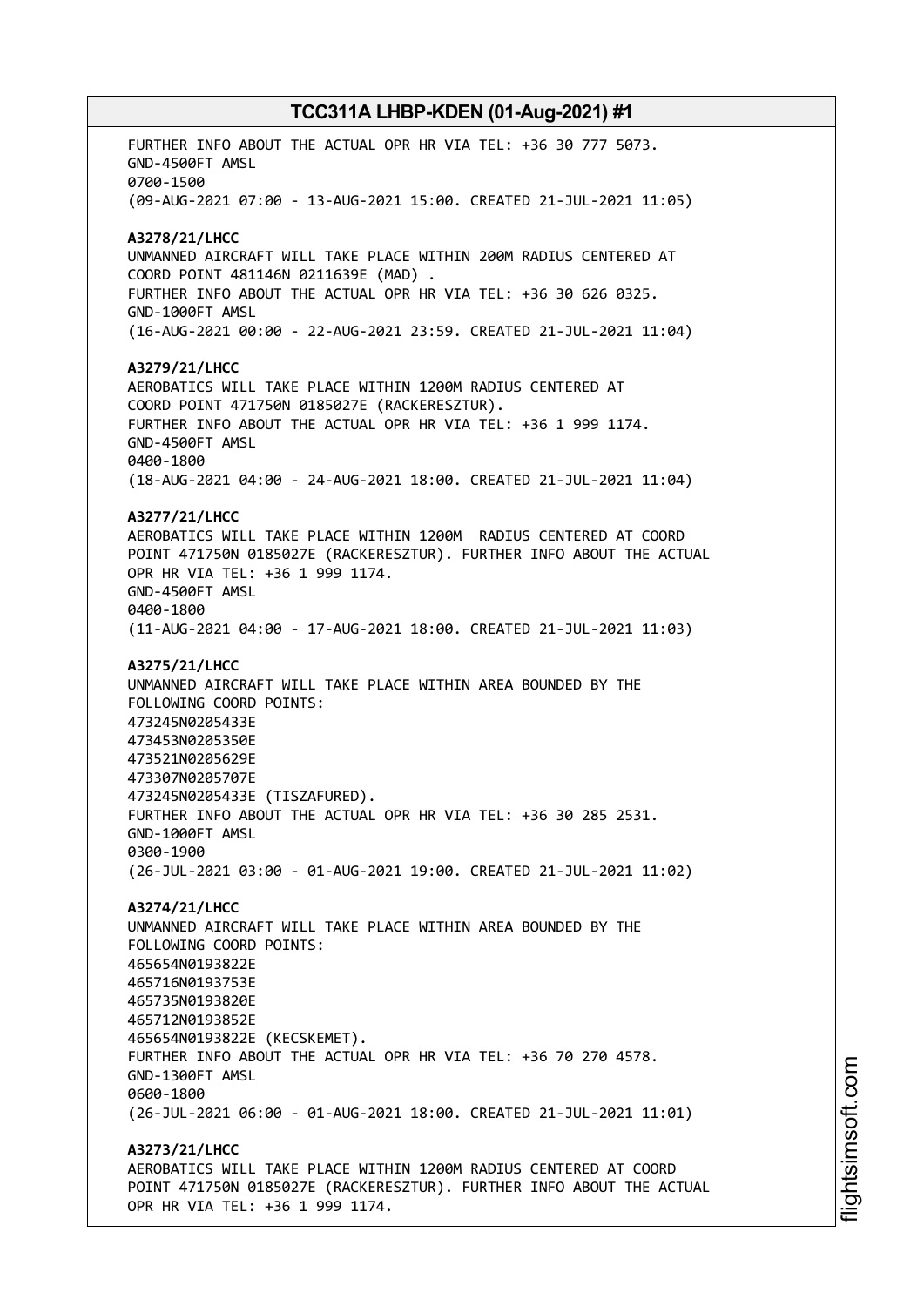FURTHER INFO ABOUT THE ACTUAL OPR HR VIA TEL: +36 30 777 5073.
GND-4500FT AMSL
0700-1500
(09-AUG-2021 07:00 - 13-AUG-2021 15:00. CREATED 21-JUL-2021 11:05)

**A3278/21/LHCC**
UNMANNED AIRCRAFT WILL TAKE PLACE WITHIN 200M RADIUS CENTERED AT
COORD POINT 481146N 0211639E (MAD) .
FURTHER INFO ABOUT THE ACTUAL OPR HR VIA TEL: +36 30 626 0325.
GND-1000FT AMSL
(16-AUG-2021 00:00 - 22-AUG-2021 23:59. CREATED 21-JUL-2021 11:04)

**A3279/21/LHCC**
AEROBATICS WILL TAKE PLACE WITHIN 1200M RADIUS CENTERED AT
COORD POINT 471750N 0185027E (RACKERESZTUR).
FURTHER INFO ABOUT THE ACTUAL OPR HR VIA TEL: +36 1 999 1174.
GND-4500FT AMSL
0400-1800
(18-AUG-2021 04:00 - 24-AUG-2021 18:00. CREATED 21-JUL-2021 11:04)

**A3277/21/LHCC**
AEROBATICS WILL TAKE PLACE WITHIN 1200M RADIUS CENTERED AT COORD
POINT 471750N 0185027E (RACKERESZTUR). FURTHER INFO ABOUT THE ACTUAL
OPR HR VIA TEL: +36 1 999 1174.
GND-4500FT AMSL
0400-1800
(11-AUG-2021 04:00 - 17-AUG-2021 18:00. CREATED 21-JUL-2021 11:03)

**A3275/21/LHCC**
UNMANNED AIRCRAFT WILL TAKE PLACE WITHIN AREA BOUNDED BY THE
FOLLOWING COORD POINTS:
473245N0205433E
473453N0205350E
473521N0205629E
473307N0205707E
473245N0205433E (TISZAFURED).
FURTHER INFO ABOUT THE ACTUAL OPR HR VIA TEL: +36 30 285 2531.
GND-1000FT AMSL
0300-1900
(26-JUL-2021 03:00 - 01-AUG-2021 19:00. CREATED 21-JUL-2021 11:02)

**A3274/21/LHCC**
UNMANNED AIRCRAFT WILL TAKE PLACE WITHIN AREA BOUNDED BY THE
FOLLOWING COORD POINTS:
465654N0193822E
465716N0193753E
465735N0193820E
465712N0193852E
465654N0193822E (KECSKEMET).
FURTHER INFO ABOUT THE ACTUAL OPR HR VIA TEL: +36 70 270 4578.
GND-1300FT AMSL
0600-1800
(26-JUL-2021 06:00 - 01-AUG-2021 18:00. CREATED 21-JUL-2021 11:01)

**A3273/21/LHCC**
AEROBATICS WILL TAKE PLACE WITHIN 1200M RADIUS CENTERED AT COORD
POINT 471750N 0185027E (RACKERESZTUR). FURTHER INFO ABOUT THE ACTUAL
OPR HR VIA TEL: +36 1 999 1174.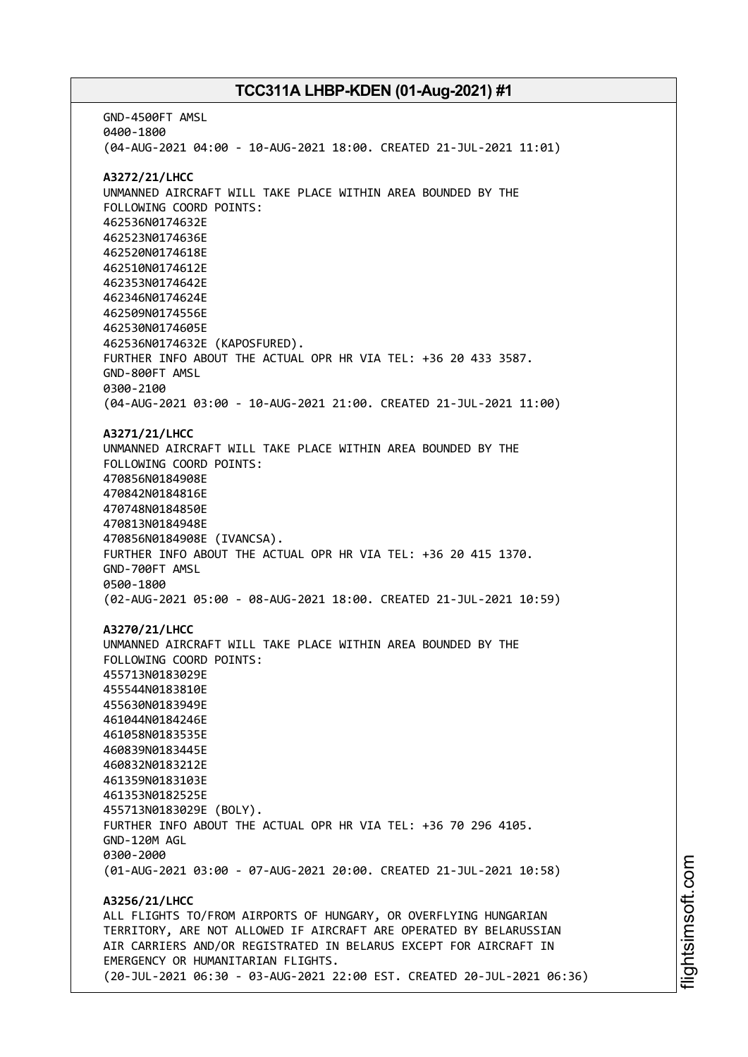GND-4500FT AMSL
0400-1800
(04-AUG-2021 04:00 - 10-AUG-2021 18:00. CREATED 21-JUL-2021 11:01)

**A3272/21/LHCC**
UNMANNED AIRCRAFT WILL TAKE PLACE WITHIN AREA BOUNDED BY THE
FOLLOWING COORD POINTS:
462536N0174632E
462523N0174636E
462520N0174618E
462510N0174612E
462353N0174642E
462346N0174624E
462509N0174556E
462530N0174605E
462536N0174632E (KAPOSFURED).
FURTHER INFO ABOUT THE ACTUAL OPR HR VIA TEL: +36 20 433 3587.
GND-800FT AMSL
0300-2100
(04-AUG-2021 03:00 - 10-AUG-2021 21:00. CREATED 21-JUL-2021 11:00)

**A3271/21/LHCC**
UNMANNED AIRCRAFT WILL TAKE PLACE WITHIN AREA BOUNDED BY THE
FOLLOWING COORD POINTS:
470856N0184908E
470842N0184816E
470748N0184850E
470813N0184948E
470856N0184908E (IVANCSA).
FURTHER INFO ABOUT THE ACTUAL OPR HR VIA TEL: +36 20 415 1370.
GND-700FT AMSL
0500-1800
(02-AUG-2021 05:00 - 08-AUG-2021 18:00. CREATED 21-JUL-2021 10:59)

**A3270/21/LHCC**
UNMANNED AIRCRAFT WILL TAKE PLACE WITHIN AREA BOUNDED BY THE
FOLLOWING COORD POINTS:
455713N0183029E
455544N0183810E
455630N0183949E
461044N0184246E
461058N0183535E
460839N0183445E
460832N0183212E
461359N0183103E
461353N0182525E
455713N0183029E (BOLY).
FURTHER INFO ABOUT THE ACTUAL OPR HR VIA TEL: +36 70 296 4105.
GND-120M AGL
0300-2000
(01-AUG-2021 03:00 - 07-AUG-2021 20:00. CREATED 21-JUL-2021 10:58)

**A3256/21/LHCC**
ALL FLIGHTS TO/FROM AIRPORTS OF HUNGARY, OR OVERFLYING HUNGARIAN
TERRITORY, ARE NOT ALLOWED IF AIRCRAFT ARE OPERATED BY BELARUSSIAN
AIR CARRIERS AND/OR REGISTRATED IN BELARUS EXCEPT FOR AIRCRAFT IN
EMERGENCY OR HUMANITARIAN FLIGHTS.
(20-JUL-2021 06:30 - 03-AUG-2021 22:00 EST. CREATED 20-JUL-2021 06:36)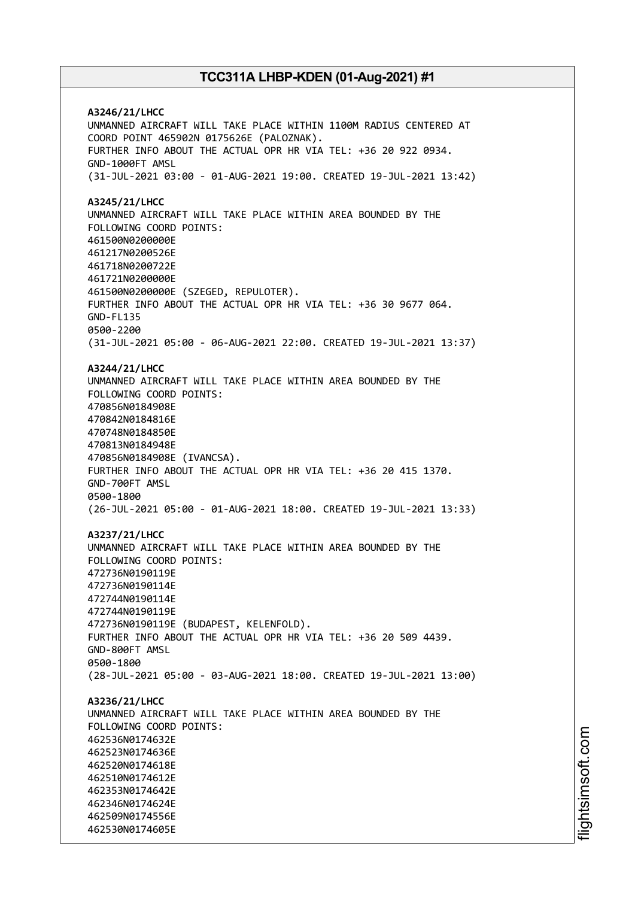**A3246/21/LHCC**
UNMANNED AIRCRAFT WILL TAKE PLACE WITHIN 1100M RADIUS CENTERED AT COORD POINT 465902N 0175626E (PALOZNAK).
FURTHER INFO ABOUT THE ACTUAL OPR HR VIA TEL: +36 20 922 0934.
GND-1000FT AMSL
(31-JUL-2021 03:00 - 01-AUG-2021 19:00. CREATED 19-JUL-2021 13:42)

**A3245/21/LHCC**
UNMANNED AIRCRAFT WILL TAKE PLACE WITHIN AREA BOUNDED BY THE FOLLOWING COORD POINTS:
461500N0200000E
461217N0200526E
461718N0200722E
461721N0200000E
461500N0200000E (SZEGED, REPULOTER).
FURTHER INFO ABOUT THE ACTUAL OPR HR VIA TEL: +36 30 9677 064.
GND-FL135
0500-2200
(31-JUL-2021 05:00 - 06-AUG-2021 22:00. CREATED 19-JUL-2021 13:37)

**A3244/21/LHCC**
UNMANNED AIRCRAFT WILL TAKE PLACE WITHIN AREA BOUNDED BY THE FOLLOWING COORD POINTS:
470856N0184908E
470842N0184816E
470748N0184850E
470813N0184948E
470856N0184908E (IVANCSA).
FURTHER INFO ABOUT THE ACTUAL OPR HR VIA TEL: +36 20 415 1370.
GND-700FT AMSL
0500-1800
(26-JUL-2021 05:00 - 01-AUG-2021 18:00. CREATED 19-JUL-2021 13:33)

**A3237/21/LHCC**
UNMANNED AIRCRAFT WILL TAKE PLACE WITHIN AREA BOUNDED BY THE FOLLOWING COORD POINTS:
472736N0190119E
472736N0190114E
472744N0190114E
472744N0190119E
472736N0190119E (BUDAPEST, KELENFOLD).
FURTHER INFO ABOUT THE ACTUAL OPR HR VIA TEL: +36 20 509 4439.
GND-800FT AMSL
0500-1800
(28-JUL-2021 05:00 - 03-AUG-2021 18:00. CREATED 19-JUL-2021 13:00)

**A3236/21/LHCC**
UNMANNED AIRCRAFT WILL TAKE PLACE WITHIN AREA BOUNDED BY THE FOLLOWING COORD POINTS:
462536N0174632E
462523N0174636E
462520N0174618E
462510N0174612E
462353N0174642E
462346N0174624E
462509N0174556E
462530N0174605E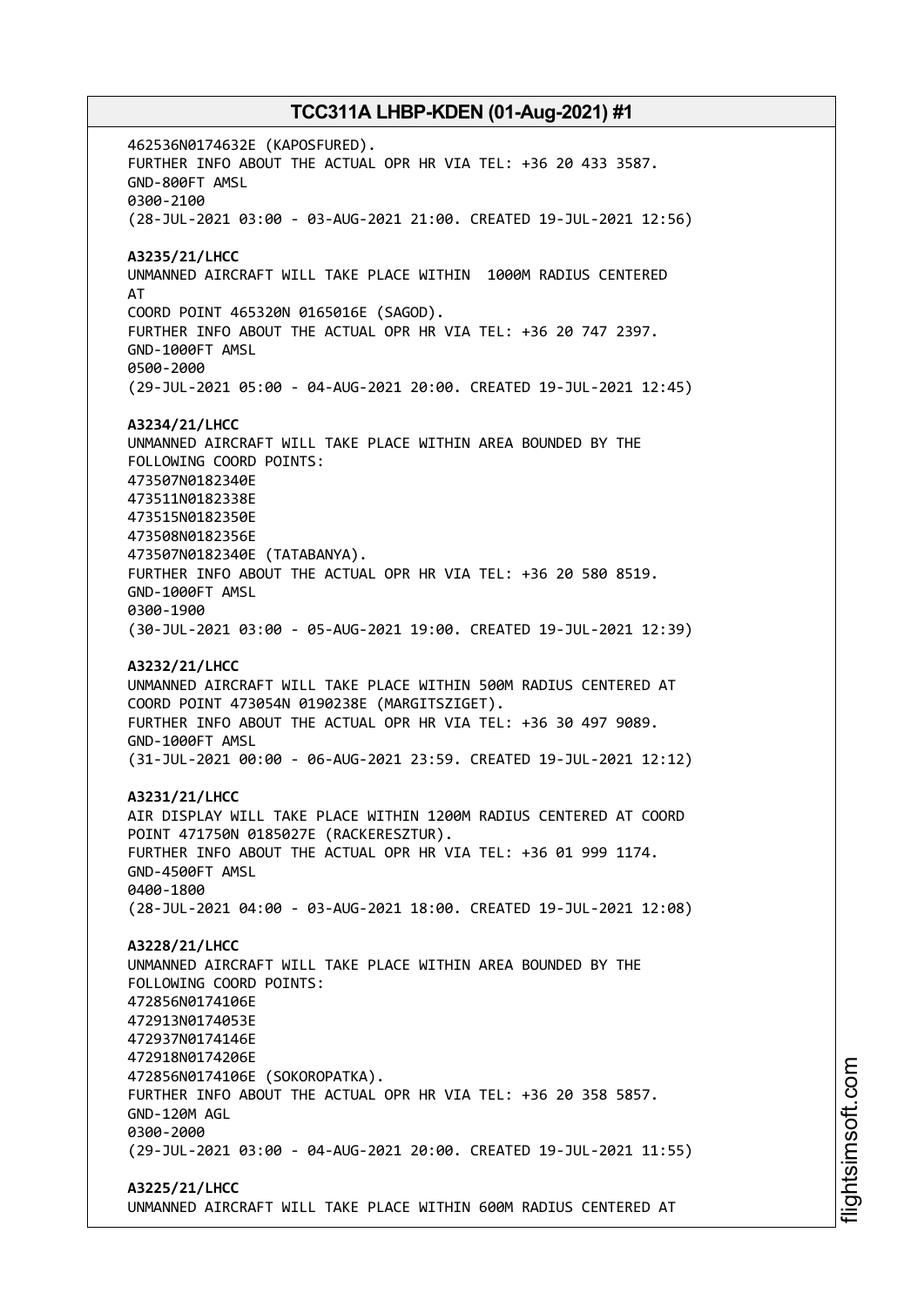462536N0174632E (KAPOSFURED).
FURTHER INFO ABOUT THE ACTUAL OPR HR VIA TEL: +36 20 433 3587.
GND-800FT AMSL
0300-2100
(28-JUL-2021 03:00 - 03-AUG-2021 21:00. CREATED 19-JUL-2021 12:56)

**A3235/21/LHCC**
UNMANNED AIRCRAFT WILL TAKE PLACE WITHIN 1000M RADIUS CENTERED AT
COORD POINT 465320N 0165016E (SAGOD).
FURTHER INFO ABOUT THE ACTUAL OPR HR VIA TEL: +36 20 747 2397.
GND-1000FT AMSL
0500-2000
(29-JUL-2021 05:00 - 04-AUG-2021 20:00. CREATED 19-JUL-2021 12:45)

**A3234/21/LHCC**
UNMANNED AIRCRAFT WILL TAKE PLACE WITHIN AREA BOUNDED BY THE FOLLOWING COORD POINTS:
473507N0182340E
473511N0182338E
473515N0182350E
473508N0182356E
473507N0182340E (TATABANYA).
FURTHER INFO ABOUT THE ACTUAL OPR HR VIA TEL: +36 20 580 8519.
GND-1000FT AMSL
0300-1900
(30-JUL-2021 03:00 - 05-AUG-2021 19:00. CREATED 19-JUL-2021 12:39)

**A3232/21/LHCC**
UNMANNED AIRCRAFT WILL TAKE PLACE WITHIN 500M RADIUS CENTERED AT
COORD POINT 473054N 0190238E (MARGITSZIGET).
FURTHER INFO ABOUT THE ACTUAL OPR HR VIA TEL: +36 30 497 9089.
GND-1000FT AMSL
(31-JUL-2021 00:00 - 06-AUG-2021 23:59. CREATED 19-JUL-2021 12:12)

**A3231/21/LHCC**
AIR DISPLAY WILL TAKE PLACE WITHIN 1200M RADIUS CENTERED AT COORD
POINT 471750N 0185027E (RACKERESZTUR).
FURTHER INFO ABOUT THE ACTUAL OPR HR VIA TEL: +36 01 999 1174.
GND-4500FT AMSL
0400-1800
(28-JUL-2021 04:00 - 03-AUG-2021 18:00. CREATED 19-JUL-2021 12:08)

**A3228/21/LHCC**
UNMANNED AIRCRAFT WILL TAKE PLACE WITHIN AREA BOUNDED BY THE FOLLOWING COORD POINTS:
472856N0174106E
472913N0174053E
472937N0174146E
472918N0174206E
472856N0174106E (SOKOROPATKA).
FURTHER INFO ABOUT THE ACTUAL OPR HR VIA TEL: +36 20 358 5857.
GND-120M AGL
0300-2000
(29-JUL-2021 03:00 - 04-AUG-2021 20:00. CREATED 19-JUL-2021 11:55)

**A3225/21/LHCC**
UNMANNED AIRCRAFT WILL TAKE PLACE WITHIN 600M RADIUS CENTERED AT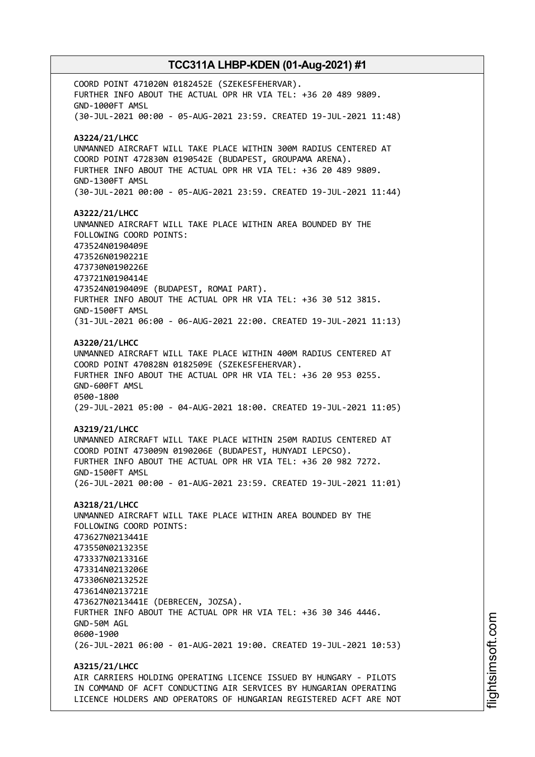COORD POINT 471020N 0182452E (SZEKESFEHERVAR).
FURTHER INFO ABOUT THE ACTUAL OPR HR VIA TEL: +36 20 489 9809.
GND-1000FT AMSL
(30-JUL-2021 00:00 - 05-AUG-2021 23:59. CREATED 19-JUL-2021 11:48)

**A3224/21/LHCC**
UNMANNED AIRCRAFT WILL TAKE PLACE WITHIN 300M RADIUS CENTERED AT
COORD POINT 472830N 0190542E (BUDAPEST, GROUPAMA ARENA).
FURTHER INFO ABOUT THE ACTUAL OPR HR VIA TEL: +36 20 489 9809.
GND-1300FT AMSL
(30-JUL-2021 00:00 - 05-AUG-2021 23:59. CREATED 19-JUL-2021 11:44)

**A3222/21/LHCC**
UNMANNED AIRCRAFT WILL TAKE PLACE WITHIN AREA BOUNDED BY THE
FOLLOWING COORD POINTS:
473524N0190409E
473526N0190221E
473730N0190226E
473721N0190414E
473524N0190409E (BUDAPEST, ROMAI PART).
FURTHER INFO ABOUT THE ACTUAL OPR HR VIA TEL: +36 30 512 3815.
GND-1500FT AMSL
(31-JUL-2021 06:00 - 06-AUG-2021 22:00. CREATED 19-JUL-2021 11:13)

**A3220/21/LHCC**
UNMANNED AIRCRAFT WILL TAKE PLACE WITHIN 400M RADIUS CENTERED AT
COORD POINT 470828N 0182509E (SZEKESFEHERVAR).
FURTHER INFO ABOUT THE ACTUAL OPR HR VIA TEL: +36 20 953 0255.
GND-600FT AMSL
0500-1800
(29-JUL-2021 05:00 - 04-AUG-2021 18:00. CREATED 19-JUL-2021 11:05)

**A3219/21/LHCC**
UNMANNED AIRCRAFT WILL TAKE PLACE WITHIN 250M RADIUS CENTERED AT
COORD POINT 473009N 0190206E (BUDAPEST, HUNYADI LEPCSO).
FURTHER INFO ABOUT THE ACTUAL OPR HR VIA TEL: +36 20 982 7272.
GND-1500FT AMSL
(26-JUL-2021 00:00 - 01-AUG-2021 23:59. CREATED 19-JUL-2021 11:01)

**A3218/21/LHCC**
UNMANNED AIRCRAFT WILL TAKE PLACE WITHIN AREA BOUNDED BY THE
FOLLOWING COORD POINTS:
473627N0213441E
473550N0213235E
473337N0213316E
473314N0213206E
473306N0213252E
473614N0213721E
473627N0213441E (DEBRECEN, JOZSA).
FURTHER INFO ABOUT THE ACTUAL OPR HR VIA TEL: +36 30 346 4446.
GND-50M AGL
0600-1900
(26-JUL-2021 06:00 - 01-AUG-2021 19:00. CREATED 19-JUL-2021 10:53)

**A3215/21/LHCC**
AIR CARRIERS HOLDING OPERATING LICENCE ISSUED BY HUNGARY - PILOTS
IN COMMAND OF ACFT CONDUCTING AIR SERVICES BY HUNGARIAN OPERATING
LICENCE HOLDERS AND OPERATORS OF HUNGARIAN REGISTERED ACFT ARE NOT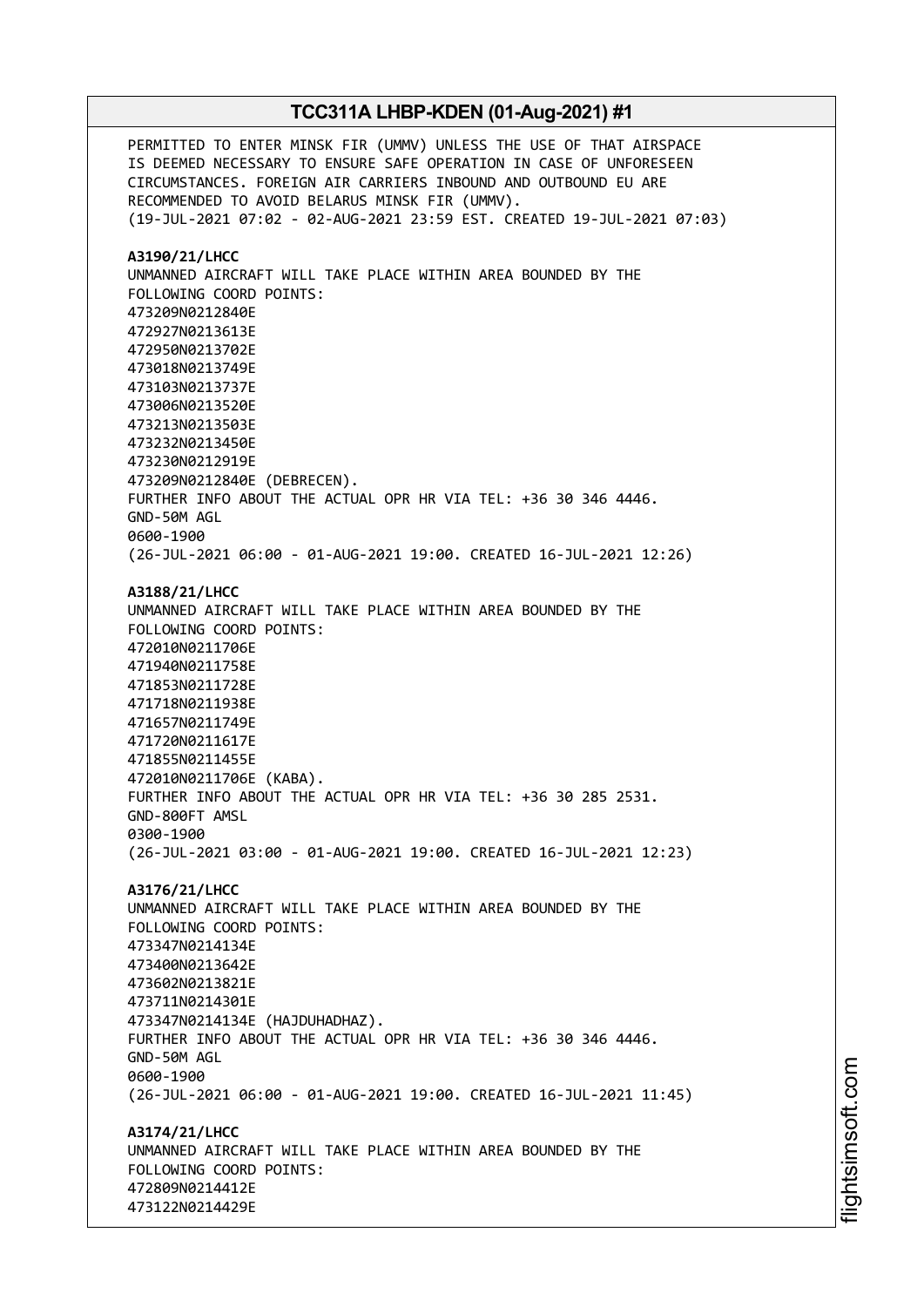PERMITTED TO ENTER MINSK FIR (UMMV) UNLESS THE USE OF THAT AIRSPACE IS DEEMED NECESSARY TO ENSURE SAFE OPERATION IN CASE OF UNFORESEEN CIRCUMSTANCES. FOREIGN AIR CARRIERS INBOUND AND OUTBOUND EU ARE RECOMMENDED TO AVOID BELARUS MINSK FIR (UMMV).
(19-JUL-2021 07:02 - 02-AUG-2021 23:59 EST. CREATED 19-JUL-2021 07:03)

**A3190/21/LHCC**
UNMANNED AIRCRAFT WILL TAKE PLACE WITHIN AREA BOUNDED BY THE FOLLOWING COORD POINTS:
473209N0212840E
472927N0213613E
472950N0213702E
473018N0213749E
473103N0213737E
473006N0213520E
473213N0213503E
473232N0213450E
473230N0212919E
473209N0212840E (DEBRECEN).
FURTHER INFO ABOUT THE ACTUAL OPR HR VIA TEL: +36 30 346 4446.
GND-50M AGL
0600-1900
(26-JUL-2021 06:00 - 01-AUG-2021 19:00. CREATED 16-JUL-2021 12:26)

**A3188/21/LHCC**
UNMANNED AIRCRAFT WILL TAKE PLACE WITHIN AREA BOUNDED BY THE FOLLOWING COORD POINTS:
472010N0211706E
471940N0211758E
471853N0211728E
471718N0211938E
471657N0211749E
471720N0211617E
471855N0211455E
472010N0211706E (KABA).
FURTHER INFO ABOUT THE ACTUAL OPR HR VIA TEL: +36 30 285 2531.
GND-800FT AMSL
0300-1900
(26-JUL-2021 03:00 - 01-AUG-2021 19:00. CREATED 16-JUL-2021 12:23)

**A3176/21/LHCC**
UNMANNED AIRCRAFT WILL TAKE PLACE WITHIN AREA BOUNDED BY THE FOLLOWING COORD POINTS:
473347N0214134E
473400N0213642E
473602N0213821E
473711N0214301E
473347N0214134E (HAJDUHADHAZ).
FURTHER INFO ABOUT THE ACTUAL OPR HR VIA TEL: +36 30 346 4446.
GND-50M AGL
0600-1900
(26-JUL-2021 06:00 - 01-AUG-2021 19:00. CREATED 16-JUL-2021 11:45)

**A3174/21/LHCC**
UNMANNED AIRCRAFT WILL TAKE PLACE WITHIN AREA BOUNDED BY THE FOLLOWING COORD POINTS:
472809N0214412E
473122N0214429E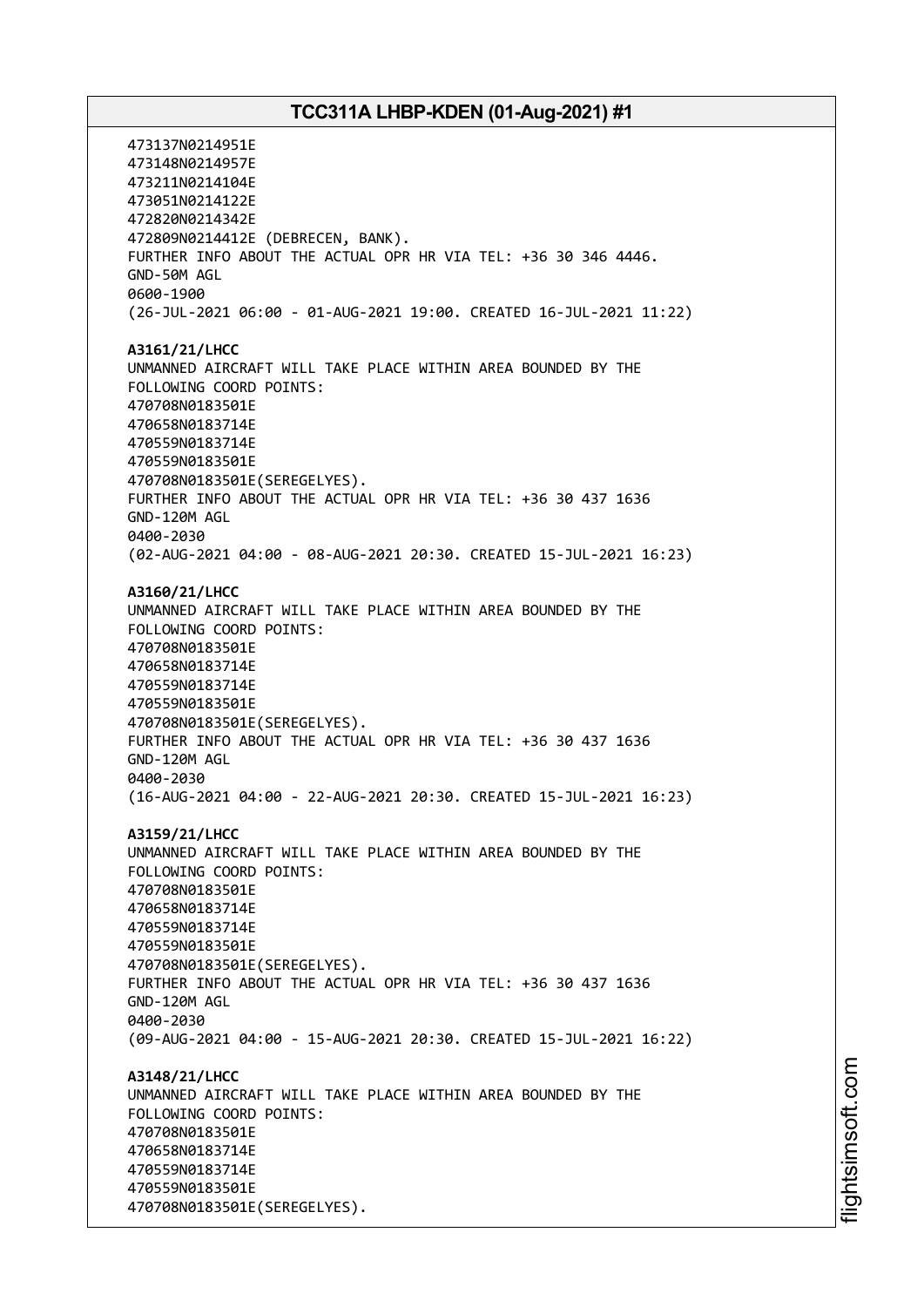473137N0214951E
473148N0214957E
473211N0214104E
473051N0214122E
472820N0214342E
472809N0214412E (DEBRECEN, BANK).
FURTHER INFO ABOUT THE ACTUAL OPR HR VIA TEL: +36 30 346 4446.
GND-50M AGL
0600-1900
(26-JUL-2021 06:00 - 01-AUG-2021 19:00. CREATED 16-JUL-2021 11:22)

**A3161/21/LHCC**
UNMANNED AIRCRAFT WILL TAKE PLACE WITHIN AREA BOUNDED BY THE
FOLLOWING COORD POINTS:
470708N0183501E
470658N0183714E
470559N0183714E
470559N0183501E
470708N0183501E(SEREGELYES).
FURTHER INFO ABOUT THE ACTUAL OPR HR VIA TEL: +36 30 437 1636
GND-120M AGL
0400-2030
(02-AUG-2021 04:00 - 08-AUG-2021 20:30. CREATED 15-JUL-2021 16:23)

**A3160/21/LHCC**
UNMANNED AIRCRAFT WILL TAKE PLACE WITHIN AREA BOUNDED BY THE
FOLLOWING COORD POINTS:
470708N0183501E
470658N0183714E
470559N0183714E
470559N0183501E
470708N0183501E(SEREGELYES).
FURTHER INFO ABOUT THE ACTUAL OPR HR VIA TEL: +36 30 437 1636
GND-120M AGL
0400-2030
(16-AUG-2021 04:00 - 22-AUG-2021 20:30. CREATED 15-JUL-2021 16:23)

**A3159/21/LHCC**
UNMANNED AIRCRAFT WILL TAKE PLACE WITHIN AREA BOUNDED BY THE
FOLLOWING COORD POINTS:
470708N0183501E
470658N0183714E
470559N0183714E
470559N0183501E
470708N0183501E(SEREGELYES).
FURTHER INFO ABOUT THE ACTUAL OPR HR VIA TEL: +36 30 437 1636
GND-120M AGL
0400-2030
(09-AUG-2021 04:00 - 15-AUG-2021 20:30. CREATED 15-JUL-2021 16:22)

**A3148/21/LHCC**
UNMANNED AIRCRAFT WILL TAKE PLACE WITHIN AREA BOUNDED BY THE
FOLLOWING COORD POINTS:
470708N0183501E
470658N0183714E
470559N0183714E
470559N0183501E
470708N0183501E(SEREGELYES).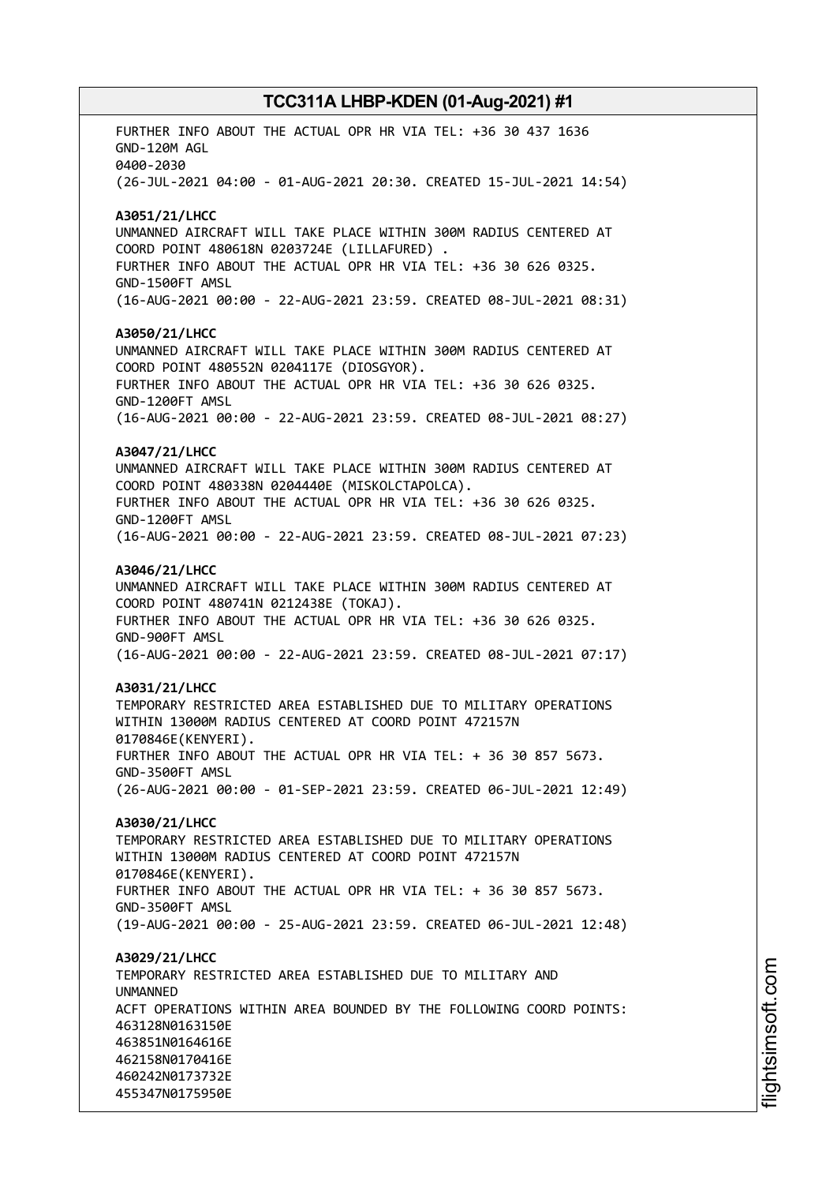FURTHER INFO ABOUT THE ACTUAL OPR HR VIA TEL: +36 30 437 1636
GND-120M AGL
0400-2030
(26-JUL-2021 04:00 - 01-AUG-2021 20:30. CREATED 15-JUL-2021 14:54)

**A3051/21/LHCC**
UNMANNED AIRCRAFT WILL TAKE PLACE WITHIN 300M RADIUS CENTERED AT
COORD POINT 480618N 0203724E (LILLAFURED) .
FURTHER INFO ABOUT THE ACTUAL OPR HR VIA TEL: +36 30 626 0325.
GND-1500FT AMSL
(16-AUG-2021 00:00 - 22-AUG-2021 23:59. CREATED 08-JUL-2021 08:31)

**A3050/21/LHCC**
UNMANNED AIRCRAFT WILL TAKE PLACE WITHIN 300M RADIUS CENTERED AT
COORD POINT 480552N 0204117E (DIOSGYOR).
FURTHER INFO ABOUT THE ACTUAL OPR HR VIA TEL: +36 30 626 0325.
GND-1200FT AMSL
(16-AUG-2021 00:00 - 22-AUG-2021 23:59. CREATED 08-JUL-2021 08:27)

**A3047/21/LHCC**
UNMANNED AIRCRAFT WILL TAKE PLACE WITHIN 300M RADIUS CENTERED AT
COORD POINT 480338N 0204440E (MISKOLCTAPOLCA).
FURTHER INFO ABOUT THE ACTUAL OPR HR VIA TEL: +36 30 626 0325.
GND-1200FT AMSL
(16-AUG-2021 00:00 - 22-AUG-2021 23:59. CREATED 08-JUL-2021 07:23)

**A3046/21/LHCC**
UNMANNED AIRCRAFT WILL TAKE PLACE WITHIN 300M RADIUS CENTERED AT
COORD POINT 480741N 0212438E (TOKAJ).
FURTHER INFO ABOUT THE ACTUAL OPR HR VIA TEL: +36 30 626 0325.
GND-900FT AMSL
(16-AUG-2021 00:00 - 22-AUG-2021 23:59. CREATED 08-JUL-2021 07:17)

**A3031/21/LHCC**
TEMPORARY RESTRICTED AREA ESTABLISHED DUE TO MILITARY OPERATIONS
WITHIN 13000M RADIUS CENTERED AT COORD POINT 472157N
0170846E(KENYERI).
FURTHER INFO ABOUT THE ACTUAL OPR HR VIA TEL: + 36 30 857 5673.
GND-3500FT AMSL
(26-AUG-2021 00:00 - 01-SEP-2021 23:59. CREATED 06-JUL-2021 12:49)

**A3030/21/LHCC**
TEMPORARY RESTRICTED AREA ESTABLISHED DUE TO MILITARY OPERATIONS
WITHIN 13000M RADIUS CENTERED AT COORD POINT 472157N
0170846E(KENYERI).
FURTHER INFO ABOUT THE ACTUAL OPR HR VIA TEL: + 36 30 857 5673.
GND-3500FT AMSL
(19-AUG-2021 00:00 - 25-AUG-2021 23:59. CREATED 06-JUL-2021 12:48)

**A3029/21/LHCC**
TEMPORARY RESTRICTED AREA ESTABLISHED DUE TO MILITARY AND
UNMANNED
ACFT OPERATIONS WITHIN AREA BOUNDED BY THE FOLLOWING COORD POINTS:
463128N0163150E
463851N0164616E
462158N0170416E
460242N0173732E
455347N0175950E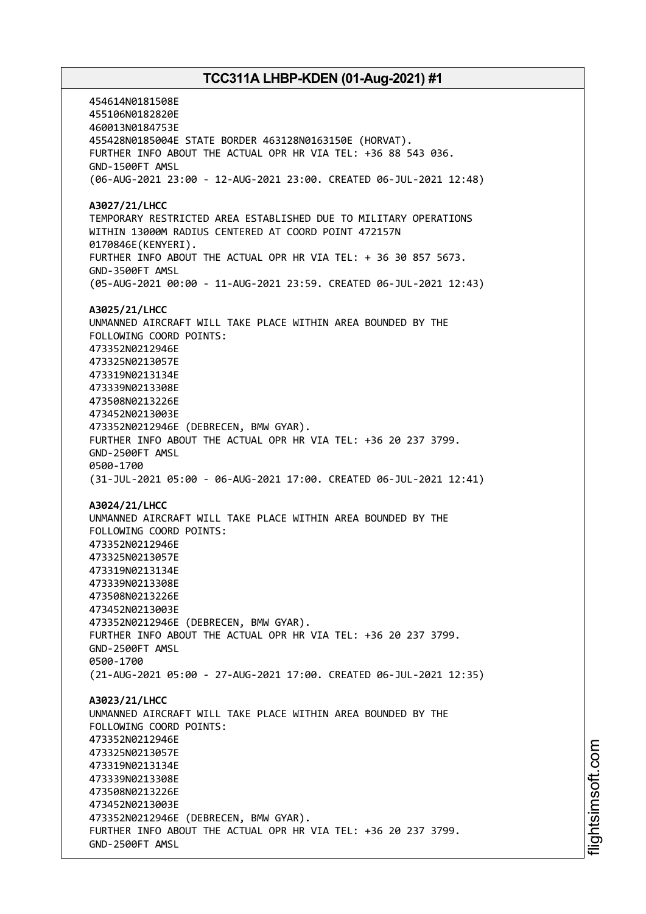454614N0181508E
455106N0182820E
460013N0184753E
455428N0185004E STATE BORDER 463128N0163150E (HORVAT).
FURTHER INFO ABOUT THE ACTUAL OPR HR VIA TEL: +36 88 543 036.
GND-1500FT AMSL
(06-AUG-2021 23:00 - 12-AUG-2021 23:00. CREATED 06-JUL-2021 12:48)

**A3027/21/LHCC**
TEMPORARY RESTRICTED AREA ESTABLISHED DUE TO MILITARY OPERATIONS
WITHIN 13000M RADIUS CENTERED AT COORD POINT 472157N
0170846E(KENYERI).
FURTHER INFO ABOUT THE ACTUAL OPR HR VIA TEL: + 36 30 857 5673.
GND-3500FT AMSL
(05-AUG-2021 00:00 - 11-AUG-2021 23:59. CREATED 06-JUL-2021 12:43)

**A3025/21/LHCC**
UNMANNED AIRCRAFT WILL TAKE PLACE WITHIN AREA BOUNDED BY THE
FOLLOWING COORD POINTS:
473352N0212946E
473325N0213057E
473319N0213134E
473339N0213308E
473508N0213226E
473452N0213003E
473352N0212946E (DEBRECEN, BMW GYAR).
FURTHER INFO ABOUT THE ACTUAL OPR HR VIA TEL: +36 20 237 3799.
GND-2500FT AMSL
0500-1700
(31-JUL-2021 05:00 - 06-AUG-2021 17:00. CREATED 06-JUL-2021 12:41)

**A3024/21/LHCC**
UNMANNED AIRCRAFT WILL TAKE PLACE WITHIN AREA BOUNDED BY THE
FOLLOWING COORD POINTS:
473352N0212946E
473325N0213057E
473319N0213134E
473339N0213308E
473508N0213226E
473452N0213003E
473352N0212946E (DEBRECEN, BMW GYAR).
FURTHER INFO ABOUT THE ACTUAL OPR HR VIA TEL: +36 20 237 3799.
GND-2500FT AMSL
0500-1700
(21-AUG-2021 05:00 - 27-AUG-2021 17:00. CREATED 06-JUL-2021 12:35)

**A3023/21/LHCC**
UNMANNED AIRCRAFT WILL TAKE PLACE WITHIN AREA BOUNDED BY THE
FOLLOWING COORD POINTS:
473352N0212946E
473325N0213057E
473319N0213134E
473339N0213308E
473508N0213226E
473452N0213003E
473352N0212946E (DEBRECEN, BMW GYAR).
FURTHER INFO ABOUT THE ACTUAL OPR HR VIA TEL: +36 20 237 3799.
GND-2500FT AMSL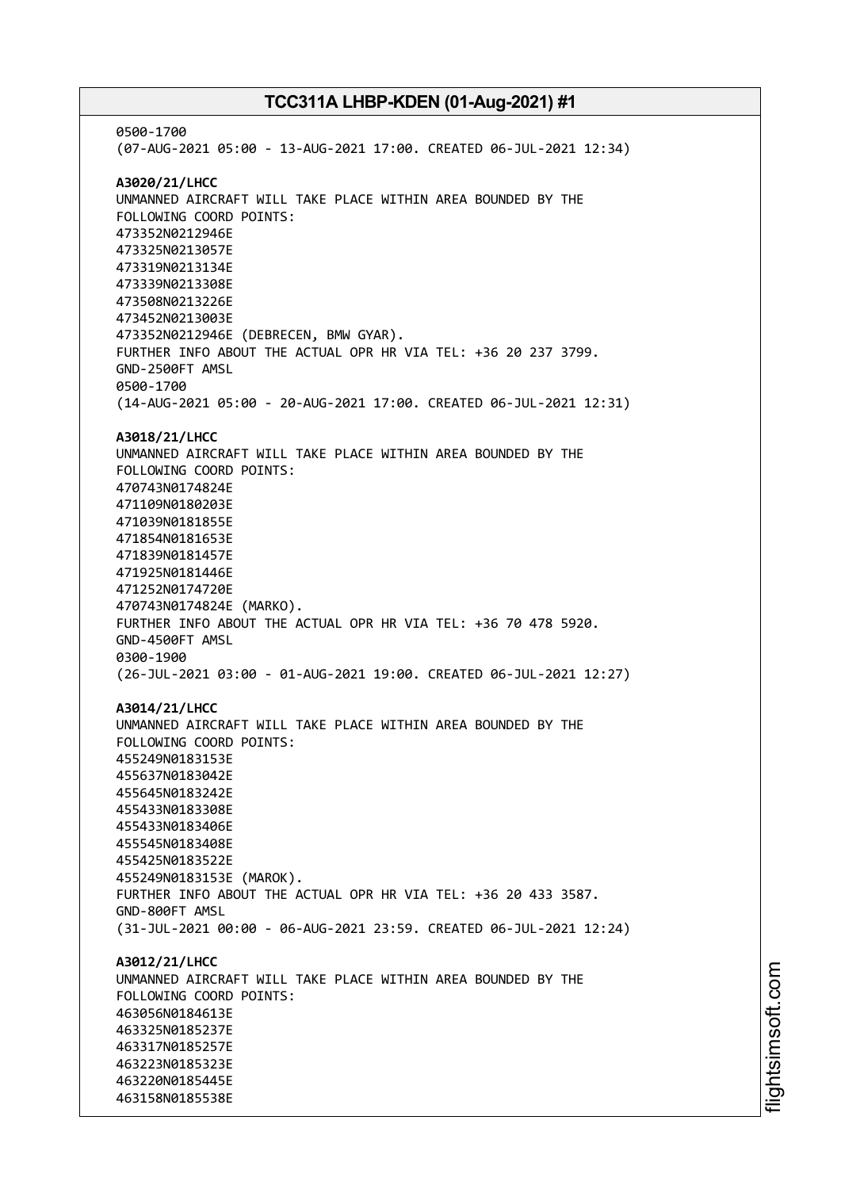0500-1700
(07-AUG-2021 05:00 - 13-AUG-2021 17:00. CREATED 06-JUL-2021 12:34)

**A3020/21/LHCC**
UNMANNED AIRCRAFT WILL TAKE PLACE WITHIN AREA BOUNDED BY THE
FOLLOWING COORD POINTS:
473352N0212946E
473325N0213057E
473319N0213134E
473339N0213308E
473508N0213226E
473452N0213003E
473352N0212946E (DEBRECEN, BMW GYAR).
FURTHER INFO ABOUT THE ACTUAL OPR HR VIA TEL: +36 20 237 3799.
GND-2500FT AMSL
0500-1700
(14-AUG-2021 05:00 - 20-AUG-2021 17:00. CREATED 06-JUL-2021 12:31)

**A3018/21/LHCC**
UNMANNED AIRCRAFT WILL TAKE PLACE WITHIN AREA BOUNDED BY THE
FOLLOWING COORD POINTS:
470743N0174824E
471109N0180203E
471039N0181855E
471854N0181653E
471839N0181457E
471925N0181446E
471252N0174720E
470743N0174824E (MARKO).
FURTHER INFO ABOUT THE ACTUAL OPR HR VIA TEL: +36 70 478 5920.
GND-4500FT AMSL
0300-1900
(26-JUL-2021 03:00 - 01-AUG-2021 19:00. CREATED 06-JUL-2021 12:27)

**A3014/21/LHCC**
UNMANNED AIRCRAFT WILL TAKE PLACE WITHIN AREA BOUNDED BY THE
FOLLOWING COORD POINTS:
455249N0183153E
455637N0183042E
455645N0183242E
455433N0183308E
455433N0183406E
455545N0183408E
455425N0183522E
455249N0183153E (MAROK).
FURTHER INFO ABOUT THE ACTUAL OPR HR VIA TEL: +36 20 433 3587.
GND-800FT AMSL
(31-JUL-2021 00:00 - 06-AUG-2021 23:59. CREATED 06-JUL-2021 12:24)

**A3012/21/LHCC**
UNMANNED AIRCRAFT WILL TAKE PLACE WITHIN AREA BOUNDED BY THE
FOLLOWING COORD POINTS:
463056N0184613E
463325N0185237E
463317N0185257E
463223N0185323E
463220N0185445E
463158N0185538E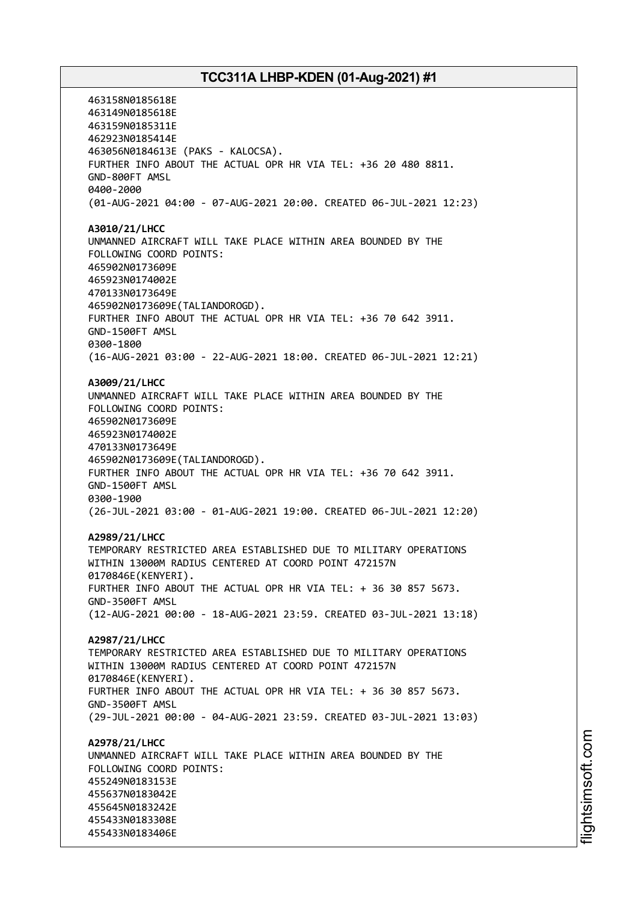463158N0185618E
463149N0185618E
463159N0185311E
462923N0185414E
463056N0184613E (PAKS - KALOCSA).
FURTHER INFO ABOUT THE ACTUAL OPR HR VIA TEL: +36 20 480 8811.
GND-800FT AMSL
0400-2000
(01-AUG-2021 04:00 - 07-AUG-2021 20:00. CREATED 06-JUL-2021 12:23)

**A3010/21/LHCC**
UNMANNED AIRCRAFT WILL TAKE PLACE WITHIN AREA BOUNDED BY THE
FOLLOWING COORD POINTS:
465902N0173609E
465923N0174002E
470133N0173649E
465902N0173609E(TALIANDOROGD).
FURTHER INFO ABOUT THE ACTUAL OPR HR VIA TEL: +36 70 642 3911.
GND-1500FT AMSL
0300-1800
(16-AUG-2021 03:00 - 22-AUG-2021 18:00. CREATED 06-JUL-2021 12:21)

**A3009/21/LHCC**
UNMANNED AIRCRAFT WILL TAKE PLACE WITHIN AREA BOUNDED BY THE
FOLLOWING COORD POINTS:
465902N0173609E
465923N0174002E
470133N0173649E
465902N0173609E(TALIANDOROGD).
FURTHER INFO ABOUT THE ACTUAL OPR HR VIA TEL: +36 70 642 3911.
GND-1500FT AMSL
0300-1900
(26-JUL-2021 03:00 - 01-AUG-2021 19:00. CREATED 06-JUL-2021 12:20)

**A2989/21/LHCC**
TEMPORARY RESTRICTED AREA ESTABLISHED DUE TO MILITARY OPERATIONS
WITHIN 13000M RADIUS CENTERED AT COORD POINT 472157N
0170846E(KENYERI).
FURTHER INFO ABOUT THE ACTUAL OPR HR VIA TEL: + 36 30 857 5673.
GND-3500FT AMSL
(12-AUG-2021 00:00 - 18-AUG-2021 23:59. CREATED 03-JUL-2021 13:18)

**A2987/21/LHCC**
TEMPORARY RESTRICTED AREA ESTABLISHED DUE TO MILITARY OPERATIONS
WITHIN 13000M RADIUS CENTERED AT COORD POINT 472157N
0170846E(KENYERI).
FURTHER INFO ABOUT THE ACTUAL OPR HR VIA TEL: + 36 30 857 5673.
GND-3500FT AMSL
(29-JUL-2021 00:00 - 04-AUG-2021 23:59. CREATED 03-JUL-2021 13:03)

**A2978/21/LHCC**
UNMANNED AIRCRAFT WILL TAKE PLACE WITHIN AREA BOUNDED BY THE
FOLLOWING COORD POINTS:
455249N0183153E
455637N0183042E
455645N0183242E
455433N0183308E
455433N0183406E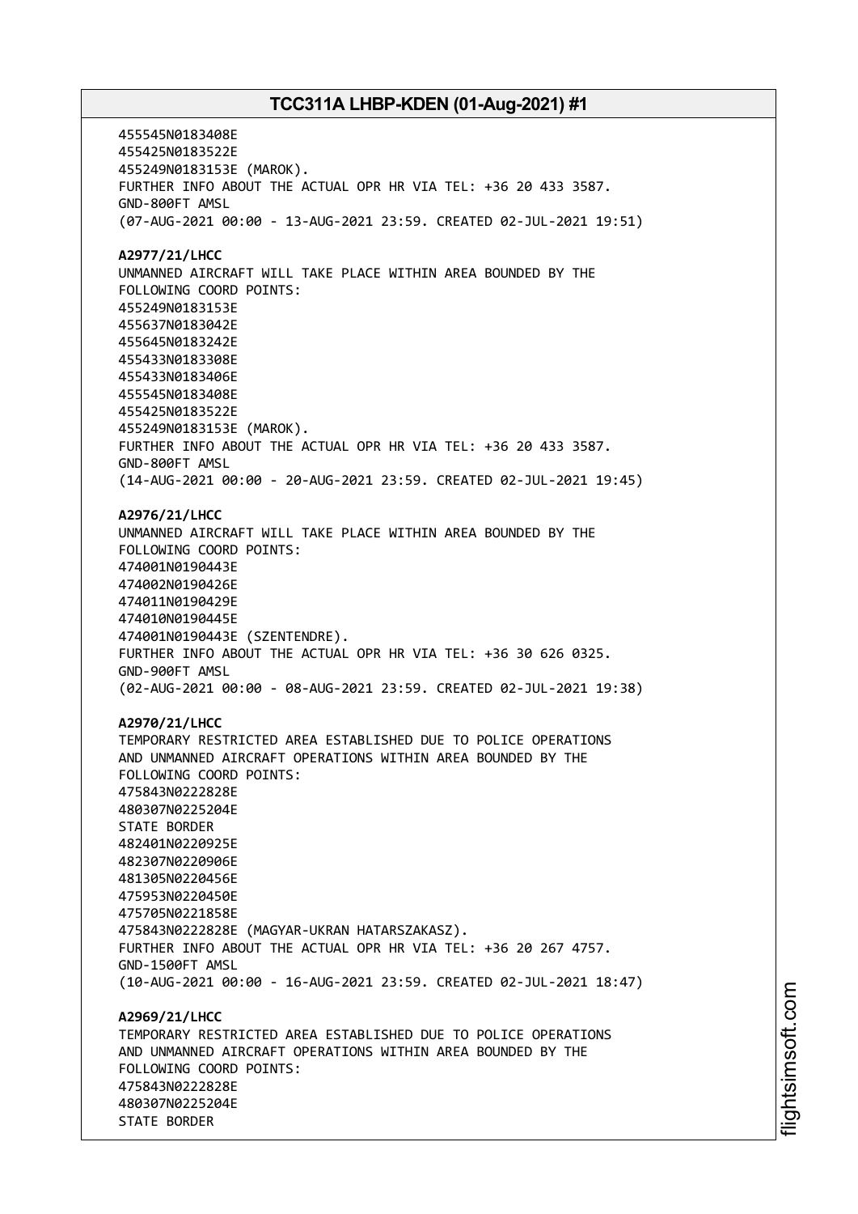455545N0183408E
455425N0183522E
455249N0183153E (MAROK).
FURTHER INFO ABOUT THE ACTUAL OPR HR VIA TEL: +36 20 433 3587.
GND-800FT AMSL
(07-AUG-2021 00:00 - 13-AUG-2021 23:59. CREATED 02-JUL-2021 19:51)

**A2977/21/LHCC**
UNMANNED AIRCRAFT WILL TAKE PLACE WITHIN AREA BOUNDED BY THE
FOLLOWING COORD POINTS:
455249N0183153E
455637N0183042E
455645N0183242E
455433N0183308E
455433N0183406E
455545N0183408E
455425N0183522E
455249N0183153E (MAROK).
FURTHER INFO ABOUT THE ACTUAL OPR HR VIA TEL: +36 20 433 3587.
GND-800FT AMSL
(14-AUG-2021 00:00 - 20-AUG-2021 23:59. CREATED 02-JUL-2021 19:45)

**A2976/21/LHCC**
UNMANNED AIRCRAFT WILL TAKE PLACE WITHIN AREA BOUNDED BY THE
FOLLOWING COORD POINTS:
474001N0190443E
474002N0190426E
474011N0190429E
474010N0190445E
474001N0190443E (SZENTENDRE).
FURTHER INFO ABOUT THE ACTUAL OPR HR VIA TEL: +36 30 626 0325.
GND-900FT AMSL
(02-AUG-2021 00:00 - 08-AUG-2021 23:59. CREATED 02-JUL-2021 19:38)

**A2970/21/LHCC**
TEMPORARY RESTRICTED AREA ESTABLISHED DUE TO POLICE OPERATIONS
AND UNMANNED AIRCRAFT OPERATIONS WITHIN AREA BOUNDED BY THE
FOLLOWING COORD POINTS:
475843N0222828E
480307N0225204E
STATE BORDER
482401N0220925E
482307N0220906E
481305N0220456E
475953N0220450E
475705N0221858E
475843N0222828E (MAGYAR-UKRAN HATARSZAKASZ).
FURTHER INFO ABOUT THE ACTUAL OPR HR VIA TEL: +36 20 267 4757.
GND-1500FT AMSL
(10-AUG-2021 00:00 - 16-AUG-2021 23:59. CREATED 02-JUL-2021 18:47)

**A2969/21/LHCC**
TEMPORARY RESTRICTED AREA ESTABLISHED DUE TO POLICE OPERATIONS
AND UNMANNED AIRCRAFT OPERATIONS WITHIN AREA BOUNDED BY THE
FOLLOWING COORD POINTS:
475843N0222828E
480307N0225204E
STATE BORDER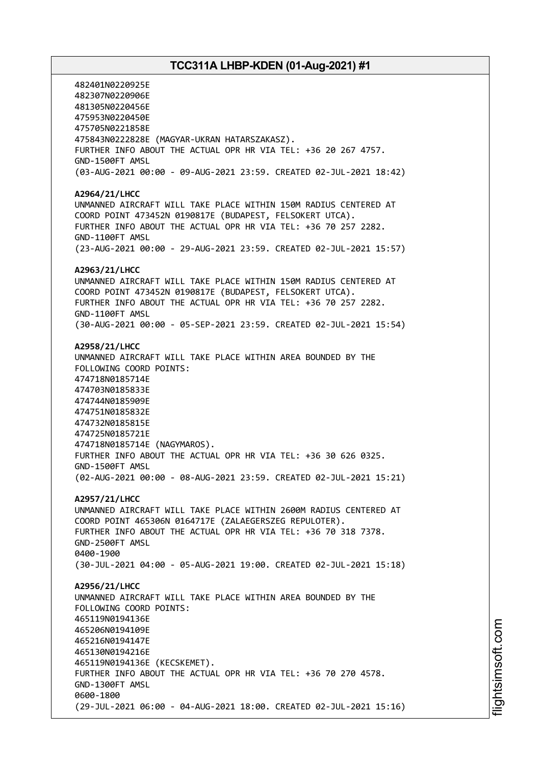482401N0220925E
482307N0220906E
481305N0220456E
475953N0220450E
475705N0221858E
475843N0222828E (MAGYAR-UKRAN HATARSZAKASZ).
FURTHER INFO ABOUT THE ACTUAL OPR HR VIA TEL: +36 20 267 4757.
GND-1500FT AMSL
(03-AUG-2021 00:00 - 09-AUG-2021 23:59. CREATED 02-JUL-2021 18:42)

**A2964/21/LHCC**
UNMANNED AIRCRAFT WILL TAKE PLACE WITHIN 150M RADIUS CENTERED AT COORD POINT 473452N 0190817E (BUDAPEST, FELSOKERT UTCA).
FURTHER INFO ABOUT THE ACTUAL OPR HR VIA TEL: +36 70 257 2282.
GND-1100FT AMSL
(23-AUG-2021 00:00 - 29-AUG-2021 23:59. CREATED 02-JUL-2021 15:57)

**A2963/21/LHCC**
UNMANNED AIRCRAFT WILL TAKE PLACE WITHIN 150M RADIUS CENTERED AT COORD POINT 473452N 0190817E (BUDAPEST, FELSOKERT UTCA).
FURTHER INFO ABOUT THE ACTUAL OPR HR VIA TEL: +36 70 257 2282.
GND-1100FT AMSL
(30-AUG-2021 00:00 - 05-SEP-2021 23:59. CREATED 02-JUL-2021 15:54)

**A2958/21/LHCC**
UNMANNED AIRCRAFT WILL TAKE PLACE WITHIN AREA BOUNDED BY THE FOLLOWING COORD POINTS:
474718N0185714E
474703N0185833E
474744N0185909E
474751N0185832E
474732N0185815E
474725N0185721E
474718N0185714E (NAGYMAROS).
FURTHER INFO ABOUT THE ACTUAL OPR HR VIA TEL: +36 30 626 0325.
GND-1500FT AMSL
(02-AUG-2021 00:00 - 08-AUG-2021 23:59. CREATED 02-JUL-2021 15:21)

**A2957/21/LHCC**
UNMANNED AIRCRAFT WILL TAKE PLACE WITHIN 2600M RADIUS CENTERED AT COORD POINT 465306N 0164717E (ZALAEGERSZEG REPULOTER).
FURTHER INFO ABOUT THE ACTUAL OPR HR VIA TEL: +36 70 318 7378.
GND-2500FT AMSL
0400-1900
(30-JUL-2021 04:00 - 05-AUG-2021 19:00. CREATED 02-JUL-2021 15:18)

**A2956/21/LHCC**
UNMANNED AIRCRAFT WILL TAKE PLACE WITHIN AREA BOUNDED BY THE FOLLOWING COORD POINTS:
465119N0194136E
465206N0194109E
465216N0194147E
465130N0194216E
465119N0194136E (KECSKEMET).
FURTHER INFO ABOUT THE ACTUAL OPR HR VIA TEL: +36 70 270 4578.
GND-1300FT AMSL
0600-1800
(29-JUL-2021 06:00 - 04-AUG-2021 18:00. CREATED 02-JUL-2021 15:16)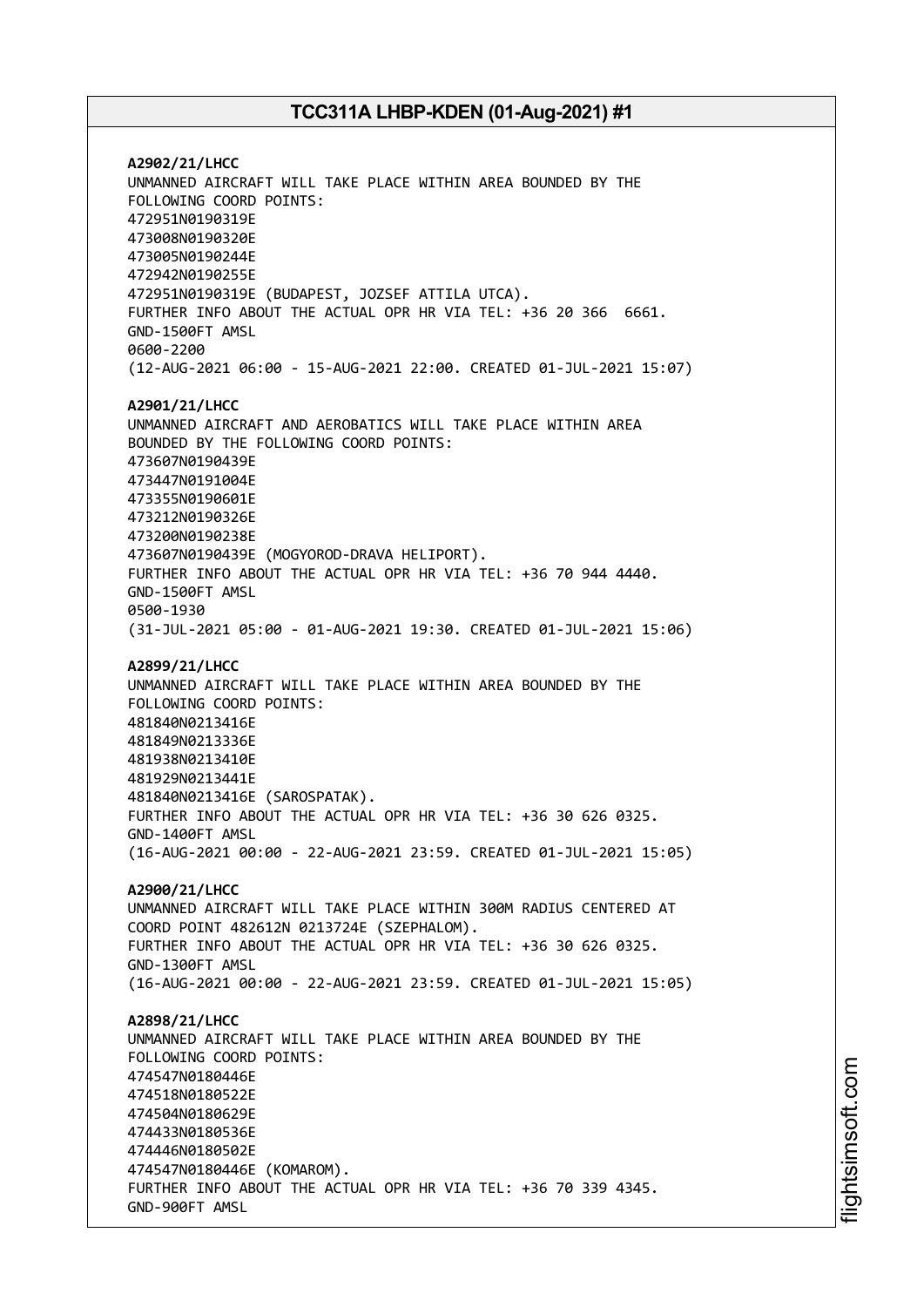**A2902/21/LHCC**
UNMANNED AIRCRAFT WILL TAKE PLACE WITHIN AREA BOUNDED BY THE FOLLOWING COORD POINTS:
472951N0190319E
473008N0190320E
473005N0190244E
472942N0190255E
472951N0190319E (BUDAPEST, JOZSEF ATTILA UTCA).
FURTHER INFO ABOUT THE ACTUAL OPR HR VIA TEL: +36 20 366 6661.
GND-1500FT AMSL
0600-2200
(12-AUG-2021 06:00 - 15-AUG-2021 22:00. CREATED 01-JUL-2021 15:07)

**A2901/21/LHCC**
UNMANNED AIRCRAFT AND AEROBATICS WILL TAKE PLACE WITHIN AREA BOUNDED BY THE FOLLOWING COORD POINTS:
473607N0190439E
473447N0191004E
473355N0190601E
473212N0190326E
473200N0190238E
473607N0190439E (MOGYOROD-DRAVA HELIPORT).
FURTHER INFO ABOUT THE ACTUAL OPR HR VIA TEL: +36 70 944 4440.
GND-1500FT AMSL
0500-1930
(31-JUL-2021 05:00 - 01-AUG-2021 19:30. CREATED 01-JUL-2021 15:06)

**A2899/21/LHCC**
UNMANNED AIRCRAFT WILL TAKE PLACE WITHIN AREA BOUNDED BY THE FOLLOWING COORD POINTS:
481840N0213416E
481849N0213336E
481938N0213410E
481929N0213441E
481840N0213416E (SAROSPATAK).
FURTHER INFO ABOUT THE ACTUAL OPR HR VIA TEL: +36 30 626 0325.
GND-1400FT AMSL
(16-AUG-2021 00:00 - 22-AUG-2021 23:59. CREATED 01-JUL-2021 15:05)

**A2900/21/LHCC**
UNMANNED AIRCRAFT WILL TAKE PLACE WITHIN 300M RADIUS CENTERED AT COORD POINT 482612N 0213724E (SZEPHALOM).
FURTHER INFO ABOUT THE ACTUAL OPR HR VIA TEL: +36 30 626 0325.
GND-1300FT AMSL
(16-AUG-2021 00:00 - 22-AUG-2021 23:59. CREATED 01-JUL-2021 15:05)

**A2898/21/LHCC**
UNMANNED AIRCRAFT WILL TAKE PLACE WITHIN AREA BOUNDED BY THE FOLLOWING COORD POINTS:
474547N0180446E
474518N0180522E
474504N0180629E
474433N0180536E
474446N0180502E
474547N0180446E (KOMAROM).
FURTHER INFO ABOUT THE ACTUAL OPR HR VIA TEL: +36 70 339 4345.
GND-900FT AMSL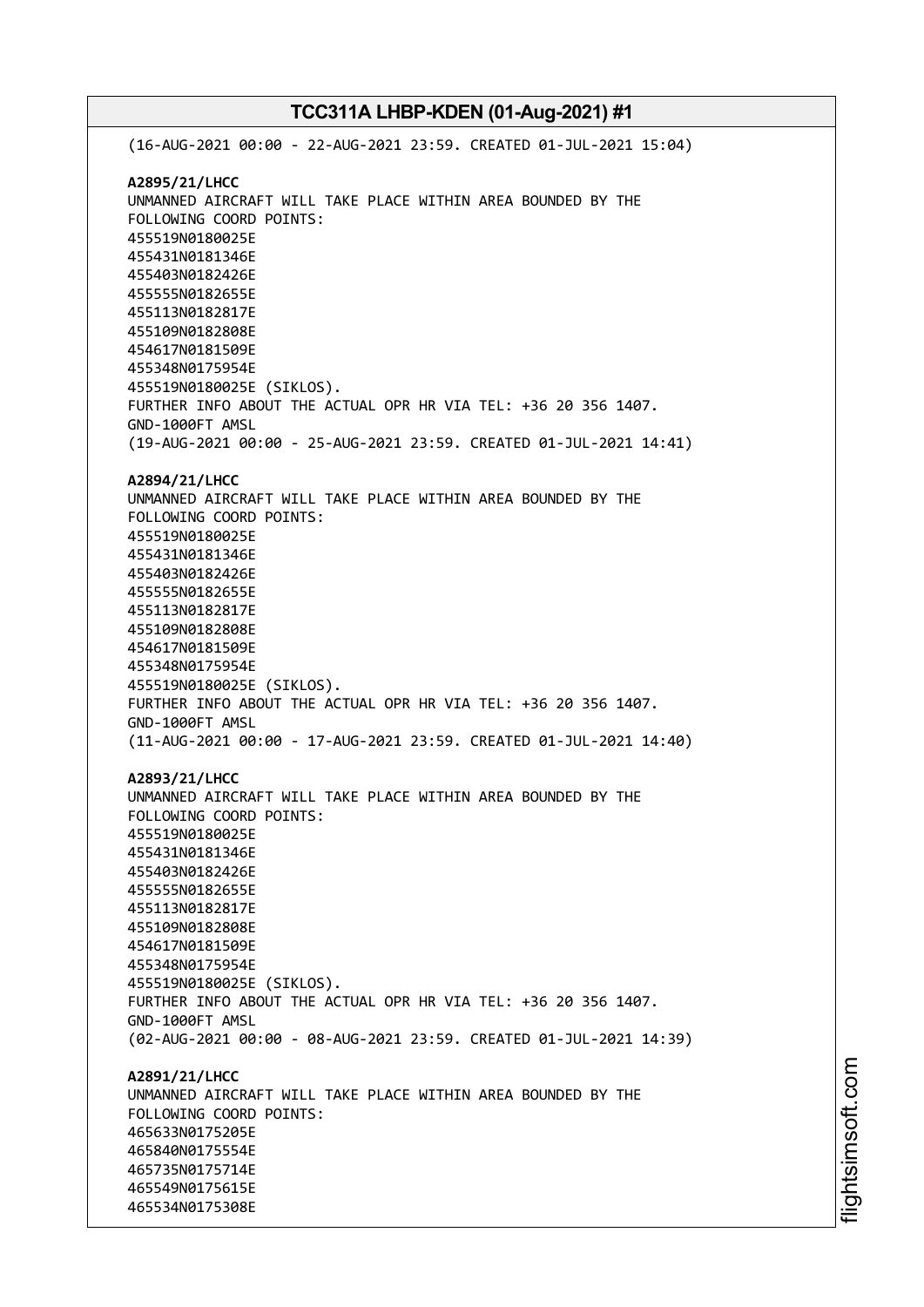(16-AUG-2021 00:00 - 22-AUG-2021 23:59. CREATED 01-JUL-2021 15:04)

**A2895/21/LHCC**
UNMANNED AIRCRAFT WILL TAKE PLACE WITHIN AREA BOUNDED BY THE
FOLLOWING COORD POINTS:
455519N0180025E
455431N0181346E
455403N0182426E
455555N0182655E
455113N0182817E
455109N0182808E
454617N0181509E
455348N0175954E
455519N0180025E (SIKLOS).
FURTHER INFO ABOUT THE ACTUAL OPR HR VIA TEL: +36 20 356 1407.
GND-1000FT AMSL
(19-AUG-2021 00:00 - 25-AUG-2021 23:59. CREATED 01-JUL-2021 14:41)

**A2894/21/LHCC**
UNMANNED AIRCRAFT WILL TAKE PLACE WITHIN AREA BOUNDED BY THE
FOLLOWING COORD POINTS:
455519N0180025E
455431N0181346E
455403N0182426E
455555N0182655E
455113N0182817E
455109N0182808E
454617N0181509E
455348N0175954E
455519N0180025E (SIKLOS).
FURTHER INFO ABOUT THE ACTUAL OPR HR VIA TEL: +36 20 356 1407.
GND-1000FT AMSL
(11-AUG-2021 00:00 - 17-AUG-2021 23:59. CREATED 01-JUL-2021 14:40)

**A2893/21/LHCC**
UNMANNED AIRCRAFT WILL TAKE PLACE WITHIN AREA BOUNDED BY THE
FOLLOWING COORD POINTS:
455519N0180025E
455431N0181346E
455403N0182426E
455555N0182655E
455113N0182817E
455109N0182808E
454617N0181509E
455348N0175954E
455519N0180025E (SIKLOS).
FURTHER INFO ABOUT THE ACTUAL OPR HR VIA TEL: +36 20 356 1407.
GND-1000FT AMSL
(02-AUG-2021 00:00 - 08-AUG-2021 23:59. CREATED 01-JUL-2021 14:39)

**A2891/21/LHCC**
UNMANNED AIRCRAFT WILL TAKE PLACE WITHIN AREA BOUNDED BY THE
FOLLOWING COORD POINTS:
465633N0175205E
465840N0175554E
465735N0175714E
465549N0175615E
465534N0175308E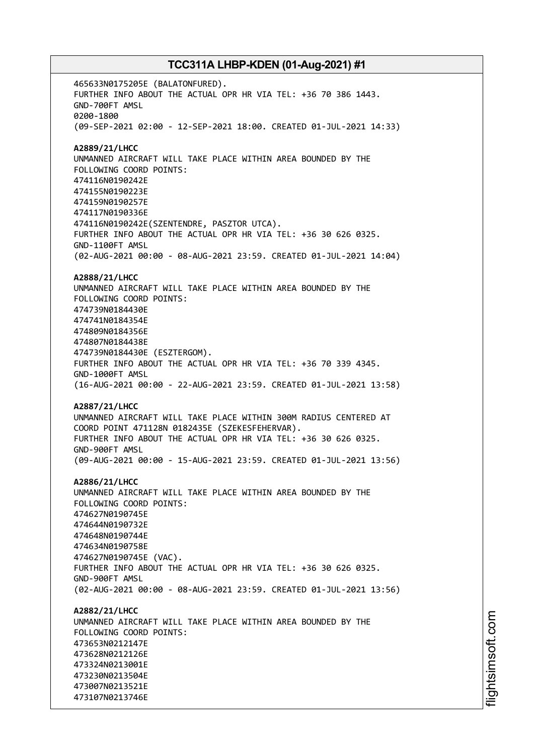465633N0175205E (BALATONFURED).
FURTHER INFO ABOUT THE ACTUAL OPR HR VIA TEL: +36 70 386 1443.
GND-700FT AMSL
0200-1800
(09-SEP-2021 02:00 - 12-SEP-2021 18:00. CREATED 01-JUL-2021 14:33)

**A2889/21/LHCC**
UNMANNED AIRCRAFT WILL TAKE PLACE WITHIN AREA BOUNDED BY THE
FOLLOWING COORD POINTS:
474116N0190242E
474155N0190223E
474159N0190257E
474117N0190336E
474116N0190242E(SZENTENDRE, PASZTOR UTCA).
FURTHER INFO ABOUT THE ACTUAL OPR HR VIA TEL: +36 30 626 0325.
GND-1100FT AMSL
(02-AUG-2021 00:00 - 08-AUG-2021 23:59. CREATED 01-JUL-2021 14:04)

**A2888/21/LHCC**
UNMANNED AIRCRAFT WILL TAKE PLACE WITHIN AREA BOUNDED BY THE
FOLLOWING COORD POINTS:
474739N0184430E
474741N0184354E
474809N0184356E
474807N0184438E
474739N0184430E (ESZTERGOM).
FURTHER INFO ABOUT THE ACTUAL OPR HR VIA TEL: +36 70 339 4345.
GND-1000FT AMSL
(16-AUG-2021 00:00 - 22-AUG-2021 23:59. CREATED 01-JUL-2021 13:58)

**A2887/21/LHCC**
UNMANNED AIRCRAFT WILL TAKE PLACE WITHIN 300M RADIUS CENTERED AT
COORD POINT 471128N 0182435E (SZEKESFEHERVAR).
FURTHER INFO ABOUT THE ACTUAL OPR HR VIA TEL: +36 30 626 0325.
GND-900FT AMSL
(09-AUG-2021 00:00 - 15-AUG-2021 23:59. CREATED 01-JUL-2021 13:56)

**A2886/21/LHCC**
UNMANNED AIRCRAFT WILL TAKE PLACE WITHIN AREA BOUNDED BY THE
FOLLOWING COORD POINTS:
474627N0190745E
474644N0190732E
474648N0190744E
474634N0190758E
474627N0190745E (VAC).
FURTHER INFO ABOUT THE ACTUAL OPR HR VIA TEL: +36 30 626 0325.
GND-900FT AMSL
(02-AUG-2021 00:00 - 08-AUG-2021 23:59. CREATED 01-JUL-2021 13:56)

**A2882/21/LHCC**
UNMANNED AIRCRAFT WILL TAKE PLACE WITHIN AREA BOUNDED BY THE
FOLLOWING COORD POINTS:
473653N0212147E
473628N0212126E
473324N0213001E
473230N0213504E
473007N0213521E
473107N0213746E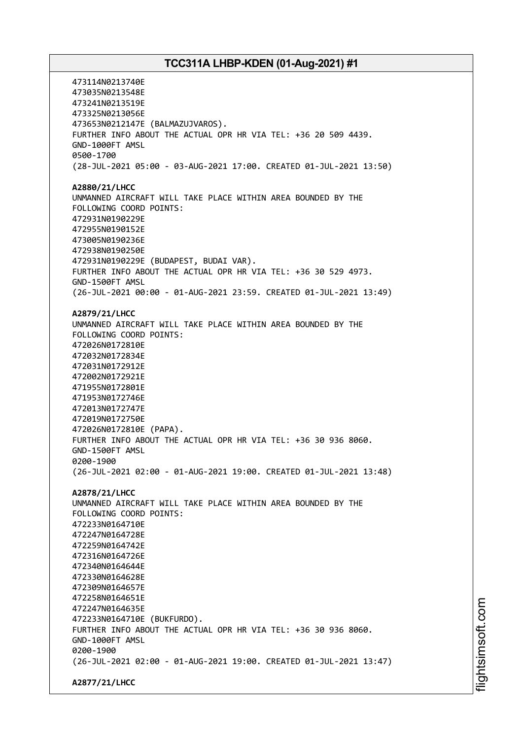473114N0213740E
473035N0213548E
473241N0213519E
473325N0213056E
473653N0212147E (BALMAZUJVAROS).
FURTHER INFO ABOUT THE ACTUAL OPR HR VIA TEL: +36 20 509 4439.
GND-1000FT AMSL
0500-1700
(28-JUL-2021 05:00 - 03-AUG-2021 17:00. CREATED 01-JUL-2021 13:50)

**A2880/21/LHCC**
UNMANNED AIRCRAFT WILL TAKE PLACE WITHIN AREA BOUNDED BY THE
FOLLOWING COORD POINTS:
472931N0190229E
472955N0190152E
473005N0190236E
472938N0190250E
472931N0190229E (BUDAPEST, BUDAI VAR).
FURTHER INFO ABOUT THE ACTUAL OPR HR VIA TEL: +36 30 529 4973.
GND-1500FT AMSL
(26-JUL-2021 00:00 - 01-AUG-2021 23:59. CREATED 01-JUL-2021 13:49)

**A2879/21/LHCC**
UNMANNED AIRCRAFT WILL TAKE PLACE WITHIN AREA BOUNDED BY THE
FOLLOWING COORD POINTS:
472026N0172810E
472032N0172834E
472031N0172912E
472002N0172921E
471955N0172801E
471953N0172746E
472013N0172747E
472019N0172750E
472026N0172810E (PAPA).
FURTHER INFO ABOUT THE ACTUAL OPR HR VIA TEL: +36 30 936 8060.
GND-1500FT AMSL
0200-1900
(26-JUL-2021 02:00 - 01-AUG-2021 19:00. CREATED 01-JUL-2021 13:48)

**A2878/21/LHCC**
UNMANNED AIRCRAFT WILL TAKE PLACE WITHIN AREA BOUNDED BY THE
FOLLOWING COORD POINTS:
472233N0164710E
472247N0164728E
472259N0164742E
472316N0164726E
472340N0164644E
472330N0164628E
472309N0164657E
472258N0164651E
472247N0164635E
472233N0164710E (BUKFURDO).
FURTHER INFO ABOUT THE ACTUAL OPR HR VIA TEL: +36 30 936 8060.
GND-1000FT AMSL
0200-1900
(26-JUL-2021 02:00 - 01-AUG-2021 19:00. CREATED 01-JUL-2021 13:47)

**A2877/21/LHCC**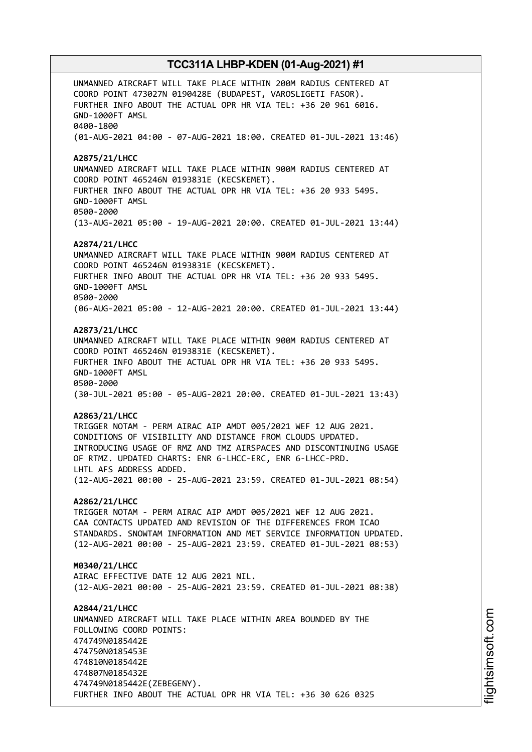UNMANNED AIRCRAFT WILL TAKE PLACE WITHIN 200M RADIUS CENTERED AT
COORD POINT 473027N 0190428E (BUDAPEST, VAROSLIGETI FASOR).
FURTHER INFO ABOUT THE ACTUAL OPR HR VIA TEL: +36 20 961 6016.
GND-1000FT AMSL
0400-1800
(01-AUG-2021 04:00 - 07-AUG-2021 18:00. CREATED 01-JUL-2021 13:46)

**A2875/21/LHCC**
UNMANNED AIRCRAFT WILL TAKE PLACE WITHIN 900M RADIUS CENTERED AT
COORD POINT 465246N 0193831E (KECSKEMET).
FURTHER INFO ABOUT THE ACTUAL OPR HR VIA TEL: +36 20 933 5495.
GND-1000FT AMSL
0500-2000
(13-AUG-2021 05:00 - 19-AUG-2021 20:00. CREATED 01-JUL-2021 13:44)

**A2874/21/LHCC**
UNMANNED AIRCRAFT WILL TAKE PLACE WITHIN 900M RADIUS CENTERED AT
COORD POINT 465246N 0193831E (KECSKEMET).
FURTHER INFO ABOUT THE ACTUAL OPR HR VIA TEL: +36 20 933 5495.
GND-1000FT AMSL
0500-2000
(06-AUG-2021 05:00 - 12-AUG-2021 20:00. CREATED 01-JUL-2021 13:44)

**A2873/21/LHCC**
UNMANNED AIRCRAFT WILL TAKE PLACE WITHIN 900M RADIUS CENTERED AT
COORD POINT 465246N 0193831E (KECSKEMET).
FURTHER INFO ABOUT THE ACTUAL OPR HR VIA TEL: +36 20 933 5495.
GND-1000FT AMSL
0500-2000
(30-JUL-2021 05:00 - 05-AUG-2021 20:00. CREATED 01-JUL-2021 13:43)

**A2863/21/LHCC**
TRIGGER NOTAM - PERM AIRAC AIP AMDT 005/2021 WEF 12 AUG 2021.
CONDITIONS OF VISIBILITY AND DISTANCE FROM CLOUDS UPDATED.
INTRODUCING USAGE OF RMZ AND TMZ AIRSPACES AND DISCONTINUING USAGE
OF RTMZ. UPDATED CHARTS: ENR 6-LHCC-ERC, ENR 6-LHCC-PRD.
LHTL AFS ADDRESS ADDED.
(12-AUG-2021 00:00 - 25-AUG-2021 23:59. CREATED 01-JUL-2021 08:54)

**A2862/21/LHCC**
TRIGGER NOTAM - PERM AIRAC AIP AMDT 005/2021 WEF 12 AUG 2021.
CAA CONTACTS UPDATED AND REVISION OF THE DIFFERENCES FROM ICAO
STANDARDS. SNOWTAM INFORMATION AND MET SERVICE INFORMATION UPDATED.
(12-AUG-2021 00:00 - 25-AUG-2021 23:59. CREATED 01-JUL-2021 08:53)

**M0340/21/LHCC**
AIRAC EFFECTIVE DATE 12 AUG 2021 NIL.
(12-AUG-2021 00:00 - 25-AUG-2021 23:59. CREATED 01-JUL-2021 08:38)

**A2844/21/LHCC**
UNMANNED AIRCRAFT WILL TAKE PLACE WITHIN AREA BOUNDED BY THE
FOLLOWING COORD POINTS:
474749N0185442E
474750N0185453E
474810N0185442E
474807N0185432E
474749N0185442E(ZEBEGENY).
FURTHER INFO ABOUT THE ACTUAL OPR HR VIA TEL: +36 30 626 0325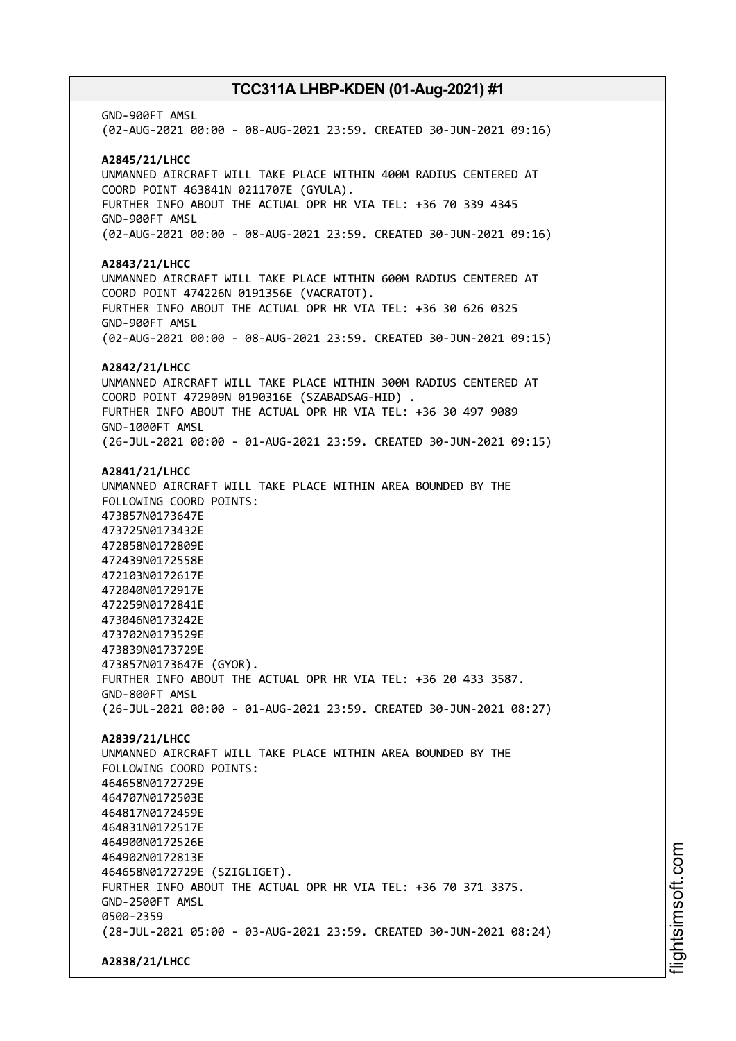GND-900FT AMSL
(02-AUG-2021 00:00 - 08-AUG-2021 23:59. CREATED 30-JUN-2021 09:16)

**A2845/21/LHCC**
UNMANNED AIRCRAFT WILL TAKE PLACE WITHIN 400M RADIUS CENTERED AT COORD POINT 463841N 0211707E (GYULA).
FURTHER INFO ABOUT THE ACTUAL OPR HR VIA TEL: +36 70 339 4345
GND-900FT AMSL
(02-AUG-2021 00:00 - 08-AUG-2021 23:59. CREATED 30-JUN-2021 09:16)

**A2843/21/LHCC**
UNMANNED AIRCRAFT WILL TAKE PLACE WITHIN 600M RADIUS CENTERED AT COORD POINT 474226N 0191356E (VACRATOT).
FURTHER INFO ABOUT THE ACTUAL OPR HR VIA TEL: +36 30 626 0325
GND-900FT AMSL
(02-AUG-2021 00:00 - 08-AUG-2021 23:59. CREATED 30-JUN-2021 09:15)

**A2842/21/LHCC**
UNMANNED AIRCRAFT WILL TAKE PLACE WITHIN 300M RADIUS CENTERED AT COORD POINT 472909N 0190316E (SZABADSAG-HID) .
FURTHER INFO ABOUT THE ACTUAL OPR HR VIA TEL: +36 30 497 9089
GND-1000FT AMSL
(26-JUL-2021 00:00 - 01-AUG-2021 23:59. CREATED 30-JUN-2021 09:15)

**A2841/21/LHCC**
UNMANNED AIRCRAFT WILL TAKE PLACE WITHIN AREA BOUNDED BY THE FOLLOWING COORD POINTS:
473857N0173647E
473725N0173432E
472858N0172809E
472439N0172558E
472103N0172617E
472040N0172917E
472259N0172841E
473046N0173242E
473702N0173529E
473839N0173729E
473857N0173647E (GYOR).
FURTHER INFO ABOUT THE ACTUAL OPR HR VIA TEL: +36 20 433 3587.
GND-800FT AMSL
(26-JUL-2021 00:00 - 01-AUG-2021 23:59. CREATED 30-JUN-2021 08:27)

**A2839/21/LHCC**
UNMANNED AIRCRAFT WILL TAKE PLACE WITHIN AREA BOUNDED BY THE FOLLOWING COORD POINTS:
464658N0172729E
464707N0172503E
464817N0172459E
464831N0172517E
464900N0172526E
464902N0172813E
464658N0172729E (SZIGLIGET).
FURTHER INFO ABOUT THE ACTUAL OPR HR VIA TEL: +36 70 371 3375.
GND-2500FT AMSL
0500-2359
(28-JUL-2021 05:00 - 03-AUG-2021 23:59. CREATED 30-JUN-2021 08:24)

**A2838/21/LHCC**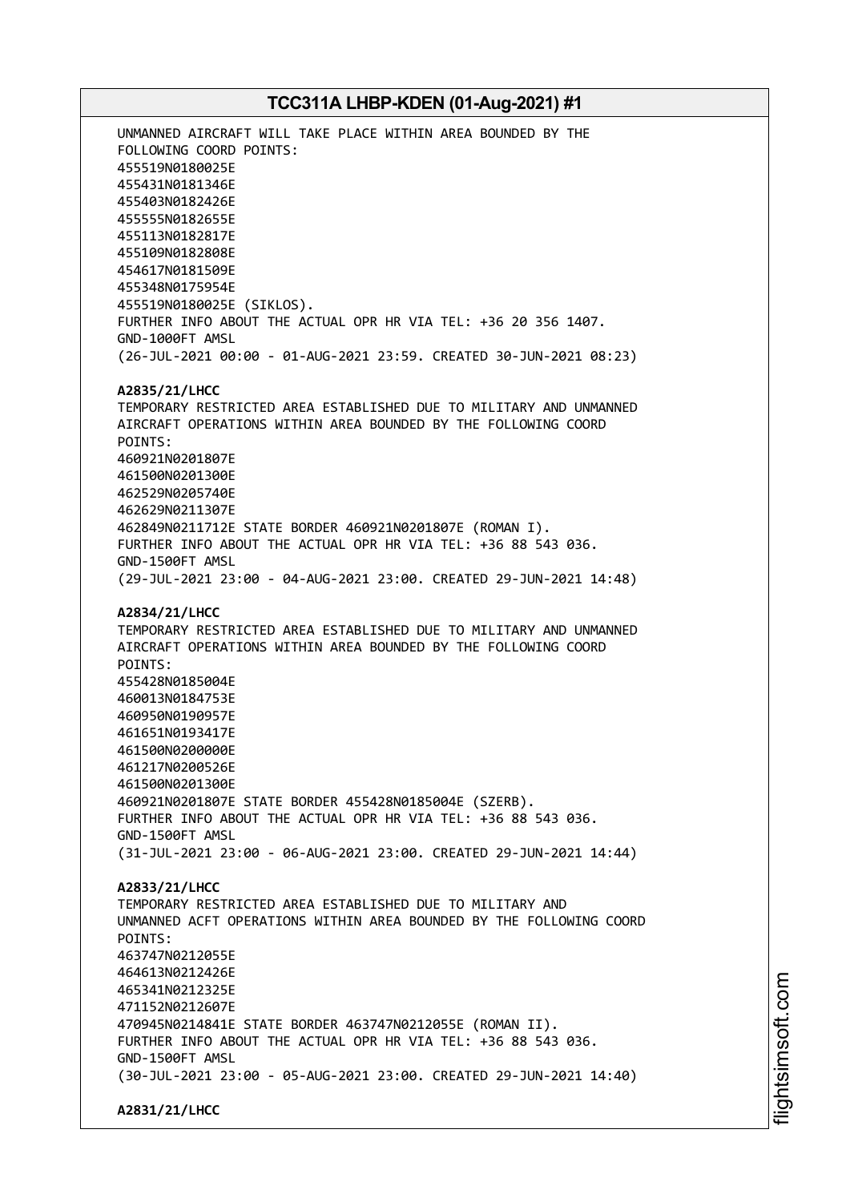UNMANNED AIRCRAFT WILL TAKE PLACE WITHIN AREA BOUNDED BY THE FOLLOWING COORD POINTS:
455519N0180025E
455431N0181346E
455403N0182426E
455555N0182655E
455113N0182817E
455109N0182808E
454617N0181509E
455348N0175954E
455519N0180025E (SIKLOS).
FURTHER INFO ABOUT THE ACTUAL OPR HR VIA TEL: +36 20 356 1407.
GND-1000FT AMSL
(26-JUL-2021 00:00 - 01-AUG-2021 23:59. CREATED 30-JUN-2021 08:23)

**A2835/21/LHCC**
TEMPORARY RESTRICTED AREA ESTABLISHED DUE TO MILITARY AND UNMANNED AIRCRAFT OPERATIONS WITHIN AREA BOUNDED BY THE FOLLOWING COORD POINTS:
460921N0201807E
461500N0201300E
462529N0205740E
462629N0211307E
462849N0211712E STATE BORDER 460921N0201807E (ROMAN I).
FURTHER INFO ABOUT THE ACTUAL OPR HR VIA TEL: +36 88 543 036.
GND-1500FT AMSL
(29-JUL-2021 23:00 - 04-AUG-2021 23:00. CREATED 29-JUN-2021 14:48)

**A2834/21/LHCC**
TEMPORARY RESTRICTED AREA ESTABLISHED DUE TO MILITARY AND UNMANNED AIRCRAFT OPERATIONS WITHIN AREA BOUNDED BY THE FOLLOWING COORD POINTS:
455428N0185004E
460013N0184753E
460950N0190957E
461651N0193417E
461500N0200000E
461217N0200526E
461500N0201300E
460921N0201807E STATE BORDER 455428N0185004E (SZERB).
FURTHER INFO ABOUT THE ACTUAL OPR HR VIA TEL: +36 88 543 036.
GND-1500FT AMSL
(31-JUL-2021 23:00 - 06-AUG-2021 23:00. CREATED 29-JUN-2021 14:44)

**A2833/21/LHCC**
TEMPORARY RESTRICTED AREA ESTABLISHED DUE TO MILITARY AND UNMANNED ACFT OPERATIONS WITHIN AREA BOUNDED BY THE FOLLOWING COORD POINTS:
463747N0212055E
464613N0212426E
465341N0212325E
471152N0212607E
470945N0214841E STATE BORDER 463747N0212055E (ROMAN II).
FURTHER INFO ABOUT THE ACTUAL OPR HR VIA TEL: +36 88 543 036.
GND-1500FT AMSL
(30-JUL-2021 23:00 - 05-AUG-2021 23:00. CREATED 29-JUN-2021 14:40)

**A2831/21/LHCC**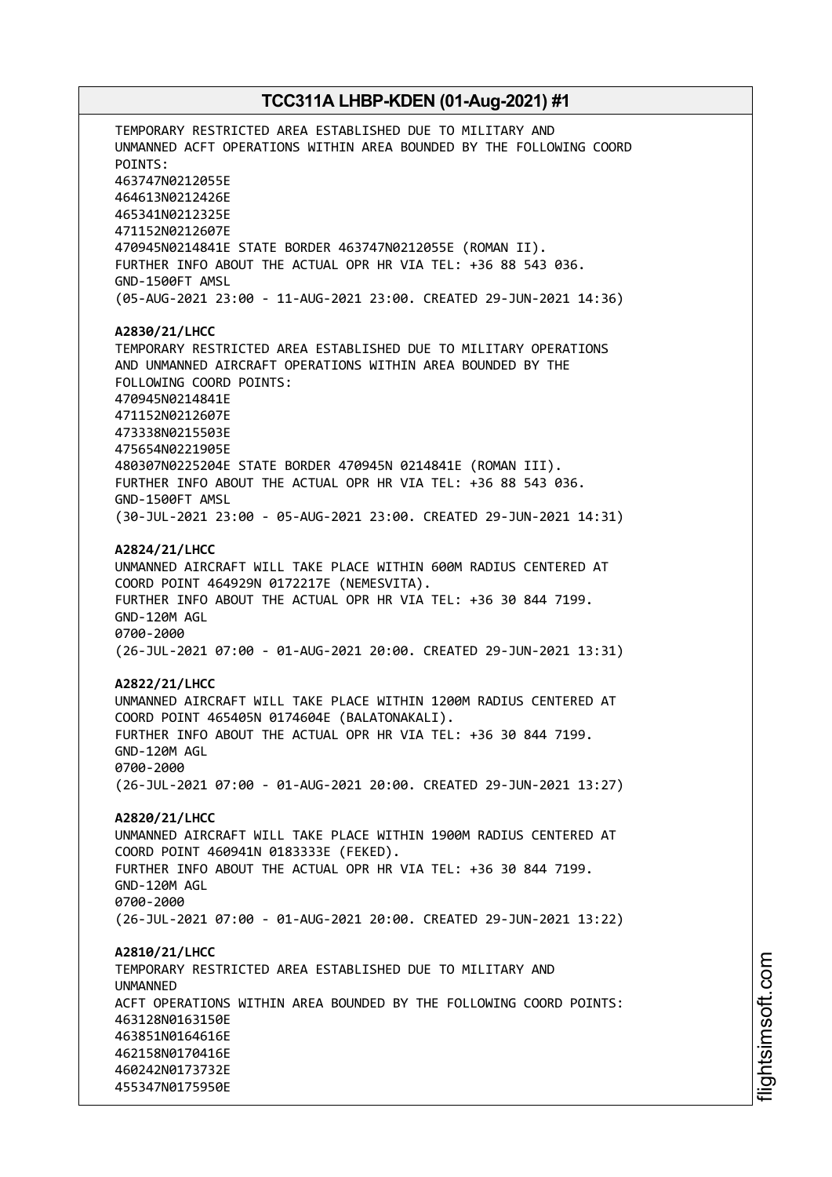TEMPORARY RESTRICTED AREA ESTABLISHED DUE TO MILITARY AND
UNMANNED ACFT OPERATIONS WITHIN AREA BOUNDED BY THE FOLLOWING COORD
POINTS:
463747N0212055E
464613N0212426E
465341N0212325E
471152N0212607E
470945N0214841E STATE BORDER 463747N0212055E (ROMAN II).
FURTHER INFO ABOUT THE ACTUAL OPR HR VIA TEL: +36 88 543 036.
GND-1500FT AMSL
(05-AUG-2021 23:00 - 11-AUG-2021 23:00. CREATED 29-JUN-2021 14:36)

**A2830/21/LHCC**
TEMPORARY RESTRICTED AREA ESTABLISHED DUE TO MILITARY OPERATIONS
AND UNMANNED AIRCRAFT OPERATIONS WITHIN AREA BOUNDED BY THE
FOLLOWING COORD POINTS:
470945N0214841E
471152N0212607E
473338N0215503E
475654N0221905E
480307N0225204E STATE BORDER 470945N 0214841E (ROMAN III).
FURTHER INFO ABOUT THE ACTUAL OPR HR VIA TEL: +36 88 543 036.
GND-1500FT AMSL
(30-JUL-2021 23:00 - 05-AUG-2021 23:00. CREATED 29-JUN-2021 14:31)

**A2824/21/LHCC**
UNMANNED AIRCRAFT WILL TAKE PLACE WITHIN 600M RADIUS CENTERED AT
COORD POINT 464929N 0172217E (NEMESVITA).
FURTHER INFO ABOUT THE ACTUAL OPR HR VIA TEL: +36 30 844 7199.
GND-120M AGL
0700-2000
(26-JUL-2021 07:00 - 01-AUG-2021 20:00. CREATED 29-JUN-2021 13:31)

**A2822/21/LHCC**
UNMANNED AIRCRAFT WILL TAKE PLACE WITHIN 1200M RADIUS CENTERED AT
COORD POINT 465405N 0174604E (BALATONAKALI).
FURTHER INFO ABOUT THE ACTUAL OPR HR VIA TEL: +36 30 844 7199.
GND-120M AGL
0700-2000
(26-JUL-2021 07:00 - 01-AUG-2021 20:00. CREATED 29-JUN-2021 13:27)

**A2820/21/LHCC**
UNMANNED AIRCRAFT WILL TAKE PLACE WITHIN 1900M RADIUS CENTERED AT
COORD POINT 460941N 0183333E (FEKED).
FURTHER INFO ABOUT THE ACTUAL OPR HR VIA TEL: +36 30 844 7199.
GND-120M AGL
0700-2000
(26-JUL-2021 07:00 - 01-AUG-2021 20:00. CREATED 29-JUN-2021 13:22)

**A2810/21/LHCC**
TEMPORARY RESTRICTED AREA ESTABLISHED DUE TO MILITARY AND
UNMANNED
ACFT OPERATIONS WITHIN AREA BOUNDED BY THE FOLLOWING COORD POINTS:
463128N0163150E
463851N0164616E
462158N0170416E
460242N0173732E
455347N0175950E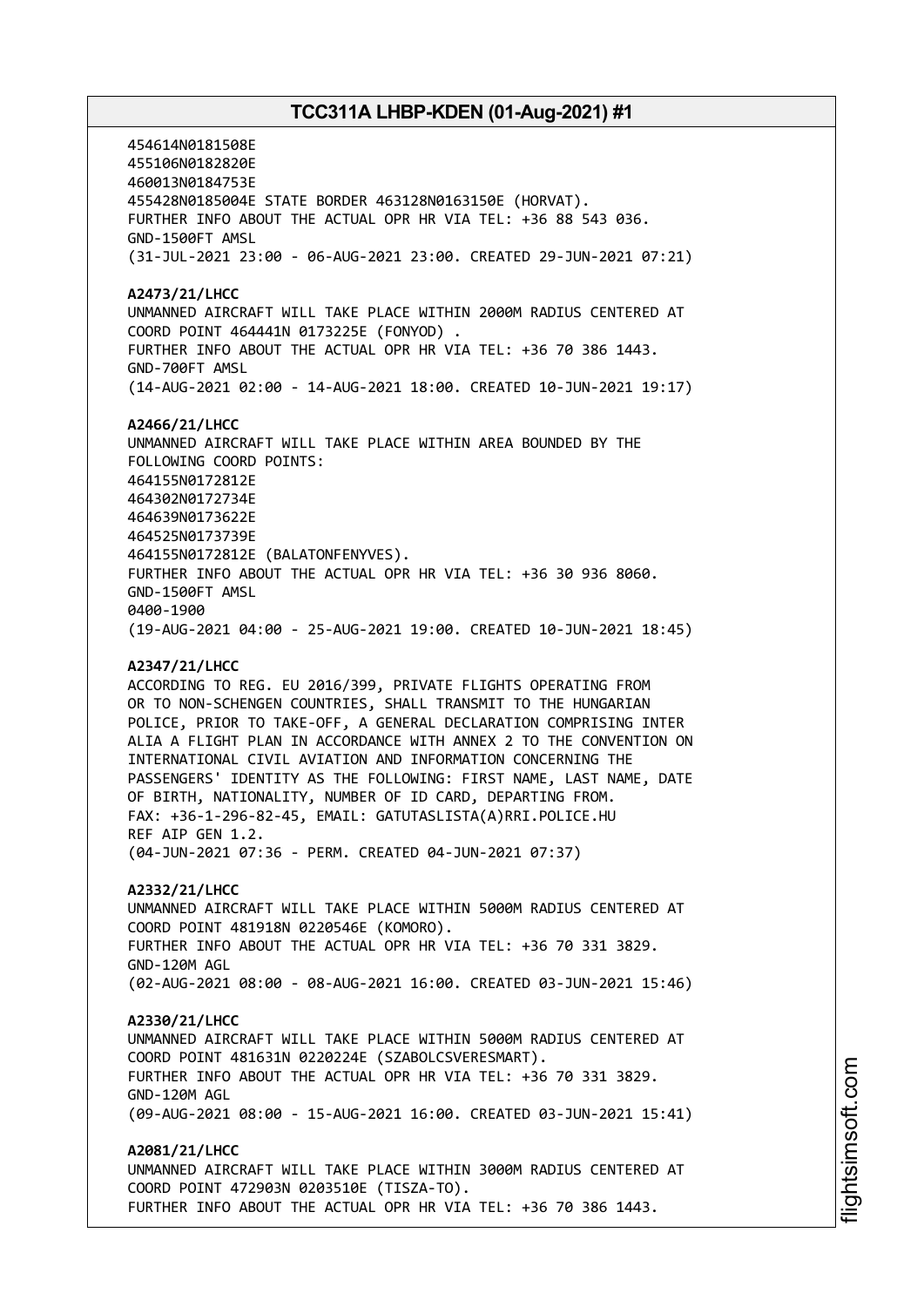454614N0181508E
455106N0182820E
460013N0184753E
455428N0185004E STATE BORDER 463128N0163150E (HORVAT).
FURTHER INFO ABOUT THE ACTUAL OPR HR VIA TEL: +36 88 543 036.
GND-1500FT AMSL
(31-JUL-2021 23:00 - 06-AUG-2021 23:00. CREATED 29-JUN-2021 07:21)

**A2473/21/LHCC**
UNMANNED AIRCRAFT WILL TAKE PLACE WITHIN 2000M RADIUS CENTERED AT
COORD POINT 464441N 0173225E (FONYOD) .
FURTHER INFO ABOUT THE ACTUAL OPR HR VIA TEL: +36 70 386 1443.
GND-700FT AMSL
(14-AUG-2021 02:00 - 14-AUG-2021 18:00. CREATED 10-JUN-2021 19:17)

**A2466/21/LHCC**
UNMANNED AIRCRAFT WILL TAKE PLACE WITHIN AREA BOUNDED BY THE
FOLLOWING COORD POINTS:
464155N0172812E
464302N0172734E
464639N0173622E
464525N0173739E
464155N0172812E (BALATONFENYVES).
FURTHER INFO ABOUT THE ACTUAL OPR HR VIA TEL: +36 30 936 8060.
GND-1500FT AMSL
0400-1900
(19-AUG-2021 04:00 - 25-AUG-2021 19:00. CREATED 10-JUN-2021 18:45)

**A2347/21/LHCC**
ACCORDING TO REG. EU 2016/399, PRIVATE FLIGHTS OPERATING FROM
OR TO NON-SCHENGEN COUNTRIES, SHALL TRANSMIT TO THE HUNGARIAN
POLICE, PRIOR TO TAKE-OFF, A GENERAL DECLARATION COMPRISING INTER
ALIA A FLIGHT PLAN IN ACCORDANCE WITH ANNEX 2 TO THE CONVENTION ON
INTERNATIONAL CIVIL AVIATION AND INFORMATION CONCERNING THE
PASSENGERS' IDENTITY AS THE FOLLOWING: FIRST NAME, LAST NAME, DATE
OF BIRTH, NATIONALITY, NUMBER OF ID CARD, DEPARTING FROM.
FAX: +36-1-296-82-45, EMAIL: GATUTASLISTA(A)RRI.POLICE.HU
REF AIP GEN 1.2.
(04-JUN-2021 07:36 - PERM. CREATED 04-JUN-2021 07:37)

**A2332/21/LHCC**
UNMANNED AIRCRAFT WILL TAKE PLACE WITHIN 5000M RADIUS CENTERED AT
COORD POINT 481918N 0220546E (KOMORO).
FURTHER INFO ABOUT THE ACTUAL OPR HR VIA TEL: +36 70 331 3829.
GND-120M AGL
(02-AUG-2021 08:00 - 08-AUG-2021 16:00. CREATED 03-JUN-2021 15:46)

**A2330/21/LHCC**
UNMANNED AIRCRAFT WILL TAKE PLACE WITHIN 5000M RADIUS CENTERED AT
COORD POINT 481631N 0220224E (SZABOLCSVERESMART).
FURTHER INFO ABOUT THE ACTUAL OPR HR VIA TEL: +36 70 331 3829.
GND-120M AGL
(09-AUG-2021 08:00 - 15-AUG-2021 16:00. CREATED 03-JUN-2021 15:41)

**A2081/21/LHCC**
UNMANNED AIRCRAFT WILL TAKE PLACE WITHIN 3000M RADIUS CENTERED AT
COORD POINT 472903N 0203510E (TISZA-TO).
FURTHER INFO ABOUT THE ACTUAL OPR HR VIA TEL: +36 70 386 1443.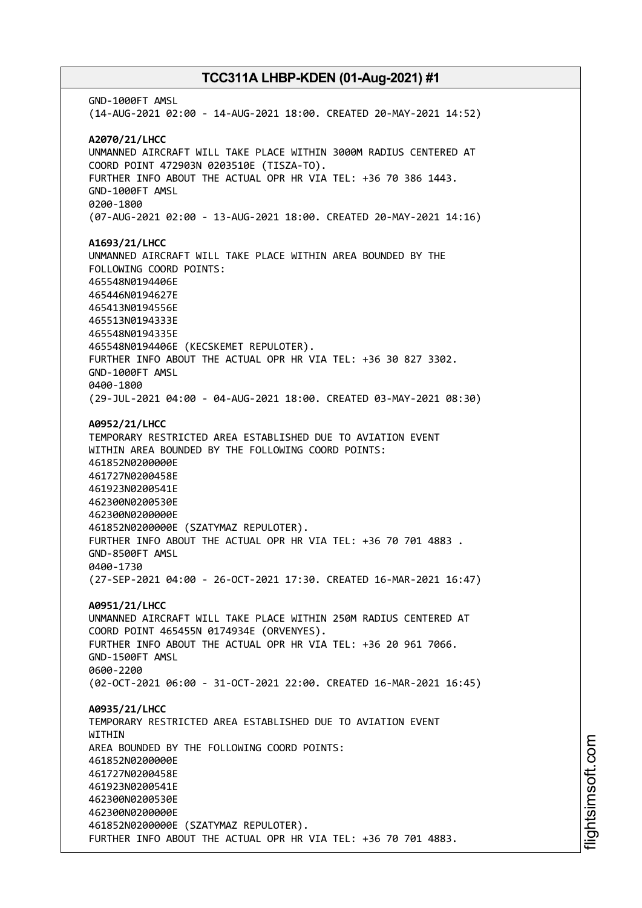GND-1000FT AMSL
(14-AUG-2021 02:00 - 14-AUG-2021 18:00. CREATED 20-MAY-2021 14:52)

**A2070/21/LHCC**
UNMANNED AIRCRAFT WILL TAKE PLACE WITHIN 3000M RADIUS CENTERED AT
COORD POINT 472903N 0203510E (TISZA-TO).
FURTHER INFO ABOUT THE ACTUAL OPR HR VIA TEL: +36 70 386 1443.
GND-1000FT AMSL
0200-1800
(07-AUG-2021 02:00 - 13-AUG-2021 18:00. CREATED 20-MAY-2021 14:16)

**A1693/21/LHCC**
UNMANNED AIRCRAFT WILL TAKE PLACE WITHIN AREA BOUNDED BY THE
FOLLOWING COORD POINTS:
465548N0194406E
465446N0194627E
465413N0194556E
465513N0194333E
465548N0194335E
465548N0194406E (KECSKEMET REPULOTER).
FURTHER INFO ABOUT THE ACTUAL OPR HR VIA TEL: +36 30 827 3302.
GND-1000FT AMSL
0400-1800
(29-JUL-2021 04:00 - 04-AUG-2021 18:00. CREATED 03-MAY-2021 08:30)

**A0952/21/LHCC**
TEMPORARY RESTRICTED AREA ESTABLISHED DUE TO AVIATION EVENT
WITHIN AREA BOUNDED BY THE FOLLOWING COORD POINTS:
461852N0200000E
461727N0200458E
461923N0200541E
462300N0200530E
462300N0200000E
461852N0200000E (SZATYMAZ REPULOTER).
FURTHER INFO ABOUT THE ACTUAL OPR HR VIA TEL: +36 70 701 4883 .
GND-8500FT AMSL
0400-1730
(27-SEP-2021 04:00 - 26-OCT-2021 17:30. CREATED 16-MAR-2021 16:47)

**A0951/21/LHCC**
UNMANNED AIRCRAFT WILL TAKE PLACE WITHIN 250M RADIUS CENTERED AT
COORD POINT 465455N 0174934E (ORVENYES).
FURTHER INFO ABOUT THE ACTUAL OPR HR VIA TEL: +36 20 961 7066.
GND-1500FT AMSL
0600-2200
(02-OCT-2021 06:00 - 31-OCT-2021 22:00. CREATED 16-MAR-2021 16:45)

**A0935/21/LHCC**
TEMPORARY RESTRICTED AREA ESTABLISHED DUE TO AVIATION EVENT
WITHIN
AREA BOUNDED BY THE FOLLOWING COORD POINTS:
461852N0200000E
461727N0200458E
461923N0200541E
462300N0200530E
462300N0200000E
461852N0200000E (SZATYMAZ REPULOTER).
FURTHER INFO ABOUT THE ACTUAL OPR HR VIA TEL: +36 70 701 4883.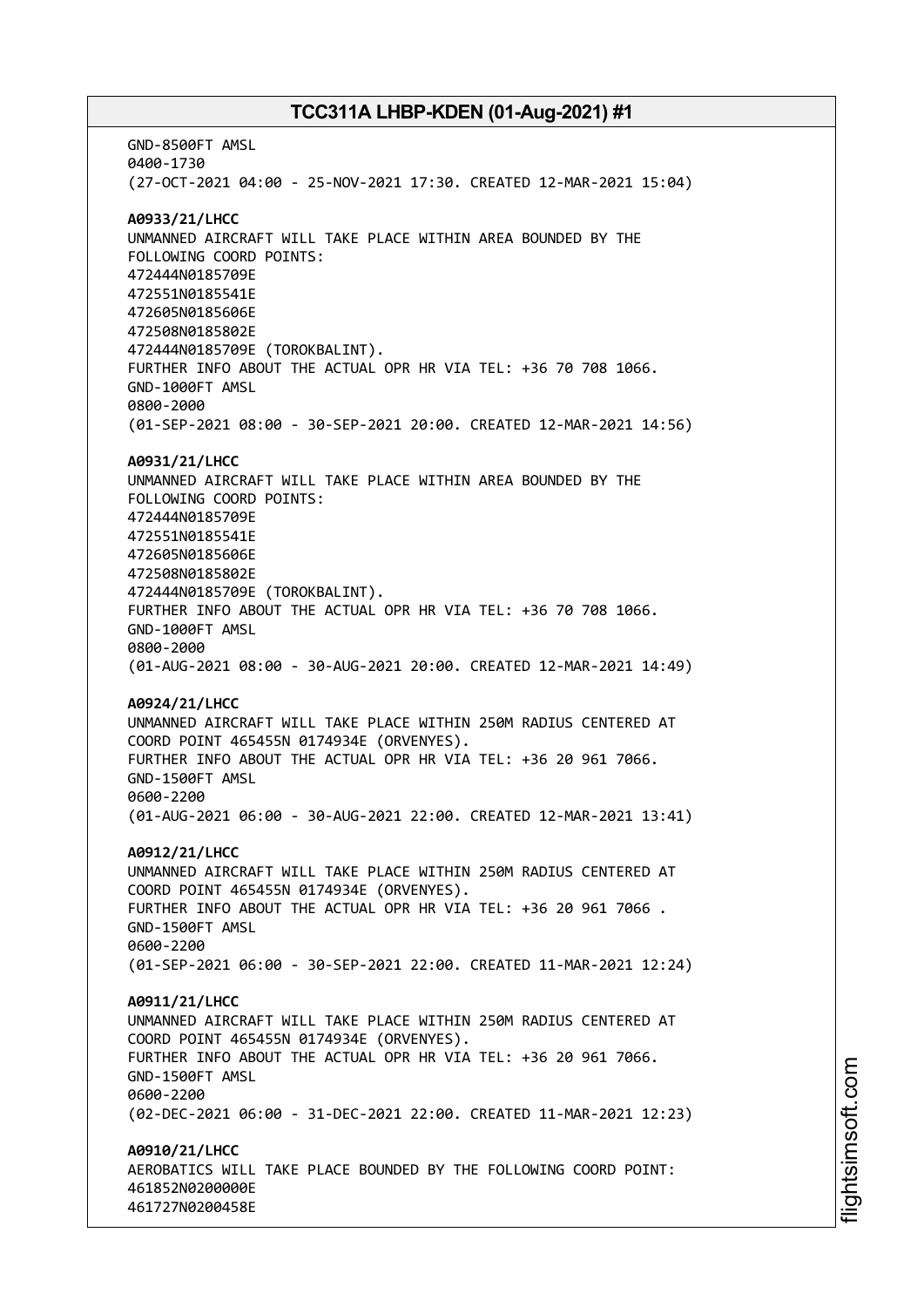GND-8500FT AMSL
0400-1730
(27-OCT-2021 04:00 - 25-NOV-2021 17:30. CREATED 12-MAR-2021 15:04)

**A0933/21/LHCC**
UNMANNED AIRCRAFT WILL TAKE PLACE WITHIN AREA BOUNDED BY THE
FOLLOWING COORD POINTS:
472444N0185709E
472551N0185541E
472605N0185606E
472508N0185802E
472444N0185709E (TOROKBALINT).
FURTHER INFO ABOUT THE ACTUAL OPR HR VIA TEL: +36 70 708 1066.
GND-1000FT AMSL
0800-2000
(01-SEP-2021 08:00 - 30-SEP-2021 20:00. CREATED 12-MAR-2021 14:56)

**A0931/21/LHCC**
UNMANNED AIRCRAFT WILL TAKE PLACE WITHIN AREA BOUNDED BY THE
FOLLOWING COORD POINTS:
472444N0185709E
472551N0185541E
472605N0185606E
472508N0185802E
472444N0185709E (TOROKBALINT).
FURTHER INFO ABOUT THE ACTUAL OPR HR VIA TEL: +36 70 708 1066.
GND-1000FT AMSL
0800-2000
(01-AUG-2021 08:00 - 30-AUG-2021 20:00. CREATED 12-MAR-2021 14:49)

**A0924/21/LHCC**
UNMANNED AIRCRAFT WILL TAKE PLACE WITHIN 250M RADIUS CENTERED AT
COORD POINT 465455N 0174934E (ORVENYES).
FURTHER INFO ABOUT THE ACTUAL OPR HR VIA TEL: +36 20 961 7066.
GND-1500FT AMSL
0600-2200
(01-AUG-2021 06:00 - 30-AUG-2021 22:00. CREATED 12-MAR-2021 13:41)

**A0912/21/LHCC**
UNMANNED AIRCRAFT WILL TAKE PLACE WITHIN 250M RADIUS CENTERED AT
COORD POINT 465455N 0174934E (ORVENYES).
FURTHER INFO ABOUT THE ACTUAL OPR HR VIA TEL: +36 20 961 7066 .
GND-1500FT AMSL
0600-2200
(01-SEP-2021 06:00 - 30-SEP-2021 22:00. CREATED 11-MAR-2021 12:24)

**A0911/21/LHCC**
UNMANNED AIRCRAFT WILL TAKE PLACE WITHIN 250M RADIUS CENTERED AT
COORD POINT 465455N 0174934E (ORVENYES).
FURTHER INFO ABOUT THE ACTUAL OPR HR VIA TEL: +36 20 961 7066.
GND-1500FT AMSL
0600-2200
(02-DEC-2021 06:00 - 31-DEC-2021 22:00. CREATED 11-MAR-2021 12:23)

**A0910/21/LHCC**
AEROBATICS WILL TAKE PLACE BOUNDED BY THE FOLLOWING COORD POINT:
461852N0200000E
461727N0200458E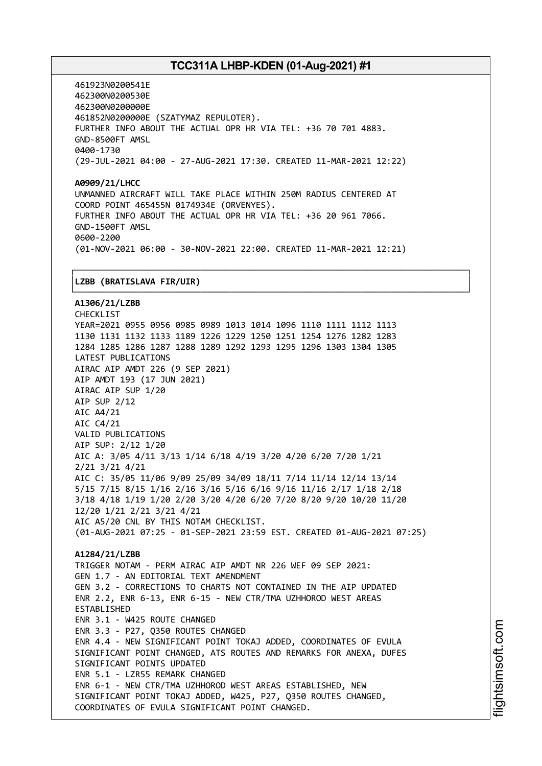461923N0200541E
462300N0200530E
462300N0200000E
461852N0200000E (SZATYMAZ REPULOTER).
FURTHER INFO ABOUT THE ACTUAL OPR HR VIA TEL: +36 70 701 4883.
GND-8500FT AMSL
0400-1730
(29-JUL-2021 04:00 - 27-AUG-2021 17:30. CREATED 11-MAR-2021 12:22)

**A0909/21/LHCC**
UNMANNED AIRCRAFT WILL TAKE PLACE WITHIN 250M RADIUS CENTERED AT COORD POINT 465455N 0174934E (ORVENYES).
FURTHER INFO ABOUT THE ACTUAL OPR HR VIA TEL: +36 20 961 7066.
GND-1500FT AMSL
0600-2200
(01-NOV-2021 06:00 - 30-NOV-2021 22:00. CREATED 11-MAR-2021 12:21)

## LZBB (BRATISLAVA FIR/UIR)

**A1306/21/LZBB**
CHECKLIST
YEAR=2021 0955 0956 0985 0989 1013 1014 1096 1110 1111 1112 1113 1130 1131 1132 1133 1189 1226 1229 1250 1251 1254 1276 1282 1283 1284 1285 1286 1287 1288 1289 1292 1293 1295 1296 1303 1304 1305
LATEST PUBLICATIONS
AIRAC AIP AMDT 226 (9 SEP 2021)
AIP AMDT 193 (17 JUN 2021)
AIRAC AIP SUP 1/20
AIP SUP 2/12
AIC A4/21
AIC C4/21
VALID PUBLICATIONS
AIP SUP: 2/12 1/20
AIC A: 3/05 4/11 3/13 1/14 6/18 4/19 3/20 4/20 6/20 7/20 1/21 2/21 3/21 4/21
AIC C: 35/05 11/06 9/09 25/09 34/09 18/11 7/14 11/14 12/14 13/14 5/15 7/15 8/15 1/16 2/16 3/16 5/16 6/16 9/16 11/16 2/17 1/18 2/18 3/18 4/18 1/19 1/20 2/20 3/20 4/20 6/20 7/20 8/20 9/20 10/20 11/20 12/20 1/21 2/21 3/21 4/21
AIC A5/20 CNL BY THIS NOTAM CHECKLIST.
(01-AUG-2021 07:25 - 01-SEP-2021 23:59 EST. CREATED 01-AUG-2021 07:25)

**A1284/21/LZBB**
TRIGGER NOTAM - PERM AIRAC AIP AMDT NR 226 WEF 09 SEP 2021:
GEN 1.7 - AN EDITORIAL TEXT AMENDMENT
GEN 3.2 - CORRECTIONS TO CHARTS NOT CONTAINED IN THE AIP UPDATED
ENR 2.2, ENR 6-13, ENR 6-15 - NEW CTR/TMA UZHHOROD WEST AREAS ESTABLISHED
ENR 3.1 - W425 ROUTE CHANGED
ENR 3.3 - P27, Q350 ROUTES CHANGED
ENR 4.4 - NEW SIGNIFICANT POINT TOKAJ ADDED, COORDINATES OF EVULA SIGNIFICANT POINT CHANGED, ATS ROUTES AND REMARKS FOR ANEXA, DUFES SIGNIFICANT POINTS UPDATED
ENR 5.1 - LZR55 REMARK CHANGED
ENR 6-1 - NEW CTR/TMA UZHHOROD WEST AREAS ESTABLISHED, NEW SIGNIFICANT POINT TOKAJ ADDED, W425, P27, Q350 ROUTES CHANGED, COORDINATES OF EVULA SIGNIFICANT POINT CHANGED.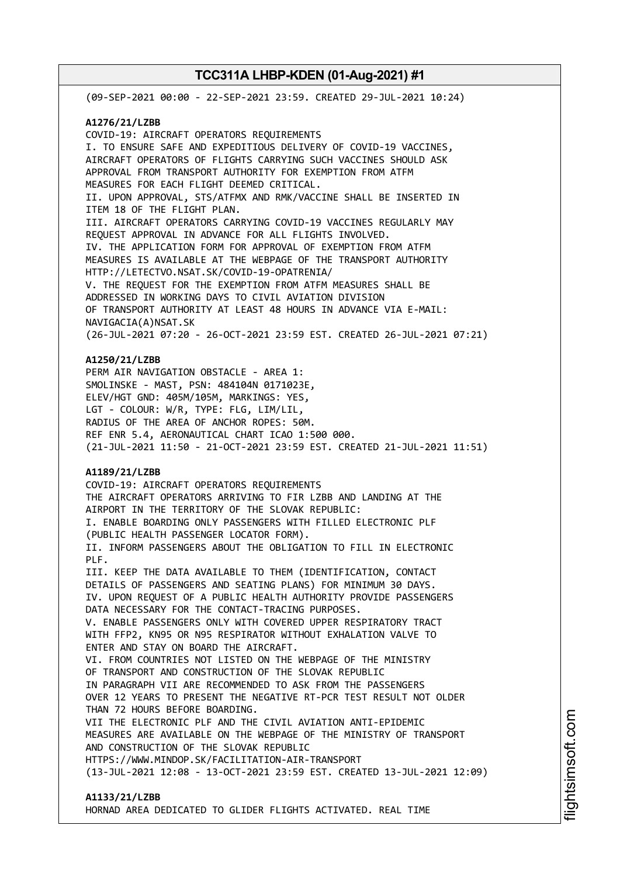(09-SEP-2021 00:00 - 22-SEP-2021 23:59. CREATED 29-JUL-2021 10:24)

**A1276/21/LZBB**
COVID-19: AIRCRAFT OPERATORS REQUIREMENTS
I. TO ENSURE SAFE AND EXPEDITIOUS DELIVERY OF COVID-19 VACCINES, AIRCRAFT OPERATORS OF FLIGHTS CARRYING SUCH VACCINES SHOULD ASK APPROVAL FROM TRANSPORT AUTHORITY FOR EXEMPTION FROM ATFM MEASURES FOR EACH FLIGHT DEEMED CRITICAL.
II. UPON APPROVAL, STS/ATFMX AND RMK/VACCINE SHALL BE INSERTED IN ITEM 18 OF THE FLIGHT PLAN.
III. AIRCRAFT OPERATORS CARRYING COVID-19 VACCINES REGULARLY MAY REQUEST APPROVAL IN ADVANCE FOR ALL FLIGHTS INVOLVED.
IV. THE APPLICATION FORM FOR APPROVAL OF EXEMPTION FROM ATFM MEASURES IS AVAILABLE AT THE WEBPAGE OF THE TRANSPORT AUTHORITY HTTP://LETECTVO.NSAT.SK/COVID-19-OPATRENIA/
V. THE REQUEST FOR THE EXEMPTION FROM ATFM MEASURES SHALL BE ADDRESSED IN WORKING DAYS TO CIVIL AVIATION DIVISION OF TRANSPORT AUTHORITY AT LEAST 48 HOURS IN ADVANCE VIA E-MAIL: NAVIGACIA(A)NSAT.SK
(26-JUL-2021 07:20 - 26-OCT-2021 23:59 EST. CREATED 26-JUL-2021 07:21)

**A1250/21/LZBB**
PERM AIR NAVIGATION OBSTACLE - AREA 1:
SMOLINSKE - MAST, PSN: 484104N 0171023E,
ELEV/HGT GND: 405M/105M, MARKINGS: YES,
LGT - COLOUR: W/R, TYPE: FLG, LIM/LIL,
RADIUS OF THE AREA OF ANCHOR ROPES: 50M.
REF ENR 5.4, AERONAUTICAL CHART ICAO 1:500 000.
(21-JUL-2021 11:50 - 21-OCT-2021 23:59 EST. CREATED 21-JUL-2021 11:51)

**A1189/21/LZBB**
COVID-19: AIRCRAFT OPERATORS REQUIREMENTS
THE AIRCRAFT OPERATORS ARRIVING TO FIR LZBB AND LANDING AT THE AIRPORT IN THE TERRITORY OF THE SLOVAK REPUBLIC:
I. ENABLE BOARDING ONLY PASSENGERS WITH FILLED ELECTRONIC PLF (PUBLIC HEALTH PASSENGER LOCATOR FORM).
II. INFORM PASSENGERS ABOUT THE OBLIGATION TO FILL IN ELECTRONIC PLF.
III. KEEP THE DATA AVAILABLE TO THEM (IDENTIFICATION, CONTACT DETAILS OF PASSENGERS AND SEATING PLANS) FOR MINIMUM 30 DAYS.
IV. UPON REQUEST OF A PUBLIC HEALTH AUTHORITY PROVIDE PASSENGERS DATA NECESSARY FOR THE CONTACT-TRACING PURPOSES.
V. ENABLE PASSENGERS ONLY WITH COVERED UPPER RESPIRATORY TRACT WITH FFP2, KN95 OR N95 RESPIRATOR WITHOUT EXHALATION VALVE TO ENTER AND STAY ON BOARD THE AIRCRAFT.
VI. FROM COUNTRIES NOT LISTED ON THE WEBPAGE OF THE MINISTRY OF TRANSPORT AND CONSTRUCTION OF THE SLOVAK REPUBLIC IN PARAGRAPH VII ARE RECOMMENDED TO ASK FROM THE PASSENGERS OVER 12 YEARS TO PRESENT THE NEGATIVE RT-PCR TEST RESULT NOT OLDER THAN 72 HOURS BEFORE BOARDING.
VII THE ELECTRONIC PLF AND THE CIVIL AVIATION ANTI-EPIDEMIC MEASURES ARE AVAILABLE ON THE WEBPAGE OF THE MINISTRY OF TRANSPORT AND CONSTRUCTION OF THE SLOVAK REPUBLIC HTTPS://WWW.MINDOP.SK/FACILITATION-AIR-TRANSPORT
(13-JUL-2021 12:08 - 13-OCT-2021 23:59 EST. CREATED 13-JUL-2021 12:09)

**A1133/21/LZBB**
HORNAD AREA DEDICATED TO GLIDER FLIGHTS ACTIVATED. REAL TIME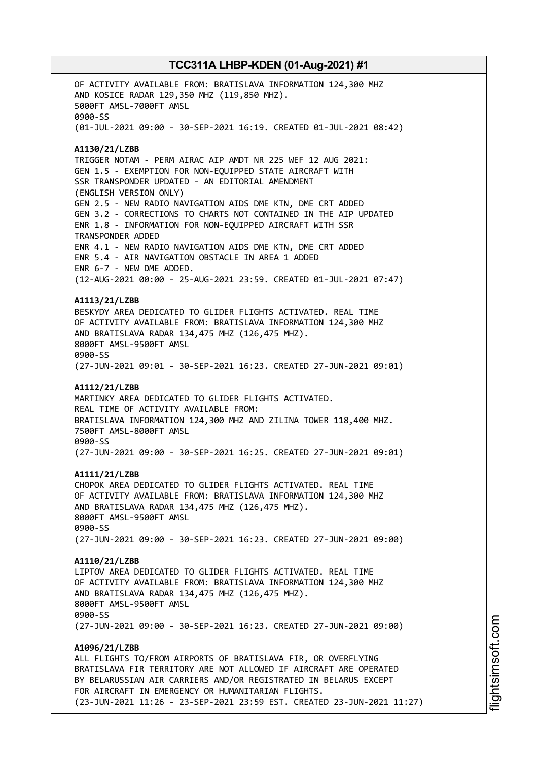OF ACTIVITY AVAILABLE FROM: BRATISLAVA INFORMATION 124,300 MHZ
AND KOSICE RADAR 129,350 MHZ (119,850 MHZ).
5000FT AMSL-7000FT AMSL
0900-SS
(01-JUL-2021 09:00 - 30-SEP-2021 16:19. CREATED 01-JUL-2021 08:42)

**A1130/21/LZBB**
TRIGGER NOTAM - PERM AIRAC AIP AMDT NR 225 WEF 12 AUG 2021:
GEN 1.5 - EXEMPTION FOR NON-EQUIPPED STATE AIRCRAFT WITH
SSR TRANSPONDER UPDATED - AN EDITORIAL AMENDMENT
(ENGLISH VERSION ONLY)
GEN 2.5 - NEW RADIO NAVIGATION AIDS DME KTN, DME CRT ADDED
GEN 3.2 - CORRECTIONS TO CHARTS NOT CONTAINED IN THE AIP UPDATED
ENR 1.8 - INFORMATION FOR NON-EQUIPPED AIRCRAFT WITH SSR
TRANSPONDER ADDED
ENR 4.1 - NEW RADIO NAVIGATION AIDS DME KTN, DME CRT ADDED
ENR 5.4 - AIR NAVIGATION OBSTACLE IN AREA 1 ADDED
ENR 6-7 - NEW DME ADDED.
(12-AUG-2021 00:00 - 25-AUG-2021 23:59. CREATED 01-JUL-2021 07:47)

**A1113/21/LZBB**
BESKYDY AREA DEDICATED TO GLIDER FLIGHTS ACTIVATED. REAL TIME
OF ACTIVITY AVAILABLE FROM: BRATISLAVA INFORMATION 124,300 MHZ
AND BRATISLAVA RADAR 134,475 MHZ (126,475 MHZ).
8000FT AMSL-9500FT AMSL
0900-SS
(27-JUN-2021 09:01 - 30-SEP-2021 16:23. CREATED 27-JUN-2021 09:01)

**A1112/21/LZBB**
MARTINKY AREA DEDICATED TO GLIDER FLIGHTS ACTIVATED.
REAL TIME OF ACTIVITY AVAILABLE FROM:
BRATISLAVA INFORMATION 124,300 MHZ AND ZILINA TOWER 118,400 MHZ.
7500FT AMSL-8000FT AMSL
0900-SS
(27-JUN-2021 09:00 - 30-SEP-2021 16:25. CREATED 27-JUN-2021 09:01)

**A1111/21/LZBB**
CHOPOK AREA DEDICATED TO GLIDER FLIGHTS ACTIVATED. REAL TIME
OF ACTIVITY AVAILABLE FROM: BRATISLAVA INFORMATION 124,300 MHZ
AND BRATISLAVA RADAR 134,475 MHZ (126,475 MHZ).
8000FT AMSL-9500FT AMSL
0900-SS
(27-JUN-2021 09:00 - 30-SEP-2021 16:23. CREATED 27-JUN-2021 09:00)

**A1110/21/LZBB**
LIPTOV AREA DEDICATED TO GLIDER FLIGHTS ACTIVATED. REAL TIME
OF ACTIVITY AVAILABLE FROM: BRATISLAVA INFORMATION 124,300 MHZ
AND BRATISLAVA RADAR 134,475 MHZ (126,475 MHZ).
8000FT AMSL-9500FT AMSL
0900-SS
(27-JUN-2021 09:00 - 30-SEP-2021 16:23. CREATED 27-JUN-2021 09:00)

**A1096/21/LZBB**
ALL FLIGHTS TO/FROM AIRPORTS OF BRATISLAVA FIR, OR OVERFLYING
BRATISLAVA FIR TERRITORY ARE NOT ALLOWED IF AIRCRAFT ARE OPERATED
BY BELARUSSIAN AIR CARRIERS AND/OR REGISTRATED IN BELARUS EXCEPT
FOR AIRCRAFT IN EMERGENCY OR HUMANITARIAN FLIGHTS.
(23-JUN-2021 11:26 - 23-SEP-2021 23:59 EST. CREATED 23-JUN-2021 11:27)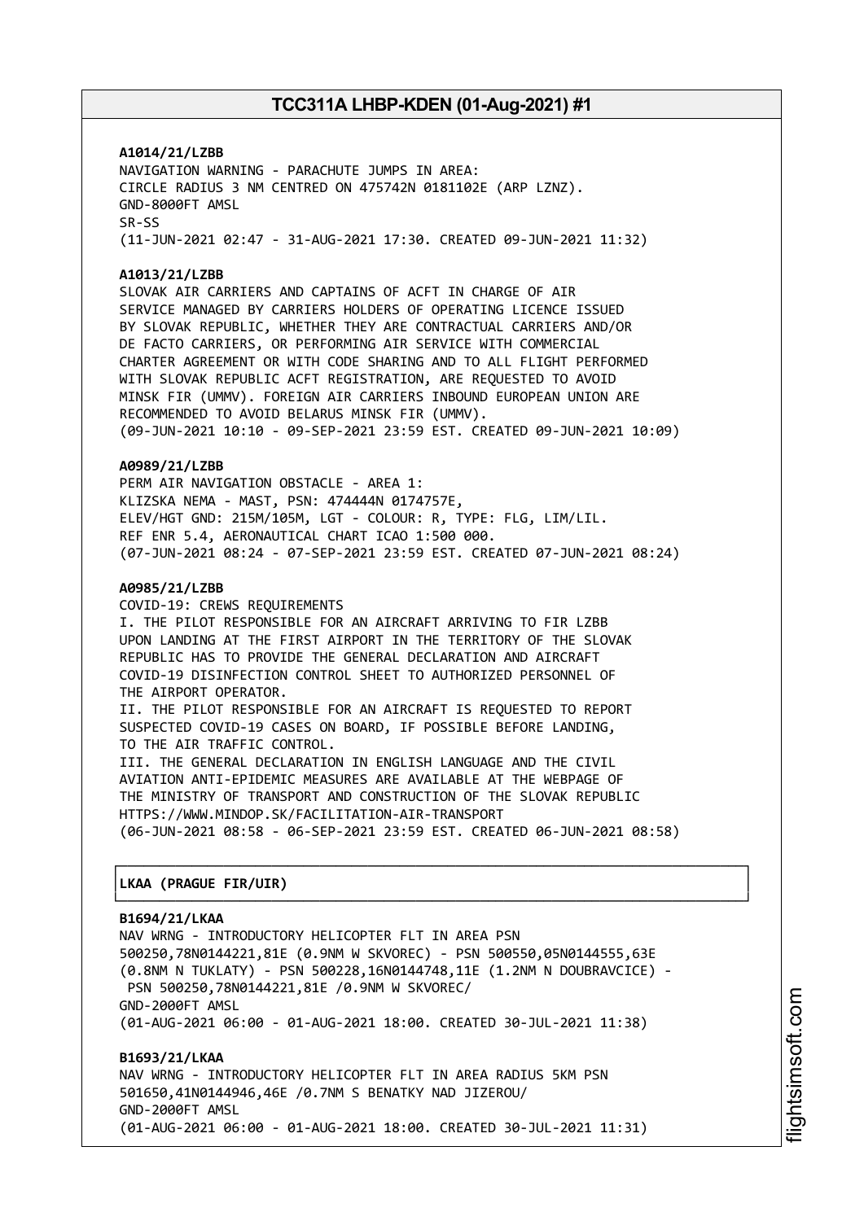**A1014/21/LZBB**
NAVIGATION WARNING - PARACHUTE JUMPS IN AREA:
CIRCLE RADIUS 3 NM CENTRED ON 475742N 0181102E (ARP LZNZ).
GND-8000FT AMSL
SR-SS
(11-JUN-2021 02:47 - 31-AUG-2021 17:30. CREATED 09-JUN-2021 11:32)

**A1013/21/LZBB**
SLOVAK AIR CARRIERS AND CAPTAINS OF ACFT IN CHARGE OF AIR
SERVICE MANAGED BY CARRIERS HOLDERS OF OPERATING LICENCE ISSUED
BY SLOVAK REPUBLIC, WHETHER THEY ARE CONTRACTUAL CARRIERS AND/OR
DE FACTO CARRIERS, OR PERFORMING AIR SERVICE WITH COMMERCIAL
CHARTER AGREEMENT OR WITH CODE SHARING AND TO ALL FLIGHT PERFORMED
WITH SLOVAK REPUBLIC ACFT REGISTRATION, ARE REQUESTED TO AVOID
MINSK FIR (UMMV). FOREIGN AIR CARRIERS INBOUND EUROPEAN UNION ARE
RECOMMENDED TO AVOID BELARUS MINSK FIR (UMMV).
(09-JUN-2021 10:10 - 09-SEP-2021 23:59 EST. CREATED 09-JUN-2021 10:09)

**A0989/21/LZBB**
PERM AIR NAVIGATION OBSTACLE - AREA 1:
KLIZSKA NEMA - MAST, PSN: 474444N 0174757E,
ELEV/HGT GND: 215M/105M, LGT - COLOUR: R, TYPE: FLG, LIM/LIL.
REF ENR 5.4, AERONAUTICAL CHART ICAO 1:500 000.
(07-JUN-2021 08:24 - 07-SEP-2021 23:59 EST. CREATED 07-JUN-2021 08:24)

**A0985/21/LZBB**
COVID-19: CREWS REQUIREMENTS
I. THE PILOT RESPONSIBLE FOR AN AIRCRAFT ARRIVING TO FIR LZBB
UPON LANDING AT THE FIRST AIRPORT IN THE TERRITORY OF THE SLOVAK
REPUBLIC HAS TO PROVIDE THE GENERAL DECLARATION AND AIRCRAFT
COVID-19 DISINFECTION CONTROL SHEET TO AUTHORIZED PERSONNEL OF
THE AIRPORT OPERATOR.
II. THE PILOT RESPONSIBLE FOR AN AIRCRAFT IS REQUESTED TO REPORT
SUSPECTED COVID-19 CASES ON BOARD, IF POSSIBLE BEFORE LANDING,
TO THE AIR TRAFFIC CONTROL.
III. THE GENERAL DECLARATION IN ENGLISH LANGUAGE AND THE CIVIL
AVIATION ANTI-EPIDEMIC MEASURES ARE AVAILABLE AT THE WEBPAGE OF
THE MINISTRY OF TRANSPORT AND CONSTRUCTION OF THE SLOVAK REPUBLIC
HTTPS://WWW.MINDOP.SK/FACILITATION-AIR-TRANSPORT
(06-JUN-2021 08:58 - 06-SEP-2021 23:59 EST. CREATED 06-JUN-2021 08:58)

## LKAA (PRAGUE FIR/UIR)

**B1694/21/LKAA**
NAV WRNG - INTRODUCTORY HELICOPTER FLT IN AREA PSN
500250,78N0144221,81E (0.9NM W SKVOREC) - PSN 500550,05N0144555,63E
(0.8NM N TUKLATY) - PSN 500228,16N0144748,11E (1.2NM N DOUBRAVCICE) -
PSN 500250,78N0144221,81E /0.9NM W SKVOREC/
GND-2000FT AMSL
(01-AUG-2021 06:00 - 01-AUG-2021 18:00. CREATED 30-JUL-2021 11:38)

**B1693/21/LKAA**
NAV WRNG - INTRODUCTORY HELICOPTER FLT IN AREA RADIUS 5KM PSN
501650,41N0144946,46E /0.7NM S BENATKY NAD JIZEROU/
GND-2000FT AMSL
(01-AUG-2021 06:00 - 01-AUG-2021 18:00. CREATED 30-JUL-2021 11:31)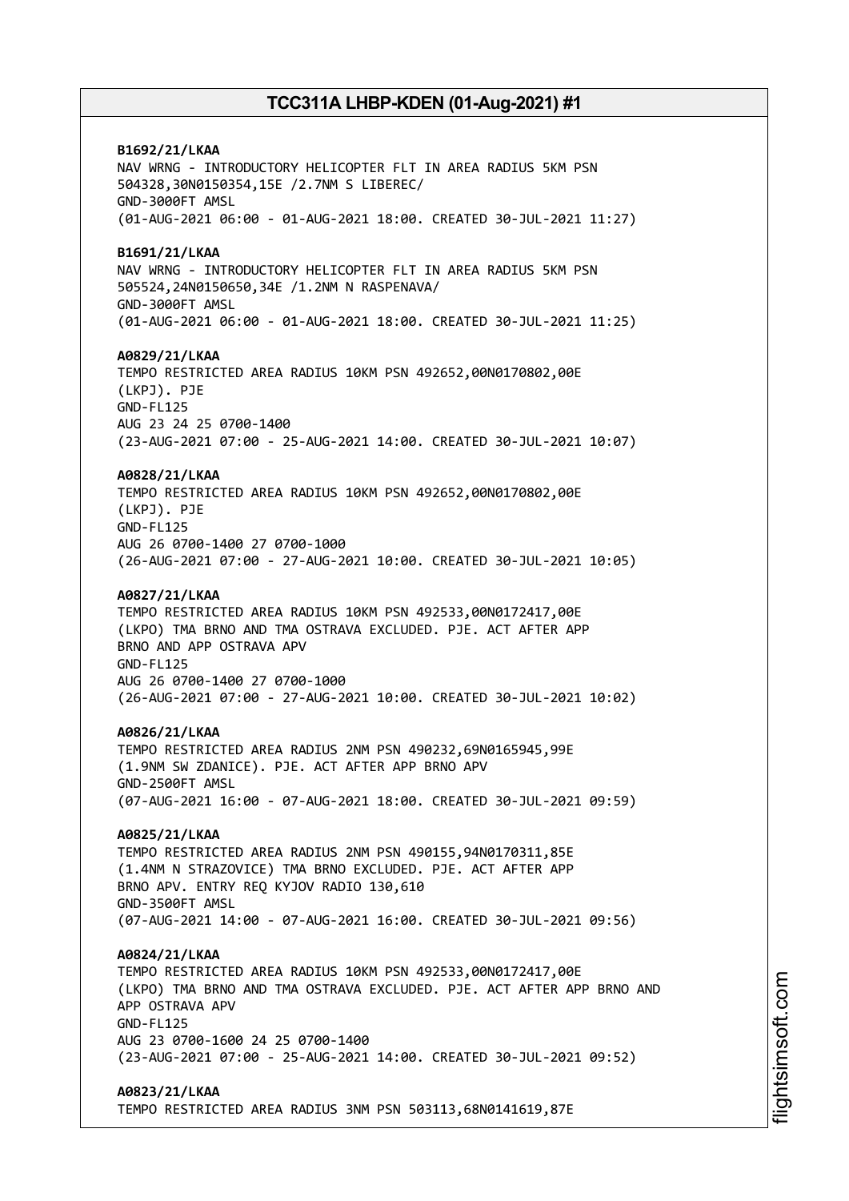**B1692/21/LKAA**
NAV WRNG - INTRODUCTORY HELICOPTER FLT IN AREA RADIUS 5KM PSN 504328,30N0150354,15E /2.7NM S LIBEREC/
GND-3000FT AMSL
(01-AUG-2021 06:00 - 01-AUG-2021 18:00. CREATED 30-JUL-2021 11:27)

**B1691/21/LKAA**
NAV WRNG - INTRODUCTORY HELICOPTER FLT IN AREA RADIUS 5KM PSN 505524,24N0150650,34E /1.2NM N RASPENAVA/
GND-3000FT AMSL
(01-AUG-2021 06:00 - 01-AUG-2021 18:00. CREATED 30-JUL-2021 11:25)

**A0829/21/LKAA**
TEMPO RESTRICTED AREA RADIUS 10KM PSN 492652,00N0170802,00E (LKPJ). PJE
GND-FL125
AUG 23 24 25 0700-1400
(23-AUG-2021 07:00 - 25-AUG-2021 14:00. CREATED 30-JUL-2021 10:07)

**A0828/21/LKAA**
TEMPO RESTRICTED AREA RADIUS 10KM PSN 492652,00N0170802,00E (LKPJ). PJE
GND-FL125
AUG 26 0700-1400 27 0700-1000
(26-AUG-2021 07:00 - 27-AUG-2021 10:00. CREATED 30-JUL-2021 10:05)

**A0827/21/LKAA**
TEMPO RESTRICTED AREA RADIUS 10KM PSN 492533,00N0172417,00E (LKPO) TMA BRNO AND TMA OSTRAVA EXCLUDED. PJE. ACT AFTER APP BRNO AND APP OSTRAVA APV
GND-FL125
AUG 26 0700-1400 27 0700-1000
(26-AUG-2021 07:00 - 27-AUG-2021 10:00. CREATED 30-JUL-2021 10:02)

**A0826/21/LKAA**
TEMPO RESTRICTED AREA RADIUS 2NM PSN 490232,69N0165945,99E (1.9NM SW ZDANICE). PJE. ACT AFTER APP BRNO APV
GND-2500FT AMSL
(07-AUG-2021 16:00 - 07-AUG-2021 18:00. CREATED 30-JUL-2021 09:59)

**A0825/21/LKAA**
TEMPO RESTRICTED AREA RADIUS 2NM PSN 490155,94N0170311,85E (1.4NM N STRAZOVICE) TMA BRNO EXCLUDED. PJE. ACT AFTER APP BRNO APV. ENTRY REQ KYJOV RADIO 130,610
GND-3500FT AMSL
(07-AUG-2021 14:00 - 07-AUG-2021 16:00. CREATED 30-JUL-2021 09:56)

**A0824/21/LKAA**
TEMPO RESTRICTED AREA RADIUS 10KM PSN 492533,00N0172417,00E (LKPO) TMA BRNO AND TMA OSTRAVA EXCLUDED. PJE. ACT AFTER APP BRNO AND APP OSTRAVA APV
GND-FL125
AUG 23 0700-1600 24 25 0700-1400
(23-AUG-2021 07:00 - 25-AUG-2021 14:00. CREATED 30-JUL-2021 09:52)

**A0823/21/LKAA**
TEMPO RESTRICTED AREA RADIUS 3NM PSN 503113,68N0141619,87E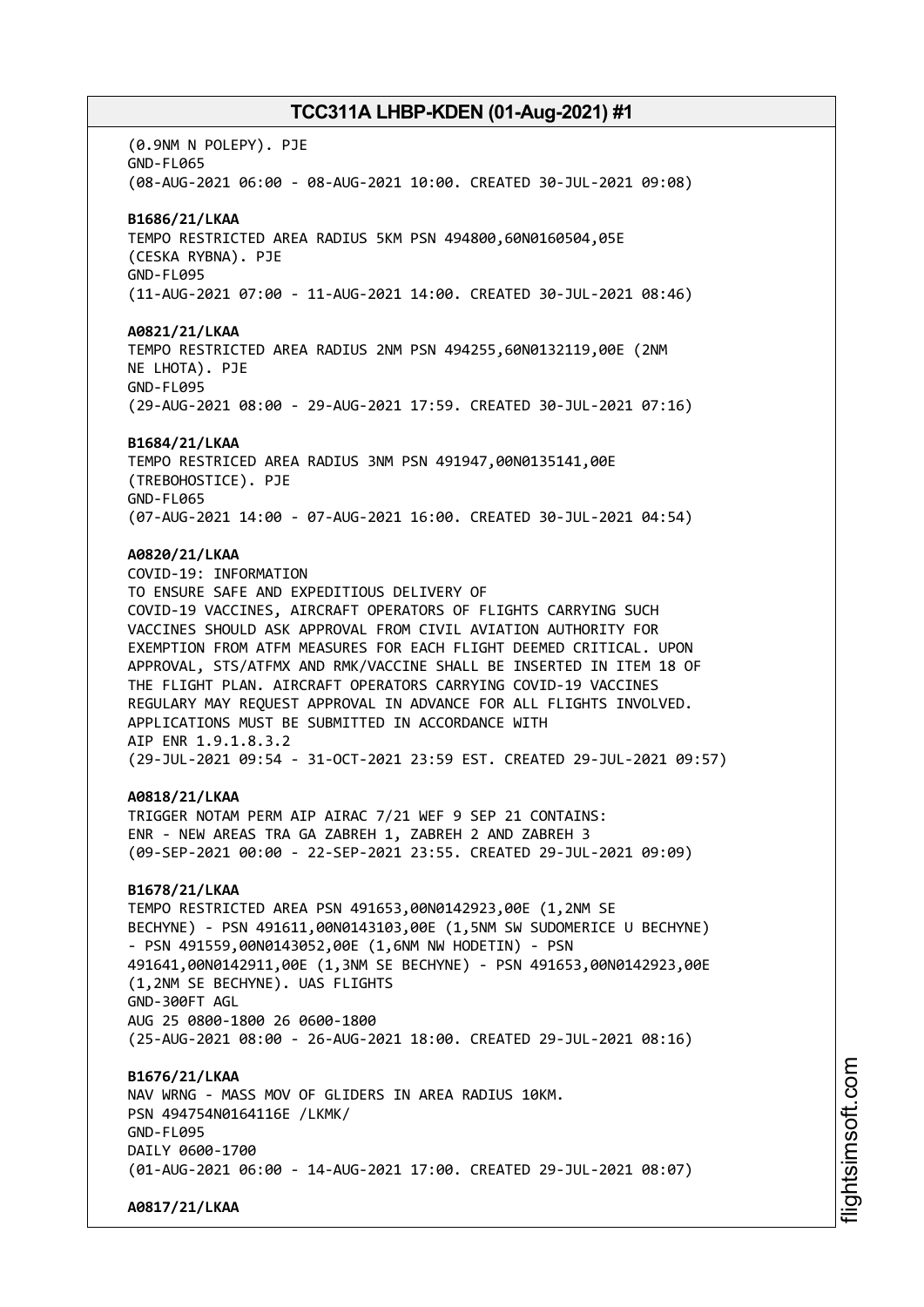(0.9NM N POLEPY). PJE
GND-FL065
(08-AUG-2021 06:00 - 08-AUG-2021 10:00. CREATED 30-JUL-2021 09:08)

**B1686/21/LKAA**
TEMPO RESTRICTED AREA RADIUS 5KM PSN 494800,60N0160504,05E
(CESKA RYBNA). PJE
GND-FL095
(11-AUG-2021 07:00 - 11-AUG-2021 14:00. CREATED 30-JUL-2021 08:46)

**A0821/21/LKAA**
TEMPO RESTRICTED AREA RADIUS 2NM PSN 494255,60N0132119,00E (2NM
NE LHOTA). PJE
GND-FL095
(29-AUG-2021 08:00 - 29-AUG-2021 17:59. CREATED 30-JUL-2021 07:16)

**B1684/21/LKAA**
TEMPO RESTRICED AREA RADIUS 3NM PSN 491947,00N0135141,00E
(TREBOHOSTICE). PJE
GND-FL065
(07-AUG-2021 14:00 - 07-AUG-2021 16:00. CREATED 30-JUL-2021 04:54)

**A0820/21/LKAA**
COVID-19: INFORMATION
TO ENSURE SAFE AND EXPEDITIOUS DELIVERY OF
COVID-19 VACCINES, AIRCRAFT OPERATORS OF FLIGHTS CARRYING SUCH
VACCINES SHOULD ASK APPROVAL FROM CIVIL AVIATION AUTHORITY FOR
EXEMPTION FROM ATFM MEASURES FOR EACH FLIGHT DEEMED CRITICAL. UPON
APPROVAL, STS/ATFMX AND RMK/VACCINE SHALL BE INSERTED IN ITEM 18 OF
THE FLIGHT PLAN. AIRCRAFT OPERATORS CARRYING COVID-19 VACCINES
REGULARY MAY REQUEST APPROVAL IN ADVANCE FOR ALL FLIGHTS INVOLVED.
APPLICATIONS MUST BE SUBMITTED IN ACCORDANCE WITH
AIP ENR 1.9.1.8.3.2
(29-JUL-2021 09:54 - 31-OCT-2021 23:59 EST. CREATED 29-JUL-2021 09:57)

**A0818/21/LKAA**
TRIGGER NOTAM PERM AIP AIRAC 7/21 WEF 9 SEP 21 CONTAINS:
ENR - NEW AREAS TRA GA ZABREH 1, ZABREH 2 AND ZABREH 3
(09-SEP-2021 00:00 - 22-SEP-2021 23:55. CREATED 29-JUL-2021 09:09)

**B1678/21/LKAA**
TEMPO RESTRICTED AREA PSN 491653,00N0142923,00E (1,2NM SE
BECHYNE) - PSN 491611,00N0143103,00E (1,5NM SW SUDOMERICE U BECHYNE)
- PSN 491559,00N0143052,00E (1,6NM NW HODETIN) - PSN
491641,00N0142911,00E (1,3NM SE BECHYNE) - PSN 491653,00N0142923,00E
(1,2NM SE BECHYNE). UAS FLIGHTS
GND-300FT AGL
AUG 25 0800-1800 26 0600-1800
(25-AUG-2021 08:00 - 26-AUG-2021 18:00. CREATED 29-JUL-2021 08:16)

**B1676/21/LKAA**
NAV WRNG - MASS MOV OF GLIDERS IN AREA RADIUS 10KM.
PSN 494754N0164116E /LKMK/
GND-FL095
DAILY 0600-1700
(01-AUG-2021 06:00 - 14-AUG-2021 17:00. CREATED 29-JUL-2021 08:07)

**A0817/21/LKAA**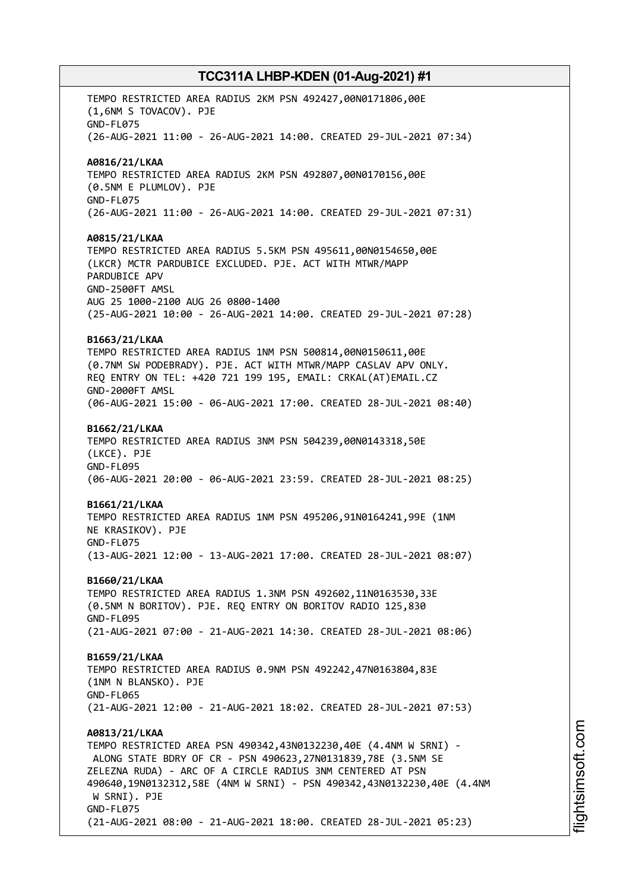TEMPO RESTRICTED AREA RADIUS 2KM PSN 492427,00N0171806,00E (1,6NM S TOVACOV). PJE
GND-FL075
(26-AUG-2021 11:00 - 26-AUG-2021 14:00. CREATED 29-JUL-2021 07:34)

**A0816/21/LKAA**
TEMPO RESTRICTED AREA RADIUS 2KM PSN 492807,00N0170156,00E (0.5NM E PLUMLOV). PJE
GND-FL075
(26-AUG-2021 11:00 - 26-AUG-2021 14:00. CREATED 29-JUL-2021 07:31)

**A0815/21/LKAA**
TEMPO RESTRICTED AREA RADIUS 5.5KM PSN 495611,00N0154650,00E (LKCR) MCTR PARDUBICE EXCLUDED. PJE. ACT WITH MTWR/MAPP PARDUBICE APV
GND-2500FT AMSL
AUG 25 1000-2100 AUG 26 0800-1400
(25-AUG-2021 10:00 - 26-AUG-2021 14:00. CREATED 29-JUL-2021 07:28)

**B1663/21/LKAA**
TEMPO RESTRICTED AREA RADIUS 1NM PSN 500814,00N0150611,00E (0.7NM SW PODEBRADY). PJE. ACT WITH MTWR/MAPP CASLAV APV ONLY. REQ ENTRY ON TEL: +420 721 199 195, EMAIL: CRKAL(AT)EMAIL.CZ
GND-2000FT AMSL
(06-AUG-2021 15:00 - 06-AUG-2021 17:00. CREATED 28-JUL-2021 08:40)

**B1662/21/LKAA**
TEMPO RESTRICTED AREA RADIUS 3NM PSN 504239,00N0143318,50E (LKCE). PJE
GND-FL095
(06-AUG-2021 20:00 - 06-AUG-2021 23:59. CREATED 28-JUL-2021 08:25)

**B1661/21/LKAA**
TEMPO RESTRICTED AREA RADIUS 1NM PSN 495206,91N0164241,99E (1NM NE KRASIKOV). PJE
GND-FL075
(13-AUG-2021 12:00 - 13-AUG-2021 17:00. CREATED 28-JUL-2021 08:07)

**B1660/21/LKAA**
TEMPO RESTRICTED AREA RADIUS 1.3NM PSN 492602,11N0163530,33E (0.5NM N BORITOV). PJE. REQ ENTRY ON BORITOV RADIO 125,830
GND-FL095
(21-AUG-2021 07:00 - 21-AUG-2021 14:30. CREATED 28-JUL-2021 08:06)

**B1659/21/LKAA**
TEMPO RESTRICTED AREA RADIUS 0.9NM PSN 492242,47N0163804,83E (1NM N BLANSKO). PJE
GND-FL065
(21-AUG-2021 12:00 - 21-AUG-2021 18:02. CREATED 28-JUL-2021 07:53)

**A0813/21/LKAA**
TEMPO RESTRICTED AREA PSN 490342,43N0132230,40E (4.4NM W SRNI) - ALONG STATE BDRY OF CR - PSN 490623,27N0131839,78E (3.5NM SE ZELEZNA RUDA) - ARC OF A CIRCLE RADIUS 3NM CENTERED AT PSN 490640,19N0132312,58E (4NM W SRNI) - PSN 490342,43N0132230,40E (4.4NM W SRNI). PJE
GND-FL075
(21-AUG-2021 08:00 - 21-AUG-2021 18:00. CREATED 28-JUL-2021 05:23)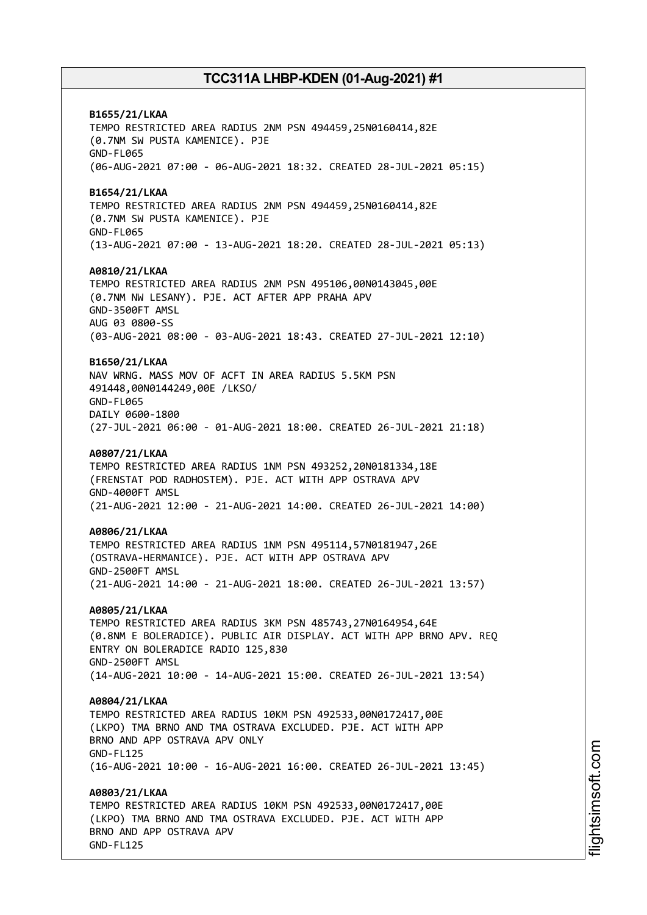**B1655/21/LKAA**
TEMPO RESTRICTED AREA RADIUS 2NM PSN 494459,25N0160414,82E
(0.7NM SW PUSTA KAMENICE). PJE
GND-FL065
(06-AUG-2021 07:00 - 06-AUG-2021 18:32. CREATED 28-JUL-2021 05:15)

**B1654/21/LKAA**
TEMPO RESTRICTED AREA RADIUS 2NM PSN 494459,25N0160414,82E
(0.7NM SW PUSTA KAMENICE). PJE
GND-FL065
(13-AUG-2021 07:00 - 13-AUG-2021 18:20. CREATED 28-JUL-2021 05:13)

**A0810/21/LKAA**
TEMPO RESTRICTED AREA RADIUS 2NM PSN 495106,00N0143045,00E
(0.7NM NW LESANY). PJE. ACT AFTER APP PRAHA APV
GND-3500FT AMSL
AUG 03 0800-SS
(03-AUG-2021 08:00 - 03-AUG-2021 18:43. CREATED 27-JUL-2021 12:10)

**B1650/21/LKAA**
NAV WRNG. MASS MOV OF ACFT IN AREA RADIUS 5.5KM PSN
491448,00N0144249,00E /LKSO/
GND-FL065
DAILY 0600-1800
(27-JUL-2021 06:00 - 01-AUG-2021 18:00. CREATED 26-JUL-2021 21:18)

**A0807/21/LKAA**
TEMPO RESTRICTED AREA RADIUS 1NM PSN 493252,20N0181334,18E
(FRENSTAT POD RADHOSTEM). PJE. ACT WITH APP OSTRAVA APV
GND-4000FT AMSL
(21-AUG-2021 12:00 - 21-AUG-2021 14:00. CREATED 26-JUL-2021 14:00)

**A0806/21/LKAA**
TEMPO RESTRICTED AREA RADIUS 1NM PSN 495114,57N0181947,26E
(OSTRAVA-HERMANICE). PJE. ACT WITH APP OSTRAVA APV
GND-2500FT AMSL
(21-AUG-2021 14:00 - 21-AUG-2021 18:00. CREATED 26-JUL-2021 13:57)

**A0805/21/LKAA**
TEMPO RESTRICTED AREA RADIUS 3KM PSN 485743,27N0164954,64E
(0.8NM E BOLERADICE). PUBLIC AIR DISPLAY. ACT WITH APP BRNO APV. REQ
ENTRY ON BOLERADICE RADIO 125,830
GND-2500FT AMSL
(14-AUG-2021 10:00 - 14-AUG-2021 15:00. CREATED 26-JUL-2021 13:54)

**A0804/21/LKAA**
TEMPO RESTRICTED AREA RADIUS 10KM PSN 492533,00N0172417,00E
(LKPO) TMA BRNO AND TMA OSTRAVA EXCLUDED. PJE. ACT WITH APP
BRNO AND APP OSTRAVA APV ONLY
GND-FL125
(16-AUG-2021 10:00 - 16-AUG-2021 16:00. CREATED 26-JUL-2021 13:45)

**A0803/21/LKAA**
TEMPO RESTRICTED AREA RADIUS 10KM PSN 492533,00N0172417,00E
(LKPO) TMA BRNO AND TMA OSTRAVA EXCLUDED. PJE. ACT WITH APP
BRNO AND APP OSTRAVA APV
GND-FL125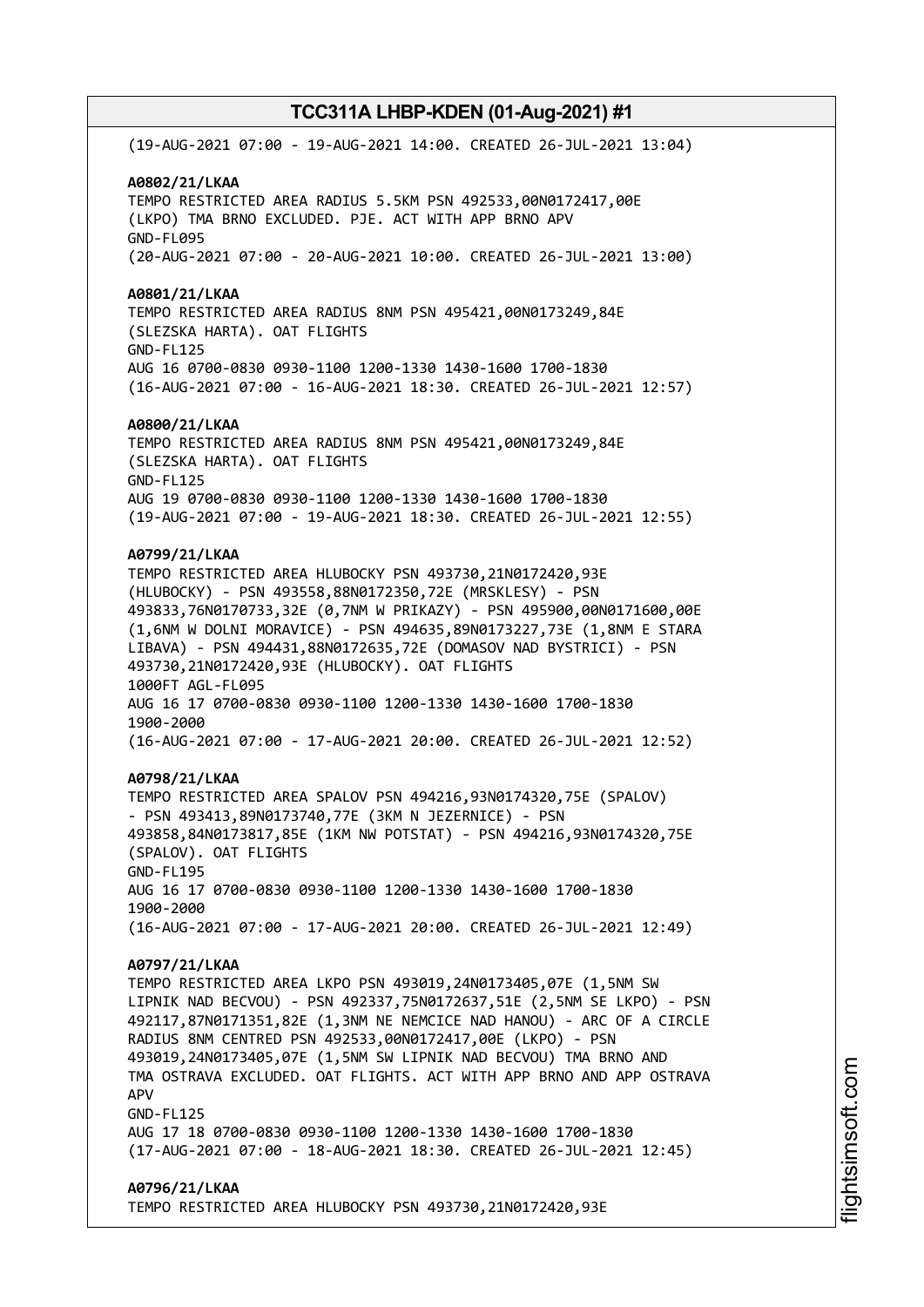(19-AUG-2021 07:00 - 19-AUG-2021 14:00. CREATED 26-JUL-2021 13:04)

**A0802/21/LKAA**
TEMPO RESTRICTED AREA RADIUS 5.5KM PSN 492533,00N0172417,00E
(LKPO) TMA BRNO EXCLUDED. PJE. ACT WITH APP BRNO APV
GND-FL095
(20-AUG-2021 07:00 - 20-AUG-2021 10:00. CREATED 26-JUL-2021 13:00)

**A0801/21/LKAA**
TEMPO RESTRICTED AREA RADIUS 8NM PSN 495421,00N0173249,84E
(SLEZSKA HARTA). OAT FLIGHTS
GND-FL125
AUG 16 0700-0830 0930-1100 1200-1330 1430-1600 1700-1830
(16-AUG-2021 07:00 - 16-AUG-2021 18:30. CREATED 26-JUL-2021 12:57)

**A0800/21/LKAA**
TEMPO RESTRICTED AREA RADIUS 8NM PSN 495421,00N0173249,84E
(SLEZSKA HARTA). OAT FLIGHTS
GND-FL125
AUG 19 0700-0830 0930-1100 1200-1330 1430-1600 1700-1830
(19-AUG-2021 07:00 - 19-AUG-2021 18:30. CREATED 26-JUL-2021 12:55)

**A0799/21/LKAA**
TEMPO RESTRICTED AREA HLUBOCKY PSN 493730,21N0172420,93E
(HLUBOCKY) - PSN 493558,88N0172350,72E (MRSKLESY) - PSN
493833,76N0170733,32E (0,7NM W PRIKAZY) - PSN 495900,00N0171600,00E
(1,6NM W DOLNI MORAVICE) - PSN 494635,89N0173227,73E (1,8NM E STARA
LIBAVA) - PSN 494431,88N0172635,72E (DOMASOV NAD BYSTRICI) - PSN
493730,21N0172420,93E (HLUBOCKY). OAT FLIGHTS
1000FT AGL-FL095
AUG 16 17 0700-0830 0930-1100 1200-1330 1430-1600 1700-1830
1900-2000
(16-AUG-2021 07:00 - 17-AUG-2021 20:00. CREATED 26-JUL-2021 12:52)

**A0798/21/LKAA**
TEMPO RESTRICTED AREA SPALOV PSN 494216,93N0174320,75E (SPALOV)
- PSN 493413,89N0173740,77E (3KM N JEZERNICE) - PSN
493858,84N0173817,85E (1KM NW POTSTAT) - PSN 494216,93N0174320,75E
(SPALOV). OAT FLIGHTS
GND-FL195
AUG 16 17 0700-0830 0930-1100 1200-1330 1430-1600 1700-1830
1900-2000
(16-AUG-2021 07:00 - 17-AUG-2021 20:00. CREATED 26-JUL-2021 12:49)

**A0797/21/LKAA**
TEMPO RESTRICTED AREA LKPO PSN 493019,24N0173405,07E (1,5NM SW
LIPNIK NAD BECVOU) - PSN 492337,75N0172637,51E (2,5NM SE LKPO) - PSN
492117,87N0171351,82E (1,3NM NE NEMCICE NAD HANOU) - ARC OF A CIRCLE
RADIUS 8NM CENTRED PSN 492533,00N0172417,00E (LKPO) - PSN
493019,24N0173405,07E (1,5NM SW LIPNIK NAD BECVOU) TMA BRNO AND
TMA OSTRAVA EXCLUDED. OAT FLIGHTS. ACT WITH APP BRNO AND APP OSTRAVA
APV
GND-FL125
AUG 17 18 0700-0830 0930-1100 1200-1330 1430-1600 1700-1830
(17-AUG-2021 07:00 - 18-AUG-2021 18:30. CREATED 26-JUL-2021 12:45)

**A0796/21/LKAA**
TEMPO RESTRICTED AREA HLUBOCKY PSN 493730,21N0172420,93E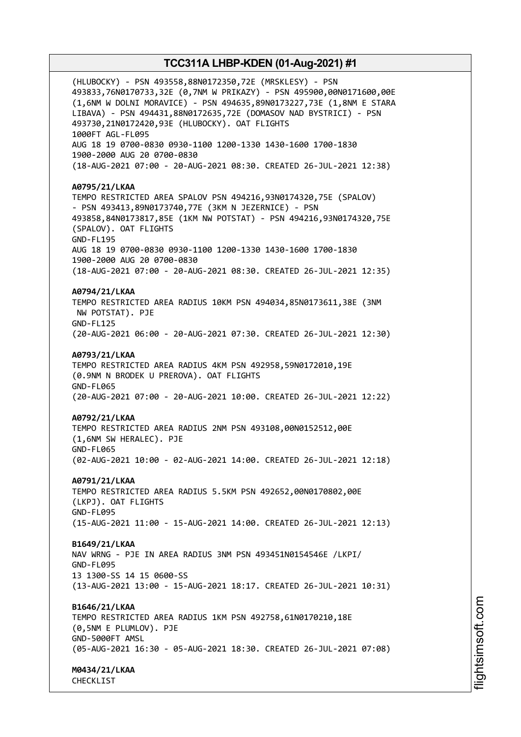(HLUBOCKY) - PSN 493558,88N0172350,72E (MRSKLESY) - PSN 493833,76N0170733,32E (0,7NM W PRIKAZY) - PSN 495900,00N0171600,00E (1,6NM W DOLNI MORAVICE) - PSN 494635,89N0173227,73E (1,8NM E STARA LIBAVA) - PSN 494431,88N0172635,72E (DOMASOV NAD BYSTRICI) - PSN 493730,21N0172420,93E (HLUBOCKY). OAT FLIGHTS
1000FT AGL-FL095
AUG 18 19 0700-0830 0930-1100 1200-1330 1430-1600 1700-1830 1900-2000 AUG 20 0700-0830
(18-AUG-2021 07:00 - 20-AUG-2021 08:30. CREATED 26-JUL-2021 12:38)

**A0795/21/LKAA**
TEMPO RESTRICTED AREA SPALOV PSN 494216,93N0174320,75E (SPALOV) - PSN 493413,89N0173740,77E (3KM N JEZERNICE) - PSN 493858,84N0173817,85E (1KM NW POTSTAT) - PSN 494216,93N0174320,75E (SPALOV). OAT FLIGHTS
GND-FL195
AUG 18 19 0700-0830 0930-1100 1200-1330 1430-1600 1700-1830 1900-2000 AUG 20 0700-0830
(18-AUG-2021 07:00 - 20-AUG-2021 08:30. CREATED 26-JUL-2021 12:35)

**A0794/21/LKAA**
TEMPO RESTRICTED AREA RADIUS 10KM PSN 494034,85N0173611,38E (3NM NW POTSTAT). PJE
GND-FL125
(20-AUG-2021 06:00 - 20-AUG-2021 07:30. CREATED 26-JUL-2021 12:30)

**A0793/21/LKAA**
TEMPO RESTRICTED AREA RADIUS 4KM PSN 492958,59N0172010,19E (0.9NM N BRODEK U PREROVA). OAT FLIGHTS
GND-FL065
(20-AUG-2021 07:00 - 20-AUG-2021 10:00. CREATED 26-JUL-2021 12:22)

**A0792/21/LKAA**
TEMPO RESTRICTED AREA RADIUS 2NM PSN 493108,00N0152512,00E (1,6NM SW HERALEC). PJE
GND-FL065
(02-AUG-2021 10:00 - 02-AUG-2021 14:00. CREATED 26-JUL-2021 12:18)

**A0791/21/LKAA**
TEMPO RESTRICTED AREA RADIUS 5.5KM PSN 492652,00N0170802,00E (LKPJ). OAT FLIGHTS
GND-FL095
(15-AUG-2021 11:00 - 15-AUG-2021 14:00. CREATED 26-JUL-2021 12:13)

**B1649/21/LKAA**
NAV WRNG - PJE IN AREA RADIUS 3NM PSN 493451N0154546E /LKPI/
GND-FL095
13 1300-SS 14 15 0600-SS
(13-AUG-2021 13:00 - 15-AUG-2021 18:17. CREATED 26-JUL-2021 10:31)

**B1646/21/LKAA**
TEMPO RESTRICTED AREA RADIUS 1KM PSN 492758,61N0170210,18E (0,5NM E PLUMLOV). PJE
GND-5000FT AMSL
(05-AUG-2021 16:30 - 05-AUG-2021 18:30. CREATED 26-JUL-2021 07:08)

**M0434/21/LKAA**
CHECKLIST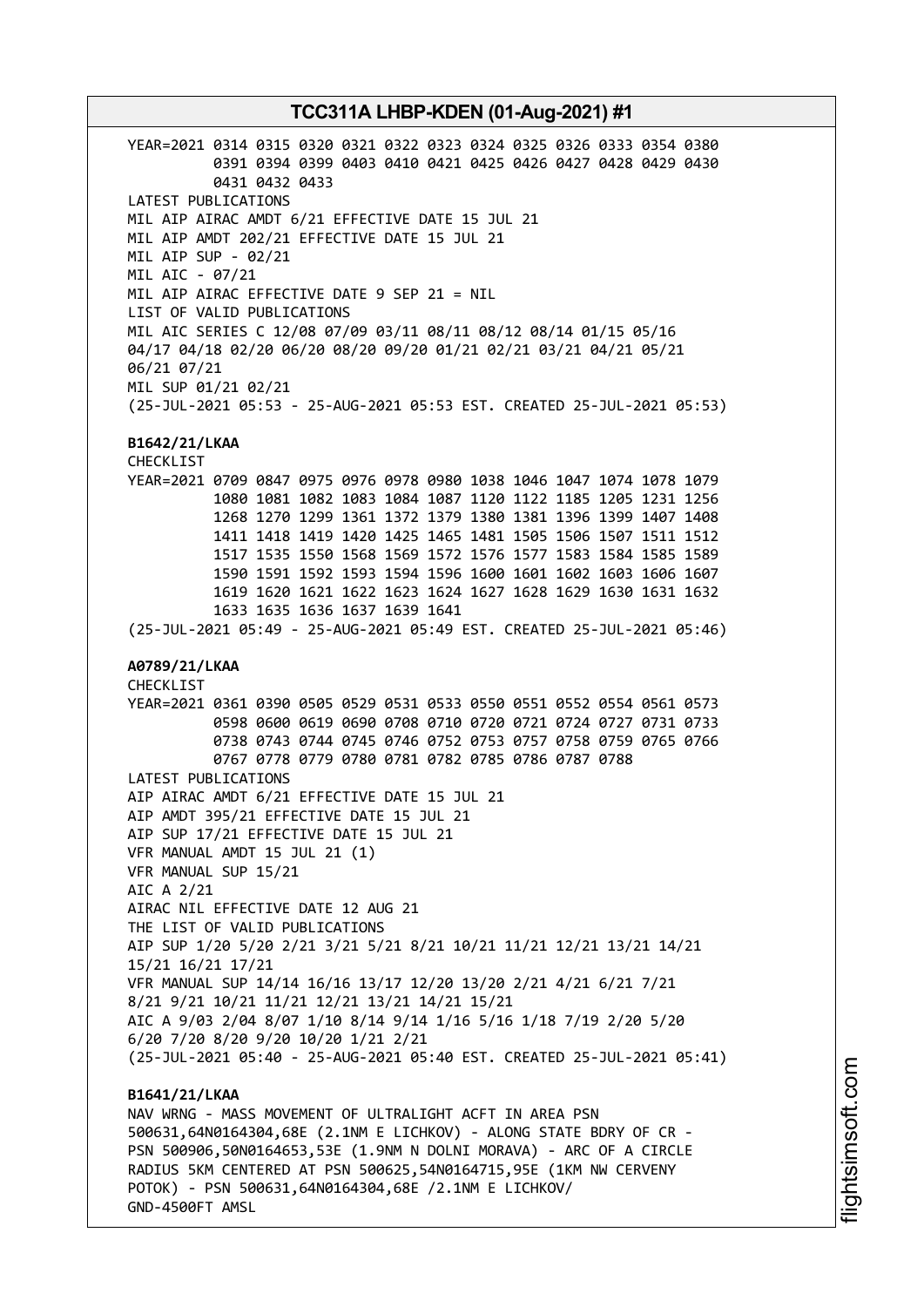YEAR=2021 0314 0315 0320 0321 0322 0323 0324 0325 0326 0333 0354 0380
0391 0394 0399 0403 0410 0421 0425 0426 0427 0428 0429 0430
0431 0432 0433
LATEST PUBLICATIONS
MIL AIP AIRAC AMDT 6/21 EFFECTIVE DATE 15 JUL 21
MIL AIP AMDT 202/21 EFFECTIVE DATE 15 JUL 21
MIL AIP SUP - 02/21
MIL AIC - 07/21
MIL AIP AIRAC EFFECTIVE DATE 9 SEP 21 = NIL
LIST OF VALID PUBLICATIONS
MIL AIC SERIES C 12/08 07/09 03/11 08/11 08/12 08/14 01/15 05/16
04/17 04/18 02/20 06/20 08/20 09/20 01/21 02/21 03/21 04/21 05/21
06/21 07/21
MIL SUP 01/21 02/21
(25-JUL-2021 05:53 - 25-AUG-2021 05:53 EST. CREATED 25-JUL-2021 05:53)

**B1642/21/LKAA**
CHECKLIST
YEAR=2021 0709 0847 0975 0976 0978 0980 1038 1046 1047 1074 1078 1079
1080 1081 1082 1083 1084 1087 1120 1122 1185 1205 1231 1256
1268 1270 1299 1361 1372 1379 1380 1381 1396 1399 1407 1408
1411 1418 1419 1420 1425 1465 1481 1505 1506 1507 1511 1512
1517 1535 1550 1568 1569 1572 1576 1577 1583 1584 1585 1589
1590 1591 1592 1593 1594 1596 1600 1601 1602 1603 1606 1607
1619 1620 1621 1622 1623 1624 1627 1628 1629 1630 1631 1632
1633 1635 1636 1637 1639 1641
(25-JUL-2021 05:49 - 25-AUG-2021 05:49 EST. CREATED 25-JUL-2021 05:46)

**A0789/21/LKAA**
CHECKLIST
YEAR=2021 0361 0390 0505 0529 0531 0533 0550 0551 0552 0554 0561 0573
0598 0600 0619 0690 0708 0710 0720 0721 0724 0727 0731 0733
0738 0743 0744 0745 0746 0752 0753 0757 0758 0759 0765 0766
0767 0778 0779 0780 0781 0782 0785 0786 0787 0788
LATEST PUBLICATIONS
AIP AIRAC AMDT 6/21 EFFECTIVE DATE 15 JUL 21
AIP AMDT 395/21 EFFECTIVE DATE 15 JUL 21
AIP SUP 17/21 EFFECTIVE DATE 15 JUL 21
VFR MANUAL AMDT 15 JUL 21 (1)
VFR MANUAL SUP 15/21
AIC A 2/21
AIRAC NIL EFFECTIVE DATE 12 AUG 21
THE LIST OF VALID PUBLICATIONS
AIP SUP 1/20 5/20 2/21 3/21 5/21 8/21 10/21 11/21 12/21 13/21 14/21
15/21 16/21 17/21
VFR MANUAL SUP 14/14 16/16 13/17 12/20 13/20 2/21 4/21 6/21 7/21
8/21 9/21 10/21 11/21 12/21 13/21 14/21 15/21
AIC A 9/03 2/04 8/07 1/10 8/14 9/14 1/16 5/16 1/18 7/19 2/20 5/20
6/20 7/20 8/20 9/20 10/20 1/21 2/21
(25-JUL-2021 05:40 - 25-AUG-2021 05:40 EST. CREATED 25-JUL-2021 05:41)

**B1641/21/LKAA**
NAV WRNG - MASS MOVEMENT OF ULTRALIGHT ACFT IN AREA PSN
500631,64N0164304,68E (2.1NM E LICHKOV) - ALONG STATE BDRY OF CR -
PSN 500906,50N0164653,53E (1.9NM N DOLNI MORAVA) - ARC OF A CIRCLE
RADIUS 5KM CENTERED AT PSN 500625,54N0164715,95E (1KM NW CERVENY
POTOK) - PSN 500631,64N0164304,68E /2.1NM E LICHKOV/
GND-4500FT AMSL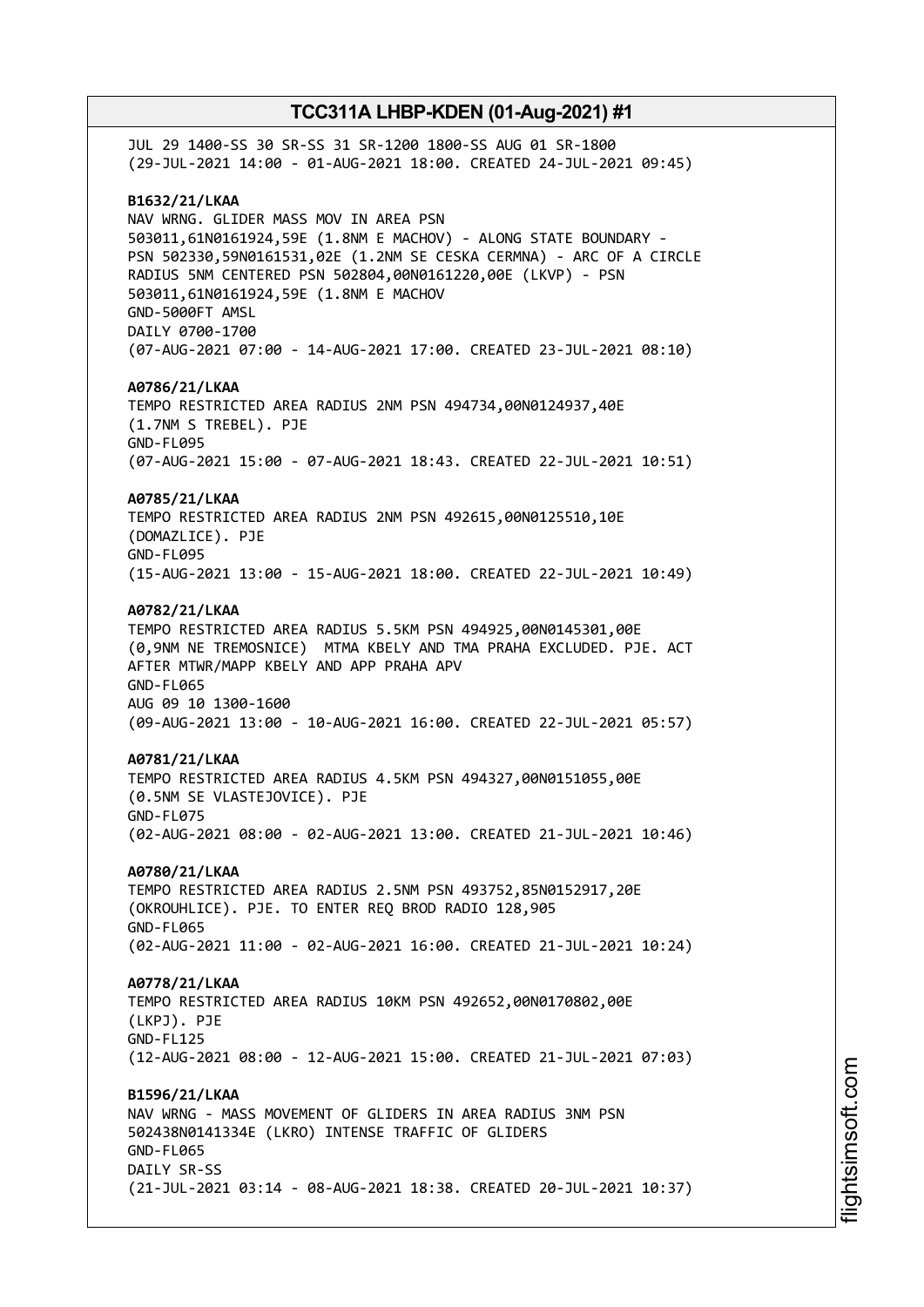JUL 29 1400-SS 30 SR-SS 31 SR-1200 1800-SS AUG 01 SR-1800
(29-JUL-2021 14:00 - 01-AUG-2021 18:00. CREATED 24-JUL-2021 09:45)

**B1632/21/LKAA**
NAV WRNG. GLIDER MASS MOV IN AREA PSN
503011,61N0161924,59E (1.8NM E MACHOV) - ALONG STATE BOUNDARY -
PSN 502330,59N0161531,02E (1.2NM SE CESKA CERMNA) - ARC OF A CIRCLE
RADIUS 5NM CENTERED PSN 502804,00N0161220,00E (LKVP) - PSN
503011,61N0161924,59E (1.8NM E MACHOV
GND-5000FT AMSL
DAILY 0700-1700
(07-AUG-2021 07:00 - 14-AUG-2021 17:00. CREATED 23-JUL-2021 08:10)

**A0786/21/LKAA**
TEMPO RESTRICTED AREA RADIUS 2NM PSN 494734,00N0124937,40E
(1.7NM S TREBEL). PJE
GND-FL095
(07-AUG-2021 15:00 - 07-AUG-2021 18:43. CREATED 22-JUL-2021 10:51)

**A0785/21/LKAA**
TEMPO RESTRICTED AREA RADIUS 2NM PSN 492615,00N0125510,10E
(DOMAZLICE). PJE
GND-FL095
(15-AUG-2021 13:00 - 15-AUG-2021 18:00. CREATED 22-JUL-2021 10:49)

**A0782/21/LKAA**
TEMPO RESTRICTED AREA RADIUS 5.5KM PSN 494925,00N0145301,00E
(0,9NM NE TREMOSNICE) MTMA KBELY AND TMA PRAHA EXCLUDED. PJE. ACT
AFTER MTWR/MAPP KBELY AND APP PRAHA APV
GND-FL065
AUG 09 10 1300-1600
(09-AUG-2021 13:00 - 10-AUG-2021 16:00. CREATED 22-JUL-2021 05:57)

**A0781/21/LKAA**
TEMPO RESTRICTED AREA RADIUS 4.5KM PSN 494327,00N0151055,00E
(0.5NM SE VLASTEJOVICE). PJE
GND-FL075
(02-AUG-2021 08:00 - 02-AUG-2021 13:00. CREATED 21-JUL-2021 10:46)

**A0780/21/LKAA**
TEMPO RESTRICTED AREA RADIUS 2.5NM PSN 493752,85N0152917,20E
(OKROUHLICE). PJE. TO ENTER REQ BROD RADIO 128,905
GND-FL065
(02-AUG-2021 11:00 - 02-AUG-2021 16:00. CREATED 21-JUL-2021 10:24)

**A0778/21/LKAA**
TEMPO RESTRICTED AREA RADIUS 10KM PSN 492652,00N0170802,00E
(LKPJ). PJE
GND-FL125
(12-AUG-2021 08:00 - 12-AUG-2021 15:00. CREATED 21-JUL-2021 07:03)

**B1596/21/LKAA**
NAV WRNG - MASS MOVEMENT OF GLIDERS IN AREA RADIUS 3NM PSN
502438N0141334E (LKRO) INTENSE TRAFFIC OF GLIDERS
GND-FL065
DAILY SR-SS
(21-JUL-2021 03:14 - 08-AUG-2021 18:38. CREATED 20-JUL-2021 10:37)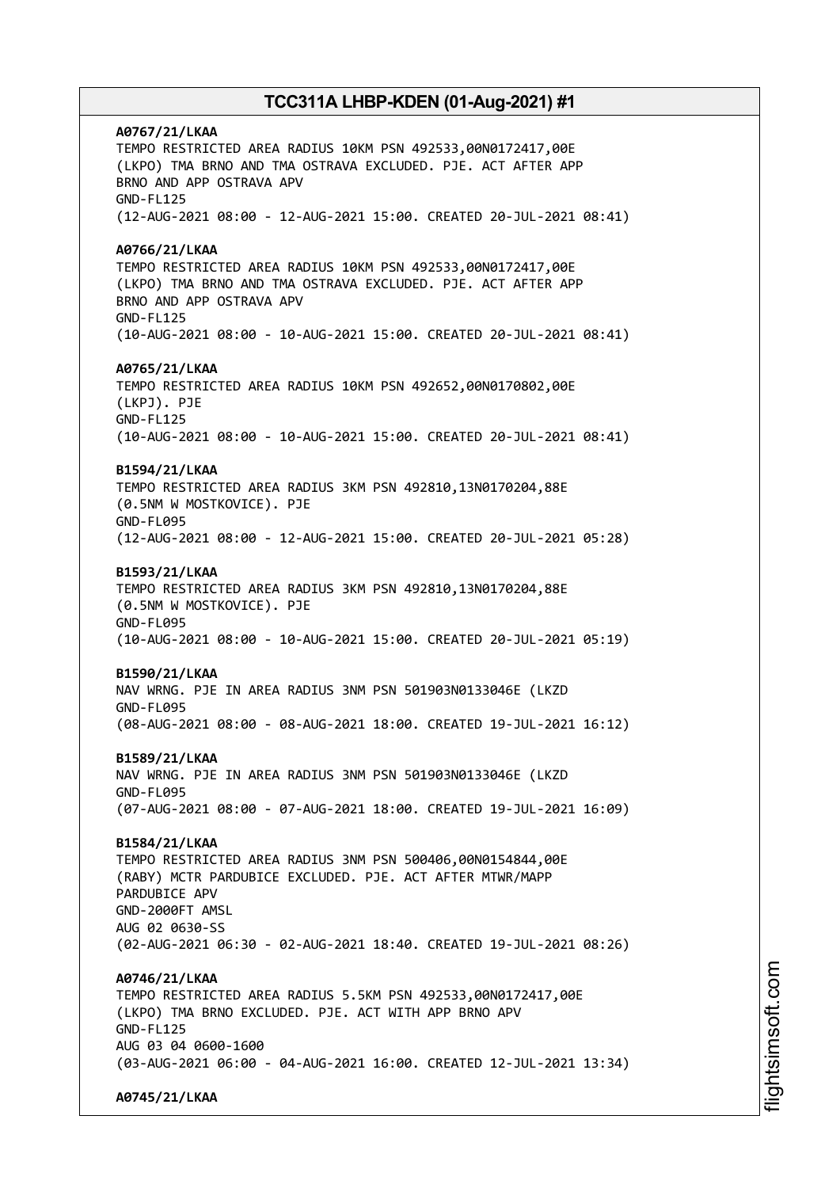**A0767/21/LKAA**
TEMPO RESTRICTED AREA RADIUS 10KM PSN 492533,00N0172417,00E
(LKPO) TMA BRNO AND TMA OSTRAVA EXCLUDED. PJE. ACT AFTER APP
BRNO AND APP OSTRAVA APV
GND-FL125
(12-AUG-2021 08:00 - 12-AUG-2021 15:00. CREATED 20-JUL-2021 08:41)

**A0766/21/LKAA**
TEMPO RESTRICTED AREA RADIUS 10KM PSN 492533,00N0172417,00E
(LKPO) TMA BRNO AND TMA OSTRAVA EXCLUDED. PJE. ACT AFTER APP
BRNO AND APP OSTRAVA APV
GND-FL125
(10-AUG-2021 08:00 - 10-AUG-2021 15:00. CREATED 20-JUL-2021 08:41)

**A0765/21/LKAA**
TEMPO RESTRICTED AREA RADIUS 10KM PSN 492652,00N0170802,00E
(LKPJ). PJE
GND-FL125
(10-AUG-2021 08:00 - 10-AUG-2021 15:00. CREATED 20-JUL-2021 08:41)

**B1594/21/LKAA**
TEMPO RESTRICTED AREA RADIUS 3KM PSN 492810,13N0170204,88E
(0.5NM W MOSTKOVICE). PJE
GND-FL095
(12-AUG-2021 08:00 - 12-AUG-2021 15:00. CREATED 20-JUL-2021 05:28)

**B1593/21/LKAA**
TEMPO RESTRICTED AREA RADIUS 3KM PSN 492810,13N0170204,88E
(0.5NM W MOSTKOVICE). PJE
GND-FL095
(10-AUG-2021 08:00 - 10-AUG-2021 15:00. CREATED 20-JUL-2021 05:19)

**B1590/21/LKAA**
NAV WRNG. PJE IN AREA RADIUS 3NM PSN 501903N0133046E (LKZD
GND-FL095
(08-AUG-2021 08:00 - 08-AUG-2021 18:00. CREATED 19-JUL-2021 16:12)

**B1589/21/LKAA**
NAV WRNG. PJE IN AREA RADIUS 3NM PSN 501903N0133046E (LKZD
GND-FL095
(07-AUG-2021 08:00 - 07-AUG-2021 18:00. CREATED 19-JUL-2021 16:09)

**B1584/21/LKAA**
TEMPO RESTRICTED AREA RADIUS 3NM PSN 500406,00N0154844,00E
(RABY) MCTR PARDUBICE EXCLUDED. PJE. ACT AFTER MTWR/MAPP
PARDUBICE APV
GND-2000FT AMSL
AUG 02 0630-SS
(02-AUG-2021 06:30 - 02-AUG-2021 18:40. CREATED 19-JUL-2021 08:26)

**A0746/21/LKAA**
TEMPO RESTRICTED AREA RADIUS 5.5KM PSN 492533,00N0172417,00E
(LKPO) TMA BRNO EXCLUDED. PJE. ACT WITH APP BRNO APV
GND-FL125
AUG 03 04 0600-1600
(03-AUG-2021 06:00 - 04-AUG-2021 16:00. CREATED 12-JUL-2021 13:34)

**A0745/21/LKAA**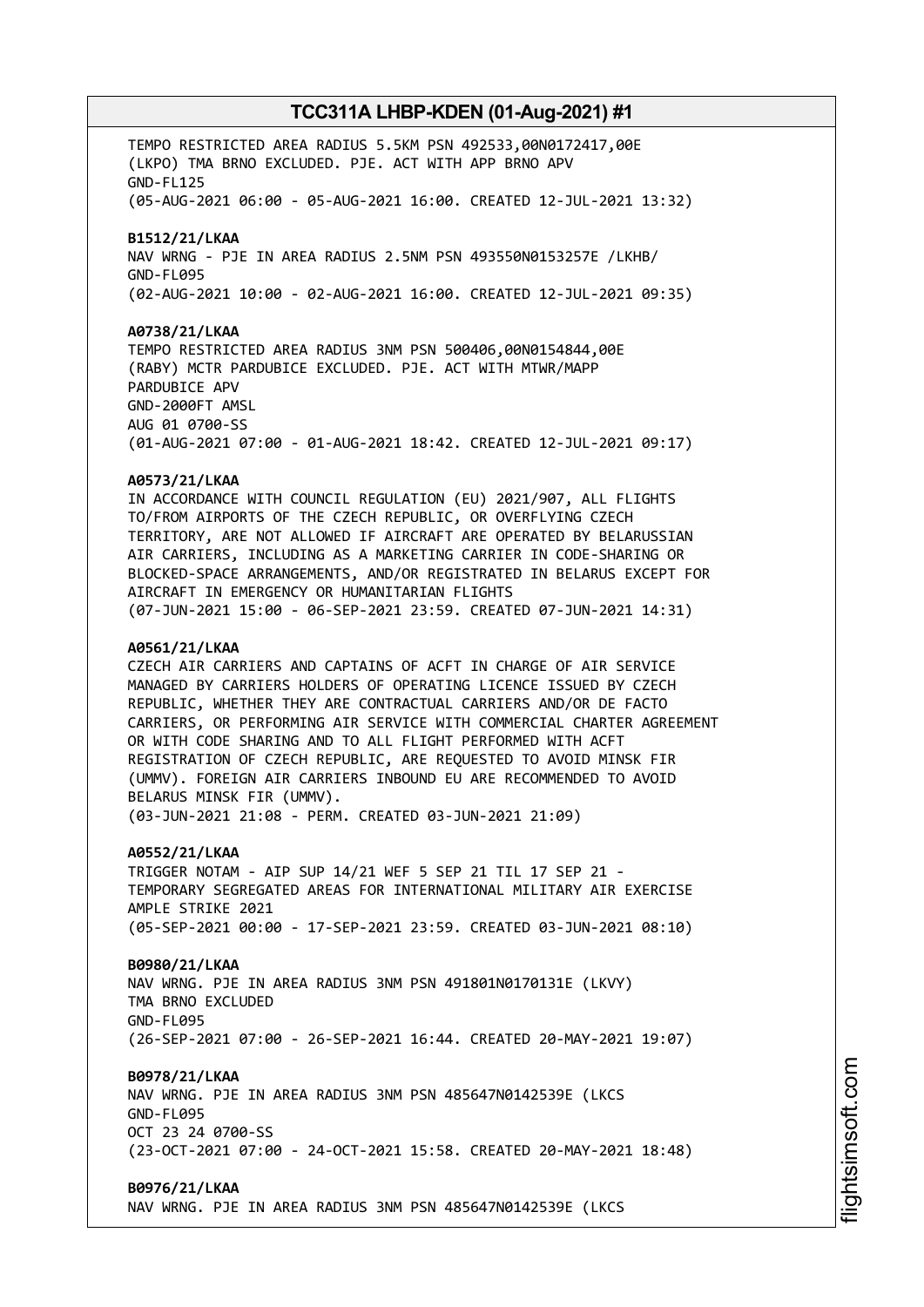TEMPO RESTRICTED AREA RADIUS 5.5KM PSN 492533,00N0172417,00E
(LKPO) TMA BRNO EXCLUDED. PJE. ACT WITH APP BRNO APV
GND-FL125
(05-AUG-2021 06:00 - 05-AUG-2021 16:00. CREATED 12-JUL-2021 13:32)

**B1512/21/LKAA**
NAV WRNG - PJE IN AREA RADIUS 2.5NM PSN 493550N0153257E /LKHB/
GND-FL095
(02-AUG-2021 10:00 - 02-AUG-2021 16:00. CREATED 12-JUL-2021 09:35)

**A0738/21/LKAA**
TEMPO RESTRICTED AREA RADIUS 3NM PSN 500406,00N0154844,00E
(RABY) MCTR PARDUBICE EXCLUDED. PJE. ACT WITH MTWR/MAPP
PARDUBICE APV
GND-2000FT AMSL
AUG 01 0700-SS
(01-AUG-2021 07:00 - 01-AUG-2021 18:42. CREATED 12-JUL-2021 09:17)

**A0573/21/LKAA**
IN ACCORDANCE WITH COUNCIL REGULATION (EU) 2021/907, ALL FLIGHTS
TO/FROM AIRPORTS OF THE CZECH REPUBLIC, OR OVERFLYING CZECH
TERRITORY, ARE NOT ALLOWED IF AIRCRAFT ARE OPERATED BY BELARUSSIAN
AIR CARRIERS, INCLUDING AS A MARKETING CARRIER IN CODE-SHARING OR
BLOCKED-SPACE ARRANGEMENTS, AND/OR REGISTRATED IN BELARUS EXCEPT FOR
AIRCRAFT IN EMERGENCY OR HUMANITARIAN FLIGHTS
(07-JUN-2021 15:00 - 06-SEP-2021 23:59. CREATED 07-JUN-2021 14:31)

**A0561/21/LKAA**
CZECH AIR CARRIERS AND CAPTAINS OF ACFT IN CHARGE OF AIR SERVICE
MANAGED BY CARRIERS HOLDERS OF OPERATING LICENCE ISSUED BY CZECH
REPUBLIC, WHETHER THEY ARE CONTRACTUAL CARRIERS AND/OR DE FACTO
CARRIERS, OR PERFORMING AIR SERVICE WITH COMMERCIAL CHARTER AGREEMENT
OR WITH CODE SHARING AND TO ALL FLIGHT PERFORMED WITH ACFT
REGISTRATION OF CZECH REPUBLIC, ARE REQUESTED TO AVOID MINSK FIR
(UMMV). FOREIGN AIR CARRIERS INBOUND EU ARE RECOMMENDED TO AVOID
BELARUS MINSK FIR (UMMV).
(03-JUN-2021 21:08 - PERM. CREATED 03-JUN-2021 21:09)

**A0552/21/LKAA**
TRIGGER NOTAM - AIP SUP 14/21 WEF 5 SEP 21 TIL 17 SEP 21 -
TEMPORARY SEGREGATED AREAS FOR INTERNATIONAL MILITARY AIR EXERCISE
AMPLE STRIKE 2021
(05-SEP-2021 00:00 - 17-SEP-2021 23:59. CREATED 03-JUN-2021 08:10)

**B0980/21/LKAA**
NAV WRNG. PJE IN AREA RADIUS 3NM PSN 491801N0170131E (LKVY)
TMA BRNO EXCLUDED
GND-FL095
(26-SEP-2021 07:00 - 26-SEP-2021 16:44. CREATED 20-MAY-2021 19:07)

**B0978/21/LKAA**
NAV WRNG. PJE IN AREA RADIUS 3NM PSN 485647N0142539E (LKCS
GND-FL095
OCT 23 24 0700-SS
(23-OCT-2021 07:00 - 24-OCT-2021 15:58. CREATED 20-MAY-2021 18:48)

**B0976/21/LKAA**
NAV WRNG. PJE IN AREA RADIUS 3NM PSN 485647N0142539E (LKCS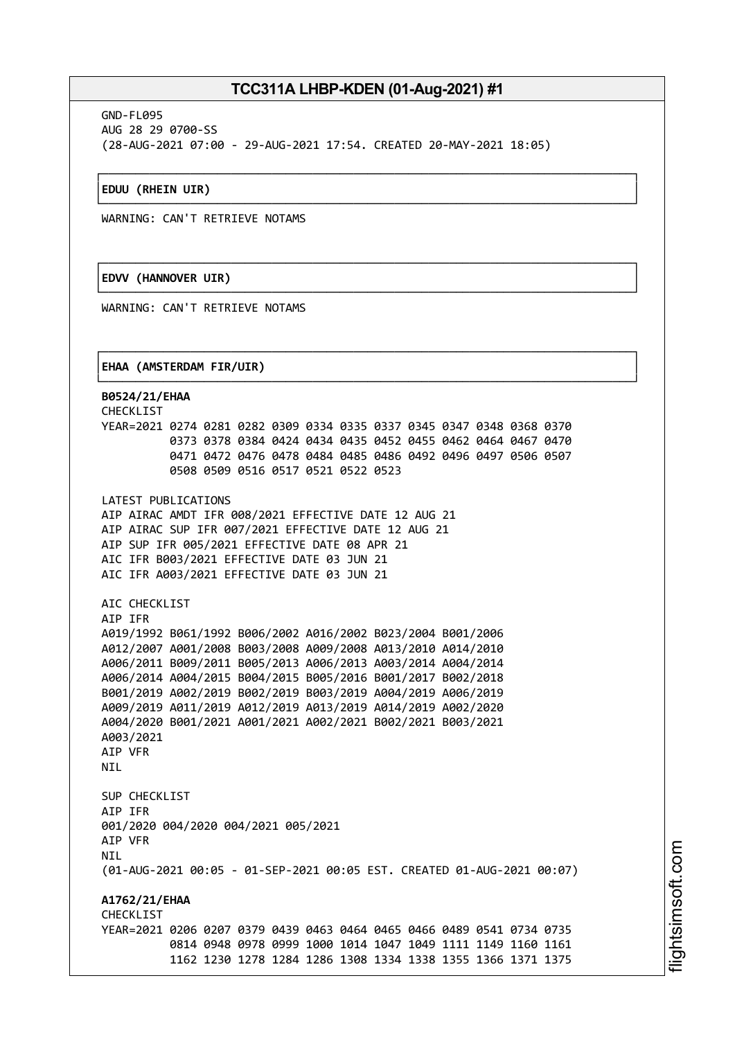GND-FL095
AUG 28 29 0700-SS
(28-AUG-2021 07:00 - 29-AUG-2021 17:54. CREATED 20-MAY-2021 18:05)

**EDUU (RHEIN UIR)**

WARNING: CAN'T RETRIEVE NOTAMS

**EDVV (HANNOVER UIR)**

WARNING: CAN'T RETRIEVE NOTAMS

**EHAA (AMSTERDAM FIR/UIR)**

**B0524/21/EHAA**
CHECKLIST
YEAR=2021 0274 0281 0282 0309 0334 0335 0337 0345 0347 0348 0368 0370
0373 0378 0384 0424 0434 0435 0452 0455 0462 0464 0467 0470
0471 0472 0476 0478 0484 0485 0486 0492 0496 0497 0506 0507
0508 0509 0516 0517 0521 0522 0523

LATEST PUBLICATIONS
AIP AIRAC AMDT IFR 008/2021 EFFECTIVE DATE 12 AUG 21
AIP AIRAC SUP IFR 007/2021 EFFECTIVE DATE 12 AUG 21
AIP SUP IFR 005/2021 EFFECTIVE DATE 08 APR 21
AIC IFR B003/2021 EFFECTIVE DATE 03 JUN 21
AIC IFR A003/2021 EFFECTIVE DATE 03 JUN 21

AIC CHECKLIST
AIP IFR
A019/1992 B061/1992 B006/2002 A016/2002 B023/2004 B001/2006
A012/2007 A001/2008 B003/2008 A009/2008 A013/2010 A014/2010
A006/2011 B009/2011 B005/2013 A006/2013 A003/2014 A004/2014
A006/2014 A004/2015 B004/2015 B005/2016 B001/2017 B002/2018
B001/2019 A002/2019 B002/2019 B003/2019 A004/2019 A006/2019
A009/2019 A011/2019 A012/2019 A013/2019 A014/2019 A002/2020
A004/2020 B001/2021 A001/2021 A002/2021 B002/2021 B003/2021
A003/2021
AIP VFR
NIL

SUP CHECKLIST
AIP IFR
001/2020 004/2020 004/2021 005/2021
AIP VFR
NIL
(01-AUG-2021 00:05 - 01-SEP-2021 00:05 EST. CREATED 01-AUG-2021 00:07)

**A1762/21/EHAA**
CHECKLIST
YEAR=2021 0206 0207 0379 0439 0463 0464 0465 0466 0489 0541 0734 0735
0814 0948 0978 0999 1000 1014 1047 1049 1111 1149 1160 1161
1162 1230 1278 1284 1286 1308 1334 1338 1355 1366 1371 1375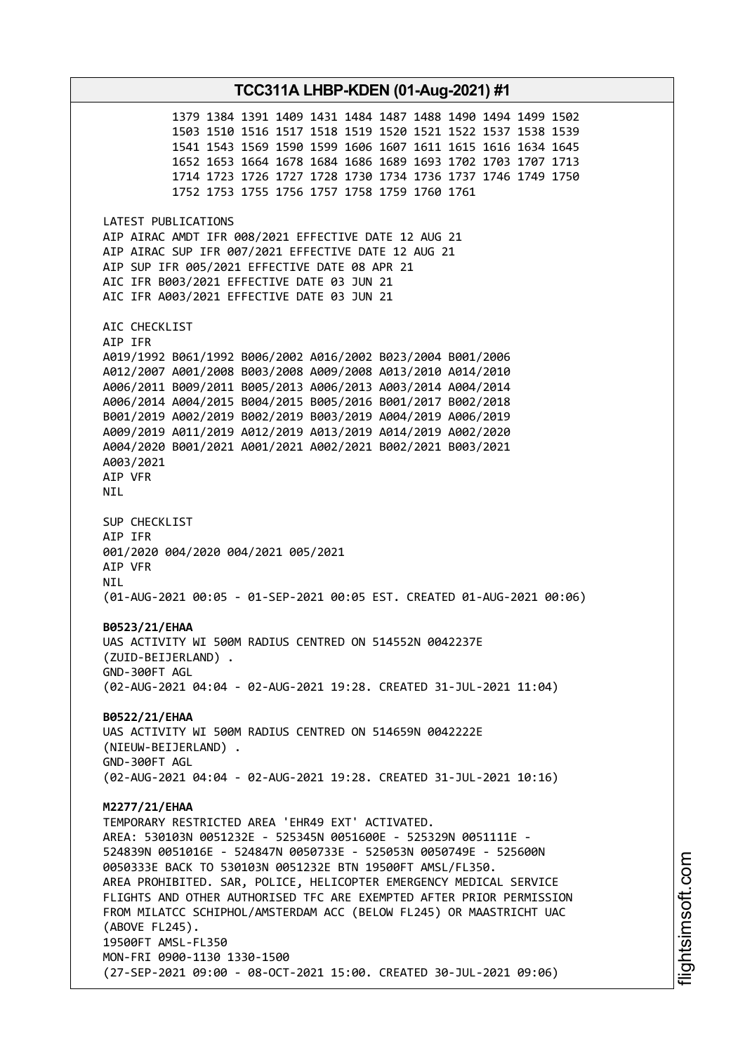1379 1384 1391 1409 1431 1484 1487 1488 1490 1494 1499 1502
1503 1510 1516 1517 1518 1519 1520 1521 1522 1537 1538 1539
1541 1543 1569 1590 1599 1606 1607 1611 1615 1616 1634 1645
1652 1653 1664 1678 1684 1686 1689 1693 1702 1703 1707 1713
1714 1723 1726 1727 1728 1730 1734 1736 1737 1746 1749 1750
1752 1753 1755 1756 1757 1758 1759 1760 1761

LATEST PUBLICATIONS
AIP AIRAC AMDT IFR 008/2021 EFFECTIVE DATE 12 AUG 21
AIP AIRAC SUP IFR 007/2021 EFFECTIVE DATE 12 AUG 21
AIP SUP IFR 005/2021 EFFECTIVE DATE 08 APR 21
AIC IFR B003/2021 EFFECTIVE DATE 03 JUN 21
AIC IFR A003/2021 EFFECTIVE DATE 03 JUN 21

AIC CHECKLIST
AIP IFR
A019/1992 B061/1992 B006/2002 A016/2002 B023/2004 B001/2006
A012/2007 A001/2008 B003/2008 A009/2008 A013/2010 A014/2010
A006/2011 B009/2011 B005/2013 A006/2013 A003/2014 A004/2014
A006/2014 A004/2015 B004/2015 B005/2016 B001/2017 B002/2018
B001/2019 A002/2019 B002/2019 B003/2019 A004/2019 A006/2019
A009/2019 A011/2019 A012/2019 A013/2019 A014/2019 A002/2020
A004/2020 B001/2021 A001/2021 A002/2021 B002/2021 B003/2021
A003/2021
AIP VFR
NIL

SUP CHECKLIST
AIP IFR
001/2020 004/2020 004/2021 005/2021
AIP VFR
NIL
(01-AUG-2021 00:05 - 01-SEP-2021 00:05 EST. CREATED 01-AUG-2021 00:06)

**B0523/21/EHAA**
UAS ACTIVITY WI 500M RADIUS CENTRED ON 514552N 0042237E
(ZUID-BEIJERLAND) .
GND-300FT AGL
(02-AUG-2021 04:04 - 02-AUG-2021 19:28. CREATED 31-JUL-2021 11:04)

**B0522/21/EHAA**
UAS ACTIVITY WI 500M RADIUS CENTRED ON 514659N 0042222E
(NIEUW-BEIJERLAND) .
GND-300FT AGL
(02-AUG-2021 04:04 - 02-AUG-2021 19:28. CREATED 31-JUL-2021 10:16)

**M2277/21/EHAA**
TEMPORARY RESTRICTED AREA 'EHR49 EXT' ACTIVATED.
AREA: 530103N 0051232E - 525345N 0051600E - 525329N 0051111E -
524839N 0051016E - 524847N 0050733E - 525053N 0050749E - 525600N
0050333E BACK TO 530103N 0051232E BTN 19500FT AMSL/FL350.
AREA PROHIBITED. SAR, POLICE, HELICOPTER EMERGENCY MEDICAL SERVICE
FLIGHTS AND OTHER AUTHORISED TFC ARE EXEMPTED AFTER PRIOR PERMISSION
FROM MILATCC SCHIPHOL/AMSTERDAM ACC (BELOW FL245) OR MAASTRICHT UAC
(ABOVE FL245).
19500FT AMSL-FL350
MON-FRI 0900-1130 1330-1500
(27-SEP-2021 09:00 - 08-OCT-2021 15:00. CREATED 30-JUL-2021 09:06)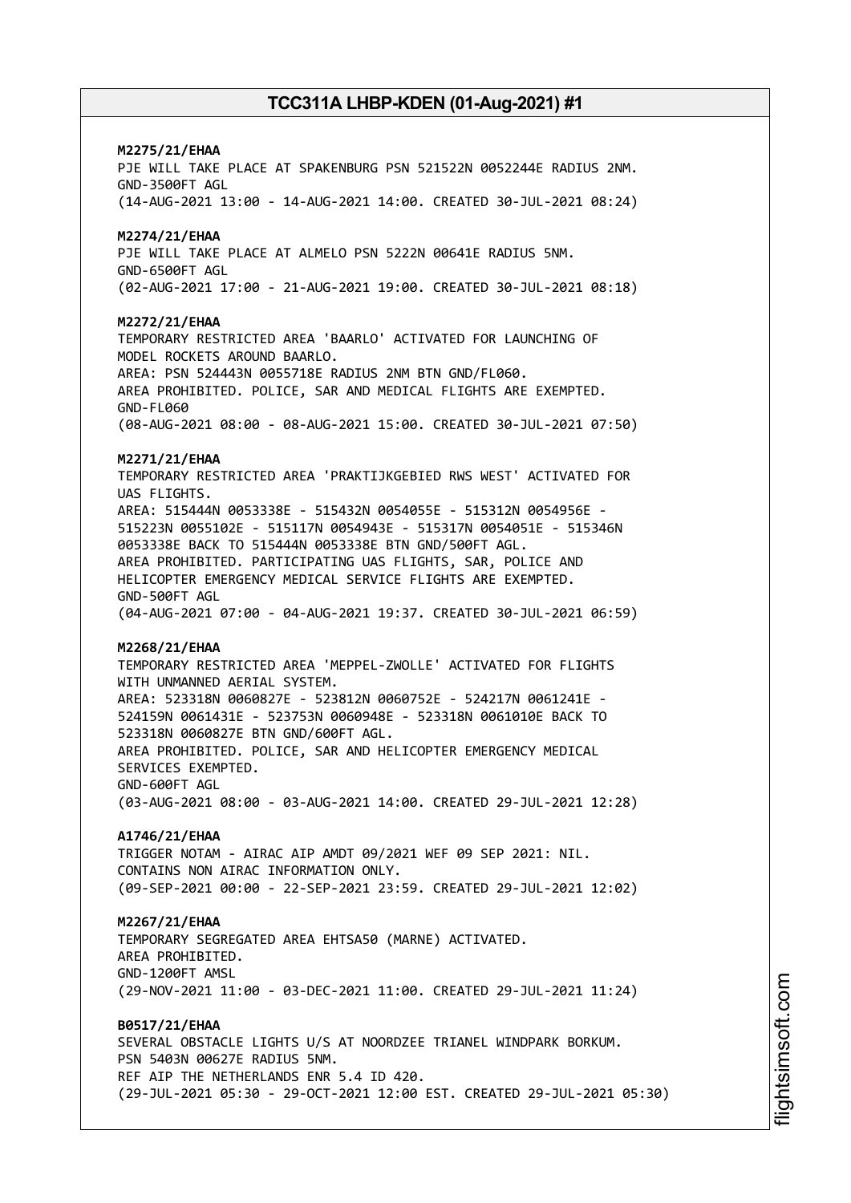**M2275/21/EHAA**
PJE WILL TAKE PLACE AT SPAKENBURG PSN 521522N 0052244E RADIUS 2NM.
GND-3500FT AGL
(14-AUG-2021 13:00 - 14-AUG-2021 14:00. CREATED 30-JUL-2021 08:24)

**M2274/21/EHAA**
PJE WILL TAKE PLACE AT ALMELO PSN 5222N 00641E RADIUS 5NM.
GND-6500FT AGL
(02-AUG-2021 17:00 - 21-AUG-2021 19:00. CREATED 30-JUL-2021 08:18)

**M2272/21/EHAA**
TEMPORARY RESTRICTED AREA 'BAARLO' ACTIVATED FOR LAUNCHING OF
MODEL ROCKETS AROUND BAARLO.
AREA: PSN 524443N 0055718E RADIUS 2NM BTN GND/FL060.
AREA PROHIBITED. POLICE, SAR AND MEDICAL FLIGHTS ARE EXEMPTED.
GND-FL060
(08-AUG-2021 08:00 - 08-AUG-2021 15:00. CREATED 30-JUL-2021 07:50)

**M2271/21/EHAA**
TEMPORARY RESTRICTED AREA 'PRAKTIJKGEBIED RWS WEST' ACTIVATED FOR
UAS FLIGHTS.
AREA: 515444N 0053338E - 515432N 0054055E - 515312N 0054956E -
515223N 0055102E - 515117N 0054943E - 515317N 0054051E - 515346N
0053338E BACK TO 515444N 0053338E BTN GND/500FT AGL.
AREA PROHIBITED. PARTICIPATING UAS FLIGHTS, SAR, POLICE AND
HELICOPTER EMERGENCY MEDICAL SERVICE FLIGHTS ARE EXEMPTED.
GND-500FT AGL
(04-AUG-2021 07:00 - 04-AUG-2021 19:37. CREATED 30-JUL-2021 06:59)

**M2268/21/EHAA**
TEMPORARY RESTRICTED AREA 'MEPPEL-ZWOLLE' ACTIVATED FOR FLIGHTS
WITH UNMANNED AERIAL SYSTEM.
AREA: 523318N 0060827E - 523812N 0060752E - 524217N 0061241E -
524159N 0061431E - 523753N 0060948E - 523318N 0061010E BACK TO
523318N 0060827E BTN GND/600FT AGL.
AREA PROHIBITED. POLICE, SAR AND HELICOPTER EMERGENCY MEDICAL
SERVICES EXEMPTED.
GND-600FT AGL
(03-AUG-2021 08:00 - 03-AUG-2021 14:00. CREATED 29-JUL-2021 12:28)

**A1746/21/EHAA**
TRIGGER NOTAM - AIRAC AIP AMDT 09/2021 WEF 09 SEP 2021: NIL.
CONTAINS NON AIRAC INFORMATION ONLY.
(09-SEP-2021 00:00 - 22-SEP-2021 23:59. CREATED 29-JUL-2021 12:02)

**M2267/21/EHAA**
TEMPORARY SEGREGATED AREA EHTSA50 (MARNE) ACTIVATED.
AREA PROHIBITED.
GND-1200FT AMSL
(29-NOV-2021 11:00 - 03-DEC-2021 11:00. CREATED 29-JUL-2021 11:24)

**B0517/21/EHAA**
SEVERAL OBSTACLE LIGHTS U/S AT NOORDZEE TRIANEL WINDPARK BORKUM.
PSN 5403N 00627E RADIUS 5NM.
REF AIP THE NETHERLANDS ENR 5.4 ID 420.
(29-JUL-2021 05:30 - 29-OCT-2021 12:00 EST. CREATED 29-JUL-2021 05:30)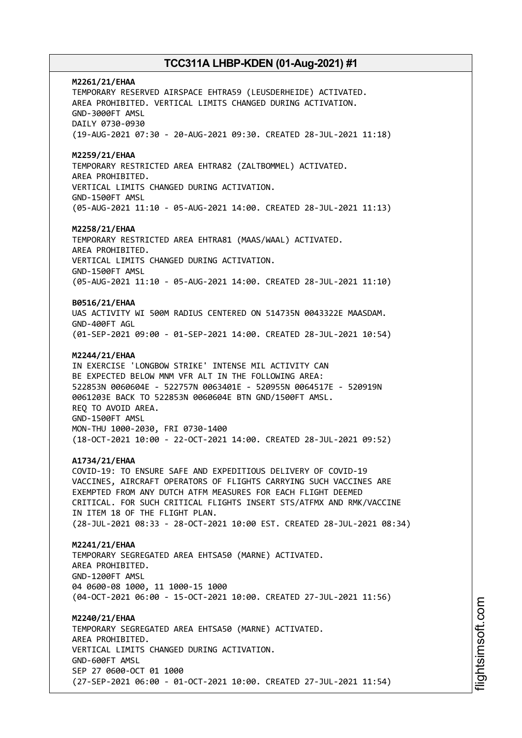**M2261/21/EHAA**
TEMPORARY RESERVED AIRSPACE EHTRA59 (LEUSDERHEIDE) ACTIVATED.
AREA PROHIBITED. VERTICAL LIMITS CHANGED DURING ACTIVATION.
GND-3000FT AMSL
DAILY 0730-0930
(19-AUG-2021 07:30 - 20-AUG-2021 09:30. CREATED 28-JUL-2021 11:18)

**M2259/21/EHAA**
TEMPORARY RESTRICTED AREA EHTRA82 (ZALTBOMMEL) ACTIVATED.
AREA PROHIBITED.
VERTICAL LIMITS CHANGED DURING ACTIVATION.
GND-1500FT AMSL
(05-AUG-2021 11:10 - 05-AUG-2021 14:00. CREATED 28-JUL-2021 11:13)

**M2258/21/EHAA**
TEMPORARY RESTRICTED AREA EHTRA81 (MAAS/WAAL) ACTIVATED.
AREA PROHIBITED.
VERTICAL LIMITS CHANGED DURING ACTIVATION.
GND-1500FT AMSL
(05-AUG-2021 11:10 - 05-AUG-2021 14:00. CREATED 28-JUL-2021 11:10)

**B0516/21/EHAA**
UAS ACTIVITY WI 500M RADIUS CENTERED ON 514735N 0043322E MAASDAM.
GND-400FT AGL
(01-SEP-2021 09:00 - 01-SEP-2021 14:00. CREATED 28-JUL-2021 10:54)

**M2244/21/EHAA**
IN EXERCISE 'LONGBOW STRIKE' INTENSE MIL ACTIVITY CAN
BE EXPECTED BELOW MNM VFR ALT IN THE FOLLOWING AREA:
522853N 0060604E - 522757N 0063401E - 520955N 0064517E - 520919N
0061203E BACK TO 522853N 0060604E BTN GND/1500FT AMSL.
REQ TO AVOID AREA.
GND-1500FT AMSL
MON-THU 1000-2030, FRI 0730-1400
(18-OCT-2021 10:00 - 22-OCT-2021 14:00. CREATED 28-JUL-2021 09:52)

**A1734/21/EHAA**
COVID-19: TO ENSURE SAFE AND EXPEDITIOUS DELIVERY OF COVID-19
VACCINES, AIRCRAFT OPERATORS OF FLIGHTS CARRYING SUCH VACCINES ARE
EXEMPTED FROM ANY DUTCH ATFM MEASURES FOR EACH FLIGHT DEEMED
CRITICAL. FOR SUCH CRITICAL FLIGHTS INSERT STS/ATFMX AND RMK/VACCINE
IN ITEM 18 OF THE FLIGHT PLAN.
(28-JUL-2021 08:33 - 28-OCT-2021 10:00 EST. CREATED 28-JUL-2021 08:34)

**M2241/21/EHAA**
TEMPORARY SEGREGATED AREA EHTSA50 (MARNE) ACTIVATED.
AREA PROHIBITED.
GND-1200FT AMSL
04 0600-08 1000, 11 1000-15 1000
(04-OCT-2021 06:00 - 15-OCT-2021 10:00. CREATED 27-JUL-2021 11:56)

**M2240/21/EHAA**
TEMPORARY SEGREGATED AREA EHTSA50 (MARNE) ACTIVATED.
AREA PROHIBITED.
VERTICAL LIMITS CHANGED DURING ACTIVATION.
GND-600FT AMSL
SEP 27 0600-OCT 01 1000
(27-SEP-2021 06:00 - 01-OCT-2021 10:00. CREATED 27-JUL-2021 11:54)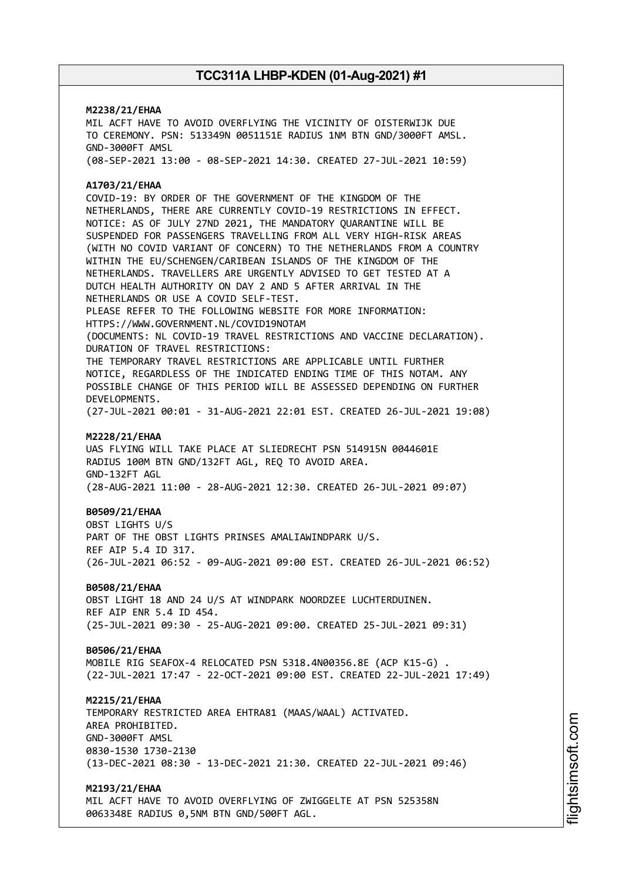**M2238/21/EHAA**
MIL ACFT HAVE TO AVOID OVERFLYING THE VICINITY OF OISTERWIJK DUE TO CEREMONY. PSN: 513349N 0051151E RADIUS 1NM BTN GND/3000FT AMSL.
GND-3000FT AMSL
(08-SEP-2021 13:00 - 08-SEP-2021 14:30. CREATED 27-JUL-2021 10:59)

**A1703/21/EHAA**
COVID-19: BY ORDER OF THE GOVERNMENT OF THE KINGDOM OF THE NETHERLANDS, THERE ARE CURRENTLY COVID-19 RESTRICTIONS IN EFFECT.
NOTICE: AS OF JULY 27ND 2021, THE MANDATORY QUARANTINE WILL BE SUSPENDED FOR PASSENGERS TRAVELLING FROM ALL VERY HIGH-RISK AREAS (WITH NO COVID VARIANT OF CONCERN) TO THE NETHERLANDS FROM A COUNTRY WITHIN THE EU/SCHENGEN/CARIBEAN ISLANDS OF THE KINGDOM OF THE NETHERLANDS. TRAVELLERS ARE URGENTLY ADVISED TO GET TESTED AT A DUTCH HEALTH AUTHORITY ON DAY 2 AND 5 AFTER ARRIVAL IN THE NETHERLANDS OR USE A COVID SELF-TEST.
PLEASE REFER TO THE FOLLOWING WEBSITE FOR MORE INFORMATION:
HTTPS://WWW.GOVERNMENT.NL/COVID19NOTAM
(DOCUMENTS: NL COVID-19 TRAVEL RESTRICTIONS AND VACCINE DECLARATION).
DURATION OF TRAVEL RESTRICTIONS:
THE TEMPORARY TRAVEL RESTRICTIONS ARE APPLICABLE UNTIL FURTHER NOTICE, REGARDLESS OF THE INDICATED ENDING TIME OF THIS NOTAM. ANY POSSIBLE CHANGE OF THIS PERIOD WILL BE ASSESSED DEPENDING ON FURTHER DEVELOPMENTS.
(27-JUL-2021 00:01 - 31-AUG-2021 22:01 EST. CREATED 26-JUL-2021 19:08)

**M2228/21/EHAA**
UAS FLYING WILL TAKE PLACE AT SLIEDRECHT PSN 514915N 0044601E RADIUS 100M BTN GND/132FT AGL, REQ TO AVOID AREA.
GND-132FT AGL
(28-AUG-2021 11:00 - 28-AUG-2021 12:30. CREATED 26-JUL-2021 09:07)

**B0509/21/EHAA**
OBST LIGHTS U/S
PART OF THE OBST LIGHTS PRINSES AMALIAWINDPARK U/S.
REF AIP 5.4 ID 317.
(26-JUL-2021 06:52 - 09-AUG-2021 09:00 EST. CREATED 26-JUL-2021 06:52)

**B0508/21/EHAA**
OBST LIGHT 18 AND 24 U/S AT WINDPARK NOORDZEE LUCHTERDUINEN.
REF AIP ENR 5.4 ID 454.
(25-JUL-2021 09:30 - 25-AUG-2021 09:00. CREATED 25-JUL-2021 09:31)

**B0506/21/EHAA**
MOBILE RIG SEAFOX-4 RELOCATED PSN 5318.4N00356.8E (ACP K15-G) .
(22-JUL-2021 17:47 - 22-OCT-2021 09:00 EST. CREATED 22-JUL-2021 17:49)

**M2215/21/EHAA**
TEMPORARY RESTRICTED AREA EHTRA81 (MAAS/WAAL) ACTIVATED.
AREA PROHIBITED.
GND-3000FT AMSL
0830-1530 1730-2130
(13-DEC-2021 08:30 - 13-DEC-2021 21:30. CREATED 22-JUL-2021 09:46)

**M2193/21/EHAA**
MIL ACFT HAVE TO AVOID OVERFLYING OF ZWIGGELTE AT PSN 525358N 0063348E RADIUS 0,5NM BTN GND/500FT AGL.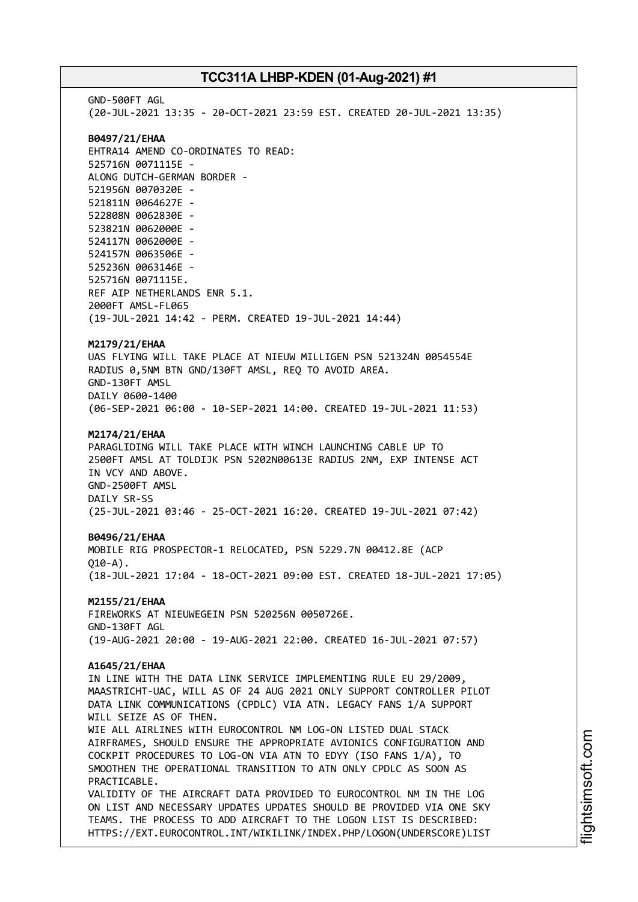GND-500FT AGL
(20-JUL-2021 13:35 - 20-OCT-2021 23:59 EST. CREATED 20-JUL-2021 13:35)

**B0497/21/EHAA**
EHTRA14 AMEND CO-ORDINATES TO READ:
525716N 0071115E -
ALONG DUTCH-GERMAN BORDER -
521956N 0070320E -
521811N 0064627E -
522808N 0062830E -
523821N 0062000E -
524117N 0062000E -
524157N 0063506E -
525236N 0063146E -
525716N 0071115E.
REF AIP NETHERLANDS ENR 5.1.
2000FT AMSL-FL065
(19-JUL-2021 14:42 - PERM. CREATED 19-JUL-2021 14:44)

**M2179/21/EHAA**
UAS FLYING WILL TAKE PLACE AT NIEUW MILLIGEN PSN 521324N 0054554E
RADIUS 0,5NM BTN GND/130FT AMSL, REQ TO AVOID AREA.
GND-130FT AMSL
DAILY 0600-1400
(06-SEP-2021 06:00 - 10-SEP-2021 14:00. CREATED 19-JUL-2021 11:53)

**M2174/21/EHAA**
PARAGLIDING WILL TAKE PLACE WITH WINCH LAUNCHING CABLE UP TO
2500FT AMSL AT TOLDIJK PSN 5202N00613E RADIUS 2NM, EXP INTENSE ACT
IN VCY AND ABOVE.
GND-2500FT AMSL
DAILY SR-SS
(25-JUL-2021 03:46 - 25-OCT-2021 16:20. CREATED 19-JUL-2021 07:42)

**B0496/21/EHAA**
MOBILE RIG PROSPECTOR-1 RELOCATED, PSN 5229.7N 00412.8E (ACP
Q10-A).
(18-JUL-2021 17:04 - 18-OCT-2021 09:00 EST. CREATED 18-JUL-2021 17:05)

**M2155/21/EHAA**
FIREWORKS AT NIEUWEGEIN PSN 520256N 0050726E.
GND-130FT AGL
(19-AUG-2021 20:00 - 19-AUG-2021 22:00. CREATED 16-JUL-2021 07:57)

**A1645/21/EHAA**
IN LINE WITH THE DATA LINK SERVICE IMPLEMENTING RULE EU 29/2009,
MAASTRICHT-UAC, WILL AS OF 24 AUG 2021 ONLY SUPPORT CONTROLLER PILOT
DATA LINK COMMUNICATIONS (CPDLC) VIA ATN. LEGACY FANS 1/A SUPPORT
WILL SEIZE AS OF THEN.
WIE ALL AIRLINES WITH EUROCONTROL NM LOG-ON LISTED DUAL STACK
AIRFRAMES, SHOULD ENSURE THE APPROPRIATE AVIONICS CONFIGURATION AND
COCKPIT PROCEDURES TO LOG-ON VIA ATN TO EDYY (ISO FANS 1/A), TO
SMOOTHEN THE OPERATIONAL TRANSITION TO ATN ONLY CPDLC AS SOON AS
PRACTICABLE.
VALIDITY OF THE AIRCRAFT DATA PROVIDED TO EUROCONTROL NM IN THE LOG
ON LIST AND NECESSARY UPDATES UPDATES SHOULD BE PROVIDED VIA ONE SKY
TEAMS. THE PROCESS TO ADD AIRCRAFT TO THE LOGON LIST IS DESCRIBED:
HTTPS://EXT.EUROCONTROL.INT/WIKILINK/INDEX.PHP/LOGON(UNDERSCORE)LIST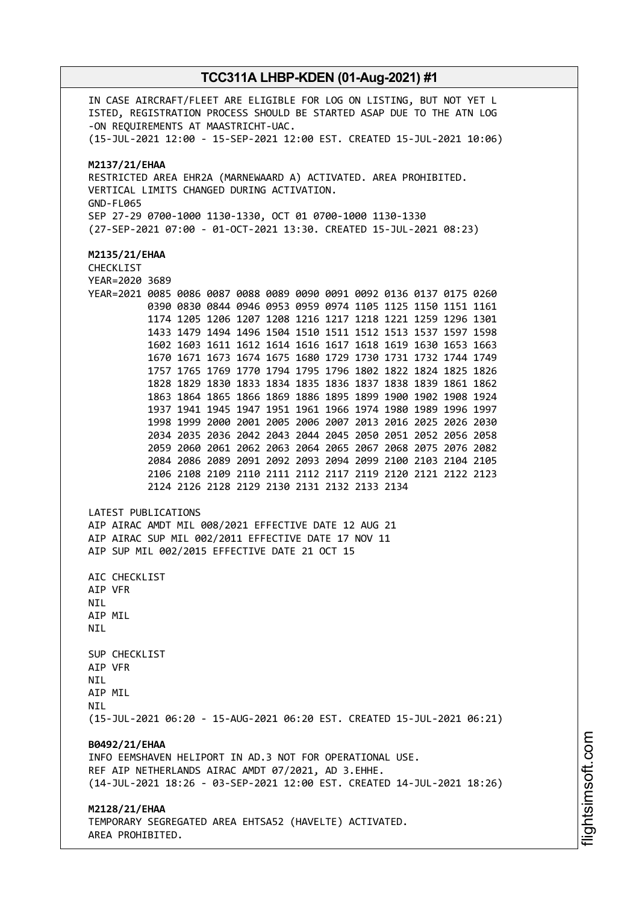IN CASE AIRCRAFT/FLEET ARE ELIGIBLE FOR LOG ON LISTING, BUT NOT YET L
ISTED, REGISTRATION PROCESS SHOULD BE STARTED ASAP DUE TO THE ATN LOG
-ON REQUIREMENTS AT MAASTRICHT-UAC.
(15-JUL-2021 12:00 - 15-SEP-2021 12:00 EST. CREATED 15-JUL-2021 10:06)

**M2137/21/EHAA**
RESTRICTED AREA EHR2A (MARNEWAARD A) ACTIVATED. AREA PROHIBITED.
VERTICAL LIMITS CHANGED DURING ACTIVATION.
GND-FL065
SEP 27-29 0700-1000 1130-1330, OCT 01 0700-1000 1130-1330
(27-SEP-2021 07:00 - 01-OCT-2021 13:30. CREATED 15-JUL-2021 08:23)

**M2135/21/EHAA**
CHECKLIST
YEAR=2020 3689
YEAR=2021 0085 0086 0087 0088 0089 0090 0091 0092 0136 0137 0175 0260
0390 0830 0844 0946 0953 0959 0974 1105 1125 1150 1151 1161
1174 1205 1206 1207 1208 1216 1217 1218 1221 1259 1296 1301
1433 1479 1494 1496 1504 1510 1511 1512 1513 1537 1597 1598
1602 1603 1611 1612 1614 1616 1617 1618 1619 1630 1653 1663
1670 1671 1673 1674 1675 1680 1729 1730 1731 1732 1744 1749
1757 1765 1769 1770 1794 1795 1796 1802 1822 1824 1825 1826
1828 1829 1830 1833 1834 1835 1836 1837 1838 1839 1861 1862
1863 1864 1865 1866 1869 1886 1895 1899 1900 1902 1908 1924
1937 1941 1945 1947 1951 1961 1966 1974 1980 1989 1996 1997
1998 1999 2000 2001 2005 2006 2007 2013 2016 2025 2026 2030
2034 2035 2036 2042 2043 2044 2045 2050 2051 2052 2056 2058
2059 2060 2061 2062 2063 2064 2065 2067 2068 2075 2076 2082
2084 2086 2089 2091 2092 2093 2094 2099 2100 2103 2104 2105
2106 2108 2109 2110 2111 2112 2117 2119 2120 2121 2122 2123
2124 2126 2128 2129 2130 2131 2132 2133 2134

LATEST PUBLICATIONS
AIP AIRAC AMDT MIL 008/2021 EFFECTIVE DATE 12 AUG 21
AIP AIRAC SUP MIL 002/2011 EFFECTIVE DATE 17 NOV 11
AIP SUP MIL 002/2015 EFFECTIVE DATE 21 OCT 15

AIC CHECKLIST
AIP VFR
NIL
AIP MIL
NIL

SUP CHECKLIST
AIP VFR
NIL
AIP MIL
NIL
(15-JUL-2021 06:20 - 15-AUG-2021 06:20 EST. CREATED 15-JUL-2021 06:21)

**B0492/21/EHAA**
INFO EEMSHAVEN HELIPORT IN AD.3 NOT FOR OPERATIONAL USE.
REF AIP NETHERLANDS AIRAC AMDT 07/2021, AD 3.EHHE.
(14-JUL-2021 18:26 - 03-SEP-2021 12:00 EST. CREATED 14-JUL-2021 18:26)

**M2128/21/EHAA**
TEMPORARY SEGREGATED AREA EHTSA52 (HAVELTE) ACTIVATED.
AREA PROHIBITED.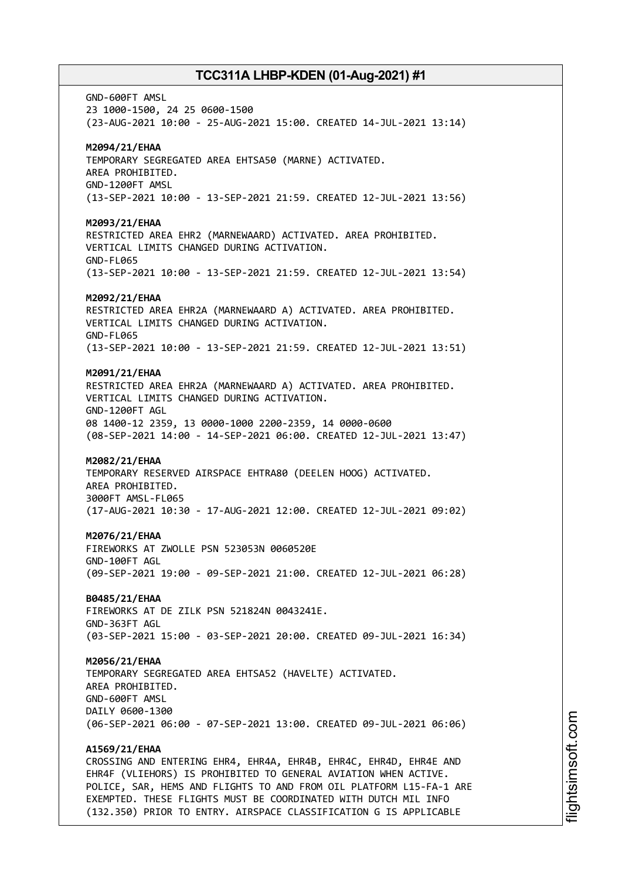GND-600FT AMSL
23 1000-1500, 24 25 0600-1500
(23-AUG-2021 10:00 - 25-AUG-2021 15:00. CREATED 14-JUL-2021 13:14)

**M2094/21/EHAA**
TEMPORARY SEGREGATED AREA EHTSA50 (MARNE) ACTIVATED.
AREA PROHIBITED.
GND-1200FT AMSL
(13-SEP-2021 10:00 - 13-SEP-2021 21:59. CREATED 12-JUL-2021 13:56)

**M2093/21/EHAA**
RESTRICTED AREA EHR2 (MARNEWAARD) ACTIVATED. AREA PROHIBITED.
VERTICAL LIMITS CHANGED DURING ACTIVATION.
GND-FL065
(13-SEP-2021 10:00 - 13-SEP-2021 21:59. CREATED 12-JUL-2021 13:54)

**M2092/21/EHAA**
RESTRICTED AREA EHR2A (MARNEWAARD A) ACTIVATED. AREA PROHIBITED.
VERTICAL LIMITS CHANGED DURING ACTIVATION.
GND-FL065
(13-SEP-2021 10:00 - 13-SEP-2021 21:59. CREATED 12-JUL-2021 13:51)

**M2091/21/EHAA**
RESTRICTED AREA EHR2A (MARNEWAARD A) ACTIVATED. AREA PROHIBITED.
VERTICAL LIMITS CHANGED DURING ACTIVATION.
GND-1200FT AGL
08 1400-12 2359, 13 0000-1000 2200-2359, 14 0000-0600
(08-SEP-2021 14:00 - 14-SEP-2021 06:00. CREATED 12-JUL-2021 13:47)

**M2082/21/EHAA**
TEMPORARY RESERVED AIRSPACE EHTRA80 (DEELEN HOOG) ACTIVATED.
AREA PROHIBITED.
3000FT AMSL-FL065
(17-AUG-2021 10:30 - 17-AUG-2021 12:00. CREATED 12-JUL-2021 09:02)

**M2076/21/EHAA**
FIREWORKS AT ZWOLLE PSN 523053N 0060520E
GND-100FT AGL
(09-SEP-2021 19:00 - 09-SEP-2021 21:00. CREATED 12-JUL-2021 06:28)

**B0485/21/EHAA**
FIREWORKS AT DE ZILK PSN 521824N 0043241E.
GND-363FT AGL
(03-SEP-2021 15:00 - 03-SEP-2021 20:00. CREATED 09-JUL-2021 16:34)

**M2056/21/EHAA**
TEMPORARY SEGREGATED AREA EHTSA52 (HAVELTE) ACTIVATED.
AREA PROHIBITED.
GND-600FT AMSL
DAILY 0600-1300
(06-SEP-2021 06:00 - 07-SEP-2021 13:00. CREATED 09-JUL-2021 06:06)

**A1569/21/EHAA**
CROSSING AND ENTERING EHR4, EHR4A, EHR4B, EHR4C, EHR4D, EHR4E AND
EHR4F (VLIEHORS) IS PROHIBITED TO GENERAL AVIATION WHEN ACTIVE.
POLICE, SAR, HEMS AND FLIGHTS TO AND FROM OIL PLATFORM L15-FA-1 ARE
EXEMPTED. THESE FLIGHTS MUST BE COORDINATED WITH DUTCH MIL INFO
(132.350) PRIOR TO ENTRY. AIRSPACE CLASSIFICATION G IS APPLICABLE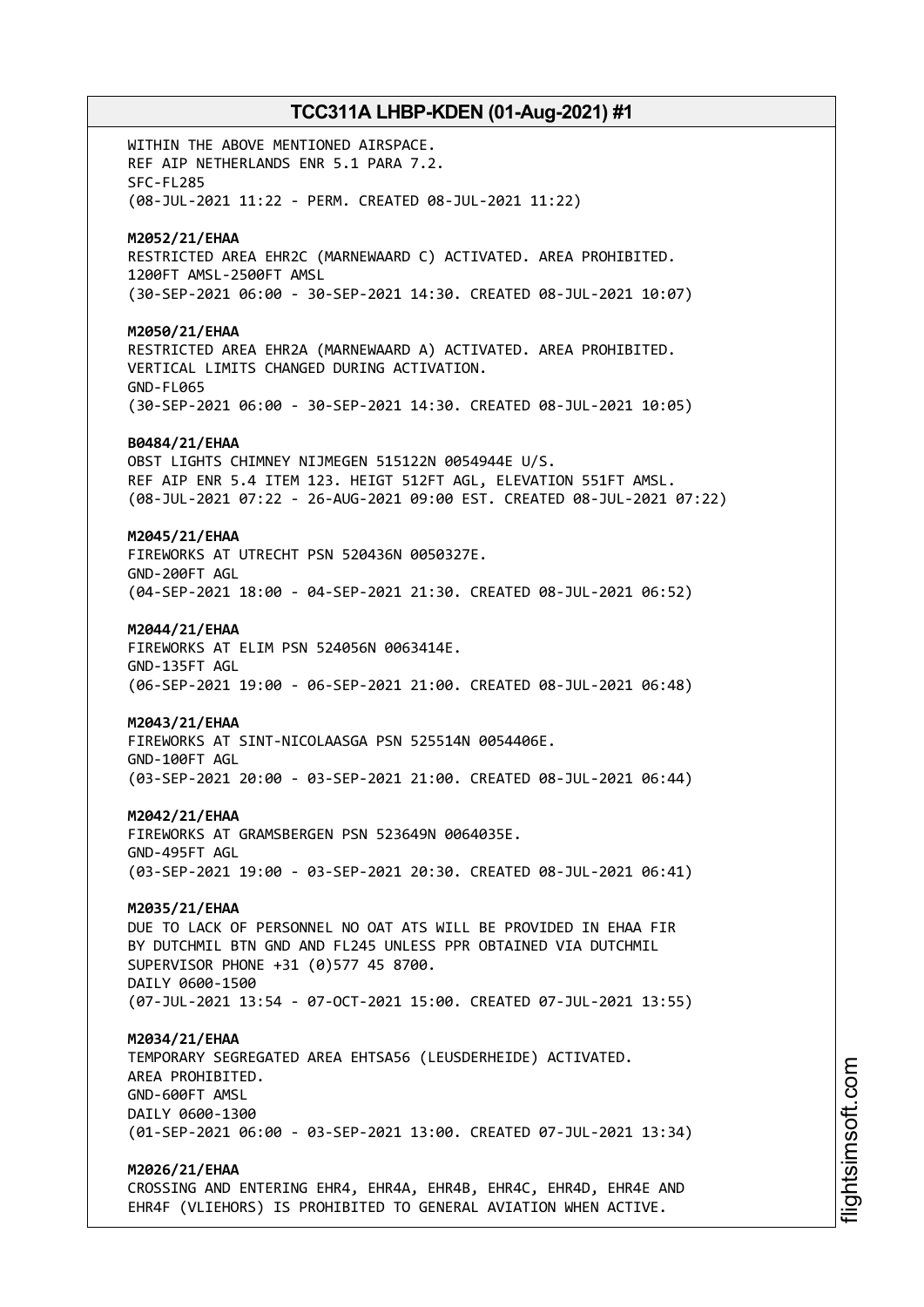WITHIN THE ABOVE MENTIONED AIRSPACE.
REF AIP NETHERLANDS ENR 5.1 PARA 7.2.
SFC-FL285
(08-JUL-2021 11:22 - PERM. CREATED 08-JUL-2021 11:22)

**M2052/21/EHAA**
RESTRICTED AREA EHR2C (MARNEWAARD C) ACTIVATED. AREA PROHIBITED.
1200FT AMSL-2500FT AMSL
(30-SEP-2021 06:00 - 30-SEP-2021 14:30. CREATED 08-JUL-2021 10:07)

**M2050/21/EHAA**
RESTRICTED AREA EHR2A (MARNEWAARD A) ACTIVATED. AREA PROHIBITED.
VERTICAL LIMITS CHANGED DURING ACTIVATION.
GND-FL065
(30-SEP-2021 06:00 - 30-SEP-2021 14:30. CREATED 08-JUL-2021 10:05)

**B0484/21/EHAA**
OBST LIGHTS CHIMNEY NIJMEGEN 515122N 0054944E U/S.
REF AIP ENR 5.4 ITEM 123. HEIGT 512FT AGL, ELEVATION 551FT AMSL.
(08-JUL-2021 07:22 - 26-AUG-2021 09:00 EST. CREATED 08-JUL-2021 07:22)

**M2045/21/EHAA**
FIREWORKS AT UTRECHT PSN 520436N 0050327E.
GND-200FT AGL
(04-SEP-2021 18:00 - 04-SEP-2021 21:30. CREATED 08-JUL-2021 06:52)

**M2044/21/EHAA**
FIREWORKS AT ELIM PSN 524056N 0063414E.
GND-135FT AGL
(06-SEP-2021 19:00 - 06-SEP-2021 21:00. CREATED 08-JUL-2021 06:48)

**M2043/21/EHAA**
FIREWORKS AT SINT-NICOLAASGA PSN 525514N 0054406E.
GND-100FT AGL
(03-SEP-2021 20:00 - 03-SEP-2021 21:00. CREATED 08-JUL-2021 06:44)

**M2042/21/EHAA**
FIREWORKS AT GRAMSBERGEN PSN 523649N 0064035E.
GND-495FT AGL
(03-SEP-2021 19:00 - 03-SEP-2021 20:30. CREATED 08-JUL-2021 06:41)

**M2035/21/EHAA**
DUE TO LACK OF PERSONNEL NO OAT ATS WILL BE PROVIDED IN EHAA FIR
BY DUTCHMIL BTN GND AND FL245 UNLESS PPR OBTAINED VIA DUTCHMIL
SUPERVISOR PHONE +31 (0)577 45 8700.
DAILY 0600-1500
(07-JUL-2021 13:54 - 07-OCT-2021 15:00. CREATED 07-JUL-2021 13:55)

**M2034/21/EHAA**
TEMPORARY SEGREGATED AREA EHTSA56 (LEUSDERHEIDE) ACTIVATED.
AREA PROHIBITED.
GND-600FT AMSL
DAILY 0600-1300
(01-SEP-2021 06:00 - 03-SEP-2021 13:00. CREATED 07-JUL-2021 13:34)

**M2026/21/EHAA**
CROSSING AND ENTERING EHR4, EHR4A, EHR4B, EHR4C, EHR4D, EHR4E AND
EHR4F (VLIEHORS) IS PROHIBITED TO GENERAL AVIATION WHEN ACTIVE.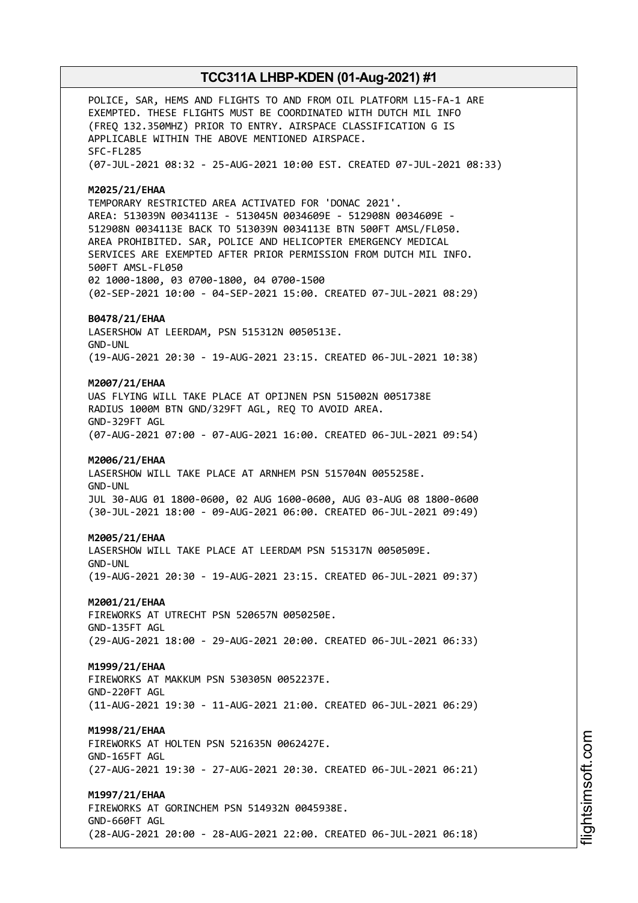POLICE, SAR, HEMS AND FLIGHTS TO AND FROM OIL PLATFORM L15-FA-1 ARE EXEMPTED. THESE FLIGHTS MUST BE COORDINATED WITH DUTCH MIL INFO (FREQ 132.350MHZ) PRIOR TO ENTRY. AIRSPACE CLASSIFICATION G IS APPLICABLE WITHIN THE ABOVE MENTIONED AIRSPACE.
SFC-FL285
(07-JUL-2021 08:32 - 25-AUG-2021 10:00 EST. CREATED 07-JUL-2021 08:33)

**M2025/21/EHAA**
TEMPORARY RESTRICTED AREA ACTIVATED FOR 'DONAC 2021'.
AREA: 513039N 0034113E - 513045N 0034609E - 512908N 0034609E - 512908N 0034113E BACK TO 513039N 0034113E BTN 500FT AMSL/FL050.
AREA PROHIBITED. SAR, POLICE AND HELICOPTER EMERGENCY MEDICAL SERVICES ARE EXEMPTED AFTER PRIOR PERMISSION FROM DUTCH MIL INFO.
500FT AMSL-FL050
02 1000-1800, 03 0700-1800, 04 0700-1500
(02-SEP-2021 10:00 - 04-SEP-2021 15:00. CREATED 07-JUL-2021 08:29)

**B0478/21/EHAA**
LASERSHOW AT LEERDAM, PSN 515312N 0050513E.
GND-UNL
(19-AUG-2021 20:30 - 19-AUG-2021 23:15. CREATED 06-JUL-2021 10:38)

**M2007/21/EHAA**
UAS FLYING WILL TAKE PLACE AT OPIJNEN PSN 515002N 0051738E RADIUS 1000M BTN GND/329FT AGL, REQ TO AVOID AREA.
GND-329FT AGL
(07-AUG-2021 07:00 - 07-AUG-2021 16:00. CREATED 06-JUL-2021 09:54)

**M2006/21/EHAA**
LASERSHOW WILL TAKE PLACE AT ARNHEM PSN 515704N 0055258E.
GND-UNL
JUL 30-AUG 01 1800-0600, 02 AUG 1600-0600, AUG 03-AUG 08 1800-0600
(30-JUL-2021 18:00 - 09-AUG-2021 06:00. CREATED 06-JUL-2021 09:49)

**M2005/21/EHAA**
LASERSHOW WILL TAKE PLACE AT LEERDAM PSN 515317N 0050509E.
GND-UNL
(19-AUG-2021 20:30 - 19-AUG-2021 23:15. CREATED 06-JUL-2021 09:37)

**M2001/21/EHAA**
FIREWORKS AT UTRECHT PSN 520657N 0050250E.
GND-135FT AGL
(29-AUG-2021 18:00 - 29-AUG-2021 20:00. CREATED 06-JUL-2021 06:33)

**M1999/21/EHAA**
FIREWORKS AT MAKKUM PSN 530305N 0052237E.
GND-220FT AGL
(11-AUG-2021 19:30 - 11-AUG-2021 21:00. CREATED 06-JUL-2021 06:29)

**M1998/21/EHAA**
FIREWORKS AT HOLTEN PSN 521635N 0062427E.
GND-165FT AGL
(27-AUG-2021 19:30 - 27-AUG-2021 20:30. CREATED 06-JUL-2021 06:21)

**M1997/21/EHAA**
FIREWORKS AT GORINCHEM PSN 514932N 0045938E.
GND-660FT AGL
(28-AUG-2021 20:00 - 28-AUG-2021 22:00. CREATED 06-JUL-2021 06:18)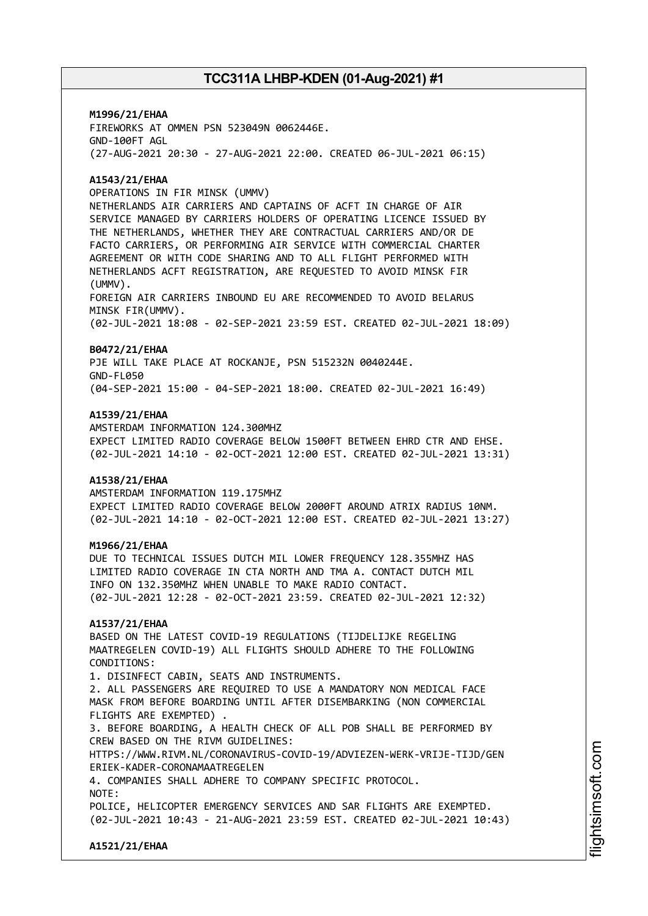**M1996/21/EHAA**
FIREWORKS AT OMMEN PSN 523049N 0062446E.
GND-100FT AGL
(27-AUG-2021 20:30 - 27-AUG-2021 22:00. CREATED 06-JUL-2021 06:15)

**A1543/21/EHAA**
OPERATIONS IN FIR MINSK (UMMV)
NETHERLANDS AIR CARRIERS AND CAPTAINS OF ACFT IN CHARGE OF AIR SERVICE MANAGED BY CARRIERS HOLDERS OF OPERATING LICENCE ISSUED BY THE NETHERLANDS, WHETHER THEY ARE CONTRACTUAL CARRIERS AND/OR DE FACTO CARRIERS, OR PERFORMING AIR SERVICE WITH COMMERCIAL CHARTER AGREEMENT OR WITH CODE SHARING AND TO ALL FLIGHT PERFORMED WITH NETHERLANDS ACFT REGISTRATION, ARE REQUESTED TO AVOID MINSK FIR (UMMV).
FOREIGN AIR CARRIERS INBOUND EU ARE RECOMMENDED TO AVOID BELARUS MINSK FIR(UMMV).
(02-JUL-2021 18:08 - 02-SEP-2021 23:59 EST. CREATED 02-JUL-2021 18:09)

**B0472/21/EHAA**
PJE WILL TAKE PLACE AT ROCKANJE, PSN 515232N 0040244E.
GND-FL050
(04-SEP-2021 15:00 - 04-SEP-2021 18:00. CREATED 02-JUL-2021 16:49)

**A1539/21/EHAA**
AMSTERDAM INFORMATION 124.300MHZ
EXPECT LIMITED RADIO COVERAGE BELOW 1500FT BETWEEN EHRD CTR AND EHSE.
(02-JUL-2021 14:10 - 02-OCT-2021 12:00 EST. CREATED 02-JUL-2021 13:31)

**A1538/21/EHAA**
AMSTERDAM INFORMATION 119.175MHZ
EXPECT LIMITED RADIO COVERAGE BELOW 2000FT AROUND ATRIX RADIUS 10NM.
(02-JUL-2021 14:10 - 02-OCT-2021 12:00 EST. CREATED 02-JUL-2021 13:27)

**M1966/21/EHAA**
DUE TO TECHNICAL ISSUES DUTCH MIL LOWER FREQUENCY 128.355MHZ HAS LIMITED RADIO COVERAGE IN CTA NORTH AND TMA A. CONTACT DUTCH MIL INFO ON 132.350MHZ WHEN UNABLE TO MAKE RADIO CONTACT.
(02-JUL-2021 12:28 - 02-OCT-2021 23:59. CREATED 02-JUL-2021 12:32)

**A1537/21/EHAA**
BASED ON THE LATEST COVID-19 REGULATIONS (TIJDELIJKE REGELING MAATREGELEN COVID-19) ALL FLIGHTS SHOULD ADHERE TO THE FOLLOWING CONDITIONS:
1. DISINFECT CABIN, SEATS AND INSTRUMENTS.
2. ALL PASSENGERS ARE REQUIRED TO USE A MANDATORY NON MEDICAL FACE MASK FROM BEFORE BOARDING UNTIL AFTER DISEMBARKING (NON COMMERCIAL FLIGHTS ARE EXEMPTED) .
3. BEFORE BOARDING, A HEALTH CHECK OF ALL POB SHALL BE PERFORMED BY CREW BASED ON THE RIVM GUIDELINES:
HTTPS://WWW.RIVM.NL/CORONAVIRUS-COVID-19/ADVIEZEN-WERK-VRIJE-TIJD/GENERIEK-KADER-CORONAMAATREGELEN
4. COMPANIES SHALL ADHERE TO COMPANY SPECIFIC PROTOCOL.
NOTE:
POLICE, HELICOPTER EMERGENCY SERVICES AND SAR FLIGHTS ARE EXEMPTED.
(02-JUL-2021 10:43 - 21-AUG-2021 23:59 EST. CREATED 02-JUL-2021 10:43)

**A1521/21/EHAA**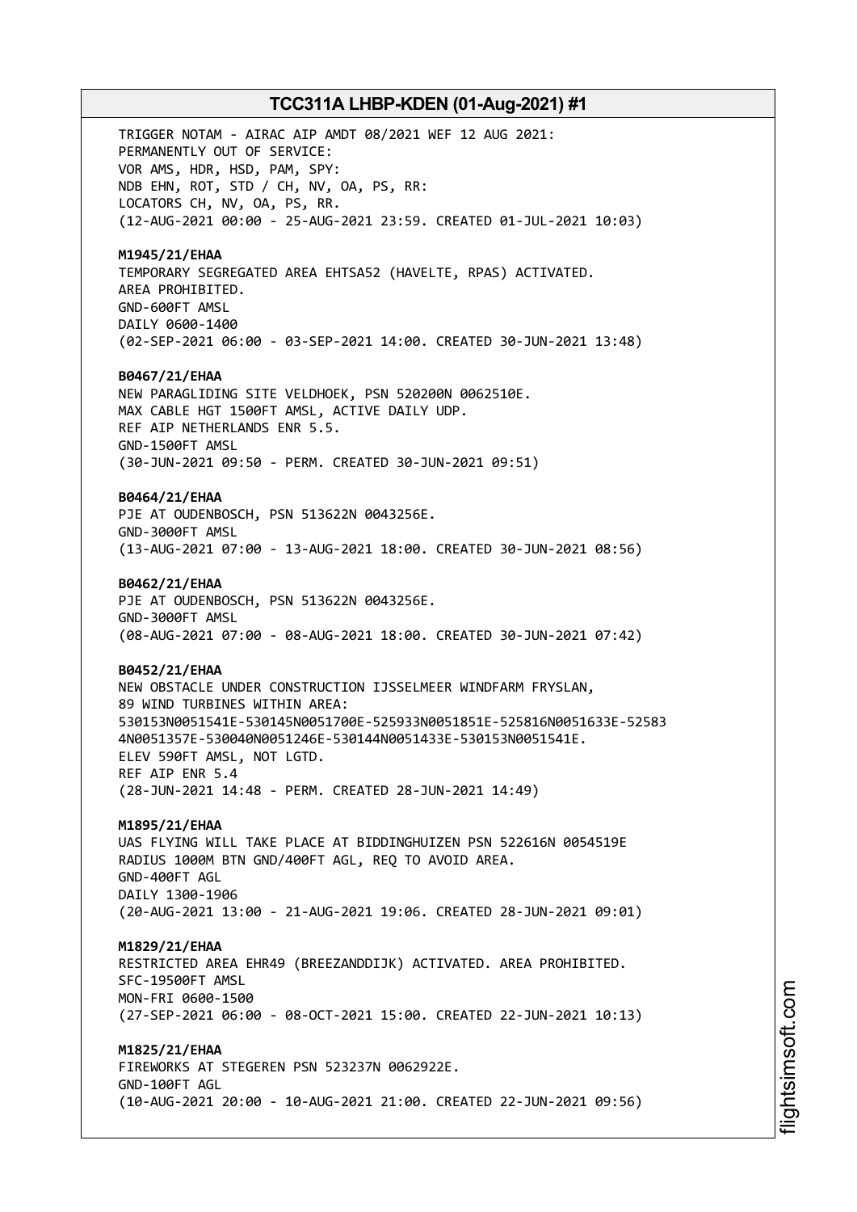TRIGGER NOTAM - AIRAC AIP AMDT 08/2021 WEF 12 AUG 2021:
PERMANENTLY OUT OF SERVICE:
VOR AMS, HDR, HSD, PAM, SPY:
NDB EHN, ROT, STD / CH, NV, OA, PS, RR:
LOCATORS CH, NV, OA, PS, RR.
(12-AUG-2021 00:00 - 25-AUG-2021 23:59. CREATED 01-JUL-2021 10:03)

**M1945/21/EHAA**
TEMPORARY SEGREGATED AREA EHTSA52 (HAVELTE, RPAS) ACTIVATED.
AREA PROHIBITED.
GND-600FT AMSL
DAILY 0600-1400
(02-SEP-2021 06:00 - 03-SEP-2021 14:00. CREATED 30-JUN-2021 13:48)

**B0467/21/EHAA**
NEW PARAGLIDING SITE VELDHOEK, PSN 520200N 0062510E.
MAX CABLE HGT 1500FT AMSL, ACTIVE DAILY UDP.
REF AIP NETHERLANDS ENR 5.5.
GND-1500FT AMSL
(30-JUN-2021 09:50 - PERM. CREATED 30-JUN-2021 09:51)

**B0464/21/EHAA**
PJE AT OUDENBOSCH, PSN 513622N 0043256E.
GND-3000FT AMSL
(13-AUG-2021 07:00 - 13-AUG-2021 18:00. CREATED 30-JUN-2021 08:56)

**B0462/21/EHAA**
PJE AT OUDENBOSCH, PSN 513622N 0043256E.
GND-3000FT AMSL
(08-AUG-2021 07:00 - 08-AUG-2021 18:00. CREATED 30-JUN-2021 07:42)

**B0452/21/EHAA**
NEW OBSTACLE UNDER CONSTRUCTION IJSSELMEER WINDFARM FRYSLAN,
89 WIND TURBINES WITHIN AREA:
530153N0051541E-530145N0051700E-525933N0051851E-525816N0051633E-52583
4N0051357E-530040N0051246E-530144N0051433E-530153N0051541E.
ELEV 590FT AMSL, NOT LGTD.
REF AIP ENR 5.4
(28-JUN-2021 14:48 - PERM. CREATED 28-JUN-2021 14:49)

**M1895/21/EHAA**
UAS FLYING WILL TAKE PLACE AT BIDDINGHUIZEN PSN 522616N 0054519E
RADIUS 1000M BTN GND/400FT AGL, REQ TO AVOID AREA.
GND-400FT AGL
DAILY 1300-1906
(20-AUG-2021 13:00 - 21-AUG-2021 19:06. CREATED 28-JUN-2021 09:01)

**M1829/21/EHAA**
RESTRICTED AREA EHR49 (BREEZANDDIJK) ACTIVATED. AREA PROHIBITED.
SFC-19500FT AMSL
MON-FRI 0600-1500
(27-SEP-2021 06:00 - 08-OCT-2021 15:00. CREATED 22-JUN-2021 10:13)

**M1825/21/EHAA**
FIREWORKS AT STEGEREN PSN 523237N 0062922E.
GND-100FT AGL
(10-AUG-2021 20:00 - 10-AUG-2021 21:00. CREATED 22-JUN-2021 09:56)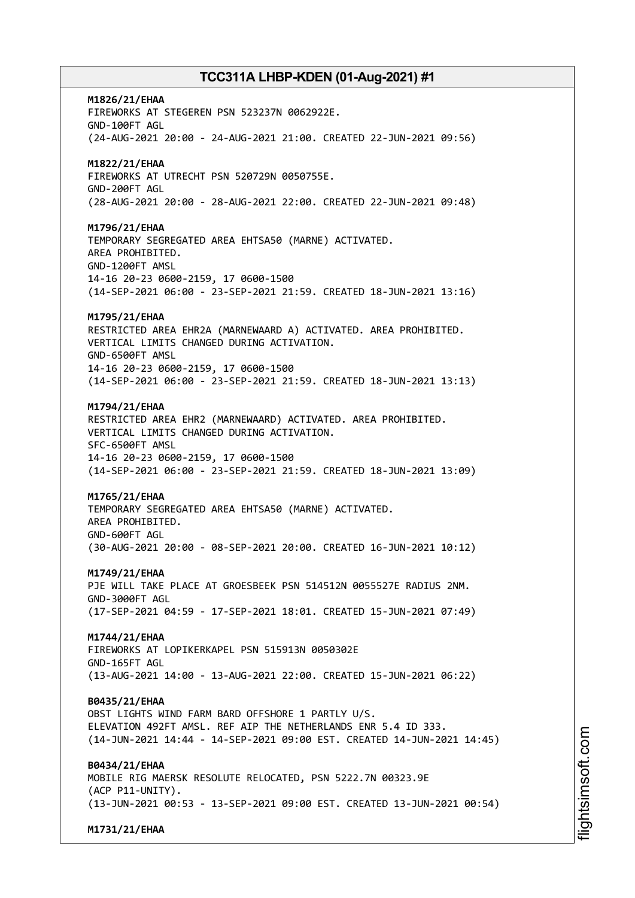**M1826/21/EHAA**
FIREWORKS AT STEGEREN PSN 523237N 0062922E.
GND-100FT AGL
(24-AUG-2021 20:00 - 24-AUG-2021 21:00. CREATED 22-JUN-2021 09:56)

**M1822/21/EHAA**
FIREWORKS AT UTRECHT PSN 520729N 0050755E.
GND-200FT AGL
(28-AUG-2021 20:00 - 28-AUG-2021 22:00. CREATED 22-JUN-2021 09:48)

**M1796/21/EHAA**
TEMPORARY SEGREGATED AREA EHTSA50 (MARNE) ACTIVATED.
AREA PROHIBITED.
GND-1200FT AMSL
14-16 20-23 0600-2159, 17 0600-1500
(14-SEP-2021 06:00 - 23-SEP-2021 21:59. CREATED 18-JUN-2021 13:16)

**M1795/21/EHAA**
RESTRICTED AREA EHR2A (MARNEWAARD A) ACTIVATED. AREA PROHIBITED.
VERTICAL LIMITS CHANGED DURING ACTIVATION.
GND-6500FT AMSL
14-16 20-23 0600-2159, 17 0600-1500
(14-SEP-2021 06:00 - 23-SEP-2021 21:59. CREATED 18-JUN-2021 13:13)

**M1794/21/EHAA**
RESTRICTED AREA EHR2 (MARNEWAARD) ACTIVATED. AREA PROHIBITED.
VERTICAL LIMITS CHANGED DURING ACTIVATION.
SFC-6500FT AMSL
14-16 20-23 0600-2159, 17 0600-1500
(14-SEP-2021 06:00 - 23-SEP-2021 21:59. CREATED 18-JUN-2021 13:09)

**M1765/21/EHAA**
TEMPORARY SEGREGATED AREA EHTSA50 (MARNE) ACTIVATED.
AREA PROHIBITED.
GND-600FT AGL
(30-AUG-2021 20:00 - 08-SEP-2021 20:00. CREATED 16-JUN-2021 10:12)

**M1749/21/EHAA**
PJE WILL TAKE PLACE AT GROESBEEK PSN 514512N 0055527E RADIUS 2NM.
GND-3000FT AGL
(17-SEP-2021 04:59 - 17-SEP-2021 18:01. CREATED 15-JUN-2021 07:49)

**M1744/21/EHAA**
FIREWORKS AT LOPIKERKAPEL PSN 515913N 0050302E
GND-165FT AGL
(13-AUG-2021 14:00 - 13-AUG-2021 22:00. CREATED 15-JUN-2021 06:22)

**B0435/21/EHAA**
OBST LIGHTS WIND FARM BARD OFFSHORE 1 PARTLY U/S.
ELEVATION 492FT AMSL. REF AIP THE NETHERLANDS ENR 5.4 ID 333.
(14-JUN-2021 14:44 - 14-SEP-2021 09:00 EST. CREATED 14-JUN-2021 14:45)

**B0434/21/EHAA**
MOBILE RIG MAERSK RESOLUTE RELOCATED, PSN 5222.7N 00323.9E
(ACP P11-UNITY).
(13-JUN-2021 00:53 - 13-SEP-2021 09:00 EST. CREATED 13-JUN-2021 00:54)

**M1731/21/EHAA**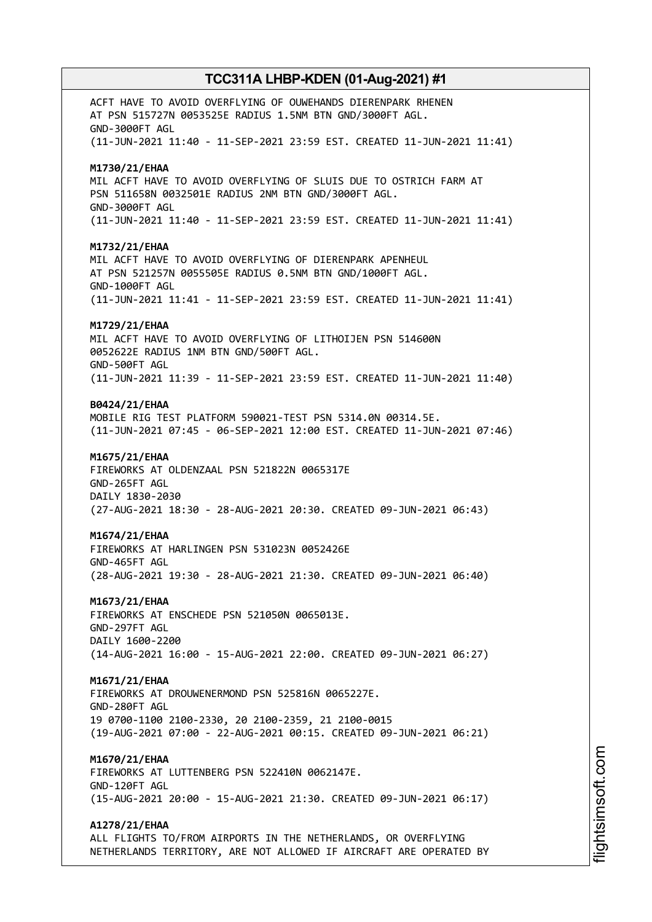ACFT HAVE TO AVOID OVERFLYING OF OUWEHANDS DIERENPARK RHENEN
AT PSN 515727N 0053525E RADIUS 1.5NM BTN GND/3000FT AGL.
GND-3000FT AGL
(11-JUN-2021 11:40 - 11-SEP-2021 23:59 EST. CREATED 11-JUN-2021 11:41)

**M1730/21/EHAA**
MIL ACFT HAVE TO AVOID OVERFLYING OF SLUIS DUE TO OSTRICH FARM AT
PSN 511658N 0032501E RADIUS 2NM BTN GND/3000FT AGL.
GND-3000FT AGL
(11-JUN-2021 11:40 - 11-SEP-2021 23:59 EST. CREATED 11-JUN-2021 11:41)

**M1732/21/EHAA**
MIL ACFT HAVE TO AVOID OVERFLYING OF DIERENPARK APENHEUL
AT PSN 521257N 0055505E RADIUS 0.5NM BTN GND/1000FT AGL.
GND-1000FT AGL
(11-JUN-2021 11:41 - 11-SEP-2021 23:59 EST. CREATED 11-JUN-2021 11:41)

**M1729/21/EHAA**
MIL ACFT HAVE TO AVOID OVERFLYING OF LITHOIJEN PSN 514600N
0052622E RADIUS 1NM BTN GND/500FT AGL.
GND-500FT AGL
(11-JUN-2021 11:39 - 11-SEP-2021 23:59 EST. CREATED 11-JUN-2021 11:40)

**B0424/21/EHAA**
MOBILE RIG TEST PLATFORM 590021-TEST PSN 5314.0N 00314.5E.
(11-JUN-2021 07:45 - 06-SEP-2021 12:00 EST. CREATED 11-JUN-2021 07:46)

**M1675/21/EHAA**
FIREWORKS AT OLDENZAAL PSN 521822N 0065317E
GND-265FT AGL
DAILY 1830-2030
(27-AUG-2021 18:30 - 28-AUG-2021 20:30. CREATED 09-JUN-2021 06:43)

**M1674/21/EHAA**
FIREWORKS AT HARLINGEN PSN 531023N 0052426E
GND-465FT AGL
(28-AUG-2021 19:30 - 28-AUG-2021 21:30. CREATED 09-JUN-2021 06:40)

**M1673/21/EHAA**
FIREWORKS AT ENSCHEDE PSN 521050N 0065013E.
GND-297FT AGL
DAILY 1600-2200
(14-AUG-2021 16:00 - 15-AUG-2021 22:00. CREATED 09-JUN-2021 06:27)

**M1671/21/EHAA**
FIREWORKS AT DROUWENERMOND PSN 525816N 0065227E.
GND-280FT AGL
19 0700-1100 2100-2330, 20 2100-2359, 21 2100-0015
(19-AUG-2021 07:00 - 22-AUG-2021 00:15. CREATED 09-JUN-2021 06:21)

**M1670/21/EHAA**
FIREWORKS AT LUTTENBERG PSN 522410N 0062147E.
GND-120FT AGL
(15-AUG-2021 20:00 - 15-AUG-2021 21:30. CREATED 09-JUN-2021 06:17)

**A1278/21/EHAA**
ALL FLIGHTS TO/FROM AIRPORTS IN THE NETHERLANDS, OR OVERFLYING
NETHERLANDS TERRITORY, ARE NOT ALLOWED IF AIRCRAFT ARE OPERATED BY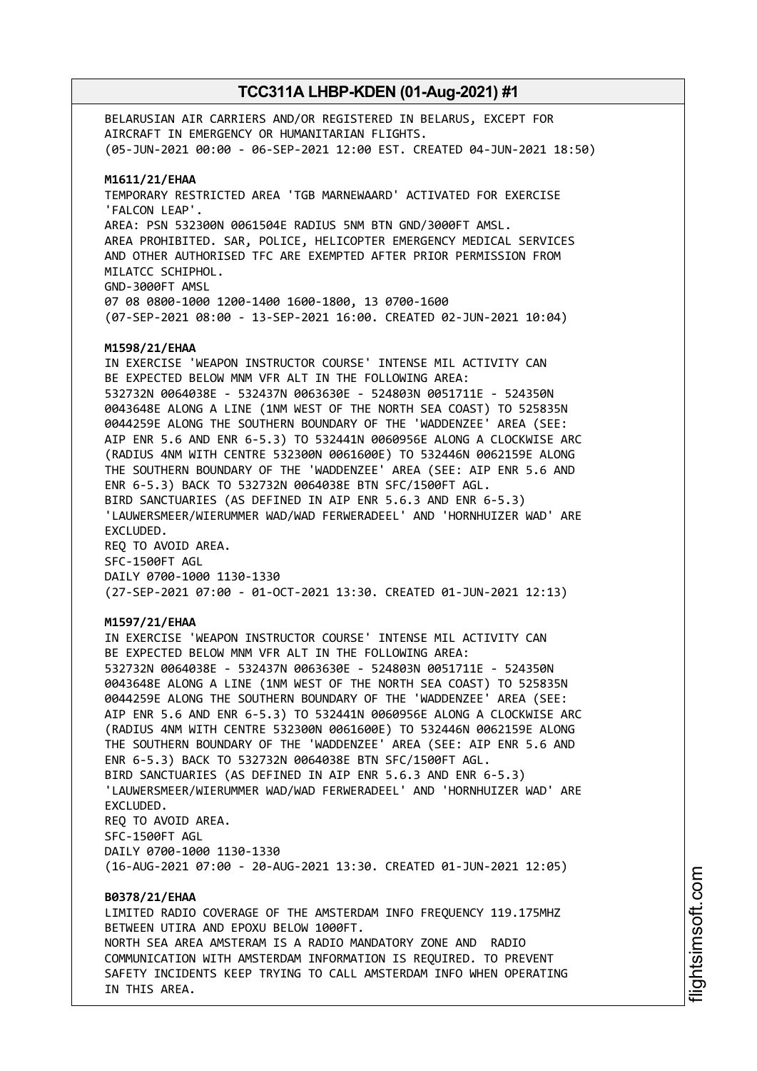BELARUSIAN AIR CARRIERS AND/OR REGISTERED IN BELARUS, EXCEPT FOR AIRCRAFT IN EMERGENCY OR HUMANITARIAN FLIGHTS.
(05-JUN-2021 00:00 - 06-SEP-2021 12:00 EST. CREATED 04-JUN-2021 18:50)

**M1611/21/EHAA**
TEMPORARY RESTRICTED AREA 'TGB MARNEWAARD' ACTIVATED FOR EXERCISE 'FALCON LEAP'.
AREA: PSN 532300N 0061504E RADIUS 5NM BTN GND/3000FT AMSL.
AREA PROHIBITED. SAR, POLICE, HELICOPTER EMERGENCY MEDICAL SERVICES AND OTHER AUTHORISED TFC ARE EXEMPTED AFTER PRIOR PERMISSION FROM MILATCC SCHIPHOL.
GND-3000FT AMSL
07 08 0800-1000 1200-1400 1600-1800, 13 0700-1600
(07-SEP-2021 08:00 - 13-SEP-2021 16:00. CREATED 02-JUN-2021 10:04)

**M1598/21/EHAA**
IN EXERCISE 'WEAPON INSTRUCTOR COURSE' INTENSE MIL ACTIVITY CAN BE EXPECTED BELOW MNM VFR ALT IN THE FOLLOWING AREA:
532732N 0064038E - 532437N 0063630E - 524803N 0051711E - 524350N 0043648E ALONG A LINE (1NM WEST OF THE NORTH SEA COAST) TO 525835N 0044259E ALONG THE SOUTHERN BOUNDARY OF THE 'WADDENZEE' AREA (SEE: AIP ENR 5.6 AND ENR 6-5.3) TO 532441N 0060956E ALONG A CLOCKWISE ARC (RADIUS 4NM WITH CENTRE 532300N 0061600E) TO 532446N 0062159E ALONG THE SOUTHERN BOUNDARY OF THE 'WADDENZEE' AREA (SEE: AIP ENR 5.6 AND ENR 6-5.3) BACK TO 532732N 0064038E BTN SFC/1500FT AGL.
BIRD SANCTUARIES (AS DEFINED IN AIP ENR 5.6.3 AND ENR 6-5.3) 'LAUWERSMEER/WIERUMMER WAD/WAD FERWERADEEL' AND 'HORNHUIZER WAD' ARE EXCLUDED.
REQ TO AVOID AREA.
SFC-1500FT AGL
DAILY 0700-1000 1130-1330
(27-SEP-2021 07:00 - 01-OCT-2021 13:30. CREATED 01-JUN-2021 12:13)

**M1597/21/EHAA**
IN EXERCISE 'WEAPON INSTRUCTOR COURSE' INTENSE MIL ACTIVITY CAN BE EXPECTED BELOW MNM VFR ALT IN THE FOLLOWING AREA:
532732N 0064038E - 532437N 0063630E - 524803N 0051711E - 524350N 0043648E ALONG A LINE (1NM WEST OF THE NORTH SEA COAST) TO 525835N 0044259E ALONG THE SOUTHERN BOUNDARY OF THE 'WADDENZEE' AREA (SEE: AIP ENR 5.6 AND ENR 6-5.3) TO 532441N 0060956E ALONG A CLOCKWISE ARC (RADIUS 4NM WITH CENTRE 532300N 0061600E) TO 532446N 0062159E ALONG THE SOUTHERN BOUNDARY OF THE 'WADDENZEE' AREA (SEE: AIP ENR 5.6 AND ENR 6-5.3) BACK TO 532732N 0064038E BTN SFC/1500FT AGL.
BIRD SANCTUARIES (AS DEFINED IN AIP ENR 5.6.3 AND ENR 6-5.3) 'LAUWERSMEER/WIERUMMER WAD/WAD FERWERADEEL' AND 'HORNHUIZER WAD' ARE EXCLUDED.
REQ TO AVOID AREA.
SFC-1500FT AGL
DAILY 0700-1000 1130-1330
(16-AUG-2021 07:00 - 20-AUG-2021 13:30. CREATED 01-JUN-2021 12:05)

**B0378/21/EHAA**
LIMITED RADIO COVERAGE OF THE AMSTERDAM INFO FREQUENCY 119.175MHZ BETWEEN UTIRA AND EPOXU BELOW 1000FT.
NORTH SEA AREA AMSTERAM IS A RADIO MANDATORY ZONE AND RADIO COMMUNICATION WITH AMSTERDAM INFORMATION IS REQUIRED. TO PREVENT SAFETY INCIDENTS KEEP TRYING TO CALL AMSTERDAM INFO WHEN OPERATING IN THIS AREA.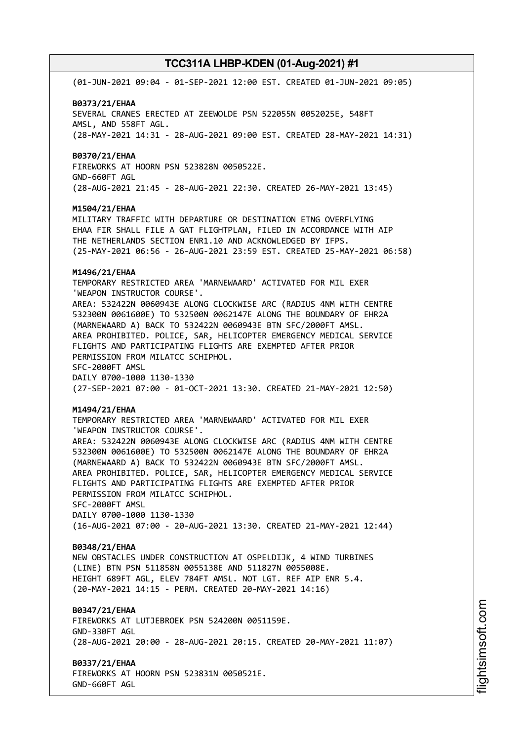(01-JUN-2021 09:04 - 01-SEP-2021 12:00 EST. CREATED 01-JUN-2021 09:05)

**B0373/21/EHAA**
SEVERAL CRANES ERECTED AT ZEEWOLDE PSN 522055N 0052025E, 548FT
AMSL, AND 558FT AGL.
(28-MAY-2021 14:31 - 28-AUG-2021 09:00 EST. CREATED 28-MAY-2021 14:31)

**B0370/21/EHAA**
FIREWORKS AT HOORN PSN 523828N 0050522E.
GND-660FT AGL
(28-AUG-2021 21:45 - 28-AUG-2021 22:30. CREATED 26-MAY-2021 13:45)

**M1504/21/EHAA**
MILITARY TRAFFIC WITH DEPARTURE OR DESTINATION ETNG OVERFLYING
EHAA FIR SHALL FILE A GAT FLIGHTPLAN, FILED IN ACCORDANCE WITH AIP
THE NETHERLANDS SECTION ENR1.10 AND ACKNOWLEDGED BY IFPS.
(25-MAY-2021 06:56 - 26-AUG-2021 23:59 EST. CREATED 25-MAY-2021 06:58)

**M1496/21/EHAA**
TEMPORARY RESTRICTED AREA 'MARNEWAARD' ACTIVATED FOR MIL EXER
'WEAPON INSTRUCTOR COURSE'.
AREA: 532422N 0060943E ALONG CLOCKWISE ARC (RADIUS 4NM WITH CENTRE
532300N 0061600E) TO 532500N 0062147E ALONG THE BOUNDARY OF EHR2A
(MARNEWAARD A) BACK TO 532422N 0060943E BTN SFC/2000FT AMSL.
AREA PROHIBITED. POLICE, SAR, HELICOPTER EMERGENCY MEDICAL SERVICE
FLIGHTS AND PARTICIPATING FLIGHTS ARE EXEMPTED AFTER PRIOR
PERMISSION FROM MILATCC SCHIPHOL.
SFC-2000FT AMSL
DAILY 0700-1000 1130-1330
(27-SEP-2021 07:00 - 01-OCT-2021 13:30. CREATED 21-MAY-2021 12:50)

**M1494/21/EHAA**
TEMPORARY RESTRICTED AREA 'MARNEWAARD' ACTIVATED FOR MIL EXER
'WEAPON INSTRUCTOR COURSE'.
AREA: 532422N 0060943E ALONG CLOCKWISE ARC (RADIUS 4NM WITH CENTRE
532300N 0061600E) TO 532500N 0062147E ALONG THE BOUNDARY OF EHR2A
(MARNEWAARD A) BACK TO 532422N 0060943E BTN SFC/2000FT AMSL.
AREA PROHIBITED. POLICE, SAR, HELICOPTER EMERGENCY MEDICAL SERVICE
FLIGHTS AND PARTICIPATING FLIGHTS ARE EXEMPTED AFTER PRIOR
PERMISSION FROM MILATCC SCHIPHOL.
SFC-2000FT AMSL
DAILY 0700-1000 1130-1330
(16-AUG-2021 07:00 - 20-AUG-2021 13:30. CREATED 21-MAY-2021 12:44)

**B0348/21/EHAA**
NEW OBSTACLES UNDER CONSTRUCTION AT OSPELDIJK, 4 WIND TURBINES
(LINE) BTN PSN 511858N 0055138E AND 511827N 0055008E.
HEIGHT 689FT AGL, ELEV 784FT AMSL. NOT LGT. REF AIP ENR 5.4.
(20-MAY-2021 14:15 - PERM. CREATED 20-MAY-2021 14:16)

**B0347/21/EHAA**
FIREWORKS AT LUTJEBROEK PSN 524200N 0051159E.
GND-330FT AGL
(28-AUG-2021 20:00 - 28-AUG-2021 20:15. CREATED 20-MAY-2021 11:07)

**B0337/21/EHAA**
FIREWORKS AT HOORN PSN 523831N 0050521E.
GND-660FT AGL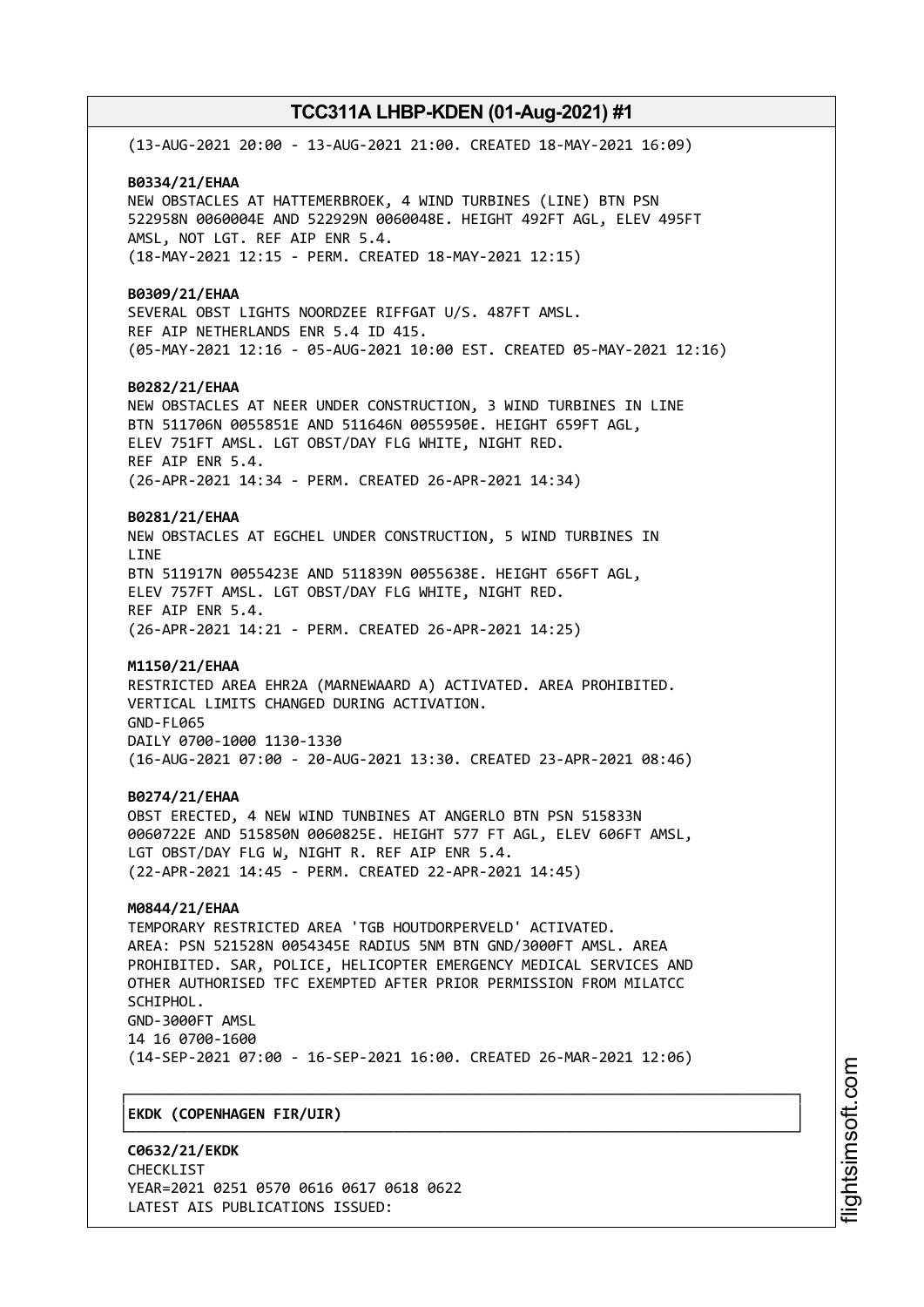(13-AUG-2021 20:00 - 13-AUG-2021 21:00. CREATED 18-MAY-2021 16:09)

**B0334/21/EHAA**
NEW OBSTACLES AT HATTEMERBROEK, 4 WIND TURBINES (LINE) BTN PSN 522958N 0060004E AND 522929N 0060048E. HEIGHT 492FT AGL, ELEV 495FT AMSL, NOT LGT. REF AIP ENR 5.4.
(18-MAY-2021 12:15 - PERM. CREATED 18-MAY-2021 12:15)

**B0309/21/EHAA**
SEVERAL OBST LIGHTS NOORDZEE RIFFGAT U/S. 487FT AMSL.
REF AIP NETHERLANDS ENR 5.4 ID 415.
(05-MAY-2021 12:16 - 05-AUG-2021 10:00 EST. CREATED 05-MAY-2021 12:16)

**B0282/21/EHAA**
NEW OBSTACLES AT NEER UNDER CONSTRUCTION, 3 WIND TURBINES IN LINE BTN 511706N 0055851E AND 511646N 0055950E. HEIGHT 659FT AGL, ELEV 751FT AMSL. LGT OBST/DAY FLG WHITE, NIGHT RED.
REF AIP ENR 5.4.
(26-APR-2021 14:34 - PERM. CREATED 26-APR-2021 14:34)

**B0281/21/EHAA**
NEW OBSTACLES AT EGCHEL UNDER CONSTRUCTION, 5 WIND TURBINES IN LINE
BTN 511917N 0055423E AND 511839N 0055638E. HEIGHT 656FT AGL, ELEV 757FT AMSL. LGT OBST/DAY FLG WHITE, NIGHT RED.
REF AIP ENR 5.4.
(26-APR-2021 14:21 - PERM. CREATED 26-APR-2021 14:25)

**M1150/21/EHAA**
RESTRICTED AREA EHR2A (MARNEWAARD A) ACTIVATED. AREA PROHIBITED.
VERTICAL LIMITS CHANGED DURING ACTIVATION.
GND-FL065
DAILY 0700-1000 1130-1330
(16-AUG-2021 07:00 - 20-AUG-2021 13:30. CREATED 23-APR-2021 08:46)

**B0274/21/EHAA**
OBST ERECTED, 4 NEW WIND TUNBINES AT ANGERLO BTN PSN 515833N 0060722E AND 515850N 0060825E. HEIGHT 577 FT AGL, ELEV 606FT AMSL, LGT OBST/DAY FLG W, NIGHT R. REF AIP ENR 5.4.
(22-APR-2021 14:45 - PERM. CREATED 22-APR-2021 14:45)

**M0844/21/EHAA**
TEMPORARY RESTRICTED AREA 'TGB HOUTDORPERVELD' ACTIVATED.
AREA: PSN 521528N 0054345E RADIUS 5NM BTN GND/3000FT AMSL. AREA PROHIBITED. SAR, POLICE, HELICOPTER EMERGENCY MEDICAL SERVICES AND OTHER AUTHORISED TFC EXEMPTED AFTER PRIOR PERMISSION FROM MILATCC SCHIPHOL.
GND-3000FT AMSL
14 16 0700-1600
(14-SEP-2021 07:00 - 16-SEP-2021 16:00. CREATED 26-MAR-2021 12:06)

## EKDK (COPENHAGEN FIR/UIR)

**C0632/21/EKDK**
CHECKLIST
YEAR=2021 0251 0570 0616 0617 0618 0622
LATEST AIS PUBLICATIONS ISSUED: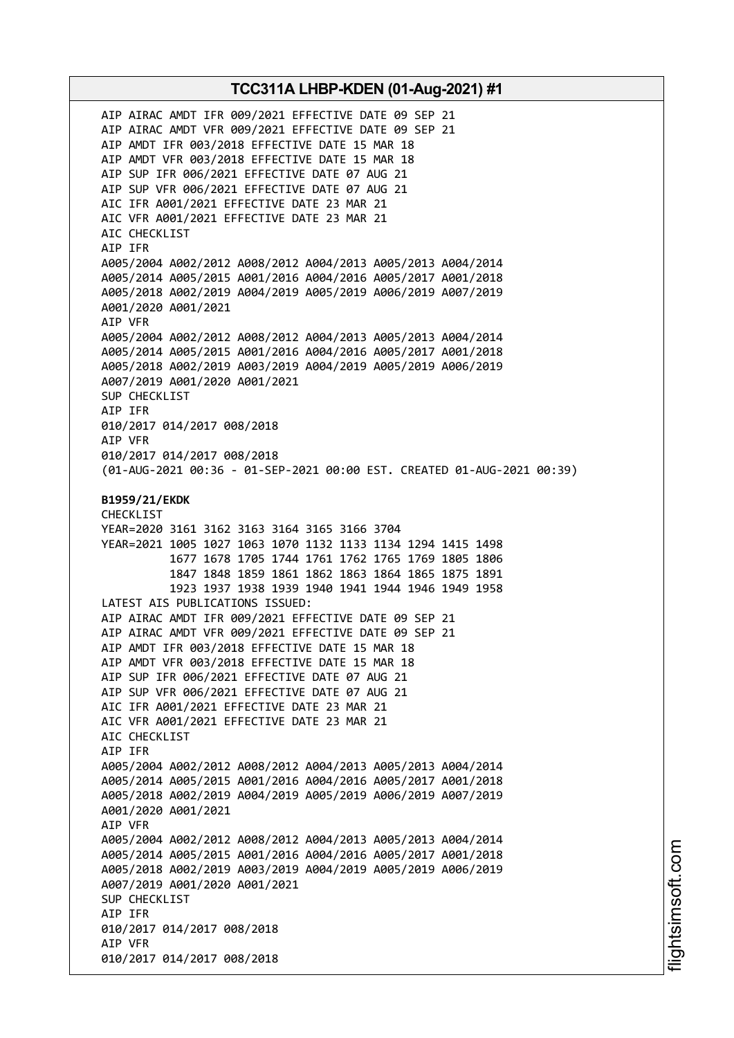AIP AIRAC AMDT IFR 009/2021 EFFECTIVE DATE 09 SEP 21
AIP AIRAC AMDT VFR 009/2021 EFFECTIVE DATE 09 SEP 21
AIP AMDT IFR 003/2018 EFFECTIVE DATE 15 MAR 18
AIP AMDT VFR 003/2018 EFFECTIVE DATE 15 MAR 18
AIP SUP IFR 006/2021 EFFECTIVE DATE 07 AUG 21
AIP SUP VFR 006/2021 EFFECTIVE DATE 07 AUG 21
AIC IFR A001/2021 EFFECTIVE DATE 23 MAR 21
AIC VFR A001/2021 EFFECTIVE DATE 23 MAR 21
AIC CHECKLIST
AIP IFR
A005/2004 A002/2012 A008/2012 A004/2013 A005/2013 A004/2014
A005/2014 A005/2015 A001/2016 A004/2016 A005/2017 A001/2018
A005/2018 A002/2019 A004/2019 A005/2019 A006/2019 A007/2019
A001/2020 A001/2021
AIP VFR
A005/2004 A002/2012 A008/2012 A004/2013 A005/2013 A004/2014
A005/2014 A005/2015 A001/2016 A004/2016 A005/2017 A001/2018
A005/2018 A002/2019 A003/2019 A004/2019 A005/2019 A006/2019
A007/2019 A001/2020 A001/2021
SUP CHECKLIST
AIP IFR
010/2017 014/2017 008/2018
AIP VFR
010/2017 014/2017 008/2018
(01-AUG-2021 00:36 - 01-SEP-2021 00:00 EST. CREATED 01-AUG-2021 00:39)

**B1959/21/EKDK**
CHECKLIST
YEAR=2020 3161 3162 3163 3164 3165 3166 3704
YEAR=2021 1005 1027 1063 1070 1132 1133 1134 1294 1415 1498
1677 1678 1705 1744 1761 1762 1765 1769 1805 1806
1847 1848 1859 1861 1862 1863 1864 1865 1875 1891
1923 1937 1938 1939 1940 1941 1944 1946 1949 1958
LATEST AIS PUBLICATIONS ISSUED:
AIP AIRAC AMDT IFR 009/2021 EFFECTIVE DATE 09 SEP 21
AIP AIRAC AMDT VFR 009/2021 EFFECTIVE DATE 09 SEP 21
AIP AMDT IFR 003/2018 EFFECTIVE DATE 15 MAR 18
AIP AMDT VFR 003/2018 EFFECTIVE DATE 15 MAR 18
AIP SUP IFR 006/2021 EFFECTIVE DATE 07 AUG 21
AIP SUP VFR 006/2021 EFFECTIVE DATE 07 AUG 21
AIC IFR A001/2021 EFFECTIVE DATE 23 MAR 21
AIC VFR A001/2021 EFFECTIVE DATE 23 MAR 21
AIC CHECKLIST
AIP IFR
A005/2004 A002/2012 A008/2012 A004/2013 A005/2013 A004/2014
A005/2014 A005/2015 A001/2016 A004/2016 A005/2017 A001/2018
A005/2018 A002/2019 A004/2019 A005/2019 A006/2019 A007/2019
A001/2020 A001/2021
AIP VFR
A005/2004 A002/2012 A008/2012 A004/2013 A005/2013 A004/2014
A005/2014 A005/2015 A001/2016 A004/2016 A005/2017 A001/2018
A005/2018 A002/2019 A003/2019 A004/2019 A005/2019 A006/2019
A007/2019 A001/2020 A001/2021
SUP CHECKLIST
AIP IFR
010/2017 014/2017 008/2018
AIP VFR
010/2017 014/2017 008/2018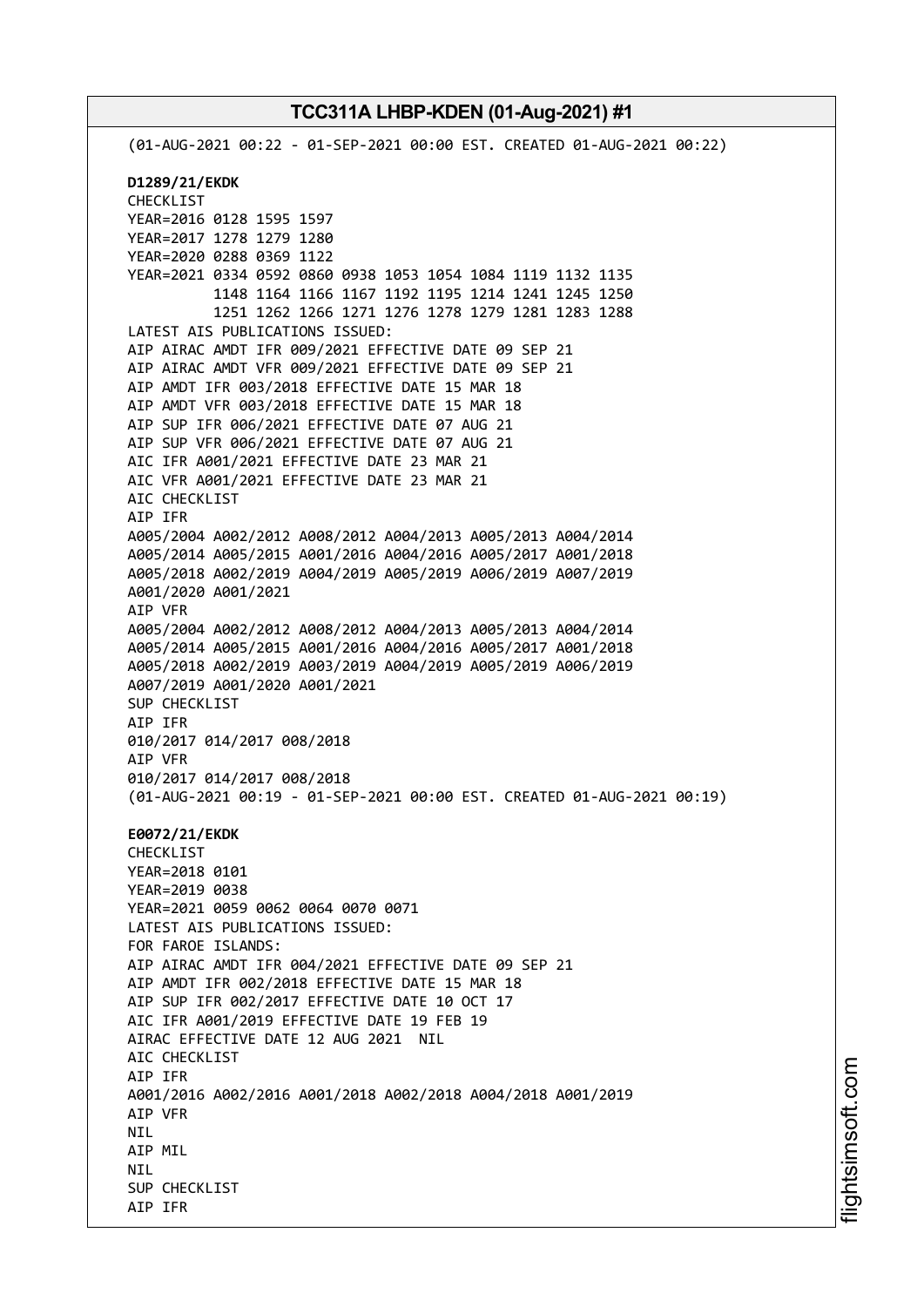(01-AUG-2021 00:22 - 01-SEP-2021 00:00 EST. CREATED 01-AUG-2021 00:22)

**D1289/21/EKDK**
CHECKLIST
YEAR=2016 0128 1595 1597
YEAR=2017 1278 1279 1280
YEAR=2020 0288 0369 1122
YEAR=2021 0334 0592 0860 0938 1053 1054 1084 1119 1132 1135
1148 1164 1166 1167 1192 1195 1214 1241 1245 1250
1251 1262 1266 1271 1276 1278 1279 1281 1283 1288
LATEST AIS PUBLICATIONS ISSUED:
AIP AIRAC AMDT IFR 009/2021 EFFECTIVE DATE 09 SEP 21
AIP AIRAC AMDT VFR 009/2021 EFFECTIVE DATE 09 SEP 21
AIP AMDT IFR 003/2018 EFFECTIVE DATE 15 MAR 18
AIP AMDT VFR 003/2018 EFFECTIVE DATE 15 MAR 18
AIP SUP IFR 006/2021 EFFECTIVE DATE 07 AUG 21
AIP SUP VFR 006/2021 EFFECTIVE DATE 07 AUG 21
AIC IFR A001/2021 EFFECTIVE DATE 23 MAR 21
AIC VFR A001/2021 EFFECTIVE DATE 23 MAR 21
AIC CHECKLIST
AIP IFR
A005/2004 A002/2012 A008/2012 A004/2013 A005/2013 A004/2014
A005/2014 A005/2015 A001/2016 A004/2016 A005/2017 A001/2018
A005/2018 A002/2019 A004/2019 A005/2019 A006/2019 A007/2019
A001/2020 A001/2021
AIP VFR
A005/2004 A002/2012 A008/2012 A004/2013 A005/2013 A004/2014
A005/2014 A005/2015 A001/2016 A004/2016 A005/2017 A001/2018
A005/2018 A002/2019 A003/2019 A004/2019 A005/2019 A006/2019
A007/2019 A001/2020 A001/2021
SUP CHECKLIST
AIP IFR
010/2017 014/2017 008/2018
AIP VFR
010/2017 014/2017 008/2018
(01-AUG-2021 00:19 - 01-SEP-2021 00:00 EST. CREATED 01-AUG-2021 00:19)

**E0072/21/EKDK**
CHECKLIST
YEAR=2018 0101
YEAR=2019 0038
YEAR=2021 0059 0062 0064 0070 0071
LATEST AIS PUBLICATIONS ISSUED:
FOR FAROE ISLANDS:
AIP AIRAC AMDT IFR 004/2021 EFFECTIVE DATE 09 SEP 21
AIP AMDT IFR 002/2018 EFFECTIVE DATE 15 MAR 18
AIP SUP IFR 002/2017 EFFECTIVE DATE 10 OCT 17
AIC IFR A001/2019 EFFECTIVE DATE 19 FEB 19
AIRAC EFFECTIVE DATE 12 AUG 2021 NIL
AIC CHECKLIST
AIP IFR
A001/2016 A002/2016 A001/2018 A002/2018 A004/2018 A001/2019
AIP VFR
NIL
AIP MIL
NIL
SUP CHECKLIST
AIP IFR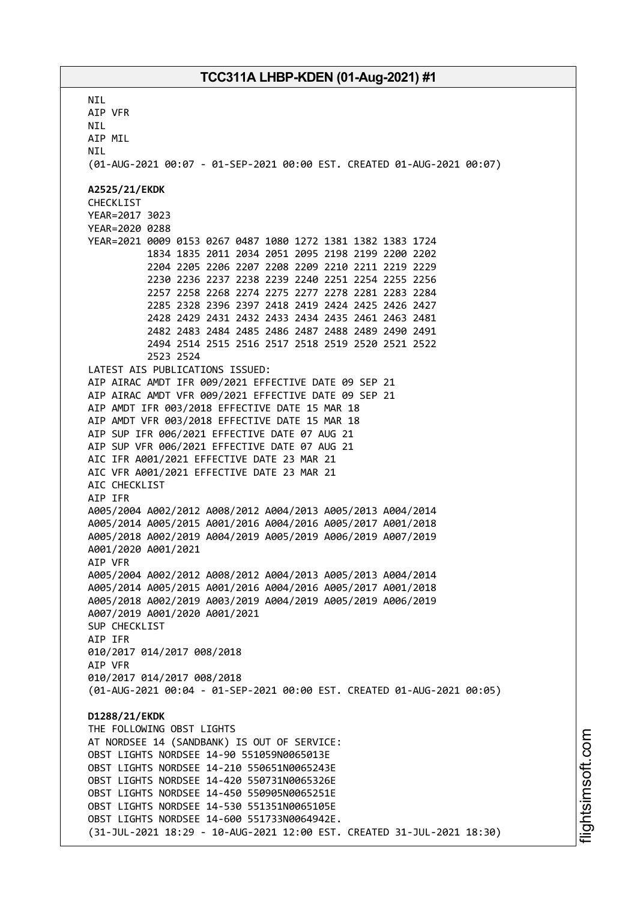NIL
AIP VFR
NIL
AIP MIL
NIL
(01-AUG-2021 00:07 - 01-SEP-2021 00:00 EST. CREATED 01-AUG-2021 00:07)

**A2525/21/EKDK**
CHECKLIST
YEAR=2017 3023
YEAR=2020 0288
YEAR=2021 0009 0153 0267 0487 1080 1272 1381 1382 1383 1724
1834 1835 2011 2034 2051 2095 2198 2199 2200 2202
2204 2205 2206 2207 2208 2209 2210 2211 2219 2229
2230 2236 2237 2238 2239 2240 2251 2254 2255 2256
2257 2258 2268 2274 2275 2277 2278 2281 2283 2284
2285 2328 2396 2397 2418 2419 2424 2425 2426 2427
2428 2429 2431 2432 2433 2434 2435 2461 2463 2481
2482 2483 2484 2485 2486 2487 2488 2489 2490 2491
2494 2514 2515 2516 2517 2518 2519 2520 2521 2522
2523 2524
LATEST AIS PUBLICATIONS ISSUED:
AIP AIRAC AMDT IFR 009/2021 EFFECTIVE DATE 09 SEP 21
AIP AIRAC AMDT VFR 009/2021 EFFECTIVE DATE 09 SEP 21
AIP AMDT IFR 003/2018 EFFECTIVE DATE 15 MAR 18
AIP AMDT VFR 003/2018 EFFECTIVE DATE 15 MAR 18
AIP SUP IFR 006/2021 EFFECTIVE DATE 07 AUG 21
AIP SUP VFR 006/2021 EFFECTIVE DATE 07 AUG 21
AIC IFR A001/2021 EFFECTIVE DATE 23 MAR 21
AIC VFR A001/2021 EFFECTIVE DATE 23 MAR 21
AIC CHECKLIST
AIP IFR
A005/2004 A002/2012 A008/2012 A004/2013 A005/2013 A004/2014
A005/2014 A005/2015 A001/2016 A004/2016 A005/2017 A001/2018
A005/2018 A002/2019 A004/2019 A005/2019 A006/2019 A007/2019
A001/2020 A001/2021
AIP VFR
A005/2004 A002/2012 A008/2012 A004/2013 A005/2013 A004/2014
A005/2014 A005/2015 A001/2016 A004/2016 A005/2017 A001/2018
A005/2018 A002/2019 A003/2019 A004/2019 A005/2019 A006/2019
A007/2019 A001/2020 A001/2021
SUP CHECKLIST
AIP IFR
010/2017 014/2017 008/2018
AIP VFR
010/2017 014/2017 008/2018
(01-AUG-2021 00:04 - 01-SEP-2021 00:00 EST. CREATED 01-AUG-2021 00:05)

**D1288/21/EKDK**
THE FOLLOWING OBST LIGHTS
AT NORDSEE 14 (SANDBANK) IS OUT OF SERVICE:
OBST LIGHTS NORDSEE 14-90 551059N0065013E
OBST LIGHTS NORDSEE 14-210 550651N0065243E
OBST LIGHTS NORDSEE 14-420 550731N0065326E
OBST LIGHTS NORDSEE 14-450 550905N0065251E
OBST LIGHTS NORDSEE 14-530 551351N0065105E
OBST LIGHTS NORDSEE 14-600 551733N0064942E.
(31-JUL-2021 18:29 - 10-AUG-2021 12:00 EST. CREATED 31-JUL-2021 18:30)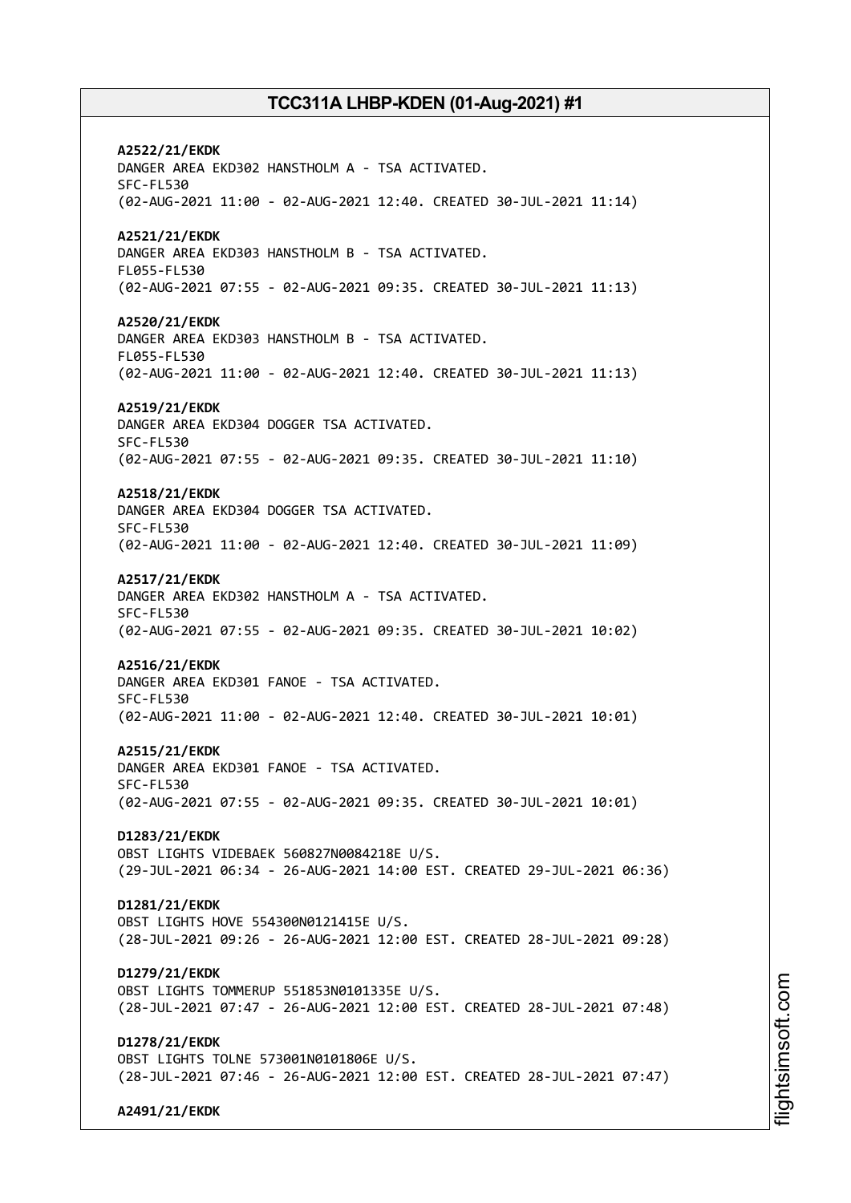**A2522/21/EKDK**
DANGER AREA EKD302 HANSTHOLM A - TSA ACTIVATED.
SFC-FL530
(02-AUG-2021 11:00 - 02-AUG-2021 12:40. CREATED 30-JUL-2021 11:14)

**A2521/21/EKDK**
DANGER AREA EKD303 HANSTHOLM B - TSA ACTIVATED.
FL055-FL530
(02-AUG-2021 07:55 - 02-AUG-2021 09:35. CREATED 30-JUL-2021 11:13)

**A2520/21/EKDK**
DANGER AREA EKD303 HANSTHOLM B - TSA ACTIVATED.
FL055-FL530
(02-AUG-2021 11:00 - 02-AUG-2021 12:40. CREATED 30-JUL-2021 11:13)

**A2519/21/EKDK**
DANGER AREA EKD304 DOGGER TSA ACTIVATED.
SFC-FL530
(02-AUG-2021 07:55 - 02-AUG-2021 09:35. CREATED 30-JUL-2021 11:10)

**A2518/21/EKDK**
DANGER AREA EKD304 DOGGER TSA ACTIVATED.
SFC-FL530
(02-AUG-2021 11:00 - 02-AUG-2021 12:40. CREATED 30-JUL-2021 11:09)

**A2517/21/EKDK**
DANGER AREA EKD302 HANSTHOLM A - TSA ACTIVATED.
SFC-FL530
(02-AUG-2021 07:55 - 02-AUG-2021 09:35. CREATED 30-JUL-2021 10:02)

**A2516/21/EKDK**
DANGER AREA EKD301 FANOE - TSA ACTIVATED.
SFC-FL530
(02-AUG-2021 11:00 - 02-AUG-2021 12:40. CREATED 30-JUL-2021 10:01)

**A2515/21/EKDK**
DANGER AREA EKD301 FANOE - TSA ACTIVATED.
SFC-FL530
(02-AUG-2021 07:55 - 02-AUG-2021 09:35. CREATED 30-JUL-2021 10:01)

**D1283/21/EKDK**
OBST LIGHTS VIDEBAEK 560827N0084218E U/S.
(29-JUL-2021 06:34 - 26-AUG-2021 14:00 EST. CREATED 29-JUL-2021 06:36)

**D1281/21/EKDK**
OBST LIGHTS HOVE 554300N0121415E U/S.
(28-JUL-2021 09:26 - 26-AUG-2021 12:00 EST. CREATED 28-JUL-2021 09:28)

**D1279/21/EKDK**
OBST LIGHTS TOMMERUP 551853N0101335E U/S.
(28-JUL-2021 07:47 - 26-AUG-2021 12:00 EST. CREATED 28-JUL-2021 07:48)

**D1278/21/EKDK**
OBST LIGHTS TOLNE 573001N0101806E U/S.
(28-JUL-2021 07:46 - 26-AUG-2021 12:00 EST. CREATED 28-JUL-2021 07:47)

**A2491/21/EKDK**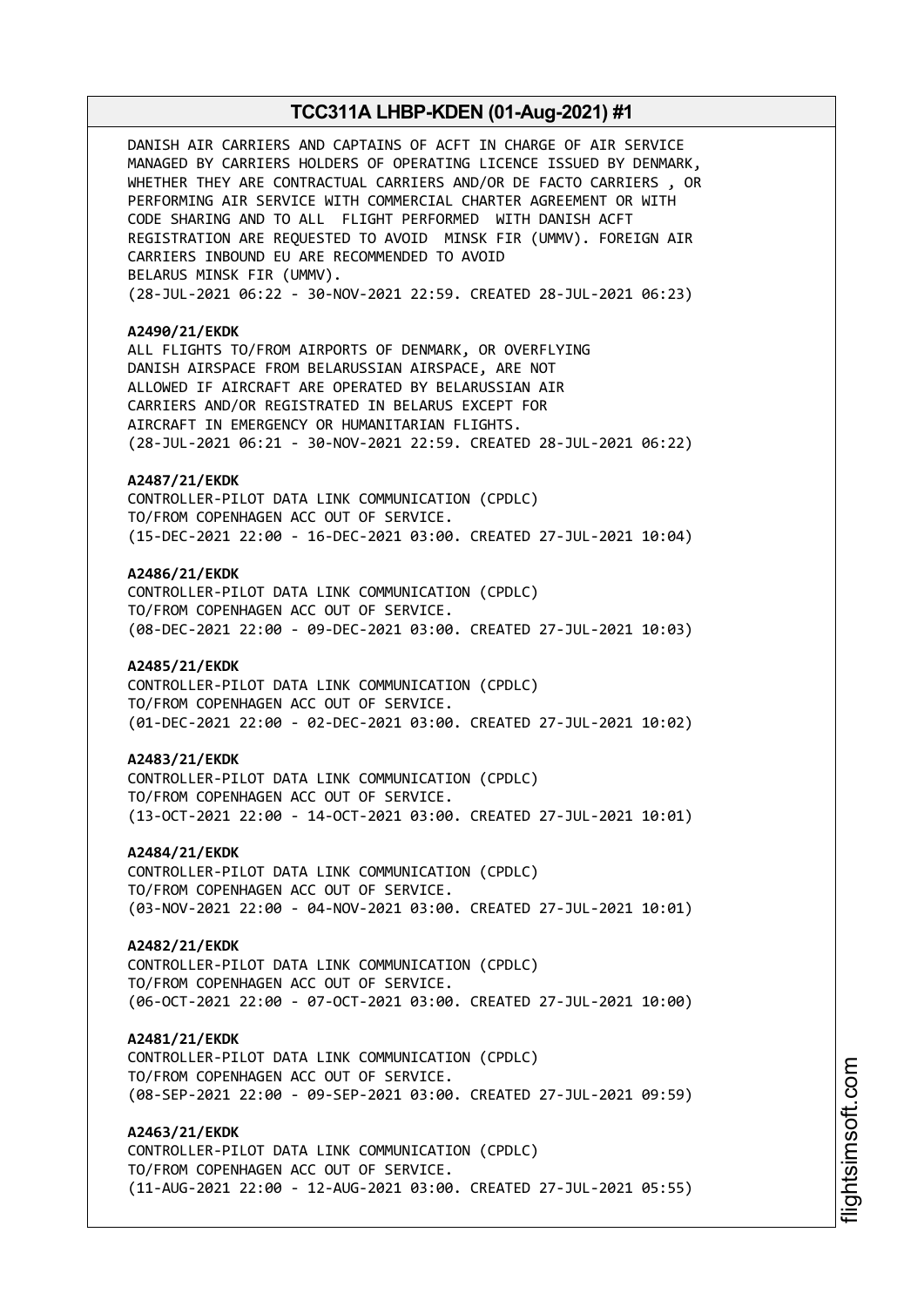DANISH AIR CARRIERS AND CAPTAINS OF ACFT IN CHARGE OF AIR SERVICE MANAGED BY CARRIERS HOLDERS OF OPERATING LICENCE ISSUED BY DENMARK, WHETHER THEY ARE CONTRACTUAL CARRIERS AND/OR DE FACTO CARRIERS , OR PERFORMING AIR SERVICE WITH COMMERCIAL CHARTER AGREEMENT OR WITH CODE SHARING AND TO ALL FLIGHT PERFORMED WITH DANISH ACFT REGISTRATION ARE REQUESTED TO AVOID MINSK FIR (UMMV). FOREIGN AIR CARRIERS INBOUND EU ARE RECOMMENDED TO AVOID BELARUS MINSK FIR (UMMV).
(28-JUL-2021 06:22 - 30-NOV-2021 22:59. CREATED 28-JUL-2021 06:23)

**A2490/21/EKDK**
ALL FLIGHTS TO/FROM AIRPORTS OF DENMARK, OR OVERFLYING DANISH AIRSPACE FROM BELARUSSIAN AIRSPACE, ARE NOT ALLOWED IF AIRCRAFT ARE OPERATED BY BELARUSSIAN AIR CARRIERS AND/OR REGISTRATED IN BELARUS EXCEPT FOR AIRCRAFT IN EMERGENCY OR HUMANITARIAN FLIGHTS.
(28-JUL-2021 06:21 - 30-NOV-2021 22:59. CREATED 28-JUL-2021 06:22)

**A2487/21/EKDK**
CONTROLLER-PILOT DATA LINK COMMUNICATION (CPDLC) TO/FROM COPENHAGEN ACC OUT OF SERVICE.
(15-DEC-2021 22:00 - 16-DEC-2021 03:00. CREATED 27-JUL-2021 10:04)

**A2486/21/EKDK**
CONTROLLER-PILOT DATA LINK COMMUNICATION (CPDLC) TO/FROM COPENHAGEN ACC OUT OF SERVICE.
(08-DEC-2021 22:00 - 09-DEC-2021 03:00. CREATED 27-JUL-2021 10:03)

**A2485/21/EKDK**
CONTROLLER-PILOT DATA LINK COMMUNICATION (CPDLC) TO/FROM COPENHAGEN ACC OUT OF SERVICE.
(01-DEC-2021 22:00 - 02-DEC-2021 03:00. CREATED 27-JUL-2021 10:02)

**A2483/21/EKDK**
CONTROLLER-PILOT DATA LINK COMMUNICATION (CPDLC) TO/FROM COPENHAGEN ACC OUT OF SERVICE.
(13-OCT-2021 22:00 - 14-OCT-2021 03:00. CREATED 27-JUL-2021 10:01)

**A2484/21/EKDK**
CONTROLLER-PILOT DATA LINK COMMUNICATION (CPDLC) TO/FROM COPENHAGEN ACC OUT OF SERVICE.
(03-NOV-2021 22:00 - 04-NOV-2021 03:00. CREATED 27-JUL-2021 10:01)

**A2482/21/EKDK**
CONTROLLER-PILOT DATA LINK COMMUNICATION (CPDLC) TO/FROM COPENHAGEN ACC OUT OF SERVICE.
(06-OCT-2021 22:00 - 07-OCT-2021 03:00. CREATED 27-JUL-2021 10:00)

**A2481/21/EKDK**
CONTROLLER-PILOT DATA LINK COMMUNICATION (CPDLC) TO/FROM COPENHAGEN ACC OUT OF SERVICE.
(08-SEP-2021 22:00 - 09-SEP-2021 03:00. CREATED 27-JUL-2021 09:59)

**A2463/21/EKDK**
CONTROLLER-PILOT DATA LINK COMMUNICATION (CPDLC) TO/FROM COPENHAGEN ACC OUT OF SERVICE.
(11-AUG-2021 22:00 - 12-AUG-2021 03:00. CREATED 27-JUL-2021 05:55)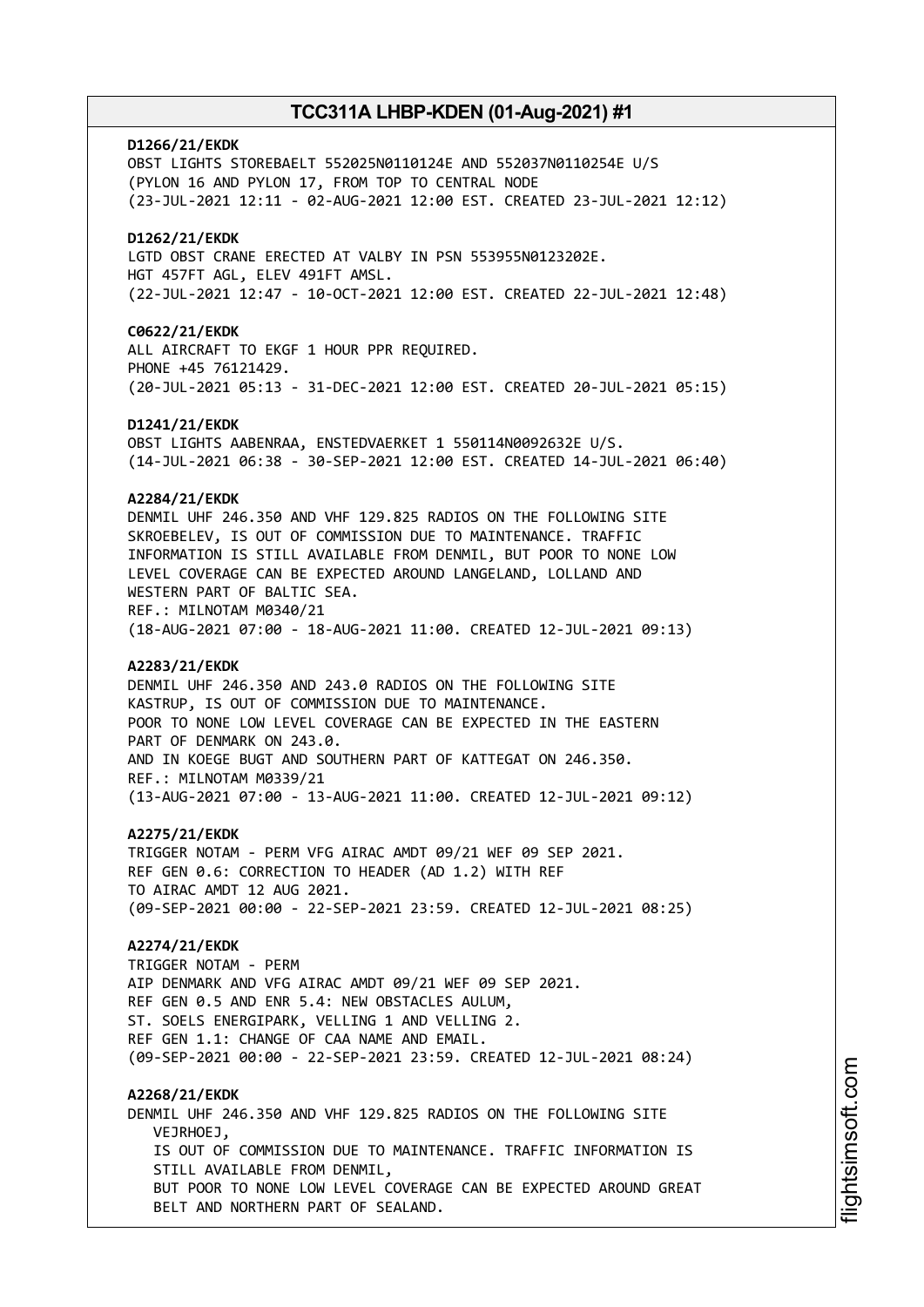**D1266/21/EKDK**
OBST LIGHTS STOREBAELT 552025N0110124E AND 552037N0110254E U/S
(PYLON 16 AND PYLON 17, FROM TOP TO CENTRAL NODE
(23-JUL-2021 12:11 - 02-AUG-2021 12:00 EST. CREATED 23-JUL-2021 12:12)

**D1262/21/EKDK**
LGTD OBST CRANE ERECTED AT VALBY IN PSN 553955N0123202E.
HGT 457FT AGL, ELEV 491FT AMSL.
(22-JUL-2021 12:47 - 10-OCT-2021 12:00 EST. CREATED 22-JUL-2021 12:48)

**C0622/21/EKDK**
ALL AIRCRAFT TO EKGF 1 HOUR PPR REQUIRED.
PHONE +45 76121429.
(20-JUL-2021 05:13 - 31-DEC-2021 12:00 EST. CREATED 20-JUL-2021 05:15)

**D1241/21/EKDK**
OBST LIGHTS AABENRAA, ENSTEDVAERKET 1 550114N0092632E U/S.
(14-JUL-2021 06:38 - 30-SEP-2021 12:00 EST. CREATED 14-JUL-2021 06:40)

**A2284/21/EKDK**
DENMIL UHF 246.350 AND VHF 129.825 RADIOS ON THE FOLLOWING SITE
SKROEBELEV, IS OUT OF COMMISSION DUE TO MAINTENANCE. TRAFFIC
INFORMATION IS STILL AVAILABLE FROM DENMIL, BUT POOR TO NONE LOW
LEVEL COVERAGE CAN BE EXPECTED AROUND LANGELAND, LOLLAND AND
WESTERN PART OF BALTIC SEA.
REF.: MILNOTAM M0340/21
(18-AUG-2021 07:00 - 18-AUG-2021 11:00. CREATED 12-JUL-2021 09:13)

**A2283/21/EKDK**
DENMIL UHF 246.350 AND 243.0 RADIOS ON THE FOLLOWING SITE
KASTRUP, IS OUT OF COMMISSION DUE TO MAINTENANCE.
POOR TO NONE LOW LEVEL COVERAGE CAN BE EXPECTED IN THE EASTERN
PART OF DENMARK ON 243.0.
AND IN KOEGE BUGT AND SOUTHERN PART OF KATTEGAT ON 246.350.
REF.: MILNOTAM M0339/21
(13-AUG-2021 07:00 - 13-AUG-2021 11:00. CREATED 12-JUL-2021 09:12)

**A2275/21/EKDK**
TRIGGER NOTAM - PERM VFG AIRAC AMDT 09/21 WEF 09 SEP 2021.
REF GEN 0.6: CORRECTION TO HEADER (AD 1.2) WITH REF
TO AIRAC AMDT 12 AUG 2021.
(09-SEP-2021 00:00 - 22-SEP-2021 23:59. CREATED 12-JUL-2021 08:25)

**A2274/21/EKDK**
TRIGGER NOTAM - PERM
AIP DENMARK AND VFG AIRAC AMDT 09/21 WEF 09 SEP 2021.
REF GEN 0.5 AND ENR 5.4: NEW OBSTACLES AULUM,
ST. SOELS ENERGIPARK, VELLING 1 AND VELLING 2.
REF GEN 1.1: CHANGE OF CAA NAME AND EMAIL.
(09-SEP-2021 00:00 - 22-SEP-2021 23:59. CREATED 12-JUL-2021 08:24)

**A2268/21/EKDK**
DENMIL UHF 246.350 AND VHF 129.825 RADIOS ON THE FOLLOWING SITE
VEJRHOEJ,
IS OUT OF COMMISSION DUE TO MAINTENANCE. TRAFFIC INFORMATION IS
STILL AVAILABLE FROM DENMIL,
BUT POOR TO NONE LOW LEVEL COVERAGE CAN BE EXPECTED AROUND GREAT
BELT AND NORTHERN PART OF SEALAND.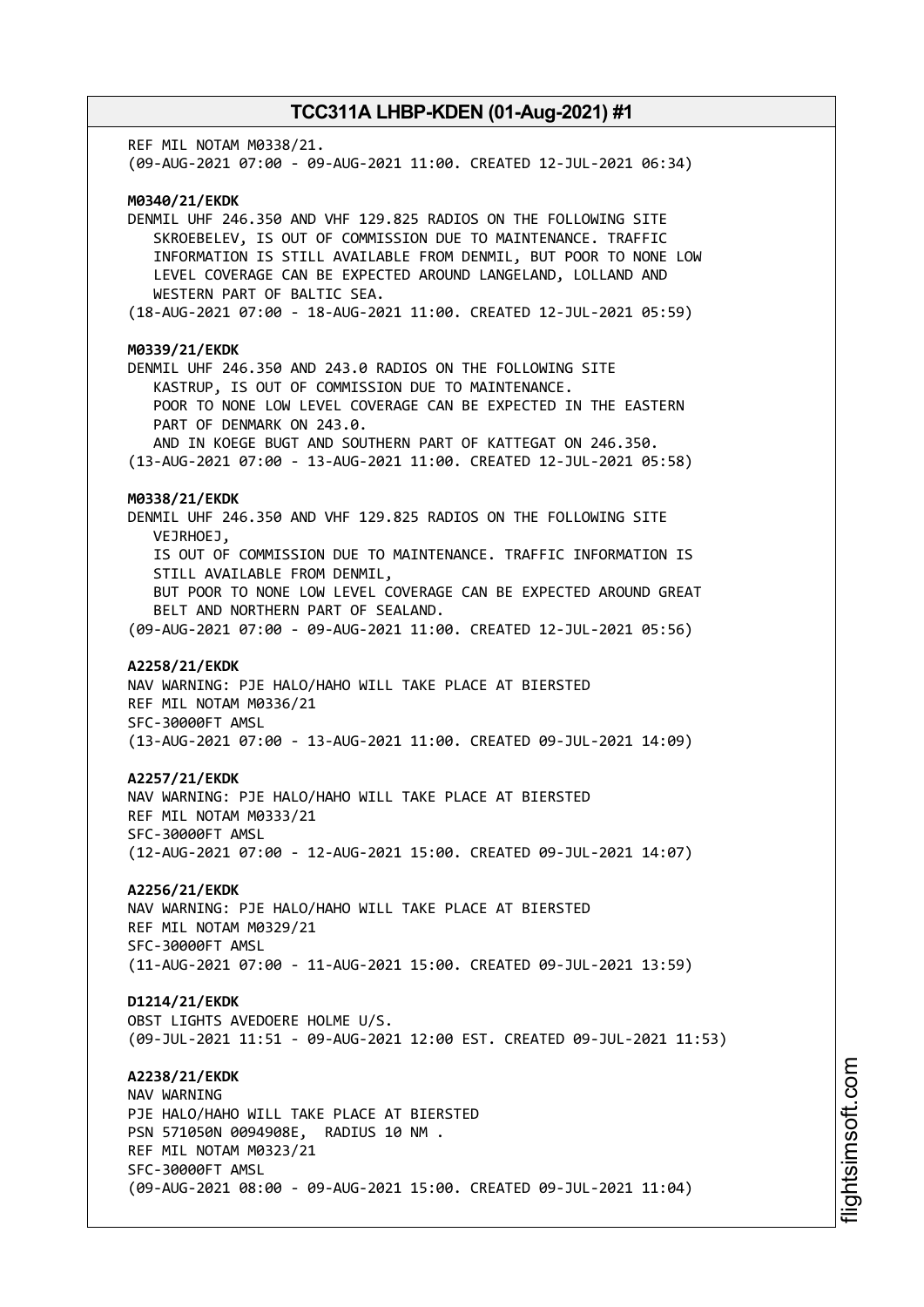REF MIL NOTAM M0338/21.
(09-AUG-2021 07:00 - 09-AUG-2021 11:00. CREATED 12-JUL-2021 06:34)

**M0340/21/EKDK**
DENMIL UHF 246.350 AND VHF 129.825 RADIOS ON THE FOLLOWING SITE SKROEBELEV, IS OUT OF COMMISSION DUE TO MAINTENANCE. TRAFFIC INFORMATION IS STILL AVAILABLE FROM DENMIL, BUT POOR TO NONE LOW LEVEL COVERAGE CAN BE EXPECTED AROUND LANGELAND, LOLLAND AND WESTERN PART OF BALTIC SEA.
(18-AUG-2021 07:00 - 18-AUG-2021 11:00. CREATED 12-JUL-2021 05:59)

**M0339/21/EKDK**
DENMIL UHF 246.350 AND 243.0 RADIOS ON THE FOLLOWING SITE KASTRUP, IS OUT OF COMMISSION DUE TO MAINTENANCE.
POOR TO NONE LOW LEVEL COVERAGE CAN BE EXPECTED IN THE EASTERN PART OF DENMARK ON 243.0.
AND IN KOEGE BUGT AND SOUTHERN PART OF KATTEGAT ON 246.350.
(13-AUG-2021 07:00 - 13-AUG-2021 11:00. CREATED 12-JUL-2021 05:58)

**M0338/21/EKDK**
DENMIL UHF 246.350 AND VHF 129.825 RADIOS ON THE FOLLOWING SITE VEJRHOEJ,
IS OUT OF COMMISSION DUE TO MAINTENANCE. TRAFFIC INFORMATION IS STILL AVAILABLE FROM DENMIL,
BUT POOR TO NONE LOW LEVEL COVERAGE CAN BE EXPECTED AROUND GREAT BELT AND NORTHERN PART OF SEALAND.
(09-AUG-2021 07:00 - 09-AUG-2021 11:00. CREATED 12-JUL-2021 05:56)

**A2258/21/EKDK**
NAV WARNING: PJE HALO/HAHO WILL TAKE PLACE AT BIERSTED
REF MIL NOTAM M0336/21
SFC-30000FT AMSL
(13-AUG-2021 07:00 - 13-AUG-2021 11:00. CREATED 09-JUL-2021 14:09)

**A2257/21/EKDK**
NAV WARNING: PJE HALO/HAHO WILL TAKE PLACE AT BIERSTED
REF MIL NOTAM M0333/21
SFC-30000FT AMSL
(12-AUG-2021 07:00 - 12-AUG-2021 15:00. CREATED 09-JUL-2021 14:07)

**A2256/21/EKDK**
NAV WARNING: PJE HALO/HAHO WILL TAKE PLACE AT BIERSTED
REF MIL NOTAM M0329/21
SFC-30000FT AMSL
(11-AUG-2021 07:00 - 11-AUG-2021 15:00. CREATED 09-JUL-2021 13:59)

**D1214/21/EKDK**
OBST LIGHTS AVEDOERE HOLME U/S.
(09-JUL-2021 11:51 - 09-AUG-2021 12:00 EST. CREATED 09-JUL-2021 11:53)

**A2238/21/EKDK**
NAV WARNING
PJE HALO/HAHO WILL TAKE PLACE AT BIERSTED
PSN 571050N 0094908E, RADIUS 10 NM .
REF MIL NOTAM M0323/21
SFC-30000FT AMSL
(09-AUG-2021 08:00 - 09-AUG-2021 15:00. CREATED 09-JUL-2021 11:04)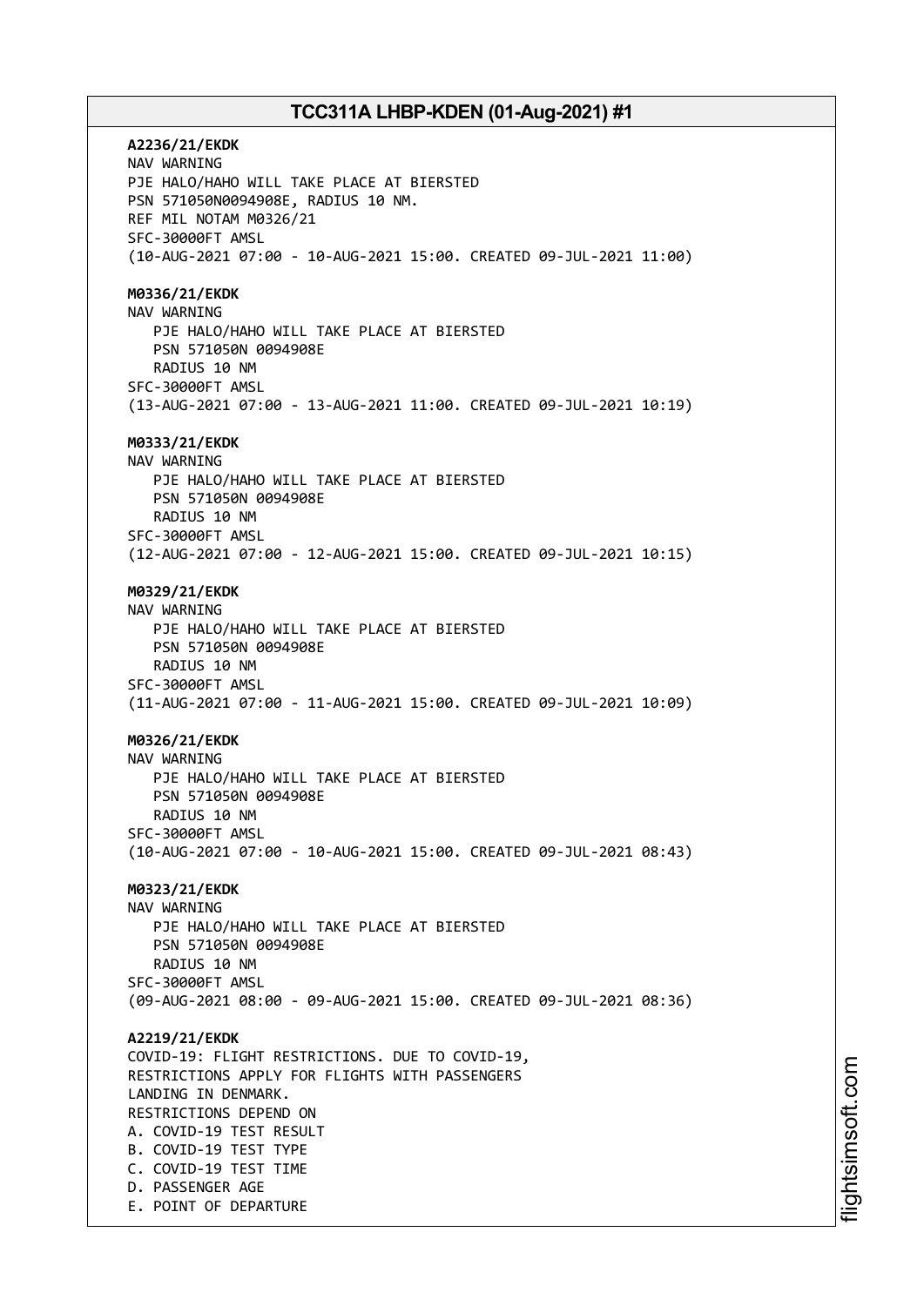**A2236/21/EKDK**
NAV WARNING
PJE HALO/HAHO WILL TAKE PLACE AT BIERSTED
PSN 571050N0094908E, RADIUS 10 NM.
REF MIL NOTAM M0326/21
SFC-30000FT AMSL
(10-AUG-2021 07:00 - 10-AUG-2021 15:00. CREATED 09-JUL-2021 11:00)

**M0336/21/EKDK**
NAV WARNING
PJE HALO/HAHO WILL TAKE PLACE AT BIERSTED
PSN 571050N 0094908E
RADIUS 10 NM
SFC-30000FT AMSL
(13-AUG-2021 07:00 - 13-AUG-2021 11:00. CREATED 09-JUL-2021 10:19)

**M0333/21/EKDK**
NAV WARNING
PJE HALO/HAHO WILL TAKE PLACE AT BIERSTED
PSN 571050N 0094908E
RADIUS 10 NM
SFC-30000FT AMSL
(12-AUG-2021 07:00 - 12-AUG-2021 15:00. CREATED 09-JUL-2021 10:15)

**M0329/21/EKDK**
NAV WARNING
PJE HALO/HAHO WILL TAKE PLACE AT BIERSTED
PSN 571050N 0094908E
RADIUS 10 NM
SFC-30000FT AMSL
(11-AUG-2021 07:00 - 11-AUG-2021 15:00. CREATED 09-JUL-2021 10:09)

**M0326/21/EKDK**
NAV WARNING
PJE HALO/HAHO WILL TAKE PLACE AT BIERSTED
PSN 571050N 0094908E
RADIUS 10 NM
SFC-30000FT AMSL
(10-AUG-2021 07:00 - 10-AUG-2021 15:00. CREATED 09-JUL-2021 08:43)

**M0323/21/EKDK**
NAV WARNING
PJE HALO/HAHO WILL TAKE PLACE AT BIERSTED
PSN 571050N 0094908E
RADIUS 10 NM
SFC-30000FT AMSL
(09-AUG-2021 08:00 - 09-AUG-2021 15:00. CREATED 09-JUL-2021 08:36)

**A2219/21/EKDK**
COVID-19: FLIGHT RESTRICTIONS. DUE TO COVID-19,
RESTRICTIONS APPLY FOR FLIGHTS WITH PASSENGERS
LANDING IN DENMARK.
RESTRICTIONS DEPEND ON
A. COVID-19 TEST RESULT
B. COVID-19 TEST TYPE
C. COVID-19 TEST TIME
D. PASSENGER AGE
E. POINT OF DEPARTURE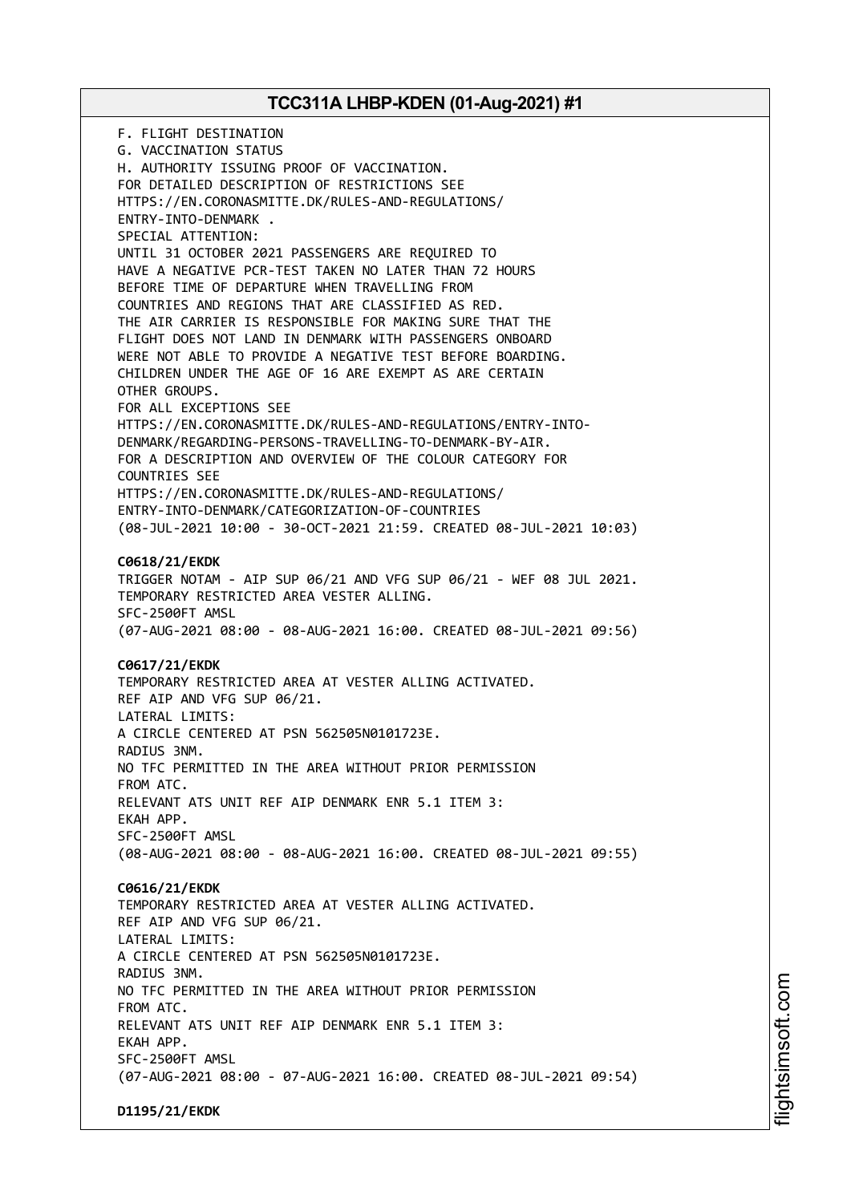F. FLIGHT DESTINATION
G. VACCINATION STATUS
H. AUTHORITY ISSUING PROOF OF VACCINATION.
FOR DETAILED DESCRIPTION OF RESTRICTIONS SEE
HTTPS://EN.CORONASMITTE.DK/RULES-AND-REGULATIONS/
ENTRY-INTO-DENMARK .
SPECIAL ATTENTION:
UNTIL 31 OCTOBER 2021 PASSENGERS ARE REQUIRED TO
HAVE A NEGATIVE PCR-TEST TAKEN NO LATER THAN 72 HOURS
BEFORE TIME OF DEPARTURE WHEN TRAVELLING FROM
COUNTRIES AND REGIONS THAT ARE CLASSIFIED AS RED.
THE AIR CARRIER IS RESPONSIBLE FOR MAKING SURE THAT THE
FLIGHT DOES NOT LAND IN DENMARK WITH PASSENGERS ONBOARD
WERE NOT ABLE TO PROVIDE A NEGATIVE TEST BEFORE BOARDING.
CHILDREN UNDER THE AGE OF 16 ARE EXEMPT AS ARE CERTAIN
OTHER GROUPS.
FOR ALL EXCEPTIONS SEE
HTTPS://EN.CORONASMITTE.DK/RULES-AND-REGULATIONS/ENTRY-INTO-
DENMARK/REGARDING-PERSONS-TRAVELLING-TO-DENMARK-BY-AIR.
FOR A DESCRIPTION AND OVERVIEW OF THE COLOUR CATEGORY FOR
COUNTRIES SEE
HTTPS://EN.CORONASMITTE.DK/RULES-AND-REGULATIONS/
ENTRY-INTO-DENMARK/CATEGORIZATION-OF-COUNTRIES
(08-JUL-2021 10:00 - 30-OCT-2021 21:59. CREATED 08-JUL-2021 10:03)

**C0618/21/EKDK**
TRIGGER NOTAM - AIP SUP 06/21 AND VFG SUP 06/21 - WEF 08 JUL 2021.
TEMPORARY RESTRICTED AREA VESTER ALLING.
SFC-2500FT AMSL
(07-AUG-2021 08:00 - 08-AUG-2021 16:00. CREATED 08-JUL-2021 09:56)

**C0617/21/EKDK**
TEMPORARY RESTRICTED AREA AT VESTER ALLING ACTIVATED.
REF AIP AND VFG SUP 06/21.
LATERAL LIMITS:
A CIRCLE CENTERED AT PSN 562505N0101723E.
RADIUS 3NM.
NO TFC PERMITTED IN THE AREA WITHOUT PRIOR PERMISSION
FROM ATC.
RELEVANT ATS UNIT REF AIP DENMARK ENR 5.1 ITEM 3:
EKAH APP.
SFC-2500FT AMSL
(08-AUG-2021 08:00 - 08-AUG-2021 16:00. CREATED 08-JUL-2021 09:55)

**C0616/21/EKDK**
TEMPORARY RESTRICTED AREA AT VESTER ALLING ACTIVATED.
REF AIP AND VFG SUP 06/21.
LATERAL LIMITS:
A CIRCLE CENTERED AT PSN 562505N0101723E.
RADIUS 3NM.
NO TFC PERMITTED IN THE AREA WITHOUT PRIOR PERMISSION
FROM ATC.
RELEVANT ATS UNIT REF AIP DENMARK ENR 5.1 ITEM 3:
EKAH APP.
SFC-2500FT AMSL
(07-AUG-2021 08:00 - 07-AUG-2021 16:00. CREATED 08-JUL-2021 09:54)

**D1195/21/EKDK**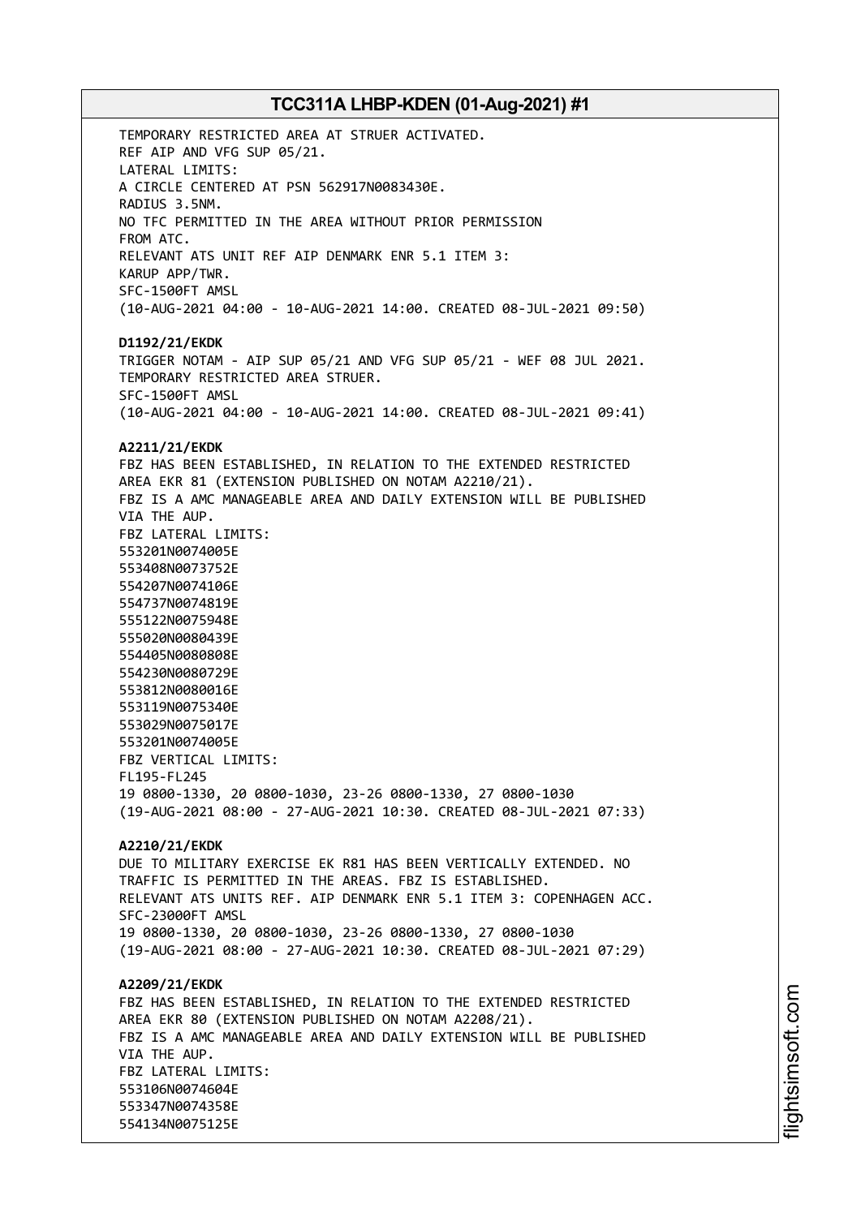TEMPORARY RESTRICTED AREA AT STRUER ACTIVATED.
REF AIP AND VFG SUP 05/21.
LATERAL LIMITS:
A CIRCLE CENTERED AT PSN 562917N0083430E.
RADIUS 3.5NM.
NO TFC PERMITTED IN THE AREA WITHOUT PRIOR PERMISSION
FROM ATC.
RELEVANT ATS UNIT REF AIP DENMARK ENR 5.1 ITEM 3:
KARUP APP/TWR.
SFC-1500FT AMSL
(10-AUG-2021 04:00 - 10-AUG-2021 14:00. CREATED 08-JUL-2021 09:50)

**D1192/21/EKDK**
TRIGGER NOTAM - AIP SUP 05/21 AND VFG SUP 05/21 - WEF 08 JUL 2021.
TEMPORARY RESTRICTED AREA STRUER.
SFC-1500FT AMSL
(10-AUG-2021 04:00 - 10-AUG-2021 14:00. CREATED 08-JUL-2021 09:41)

**A2211/21/EKDK**
FBZ HAS BEEN ESTABLISHED, IN RELATION TO THE EXTENDED RESTRICTED
AREA EKR 81 (EXTENSION PUBLISHED ON NOTAM A2210/21).
FBZ IS A AMC MANAGEABLE AREA AND DAILY EXTENSION WILL BE PUBLISHED
VIA THE AUP.
FBZ LATERAL LIMITS:
553201N0074005E
553408N0073752E
554207N0074106E
554737N0074819E
555122N0075948E
555020N0080439E
554405N0080808E
554230N0080729E
553812N0080016E
553119N0075340E
553029N0075017E
553201N0074005E
FBZ VERTICAL LIMITS:
FL195-FL245
19 0800-1330, 20 0800-1030, 23-26 0800-1330, 27 0800-1030
(19-AUG-2021 08:00 - 27-AUG-2021 10:30. CREATED 08-JUL-2021 07:33)

**A2210/21/EKDK**
DUE TO MILITARY EXERCISE EK R81 HAS BEEN VERTICALLY EXTENDED. NO
TRAFFIC IS PERMITTED IN THE AREAS. FBZ IS ESTABLISHED.
RELEVANT ATS UNITS REF. AIP DENMARK ENR 5.1 ITEM 3: COPENHAGEN ACC.
SFC-23000FT AMSL
19 0800-1330, 20 0800-1030, 23-26 0800-1330, 27 0800-1030
(19-AUG-2021 08:00 - 27-AUG-2021 10:30. CREATED 08-JUL-2021 07:29)

**A2209/21/EKDK**
FBZ HAS BEEN ESTABLISHED, IN RELATION TO THE EXTENDED RESTRICTED
AREA EKR 80 (EXTENSION PUBLISHED ON NOTAM A2208/21).
FBZ IS A AMC MANAGEABLE AREA AND DAILY EXTENSION WILL BE PUBLISHED
VIA THE AUP.
FBZ LATERAL LIMITS:
553106N0074604E
553347N0074358E
554134N0075125E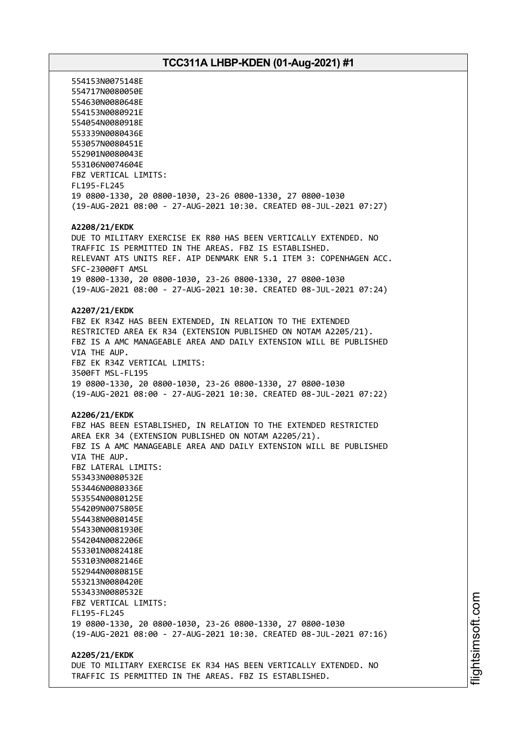554153N0075148E
554717N0080050E
554630N0080648E
554153N0080921E
554054N0080918E
553339N0080436E
553057N0080451E
552901N0080043E
553106N0074604E
FBZ VERTICAL LIMITS:
FL195-FL245
19 0800-1330, 20 0800-1030, 23-26 0800-1330, 27 0800-1030
(19-AUG-2021 08:00 - 27-AUG-2021 10:30. CREATED 08-JUL-2021 07:27)

**A2208/21/EKDK**
DUE TO MILITARY EXERCISE EK R80 HAS BEEN VERTICALLY EXTENDED. NO TRAFFIC IS PERMITTED IN THE AREAS. FBZ IS ESTABLISHED.
RELEVANT ATS UNITS REF. AIP DENMARK ENR 5.1 ITEM 3: COPENHAGEN ACC.
SFC-23000FT AMSL
19 0800-1330, 20 0800-1030, 23-26 0800-1330, 27 0800-1030
(19-AUG-2021 08:00 - 27-AUG-2021 10:30. CREATED 08-JUL-2021 07:24)

**A2207/21/EKDK**
FBZ EK R34Z HAS BEEN EXTENDED, IN RELATION TO THE EXTENDED RESTRICTED AREA EK R34 (EXTENSION PUBLISHED ON NOTAM A2205/21).
FBZ IS A AMC MANAGEABLE AREA AND DAILY EXTENSION WILL BE PUBLISHED VIA THE AUP.
FBZ EK R34Z VERTICAL LIMITS:
3500FT MSL-FL195
19 0800-1330, 20 0800-1030, 23-26 0800-1330, 27 0800-1030
(19-AUG-2021 08:00 - 27-AUG-2021 10:30. CREATED 08-JUL-2021 07:22)

**A2206/21/EKDK**
FBZ HAS BEEN ESTABLISHED, IN RELATION TO THE EXTENDED RESTRICTED AREA EKR 34 (EXTENSION PUBLISHED ON NOTAM A2205/21).
FBZ IS A AMC MANAGEABLE AREA AND DAILY EXTENSION WILL BE PUBLISHED VIA THE AUP.
FBZ LATERAL LIMITS:
553433N0080532E
553446N0080336E
553554N0080125E
554209N0075805E
554438N0080145E
554330N0081930E
554204N0082206E
553301N0082418E
553103N0082146E
552944N0080815E
553213N0080420E
553433N0080532E
FBZ VERTICAL LIMITS:
FL195-FL245
19 0800-1330, 20 0800-1030, 23-26 0800-1330, 27 0800-1030
(19-AUG-2021 08:00 - 27-AUG-2021 10:30. CREATED 08-JUL-2021 07:16)

**A2205/21/EKDK**
DUE TO MILITARY EXERCISE EK R34 HAS BEEN VERTICALLY EXTENDED. NO TRAFFIC IS PERMITTED IN THE AREAS. FBZ IS ESTABLISHED.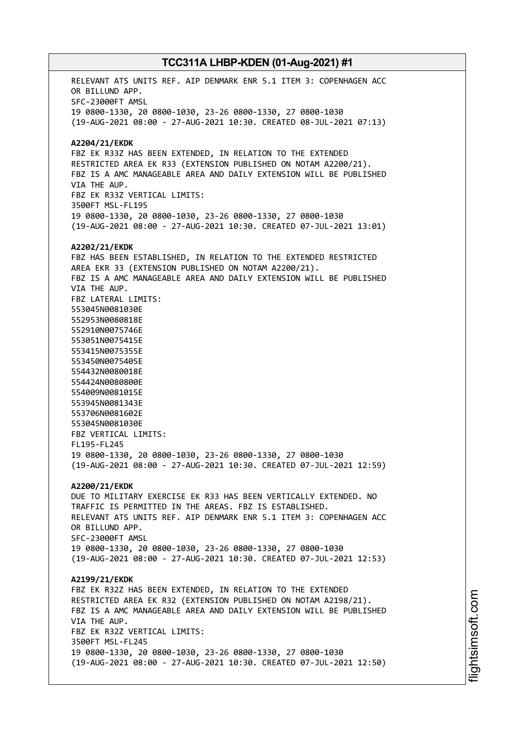RELEVANT ATS UNITS REF. AIP DENMARK ENR 5.1 ITEM 3: COPENHAGEN ACC OR BILLUND APP.
SFC-23000FT AMSL
19 0800-1330, 20 0800-1030, 23-26 0800-1330, 27 0800-1030
(19-AUG-2021 08:00 - 27-AUG-2021 10:30. CREATED 08-JUL-2021 07:13)

**A2204/21/EKDK**
FBZ EK R33Z HAS BEEN EXTENDED, IN RELATION TO THE EXTENDED RESTRICTED AREA EK R33 (EXTENSION PUBLISHED ON NOTAM A2200/21).
FBZ IS A AMC MANAGEABLE AREA AND DAILY EXTENSION WILL BE PUBLISHED VIA THE AUP.
FBZ EK R33Z VERTICAL LIMITS:
3500FT MSL-FL195
19 0800-1330, 20 0800-1030, 23-26 0800-1330, 27 0800-1030
(19-AUG-2021 08:00 - 27-AUG-2021 10:30. CREATED 07-JUL-2021 13:01)

**A2202/21/EKDK**
FBZ HAS BEEN ESTABLISHED, IN RELATION TO THE EXTENDED RESTRICTED AREA EKR 33 (EXTENSION PUBLISHED ON NOTAM A2200/21).
FBZ IS A AMC MANAGEABLE AREA AND DAILY EXTENSION WILL BE PUBLISHED VIA THE AUP.
FBZ LATERAL LIMITS:
553045N0081030E
552953N0080818E
552910N0075746E
553051N0075415E
553415N0075355E
553450N0075405E
554432N0080018E
554424N0080800E
554009N0081015E
553945N0081343E
553706N0081602E
553045N0081030E
FBZ VERTICAL LIMITS:
FL195-FL245
19 0800-1330, 20 0800-1030, 23-26 0800-1330, 27 0800-1030
(19-AUG-2021 08:00 - 27-AUG-2021 10:30. CREATED 07-JUL-2021 12:59)

**A2200/21/EKDK**
DUE TO MILITARY EXERCISE EK R33 HAS BEEN VERTICALLY EXTENDED. NO TRAFFIC IS PERMITTED IN THE AREAS. FBZ IS ESTABLISHED.
RELEVANT ATS UNITS REF. AIP DENMARK ENR 5.1 ITEM 3: COPENHAGEN ACC OR BILLUND APP.
SFC-23000FT AMSL
19 0800-1330, 20 0800-1030, 23-26 0800-1330, 27 0800-1030
(19-AUG-2021 08:00 - 27-AUG-2021 10:30. CREATED 07-JUL-2021 12:53)

**A2199/21/EKDK**
FBZ EK R32Z HAS BEEN EXTENDED, IN RELATION TO THE EXTENDED RESTRICTED AREA EK R32 (EXTENSION PUBLISHED ON NOTAM A2198/21).
FBZ IS A AMC MANAGEABLE AREA AND DAILY EXTENSION WILL BE PUBLISHED VIA THE AUP.
FBZ EK R32Z VERTICAL LIMITS:
3500FT MSL-FL245
19 0800-1330, 20 0800-1030, 23-26 0800-1330, 27 0800-1030
(19-AUG-2021 08:00 - 27-AUG-2021 10:30. CREATED 07-JUL-2021 12:50)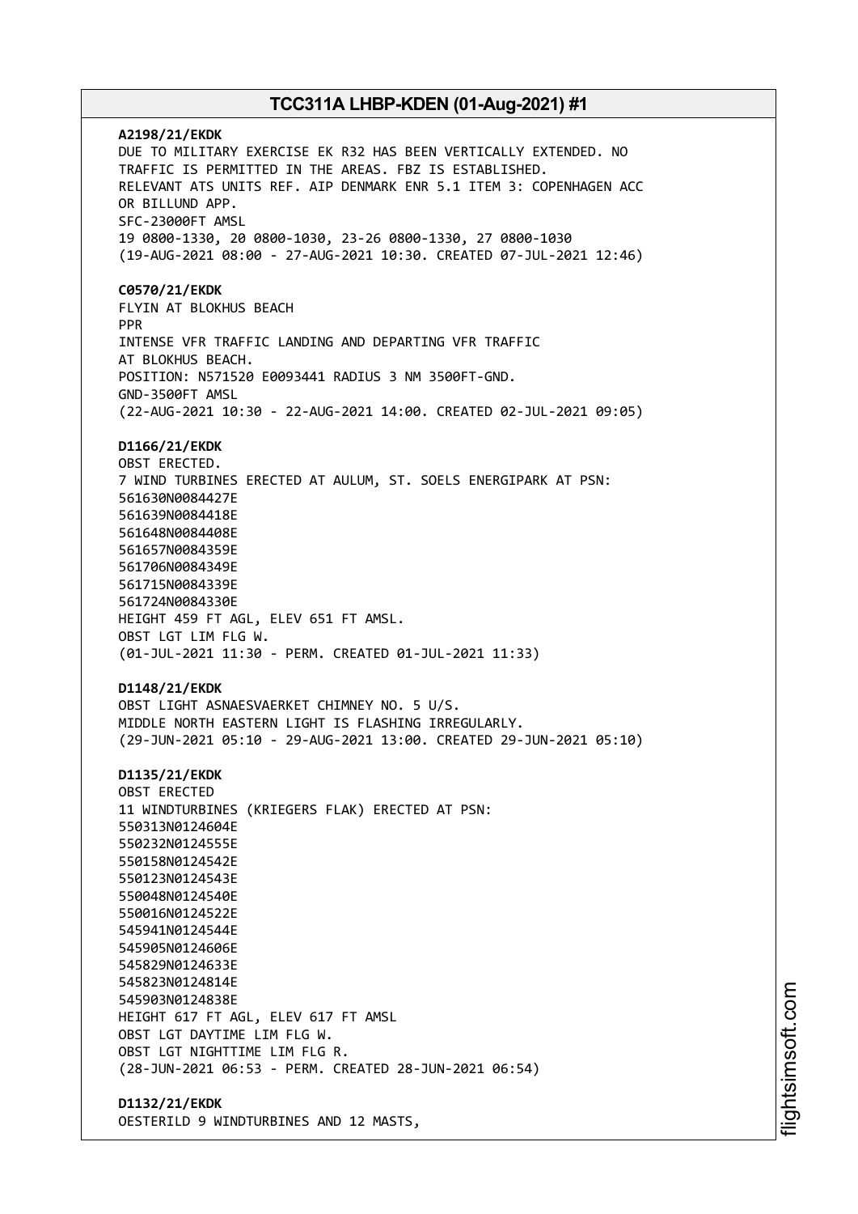**A2198/21/EKDK**
DUE TO MILITARY EXERCISE EK R32 HAS BEEN VERTICALLY EXTENDED. NO TRAFFIC IS PERMITTED IN THE AREAS. FBZ IS ESTABLISHED.
RELEVANT ATS UNITS REF. AIP DENMARK ENR 5.1 ITEM 3: COPENHAGEN ACC OR BILLUND APP.
SFC-23000FT AMSL
19 0800-1330, 20 0800-1030, 23-26 0800-1330, 27 0800-1030
(19-AUG-2021 08:00 - 27-AUG-2021 10:30. CREATED 07-JUL-2021 12:46)

**C0570/21/EKDK**
FLYIN AT BLOKHUS BEACH
PPR
INTENSE VFR TRAFFIC LANDING AND DEPARTING VFR TRAFFIC AT BLOKHUS BEACH.
POSITION: N571520 E0093441 RADIUS 3 NM 3500FT-GND.
GND-3500FT AMSL
(22-AUG-2021 10:30 - 22-AUG-2021 14:00. CREATED 02-JUL-2021 09:05)

**D1166/21/EKDK**
OBST ERECTED.
7 WIND TURBINES ERECTED AT AULUM, ST. SOELS ENERGIPARK AT PSN:
561630N0084427E
561639N0084418E
561648N0084408E
561657N0084359E
561706N0084349E
561715N0084339E
561724N0084330E
HEIGHT 459 FT AGL, ELEV 651 FT AMSL.
OBST LGT LIM FLG W.
(01-JUL-2021 11:30 - PERM. CREATED 01-JUL-2021 11:33)

**D1148/21/EKDK**
OBST LIGHT ASNAESVAERKET CHIMNEY NO. 5 U/S.
MIDDLE NORTH EASTERN LIGHT IS FLASHING IRREGULARLY.
(29-JUN-2021 05:10 - 29-AUG-2021 13:00. CREATED 29-JUN-2021 05:10)

**D1135/21/EKDK**
OBST ERECTED
11 WINDTURBINES (KRIEGERS FLAK) ERECTED AT PSN:
550313N0124604E
550232N0124555E
550158N0124542E
550123N0124543E
550048N0124540E
550016N0124522E
545941N0124544E
545905N0124606E
545829N0124633E
545823N0124814E
545903N0124838E
HEIGHT 617 FT AGL, ELEV 617 FT AMSL
OBST LGT DAYTIME LIM FLG W.
OBST LGT NIGHTTIME LIM FLG R.
(28-JUN-2021 06:53 - PERM. CREATED 28-JUN-2021 06:54)

**D1132/21/EKDK**
OESTERILD 9 WINDTURBINES AND 12 MASTS,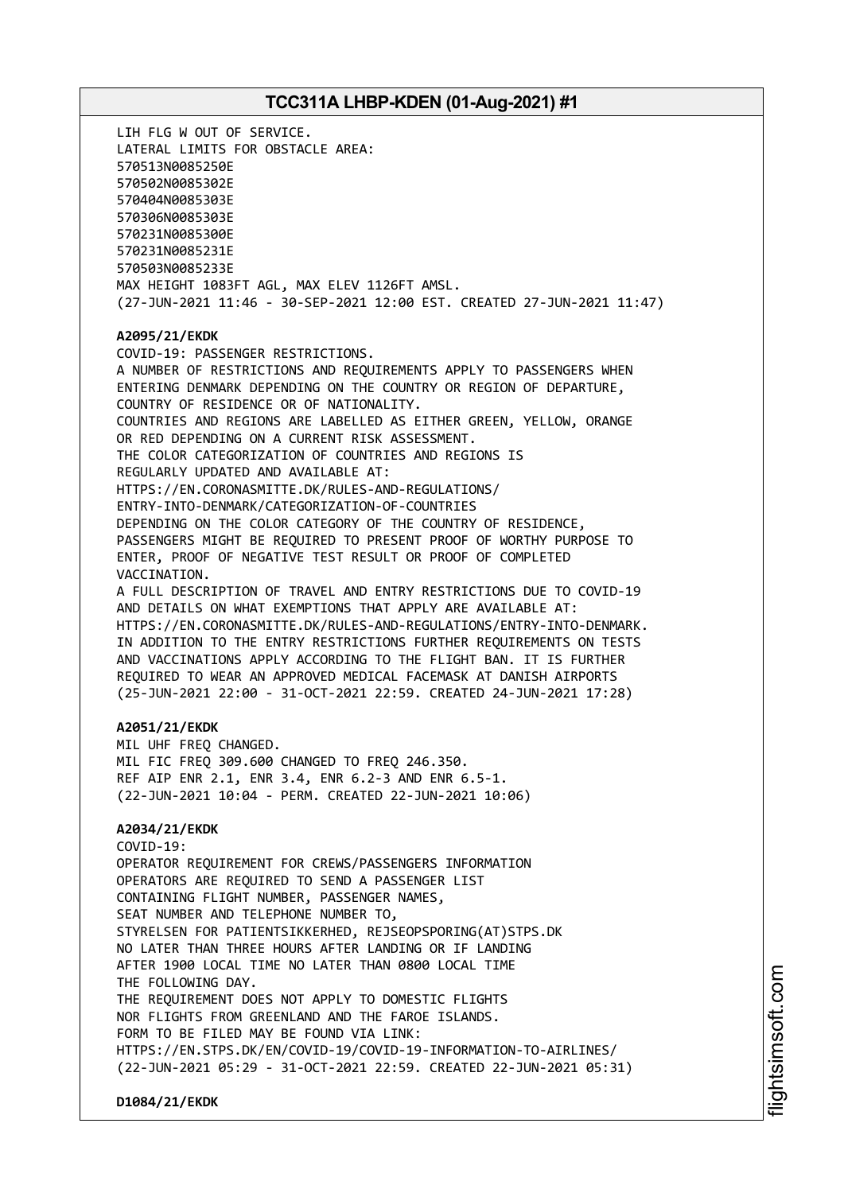LIH FLG W OUT OF SERVICE.
LATERAL LIMITS FOR OBSTACLE AREA:
570513N0085250E
570502N0085302E
570404N0085303E
570306N0085303E
570231N0085300E
570231N0085231E
570503N0085233E
MAX HEIGHT 1083FT AGL, MAX ELEV 1126FT AMSL.
(27-JUN-2021 11:46 - 30-SEP-2021 12:00 EST. CREATED 27-JUN-2021 11:47)

**A2095/21/EKDK**
COVID-19: PASSENGER RESTRICTIONS.
A NUMBER OF RESTRICTIONS AND REQUIREMENTS APPLY TO PASSENGERS WHEN ENTERING DENMARK DEPENDING ON THE COUNTRY OR REGION OF DEPARTURE, COUNTRY OF RESIDENCE OR OF NATIONALITY.
COUNTRIES AND REGIONS ARE LABELLED AS EITHER GREEN, YELLOW, ORANGE OR RED DEPENDING ON A CURRENT RISK ASSESSMENT.
THE COLOR CATEGORIZATION OF COUNTRIES AND REGIONS IS REGULARLY UPDATED AND AVAILABLE AT:
HTTPS://EN.CORONASMITTE.DK/RULES-AND-REGULATIONS/ENTRY-INTO-DENMARK/CATEGORIZATION-OF-COUNTRIES
DEPENDING ON THE COLOR CATEGORY OF THE COUNTRY OF RESIDENCE, PASSENGERS MIGHT BE REQUIRED TO PRESENT PROOF OF WORTHY PURPOSE TO ENTER, PROOF OF NEGATIVE TEST RESULT OR PROOF OF COMPLETED VACCINATION.
A FULL DESCRIPTION OF TRAVEL AND ENTRY RESTRICTIONS DUE TO COVID-19 AND DETAILS ON WHAT EXEMPTIONS THAT APPLY ARE AVAILABLE AT:
HTTPS://EN.CORONASMITTE.DK/RULES-AND-REGULATIONS/ENTRY-INTO-DENMARK.
IN ADDITION TO THE ENTRY RESTRICTIONS FURTHER REQUIREMENTS ON TESTS AND VACCINATIONS APPLY ACCORDING TO THE FLIGHT BAN. IT IS FURTHER REQUIRED TO WEAR AN APPROVED MEDICAL FACEMASK AT DANISH AIRPORTS
(25-JUN-2021 22:00 - 31-OCT-2021 22:59. CREATED 24-JUN-2021 17:28)

**A2051/21/EKDK**
MIL UHF FREQ CHANGED.
MIL FIC FREQ 309.600 CHANGED TO FREQ 246.350.
REF AIP ENR 2.1, ENR 3.4, ENR 6.2-3 AND ENR 6.5-1.
(22-JUN-2021 10:04 - PERM. CREATED 22-JUN-2021 10:06)

**A2034/21/EKDK**
COVID-19:
OPERATOR REQUIREMENT FOR CREWS/PASSENGERS INFORMATION
OPERATORS ARE REQUIRED TO SEND A PASSENGER LIST CONTAINING FLIGHT NUMBER, PASSENGER NAMES, SEAT NUMBER AND TELEPHONE NUMBER TO,
STYRELSEN FOR PATIENTSIKKERHED, REJSEOPSPORING(AT)STPS.DK
NO LATER THAN THREE HOURS AFTER LANDING OR IF LANDING AFTER 1900 LOCAL TIME NO LATER THAN 0800 LOCAL TIME THE FOLLOWING DAY.
THE REQUIREMENT DOES NOT APPLY TO DOMESTIC FLIGHTS NOR FLIGHTS FROM GREENLAND AND THE FAROE ISLANDS.
FORM TO BE FILED MAY BE FOUND VIA LINK:
HTTPS://EN.STPS.DK/EN/COVID-19/COVID-19-INFORMATION-TO-AIRLINES/
(22-JUN-2021 05:29 - 31-OCT-2021 22:59. CREATED 22-JUN-2021 05:31)

**D1084/21/EKDK**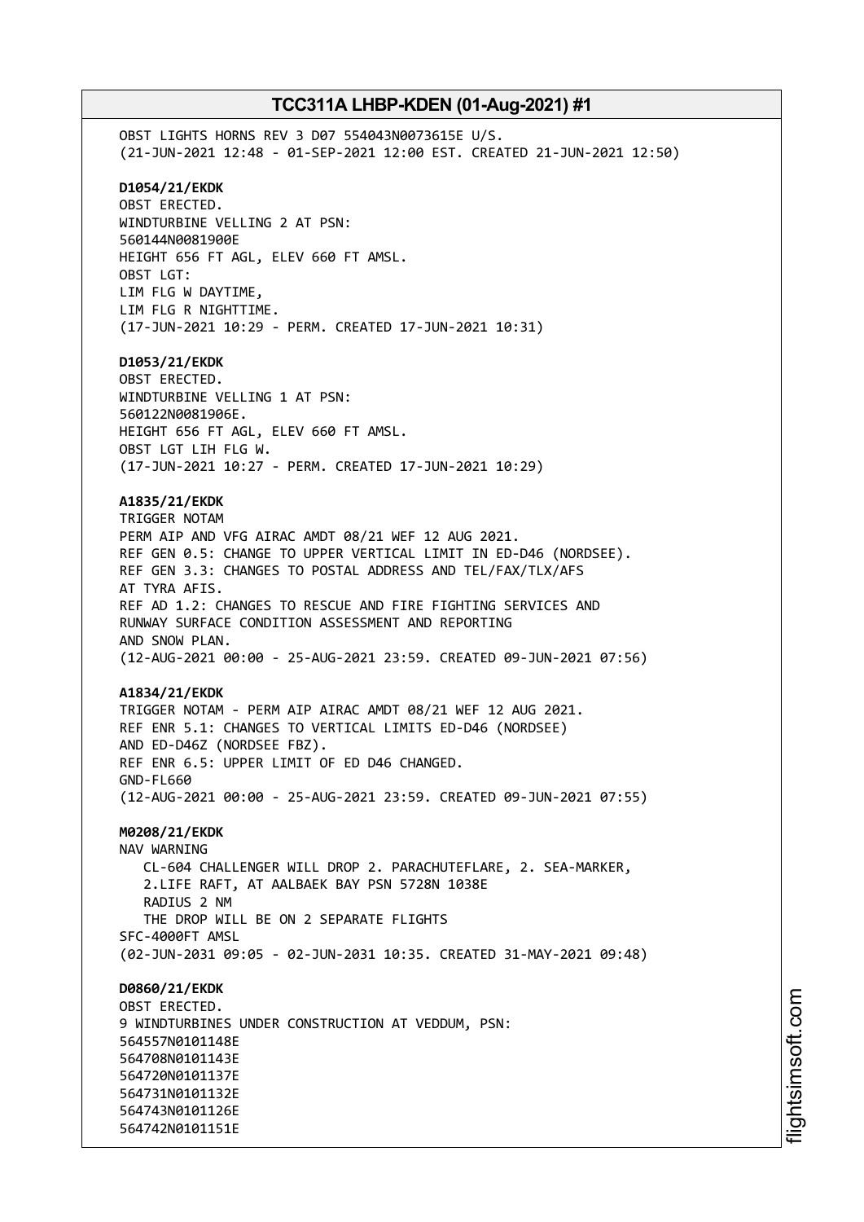OBST LIGHTS HORNS REV 3 D07 554043N0073615E U/S.
(21-JUN-2021 12:48 - 01-SEP-2021 12:00 EST. CREATED 21-JUN-2021 12:50)

**D1054/21/EKDK**
OBST ERECTED.
WINDTURBINE VELLING 2 AT PSN:
560144N0081900E
HEIGHT 656 FT AGL, ELEV 660 FT AMSL.
OBST LGT:
LIM FLG W DAYTIME,
LIM FLG R NIGHTTIME.
(17-JUN-2021 10:29 - PERM. CREATED 17-JUN-2021 10:31)

**D1053/21/EKDK**
OBST ERECTED.
WINDTURBINE VELLING 1 AT PSN:
560122N0081906E.
HEIGHT 656 FT AGL, ELEV 660 FT AMSL.
OBST LGT LIH FLG W.
(17-JUN-2021 10:27 - PERM. CREATED 17-JUN-2021 10:29)

**A1835/21/EKDK**
TRIGGER NOTAM
PERM AIP AND VFG AIRAC AMDT 08/21 WEF 12 AUG 2021.
REF GEN 0.5: CHANGE TO UPPER VERTICAL LIMIT IN ED-D46 (NORDSEE).
REF GEN 3.3: CHANGES TO POSTAL ADDRESS AND TEL/FAX/TLX/AFS
AT TYRA AFIS.
REF AD 1.2: CHANGES TO RESCUE AND FIRE FIGHTING SERVICES AND
RUNWAY SURFACE CONDITION ASSESSMENT AND REPORTING
AND SNOW PLAN.
(12-AUG-2021 00:00 - 25-AUG-2021 23:59. CREATED 09-JUN-2021 07:56)

**A1834/21/EKDK**
TRIGGER NOTAM - PERM AIP AIRAC AMDT 08/21 WEF 12 AUG 2021.
REF ENR 5.1: CHANGES TO VERTICAL LIMITS ED-D46 (NORDSEE)
AND ED-D46Z (NORDSEE FBZ).
REF ENR 6.5: UPPER LIMIT OF ED D46 CHANGED.
GND-FL660
(12-AUG-2021 00:00 - 25-AUG-2021 23:59. CREATED 09-JUN-2021 07:55)

**M0208/21/EKDK**
NAV WARNING
CL-604 CHALLENGER WILL DROP 2. PARACHUTEFLARE, 2. SEA-MARKER,
2.LIFE RAFT, AT AALBAEK BAY PSN 5728N 1038E
RADIUS 2 NM
THE DROP WILL BE ON 2 SEPARATE FLIGHTS
SFC-4000FT AMSL
(02-JUN-2031 09:05 - 02-JUN-2031 10:35. CREATED 31-MAY-2021 09:48)

**D0860/21/EKDK**
OBST ERECTED.
9 WINDTURBINES UNDER CONSTRUCTION AT VEDDUM, PSN:
564557N0101148E
564708N0101143E
564720N0101137E
564731N0101132E
564743N0101126E
564742N0101151E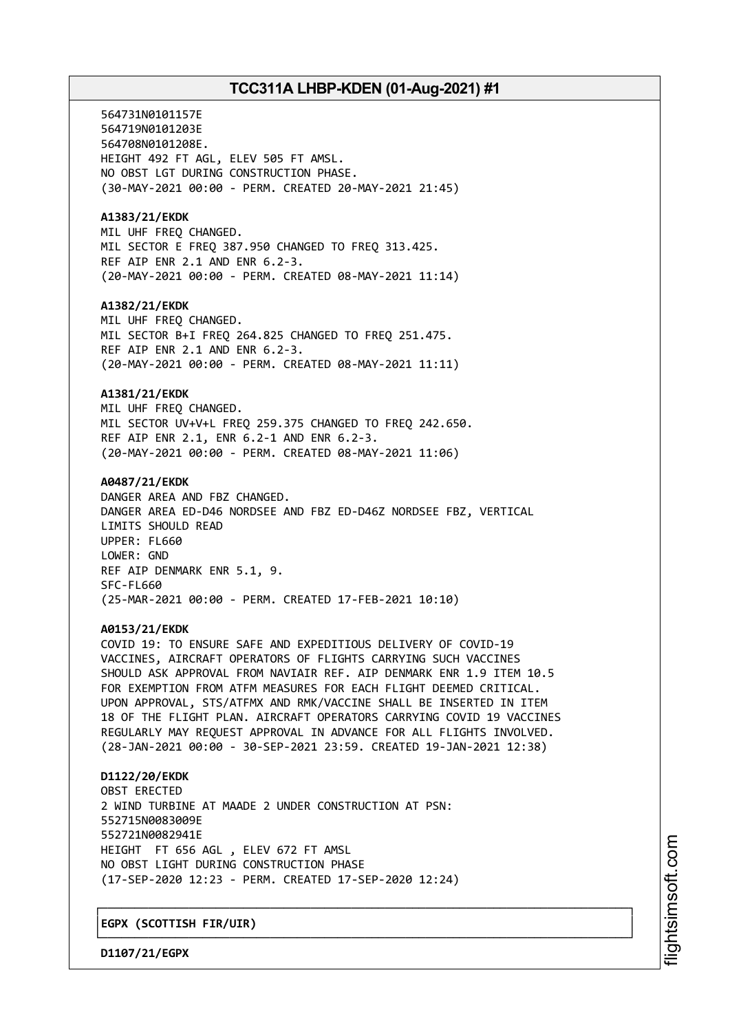564731N0101157E
564719N0101203E
564708N0101208E.
HEIGHT 492 FT AGL, ELEV 505 FT AMSL.
NO OBST LGT DURING CONSTRUCTION PHASE.
(30-MAY-2021 00:00 - PERM. CREATED 20-MAY-2021 21:45)

**A1383/21/EKDK**
MIL UHF FREQ CHANGED.
MIL SECTOR E FREQ 387.950 CHANGED TO FREQ 313.425.
REF AIP ENR 2.1 AND ENR 6.2-3.
(20-MAY-2021 00:00 - PERM. CREATED 08-MAY-2021 11:14)

**A1382/21/EKDK**
MIL UHF FREQ CHANGED.
MIL SECTOR B+I FREQ 264.825 CHANGED TO FREQ 251.475.
REF AIP ENR 2.1 AND ENR 6.2-3.
(20-MAY-2021 00:00 - PERM. CREATED 08-MAY-2021 11:11)

**A1381/21/EKDK**
MIL UHF FREQ CHANGED.
MIL SECTOR UV+V+L FREQ 259.375 CHANGED TO FREQ 242.650.
REF AIP ENR 2.1, ENR 6.2-1 AND ENR 6.2-3.
(20-MAY-2021 00:00 - PERM. CREATED 08-MAY-2021 11:06)

**A0487/21/EKDK**
DANGER AREA AND FBZ CHANGED.
DANGER AREA ED-D46 NORDSEE AND FBZ ED-D46Z NORDSEE FBZ, VERTICAL
LIMITS SHOULD READ
UPPER: FL660
LOWER: GND
REF AIP DENMARK ENR 5.1, 9.
SFC-FL660
(25-MAR-2021 00:00 - PERM. CREATED 17-FEB-2021 10:10)

**A0153/21/EKDK**
COVID 19: TO ENSURE SAFE AND EXPEDITIOUS DELIVERY OF COVID-19
VACCINES, AIRCRAFT OPERATORS OF FLIGHTS CARRYING SUCH VACCINES
SHOULD ASK APPROVAL FROM NAVIAIR REF. AIP DENMARK ENR 1.9 ITEM 10.5
FOR EXEMPTION FROM ATFM MEASURES FOR EACH FLIGHT DEEMED CRITICAL.
UPON APPROVAL, STS/ATFMX AND RMK/VACCINE SHALL BE INSERTED IN ITEM
18 OF THE FLIGHT PLAN. AIRCRAFT OPERATORS CARRYING COVID 19 VACCINES
REGULARLY MAY REQUEST APPROVAL IN ADVANCE FOR ALL FLIGHTS INVOLVED.
(28-JAN-2021 00:00 - 30-SEP-2021 23:59. CREATED 19-JAN-2021 12:38)

**D1122/20/EKDK**
OBST ERECTED
2 WIND TURBINE AT MAADE 2 UNDER CONSTRUCTION AT PSN:
552715N0083009E
552721N0082941E
HEIGHT FT 656 AGL , ELEV 672 FT AMSL
NO OBST LIGHT DURING CONSTRUCTION PHASE
(17-SEP-2020 12:23 - PERM. CREATED 17-SEP-2020 12:24)

**EGPX (SCOTTISH FIR/UIR)**

**D1107/21/EGPX**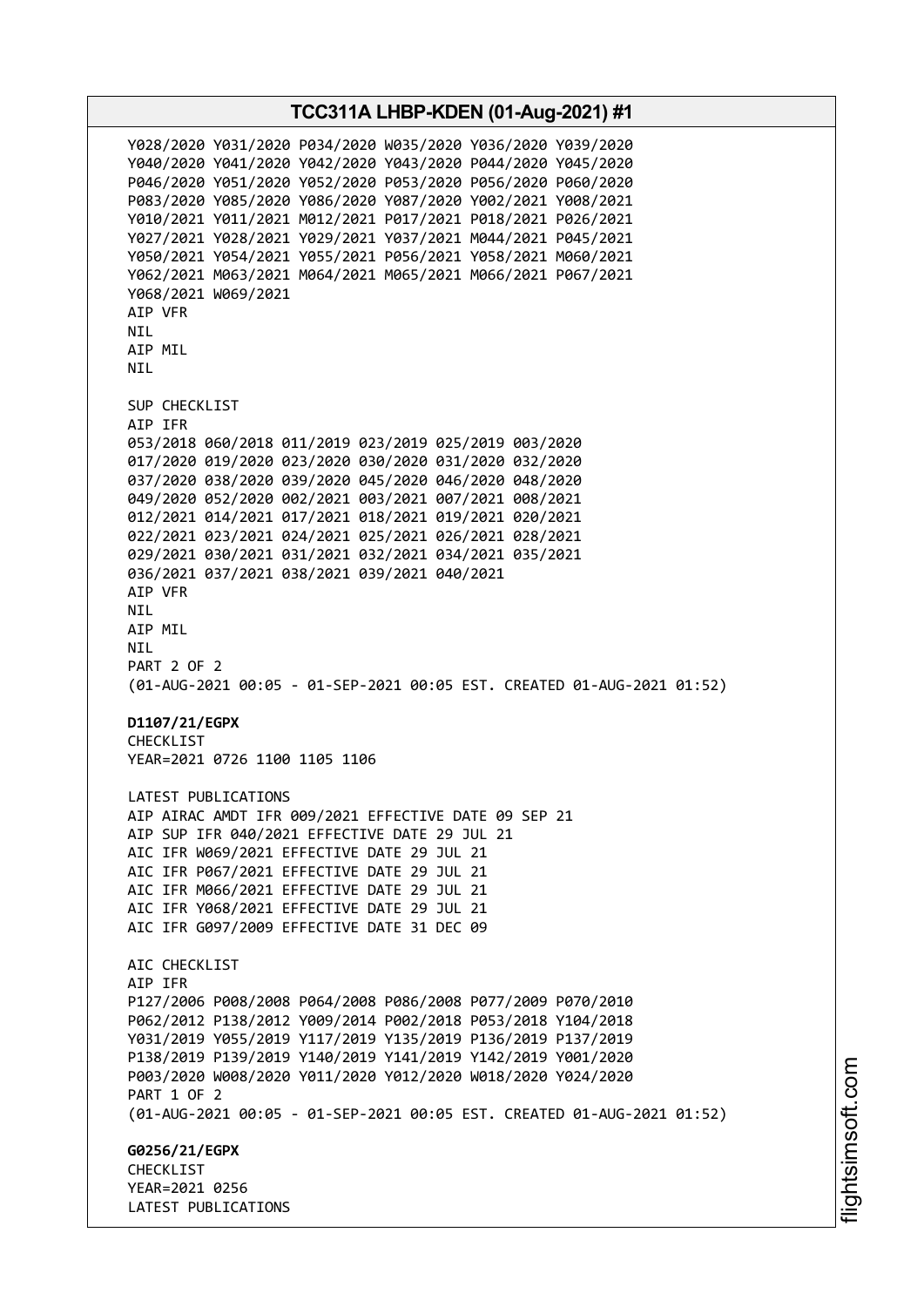Y028/2020 Y031/2020 P034/2020 W035/2020 Y036/2020 Y039/2020
Y040/2020 Y041/2020 Y042/2020 Y043/2020 P044/2020 Y045/2020
P046/2020 Y051/2020 Y052/2020 P053/2020 P056/2020 P060/2020
P083/2020 Y085/2020 Y086/2020 Y087/2020 Y002/2021 Y008/2021
Y010/2021 Y011/2021 M012/2021 P017/2021 P018/2021 P026/2021
Y027/2021 Y028/2021 Y029/2021 Y037/2021 M044/2021 P045/2021
Y050/2021 Y054/2021 Y055/2021 P056/2021 Y058/2021 M060/2021
Y062/2021 M063/2021 M064/2021 M065/2021 M066/2021 P067/2021
Y068/2021 W069/2021
AIP VFR
NIL
AIP MIL
NIL

SUP CHECKLIST
AIP IFR
053/2018 060/2018 011/2019 023/2019 025/2019 003/2020
017/2020 019/2020 023/2020 030/2020 031/2020 032/2020
037/2020 038/2020 039/2020 045/2020 046/2020 048/2020
049/2020 052/2020 002/2021 003/2021 007/2021 008/2021
012/2021 014/2021 017/2021 018/2021 019/2021 020/2021
022/2021 023/2021 024/2021 025/2021 026/2021 028/2021
029/2021 030/2021 031/2021 032/2021 034/2021 035/2021
036/2021 037/2021 038/2021 039/2021 040/2021
AIP VFR
NIL
AIP MIL
NIL
PART 2 OF 2
(01-AUG-2021 00:05 - 01-SEP-2021 00:05 EST. CREATED 01-AUG-2021 01:52)

**D1107/21/EGPX**
CHECKLIST
YEAR=2021 0726 1100 1105 1106

LATEST PUBLICATIONS
AIP AIRAC AMDT IFR 009/2021 EFFECTIVE DATE 09 SEP 21
AIP SUP IFR 040/2021 EFFECTIVE DATE 29 JUL 21
AIC IFR W069/2021 EFFECTIVE DATE 29 JUL 21
AIC IFR P067/2021 EFFECTIVE DATE 29 JUL 21
AIC IFR M066/2021 EFFECTIVE DATE 29 JUL 21
AIC IFR Y068/2021 EFFECTIVE DATE 29 JUL 21
AIC IFR G097/2009 EFFECTIVE DATE 31 DEC 09

AIC CHECKLIST
AIP IFR
P127/2006 P008/2008 P064/2008 P086/2008 P077/2009 P070/2010
P062/2012 P138/2012 Y009/2014 P002/2018 P053/2018 Y104/2018
Y031/2019 Y055/2019 Y117/2019 Y135/2019 P136/2019 P137/2019
P138/2019 P139/2019 Y140/2019 Y141/2019 Y142/2019 Y001/2020
P003/2020 W008/2020 Y011/2020 Y012/2020 W018/2020 Y024/2020
PART 1 OF 2
(01-AUG-2021 00:05 - 01-SEP-2021 00:05 EST. CREATED 01-AUG-2021 01:52)

**G0256/21/EGPX**
CHECKLIST
YEAR=2021 0256
LATEST PUBLICATIONS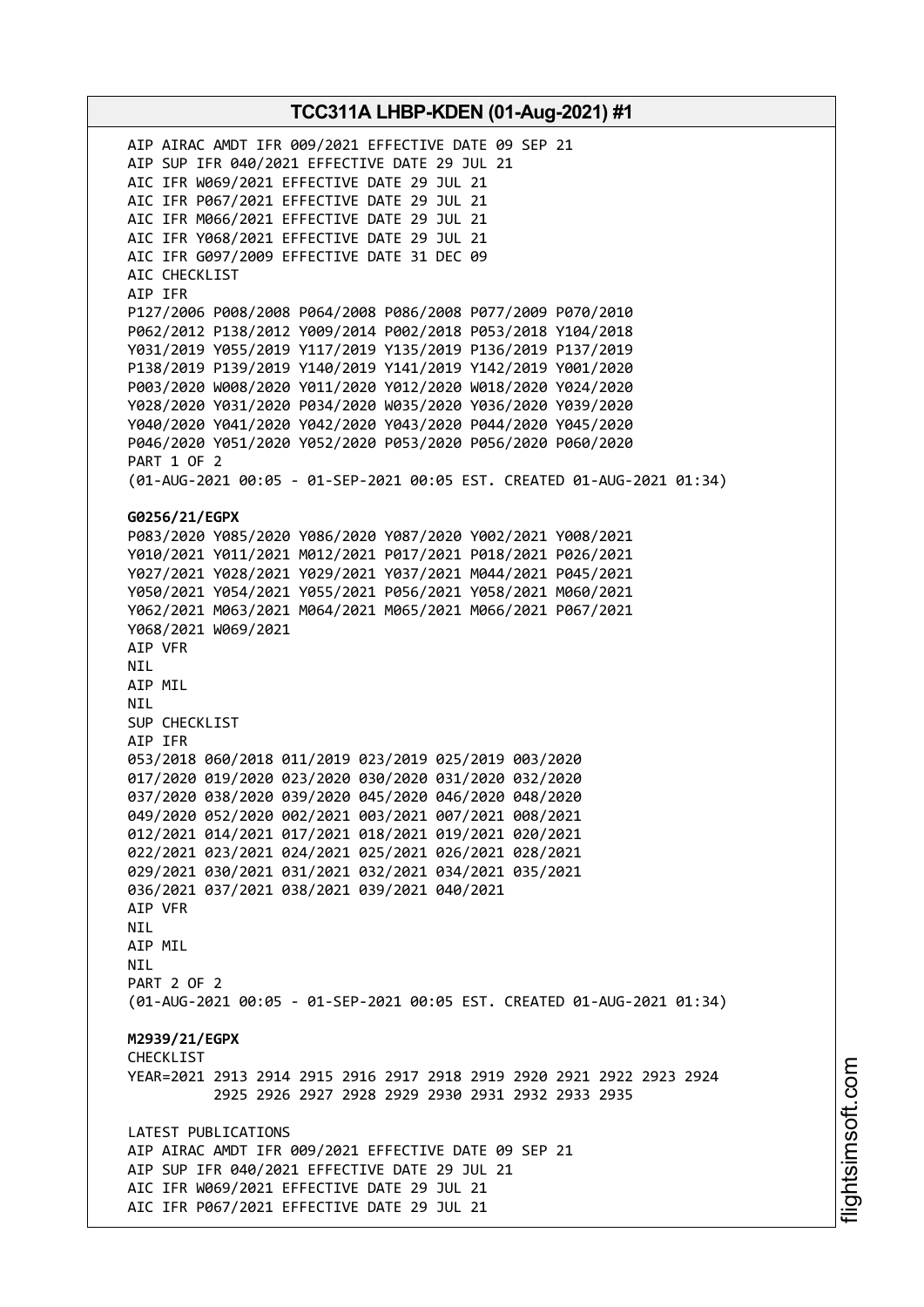AIP AIRAC AMDT IFR 009/2021 EFFECTIVE DATE 09 SEP 21
AIP SUP IFR 040/2021 EFFECTIVE DATE 29 JUL 21
AIC IFR W069/2021 EFFECTIVE DATE 29 JUL 21
AIC IFR P067/2021 EFFECTIVE DATE 29 JUL 21
AIC IFR M066/2021 EFFECTIVE DATE 29 JUL 21
AIC IFR Y068/2021 EFFECTIVE DATE 29 JUL 21
AIC IFR G097/2009 EFFECTIVE DATE 31 DEC 09
AIC CHECKLIST
AIP IFR
P127/2006 P008/2008 P064/2008 P086/2008 P077/2009 P070/2010
P062/2012 P138/2012 Y009/2014 P002/2018 P053/2018 Y104/2018
Y031/2019 Y055/2019 Y117/2019 Y135/2019 P136/2019 P137/2019
P138/2019 P139/2019 Y140/2019 Y141/2019 Y142/2019 Y001/2020
P003/2020 W008/2020 Y011/2020 Y012/2020 W018/2020 Y024/2020
Y028/2020 Y031/2020 P034/2020 W035/2020 Y036/2020 Y039/2020
Y040/2020 Y041/2020 Y042/2020 Y043/2020 P044/2020 Y045/2020
P046/2020 Y051/2020 Y052/2020 P053/2020 P056/2020 P060/2020
PART 1 OF 2
(01-AUG-2021 00:05 - 01-SEP-2021 00:05 EST. CREATED 01-AUG-2021 01:34)

**G0256/21/EGPX**
P083/2020 Y085/2020 Y086/2020 Y087/2020 Y002/2021 Y008/2021
Y010/2021 Y011/2021 M012/2021 P017/2021 P018/2021 P026/2021
Y027/2021 Y028/2021 Y029/2021 Y037/2021 M044/2021 P045/2021
Y050/2021 Y054/2021 Y055/2021 P056/2021 Y058/2021 M060/2021
Y062/2021 M063/2021 M064/2021 M065/2021 M066/2021 P067/2021
Y068/2021 W069/2021
AIP VFR
NIL
AIP MIL
NIL
SUP CHECKLIST
AIP IFR
053/2018 060/2018 011/2019 023/2019 025/2019 003/2020
017/2020 019/2020 023/2020 030/2020 031/2020 032/2020
037/2020 038/2020 039/2020 045/2020 046/2020 048/2020
049/2020 052/2020 002/2021 003/2021 007/2021 008/2021
012/2021 014/2021 017/2021 018/2021 019/2021 020/2021
022/2021 023/2021 024/2021 025/2021 026/2021 028/2021
029/2021 030/2021 031/2021 032/2021 034/2021 035/2021
036/2021 037/2021 038/2021 039/2021 040/2021
AIP VFR
NIL
AIP MIL
NIL
PART 2 OF 2
(01-AUG-2021 00:05 - 01-SEP-2021 00:05 EST. CREATED 01-AUG-2021 01:34)

**M2939/21/EGPX**
CHECKLIST
YEAR=2021 2913 2914 2915 2916 2917 2918 2919 2920 2921 2922 2923 2924
2925 2926 2927 2928 2929 2930 2931 2932 2933 2935

LATEST PUBLICATIONS
AIP AIRAC AMDT IFR 009/2021 EFFECTIVE DATE 09 SEP 21
AIP SUP IFR 040/2021 EFFECTIVE DATE 29 JUL 21
AIC IFR W069/2021 EFFECTIVE DATE 29 JUL 21
AIC IFR P067/2021 EFFECTIVE DATE 29 JUL 21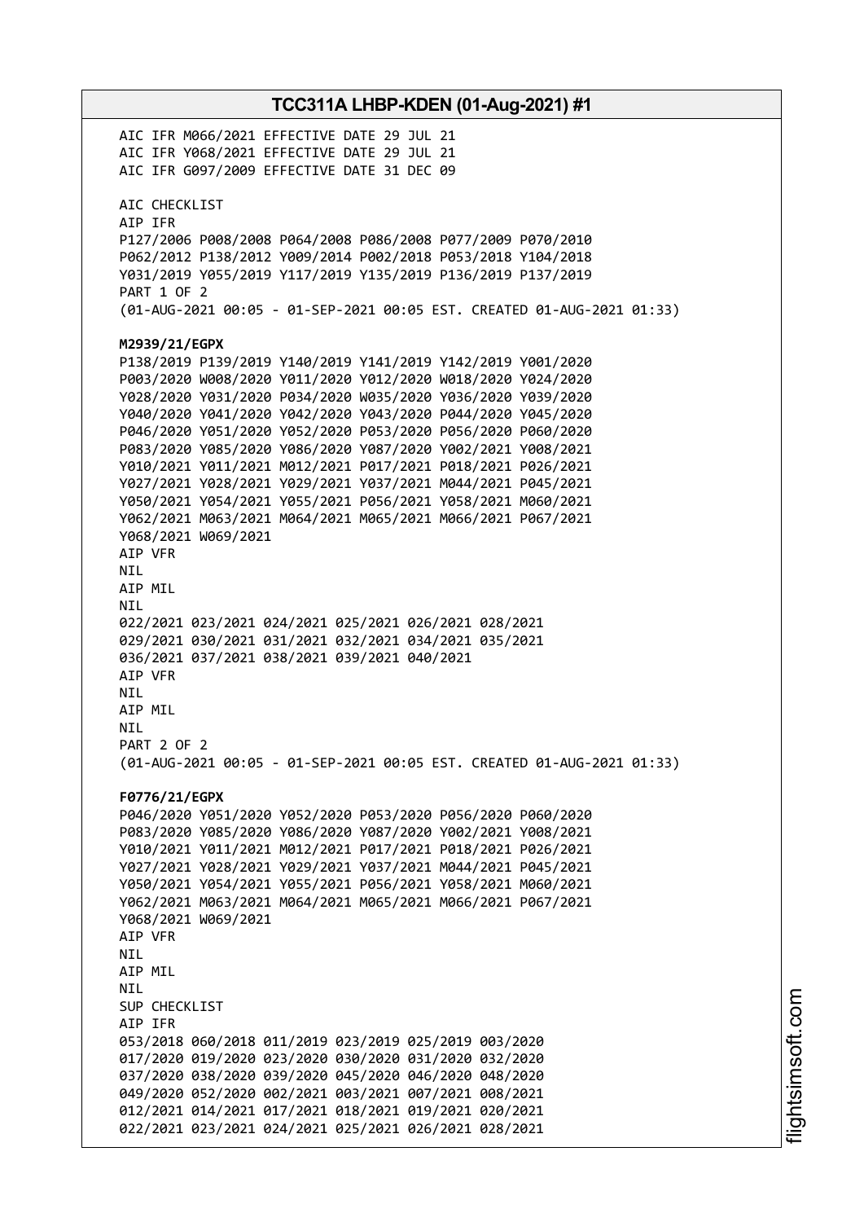AIC IFR M066/2021 EFFECTIVE DATE 29 JUL 21
AIC IFR Y068/2021 EFFECTIVE DATE 29 JUL 21
AIC IFR G097/2009 EFFECTIVE DATE 31 DEC 09

AIC CHECKLIST
AIP IFR
P127/2006 P008/2008 P064/2008 P086/2008 P077/2009 P070/2010
P062/2012 P138/2012 Y009/2014 P002/2018 P053/2018 Y104/2018
Y031/2019 Y055/2019 Y117/2019 Y135/2019 P136/2019 P137/2019
PART 1 OF 2
(01-AUG-2021 00:05 - 01-SEP-2021 00:05 EST. CREATED 01-AUG-2021 01:33)

**M2939/21/EGPX**
P138/2019 P139/2019 Y140/2019 Y141/2019 Y142/2019 Y001/2020
P003/2020 W008/2020 Y011/2020 Y012/2020 W018/2020 Y024/2020
Y028/2020 Y031/2020 P034/2020 W035/2020 Y036/2020 Y039/2020
Y040/2020 Y041/2020 Y042/2020 Y043/2020 P044/2020 Y045/2020
P046/2020 Y051/2020 Y052/2020 P053/2020 P056/2020 P060/2020
P083/2020 Y085/2020 Y086/2020 Y087/2020 Y002/2021 Y008/2021
Y010/2021 Y011/2021 M012/2021 P017/2021 P018/2021 P026/2021
Y027/2021 Y028/2021 Y029/2021 Y037/2021 M044/2021 P045/2021
Y050/2021 Y054/2021 Y055/2021 P056/2021 Y058/2021 M060/2021
Y062/2021 M063/2021 M064/2021 M065/2021 M066/2021 P067/2021
Y068/2021 W069/2021
AIP VFR
NIL
AIP MIL
NIL
022/2021 023/2021 024/2021 025/2021 026/2021 028/2021
029/2021 030/2021 031/2021 032/2021 034/2021 035/2021
036/2021 037/2021 038/2021 039/2021 040/2021
AIP VFR
NIL
AIP MIL
NIL
PART 2 OF 2
(01-AUG-2021 00:05 - 01-SEP-2021 00:05 EST. CREATED 01-AUG-2021 01:33)

**F0776/21/EGPX**
P046/2020 Y051/2020 Y052/2020 P053/2020 P056/2020 P060/2020
P083/2020 Y085/2020 Y086/2020 Y087/2020 Y002/2021 Y008/2021
Y010/2021 Y011/2021 M012/2021 P017/2021 P018/2021 P026/2021
Y027/2021 Y028/2021 Y029/2021 Y037/2021 M044/2021 P045/2021
Y050/2021 Y054/2021 Y055/2021 P056/2021 Y058/2021 M060/2021
Y062/2021 M063/2021 M064/2021 M065/2021 M066/2021 P067/2021
Y068/2021 W069/2021
AIP VFR
NIL
AIP MIL
NIL
SUP CHECKLIST
AIP IFR
053/2018 060/2018 011/2019 023/2019 025/2019 003/2020
017/2020 019/2020 023/2020 030/2020 031/2020 032/2020
037/2020 038/2020 039/2020 045/2020 046/2020 048/2020
049/2020 052/2020 002/2021 003/2021 007/2021 008/2021
012/2021 014/2021 017/2021 018/2021 019/2021 020/2021
022/2021 023/2021 024/2021 025/2021 026/2021 028/2021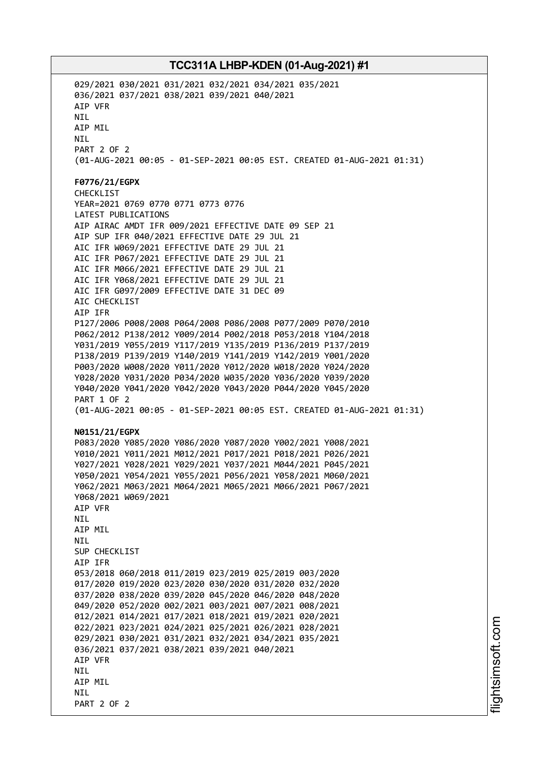029/2021 030/2021 031/2021 032/2021 034/2021 035/2021
036/2021 037/2021 038/2021 039/2021 040/2021
AIP VFR
NIL
AIP MIL
NIL
PART 2 OF 2
(01-AUG-2021 00:05 - 01-SEP-2021 00:05 EST. CREATED 01-AUG-2021 01:31)

**F0776/21/EGPX**
CHECKLIST
YEAR=2021 0769 0770 0771 0773 0776
LATEST PUBLICATIONS
AIP AIRAC AMDT IFR 009/2021 EFFECTIVE DATE 09 SEP 21
AIP SUP IFR 040/2021 EFFECTIVE DATE 29 JUL 21
AIC IFR W069/2021 EFFECTIVE DATE 29 JUL 21
AIC IFR P067/2021 EFFECTIVE DATE 29 JUL 21
AIC IFR M066/2021 EFFECTIVE DATE 29 JUL 21
AIC IFR Y068/2021 EFFECTIVE DATE 29 JUL 21
AIC IFR G097/2009 EFFECTIVE DATE 31 DEC 09
AIC CHECKLIST
AIP IFR
P127/2006 P008/2008 P064/2008 P086/2008 P077/2009 P070/2010
P062/2012 P138/2012 Y009/2014 P002/2018 P053/2018 Y104/2018
Y031/2019 Y055/2019 Y117/2019 Y135/2019 P136/2019 P137/2019
P138/2019 P139/2019 Y140/2019 Y141/2019 Y142/2019 Y001/2020
P003/2020 W008/2020 Y011/2020 Y012/2020 W018/2020 Y024/2020
Y028/2020 Y031/2020 P034/2020 W035/2020 Y036/2020 Y039/2020
Y040/2020 Y041/2020 Y042/2020 Y043/2020 P044/2020 Y045/2020
PART 1 OF 2
(01-AUG-2021 00:05 - 01-SEP-2021 00:05 EST. CREATED 01-AUG-2021 01:31)

**N0151/21/EGPX**
P083/2020 Y085/2020 Y086/2020 Y087/2020 Y002/2021 Y008/2021
Y010/2021 Y011/2021 M012/2021 P017/2021 P018/2021 P026/2021
Y027/2021 Y028/2021 Y029/2021 Y037/2021 M044/2021 P045/2021
Y050/2021 Y054/2021 Y055/2021 P056/2021 Y058/2021 M060/2021
Y062/2021 M063/2021 M064/2021 M065/2021 M066/2021 P067/2021
Y068/2021 W069/2021
AIP VFR
NIL
AIP MIL
NIL
SUP CHECKLIST
AIP IFR
053/2018 060/2018 011/2019 023/2019 025/2019 003/2020
017/2020 019/2020 023/2020 030/2020 031/2020 032/2020
037/2020 038/2020 039/2020 045/2020 046/2020 048/2020
049/2020 052/2020 002/2021 003/2021 007/2021 008/2021
012/2021 014/2021 017/2021 018/2021 019/2021 020/2021
022/2021 023/2021 024/2021 025/2021 026/2021 028/2021
029/2021 030/2021 031/2021 032/2021 034/2021 035/2021
036/2021 037/2021 038/2021 039/2021 040/2021
AIP VFR
NIL
AIP MIL
NIL
PART 2 OF 2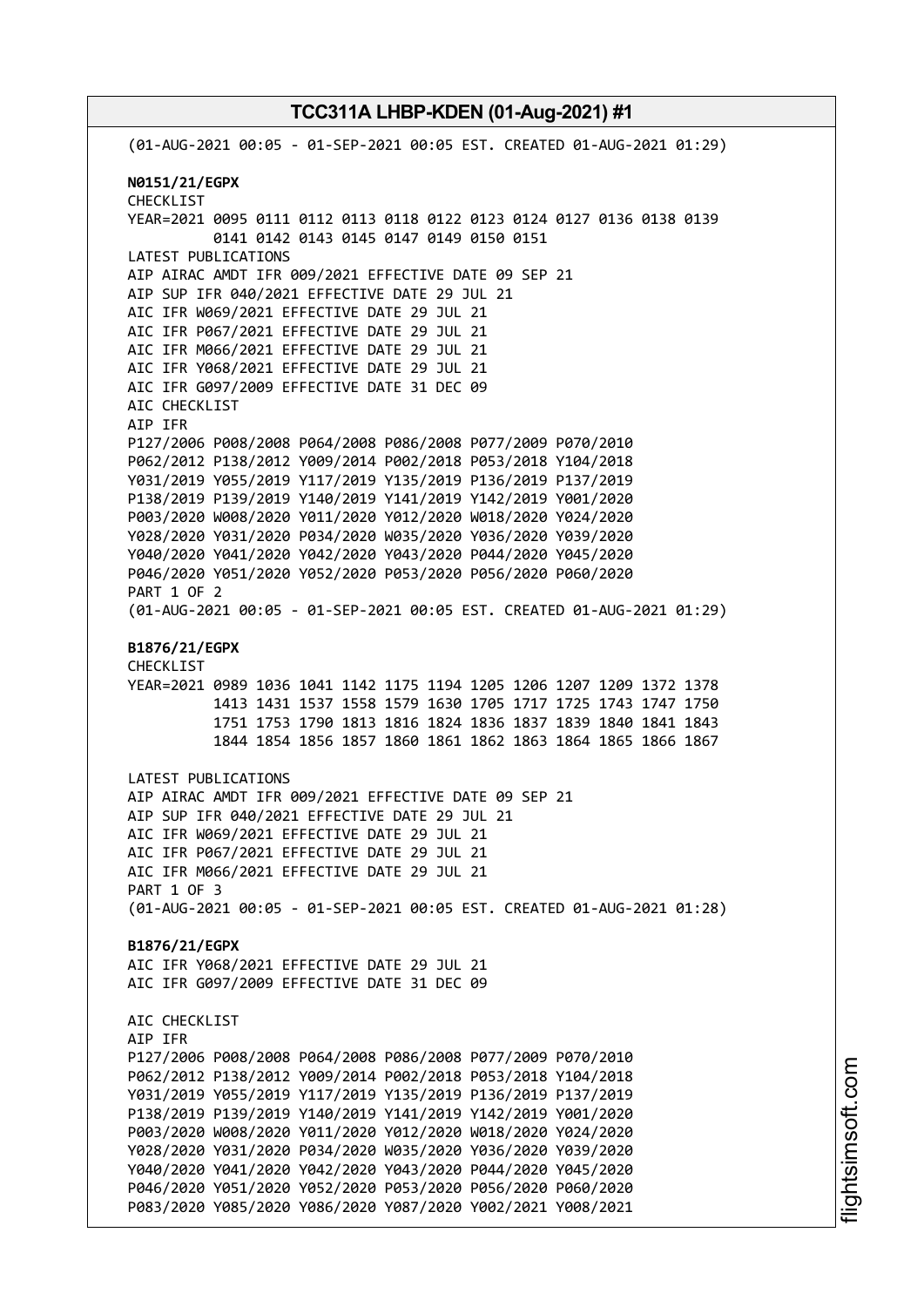(01-AUG-2021 00:05 - 01-SEP-2021 00:05 EST. CREATED 01-AUG-2021 01:29)

**N0151/21/EGPX**
CHECKLIST
YEAR=2021 0095 0111 0112 0113 0118 0122 0123 0124 0127 0136 0138 0139
0141 0142 0143 0145 0147 0149 0150 0151
LATEST PUBLICATIONS
AIP AIRAC AMDT IFR 009/2021 EFFECTIVE DATE 09 SEP 21
AIP SUP IFR 040/2021 EFFECTIVE DATE 29 JUL 21
AIC IFR W069/2021 EFFECTIVE DATE 29 JUL 21
AIC IFR P067/2021 EFFECTIVE DATE 29 JUL 21
AIC IFR M066/2021 EFFECTIVE DATE 29 JUL 21
AIC IFR Y068/2021 EFFECTIVE DATE 29 JUL 21
AIC IFR G097/2009 EFFECTIVE DATE 31 DEC 09
AIC CHECKLIST
AIP IFR
P127/2006 P008/2008 P064/2008 P086/2008 P077/2009 P070/2010
P062/2012 P138/2012 Y009/2014 P002/2018 P053/2018 Y104/2018
Y031/2019 Y055/2019 Y117/2019 Y135/2019 P136/2019 P137/2019
P138/2019 P139/2019 Y140/2019 Y141/2019 Y142/2019 Y001/2020
P003/2020 W008/2020 Y011/2020 Y012/2020 W018/2020 Y024/2020
Y028/2020 Y031/2020 P034/2020 W035/2020 Y036/2020 Y039/2020
Y040/2020 Y041/2020 Y042/2020 Y043/2020 P044/2020 Y045/2020
P046/2020 Y051/2020 Y052/2020 P053/2020 P056/2020 P060/2020
PART 1 OF 2
(01-AUG-2021 00:05 - 01-SEP-2021 00:05 EST. CREATED 01-AUG-2021 01:29)

**B1876/21/EGPX**
CHECKLIST
YEAR=2021 0989 1036 1041 1142 1175 1194 1205 1206 1207 1209 1372 1378
1413 1431 1537 1558 1579 1630 1705 1717 1725 1743 1747 1750
1751 1753 1790 1813 1816 1824 1836 1837 1839 1840 1841 1843
1844 1854 1856 1857 1860 1861 1862 1863 1864 1865 1866 1867

LATEST PUBLICATIONS
AIP AIRAC AMDT IFR 009/2021 EFFECTIVE DATE 09 SEP 21
AIP SUP IFR 040/2021 EFFECTIVE DATE 29 JUL 21
AIC IFR W069/2021 EFFECTIVE DATE 29 JUL 21
AIC IFR P067/2021 EFFECTIVE DATE 29 JUL 21
AIC IFR M066/2021 EFFECTIVE DATE 29 JUL 21
PART 1 OF 3
(01-AUG-2021 00:05 - 01-SEP-2021 00:05 EST. CREATED 01-AUG-2021 01:28)

**B1876/21/EGPX**
AIC IFR Y068/2021 EFFECTIVE DATE 29 JUL 21
AIC IFR G097/2009 EFFECTIVE DATE 31 DEC 09

AIC CHECKLIST
AIP IFR
P127/2006 P008/2008 P064/2008 P086/2008 P077/2009 P070/2010
P062/2012 P138/2012 Y009/2014 P002/2018 P053/2018 Y104/2018
Y031/2019 Y055/2019 Y117/2019 Y135/2019 P136/2019 P137/2019
P138/2019 P139/2019 Y140/2019 Y141/2019 Y142/2019 Y001/2020
P003/2020 W008/2020 Y011/2020 Y012/2020 W018/2020 Y024/2020
Y028/2020 Y031/2020 P034/2020 W035/2020 Y036/2020 Y039/2020
Y040/2020 Y041/2020 Y042/2020 Y043/2020 P044/2020 Y045/2020
P046/2020 Y051/2020 Y052/2020 P053/2020 P056/2020 P060/2020
P083/2020 Y085/2020 Y086/2020 Y087/2020 Y002/2021 Y008/2021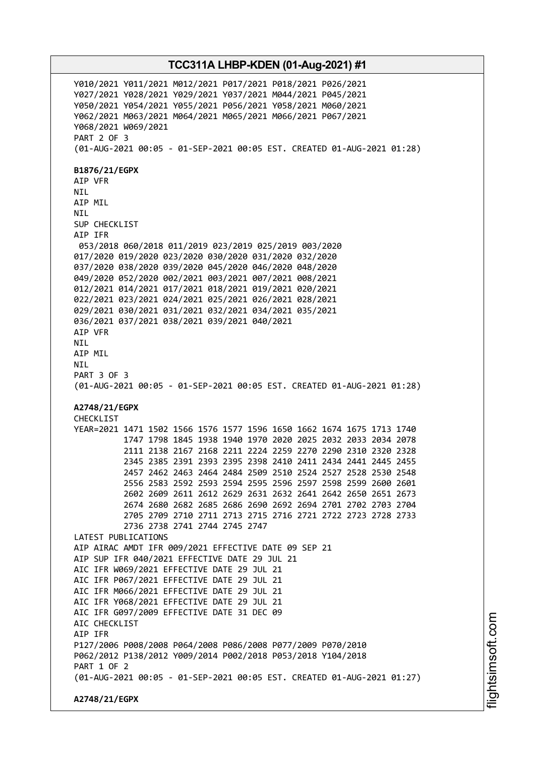Y010/2021 Y011/2021 M012/2021 P017/2021 P018/2021 P026/2021
Y027/2021 Y028/2021 Y029/2021 Y037/2021 M044/2021 P045/2021
Y050/2021 Y054/2021 Y055/2021 P056/2021 Y058/2021 M060/2021
Y062/2021 M063/2021 M064/2021 M065/2021 M066/2021 P067/2021
Y068/2021 W069/2021
PART 2 OF 3
(01-AUG-2021 00:05 - 01-SEP-2021 00:05 EST. CREATED 01-AUG-2021 01:28)

**B1876/21/EGPX**
AIP VFR
NIL
AIP MIL
NIL
SUP CHECKLIST
AIP IFR
053/2018 060/2018 011/2019 023/2019 025/2019 003/2020
017/2020 019/2020 023/2020 030/2020 031/2020 032/2020
037/2020 038/2020 039/2020 045/2020 046/2020 048/2020
049/2020 052/2020 002/2021 003/2021 007/2021 008/2021
012/2021 014/2021 017/2021 018/2021 019/2021 020/2021
022/2021 023/2021 024/2021 025/2021 026/2021 028/2021
029/2021 030/2021 031/2021 032/2021 034/2021 035/2021
036/2021 037/2021 038/2021 039/2021 040/2021
AIP VFR
NIL
AIP MIL
NIL
PART 3 OF 3
(01-AUG-2021 00:05 - 01-SEP-2021 00:05 EST. CREATED 01-AUG-2021 01:28)

**A2748/21/EGPX**
CHECKLIST
YEAR=2021 1471 1502 1566 1576 1577 1596 1650 1662 1674 1675 1713 1740
1747 1798 1845 1938 1940 1970 2020 2025 2032 2033 2034 2078
2111 2138 2167 2168 2211 2224 2259 2270 2290 2310 2320 2328
2345 2385 2391 2393 2395 2398 2410 2411 2434 2441 2445 2455
2457 2462 2463 2464 2484 2509 2510 2524 2527 2528 2530 2548
2556 2583 2592 2593 2594 2595 2596 2597 2598 2599 2600 2601
2602 2609 2611 2612 2629 2631 2632 2641 2642 2650 2651 2673
2674 2680 2682 2685 2686 2690 2692 2694 2701 2702 2703 2704
2705 2709 2710 2711 2713 2715 2716 2721 2722 2723 2728 2733
2736 2738 2741 2744 2745 2747
LATEST PUBLICATIONS
AIP AIRAC AMDT IFR 009/2021 EFFECTIVE DATE 09 SEP 21
AIP SUP IFR 040/2021 EFFECTIVE DATE 29 JUL 21
AIC IFR W069/2021 EFFECTIVE DATE 29 JUL 21
AIC IFR P067/2021 EFFECTIVE DATE 29 JUL 21
AIC IFR M066/2021 EFFECTIVE DATE 29 JUL 21
AIC IFR Y068/2021 EFFECTIVE DATE 29 JUL 21
AIC IFR G097/2009 EFFECTIVE DATE 31 DEC 09
AIC CHECKLIST
AIP IFR
P127/2006 P008/2008 P064/2008 P086/2008 P077/2009 P070/2010
P062/2012 P138/2012 Y009/2014 P002/2018 P053/2018 Y104/2018
PART 1 OF 2
(01-AUG-2021 00:05 - 01-SEP-2021 00:05 EST. CREATED 01-AUG-2021 01:27)

**A2748/21/EGPX**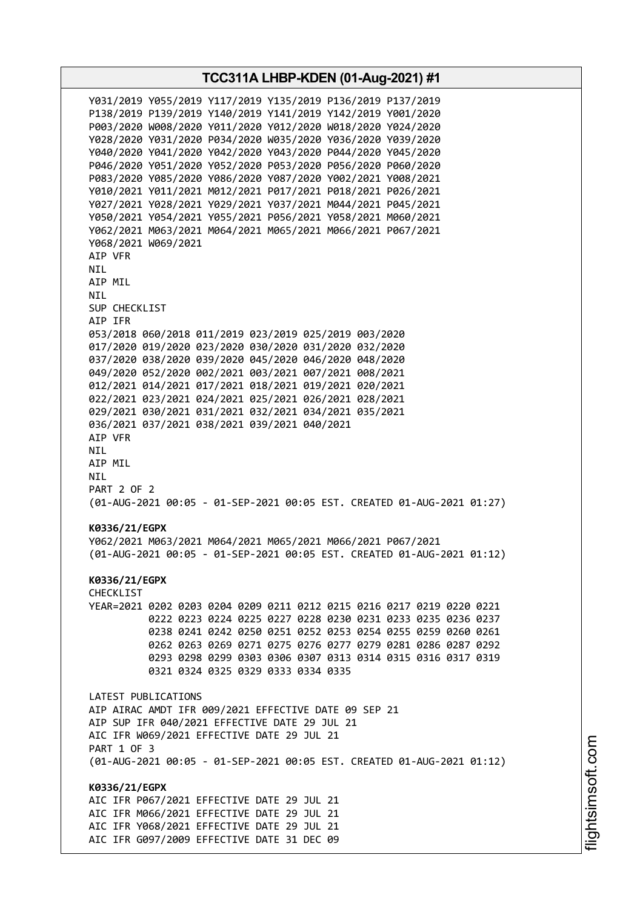Y031/2019 Y055/2019 Y117/2019 Y135/2019 P136/2019 P137/2019
P138/2019 P139/2019 Y140/2019 Y141/2019 Y142/2019 Y001/2020
P003/2020 W008/2020 Y011/2020 Y012/2020 W018/2020 Y024/2020
Y028/2020 Y031/2020 P034/2020 W035/2020 Y036/2020 Y039/2020
Y040/2020 Y041/2020 Y042/2020 Y043/2020 P044/2020 Y045/2020
P046/2020 Y051/2020 Y052/2020 P053/2020 P056/2020 P060/2020
P083/2020 Y085/2020 Y086/2020 Y087/2020 Y002/2021 Y008/2021
Y010/2021 Y011/2021 M012/2021 P017/2021 P018/2021 P026/2021
Y027/2021 Y028/2021 Y029/2021 Y037/2021 M044/2021 P045/2021
Y050/2021 Y054/2021 Y055/2021 P056/2021 Y058/2021 M060/2021
Y062/2021 M063/2021 M064/2021 M065/2021 M066/2021 P067/2021
Y068/2021 W069/2021
AIP VFR
NIL
AIP MIL
NIL
SUP CHECKLIST
AIP IFR
053/2018 060/2018 011/2019 023/2019 025/2019 003/2020
017/2020 019/2020 023/2020 030/2020 031/2020 032/2020
037/2020 038/2020 039/2020 045/2020 046/2020 048/2020
049/2020 052/2020 002/2021 003/2021 007/2021 008/2021
012/2021 014/2021 017/2021 018/2021 019/2021 020/2021
022/2021 023/2021 024/2021 025/2021 026/2021 028/2021
029/2021 030/2021 031/2021 032/2021 034/2021 035/2021
036/2021 037/2021 038/2021 039/2021 040/2021
AIP VFR
NIL
AIP MIL
NIL
PART 2 OF 2
(01-AUG-2021 00:05 - 01-SEP-2021 00:05 EST. CREATED 01-AUG-2021 01:27)

**K0336/21/EGPX**
Y062/2021 M063/2021 M064/2021 M065/2021 M066/2021 P067/2021
(01-AUG-2021 00:05 - 01-SEP-2021 00:05 EST. CREATED 01-AUG-2021 01:12)

**K0336/21/EGPX**
CHECKLIST
YEAR=2021 0202 0203 0204 0209 0211 0212 0215 0216 0217 0219 0220 0221
0222 0223 0224 0225 0227 0228 0230 0231 0233 0235 0236 0237
0238 0241 0242 0250 0251 0252 0253 0254 0255 0259 0260 0261
0262 0263 0269 0271 0275 0276 0277 0279 0281 0286 0287 0292
0293 0298 0299 0303 0306 0307 0313 0314 0315 0316 0317 0319
0321 0324 0325 0329 0333 0334 0335

LATEST PUBLICATIONS
AIP AIRAC AMDT IFR 009/2021 EFFECTIVE DATE 09 SEP 21
AIP SUP IFR 040/2021 EFFECTIVE DATE 29 JUL 21
AIC IFR W069/2021 EFFECTIVE DATE 29 JUL 21
PART 1 OF 3
(01-AUG-2021 00:05 - 01-SEP-2021 00:05 EST. CREATED 01-AUG-2021 01:12)

**K0336/21/EGPX**
AIC IFR P067/2021 EFFECTIVE DATE 29 JUL 21
AIC IFR M066/2021 EFFECTIVE DATE 29 JUL 21
AIC IFR Y068/2021 EFFECTIVE DATE 29 JUL 21
AIC IFR G097/2009 EFFECTIVE DATE 31 DEC 09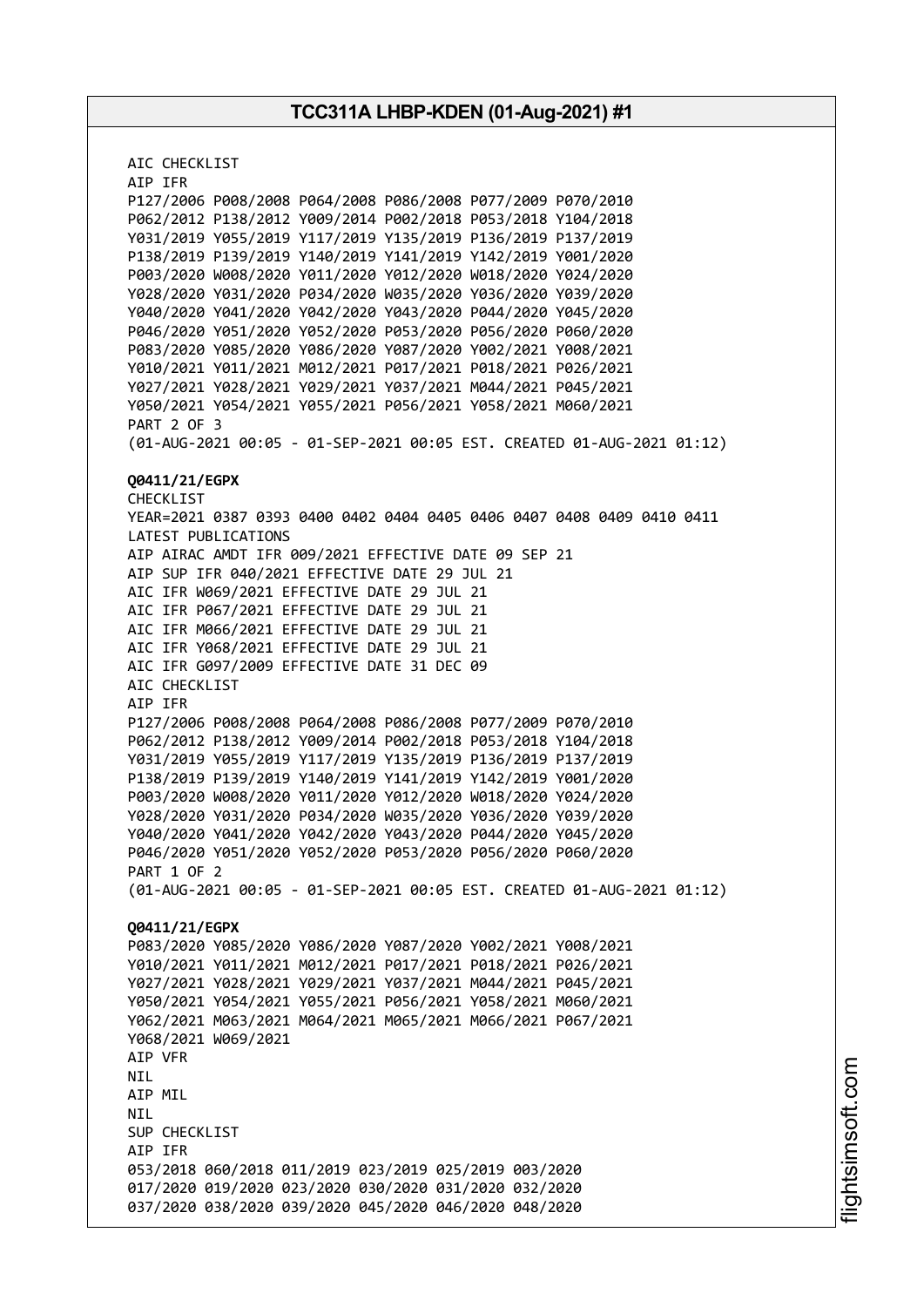AIC CHECKLIST
AIP IFR
P127/2006 P008/2008 P064/2008 P086/2008 P077/2009 P070/2010
P062/2012 P138/2012 Y009/2014 P002/2018 P053/2018 Y104/2018
Y031/2019 Y055/2019 Y117/2019 Y135/2019 P136/2019 P137/2019
P138/2019 P139/2019 Y140/2019 Y141/2019 Y142/2019 Y001/2020
P003/2020 W008/2020 Y011/2020 Y012/2020 W018/2020 Y024/2020
Y028/2020 Y031/2020 P034/2020 W035/2020 Y036/2020 Y039/2020
Y040/2020 Y041/2020 Y042/2020 Y043/2020 P044/2020 Y045/2020
P046/2020 Y051/2020 Y052/2020 P053/2020 P056/2020 P060/2020
P083/2020 Y085/2020 Y086/2020 Y087/2020 Y002/2021 Y008/2021
Y010/2021 Y011/2021 M012/2021 P017/2021 P018/2021 P026/2021
Y027/2021 Y028/2021 Y029/2021 Y037/2021 M044/2021 P045/2021
Y050/2021 Y054/2021 Y055/2021 P056/2021 Y058/2021 M060/2021
PART 2 OF 3
(01-AUG-2021 00:05 - 01-SEP-2021 00:05 EST. CREATED 01-AUG-2021 01:12)

**Q0411/21/EGPX**
CHECKLIST
YEAR=2021 0387 0393 0400 0402 0404 0405 0406 0407 0408 0409 0410 0411
LATEST PUBLICATIONS
AIP AIRAC AMDT IFR 009/2021 EFFECTIVE DATE 09 SEP 21
AIP SUP IFR 040/2021 EFFECTIVE DATE 29 JUL 21
AIC IFR W069/2021 EFFECTIVE DATE 29 JUL 21
AIC IFR P067/2021 EFFECTIVE DATE 29 JUL 21
AIC IFR M066/2021 EFFECTIVE DATE 29 JUL 21
AIC IFR Y068/2021 EFFECTIVE DATE 29 JUL 21
AIC IFR G097/2009 EFFECTIVE DATE 31 DEC 09
AIC CHECKLIST
AIP IFR
P127/2006 P008/2008 P064/2008 P086/2008 P077/2009 P070/2010
P062/2012 P138/2012 Y009/2014 P002/2018 P053/2018 Y104/2018
Y031/2019 Y055/2019 Y117/2019 Y135/2019 P136/2019 P137/2019
P138/2019 P139/2019 Y140/2019 Y141/2019 Y142/2019 Y001/2020
P003/2020 W008/2020 Y011/2020 Y012/2020 W018/2020 Y024/2020
Y028/2020 Y031/2020 P034/2020 W035/2020 Y036/2020 Y039/2020
Y040/2020 Y041/2020 Y042/2020 Y043/2020 P044/2020 Y045/2020
P046/2020 Y051/2020 Y052/2020 P053/2020 P056/2020 P060/2020
PART 1 OF 2
(01-AUG-2021 00:05 - 01-SEP-2021 00:05 EST. CREATED 01-AUG-2021 01:12)

**Q0411/21/EGPX**
P083/2020 Y085/2020 Y086/2020 Y087/2020 Y002/2021 Y008/2021
Y010/2021 Y011/2021 M012/2021 P017/2021 P018/2021 P026/2021
Y027/2021 Y028/2021 Y029/2021 Y037/2021 M044/2021 P045/2021
Y050/2021 Y054/2021 Y055/2021 P056/2021 Y058/2021 M060/2021
Y062/2021 M063/2021 M064/2021 M065/2021 M066/2021 P067/2021
Y068/2021 W069/2021
AIP VFR
NIL
AIP MIL
NIL
SUP CHECKLIST
AIP IFR
053/2018 060/2018 011/2019 023/2019 025/2019 003/2020
017/2020 019/2020 023/2020 030/2020 031/2020 032/2020
037/2020 038/2020 039/2020 045/2020 046/2020 048/2020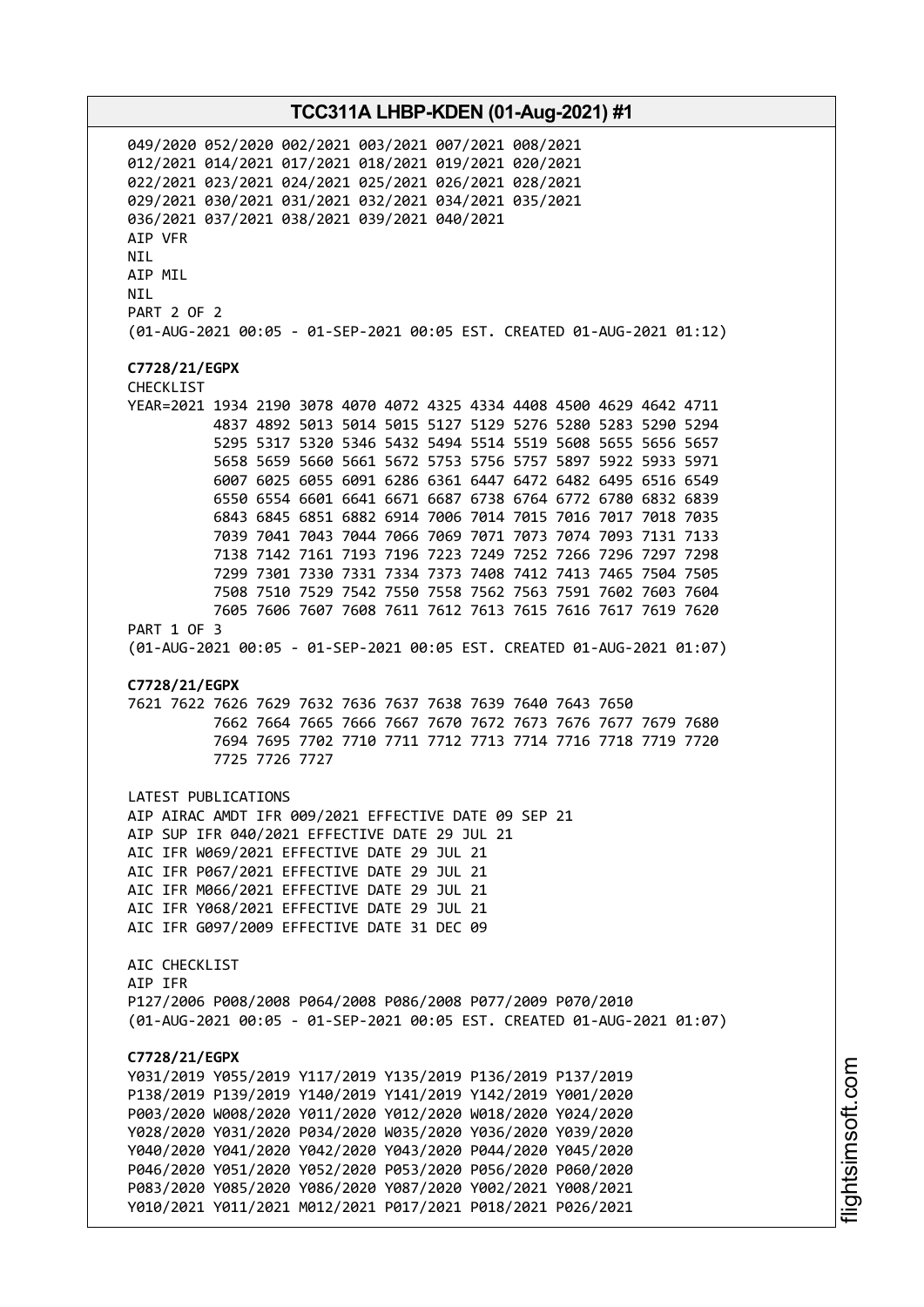049/2020 052/2020 002/2021 003/2021 007/2021 008/2021
012/2021 014/2021 017/2021 018/2021 019/2021 020/2021
022/2021 023/2021 024/2021 025/2021 026/2021 028/2021
029/2021 030/2021 031/2021 032/2021 034/2021 035/2021
036/2021 037/2021 038/2021 039/2021 040/2021
AIP VFR
NIL
AIP MIL
NIL
PART 2 OF 2
(01-AUG-2021 00:05 - 01-SEP-2021 00:05 EST. CREATED 01-AUG-2021 01:12)

**C7728/21/EGPX**
CHECKLIST
YEAR=2021 1934 2190 3078 4070 4072 4325 4334 4408 4500 4629 4642 4711
4837 4892 5013 5014 5015 5127 5129 5276 5280 5283 5290 5294
5295 5317 5320 5346 5432 5494 5514 5519 5608 5655 5656 5657
5658 5659 5660 5661 5672 5753 5756 5757 5897 5922 5933 5971
6007 6025 6055 6091 6286 6361 6447 6472 6482 6495 6516 6549
6550 6554 6601 6641 6671 6687 6738 6764 6772 6780 6832 6839
6843 6845 6851 6882 6914 7006 7014 7015 7016 7017 7018 7035
7039 7041 7043 7044 7066 7069 7071 7073 7074 7093 7131 7133
7138 7142 7161 7193 7196 7223 7249 7252 7266 7296 7297 7298
7299 7301 7330 7331 7334 7373 7408 7412 7413 7465 7504 7505
7508 7510 7529 7542 7550 7558 7562 7563 7591 7602 7603 7604
7605 7606 7607 7608 7611 7612 7613 7615 7616 7617 7619 7620
PART 1 OF 3
(01-AUG-2021 00:05 - 01-SEP-2021 00:05 EST. CREATED 01-AUG-2021 01:07)

**C7728/21/EGPX**
7621 7622 7626 7629 7632 7636 7637 7638 7639 7640 7643 7650
7662 7664 7665 7666 7667 7670 7672 7673 7676 7677 7679 7680
7694 7695 7702 7710 7711 7712 7713 7714 7716 7718 7719 7720
7725 7726 7727

LATEST PUBLICATIONS
AIP AIRAC AMDT IFR 009/2021 EFFECTIVE DATE 09 SEP 21
AIP SUP IFR 040/2021 EFFECTIVE DATE 29 JUL 21
AIC IFR W069/2021 EFFECTIVE DATE 29 JUL 21
AIC IFR P067/2021 EFFECTIVE DATE 29 JUL 21
AIC IFR M066/2021 EFFECTIVE DATE 29 JUL 21
AIC IFR Y068/2021 EFFECTIVE DATE 29 JUL 21
AIC IFR G097/2009 EFFECTIVE DATE 31 DEC 09

AIC CHECKLIST
AIP IFR
P127/2006 P008/2008 P064/2008 P086/2008 P077/2009 P070/2010
(01-AUG-2021 00:05 - 01-SEP-2021 00:05 EST. CREATED 01-AUG-2021 01:07)

**C7728/21/EGPX**
Y031/2019 Y055/2019 Y117/2019 Y135/2019 P136/2019 P137/2019
P138/2019 P139/2019 Y140/2019 Y141/2019 Y142/2019 Y001/2020
P003/2020 W008/2020 Y011/2020 Y012/2020 W018/2020 Y024/2020
Y028/2020 Y031/2020 P034/2020 W035/2020 Y036/2020 Y039/2020
Y040/2020 Y041/2020 Y042/2020 Y043/2020 P044/2020 Y045/2020
P046/2020 Y051/2020 Y052/2020 P053/2020 P056/2020 P060/2020
P083/2020 Y085/2020 Y086/2020 Y087/2020 Y002/2021 Y008/2021
Y010/2021 Y011/2021 M012/2021 P017/2021 P018/2021 P026/2021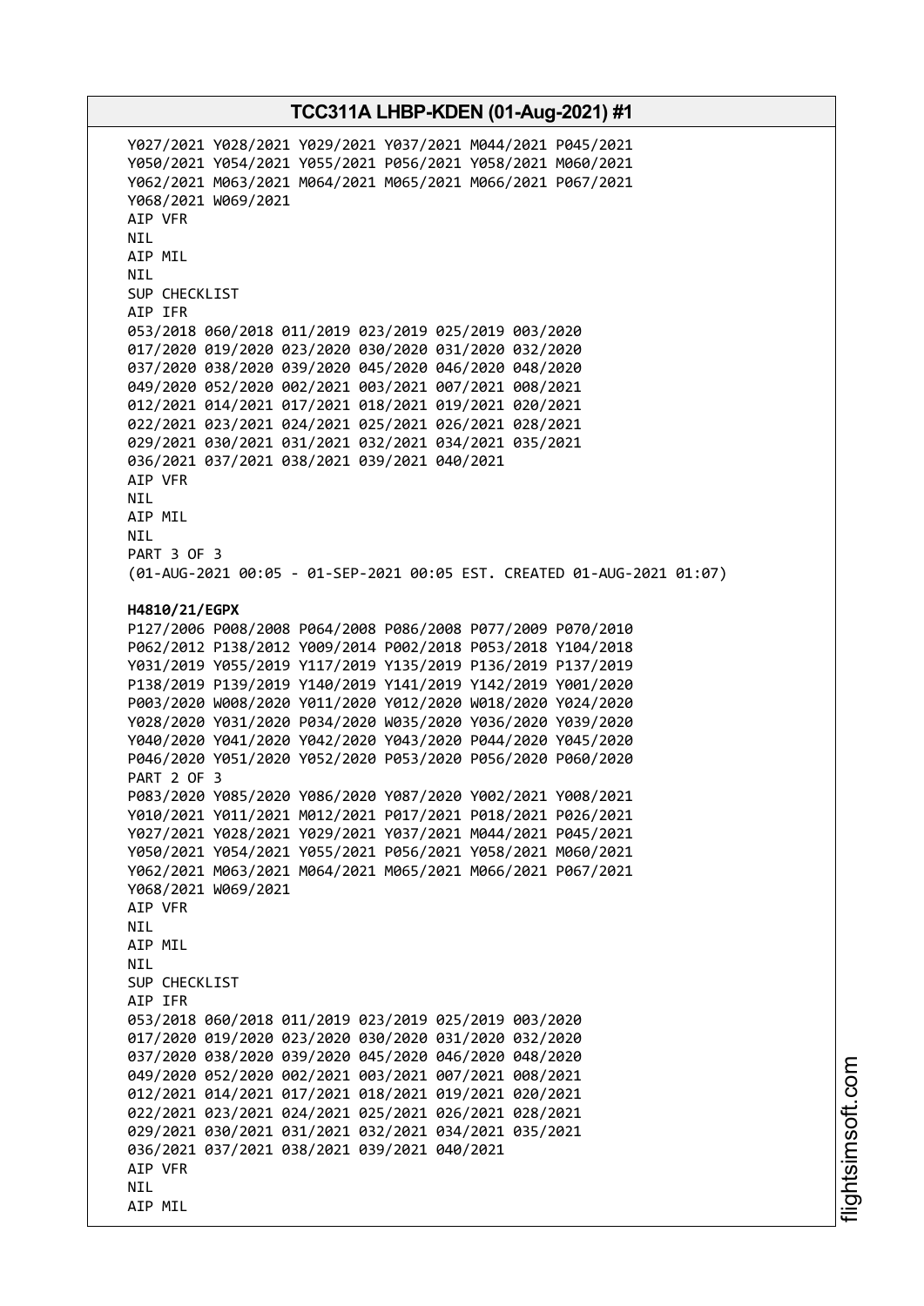Y027/2021 Y028/2021 Y029/2021 Y037/2021 M044/2021 P045/2021
Y050/2021 Y054/2021 Y055/2021 P056/2021 Y058/2021 M060/2021
Y062/2021 M063/2021 M064/2021 M065/2021 M066/2021 P067/2021
Y068/2021 W069/2021
AIP VFR
NIL
AIP MIL
NIL
SUP CHECKLIST
AIP IFR
053/2018 060/2018 011/2019 023/2019 025/2019 003/2020
017/2020 019/2020 023/2020 030/2020 031/2020 032/2020
037/2020 038/2020 039/2020 045/2020 046/2020 048/2020
049/2020 052/2020 002/2021 003/2021 007/2021 008/2021
012/2021 014/2021 017/2021 018/2021 019/2021 020/2021
022/2021 023/2021 024/2021 025/2021 026/2021 028/2021
029/2021 030/2021 031/2021 032/2021 034/2021 035/2021
036/2021 037/2021 038/2021 039/2021 040/2021
AIP VFR
NIL
AIP MIL
NIL
PART 3 OF 3
(01-AUG-2021 00:05 - 01-SEP-2021 00:05 EST. CREATED 01-AUG-2021 01:07)

**H4810/21/EGPX**
P127/2006 P008/2008 P064/2008 P086/2008 P077/2009 P070/2010
P062/2012 P138/2012 Y009/2014 P002/2018 P053/2018 Y104/2018
Y031/2019 Y055/2019 Y117/2019 Y135/2019 P136/2019 P137/2019
P138/2019 P139/2019 Y140/2019 Y141/2019 Y142/2019 Y001/2020
P003/2020 W008/2020 Y011/2020 Y012/2020 W018/2020 Y024/2020
Y028/2020 Y031/2020 P034/2020 W035/2020 Y036/2020 Y039/2020
Y040/2020 Y041/2020 Y042/2020 Y043/2020 P044/2020 Y045/2020
P046/2020 Y051/2020 Y052/2020 P053/2020 P056/2020 P060/2020
PART 2 OF 3
P083/2020 Y085/2020 Y086/2020 Y087/2020 Y002/2021 Y008/2021
Y010/2021 Y011/2021 M012/2021 P017/2021 P018/2021 P026/2021
Y027/2021 Y028/2021 Y029/2021 Y037/2021 M044/2021 P045/2021
Y050/2021 Y054/2021 Y055/2021 P056/2021 Y058/2021 M060/2021
Y062/2021 M063/2021 M064/2021 M065/2021 M066/2021 P067/2021
Y068/2021 W069/2021
AIP VFR
NIL
AIP MIL
NIL
SUP CHECKLIST
AIP IFR
053/2018 060/2018 011/2019 023/2019 025/2019 003/2020
017/2020 019/2020 023/2020 030/2020 031/2020 032/2020
037/2020 038/2020 039/2020 045/2020 046/2020 048/2020
049/2020 052/2020 002/2021 003/2021 007/2021 008/2021
012/2021 014/2021 017/2021 018/2021 019/2021 020/2021
022/2021 023/2021 024/2021 025/2021 026/2021 028/2021
029/2021 030/2021 031/2021 032/2021 034/2021 035/2021
036/2021 037/2021 038/2021 039/2021 040/2021
AIP VFR
NIL
AIP MIL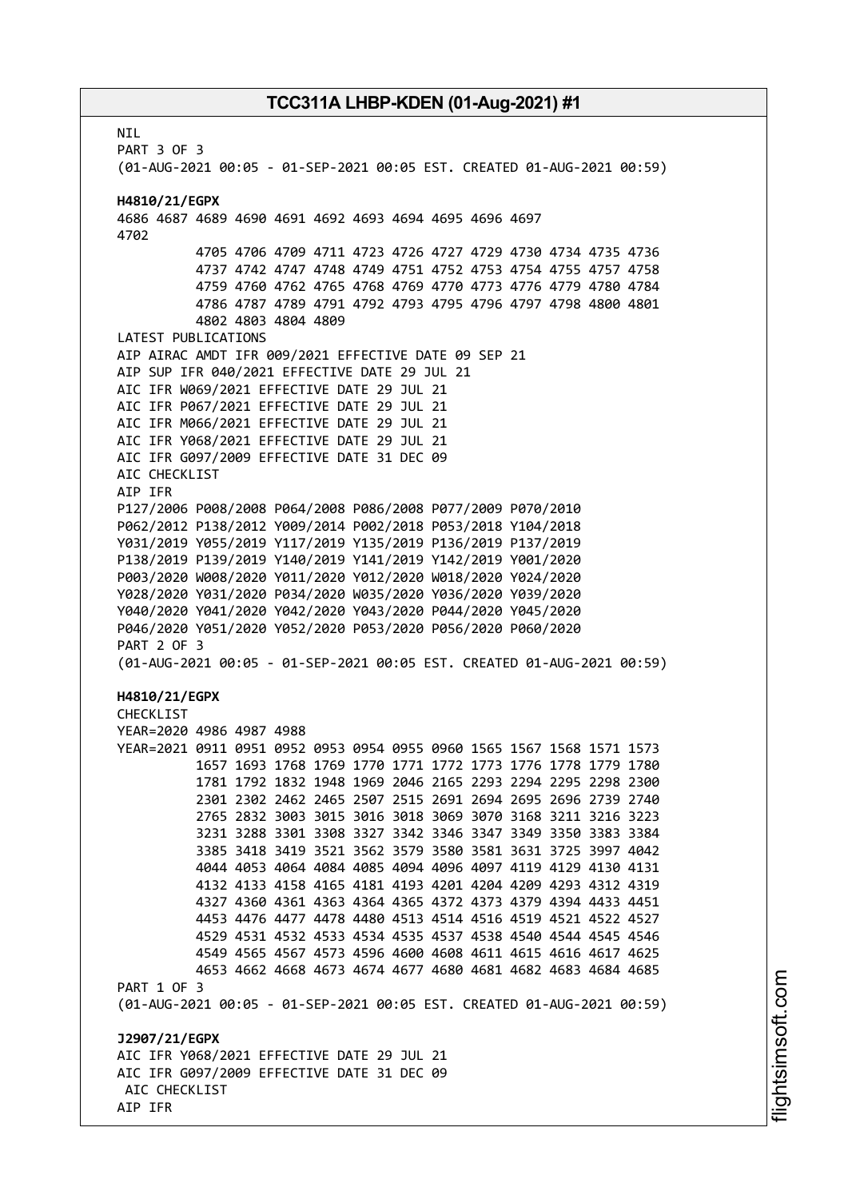NIL
PART 3 OF 3
(01-AUG-2021 00:05 - 01-SEP-2021 00:05 EST. CREATED 01-AUG-2021 00:59)

**H4810/21/EGPX**
4686 4687 4689 4690 4691 4692 4693 4694 4695 4696 4697
4702
4705 4706 4709 4711 4723 4726 4727 4729 4730 4734 4735 4736
4737 4742 4747 4748 4749 4751 4752 4753 4754 4755 4757 4758
4759 4760 4762 4765 4768 4769 4770 4773 4776 4779 4780 4784
4786 4787 4789 4791 4792 4793 4795 4796 4797 4798 4800 4801
4802 4803 4804 4809
LATEST PUBLICATIONS
AIP AIRAC AMDT IFR 009/2021 EFFECTIVE DATE 09 SEP 21
AIP SUP IFR 040/2021 EFFECTIVE DATE 29 JUL 21
AIC IFR W069/2021 EFFECTIVE DATE 29 JUL 21
AIC IFR P067/2021 EFFECTIVE DATE 29 JUL 21
AIC IFR M066/2021 EFFECTIVE DATE 29 JUL 21
AIC IFR Y068/2021 EFFECTIVE DATE 29 JUL 21
AIC IFR G097/2009 EFFECTIVE DATE 31 DEC 09
AIC CHECKLIST
AIP IFR
P127/2006 P008/2008 P064/2008 P086/2008 P077/2009 P070/2010
P062/2012 P138/2012 Y009/2014 P002/2018 P053/2018 Y104/2018
Y031/2019 Y055/2019 Y117/2019 Y135/2019 P136/2019 P137/2019
P138/2019 P139/2019 Y140/2019 Y141/2019 Y142/2019 Y001/2020
P003/2020 W008/2020 Y011/2020 Y012/2020 W018/2020 Y024/2020
Y028/2020 Y031/2020 P034/2020 W035/2020 Y036/2020 Y039/2020
Y040/2020 Y041/2020 Y042/2020 Y043/2020 P044/2020 Y045/2020
P046/2020 Y051/2020 Y052/2020 P053/2020 P056/2020 P060/2020
PART 2 OF 3
(01-AUG-2021 00:05 - 01-SEP-2021 00:05 EST. CREATED 01-AUG-2021 00:59)

**H4810/21/EGPX**
CHECKLIST
YEAR=2020 4986 4987 4988
YEAR=2021 0911 0951 0952 0953 0954 0955 0960 1565 1567 1568 1571 1573
1657 1693 1768 1769 1770 1771 1772 1773 1776 1778 1779 1780
1781 1792 1832 1948 1969 2046 2165 2293 2294 2295 2298 2300
2301 2302 2462 2465 2507 2515 2691 2694 2695 2696 2739 2740
2765 2832 3003 3015 3016 3018 3069 3070 3168 3211 3216 3223
3231 3288 3301 3308 3327 3342 3346 3347 3349 3350 3383 3384
3385 3418 3419 3521 3562 3579 3580 3581 3631 3725 3997 4042
4044 4053 4064 4084 4085 4094 4096 4097 4119 4129 4130 4131
4132 4133 4158 4165 4181 4193 4201 4204 4209 4293 4312 4319
4327 4360 4361 4363 4364 4365 4372 4373 4379 4394 4433 4451
4453 4476 4477 4478 4480 4513 4514 4516 4519 4521 4522 4527
4529 4531 4532 4533 4534 4535 4537 4538 4540 4544 4545 4546
4549 4565 4567 4573 4596 4600 4608 4611 4615 4616 4617 4625
4653 4662 4668 4673 4674 4677 4680 4681 4682 4683 4684 4685
PART 1 OF 3
(01-AUG-2021 00:05 - 01-SEP-2021 00:05 EST. CREATED 01-AUG-2021 00:59)

**J2907/21/EGPX**
AIC IFR Y068/2021 EFFECTIVE DATE 29 JUL 21
AIC IFR G097/2009 EFFECTIVE DATE 31 DEC 09
AIC CHECKLIST
AIP IFR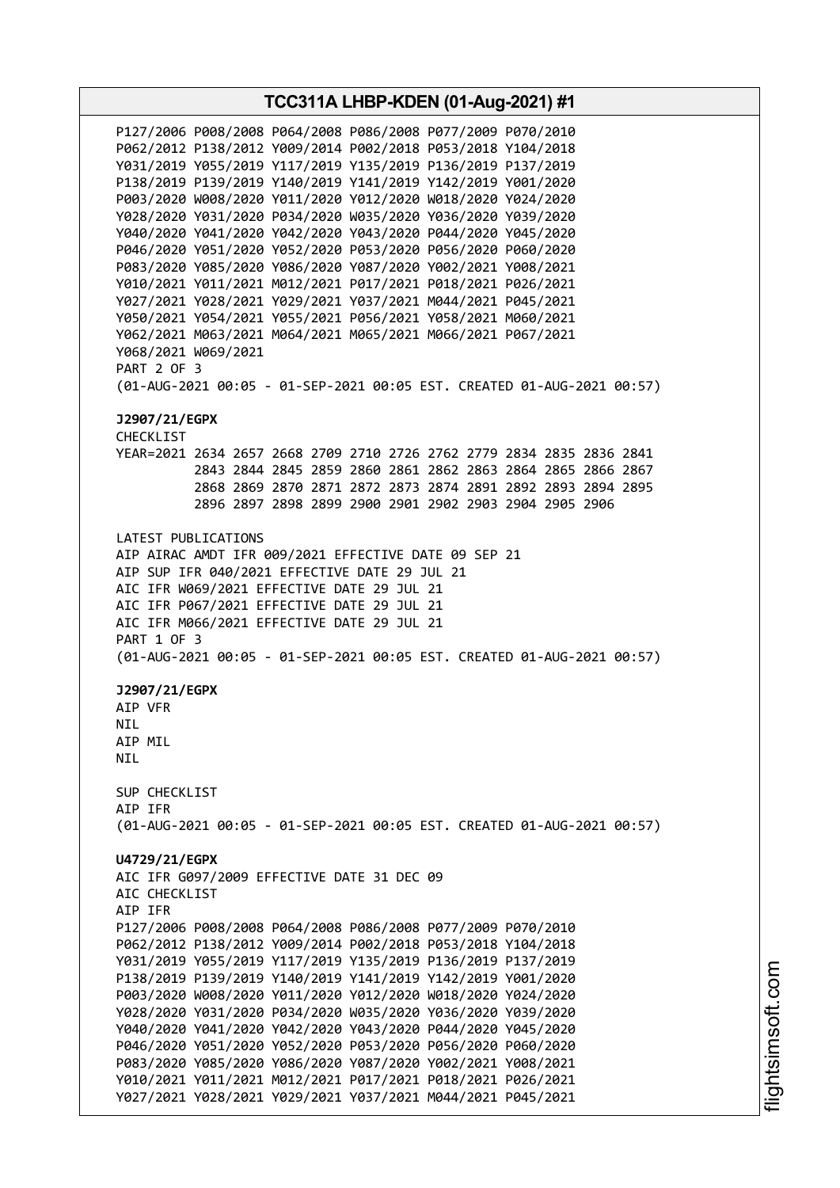P127/2006 P008/2008 P064/2008 P086/2008 P077/2009 P070/2010
P062/2012 P138/2012 Y009/2014 P002/2018 P053/2018 Y104/2018
Y031/2019 Y055/2019 Y117/2019 Y135/2019 P136/2019 P137/2019
P138/2019 P139/2019 Y140/2019 Y141/2019 Y142/2019 Y001/2020
P003/2020 W008/2020 Y011/2020 Y012/2020 W018/2020 Y024/2020
Y028/2020 Y031/2020 P034/2020 W035/2020 Y036/2020 Y039/2020
Y040/2020 Y041/2020 Y042/2020 Y043/2020 P044/2020 Y045/2020
P046/2020 Y051/2020 Y052/2020 P053/2020 P056/2020 P060/2020
P083/2020 Y085/2020 Y086/2020 Y087/2020 Y002/2021 Y008/2021
Y010/2021 Y011/2021 M012/2021 P017/2021 P018/2021 P026/2021
Y027/2021 Y028/2021 Y029/2021 Y037/2021 M044/2021 P045/2021
Y050/2021 Y054/2021 Y055/2021 P056/2021 Y058/2021 M060/2021
Y062/2021 M063/2021 M064/2021 M065/2021 M066/2021 P067/2021
Y068/2021 W069/2021
PART 2 OF 3
(01-AUG-2021 00:05 - 01-SEP-2021 00:05 EST. CREATED 01-AUG-2021 00:57)

**J2907/21/EGPX**
CHECKLIST
YEAR=2021 2634 2657 2668 2709 2710 2726 2762 2779 2834 2835 2836 2841
2843 2844 2845 2859 2860 2861 2862 2863 2864 2865 2866 2867
2868 2869 2870 2871 2872 2873 2874 2891 2892 2893 2894 2895
2896 2897 2898 2899 2900 2901 2902 2903 2904 2905 2906

LATEST PUBLICATIONS
AIP AIRAC AMDT IFR 009/2021 EFFECTIVE DATE 09 SEP 21
AIP SUP IFR 040/2021 EFFECTIVE DATE 29 JUL 21
AIC IFR W069/2021 EFFECTIVE DATE 29 JUL 21
AIC IFR P067/2021 EFFECTIVE DATE 29 JUL 21
AIC IFR M066/2021 EFFECTIVE DATE 29 JUL 21
PART 1 OF 3
(01-AUG-2021 00:05 - 01-SEP-2021 00:05 EST. CREATED 01-AUG-2021 00:57)

**J2907/21/EGPX**
AIP VFR
NIL
AIP MIL
NIL

SUP CHECKLIST
AIP IFR
(01-AUG-2021 00:05 - 01-SEP-2021 00:05 EST. CREATED 01-AUG-2021 00:57)

**U4729/21/EGPX**
AIC IFR G097/2009 EFFECTIVE DATE 31 DEC 09
AIC CHECKLIST
AIP IFR
P127/2006 P008/2008 P064/2008 P086/2008 P077/2009 P070/2010
P062/2012 P138/2012 Y009/2014 P002/2018 P053/2018 Y104/2018
Y031/2019 Y055/2019 Y117/2019 Y135/2019 P136/2019 P137/2019
P138/2019 P139/2019 Y140/2019 Y141/2019 Y142/2019 Y001/2020
P003/2020 W008/2020 Y011/2020 Y012/2020 W018/2020 Y024/2020
Y028/2020 Y031/2020 P034/2020 W035/2020 Y036/2020 Y039/2020
Y040/2020 Y041/2020 Y042/2020 Y043/2020 P044/2020 Y045/2020
P046/2020 Y051/2020 Y052/2020 P053/2020 P056/2020 P060/2020
P083/2020 Y085/2020 Y086/2020 Y087/2020 Y002/2021 Y008/2021
Y010/2021 Y011/2021 M012/2021 P017/2021 P018/2021 P026/2021
Y027/2021 Y028/2021 Y029/2021 Y037/2021 M044/2021 P045/2021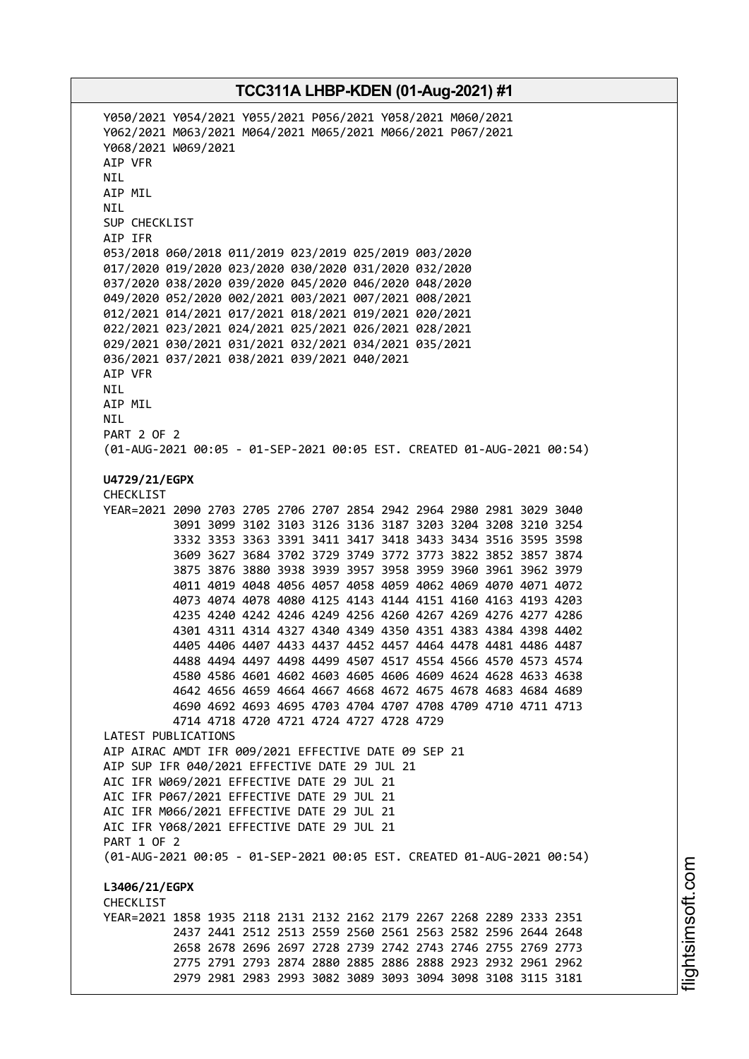Y050/2021 Y054/2021 Y055/2021 P056/2021 Y058/2021 M060/2021
Y062/2021 M063/2021 M064/2021 M065/2021 M066/2021 P067/2021
Y068/2021 W069/2021
AIP VFR
NIL
AIP MIL
NIL
SUP CHECKLIST
AIP IFR
053/2018 060/2018 011/2019 023/2019 025/2019 003/2020
017/2020 019/2020 023/2020 030/2020 031/2020 032/2020
037/2020 038/2020 039/2020 045/2020 046/2020 048/2020
049/2020 052/2020 002/2021 003/2021 007/2021 008/2021
012/2021 014/2021 017/2021 018/2021 019/2021 020/2021
022/2021 023/2021 024/2021 025/2021 026/2021 028/2021
029/2021 030/2021 031/2021 032/2021 034/2021 035/2021
036/2021 037/2021 038/2021 039/2021 040/2021
AIP VFR
NIL
AIP MIL
NIL
PART 2 OF 2
(01-AUG-2021 00:05 - 01-SEP-2021 00:05 EST. CREATED 01-AUG-2021 00:54)

**U4729/21/EGPX**
CHECKLIST
YEAR=2021 2090 2703 2705 2706 2707 2854 2942 2964 2980 2981 3029 3040
3091 3099 3102 3103 3126 3136 3187 3203 3204 3208 3210 3254
3332 3353 3363 3391 3411 3417 3418 3433 3434 3516 3595 3598
3609 3627 3684 3702 3729 3749 3772 3773 3822 3852 3857 3874
3875 3876 3880 3938 3939 3957 3958 3959 3960 3961 3962 3979
4011 4019 4048 4056 4057 4058 4059 4062 4069 4070 4071 4072
4073 4074 4078 4080 4125 4143 4144 4151 4160 4163 4193 4203
4235 4240 4242 4246 4249 4256 4260 4267 4269 4276 4277 4286
4301 4311 4314 4327 4340 4349 4350 4351 4383 4384 4398 4402
4405 4406 4407 4433 4437 4452 4457 4464 4478 4481 4486 4487
4488 4494 4497 4498 4499 4507 4517 4554 4566 4570 4573 4574
4580 4586 4601 4602 4603 4605 4606 4609 4624 4628 4633 4638
4642 4656 4659 4664 4667 4668 4672 4675 4678 4683 4684 4689
4690 4692 4693 4695 4703 4704 4707 4708 4709 4710 4711 4713
4714 4718 4720 4721 4724 4727 4728 4729
LATEST PUBLICATIONS
AIP AIRAC AMDT IFR 009/2021 EFFECTIVE DATE 09 SEP 21
AIP SUP IFR 040/2021 EFFECTIVE DATE 29 JUL 21
AIC IFR W069/2021 EFFECTIVE DATE 29 JUL 21
AIC IFR P067/2021 EFFECTIVE DATE 29 JUL 21
AIC IFR M066/2021 EFFECTIVE DATE 29 JUL 21
AIC IFR Y068/2021 EFFECTIVE DATE 29 JUL 21
PART 1 OF 2
(01-AUG-2021 00:05 - 01-SEP-2021 00:05 EST. CREATED 01-AUG-2021 00:54)

**L3406/21/EGPX**
CHECKLIST
YEAR=2021 1858 1935 2118 2131 2132 2162 2179 2267 2268 2289 2333 2351
2437 2441 2512 2513 2559 2560 2561 2563 2582 2596 2644 2648
2658 2678 2696 2697 2728 2739 2742 2743 2746 2755 2769 2773
2775 2791 2793 2874 2880 2885 2886 2888 2923 2932 2961 2962
2979 2981 2983 2993 3082 3089 3093 3094 3098 3108 3115 3181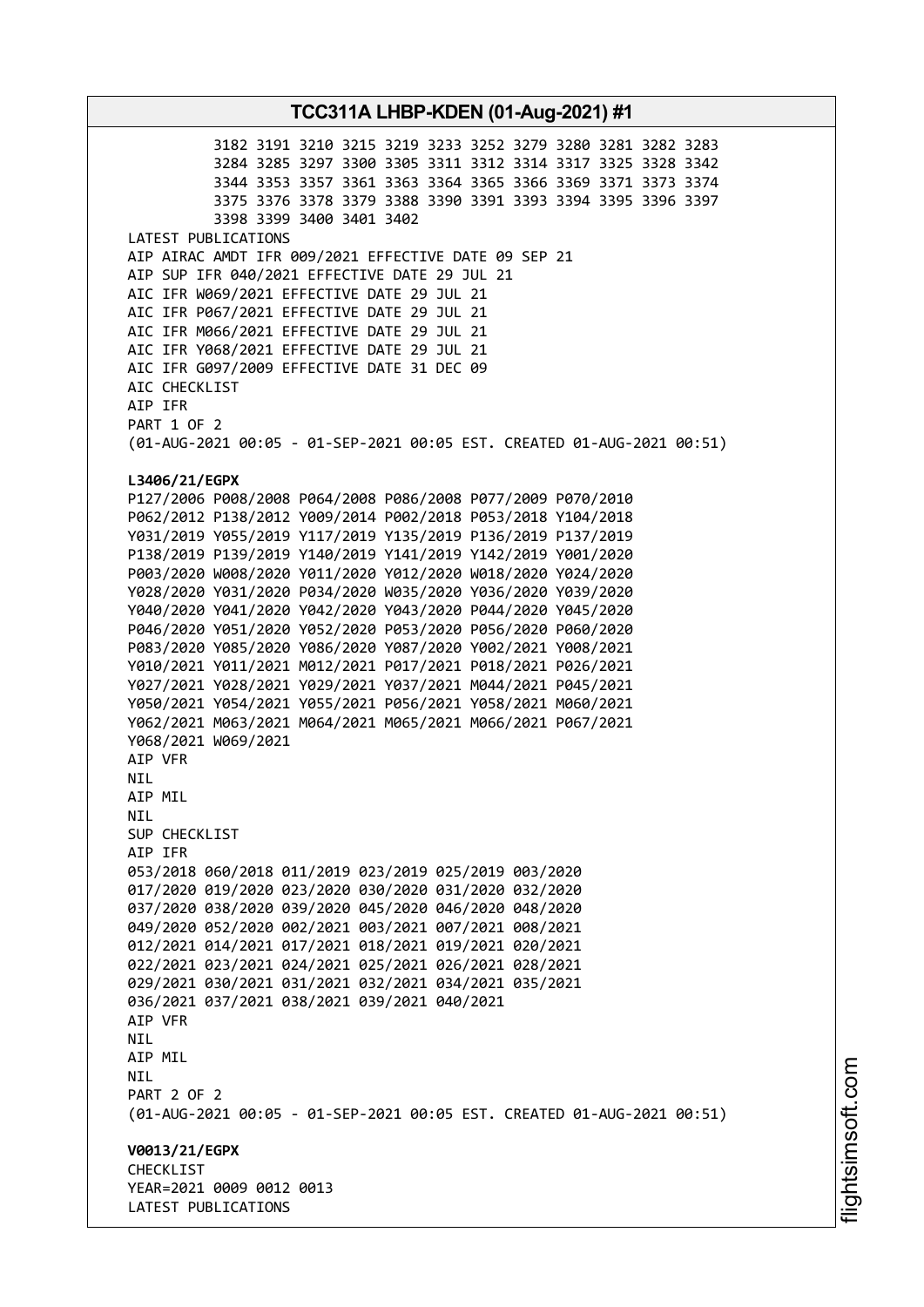3182 3191 3210 3215 3219 3233 3252 3279 3280 3281 3282 3283
3284 3285 3297 3300 3305 3311 3312 3314 3317 3325 3328 3342
3344 3353 3357 3361 3363 3364 3365 3366 3369 3371 3373 3374
3375 3376 3378 3379 3388 3390 3391 3393 3394 3395 3396 3397
3398 3399 3400 3401 3402

LATEST PUBLICATIONS
AIP AIRAC AMDT IFR 009/2021 EFFECTIVE DATE 09 SEP 21
AIP SUP IFR 040/2021 EFFECTIVE DATE 29 JUL 21
AIC IFR W069/2021 EFFECTIVE DATE 29 JUL 21
AIC IFR P067/2021 EFFECTIVE DATE 29 JUL 21
AIC IFR M066/2021 EFFECTIVE DATE 29 JUL 21
AIC IFR Y068/2021 EFFECTIVE DATE 29 JUL 21
AIC IFR G097/2009 EFFECTIVE DATE 31 DEC 09
AIC CHECKLIST
AIP IFR
PART 1 OF 2
(01-AUG-2021 00:05 - 01-SEP-2021 00:05 EST. CREATED 01-AUG-2021 00:51)

**L3406/21/EGPX**
P127/2006 P008/2008 P064/2008 P086/2008 P077/2009 P070/2010
P062/2012 P138/2012 Y009/2014 P002/2018 P053/2018 Y104/2018
Y031/2019 Y055/2019 Y117/2019 Y135/2019 P136/2019 P137/2019
P138/2019 P139/2019 Y140/2019 Y141/2019 Y142/2019 Y001/2020
P003/2020 W008/2020 Y011/2020 Y012/2020 W018/2020 Y024/2020
Y028/2020 Y031/2020 P034/2020 W035/2020 Y036/2020 Y039/2020
Y040/2020 Y041/2020 Y042/2020 Y043/2020 P044/2020 Y045/2020
P046/2020 Y051/2020 Y052/2020 P053/2020 P056/2020 P060/2020
P083/2020 Y085/2020 Y086/2020 Y087/2020 Y002/2021 Y008/2021
Y010/2021 Y011/2021 M012/2021 P017/2021 P018/2021 P026/2021
Y027/2021 Y028/2021 Y029/2021 Y037/2021 M044/2021 P045/2021
Y050/2021 Y054/2021 Y055/2021 P056/2021 Y058/2021 M060/2021
Y062/2021 M063/2021 M064/2021 M065/2021 M066/2021 P067/2021
Y068/2021 W069/2021
AIP VFR
NIL
AIP MIL
NIL
SUP CHECKLIST
AIP IFR
053/2018 060/2018 011/2019 023/2019 025/2019 003/2020
017/2020 019/2020 023/2020 030/2020 031/2020 032/2020
037/2020 038/2020 039/2020 045/2020 046/2020 048/2020
049/2020 052/2020 002/2021 003/2021 007/2021 008/2021
012/2021 014/2021 017/2021 018/2021 019/2021 020/2021
022/2021 023/2021 024/2021 025/2021 026/2021 028/2021
029/2021 030/2021 031/2021 032/2021 034/2021 035/2021
036/2021 037/2021 038/2021 039/2021 040/2021
AIP VFR
NIL
AIP MIL
NIL
PART 2 OF 2
(01-AUG-2021 00:05 - 01-SEP-2021 00:05 EST. CREATED 01-AUG-2021 00:51)

**V0013/21/EGPX**
CHECKLIST
YEAR=2021 0009 0012 0013
LATEST PUBLICATIONS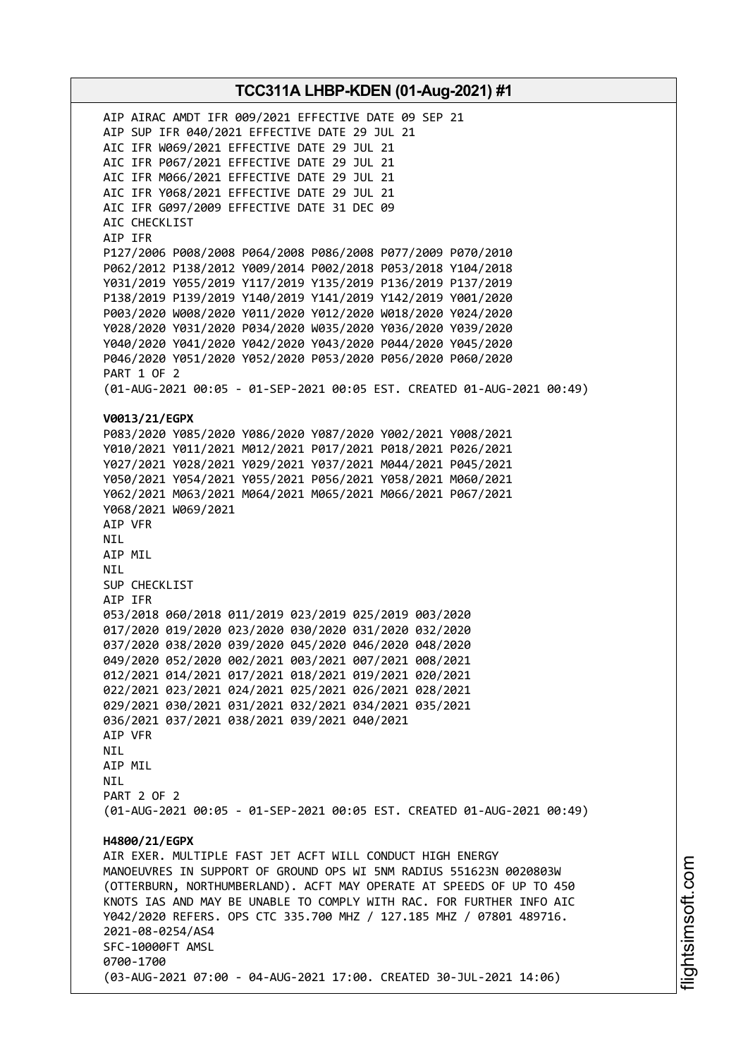AIP AIRAC AMDT IFR 009/2021 EFFECTIVE DATE 09 SEP 21
AIP SUP IFR 040/2021 EFFECTIVE DATE 29 JUL 21
AIC IFR W069/2021 EFFECTIVE DATE 29 JUL 21
AIC IFR P067/2021 EFFECTIVE DATE 29 JUL 21
AIC IFR M066/2021 EFFECTIVE DATE 29 JUL 21
AIC IFR Y068/2021 EFFECTIVE DATE 29 JUL 21
AIC IFR G097/2009 EFFECTIVE DATE 31 DEC 09
AIC CHECKLIST
AIP IFR
P127/2006 P008/2008 P064/2008 P086/2008 P077/2009 P070/2010
P062/2012 P138/2012 Y009/2014 P002/2018 P053/2018 Y104/2018
Y031/2019 Y055/2019 Y117/2019 Y135/2019 P136/2019 P137/2019
P138/2019 P139/2019 Y140/2019 Y141/2019 Y142/2019 Y001/2020
P003/2020 W008/2020 Y011/2020 Y012/2020 W018/2020 Y024/2020
Y028/2020 Y031/2020 P034/2020 W035/2020 Y036/2020 Y039/2020
Y040/2020 Y041/2020 Y042/2020 Y043/2020 P044/2020 Y045/2020
P046/2020 Y051/2020 Y052/2020 P053/2020 P056/2020 P060/2020
PART 1 OF 2
(01-AUG-2021 00:05 - 01-SEP-2021 00:05 EST. CREATED 01-AUG-2021 00:49)

**V0013/21/EGPX**
P083/2020 Y085/2020 Y086/2020 Y087/2020 Y002/2021 Y008/2021
Y010/2021 Y011/2021 M012/2021 P017/2021 P018/2021 P026/2021
Y027/2021 Y028/2021 Y029/2021 Y037/2021 M044/2021 P045/2021
Y050/2021 Y054/2021 Y055/2021 P056/2021 Y058/2021 M060/2021
Y062/2021 M063/2021 M064/2021 M065/2021 M066/2021 P067/2021
Y068/2021 W069/2021
AIP VFR
NIL
AIP MIL
NIL
SUP CHECKLIST
AIP IFR
053/2018 060/2018 011/2019 023/2019 025/2019 003/2020
017/2020 019/2020 023/2020 030/2020 031/2020 032/2020
037/2020 038/2020 039/2020 045/2020 046/2020 048/2020
049/2020 052/2020 002/2021 003/2021 007/2021 008/2021
012/2021 014/2021 017/2021 018/2021 019/2021 020/2021
022/2021 023/2021 024/2021 025/2021 026/2021 028/2021
029/2021 030/2021 031/2021 032/2021 034/2021 035/2021
036/2021 037/2021 038/2021 039/2021 040/2021
AIP VFR
NIL
AIP MIL
NIL
PART 2 OF 2
(01-AUG-2021 00:05 - 01-SEP-2021 00:05 EST. CREATED 01-AUG-2021 00:49)

**H4800/21/EGPX**
AIR EXER. MULTIPLE FAST JET ACFT WILL CONDUCT HIGH ENERGY
MANOEUVRES IN SUPPORT OF GROUND OPS WI 5NM RADIUS 551623N 0020803W
(OTTERBURN, NORTHUMBERLAND). ACFT MAY OPERATE AT SPEEDS OF UP TO 450
KNOTS IAS AND MAY BE UNABLE TO COMPLY WITH RAC. FOR FURTHER INFO AIC
Y042/2020 REFERS. OPS CTC 335.700 MHZ / 127.185 MHZ / 07801 489716.
2021-08-0254/AS4
SFC-10000FT AMSL
0700-1700
(03-AUG-2021 07:00 - 04-AUG-2021 17:00. CREATED 30-JUL-2021 14:06)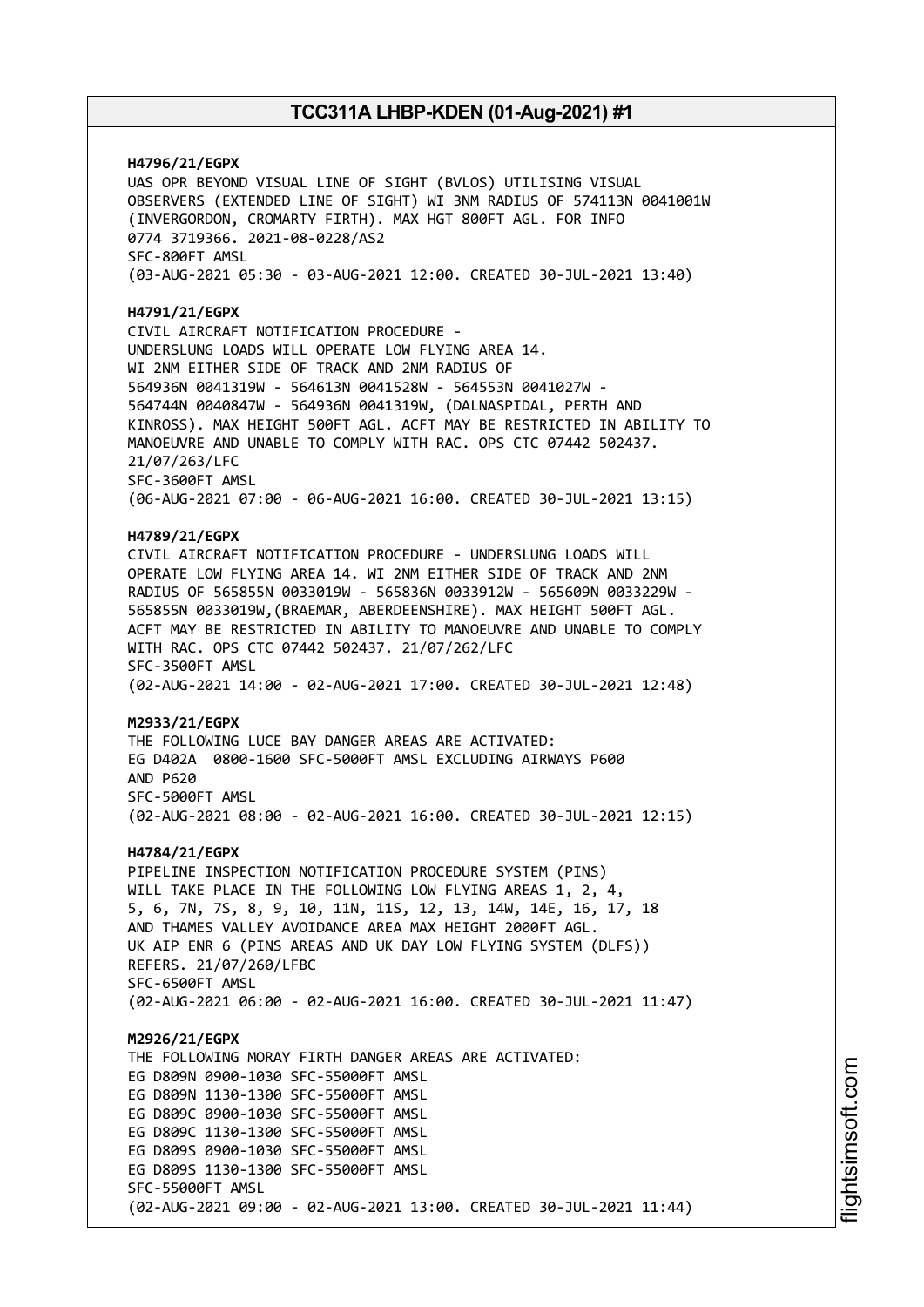**H4796/21/EGPX**
UAS OPR BEYOND VISUAL LINE OF SIGHT (BVLOS) UTILISING VISUAL OBSERVERS (EXTENDED LINE OF SIGHT) WI 3NM RADIUS OF 574113N 0041001W (INVERGORDON, CROMARTY FIRTH). MAX HGT 800FT AGL. FOR INFO 0774 3719366. 2021-08-0228/AS2
SFC-800FT AMSL
(03-AUG-2021 05:30 - 03-AUG-2021 12:00. CREATED 30-JUL-2021 13:40)

**H4791/21/EGPX**
CIVIL AIRCRAFT NOTIFICATION PROCEDURE - UNDERSLUNG LOADS WILL OPERATE LOW FLYING AREA 14. WI 2NM EITHER SIDE OF TRACK AND 2NM RADIUS OF 564936N 0041319W - 564613N 0041528W - 564553N 0041027W - 564744N 0040847W - 564936N 0041319W, (DALNASPIDAL, PERTH AND KINROSS). MAX HEIGHT 500FT AGL. ACFT MAY BE RESTRICTED IN ABILITY TO MANOEUVRE AND UNABLE TO COMPLY WITH RAC. OPS CTC 07442 502437. 21/07/263/LFC
SFC-3600FT AMSL
(06-AUG-2021 07:00 - 06-AUG-2021 16:00. CREATED 30-JUL-2021 13:15)

**H4789/21/EGPX**
CIVIL AIRCRAFT NOTIFICATION PROCEDURE - UNDERSLUNG LOADS WILL OPERATE LOW FLYING AREA 14. WI 2NM EITHER SIDE OF TRACK AND 2NM RADIUS OF 565855N 0033019W - 565836N 0033912W - 565609N 0033229W - 565855N 0033019W,(BRAEMAR, ABERDEENSHIRE). MAX HEIGHT 500FT AGL. ACFT MAY BE RESTRICTED IN ABILITY TO MANOEUVRE AND UNABLE TO COMPLY WITH RAC. OPS CTC 07442 502437. 21/07/262/LFC
SFC-3500FT AMSL
(02-AUG-2021 14:00 - 02-AUG-2021 17:00. CREATED 30-JUL-2021 12:48)

**M2933/21/EGPX**
THE FOLLOWING LUCE BAY DANGER AREAS ARE ACTIVATED:
EG D402A 0800-1600 SFC-5000FT AMSL EXCLUDING AIRWAYS P600 AND P620
SFC-5000FT AMSL
(02-AUG-2021 08:00 - 02-AUG-2021 16:00. CREATED 30-JUL-2021 12:15)

**H4784/21/EGPX**
PIPELINE INSPECTION NOTIFICATION PROCEDURE SYSTEM (PINS) WILL TAKE PLACE IN THE FOLLOWING LOW FLYING AREAS 1, 2, 4, 5, 6, 7N, 7S, 8, 9, 10, 11N, 11S, 12, 13, 14W, 14E, 16, 17, 18 AND THAMES VALLEY AVOIDANCE AREA MAX HEIGHT 2000FT AGL. UK AIP ENR 6 (PINS AREAS AND UK DAY LOW FLYING SYSTEM (DLFS)) REFERS. 21/07/260/LFBC
SFC-6500FT AMSL
(02-AUG-2021 06:00 - 02-AUG-2021 16:00. CREATED 30-JUL-2021 11:47)

**M2926/21/EGPX**
THE FOLLOWING MORAY FIRTH DANGER AREAS ARE ACTIVATED:
EG D809N 0900-1030 SFC-55000FT AMSL
EG D809N 1130-1300 SFC-55000FT AMSL
EG D809C 0900-1030 SFC-55000FT AMSL
EG D809C 1130-1300 SFC-55000FT AMSL
EG D809S 0900-1030 SFC-55000FT AMSL
EG D809S 1130-1300 SFC-55000FT AMSL
SFC-55000FT AMSL
(02-AUG-2021 09:00 - 02-AUG-2021 13:00. CREATED 30-JUL-2021 11:44)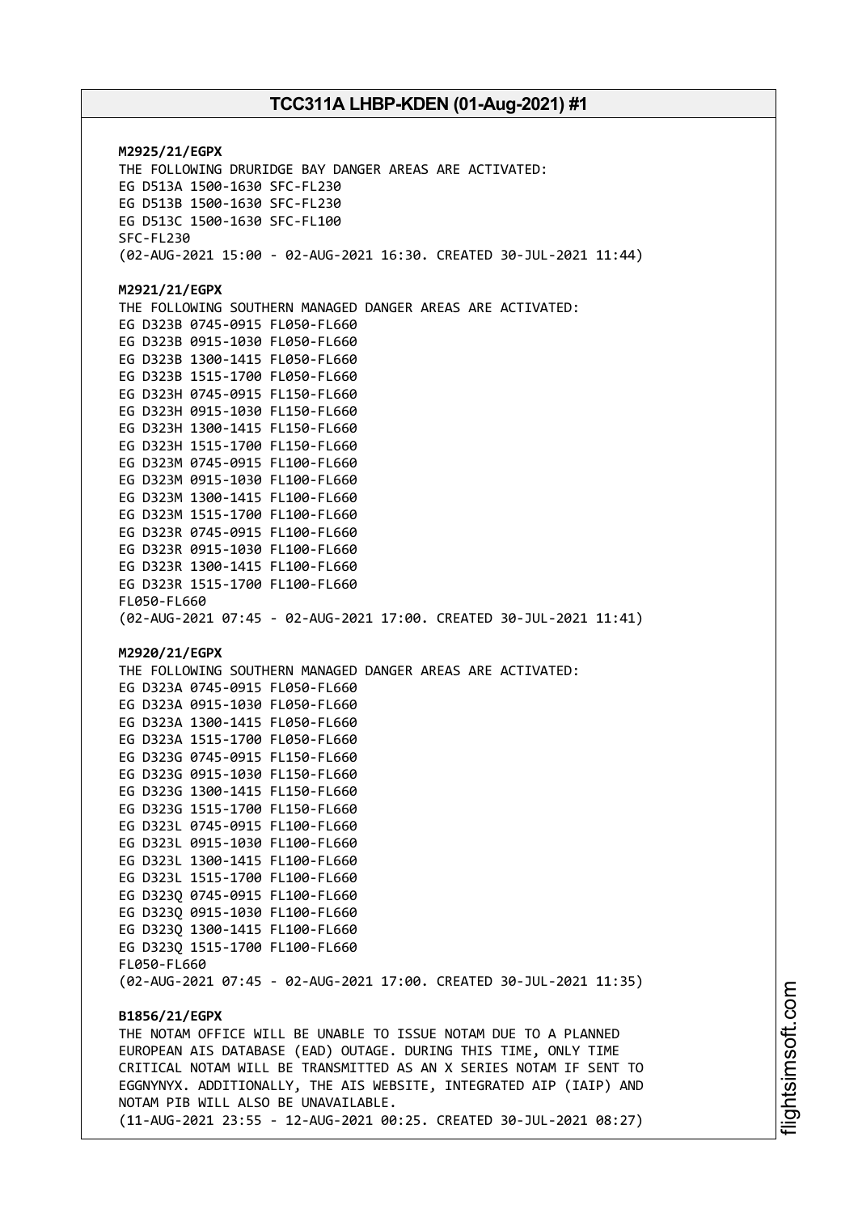**M2925/21/EGPX**
THE FOLLOWING DRURIDGE BAY DANGER AREAS ARE ACTIVATED:
EG D513A 1500-1630 SFC-FL230
EG D513B 1500-1630 SFC-FL230
EG D513C 1500-1630 SFC-FL100
SFC-FL230
(02-AUG-2021 15:00 - 02-AUG-2021 16:30. CREATED 30-JUL-2021 11:44)

**M2921/21/EGPX**
THE FOLLOWING SOUTHERN MANAGED DANGER AREAS ARE ACTIVATED:
EG D323B 0745-0915 FL050-FL660
EG D323B 0915-1030 FL050-FL660
EG D323B 1300-1415 FL050-FL660
EG D323B 1515-1700 FL050-FL660
EG D323H 0745-0915 FL150-FL660
EG D323H 0915-1030 FL150-FL660
EG D323H 1300-1415 FL150-FL660
EG D323H 1515-1700 FL150-FL660
EG D323M 0745-0915 FL100-FL660
EG D323M 0915-1030 FL100-FL660
EG D323M 1300-1415 FL100-FL660
EG D323M 1515-1700 FL100-FL660
EG D323R 0745-0915 FL100-FL660
EG D323R 0915-1030 FL100-FL660
EG D323R 1300-1415 FL100-FL660
EG D323R 1515-1700 FL100-FL660
FL050-FL660
(02-AUG-2021 07:45 - 02-AUG-2021 17:00. CREATED 30-JUL-2021 11:41)

**M2920/21/EGPX**
THE FOLLOWING SOUTHERN MANAGED DANGER AREAS ARE ACTIVATED:
EG D323A 0745-0915 FL050-FL660
EG D323A 0915-1030 FL050-FL660
EG D323A 1300-1415 FL050-FL660
EG D323A 1515-1700 FL050-FL660
EG D323G 0745-0915 FL150-FL660
EG D323G 0915-1030 FL150-FL660
EG D323G 1300-1415 FL150-FL660
EG D323G 1515-1700 FL150-FL660
EG D323L 0745-0915 FL100-FL660
EG D323L 0915-1030 FL100-FL660
EG D323L 1300-1415 FL100-FL660
EG D323L 1515-1700 FL100-FL660
EG D323Q 0745-0915 FL100-FL660
EG D323Q 0915-1030 FL100-FL660
EG D323Q 1300-1415 FL100-FL660
EG D323Q 1515-1700 FL100-FL660
FL050-FL660
(02-AUG-2021 07:45 - 02-AUG-2021 17:00. CREATED 30-JUL-2021 11:35)

**B1856/21/EGPX**
THE NOTAM OFFICE WILL BE UNABLE TO ISSUE NOTAM DUE TO A PLANNED EUROPEAN AIS DATABASE (EAD) OUTAGE. DURING THIS TIME, ONLY TIME CRITICAL NOTAM WILL BE TRANSMITTED AS AN X SERIES NOTAM IF SENT TO EGGNYNYX. ADDITIONALLY, THE AIS WEBSITE, INTEGRATED AIP (IAIP) AND NOTAM PIB WILL ALSO BE UNAVAILABLE.
(11-AUG-2021 23:55 - 12-AUG-2021 00:25. CREATED 30-JUL-2021 08:27)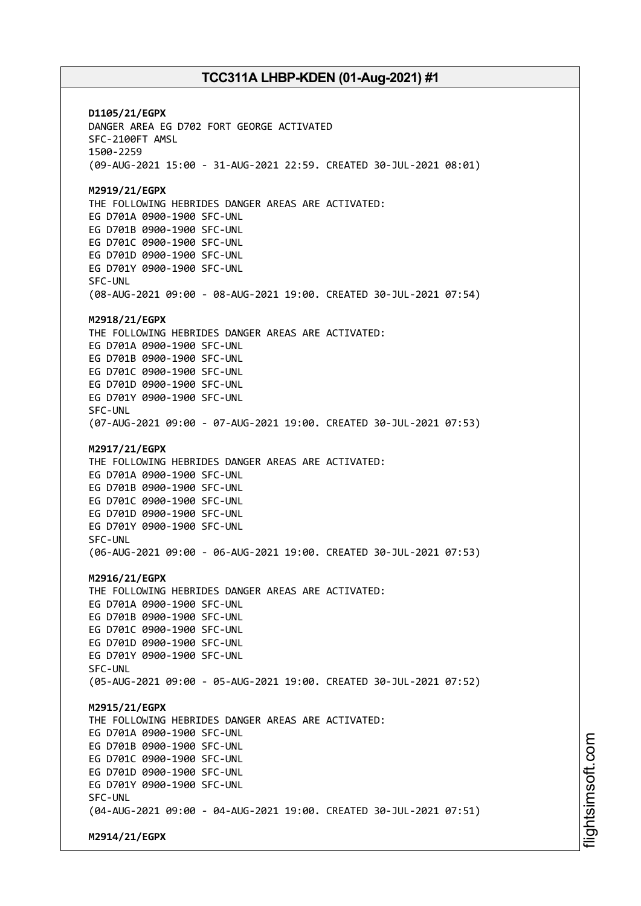**D1105/21/EGPX**
DANGER AREA EG D702 FORT GEORGE ACTIVATED
SFC-2100FT AMSL
1500-2259
(09-AUG-2021 15:00 - 31-AUG-2021 22:59. CREATED 30-JUL-2021 08:01)

**M2919/21/EGPX**
THE FOLLOWING HEBRIDES DANGER AREAS ARE ACTIVATED:
EG D701A 0900-1900 SFC-UNL
EG D701B 0900-1900 SFC-UNL
EG D701C 0900-1900 SFC-UNL
EG D701D 0900-1900 SFC-UNL
EG D701Y 0900-1900 SFC-UNL
SFC-UNL
(08-AUG-2021 09:00 - 08-AUG-2021 19:00. CREATED 30-JUL-2021 07:54)

**M2918/21/EGPX**
THE FOLLOWING HEBRIDES DANGER AREAS ARE ACTIVATED:
EG D701A 0900-1900 SFC-UNL
EG D701B 0900-1900 SFC-UNL
EG D701C 0900-1900 SFC-UNL
EG D701D 0900-1900 SFC-UNL
EG D701Y 0900-1900 SFC-UNL
SFC-UNL
(07-AUG-2021 09:00 - 07-AUG-2021 19:00. CREATED 30-JUL-2021 07:53)

**M2917/21/EGPX**
THE FOLLOWING HEBRIDES DANGER AREAS ARE ACTIVATED:
EG D701A 0900-1900 SFC-UNL
EG D701B 0900-1900 SFC-UNL
EG D701C 0900-1900 SFC-UNL
EG D701D 0900-1900 SFC-UNL
EG D701Y 0900-1900 SFC-UNL
SFC-UNL
(06-AUG-2021 09:00 - 06-AUG-2021 19:00. CREATED 30-JUL-2021 07:53)

**M2916/21/EGPX**
THE FOLLOWING HEBRIDES DANGER AREAS ARE ACTIVATED:
EG D701A 0900-1900 SFC-UNL
EG D701B 0900-1900 SFC-UNL
EG D701C 0900-1900 SFC-UNL
EG D701D 0900-1900 SFC-UNL
EG D701Y 0900-1900 SFC-UNL
SFC-UNL
(05-AUG-2021 09:00 - 05-AUG-2021 19:00. CREATED 30-JUL-2021 07:52)

**M2915/21/EGPX**
THE FOLLOWING HEBRIDES DANGER AREAS ARE ACTIVATED:
EG D701A 0900-1900 SFC-UNL
EG D701B 0900-1900 SFC-UNL
EG D701C 0900-1900 SFC-UNL
EG D701D 0900-1900 SFC-UNL
EG D701Y 0900-1900 SFC-UNL
SFC-UNL
(04-AUG-2021 09:00 - 04-AUG-2021 19:00. CREATED 30-JUL-2021 07:51)

**M2914/21/EGPX**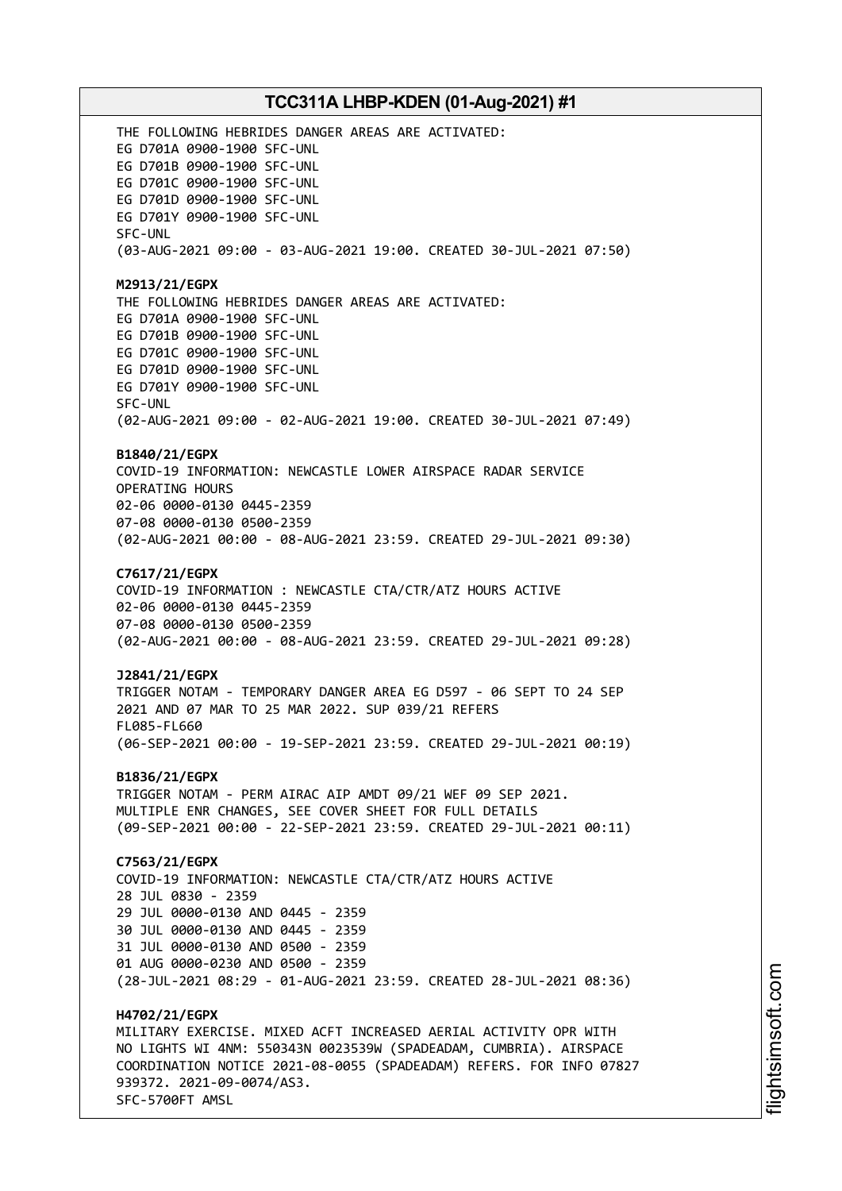THE FOLLOWING HEBRIDES DANGER AREAS ARE ACTIVATED:
EG D701A 0900-1900 SFC-UNL
EG D701B 0900-1900 SFC-UNL
EG D701C 0900-1900 SFC-UNL
EG D701D 0900-1900 SFC-UNL
EG D701Y 0900-1900 SFC-UNL
SFC-UNL
(03-AUG-2021 09:00 - 03-AUG-2021 19:00. CREATED 30-JUL-2021 07:50)

**M2913/21/EGPX**
THE FOLLOWING HEBRIDES DANGER AREAS ARE ACTIVATED:
EG D701A 0900-1900 SFC-UNL
EG D701B 0900-1900 SFC-UNL
EG D701C 0900-1900 SFC-UNL
EG D701D 0900-1900 SFC-UNL
EG D701Y 0900-1900 SFC-UNL
SFC-UNL
(02-AUG-2021 09:00 - 02-AUG-2021 19:00. CREATED 30-JUL-2021 07:49)

**B1840/21/EGPX**
COVID-19 INFORMATION: NEWCASTLE LOWER AIRSPACE RADAR SERVICE OPERATING HOURS
02-06 0000-0130 0445-2359
07-08 0000-0130 0500-2359
(02-AUG-2021 00:00 - 08-AUG-2021 23:59. CREATED 29-JUL-2021 09:30)

**C7617/21/EGPX**
COVID-19 INFORMATION : NEWCASTLE CTA/CTR/ATZ HOURS ACTIVE
02-06 0000-0130 0445-2359
07-08 0000-0130 0500-2359
(02-AUG-2021 00:00 - 08-AUG-2021 23:59. CREATED 29-JUL-2021 09:28)

**J2841/21/EGPX**
TRIGGER NOTAM - TEMPORARY DANGER AREA EG D597 - 06 SEPT TO 24 SEP 2021 AND 07 MAR TO 25 MAR 2022. SUP 039/21 REFERS
FL085-FL660
(06-SEP-2021 00:00 - 19-SEP-2021 23:59. CREATED 29-JUL-2021 00:19)

**B1836/21/EGPX**
TRIGGER NOTAM - PERM AIRAC AIP AMDT 09/21 WEF 09 SEP 2021.
MULTIPLE ENR CHANGES, SEE COVER SHEET FOR FULL DETAILS
(09-SEP-2021 00:00 - 22-SEP-2021 23:59. CREATED 29-JUL-2021 00:11)

**C7563/21/EGPX**
COVID-19 INFORMATION: NEWCASTLE CTA/CTR/ATZ HOURS ACTIVE
28 JUL 0830 - 2359
29 JUL 0000-0130 AND 0445 - 2359
30 JUL 0000-0130 AND 0445 - 2359
31 JUL 0000-0130 AND 0500 - 2359
01 AUG 0000-0230 AND 0500 - 2359
(28-JUL-2021 08:29 - 01-AUG-2021 23:59. CREATED 28-JUL-2021 08:36)

**H4702/21/EGPX**
MILITARY EXERCISE. MIXED ACFT INCREASED AERIAL ACTIVITY OPR WITH NO LIGHTS WI 4NM: 550343N 0023539W (SPADEADAM, CUMBRIA). AIRSPACE COORDINATION NOTICE 2021-08-0055 (SPADEADAM) REFERS. FOR INFO 07827 939372. 2021-09-0074/AS3.
SFC-5700FT AMSL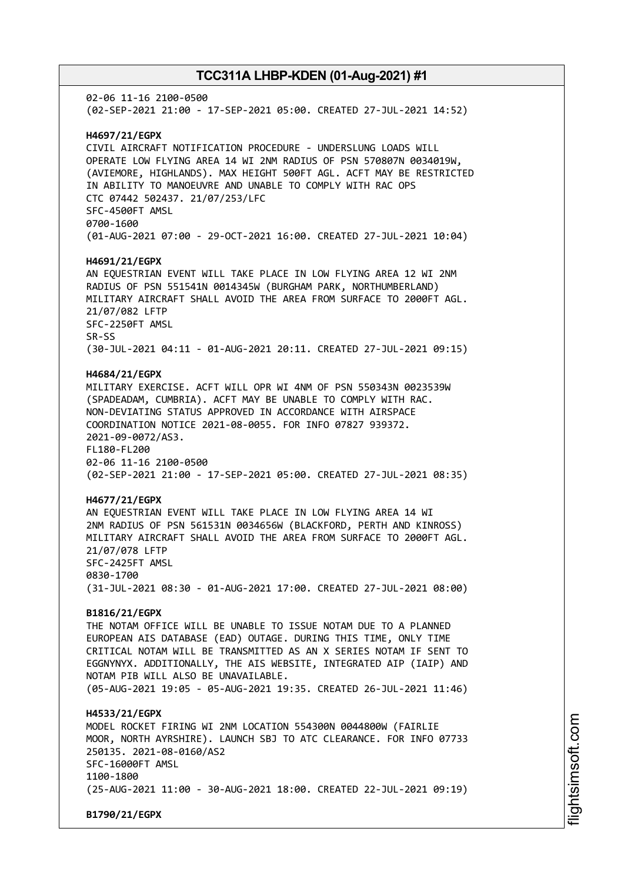02-06 11-16 2100-0500
(02-SEP-2021 21:00 - 17-SEP-2021 05:00. CREATED 27-JUL-2021 14:52)

**H4697/21/EGPX**
CIVIL AIRCRAFT NOTIFICATION PROCEDURE - UNDERSLUNG LOADS WILL OPERATE LOW FLYING AREA 14 WI 2NM RADIUS OF PSN 570807N 0034019W, (AVIEMORE, HIGHLANDS). MAX HEIGHT 500FT AGL. ACFT MAY BE RESTRICTED IN ABILITY TO MANOEUVRE AND UNABLE TO COMPLY WITH RAC OPS
CTC 07442 502437. 21/07/253/LFC
SFC-4500FT AMSL
0700-1600
(01-AUG-2021 07:00 - 29-OCT-2021 16:00. CREATED 27-JUL-2021 10:04)

**H4691/21/EGPX**
AN EQUESTRIAN EVENT WILL TAKE PLACE IN LOW FLYING AREA 12 WI 2NM RADIUS OF PSN 551541N 0014345W (BURGHAM PARK, NORTHUMBERLAND) MILITARY AIRCRAFT SHALL AVOID THE AREA FROM SURFACE TO 2000FT AGL. 21/07/082 LFTP
SFC-2250FT AMSL
SR-SS
(30-JUL-2021 04:11 - 01-AUG-2021 20:11. CREATED 27-JUL-2021 09:15)

**H4684/21/EGPX**
MILITARY EXERCISE. ACFT WILL OPR WI 4NM OF PSN 550343N 0023539W (SPADEADAM, CUMBRIA). ACFT MAY BE UNABLE TO COMPLY WITH RAC. NON-DEVIATING STATUS APPROVED IN ACCORDANCE WITH AIRSPACE COORDINATION NOTICE 2021-08-0055. FOR INFO 07827 939372. 2021-09-0072/AS3.
FL180-FL200
02-06 11-16 2100-0500
(02-SEP-2021 21:00 - 17-SEP-2021 05:00. CREATED 27-JUL-2021 08:35)

**H4677/21/EGPX**
AN EQUESTRIAN EVENT WILL TAKE PLACE IN LOW FLYING AREA 14 WI 2NM RADIUS OF PSN 561531N 0034656W (BLACKFORD, PERTH AND KINROSS) MILITARY AIRCRAFT SHALL AVOID THE AREA FROM SURFACE TO 2000FT AGL. 21/07/078 LFTP
SFC-2425FT AMSL
0830-1700
(31-JUL-2021 08:30 - 01-AUG-2021 17:00. CREATED 27-JUL-2021 08:00)

**B1816/21/EGPX**
THE NOTAM OFFICE WILL BE UNABLE TO ISSUE NOTAM DUE TO A PLANNED EUROPEAN AIS DATABASE (EAD) OUTAGE. DURING THIS TIME, ONLY TIME CRITICAL NOTAM WILL BE TRANSMITTED AS AN X SERIES NOTAM IF SENT TO EGGNYNYX. ADDITIONALLY, THE AIS WEBSITE, INTEGRATED AIP (IAIP) AND NOTAM PIB WILL ALSO BE UNAVAILABLE.
(05-AUG-2021 19:05 - 05-AUG-2021 19:35. CREATED 26-JUL-2021 11:46)

**H4533/21/EGPX**
MODEL ROCKET FIRING WI 2NM LOCATION 554300N 0044800W (FAIRLIE MOOR, NORTH AYRSHIRE). LAUNCH SBJ TO ATC CLEARANCE. FOR INFO 07733 250135. 2021-08-0160/AS2
SFC-16000FT AMSL
1100-1800
(25-AUG-2021 11:00 - 30-AUG-2021 18:00. CREATED 22-JUL-2021 09:19)

**B1790/21/EGPX**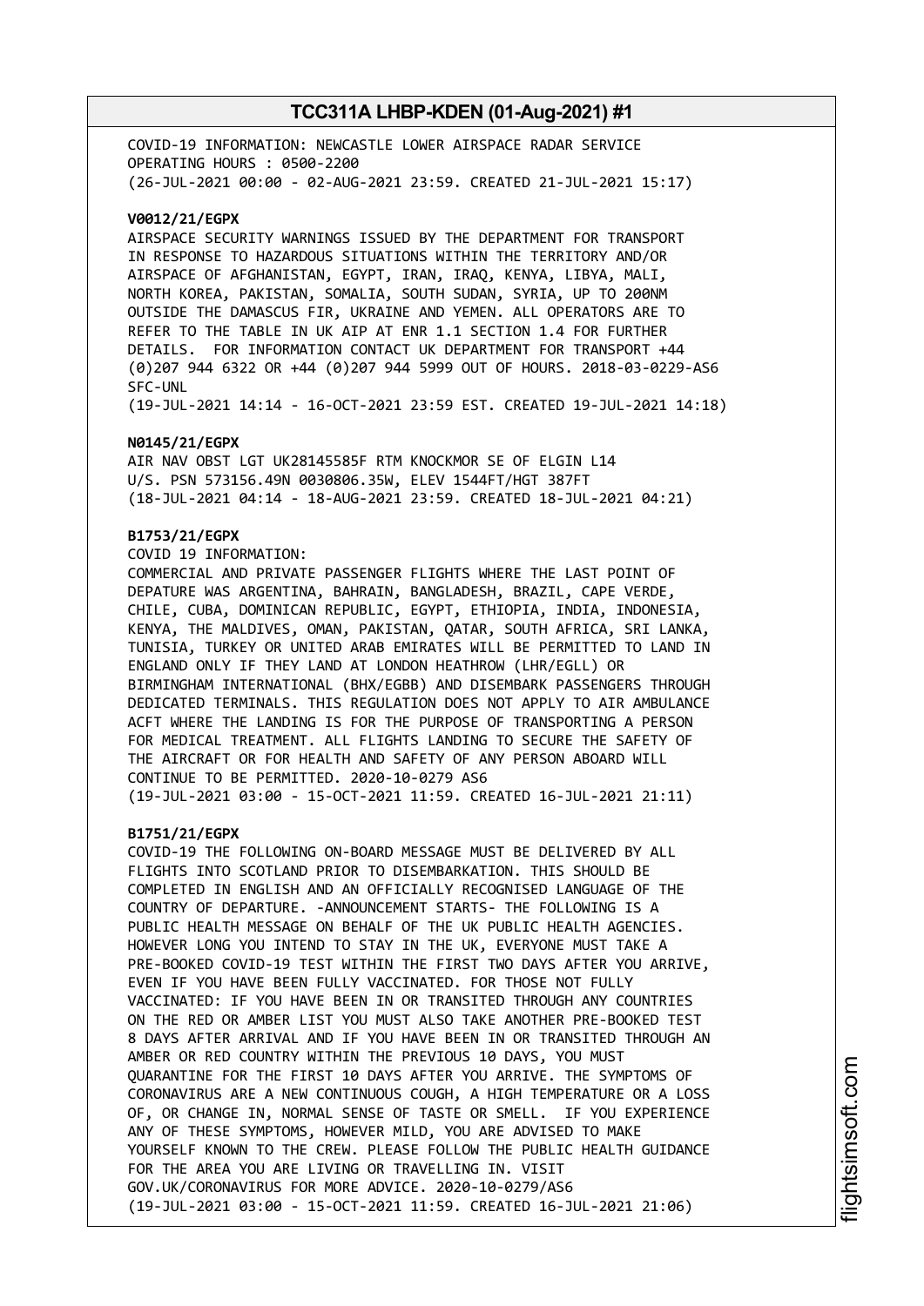COVID-19 INFORMATION: NEWCASTLE LOWER AIRSPACE RADAR SERVICE
OPERATING HOURS : 0500-2200
(26-JUL-2021 00:00 - 02-AUG-2021 23:59. CREATED 21-JUL-2021 15:17)

**V0012/21/EGPX**
AIRSPACE SECURITY WARNINGS ISSUED BY THE DEPARTMENT FOR TRANSPORT
IN RESPONSE TO HAZARDOUS SITUATIONS WITHIN THE TERRITORY AND/OR
AIRSPACE OF AFGHANISTAN, EGYPT, IRAN, IRAQ, KENYA, LIBYA, MALI,
NORTH KOREA, PAKISTAN, SOMALIA, SOUTH SUDAN, SYRIA, UP TO 200NM
OUTSIDE THE DAMASCUS FIR, UKRAINE AND YEMEN. ALL OPERATORS ARE TO
REFER TO THE TABLE IN UK AIP AT ENR 1.1 SECTION 1.4 FOR FURTHER
DETAILS. FOR INFORMATION CONTACT UK DEPARTMENT FOR TRANSPORT +44
(0)207 944 6322 OR +44 (0)207 944 5999 OUT OF HOURS. 2018-03-0229-AS6
SFC-UNL
(19-JUL-2021 14:14 - 16-OCT-2021 23:59 EST. CREATED 19-JUL-2021 14:18)

**N0145/21/EGPX**
AIR NAV OBST LGT UK28145585F RTM KNOCKMOR SE OF ELGIN L14
U/S. PSN 573156.49N 0030806.35W, ELEV 1544FT/HGT 387FT
(18-JUL-2021 04:14 - 18-AUG-2021 23:59. CREATED 18-JUL-2021 04:21)

**B1753/21/EGPX**
COVID 19 INFORMATION:
COMMERCIAL AND PRIVATE PASSENGER FLIGHTS WHERE THE LAST POINT OF
DEPATURE WAS ARGENTINA, BAHRAIN, BANGLADESH, BRAZIL, CAPE VERDE,
CHILE, CUBA, DOMINICAN REPUBLIC, EGYPT, ETHIOPIA, INDIA, INDONESIA,
KENYA, THE MALDIVES, OMAN, PAKISTAN, QATAR, SOUTH AFRICA, SRI LANKA,
TUNISIA, TURKEY OR UNITED ARAB EMIRATES WILL BE PERMITTED TO LAND IN
ENGLAND ONLY IF THEY LAND AT LONDON HEATHROW (LHR/EGLL) OR
BIRMINGHAM INTERNATIONAL (BHX/EGBB) AND DISEMBARK PASSENGERS THROUGH
DEDICATED TERMINALS. THIS REGULATION DOES NOT APPLY TO AIR AMBULANCE
ACFT WHERE THE LANDING IS FOR THE PURPOSE OF TRANSPORTING A PERSON
FOR MEDICAL TREATMENT. ALL FLIGHTS LANDING TO SECURE THE SAFETY OF
THE AIRCRAFT OR FOR HEALTH AND SAFETY OF ANY PERSON ABOARD WILL
CONTINUE TO BE PERMITTED. 2020-10-0279 AS6
(19-JUL-2021 03:00 - 15-OCT-2021 11:59. CREATED 16-JUL-2021 21:11)

**B1751/21/EGPX**
COVID-19 THE FOLLOWING ON-BOARD MESSAGE MUST BE DELIVERED BY ALL
FLIGHTS INTO SCOTLAND PRIOR TO DISEMBARKATION. THIS SHOULD BE
COMPLETED IN ENGLISH AND AN OFFICIALLY RECOGNISED LANGUAGE OF THE
COUNTRY OF DEPARTURE. -ANNOUNCEMENT STARTS- THE FOLLOWING IS A
PUBLIC HEALTH MESSAGE ON BEHALF OF THE UK PUBLIC HEALTH AGENCIES.
HOWEVER LONG YOU INTEND TO STAY IN THE UK, EVERYONE MUST TAKE A
PRE-BOOKED COVID-19 TEST WITHIN THE FIRST TWO DAYS AFTER YOU ARRIVE,
EVEN IF YOU HAVE BEEN FULLY VACCINATED. FOR THOSE NOT FULLY
VACCINATED: IF YOU HAVE BEEN IN OR TRANSITED THROUGH ANY COUNTRIES
ON THE RED OR AMBER LIST YOU MUST ALSO TAKE ANOTHER PRE-BOOKED TEST
8 DAYS AFTER ARRIVAL AND IF YOU HAVE BEEN IN OR TRANSITED THROUGH AN
AMBER OR RED COUNTRY WITHIN THE PREVIOUS 10 DAYS, YOU MUST
QUARANTINE FOR THE FIRST 10 DAYS AFTER YOU ARRIVE. THE SYMPTOMS OF
CORONAVIRUS ARE A NEW CONTINUOUS COUGH, A HIGH TEMPERATURE OR A LOSS
OF, OR CHANGE IN, NORMAL SENSE OF TASTE OR SMELL. IF YOU EXPERIENCE
ANY OF THESE SYMPTOMS, HOWEVER MILD, YOU ARE ADVISED TO MAKE
YOURSELF KNOWN TO THE CREW. PLEASE FOLLOW THE PUBLIC HEALTH GUIDANCE
FOR THE AREA YOU ARE LIVING OR TRAVELLING IN. VISIT
GOV.UK/CORONAVIRUS FOR MORE ADVICE. 2020-10-0279/AS6
(19-JUL-2021 03:00 - 15-OCT-2021 11:59. CREATED 16-JUL-2021 21:06)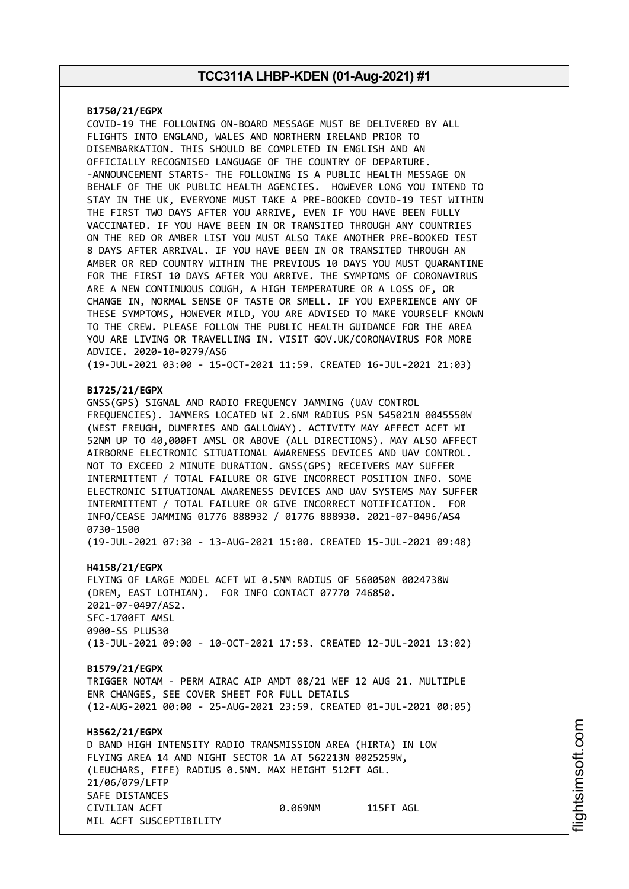**B1750/21/EGPX**
COVID-19 THE FOLLOWING ON-BOARD MESSAGE MUST BE DELIVERED BY ALL FLIGHTS INTO ENGLAND, WALES AND NORTHERN IRELAND PRIOR TO DISEMBARKATION. THIS SHOULD BE COMPLETED IN ENGLISH AND AN OFFICIALLY RECOGNISED LANGUAGE OF THE COUNTRY OF DEPARTURE. -ANNOUNCEMENT STARTS- THE FOLLOWING IS A PUBLIC HEALTH MESSAGE ON BEHALF OF THE UK PUBLIC HEALTH AGENCIES. HOWEVER LONG YOU INTEND TO STAY IN THE UK, EVERYONE MUST TAKE A PRE-BOOKED COVID-19 TEST WITHIN THE FIRST TWO DAYS AFTER YOU ARRIVE, EVEN IF YOU HAVE BEEN FULLY VACCINATED. IF YOU HAVE BEEN IN OR TRANSITED THROUGH ANY COUNTRIES ON THE RED OR AMBER LIST YOU MUST ALSO TAKE ANOTHER PRE-BOOKED TEST 8 DAYS AFTER ARRIVAL. IF YOU HAVE BEEN IN OR TRANSITED THROUGH AN AMBER OR RED COUNTRY WITHIN THE PREVIOUS 10 DAYS YOU MUST QUARANTINE FOR THE FIRST 10 DAYS AFTER YOU ARRIVE. THE SYMPTOMS OF CORONAVIRUS ARE A NEW CONTINUOUS COUGH, A HIGH TEMPERATURE OR A LOSS OF, OR CHANGE IN, NORMAL SENSE OF TASTE OR SMELL. IF YOU EXPERIENCE ANY OF THESE SYMPTOMS, HOWEVER MILD, YOU ARE ADVISED TO MAKE YOURSELF KNOWN TO THE CREW. PLEASE FOLLOW THE PUBLIC HEALTH GUIDANCE FOR THE AREA YOU ARE LIVING OR TRAVELLING IN. VISIT GOV.UK/CORONAVIRUS FOR MORE ADVICE. 2020-10-0279/AS6
(19-JUL-2021 03:00 - 15-OCT-2021 11:59. CREATED 16-JUL-2021 21:03)

**B1725/21/EGPX**
GNSS(GPS) SIGNAL AND RADIO FREQUENCY JAMMING (UAV CONTROL FREQUENCIES). JAMMERS LOCATED WI 2.6NM RADIUS PSN 545021N 0045550W (WEST FREUGH, DUMFRIES AND GALLOWAY). ACTIVITY MAY AFFECT ACFT WI 52NM UP TO 40,000FT AMSL OR ABOVE (ALL DIRECTIONS). MAY ALSO AFFECT AIRBORNE ELECTRONIC SITUATIONAL AWARENESS DEVICES AND UAV CONTROL. NOT TO EXCEED 2 MINUTE DURATION. GNSS(GPS) RECEIVERS MAY SUFFER INTERMITTENT / TOTAL FAILURE OR GIVE INCORRECT POSITION INFO. SOME ELECTRONIC SITUATIONAL AWARENESS DEVICES AND UAV SYSTEMS MAY SUFFER INTERMITTENT / TOTAL FAILURE OR GIVE INCORRECT NOTIFICATION. FOR INFO/CEASE JAMMING 01776 888932 / 01776 888930. 2021-07-0496/AS4
0730-1500
(19-JUL-2021 07:30 - 13-AUG-2021 15:00. CREATED 15-JUL-2021 09:48)

**H4158/21/EGPX**
FLYING OF LARGE MODEL ACFT WI 0.5NM RADIUS OF 560050N 0024738W (DREM, EAST LOTHIAN). FOR INFO CONTACT 07770 746850.
2021-07-0497/AS2.
SFC-1700FT AMSL
0900-SS PLUS30
(13-JUL-2021 09:00 - 10-OCT-2021 17:53. CREATED 12-JUL-2021 13:02)

**B1579/21/EGPX**
TRIGGER NOTAM - PERM AIRAC AIP AMDT 08/21 WEF 12 AUG 21. MULTIPLE ENR CHANGES, SEE COVER SHEET FOR FULL DETAILS
(12-AUG-2021 00:00 - 25-AUG-2021 23:59. CREATED 01-JUL-2021 00:05)

**H3562/21/EGPX**
D BAND HIGH INTENSITY RADIO TRANSMISSION AREA (HIRTA) IN LOW FLYING AREA 14 AND NIGHT SECTOR 1A AT 562213N 0025259W, (LEUCHARS, FIFE) RADIUS 0.5NM. MAX HEIGHT 512FT AGL.
21/06/079/LFTP
SAFE DISTANCES
CIVILIAN ACFT 0.069NM 115FT AGL
MIL ACFT SUSCEPTIBILITY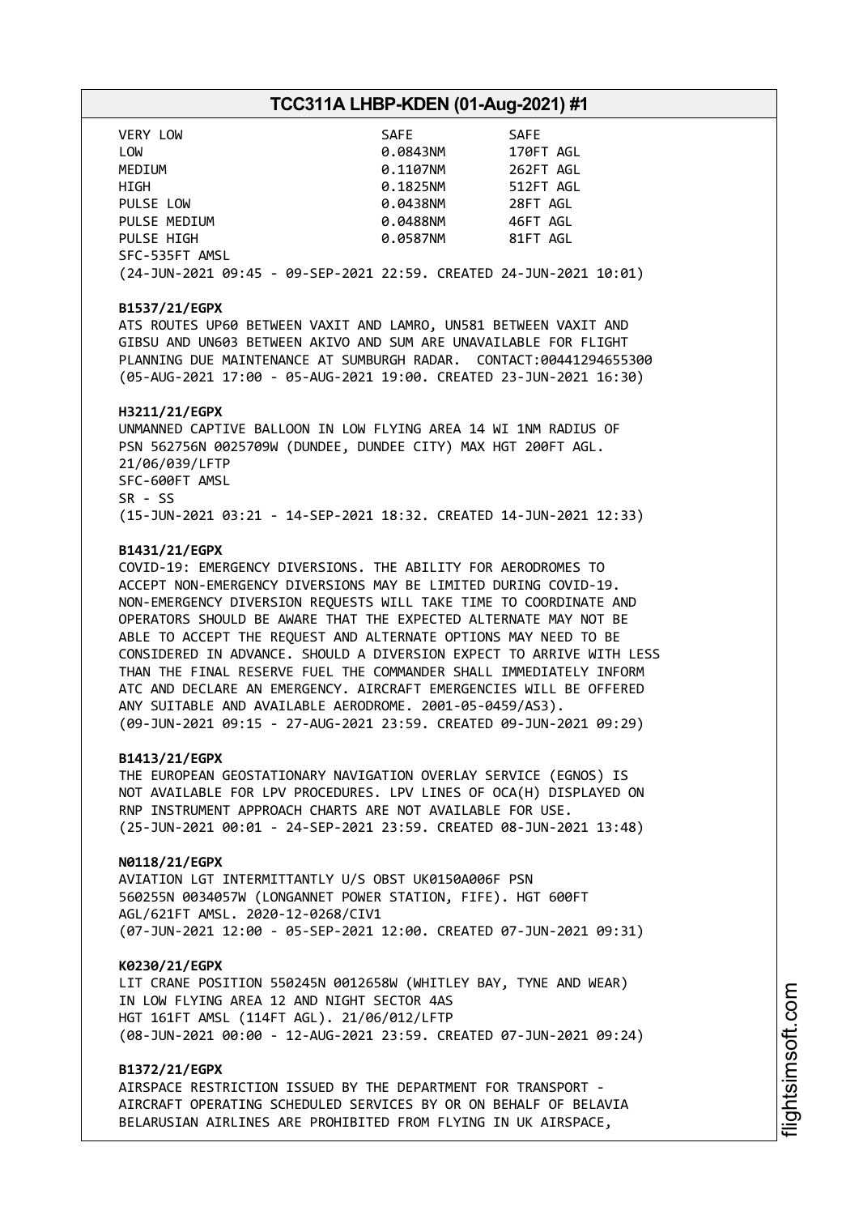| VERY LOW | SAFE | SAFE |
|---|---|---|
| LOW | 0.0843NM | 170FT AGL |
| MEDIUM | 0.1107NM | 262FT AGL |
| HIGH | 0.1825NM | 512FT AGL |
| PULSE LOW | 0.0438NM | 28FT AGL |
| PULSE MEDIUM | 0.0488NM | 46FT AGL |
| PULSE HIGH | 0.0587NM | 81FT AGL |

SFC-535FT AMSL
(24-JUN-2021 09:45 - 09-SEP-2021 22:59. CREATED 24-JUN-2021 10:01)

**B1537/21/EGPX**
ATS ROUTES UP60 BETWEEN VAXIT AND LAMRO, UN581 BETWEEN VAXIT AND GIBSU AND UN603 BETWEEN AKIVO AND SUM ARE UNAVAILABLE FOR FLIGHT PLANNING DUE MAINTENANCE AT SUMBURGH RADAR. CONTACT:00441294655300
(05-AUG-2021 17:00 - 05-AUG-2021 19:00. CREATED 23-JUN-2021 16:30)

**H3211/21/EGPX**
UNMANNED CAPTIVE BALLOON IN LOW FLYING AREA 14 WI 1NM RADIUS OF PSN 562756N 0025709W (DUNDEE, DUNDEE CITY) MAX HGT 200FT AGL. 21/06/039/LFTP
SFC-600FT AMSL
SR - SS
(15-JUN-2021 03:21 - 14-SEP-2021 18:32. CREATED 14-JUN-2021 12:33)

**B1431/21/EGPX**
COVID-19: EMERGENCY DIVERSIONS. THE ABILITY FOR AERODROMES TO ACCEPT NON-EMERGENCY DIVERSIONS MAY BE LIMITED DURING COVID-19. NON-EMERGENCY DIVERSION REQUESTS WILL TAKE TIME TO COORDINATE AND OPERATORS SHOULD BE AWARE THAT THE EXPECTED ALTERNATE MAY NOT BE ABLE TO ACCEPT THE REQUEST AND ALTERNATE OPTIONS MAY NEED TO BE CONSIDERED IN ADVANCE. SHOULD A DIVERSION EXPECT TO ARRIVE WITH LESS THAN THE FINAL RESERVE FUEL THE COMMANDER SHALL IMMEDIATELY INFORM ATC AND DECLARE AN EMERGENCY. AIRCRAFT EMERGENCIES WILL BE OFFERED ANY SUITABLE AND AVAILABLE AERODROME. 2001-05-0459/AS3).
(09-JUN-2021 09:15 - 27-AUG-2021 23:59. CREATED 09-JUN-2021 09:29)

**B1413/21/EGPX**
THE EUROPEAN GEOSTATIONARY NAVIGATION OVERLAY SERVICE (EGNOS) IS NOT AVAILABLE FOR LPV PROCEDURES. LPV LINES OF OCA(H) DISPLAYED ON RNP INSTRUMENT APPROACH CHARTS ARE NOT AVAILABLE FOR USE.
(25-JUN-2021 00:01 - 24-SEP-2021 23:59. CREATED 08-JUN-2021 13:48)

**N0118/21/EGPX**
AVIATION LGT INTERMITTANTLY U/S OBST UK0150A006F PSN 560255N 0034057W (LONGANNET POWER STATION, FIFE). HGT 600FT AGL/621FT AMSL. 2020-12-0268/CIV1
(07-JUN-2021 12:00 - 05-SEP-2021 12:00. CREATED 07-JUN-2021 09:31)

**K0230/21/EGPX**
LIT CRANE POSITION 550245N 0012658W (WHITLEY BAY, TYNE AND WEAR) IN LOW FLYING AREA 12 AND NIGHT SECTOR 4AS
HGT 161FT AMSL (114FT AGL). 21/06/012/LFTP
(08-JUN-2021 00:00 - 12-AUG-2021 23:59. CREATED 07-JUN-2021 09:24)

**B1372/21/EGPX**
AIRSPACE RESTRICTION ISSUED BY THE DEPARTMENT FOR TRANSPORT - AIRCRAFT OPERATING SCHEDULED SERVICES BY OR ON BEHALF OF BELAVIA BELARUSIAN AIRLINES ARE PROHIBITED FROM FLYING IN UK AIRSPACE,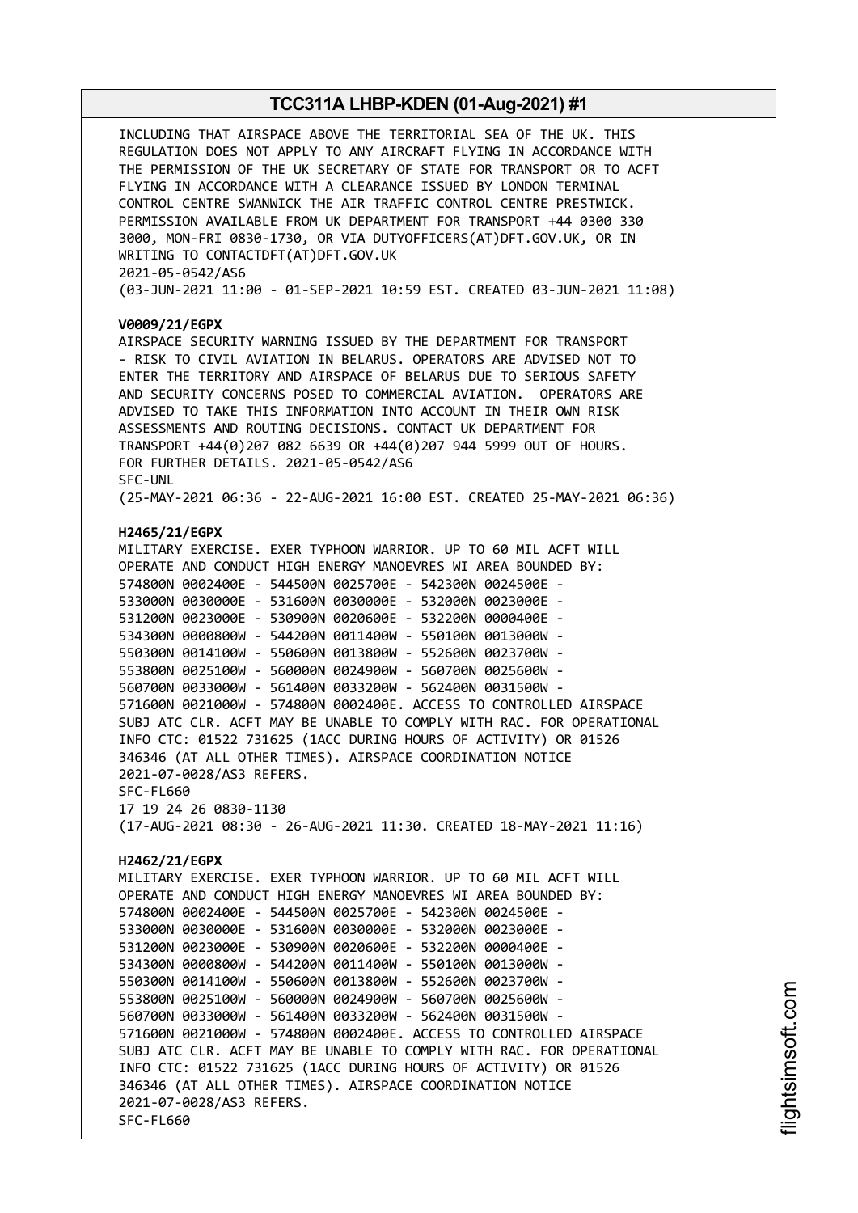INCLUDING THAT AIRSPACE ABOVE THE TERRITORIAL SEA OF THE UK. THIS REGULATION DOES NOT APPLY TO ANY AIRCRAFT FLYING IN ACCORDANCE WITH THE PERMISSION OF THE UK SECRETARY OF STATE FOR TRANSPORT OR TO ACFT FLYING IN ACCORDANCE WITH A CLEARANCE ISSUED BY LONDON TERMINAL CONTROL CENTRE SWANWICK THE AIR TRAFFIC CONTROL CENTRE PRESTWICK. PERMISSION AVAILABLE FROM UK DEPARTMENT FOR TRANSPORT +44 0300 330 3000, MON-FRI 0830-1730, OR VIA DUTYOFFICERS(AT)DFT.GOV.UK, OR IN WRITING TO CONTACTDFT(AT)DFT.GOV.UK
2021-05-0542/AS6
(03-JUN-2021 11:00 - 01-SEP-2021 10:59 EST. CREATED 03-JUN-2021 11:08)

**V0009/21/EGPX**
AIRSPACE SECURITY WARNING ISSUED BY THE DEPARTMENT FOR TRANSPORT - RISK TO CIVIL AVIATION IN BELARUS. OPERATORS ARE ADVISED NOT TO ENTER THE TERRITORY AND AIRSPACE OF BELARUS DUE TO SERIOUS SAFETY AND SECURITY CONCERNS POSED TO COMMERCIAL AVIATION. OPERATORS ARE ADVISED TO TAKE THIS INFORMATION INTO ACCOUNT IN THEIR OWN RISK ASSESSMENTS AND ROUTING DECISIONS. CONTACT UK DEPARTMENT FOR TRANSPORT +44(0)207 082 6639 OR +44(0)207 944 5999 OUT OF HOURS. FOR FURTHER DETAILS. 2021-05-0542/AS6
SFC-UNL
(25-MAY-2021 06:36 - 22-AUG-2021 16:00 EST. CREATED 25-MAY-2021 06:36)

**H2465/21/EGPX**
MILITARY EXERCISE. EXER TYPHOON WARRIOR. UP TO 60 MIL ACFT WILL OPERATE AND CONDUCT HIGH ENERGY MANOEVRES WI AREA BOUNDED BY:
574800N 0002400E - 544500N 0025700E - 542300N 0024500E -
533000N 0030000E - 531600N 0030000E - 532000N 0023000E -
531200N 0023000E - 530900N 0020600E - 532200N 0000400E -
534300N 0000800W - 544200N 0011400W - 550100N 0013000W -
550300N 0014100W - 550600N 0013800W - 552600N 0023700W -
553800N 0025100W - 560000N 0024900W - 560700N 0025600W -
560700N 0033000W - 561400N 0033200W - 562400N 0031500W -
571600N 0021000W - 574800N 0002400E. ACCESS TO CONTROLLED AIRSPACE SUBJ ATC CLR. ACFT MAY BE UNABLE TO COMPLY WITH RAC. FOR OPERATIONAL INFO CTC: 01522 731625 (1ACC DURING HOURS OF ACTIVITY) OR 01526 346346 (AT ALL OTHER TIMES). AIRSPACE COORDINATION NOTICE 2021-07-0028/AS3 REFERS.
SFC-FL660
17 19 24 26 0830-1130
(17-AUG-2021 08:30 - 26-AUG-2021 11:30. CREATED 18-MAY-2021 11:16)

**H2462/21/EGPX**
MILITARY EXERCISE. EXER TYPHOON WARRIOR. UP TO 60 MIL ACFT WILL OPERATE AND CONDUCT HIGH ENERGY MANOEVRES WI AREA BOUNDED BY:
574800N 0002400E - 544500N 0025700E - 542300N 0024500E -
533000N 0030000E - 531600N 0030000E - 532000N 0023000E -
531200N 0023000E - 530900N 0020600E - 532200N 0000400E -
534300N 0000800W - 544200N 0011400W - 550100N 0013000W -
550300N 0014100W - 550600N 0013800W - 552600N 0023700W -
553800N 0025100W - 560000N 0024900W - 560700N 0025600W -
560700N 0033000W - 561400N 0033200W - 562400N 0031500W -
571600N 0021000W - 574800N 0002400E. ACCESS TO CONTROLLED AIRSPACE SUBJ ATC CLR. ACFT MAY BE UNABLE TO COMPLY WITH RAC. FOR OPERATIONAL INFO CTC: 01522 731625 (1ACC DURING HOURS OF ACTIVITY) OR 01526 346346 (AT ALL OTHER TIMES). AIRSPACE COORDINATION NOTICE 2021-07-0028/AS3 REFERS.
SFC-FL660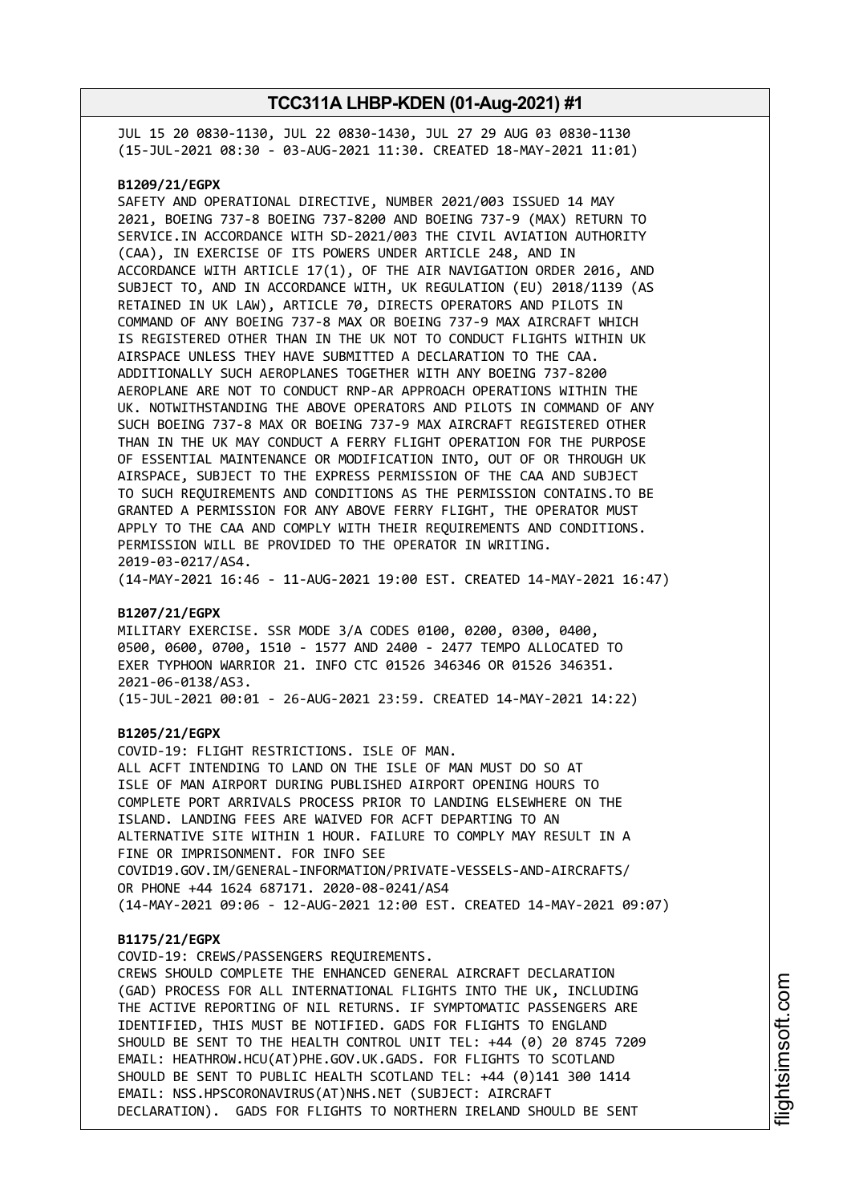JUL 15 20 0830-1130, JUL 22 0830-1430, JUL 27 29 AUG 03 0830-1130
(15-JUL-2021 08:30 - 03-AUG-2021 11:30. CREATED 18-MAY-2021 11:01)

**B1209/21/EGPX**
SAFETY AND OPERATIONAL DIRECTIVE, NUMBER 2021/003 ISSUED 14 MAY 2021, BOEING 737-8 BOEING 737-8200 AND BOEING 737-9 (MAX) RETURN TO SERVICE.IN ACCORDANCE WITH SD-2021/003 THE CIVIL AVIATION AUTHORITY (CAA), IN EXERCISE OF ITS POWERS UNDER ARTICLE 248, AND IN ACCORDANCE WITH ARTICLE 17(1), OF THE AIR NAVIGATION ORDER 2016, AND SUBJECT TO, AND IN ACCORDANCE WITH, UK REGULATION (EU) 2018/1139 (AS RETAINED IN UK LAW), ARTICLE 70, DIRECTS OPERATORS AND PILOTS IN COMMAND OF ANY BOEING 737-8 MAX OR BOEING 737-9 MAX AIRCRAFT WHICH IS REGISTERED OTHER THAN IN THE UK NOT TO CONDUCT FLIGHTS WITHIN UK AIRSPACE UNLESS THEY HAVE SUBMITTED A DECLARATION TO THE CAA. ADDITIONALLY SUCH AEROPLANES TOGETHER WITH ANY BOEING 737-8200 AEROPLANE ARE NOT TO CONDUCT RNP-AR APPROACH OPERATIONS WITHIN THE UK. NOTWITHSTANDING THE ABOVE OPERATORS AND PILOTS IN COMMAND OF ANY SUCH BOEING 737-8 MAX OR BOEING 737-9 MAX AIRCRAFT REGISTERED OTHER THAN IN THE UK MAY CONDUCT A FERRY FLIGHT OPERATION FOR THE PURPOSE OF ESSENTIAL MAINTENANCE OR MODIFICATION INTO, OUT OF OR THROUGH UK AIRSPACE, SUBJECT TO THE EXPRESS PERMISSION OF THE CAA AND SUBJECT TO SUCH REQUIREMENTS AND CONDITIONS AS THE PERMISSION CONTAINS.TO BE GRANTED A PERMISSION FOR ANY ABOVE FERRY FLIGHT, THE OPERATOR MUST APPLY TO THE CAA AND COMPLY WITH THEIR REQUIREMENTS AND CONDITIONS. PERMISSION WILL BE PROVIDED TO THE OPERATOR IN WRITING.
2019-03-0217/AS4.
(14-MAY-2021 16:46 - 11-AUG-2021 19:00 EST. CREATED 14-MAY-2021 16:47)

**B1207/21/EGPX**
MILITARY EXERCISE. SSR MODE 3/A CODES 0100, 0200, 0300, 0400, 0500, 0600, 0700, 1510 - 1577 AND 2400 - 2477 TEMPO ALLOCATED TO EXER TYPHOON WARRIOR 21. INFO CTC 01526 346346 OR 01526 346351.
2021-06-0138/AS3.
(15-JUL-2021 00:01 - 26-AUG-2021 23:59. CREATED 14-MAY-2021 14:22)

**B1205/21/EGPX**
COVID-19: FLIGHT RESTRICTIONS. ISLE OF MAN.
ALL ACFT INTENDING TO LAND ON THE ISLE OF MAN MUST DO SO AT ISLE OF MAN AIRPORT DURING PUBLISHED AIRPORT OPENING HOURS TO COMPLETE PORT ARRIVALS PROCESS PRIOR TO LANDING ELSEWHERE ON THE ISLAND. LANDING FEES ARE WAIVED FOR ACFT DEPARTING TO AN ALTERNATIVE SITE WITHIN 1 HOUR. FAILURE TO COMPLY MAY RESULT IN A FINE OR IMPRISONMENT. FOR INFO SEE
COVID19.GOV.IM/GENERAL-INFORMATION/PRIVATE-VESSELS-AND-AIRCRAFTS/ OR PHONE +44 1624 687171. 2020-08-0241/AS4
(14-MAY-2021 09:06 - 12-AUG-2021 12:00 EST. CREATED 14-MAY-2021 09:07)

**B1175/21/EGPX**
COVID-19: CREWS/PASSENGERS REQUIREMENTS.
CREWS SHOULD COMPLETE THE ENHANCED GENERAL AIRCRAFT DECLARATION (GAD) PROCESS FOR ALL INTERNATIONAL FLIGHTS INTO THE UK, INCLUDING THE ACTIVE REPORTING OF NIL RETURNS. IF SYMPTOMATIC PASSENGERS ARE IDENTIFIED, THIS MUST BE NOTIFIED. GADS FOR FLIGHTS TO ENGLAND SHOULD BE SENT TO THE HEALTH CONTROL UNIT TEL: +44 (0) 20 8745 7209 EMAIL: HEATHROW.HCU(AT)PHE.GOV.UK.GADS. FOR FLIGHTS TO SCOTLAND SHOULD BE SENT TO PUBLIC HEALTH SCOTLAND TEL: +44 (0)141 300 1414 EMAIL: NSS.HPSCORONAVIRUS(AT)NHS.NET (SUBJECT: AIRCRAFT DECLARATION). GADS FOR FLIGHTS TO NORTHERN IRELAND SHOULD BE SENT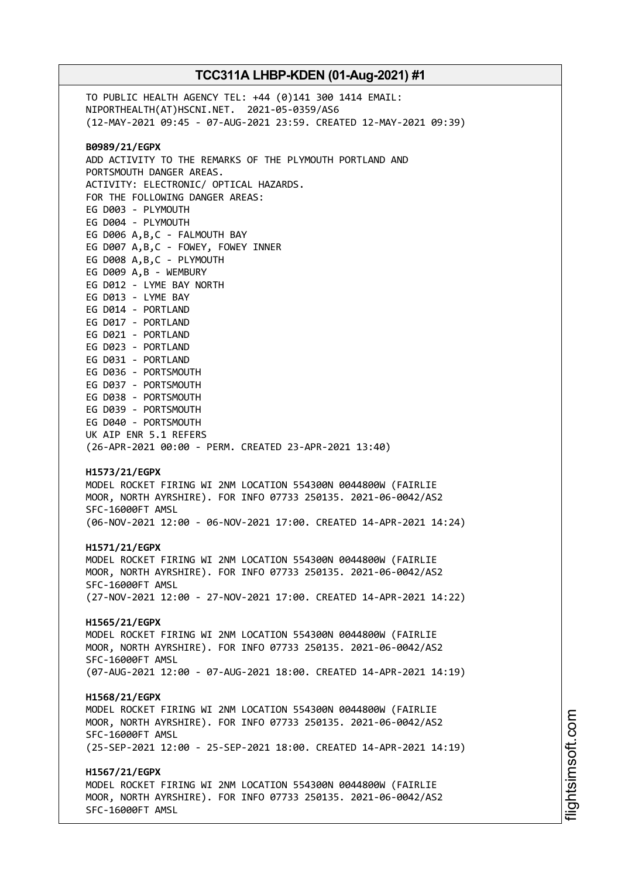TO PUBLIC HEALTH AGENCY TEL: +44 (0)141 300 1414 EMAIL: NIPORTHEALTH(AT)HSCNI.NET. 2021-05-0359/AS6
(12-MAY-2021 09:45 - 07-AUG-2021 23:59. CREATED 12-MAY-2021 09:39)

**B0989/21/EGPX**
ADD ACTIVITY TO THE REMARKS OF THE PLYMOUTH PORTLAND AND PORTSMOUTH DANGER AREAS.
ACTIVITY: ELECTRONIC/ OPTICAL HAZARDS.
FOR THE FOLLOWING DANGER AREAS:
EG D003 - PLYMOUTH
EG D004 - PLYMOUTH
EG D006 A,B,C - FALMOUTH BAY
EG D007 A,B,C - FOWEY, FOWEY INNER
EG D008 A,B,C - PLYMOUTH
EG D009 A,B - WEMBURY
EG D012 - LYME BAY NORTH
EG D013 - LYME BAY
EG D014 - PORTLAND
EG D017 - PORTLAND
EG D021 - PORTLAND
EG D023 - PORTLAND
EG D031 - PORTLAND
EG D036 - PORTSMOUTH
EG D037 - PORTSMOUTH
EG D038 - PORTSMOUTH
EG D039 - PORTSMOUTH
EG D040 - PORTSMOUTH
UK AIP ENR 5.1 REFERS
(26-APR-2021 00:00 - PERM. CREATED 23-APR-2021 13:40)

**H1573/21/EGPX**
MODEL ROCKET FIRING WI 2NM LOCATION 554300N 0044800W (FAIRLIE MOOR, NORTH AYRSHIRE). FOR INFO 07733 250135. 2021-06-0042/AS2
SFC-16000FT AMSL
(06-NOV-2021 12:00 - 06-NOV-2021 17:00. CREATED 14-APR-2021 14:24)

**H1571/21/EGPX**
MODEL ROCKET FIRING WI 2NM LOCATION 554300N 0044800W (FAIRLIE MOOR, NORTH AYRSHIRE). FOR INFO 07733 250135. 2021-06-0042/AS2
SFC-16000FT AMSL
(27-NOV-2021 12:00 - 27-NOV-2021 17:00. CREATED 14-APR-2021 14:22)

**H1565/21/EGPX**
MODEL ROCKET FIRING WI 2NM LOCATION 554300N 0044800W (FAIRLIE MOOR, NORTH AYRSHIRE). FOR INFO 07733 250135. 2021-06-0042/AS2
SFC-16000FT AMSL
(07-AUG-2021 12:00 - 07-AUG-2021 18:00. CREATED 14-APR-2021 14:19)

**H1568/21/EGPX**
MODEL ROCKET FIRING WI 2NM LOCATION 554300N 0044800W (FAIRLIE MOOR, NORTH AYRSHIRE). FOR INFO 07733 250135. 2021-06-0042/AS2
SFC-16000FT AMSL
(25-SEP-2021 12:00 - 25-SEP-2021 18:00. CREATED 14-APR-2021 14:19)

**H1567/21/EGPX**
MODEL ROCKET FIRING WI 2NM LOCATION 554300N 0044800W (FAIRLIE MOOR, NORTH AYRSHIRE). FOR INFO 07733 250135. 2021-06-0042/AS2
SFC-16000FT AMSL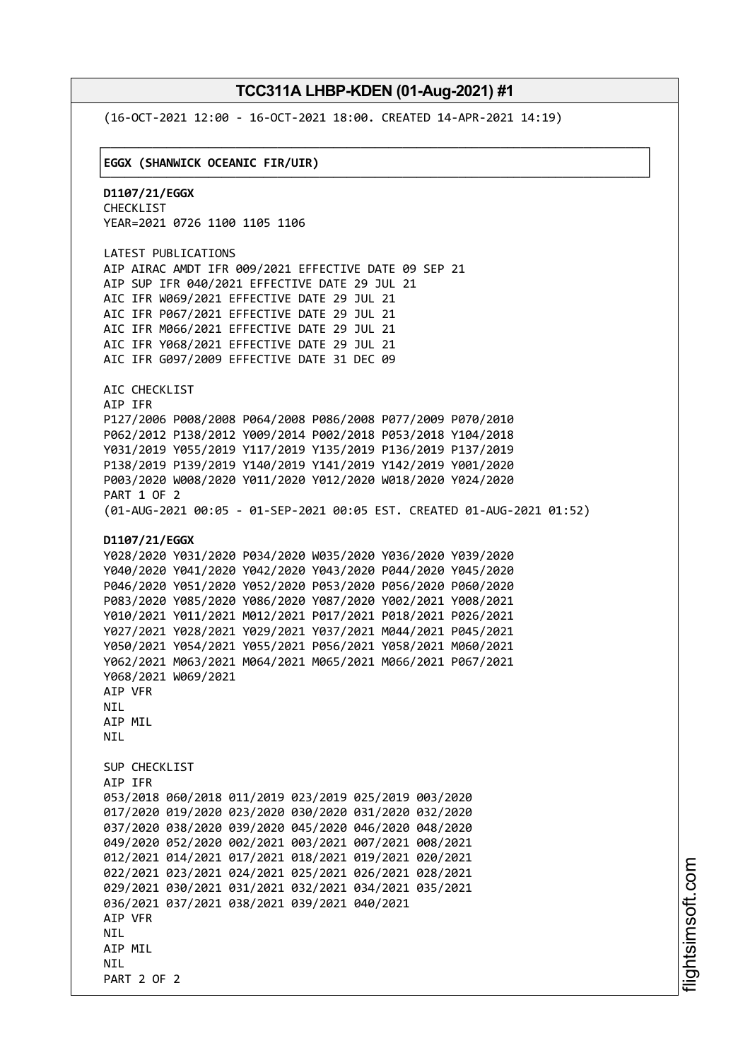(16-OCT-2021 12:00 - 16-OCT-2021 18:00. CREATED 14-APR-2021 14:19)

**EGGX (SHANWICK OCEANIC FIR/UIR)**

**D1107/21/EGGX**
CHECKLIST
YEAR=2021 0726 1100 1105 1106

LATEST PUBLICATIONS
AIP AIRAC AMDT IFR 009/2021 EFFECTIVE DATE 09 SEP 21
AIP SUP IFR 040/2021 EFFECTIVE DATE 29 JUL 21
AIC IFR W069/2021 EFFECTIVE DATE 29 JUL 21
AIC IFR P067/2021 EFFECTIVE DATE 29 JUL 21
AIC IFR M066/2021 EFFECTIVE DATE 29 JUL 21
AIC IFR Y068/2021 EFFECTIVE DATE 29 JUL 21
AIC IFR G097/2009 EFFECTIVE DATE 31 DEC 09

AIC CHECKLIST
AIP IFR
P127/2006 P008/2008 P064/2008 P086/2008 P077/2009 P070/2010
P062/2012 P138/2012 Y009/2014 P002/2018 P053/2018 Y104/2018
Y031/2019 Y055/2019 Y117/2019 Y135/2019 P136/2019 P137/2019
P138/2019 P139/2019 Y140/2019 Y141/2019 Y142/2019 Y001/2020
P003/2020 W008/2020 Y011/2020 Y012/2020 W018/2020 Y024/2020
PART 1 OF 2
(01-AUG-2021 00:05 - 01-SEP-2021 00:05 EST. CREATED 01-AUG-2021 01:52)

**D1107/21/EGGX**
Y028/2020 Y031/2020 P034/2020 W035/2020 Y036/2020 Y039/2020
Y040/2020 Y041/2020 Y042/2020 Y043/2020 P044/2020 Y045/2020
P046/2020 Y051/2020 Y052/2020 P053/2020 P056/2020 P060/2020
P083/2020 Y085/2020 Y086/2020 Y087/2020 Y002/2021 Y008/2021
Y010/2021 Y011/2021 M012/2021 P017/2021 P018/2021 P026/2021
Y027/2021 Y028/2021 Y029/2021 Y037/2021 M044/2021 P045/2021
Y050/2021 Y054/2021 Y055/2021 P056/2021 Y058/2021 M060/2021
Y062/2021 M063/2021 M064/2021 M065/2021 M066/2021 P067/2021
Y068/2021 W069/2021
AIP VFR
NIL
AIP MIL
NIL

SUP CHECKLIST
AIP IFR
053/2018 060/2018 011/2019 023/2019 025/2019 003/2020
017/2020 019/2020 023/2020 030/2020 031/2020 032/2020
037/2020 038/2020 039/2020 045/2020 046/2020 048/2020
049/2020 052/2020 002/2021 003/2021 007/2021 008/2021
012/2021 014/2021 017/2021 018/2021 019/2021 020/2021
022/2021 023/2021 024/2021 025/2021 026/2021 028/2021
029/2021 030/2021 031/2021 032/2021 034/2021 035/2021
036/2021 037/2021 038/2021 039/2021 040/2021
AIP VFR
NIL
AIP MIL
NIL
PART 2 OF 2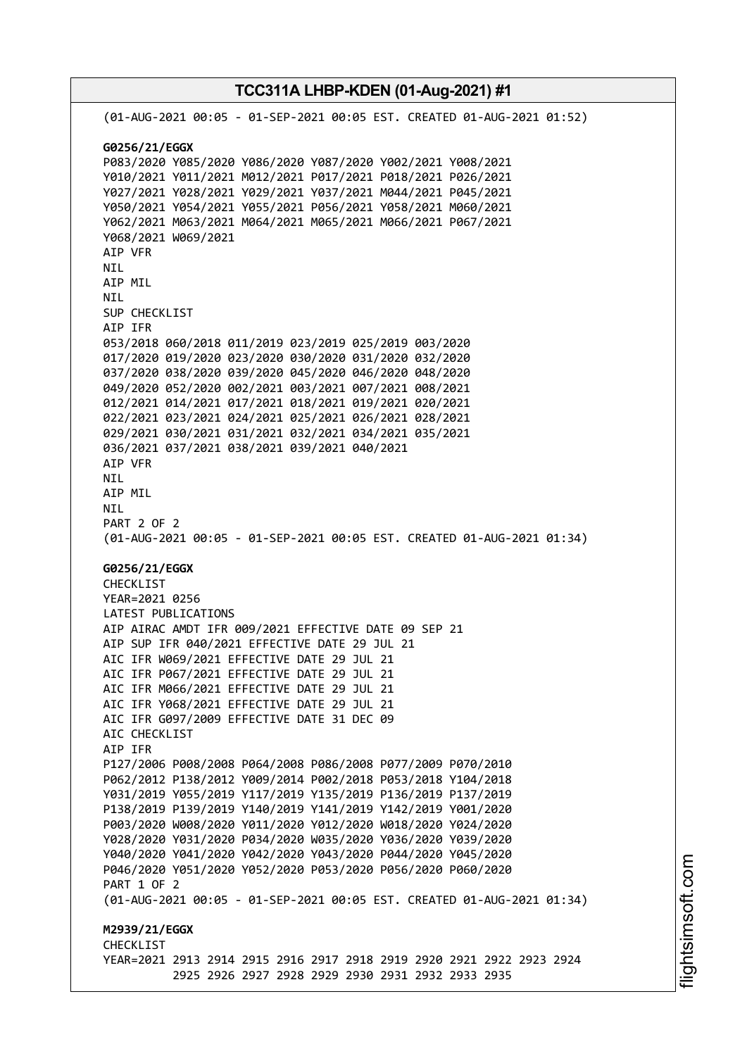(01-AUG-2021 00:05 - 01-SEP-2021 00:05 EST. CREATED 01-AUG-2021 01:52)

**G0256/21/EGGX**
P083/2020 Y085/2020 Y086/2020 Y087/2020 Y002/2021 Y008/2021
Y010/2021 Y011/2021 M012/2021 P017/2021 P018/2021 P026/2021
Y027/2021 Y028/2021 Y029/2021 Y037/2021 M044/2021 P045/2021
Y050/2021 Y054/2021 Y055/2021 P056/2021 Y058/2021 M060/2021
Y062/2021 M063/2021 M064/2021 M065/2021 M066/2021 P067/2021
Y068/2021 W069/2021
AIP VFR
NIL
AIP MIL
NIL
SUP CHECKLIST
AIP IFR
053/2018 060/2018 011/2019 023/2019 025/2019 003/2020
017/2020 019/2020 023/2020 030/2020 031/2020 032/2020
037/2020 038/2020 039/2020 045/2020 046/2020 048/2020
049/2020 052/2020 002/2021 003/2021 007/2021 008/2021
012/2021 014/2021 017/2021 018/2021 019/2021 020/2021
022/2021 023/2021 024/2021 025/2021 026/2021 028/2021
029/2021 030/2021 031/2021 032/2021 034/2021 035/2021
036/2021 037/2021 038/2021 039/2021 040/2021
AIP VFR
NIL
AIP MIL
NIL
PART 2 OF 2
(01-AUG-2021 00:05 - 01-SEP-2021 00:05 EST. CREATED 01-AUG-2021 01:34)

**G0256/21/EGGX**
CHECKLIST
YEAR=2021 0256
LATEST PUBLICATIONS
AIP AIRAC AMDT IFR 009/2021 EFFECTIVE DATE 09 SEP 21
AIP SUP IFR 040/2021 EFFECTIVE DATE 29 JUL 21
AIC IFR W069/2021 EFFECTIVE DATE 29 JUL 21
AIC IFR P067/2021 EFFECTIVE DATE 29 JUL 21
AIC IFR M066/2021 EFFECTIVE DATE 29 JUL 21
AIC IFR Y068/2021 EFFECTIVE DATE 29 JUL 21
AIC IFR G097/2009 EFFECTIVE DATE 31 DEC 09
AIC CHECKLIST
AIP IFR
P127/2006 P008/2008 P064/2008 P086/2008 P077/2009 P070/2010
P062/2012 P138/2012 Y009/2014 P002/2018 P053/2018 Y104/2018
Y031/2019 Y055/2019 Y117/2019 Y135/2019 P136/2019 P137/2019
P138/2019 P139/2019 Y140/2019 Y141/2019 Y142/2019 Y001/2020
P003/2020 W008/2020 Y011/2020 Y012/2020 W018/2020 Y024/2020
Y028/2020 Y031/2020 P034/2020 W035/2020 Y036/2020 Y039/2020
Y040/2020 Y041/2020 Y042/2020 Y043/2020 P044/2020 Y045/2020
P046/2020 Y051/2020 Y052/2020 P053/2020 P056/2020 P060/2020
PART 1 OF 2
(01-AUG-2021 00:05 - 01-SEP-2021 00:05 EST. CREATED 01-AUG-2021 01:34)

**M2939/21/EGGX**
CHECKLIST
YEAR=2021 2913 2914 2915 2916 2917 2918 2919 2920 2921 2922 2923 2924
2925 2926 2927 2928 2929 2930 2931 2932 2933 2935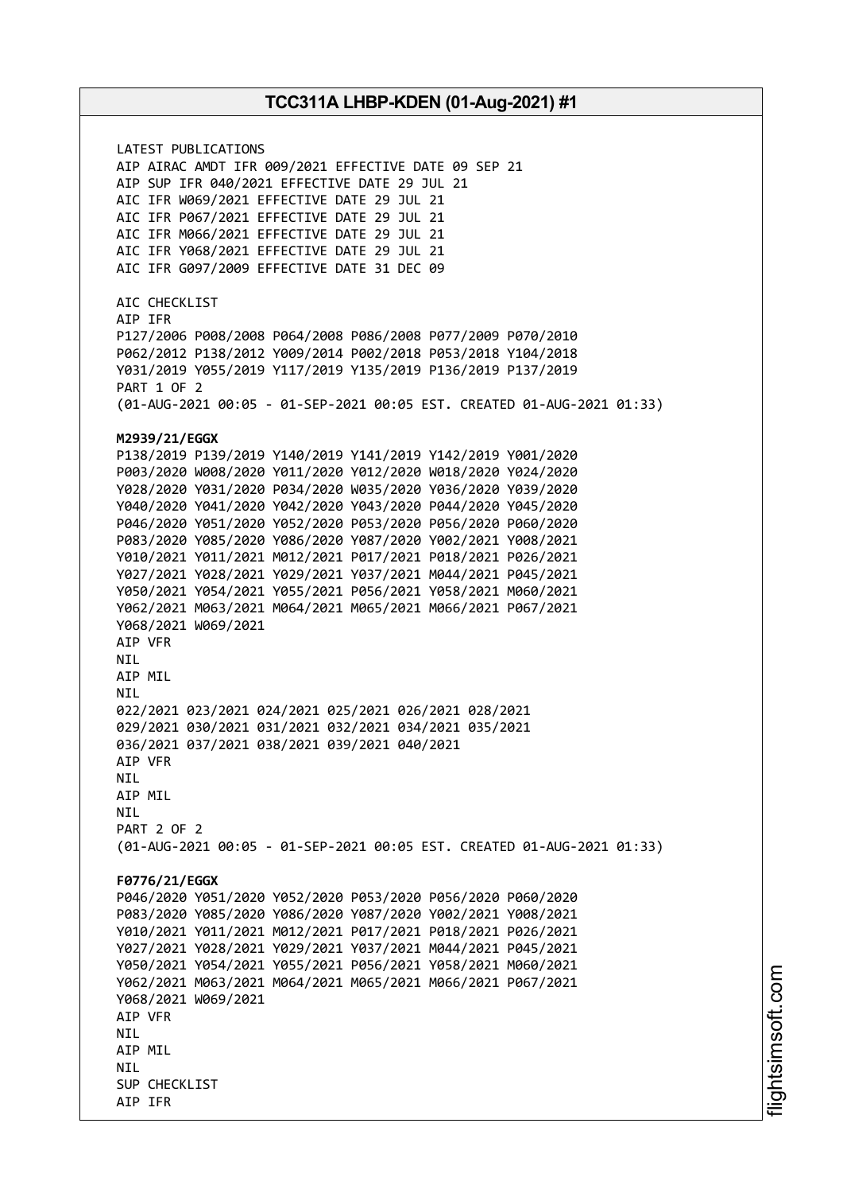LATEST PUBLICATIONS
AIP AIRAC AMDT IFR 009/2021 EFFECTIVE DATE 09 SEP 21
AIP SUP IFR 040/2021 EFFECTIVE DATE 29 JUL 21
AIC IFR W069/2021 EFFECTIVE DATE 29 JUL 21
AIC IFR P067/2021 EFFECTIVE DATE 29 JUL 21
AIC IFR M066/2021 EFFECTIVE DATE 29 JUL 21
AIC IFR Y068/2021 EFFECTIVE DATE 29 JUL 21
AIC IFR G097/2009 EFFECTIVE DATE 31 DEC 09

AIC CHECKLIST
AIP IFR
P127/2006 P008/2008 P064/2008 P086/2008 P077/2009 P070/2010
P062/2012 P138/2012 Y009/2014 P002/2018 P053/2018 Y104/2018
Y031/2019 Y055/2019 Y117/2019 Y135/2019 P136/2019 P137/2019
PART 1 OF 2
(01-AUG-2021 00:05 - 01-SEP-2021 00:05 EST. CREATED 01-AUG-2021 01:33)

**M2939/21/EGGX**
P138/2019 P139/2019 Y140/2019 Y141/2019 Y142/2019 Y001/2020
P003/2020 W008/2020 Y011/2020 Y012/2020 W018/2020 Y024/2020
Y028/2020 Y031/2020 P034/2020 W035/2020 Y036/2020 Y039/2020
Y040/2020 Y041/2020 Y042/2020 Y043/2020 P044/2020 Y045/2020
P046/2020 Y051/2020 Y052/2020 P053/2020 P056/2020 P060/2020
P083/2020 Y085/2020 Y086/2020 Y087/2020 Y002/2021 Y008/2021
Y010/2021 Y011/2021 M012/2021 P017/2021 P018/2021 P026/2021
Y027/2021 Y028/2021 Y029/2021 Y037/2021 M044/2021 P045/2021
Y050/2021 Y054/2021 Y055/2021 P056/2021 Y058/2021 M060/2021
Y062/2021 M063/2021 M064/2021 M065/2021 M066/2021 P067/2021
Y068/2021 W069/2021
AIP VFR
NIL
AIP MIL
NIL
022/2021 023/2021 024/2021 025/2021 026/2021 028/2021
029/2021 030/2021 031/2021 032/2021 034/2021 035/2021
036/2021 037/2021 038/2021 039/2021 040/2021
AIP VFR
NIL
AIP MIL
NIL
PART 2 OF 2
(01-AUG-2021 00:05 - 01-SEP-2021 00:05 EST. CREATED 01-AUG-2021 01:33)

**F0776/21/EGGX**
P046/2020 Y051/2020 Y052/2020 P053/2020 P056/2020 P060/2020
P083/2020 Y085/2020 Y086/2020 Y087/2020 Y002/2021 Y008/2021
Y010/2021 Y011/2021 M012/2021 P017/2021 P018/2021 P026/2021
Y027/2021 Y028/2021 Y029/2021 Y037/2021 M044/2021 P045/2021
Y050/2021 Y054/2021 Y055/2021 P056/2021 Y058/2021 M060/2021
Y062/2021 M063/2021 M064/2021 M065/2021 M066/2021 P067/2021
Y068/2021 W069/2021
AIP VFR
NIL
AIP MIL
NIL
SUP CHECKLIST
AIP IFR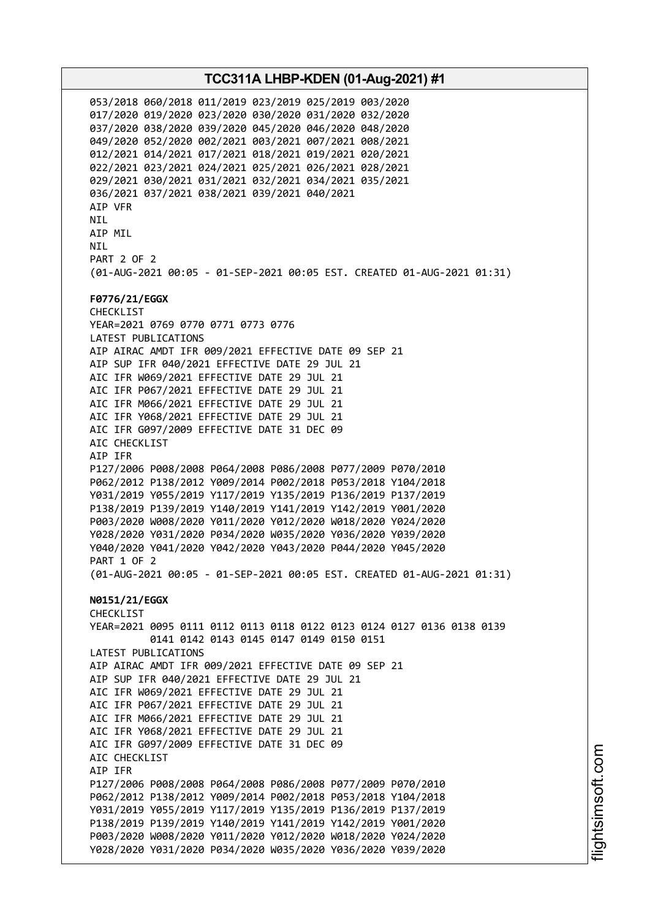053/2018 060/2018 011/2019 023/2019 025/2019 003/2020
017/2020 019/2020 023/2020 030/2020 031/2020 032/2020
037/2020 038/2020 039/2020 045/2020 046/2020 048/2020
049/2020 052/2020 002/2021 003/2021 007/2021 008/2021
012/2021 014/2021 017/2021 018/2021 019/2021 020/2021
022/2021 023/2021 024/2021 025/2021 026/2021 028/2021
029/2021 030/2021 031/2021 032/2021 034/2021 035/2021
036/2021 037/2021 038/2021 039/2021 040/2021
AIP VFR
NIL
AIP MIL
NIL
PART 2 OF 2
(01-AUG-2021 00:05 - 01-SEP-2021 00:05 EST. CREATED 01-AUG-2021 01:31)

**F0776/21/EGGX**
CHECKLIST
YEAR=2021 0769 0770 0771 0773 0776
LATEST PUBLICATIONS
AIP AIRAC AMDT IFR 009/2021 EFFECTIVE DATE 09 SEP 21
AIP SUP IFR 040/2021 EFFECTIVE DATE 29 JUL 21
AIC IFR W069/2021 EFFECTIVE DATE 29 JUL 21
AIC IFR P067/2021 EFFECTIVE DATE 29 JUL 21
AIC IFR M066/2021 EFFECTIVE DATE 29 JUL 21
AIC IFR Y068/2021 EFFECTIVE DATE 29 JUL 21
AIC IFR G097/2009 EFFECTIVE DATE 31 DEC 09
AIC CHECKLIST
AIP IFR
P127/2006 P008/2008 P064/2008 P086/2008 P077/2009 P070/2010
P062/2012 P138/2012 Y009/2014 P002/2018 P053/2018 Y104/2018
Y031/2019 Y055/2019 Y117/2019 Y135/2019 P136/2019 P137/2019
P138/2019 P139/2019 Y140/2019 Y141/2019 Y142/2019 Y001/2020
P003/2020 W008/2020 Y011/2020 Y012/2020 W018/2020 Y024/2020
Y028/2020 Y031/2020 P034/2020 W035/2020 Y036/2020 Y039/2020
Y040/2020 Y041/2020 Y042/2020 Y043/2020 P044/2020 Y045/2020
PART 1 OF 2
(01-AUG-2021 00:05 - 01-SEP-2021 00:05 EST. CREATED 01-AUG-2021 01:31)

**N0151/21/EGGX**
CHECKLIST
YEAR=2021 0095 0111 0112 0113 0118 0122 0123 0124 0127 0136 0138 0139
0141 0142 0143 0145 0147 0149 0150 0151
LATEST PUBLICATIONS
AIP AIRAC AMDT IFR 009/2021 EFFECTIVE DATE 09 SEP 21
AIP SUP IFR 040/2021 EFFECTIVE DATE 29 JUL 21
AIC IFR W069/2021 EFFECTIVE DATE 29 JUL 21
AIC IFR P067/2021 EFFECTIVE DATE 29 JUL 21
AIC IFR M066/2021 EFFECTIVE DATE 29 JUL 21
AIC IFR Y068/2021 EFFECTIVE DATE 29 JUL 21
AIC IFR G097/2009 EFFECTIVE DATE 31 DEC 09
AIC CHECKLIST
AIP IFR
P127/2006 P008/2008 P064/2008 P086/2008 P077/2009 P070/2010
P062/2012 P138/2012 Y009/2014 P002/2018 P053/2018 Y104/2018
Y031/2019 Y055/2019 Y117/2019 Y135/2019 P136/2019 P137/2019
P138/2019 P139/2019 Y140/2019 Y141/2019 Y142/2019 Y001/2020
P003/2020 W008/2020 Y011/2020 Y012/2020 W018/2020 Y024/2020
Y028/2020 Y031/2020 P034/2020 W035/2020 Y036/2020 Y039/2020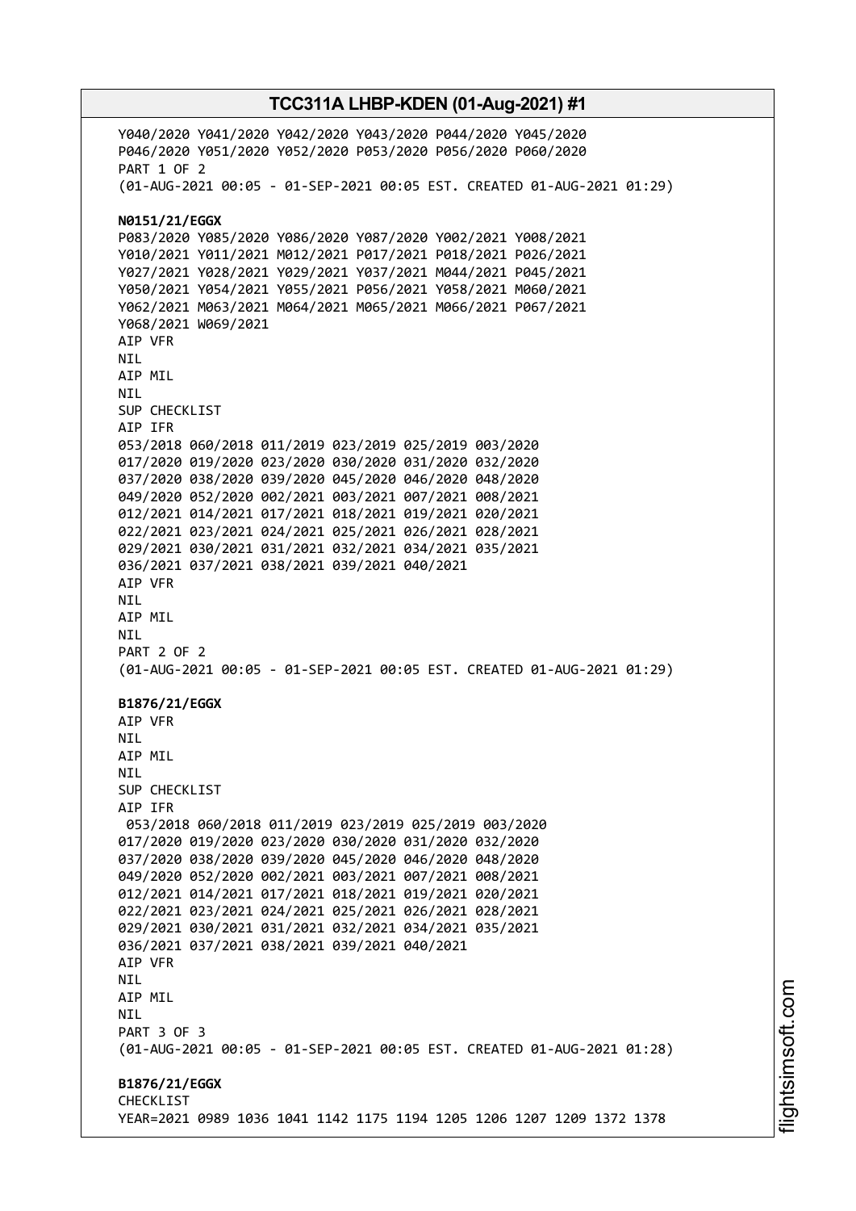Y040/2020 Y041/2020 Y042/2020 Y043/2020 P044/2020 Y045/2020
P046/2020 Y051/2020 Y052/2020 P053/2020 P056/2020 P060/2020
PART 1 OF 2
(01-AUG-2021 00:05 - 01-SEP-2021 00:05 EST. CREATED 01-AUG-2021 01:29)

**N0151/21/EGGX**
P083/2020 Y085/2020 Y086/2020 Y087/2020 Y002/2021 Y008/2021
Y010/2021 Y011/2021 M012/2021 P017/2021 P018/2021 P026/2021
Y027/2021 Y028/2021 Y029/2021 Y037/2021 M044/2021 P045/2021
Y050/2021 Y054/2021 Y055/2021 P056/2021 Y058/2021 M060/2021
Y062/2021 M063/2021 M064/2021 M065/2021 M066/2021 P067/2021
Y068/2021 W069/2021
AIP VFR
NIL
AIP MIL
NIL
SUP CHECKLIST
AIP IFR
053/2018 060/2018 011/2019 023/2019 025/2019 003/2020
017/2020 019/2020 023/2020 030/2020 031/2020 032/2020
037/2020 038/2020 039/2020 045/2020 046/2020 048/2020
049/2020 052/2020 002/2021 003/2021 007/2021 008/2021
012/2021 014/2021 017/2021 018/2021 019/2021 020/2021
022/2021 023/2021 024/2021 025/2021 026/2021 028/2021
029/2021 030/2021 031/2021 032/2021 034/2021 035/2021
036/2021 037/2021 038/2021 039/2021 040/2021
AIP VFR
NIL
AIP MIL
NIL
PART 2 OF 2
(01-AUG-2021 00:05 - 01-SEP-2021 00:05 EST. CREATED 01-AUG-2021 01:29)

**B1876/21/EGGX**
AIP VFR
NIL
AIP MIL
NIL
SUP CHECKLIST
AIP IFR
053/2018 060/2018 011/2019 023/2019 025/2019 003/2020
017/2020 019/2020 023/2020 030/2020 031/2020 032/2020
037/2020 038/2020 039/2020 045/2020 046/2020 048/2020
049/2020 052/2020 002/2021 003/2021 007/2021 008/2021
012/2021 014/2021 017/2021 018/2021 019/2021 020/2021
022/2021 023/2021 024/2021 025/2021 026/2021 028/2021
029/2021 030/2021 031/2021 032/2021 034/2021 035/2021
036/2021 037/2021 038/2021 039/2021 040/2021
AIP VFR
NIL
AIP MIL
NIL
PART 3 OF 3
(01-AUG-2021 00:05 - 01-SEP-2021 00:05 EST. CREATED 01-AUG-2021 01:28)

**B1876/21/EGGX**
CHECKLIST
YEAR=2021 0989 1036 1041 1142 1175 1194 1205 1206 1207 1209 1372 1378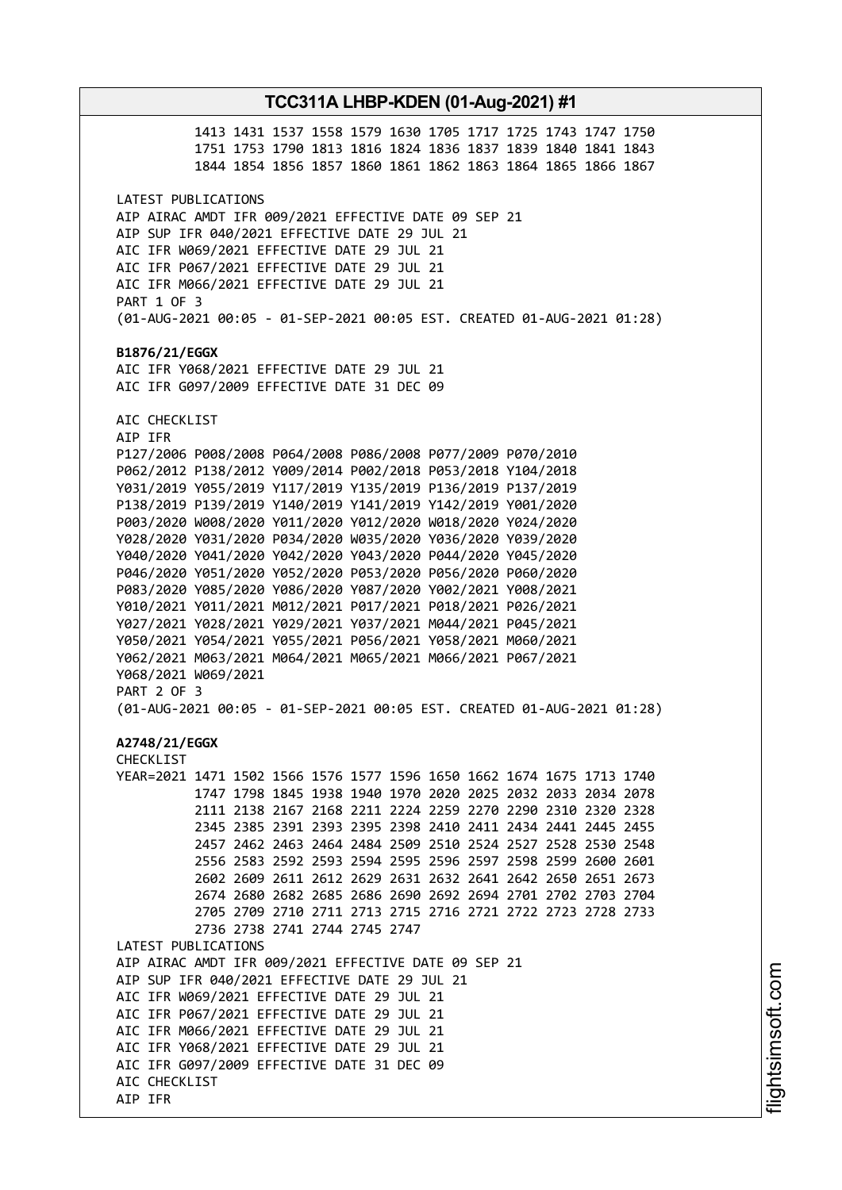```
          1413 1431 1537 1558 1579 1630 1705 1717 1725 1743 1747 1750
          1751 1753 1790 1813 1816 1824 1836 1837 1839 1840 1841 1843
          1844 1854 1856 1857 1860 1861 1862 1863 1864 1865 1866 1867

LATEST PUBLICATIONS
AIP AIRAC AMDT IFR 009/2021 EFFECTIVE DATE 09 SEP 21
AIP SUP IFR 040/2021 EFFECTIVE DATE 29 JUL 21
AIC IFR W069/2021 EFFECTIVE DATE 29 JUL 21
AIC IFR P067/2021 EFFECTIVE DATE 29 JUL 21
AIC IFR M066/2021 EFFECTIVE DATE 29 JUL 21
PART 1 OF 3
(01-AUG-2021 00:05 - 01-SEP-2021 00:05 EST. CREATED 01-AUG-2021 01:28)
```

**B1876/21/EGGX**

```
AIC IFR Y068/2021 EFFECTIVE DATE 29 JUL 21
AIC IFR G097/2009 EFFECTIVE DATE 31 DEC 09

AIC CHECKLIST
AIP IFR
P127/2006 P008/2008 P064/2008 P086/2008 P077/2009 P070/2010
P062/2012 P138/2012 Y009/2014 P002/2018 P053/2018 Y104/2018
Y031/2019 Y055/2019 Y117/2019 Y135/2019 P136/2019 P137/2019
P138/2019 P139/2019 Y140/2019 Y141/2019 Y142/2019 Y001/2020
P003/2020 W008/2020 Y011/2020 Y012/2020 W018/2020 Y024/2020
Y028/2020 Y031/2020 P034/2020 W035/2020 Y036/2020 Y039/2020
Y040/2020 Y041/2020 Y042/2020 Y043/2020 P044/2020 Y045/2020
P046/2020 Y051/2020 Y052/2020 P053/2020 P056/2020 P060/2020
P083/2020 Y085/2020 Y086/2020 Y087/2020 Y002/2021 Y008/2021
Y010/2021 Y011/2021 M012/2021 P017/2021 P018/2021 P026/2021
Y027/2021 Y028/2021 Y029/2021 Y037/2021 M044/2021 P045/2021
Y050/2021 Y054/2021 Y055/2021 P056/2021 Y058/2021 M060/2021
Y062/2021 M063/2021 M064/2021 M065/2021 M066/2021 P067/2021
Y068/2021 W069/2021
PART 2 OF 3
(01-AUG-2021 00:05 - 01-SEP-2021 00:05 EST. CREATED 01-AUG-2021 01:28)
```

**A2748/21/EGGX**

```
CHECKLIST
YEAR=2021 1471 1502 1566 1576 1577 1596 1650 1662 1674 1675 1713 1740
          1747 1798 1845 1938 1940 1970 2020 2025 2032 2033 2034 2078
          2111 2138 2167 2168 2211 2224 2259 2270 2290 2310 2320 2328
          2345 2385 2391 2393 2395 2398 2410 2411 2434 2441 2445 2455
          2457 2462 2463 2464 2484 2509 2510 2524 2527 2528 2530 2548
          2556 2583 2592 2593 2594 2595 2596 2597 2598 2599 2600 2601
          2602 2609 2611 2612 2629 2631 2632 2641 2642 2650 2651 2673
          2674 2680 2682 2685 2686 2690 2692 2694 2701 2702 2703 2704
          2705 2709 2710 2711 2713 2715 2716 2721 2722 2723 2728 2733
          2736 2738 2741 2744 2745 2747
LATEST PUBLICATIONS
AIP AIRAC AMDT IFR 009/2021 EFFECTIVE DATE 09 SEP 21
AIP SUP IFR 040/2021 EFFECTIVE DATE 29 JUL 21
AIC IFR W069/2021 EFFECTIVE DATE 29 JUL 21
AIC IFR P067/2021 EFFECTIVE DATE 29 JUL 21
AIC IFR M066/2021 EFFECTIVE DATE 29 JUL 21
AIC IFR Y068/2021 EFFECTIVE DATE 29 JUL 21
AIC IFR G097/2009 EFFECTIVE DATE 31 DEC 09
AIC CHECKLIST
AIP IFR
```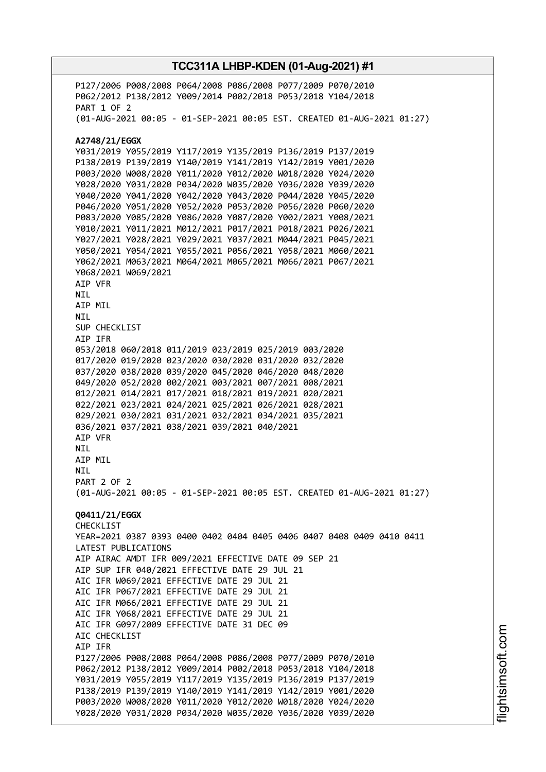P127/2006 P008/2008 P064/2008 P086/2008 P077/2009 P070/2010
P062/2012 P138/2012 Y009/2014 P002/2018 P053/2018 Y104/2018
PART 1 OF 2
(01-AUG-2021 00:05 - 01-SEP-2021 00:05 EST. CREATED 01-AUG-2021 01:27)

**A2748/21/EGGX**
Y031/2019 Y055/2019 Y117/2019 Y135/2019 P136/2019 P137/2019
P138/2019 P139/2019 Y140/2019 Y141/2019 Y142/2019 Y001/2020
P003/2020 W008/2020 Y011/2020 Y012/2020 W018/2020 Y024/2020
Y028/2020 Y031/2020 P034/2020 W035/2020 Y036/2020 Y039/2020
Y040/2020 Y041/2020 Y042/2020 Y043/2020 P044/2020 Y045/2020
P046/2020 Y051/2020 Y052/2020 P053/2020 P056/2020 P060/2020
P083/2020 Y085/2020 Y086/2020 Y087/2020 Y002/2021 Y008/2021
Y010/2021 Y011/2021 M012/2021 P017/2021 P018/2021 P026/2021
Y027/2021 Y028/2021 Y029/2021 Y037/2021 M044/2021 P045/2021
Y050/2021 Y054/2021 Y055/2021 P056/2021 Y058/2021 M060/2021
Y062/2021 M063/2021 M064/2021 M065/2021 M066/2021 P067/2021
Y068/2021 W069/2021
AIP VFR
NIL
AIP MIL
NIL
SUP CHECKLIST
AIP IFR
053/2018 060/2018 011/2019 023/2019 025/2019 003/2020
017/2020 019/2020 023/2020 030/2020 031/2020 032/2020
037/2020 038/2020 039/2020 045/2020 046/2020 048/2020
049/2020 052/2020 002/2021 003/2021 007/2021 008/2021
012/2021 014/2021 017/2021 018/2021 019/2021 020/2021
022/2021 023/2021 024/2021 025/2021 026/2021 028/2021
029/2021 030/2021 031/2021 032/2021 034/2021 035/2021
036/2021 037/2021 038/2021 039/2021 040/2021
AIP VFR
NIL
AIP MIL
NIL
PART 2 OF 2
(01-AUG-2021 00:05 - 01-SEP-2021 00:05 EST. CREATED 01-AUG-2021 01:27)

**Q0411/21/EGGX**
CHECKLIST
YEAR=2021 0387 0393 0400 0402 0404 0405 0406 0407 0408 0409 0410 0411
LATEST PUBLICATIONS
AIP AIRAC AMDT IFR 009/2021 EFFECTIVE DATE 09 SEP 21
AIP SUP IFR 040/2021 EFFECTIVE DATE 29 JUL 21
AIC IFR W069/2021 EFFECTIVE DATE 29 JUL 21
AIC IFR P067/2021 EFFECTIVE DATE 29 JUL 21
AIC IFR M066/2021 EFFECTIVE DATE 29 JUL 21
AIC IFR Y068/2021 EFFECTIVE DATE 29 JUL 21
AIC IFR G097/2009 EFFECTIVE DATE 31 DEC 09
AIC CHECKLIST
AIP IFR
P127/2006 P008/2008 P064/2008 P086/2008 P077/2009 P070/2010
P062/2012 P138/2012 Y009/2014 P002/2018 P053/2018 Y104/2018
Y031/2019 Y055/2019 Y117/2019 Y135/2019 P136/2019 P137/2019
P138/2019 P139/2019 Y140/2019 Y141/2019 Y142/2019 Y001/2020
P003/2020 W008/2020 Y011/2020 Y012/2020 W018/2020 Y024/2020
Y028/2020 Y031/2020 P034/2020 W035/2020 Y036/2020 Y039/2020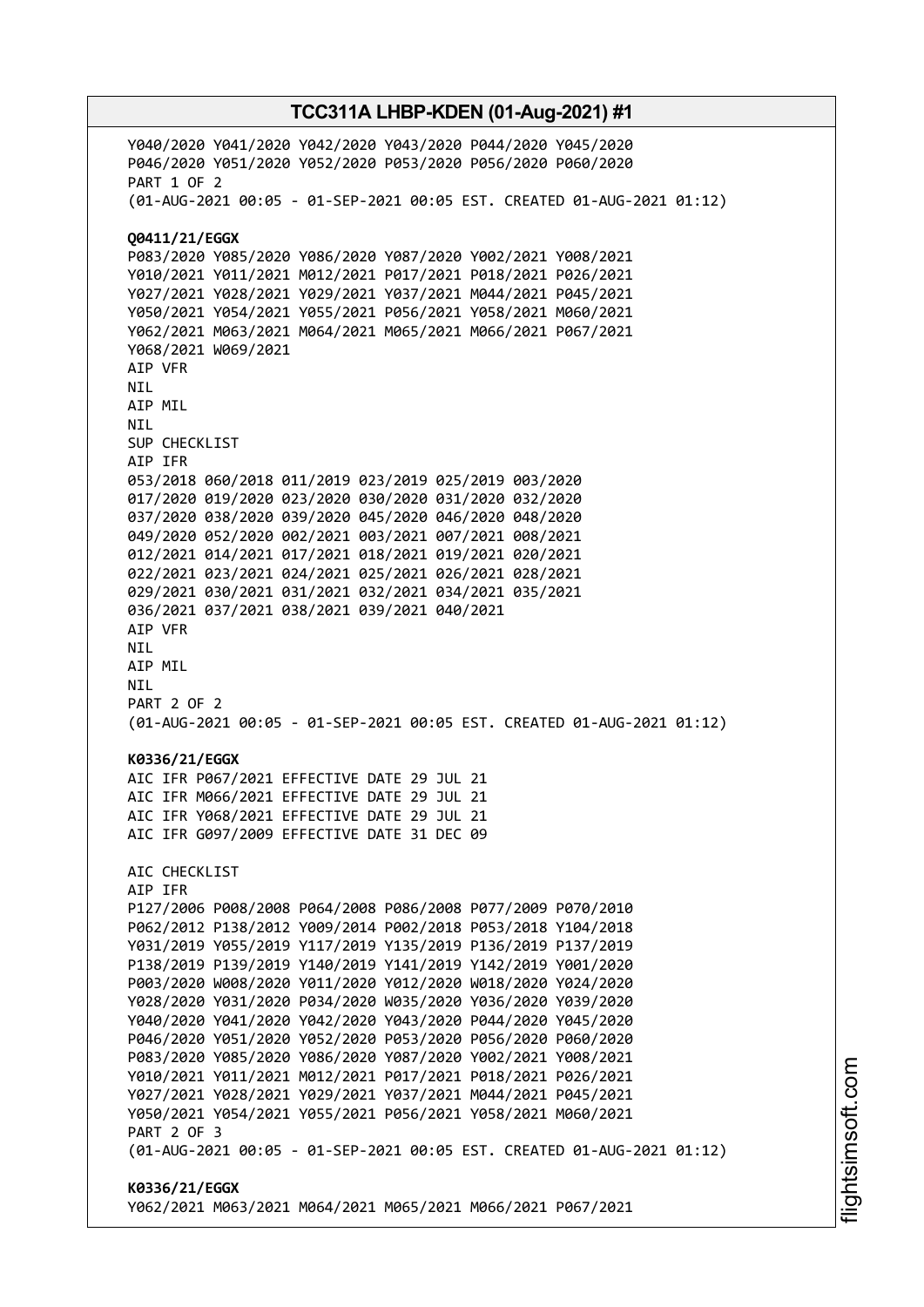Y040/2020 Y041/2020 Y042/2020 Y043/2020 P044/2020 Y045/2020
P046/2020 Y051/2020 Y052/2020 P053/2020 P056/2020 P060/2020
PART 1 OF 2
(01-AUG-2021 00:05 - 01-SEP-2021 00:05 EST. CREATED 01-AUG-2021 01:12)

**Q0411/21/EGGX**
P083/2020 Y085/2020 Y086/2020 Y087/2020 Y002/2021 Y008/2021
Y010/2021 Y011/2021 M012/2021 P017/2021 P018/2021 P026/2021
Y027/2021 Y028/2021 Y029/2021 Y037/2021 M044/2021 P045/2021
Y050/2021 Y054/2021 Y055/2021 P056/2021 Y058/2021 M060/2021
Y062/2021 M063/2021 M064/2021 M065/2021 M066/2021 P067/2021
Y068/2021 W069/2021
AIP VFR
NIL
AIP MIL
NIL
SUP CHECKLIST
AIP IFR
053/2018 060/2018 011/2019 023/2019 025/2019 003/2020
017/2020 019/2020 023/2020 030/2020 031/2020 032/2020
037/2020 038/2020 039/2020 045/2020 046/2020 048/2020
049/2020 052/2020 002/2021 003/2021 007/2021 008/2021
012/2021 014/2021 017/2021 018/2021 019/2021 020/2021
022/2021 023/2021 024/2021 025/2021 026/2021 028/2021
029/2021 030/2021 031/2021 032/2021 034/2021 035/2021
036/2021 037/2021 038/2021 039/2021 040/2021
AIP VFR
NIL
AIP MIL
NIL
PART 2 OF 2
(01-AUG-2021 00:05 - 01-SEP-2021 00:05 EST. CREATED 01-AUG-2021 01:12)

**K0336/21/EGGX**
AIC IFR P067/2021 EFFECTIVE DATE 29 JUL 21
AIC IFR M066/2021 EFFECTIVE DATE 29 JUL 21
AIC IFR Y068/2021 EFFECTIVE DATE 29 JUL 21
AIC IFR G097/2009 EFFECTIVE DATE 31 DEC 09

AIC CHECKLIST
AIP IFR
P127/2006 P008/2008 P064/2008 P086/2008 P077/2009 P070/2010
P062/2012 P138/2012 Y009/2014 P002/2018 P053/2018 Y104/2018
Y031/2019 Y055/2019 Y117/2019 Y135/2019 P136/2019 P137/2019
P138/2019 P139/2019 Y140/2019 Y141/2019 Y142/2019 Y001/2020
P003/2020 W008/2020 Y011/2020 Y012/2020 W018/2020 Y024/2020
Y028/2020 Y031/2020 P034/2020 W035/2020 Y036/2020 Y039/2020
Y040/2020 Y041/2020 Y042/2020 Y043/2020 P044/2020 Y045/2020
P046/2020 Y051/2020 Y052/2020 P053/2020 P056/2020 P060/2020
P083/2020 Y085/2020 Y086/2020 Y087/2020 Y002/2021 Y008/2021
Y010/2021 Y011/2021 M012/2021 P017/2021 P018/2021 P026/2021
Y027/2021 Y028/2021 Y029/2021 Y037/2021 M044/2021 P045/2021
Y050/2021 Y054/2021 Y055/2021 P056/2021 Y058/2021 M060/2021
PART 2 OF 3
(01-AUG-2021 00:05 - 01-SEP-2021 00:05 EST. CREATED 01-AUG-2021 01:12)

**K0336/21/EGGX**
Y062/2021 M063/2021 M064/2021 M065/2021 M066/2021 P067/2021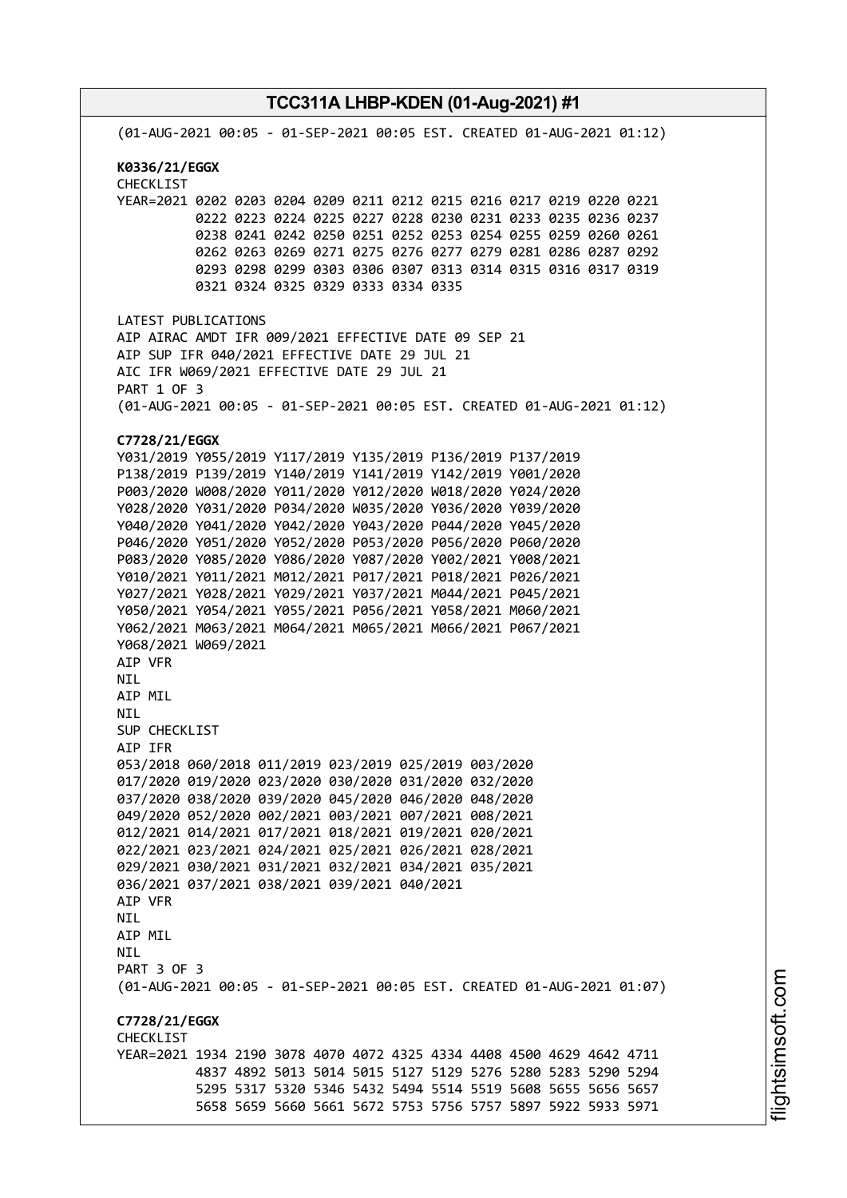(01-AUG-2021 00:05 - 01-SEP-2021 00:05 EST. CREATED 01-AUG-2021 01:12)

**K0336/21/EGGX**
CHECKLIST
YEAR=2021 0202 0203 0204 0209 0211 0212 0215 0216 0217 0219 0220 0221
0222 0223 0224 0225 0227 0228 0230 0231 0233 0235 0236 0237
0238 0241 0242 0250 0251 0252 0253 0254 0255 0259 0260 0261
0262 0263 0269 0271 0275 0276 0277 0279 0281 0286 0287 0292
0293 0298 0299 0303 0306 0307 0313 0314 0315 0316 0317 0319
0321 0324 0325 0329 0333 0334 0335

LATEST PUBLICATIONS
AIP AIRAC AMDT IFR 009/2021 EFFECTIVE DATE 09 SEP 21
AIP SUP IFR 040/2021 EFFECTIVE DATE 29 JUL 21
AIC IFR W069/2021 EFFECTIVE DATE 29 JUL 21
PART 1 OF 3
(01-AUG-2021 00:05 - 01-SEP-2021 00:05 EST. CREATED 01-AUG-2021 01:12)

**C7728/21/EGGX**
Y031/2019 Y055/2019 Y117/2019 Y135/2019 P136/2019 P137/2019
P138/2019 P139/2019 Y140/2019 Y141/2019 Y142/2019 Y001/2020
P003/2020 W008/2020 Y011/2020 Y012/2020 W018/2020 Y024/2020
Y028/2020 Y031/2020 P034/2020 W035/2020 Y036/2020 Y039/2020
Y040/2020 Y041/2020 Y042/2020 Y043/2020 P044/2020 Y045/2020
P046/2020 Y051/2020 Y052/2020 P053/2020 P056/2020 P060/2020
P083/2020 Y085/2020 Y086/2020 Y087/2020 Y002/2021 Y008/2021
Y010/2021 Y011/2021 M012/2021 P017/2021 P018/2021 P026/2021
Y027/2021 Y028/2021 Y029/2021 Y037/2021 M044/2021 P045/2021
Y050/2021 Y054/2021 Y055/2021 P056/2021 Y058/2021 M060/2021
Y062/2021 M063/2021 M064/2021 M065/2021 M066/2021 P067/2021
Y068/2021 W069/2021
AIP VFR
NIL
AIP MIL
NIL
SUP CHECKLIST
AIP IFR
053/2018 060/2018 011/2019 023/2019 025/2019 003/2020
017/2020 019/2020 023/2020 030/2020 031/2020 032/2020
037/2020 038/2020 039/2020 045/2020 046/2020 048/2020
049/2020 052/2020 002/2021 003/2021 007/2021 008/2021
012/2021 014/2021 017/2021 018/2021 019/2021 020/2021
022/2021 023/2021 024/2021 025/2021 026/2021 028/2021
029/2021 030/2021 031/2021 032/2021 034/2021 035/2021
036/2021 037/2021 038/2021 039/2021 040/2021
AIP VFR
NIL
AIP MIL
NIL
PART 3 OF 3
(01-AUG-2021 00:05 - 01-SEP-2021 00:05 EST. CREATED 01-AUG-2021 01:07)

**C7728/21/EGGX**
CHECKLIST
YEAR=2021 1934 2190 3078 4070 4072 4325 4334 4408 4500 4629 4642 4711
4837 4892 5013 5014 5015 5127 5129 5276 5280 5283 5290 5294
5295 5317 5320 5346 5432 5494 5514 5519 5608 5655 5656 5657
5658 5659 5660 5661 5672 5753 5756 5757 5897 5922 5933 5971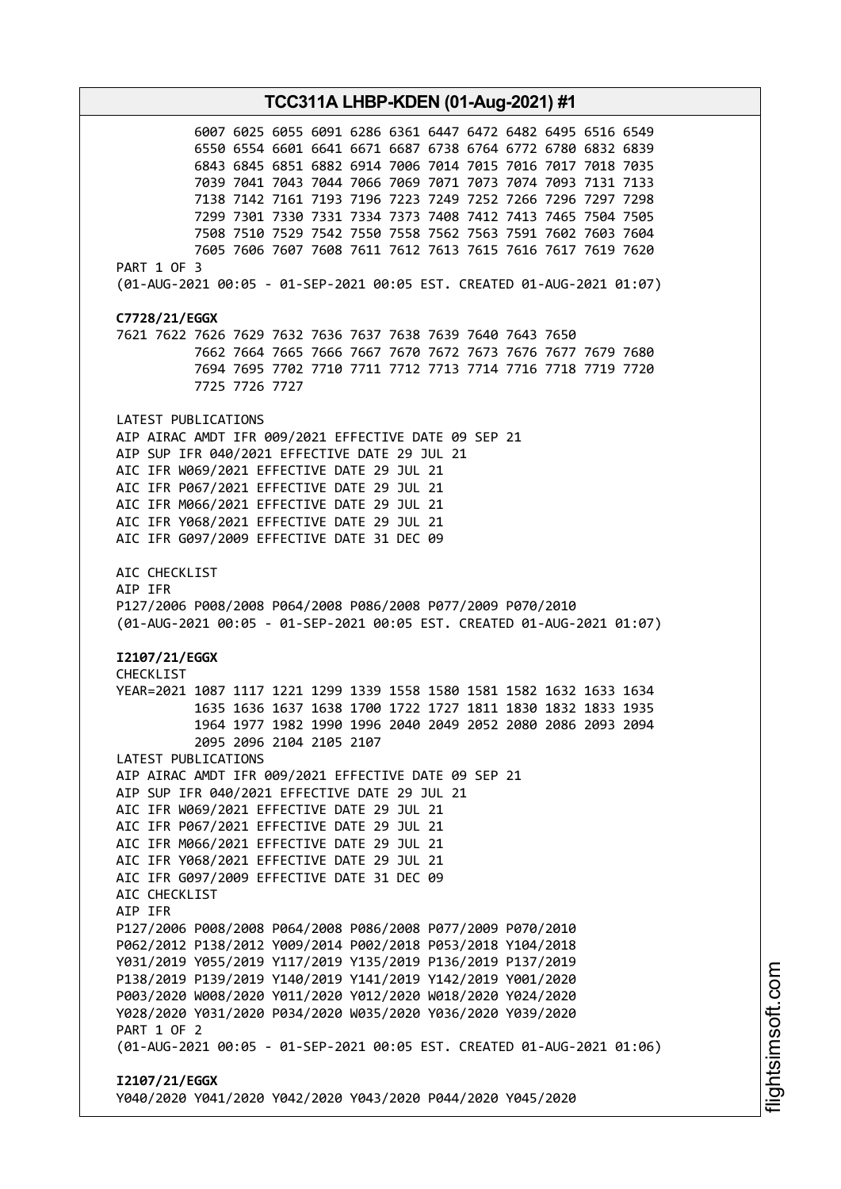```
          6007 6025 6055 6091 6286 6361 6447 6472 6482 6495 6516 6549
          6550 6554 6601 6641 6671 6687 6738 6764 6772 6780 6832 6839
          6843 6845 6851 6882 6914 7006 7014 7015 7016 7017 7018 7035
          7039 7041 7043 7044 7066 7069 7071 7073 7074 7093 7131 7133
          7138 7142 7161 7193 7196 7223 7249 7252 7266 7296 7297 7298
          7299 7301 7330 7331 7334 7373 7408 7412 7413 7465 7504 7505
          7508 7510 7529 7542 7550 7558 7562 7563 7591 7602 7603 7604
          7605 7606 7607 7608 7611 7612 7613 7615 7616 7617 7619 7620
PART 1 OF 3
(01-AUG-2021 00:05 - 01-SEP-2021 00:05 EST. CREATED 01-AUG-2021 01:07)
```

**C7728/21/EGGX**

```
7621 7622 7626 7629 7632 7636 7637 7638 7639 7640 7643 7650
          7662 7664 7665 7666 7667 7670 7672 7673 7676 7677 7679 7680
          7694 7695 7702 7710 7711 7712 7713 7714 7716 7718 7719 7720
          7725 7726 7727

LATEST PUBLICATIONS
AIP AIRAC AMDT IFR 009/2021 EFFECTIVE DATE 09 SEP 21
AIP SUP IFR 040/2021 EFFECTIVE DATE 29 JUL 21
AIC IFR W069/2021 EFFECTIVE DATE 29 JUL 21
AIC IFR P067/2021 EFFECTIVE DATE 29 JUL 21
AIC IFR M066/2021 EFFECTIVE DATE 29 JUL 21
AIC IFR Y068/2021 EFFECTIVE DATE 29 JUL 21
AIC IFR G097/2009 EFFECTIVE DATE 31 DEC 09

AIC CHECKLIST
AIP IFR
P127/2006 P008/2008 P064/2008 P086/2008 P077/2009 P070/2010
(01-AUG-2021 00:05 - 01-SEP-2021 00:05 EST. CREATED 01-AUG-2021 01:07)
```

**I2107/21/EGGX**

```
CHECKLIST
YEAR=2021 1087 1117 1221 1299 1339 1558 1580 1581 1582 1632 1633 1634
          1635 1636 1637 1638 1700 1722 1727 1811 1830 1832 1833 1935
          1964 1977 1982 1990 1996 2040 2049 2052 2080 2086 2093 2094
          2095 2096 2104 2105 2107
LATEST PUBLICATIONS
AIP AIRAC AMDT IFR 009/2021 EFFECTIVE DATE 09 SEP 21
AIP SUP IFR 040/2021 EFFECTIVE DATE 29 JUL 21
AIC IFR W069/2021 EFFECTIVE DATE 29 JUL 21
AIC IFR P067/2021 EFFECTIVE DATE 29 JUL 21
AIC IFR M066/2021 EFFECTIVE DATE 29 JUL 21
AIC IFR Y068/2021 EFFECTIVE DATE 29 JUL 21
AIC IFR G097/2009 EFFECTIVE DATE 31 DEC 09
AIC CHECKLIST
AIP IFR
P127/2006 P008/2008 P064/2008 P086/2008 P077/2009 P070/2010
P062/2012 P138/2012 Y009/2014 P002/2018 P053/2018 Y104/2018
Y031/2019 Y055/2019 Y117/2019 Y135/2019 P136/2019 P137/2019
P138/2019 P139/2019 Y140/2019 Y141/2019 Y142/2019 Y001/2020
P003/2020 W008/2020 Y011/2020 Y012/2020 W018/2020 Y024/2020
Y028/2020 Y031/2020 P034/2020 W035/2020 Y036/2020 Y039/2020
PART 1 OF 2
(01-AUG-2021 00:05 - 01-SEP-2021 00:05 EST. CREATED 01-AUG-2021 01:06)
```

**I2107/21/EGGX**

```
Y040/2020 Y041/2020 Y042/2020 Y043/2020 P044/2020 Y045/2020
```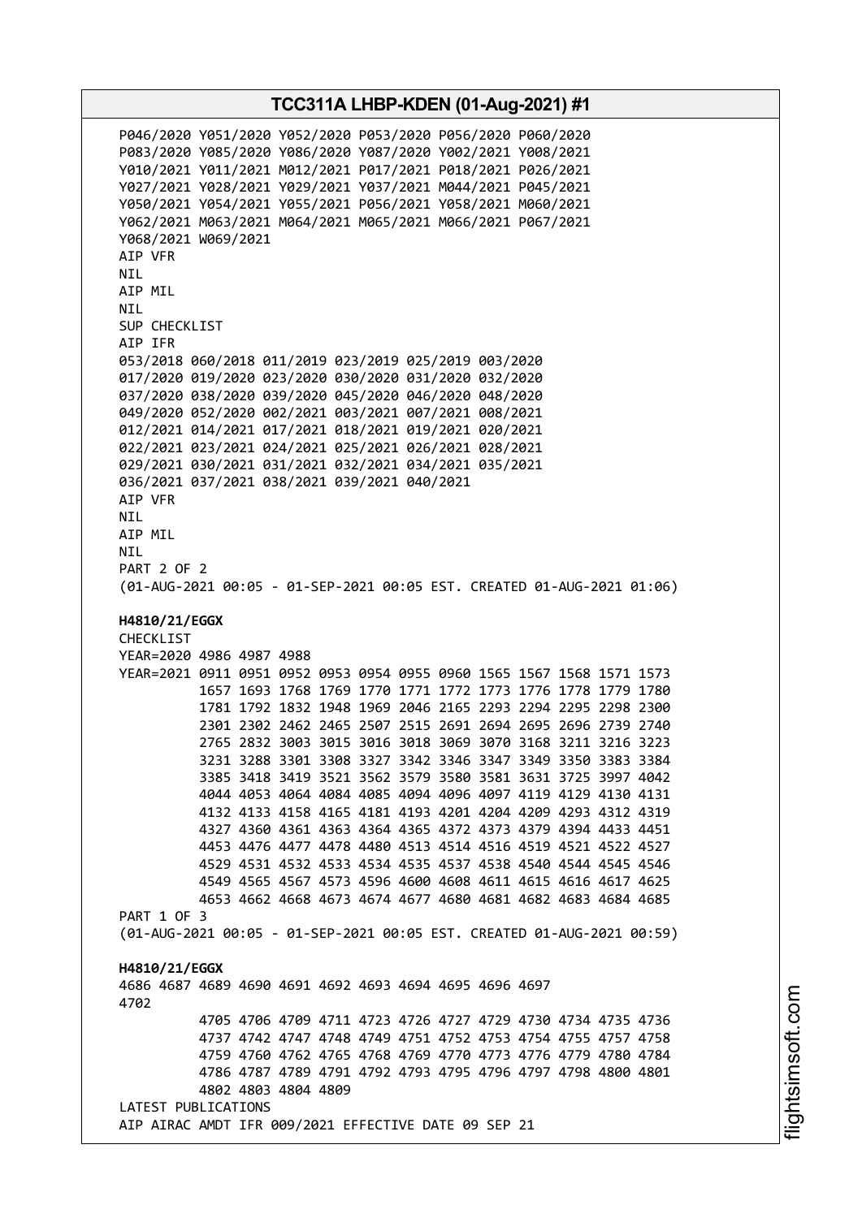P046/2020 Y051/2020 Y052/2020 P053/2020 P056/2020 P060/2020
P083/2020 Y085/2020 Y086/2020 Y087/2020 Y002/2021 Y008/2021
Y010/2021 Y011/2021 M012/2021 P017/2021 P018/2021 P026/2021
Y027/2021 Y028/2021 Y029/2021 Y037/2021 M044/2021 P045/2021
Y050/2021 Y054/2021 Y055/2021 P056/2021 Y058/2021 M060/2021
Y062/2021 M063/2021 M064/2021 M065/2021 M066/2021 P067/2021
Y068/2021 W069/2021
AIP VFR
NIL
AIP MIL
NIL
SUP CHECKLIST
AIP IFR
053/2018 060/2018 011/2019 023/2019 025/2019 003/2020
017/2020 019/2020 023/2020 030/2020 031/2020 032/2020
037/2020 038/2020 039/2020 045/2020 046/2020 048/2020
049/2020 052/2020 002/2021 003/2021 007/2021 008/2021
012/2021 014/2021 017/2021 018/2021 019/2021 020/2021
022/2021 023/2021 024/2021 025/2021 026/2021 028/2021
029/2021 030/2021 031/2021 032/2021 034/2021 035/2021
036/2021 037/2021 038/2021 039/2021 040/2021
AIP VFR
NIL
AIP MIL
NIL
PART 2 OF 2
(01-AUG-2021 00:05 - 01-SEP-2021 00:05 EST. CREATED 01-AUG-2021 01:06)

**H4810/21/EGGX**
CHECKLIST
YEAR=2020 4986 4987 4988
YEAR=2021 0911 0951 0952 0953 0954 0955 0960 1565 1567 1568 1571 1573
1657 1693 1768 1769 1770 1771 1772 1773 1776 1778 1779 1780
1781 1792 1832 1948 1969 2046 2165 2293 2294 2295 2298 2300
2301 2302 2462 2465 2507 2515 2691 2694 2695 2696 2739 2740
2765 2832 3003 3015 3016 3018 3069 3070 3168 3211 3216 3223
3231 3288 3301 3308 3327 3342 3346 3347 3349 3350 3383 3384
3385 3418 3419 3521 3562 3579 3580 3581 3631 3725 3997 4042
4044 4053 4064 4084 4085 4094 4096 4097 4119 4129 4130 4131
4132 4133 4158 4165 4181 4193 4201 4204 4209 4293 4312 4319
4327 4360 4361 4363 4364 4365 4372 4373 4379 4394 4433 4451
4453 4476 4477 4478 4480 4513 4514 4516 4519 4521 4522 4527
4529 4531 4532 4533 4534 4535 4537 4538 4540 4544 4545 4546
4549 4565 4567 4573 4596 4600 4608 4611 4615 4616 4617 4625
4653 4662 4668 4673 4674 4677 4680 4681 4682 4683 4684 4685
PART 1 OF 3
(01-AUG-2021 00:05 - 01-SEP-2021 00:05 EST. CREATED 01-AUG-2021 00:59)

**H4810/21/EGGX**
4686 4687 4689 4690 4691 4692 4693 4694 4695 4696 4697
4702
4705 4706 4709 4711 4723 4726 4727 4729 4730 4734 4735 4736
4737 4742 4747 4748 4749 4751 4752 4753 4754 4755 4757 4758
4759 4760 4762 4765 4768 4769 4770 4773 4776 4779 4780 4784
4786 4787 4789 4791 4792 4793 4795 4796 4797 4798 4800 4801
4802 4803 4804 4809
LATEST PUBLICATIONS
AIP AIRAC AMDT IFR 009/2021 EFFECTIVE DATE 09 SEP 21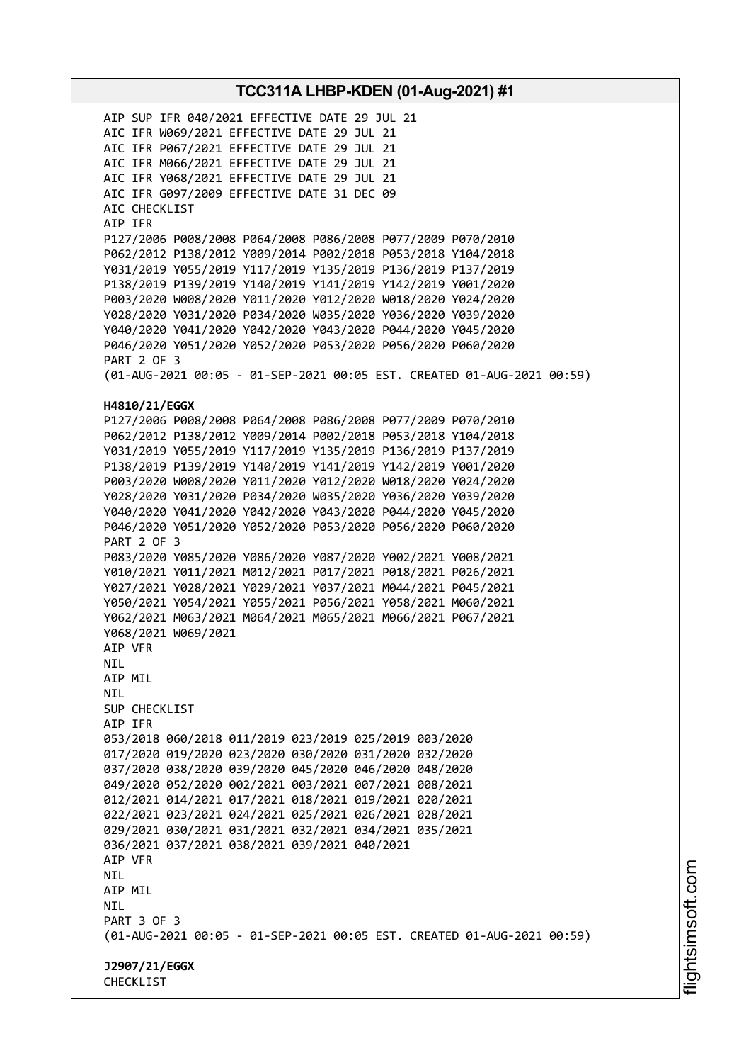AIP SUP IFR 040/2021 EFFECTIVE DATE 29 JUL 21
AIC IFR W069/2021 EFFECTIVE DATE 29 JUL 21
AIC IFR P067/2021 EFFECTIVE DATE 29 JUL 21
AIC IFR M066/2021 EFFECTIVE DATE 29 JUL 21
AIC IFR Y068/2021 EFFECTIVE DATE 29 JUL 21
AIC IFR G097/2009 EFFECTIVE DATE 31 DEC 09
AIC CHECKLIST
AIP IFR
P127/2006 P008/2008 P064/2008 P086/2008 P077/2009 P070/2010
P062/2012 P138/2012 Y009/2014 P002/2018 P053/2018 Y104/2018
Y031/2019 Y055/2019 Y117/2019 Y135/2019 P136/2019 P137/2019
P138/2019 P139/2019 Y140/2019 Y141/2019 Y142/2019 Y001/2020
P003/2020 W008/2020 Y011/2020 Y012/2020 W018/2020 Y024/2020
Y028/2020 Y031/2020 P034/2020 W035/2020 Y036/2020 Y039/2020
Y040/2020 Y041/2020 Y042/2020 Y043/2020 P044/2020 Y045/2020
P046/2020 Y051/2020 Y052/2020 P053/2020 P056/2020 P060/2020
PART 2 OF 3
(01-AUG-2021 00:05 - 01-SEP-2021 00:05 EST. CREATED 01-AUG-2021 00:59)

**H4810/21/EGGX**
P127/2006 P008/2008 P064/2008 P086/2008 P077/2009 P070/2010
P062/2012 P138/2012 Y009/2014 P002/2018 P053/2018 Y104/2018
Y031/2019 Y055/2019 Y117/2019 Y135/2019 P136/2019 P137/2019
P138/2019 P139/2019 Y140/2019 Y141/2019 Y142/2019 Y001/2020
P003/2020 W008/2020 Y011/2020 Y012/2020 W018/2020 Y024/2020
Y028/2020 Y031/2020 P034/2020 W035/2020 Y036/2020 Y039/2020
Y040/2020 Y041/2020 Y042/2020 Y043/2020 P044/2020 Y045/2020
P046/2020 Y051/2020 Y052/2020 P053/2020 P056/2020 P060/2020
PART 2 OF 3
P083/2020 Y085/2020 Y086/2020 Y087/2020 Y002/2021 Y008/2021
Y010/2021 Y011/2021 M012/2021 P017/2021 P018/2021 P026/2021
Y027/2021 Y028/2021 Y029/2021 Y037/2021 M044/2021 P045/2021
Y050/2021 Y054/2021 Y055/2021 P056/2021 Y058/2021 M060/2021
Y062/2021 M063/2021 M064/2021 M065/2021 M066/2021 P067/2021
Y068/2021 W069/2021
AIP VFR
NIL
AIP MIL
NIL
SUP CHECKLIST
AIP IFR
053/2018 060/2018 011/2019 023/2019 025/2019 003/2020
017/2020 019/2020 023/2020 030/2020 031/2020 032/2020
037/2020 038/2020 039/2020 045/2020 046/2020 048/2020
049/2020 052/2020 002/2021 003/2021 007/2021 008/2021
012/2021 014/2021 017/2021 018/2021 019/2021 020/2021
022/2021 023/2021 024/2021 025/2021 026/2021 028/2021
029/2021 030/2021 031/2021 032/2021 034/2021 035/2021
036/2021 037/2021 038/2021 039/2021 040/2021
AIP VFR
NIL
AIP MIL
NIL
PART 3 OF 3
(01-AUG-2021 00:05 - 01-SEP-2021 00:05 EST. CREATED 01-AUG-2021 00:59)

**J2907/21/EGGX**
CHECKLIST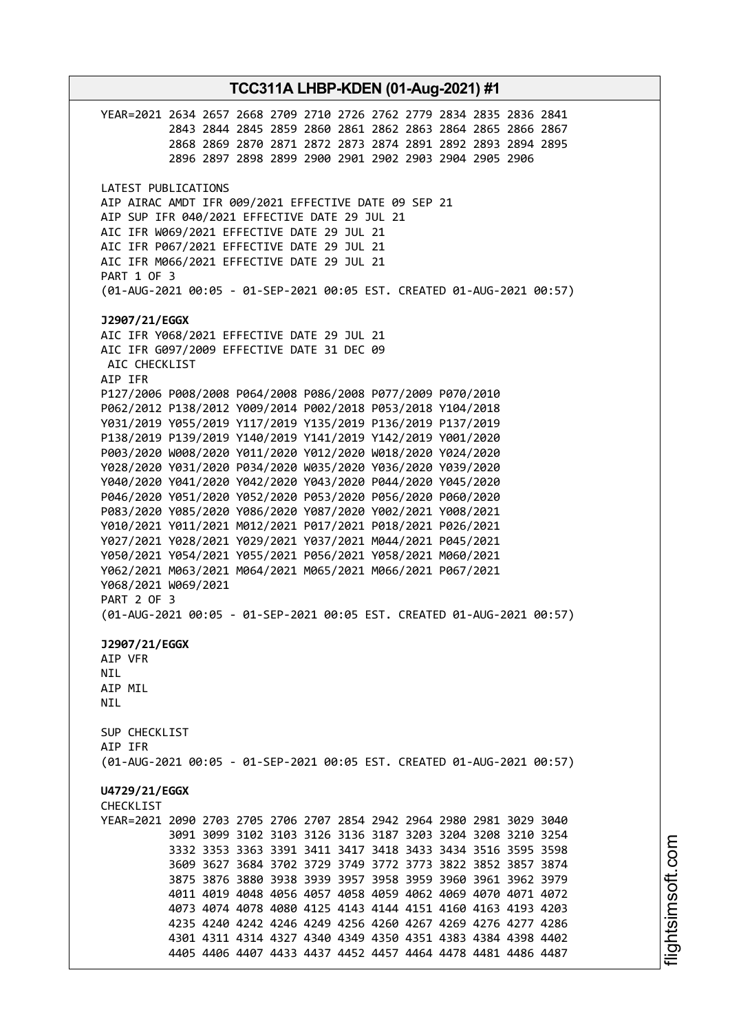```
YEAR=2021 2634 2657 2668 2709 2710 2726 2762 2779 2834 2835 2836 2841
          2843 2844 2845 2859 2860 2861 2862 2863 2864 2865 2866 2867
          2868 2869 2870 2871 2872 2873 2874 2891 2892 2893 2894 2895
          2896 2897 2898 2899 2900 2901 2902 2903 2904 2905 2906

LATEST PUBLICATIONS
AIP AIRAC AMDT IFR 009/2021 EFFECTIVE DATE 09 SEP 21
AIP SUP IFR 040/2021 EFFECTIVE DATE 29 JUL 21
AIC IFR W069/2021 EFFECTIVE DATE 29 JUL 21
AIC IFR P067/2021 EFFECTIVE DATE 29 JUL 21
AIC IFR M066/2021 EFFECTIVE DATE 29 JUL 21
PART 1 OF 3
(01-AUG-2021 00:05 - 01-SEP-2021 00:05 EST. CREATED 01-AUG-2021 00:57)
```

**J2907/21/EGGX**

```
AIC IFR Y068/2021 EFFECTIVE DATE 29 JUL 21
AIC IFR G097/2009 EFFECTIVE DATE 31 DEC 09
 AIC CHECKLIST
AIP IFR
P127/2006 P008/2008 P064/2008 P086/2008 P077/2009 P070/2010
P062/2012 P138/2012 Y009/2014 P002/2018 P053/2018 Y104/2018
Y031/2019 Y055/2019 Y117/2019 Y135/2019 P136/2019 P137/2019
P138/2019 P139/2019 Y140/2019 Y141/2019 Y142/2019 Y001/2020
P003/2020 W008/2020 Y011/2020 Y012/2020 W018/2020 Y024/2020
Y028/2020 Y031/2020 P034/2020 W035/2020 Y036/2020 Y039/2020
Y040/2020 Y041/2020 Y042/2020 Y043/2020 P044/2020 Y045/2020
P046/2020 Y051/2020 Y052/2020 P053/2020 P056/2020 P060/2020
P083/2020 Y085/2020 Y086/2020 Y087/2020 Y002/2021 Y008/2021
Y010/2021 Y011/2021 M012/2021 P017/2021 P018/2021 P026/2021
Y027/2021 Y028/2021 Y029/2021 Y037/2021 M044/2021 P045/2021
Y050/2021 Y054/2021 Y055/2021 P056/2021 Y058/2021 M060/2021
Y062/2021 M063/2021 M064/2021 M065/2021 M066/2021 P067/2021
Y068/2021 W069/2021
PART 2 OF 3
(01-AUG-2021 00:05 - 01-SEP-2021 00:05 EST. CREATED 01-AUG-2021 00:57)
```

**J2907/21/EGGX**

```
AIP VFR
NIL
AIP MIL
NIL

SUP CHECKLIST
AIP IFR
(01-AUG-2021 00:05 - 01-SEP-2021 00:05 EST. CREATED 01-AUG-2021 00:57)
```

**U4729/21/EGGX**

```
CHECKLIST
YEAR=2021 2090 2703 2705 2706 2707 2854 2942 2964 2980 2981 3029 3040
          3091 3099 3102 3103 3126 3136 3187 3203 3204 3208 3210 3254
          3332 3353 3363 3391 3411 3417 3418 3433 3434 3516 3595 3598
          3609 3627 3684 3702 3729 3749 3772 3773 3822 3852 3857 3874
          3875 3876 3880 3938 3939 3957 3958 3959 3960 3961 3962 3979
          4011 4019 4048 4056 4057 4058 4059 4062 4069 4070 4071 4072
          4073 4074 4078 4080 4125 4143 4144 4151 4160 4163 4193 4203
          4235 4240 4242 4246 4249 4256 4260 4267 4269 4276 4277 4286
          4301 4311 4314 4327 4340 4349 4350 4351 4383 4384 4398 4402
          4405 4406 4407 4433 4437 4452 4457 4464 4478 4481 4486 4487
```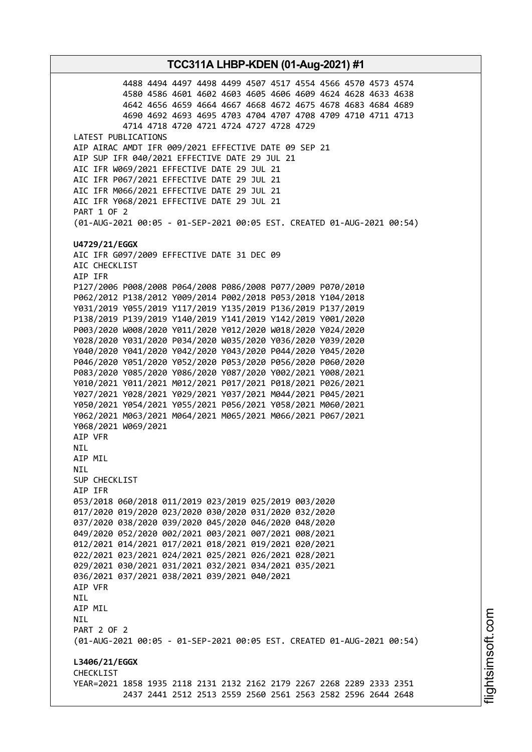4488 4494 4497 4498 4499 4507 4517 4554 4566 4570 4573 4574
4580 4586 4601 4602 4603 4605 4606 4609 4624 4628 4633 4638
4642 4656 4659 4664 4667 4668 4672 4675 4678 4683 4684 4689
4690 4692 4693 4695 4703 4704 4707 4708 4709 4710 4711 4713
4714 4718 4720 4721 4724 4727 4728 4729

LATEST PUBLICATIONS
AIP AIRAC AMDT IFR 009/2021 EFFECTIVE DATE 09 SEP 21
AIP SUP IFR 040/2021 EFFECTIVE DATE 29 JUL 21
AIC IFR W069/2021 EFFECTIVE DATE 29 JUL 21
AIC IFR P067/2021 EFFECTIVE DATE 29 JUL 21
AIC IFR M066/2021 EFFECTIVE DATE 29 JUL 21
AIC IFR Y068/2021 EFFECTIVE DATE 29 JUL 21
PART 1 OF 2
(01-AUG-2021 00:05 - 01-SEP-2021 00:05 EST. CREATED 01-AUG-2021 00:54)

**U4729/21/EGGX**
AIC IFR G097/2009 EFFECTIVE DATE 31 DEC 09
AIC CHECKLIST
AIP IFR
P127/2006 P008/2008 P064/2008 P086/2008 P077/2009 P070/2010
P062/2012 P138/2012 Y009/2014 P002/2018 P053/2018 Y104/2018
Y031/2019 Y055/2019 Y117/2019 Y135/2019 P136/2019 P137/2019
P138/2019 P139/2019 Y140/2019 Y141/2019 Y142/2019 Y001/2020
P003/2020 W008/2020 Y011/2020 Y012/2020 W018/2020 Y024/2020
Y028/2020 Y031/2020 P034/2020 W035/2020 Y036/2020 Y039/2020
Y040/2020 Y041/2020 Y042/2020 Y043/2020 P044/2020 Y045/2020
P046/2020 Y051/2020 Y052/2020 P053/2020 P056/2020 P060/2020
P083/2020 Y085/2020 Y086/2020 Y087/2020 Y002/2021 Y008/2021
Y010/2021 Y011/2021 M012/2021 P017/2021 P018/2021 P026/2021
Y027/2021 Y028/2021 Y029/2021 Y037/2021 M044/2021 P045/2021
Y050/2021 Y054/2021 Y055/2021 P056/2021 Y058/2021 M060/2021
Y062/2021 M063/2021 M064/2021 M065/2021 M066/2021 P067/2021
Y068/2021 W069/2021
AIP VFR
NIL
AIP MIL
NIL
SUP CHECKLIST
AIP IFR
053/2018 060/2018 011/2019 023/2019 025/2019 003/2020
017/2020 019/2020 023/2020 030/2020 031/2020 032/2020
037/2020 038/2020 039/2020 045/2020 046/2020 048/2020
049/2020 052/2020 002/2021 003/2021 007/2021 008/2021
012/2021 014/2021 017/2021 018/2021 019/2021 020/2021
022/2021 023/2021 024/2021 025/2021 026/2021 028/2021
029/2021 030/2021 031/2021 032/2021 034/2021 035/2021
036/2021 037/2021 038/2021 039/2021 040/2021
AIP VFR
NIL
AIP MIL
NIL
PART 2 OF 2
(01-AUG-2021 00:05 - 01-SEP-2021 00:05 EST. CREATED 01-AUG-2021 00:54)

**L3406/21/EGGX**
CHECKLIST
YEAR=2021 1858 1935 2118 2131 2132 2162 2179 2267 2268 2289 2333 2351
2437 2441 2512 2513 2559 2560 2561 2563 2582 2596 2644 2648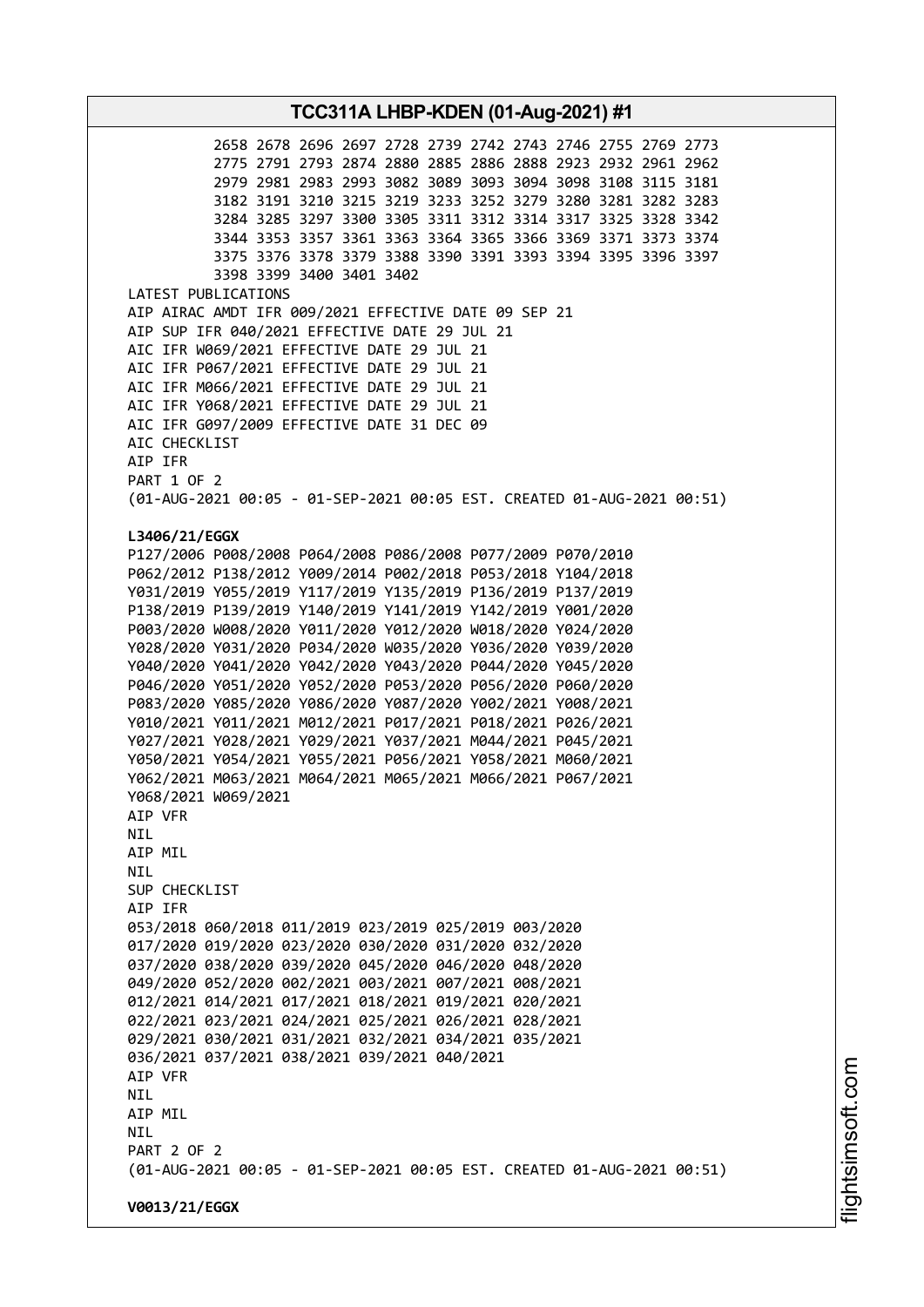2658 2678 2696 2697 2728 2739 2742 2743 2746 2755 2769 2773
2775 2791 2793 2874 2880 2885 2886 2888 2923 2932 2961 2962
2979 2981 2983 2993 3082 3089 3093 3094 3098 3108 3115 3181
3182 3191 3210 3215 3219 3233 3252 3279 3280 3281 3282 3283
3284 3285 3297 3300 3305 3311 3312 3314 3317 3325 3328 3342
3344 3353 3357 3361 3363 3364 3365 3366 3369 3371 3373 3374
3375 3376 3378 3379 3388 3390 3391 3393 3394 3395 3396 3397
3398 3399 3400 3401 3402

LATEST PUBLICATIONS
AIP AIRAC AMDT IFR 009/2021 EFFECTIVE DATE 09 SEP 21
AIP SUP IFR 040/2021 EFFECTIVE DATE 29 JUL 21
AIC IFR W069/2021 EFFECTIVE DATE 29 JUL 21
AIC IFR P067/2021 EFFECTIVE DATE 29 JUL 21
AIC IFR M066/2021 EFFECTIVE DATE 29 JUL 21
AIC IFR Y068/2021 EFFECTIVE DATE 29 JUL 21
AIC IFR G097/2009 EFFECTIVE DATE 31 DEC 09
AIC CHECKLIST
AIP IFR
PART 1 OF 2
(01-AUG-2021 00:05 - 01-SEP-2021 00:05 EST. CREATED 01-AUG-2021 00:51)

**L3406/21/EGGX**
P127/2006 P008/2008 P064/2008 P086/2008 P077/2009 P070/2010
P062/2012 P138/2012 Y009/2014 P002/2018 P053/2018 Y104/2018
Y031/2019 Y055/2019 Y117/2019 Y135/2019 P136/2019 P137/2019
P138/2019 P139/2019 Y140/2019 Y141/2019 Y142/2019 Y001/2020
P003/2020 W008/2020 Y011/2020 Y012/2020 W018/2020 Y024/2020
Y028/2020 Y031/2020 P034/2020 W035/2020 Y036/2020 Y039/2020
Y040/2020 Y041/2020 Y042/2020 Y043/2020 P044/2020 Y045/2020
P046/2020 Y051/2020 Y052/2020 P053/2020 P056/2020 P060/2020
P083/2020 Y085/2020 Y086/2020 Y087/2020 Y002/2021 Y008/2021
Y010/2021 Y011/2021 M012/2021 P017/2021 P018/2021 P026/2021
Y027/2021 Y028/2021 Y029/2021 Y037/2021 M044/2021 P045/2021
Y050/2021 Y054/2021 Y055/2021 P056/2021 Y058/2021 M060/2021
Y062/2021 M063/2021 M064/2021 M065/2021 M066/2021 P067/2021
Y068/2021 W069/2021
AIP VFR
NIL
AIP MIL
NIL
SUP CHECKLIST
AIP IFR
053/2018 060/2018 011/2019 023/2019 025/2019 003/2020
017/2020 019/2020 023/2020 030/2020 031/2020 032/2020
037/2020 038/2020 039/2020 045/2020 046/2020 048/2020
049/2020 052/2020 002/2021 003/2021 007/2021 008/2021
012/2021 014/2021 017/2021 018/2021 019/2021 020/2021
022/2021 023/2021 024/2021 025/2021 026/2021 028/2021
029/2021 030/2021 031/2021 032/2021 034/2021 035/2021
036/2021 037/2021 038/2021 039/2021 040/2021
AIP VFR
NIL
AIP MIL
NIL
PART 2 OF 2
(01-AUG-2021 00:05 - 01-SEP-2021 00:05 EST. CREATED 01-AUG-2021 00:51)

**V0013/21/EGGX**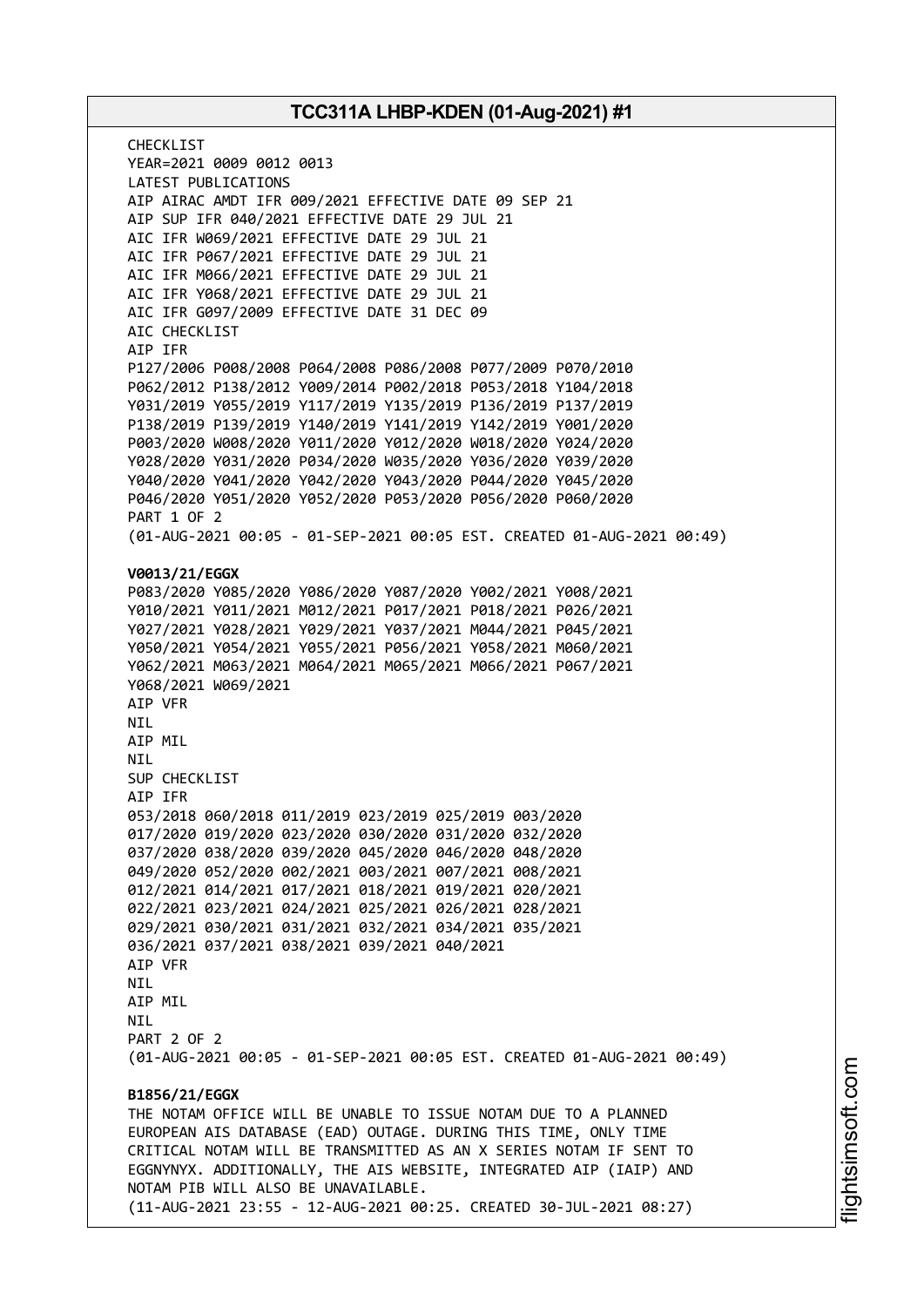CHECKLIST
YEAR=2021 0009 0012 0013
LATEST PUBLICATIONS
AIP AIRAC AMDT IFR 009/2021 EFFECTIVE DATE 09 SEP 21
AIP SUP IFR 040/2021 EFFECTIVE DATE 29 JUL 21
AIC IFR W069/2021 EFFECTIVE DATE 29 JUL 21
AIC IFR P067/2021 EFFECTIVE DATE 29 JUL 21
AIC IFR M066/2021 EFFECTIVE DATE 29 JUL 21
AIC IFR Y068/2021 EFFECTIVE DATE 29 JUL 21
AIC IFR G097/2009 EFFECTIVE DATE 31 DEC 09
AIC CHECKLIST
AIP IFR
P127/2006 P008/2008 P064/2008 P086/2008 P077/2009 P070/2010
P062/2012 P138/2012 Y009/2014 P002/2018 P053/2018 Y104/2018
Y031/2019 Y055/2019 Y117/2019 Y135/2019 P136/2019 P137/2019
P138/2019 P139/2019 Y140/2019 Y141/2019 Y142/2019 Y001/2020
P003/2020 W008/2020 Y011/2020 Y012/2020 W018/2020 Y024/2020
Y028/2020 Y031/2020 P034/2020 W035/2020 Y036/2020 Y039/2020
Y040/2020 Y041/2020 Y042/2020 Y043/2020 P044/2020 Y045/2020
P046/2020 Y051/2020 Y052/2020 P053/2020 P056/2020 P060/2020
PART 1 OF 2
(01-AUG-2021 00:05 - 01-SEP-2021 00:05 EST. CREATED 01-AUG-2021 00:49)

**V0013/21/EGGX**
P083/2020 Y085/2020 Y086/2020 Y087/2020 Y002/2021 Y008/2021
Y010/2021 Y011/2021 M012/2021 P017/2021 P018/2021 P026/2021
Y027/2021 Y028/2021 Y029/2021 Y037/2021 M044/2021 P045/2021
Y050/2021 Y054/2021 Y055/2021 P056/2021 Y058/2021 M060/2021
Y062/2021 M063/2021 M064/2021 M065/2021 M066/2021 P067/2021
Y068/2021 W069/2021
AIP VFR
NIL
AIP MIL
NIL
SUP CHECKLIST
AIP IFR
053/2018 060/2018 011/2019 023/2019 025/2019 003/2020
017/2020 019/2020 023/2020 030/2020 031/2020 032/2020
037/2020 038/2020 039/2020 045/2020 046/2020 048/2020
049/2020 052/2020 002/2021 003/2021 007/2021 008/2021
012/2021 014/2021 017/2021 018/2021 019/2021 020/2021
022/2021 023/2021 024/2021 025/2021 026/2021 028/2021
029/2021 030/2021 031/2021 032/2021 034/2021 035/2021
036/2021 037/2021 038/2021 039/2021 040/2021
AIP VFR
NIL
AIP MIL
NIL
PART 2 OF 2
(01-AUG-2021 00:05 - 01-SEP-2021 00:05 EST. CREATED 01-AUG-2021 00:49)

**B1856/21/EGGX**
THE NOTAM OFFICE WILL BE UNABLE TO ISSUE NOTAM DUE TO A PLANNED
EUROPEAN AIS DATABASE (EAD) OUTAGE. DURING THIS TIME, ONLY TIME
CRITICAL NOTAM WILL BE TRANSMITTED AS AN X SERIES NOTAM IF SENT TO
EGGNYNYX. ADDITIONALLY, THE AIS WEBSITE, INTEGRATED AIP (IAIP) AND
NOTAM PIB WILL ALSO BE UNAVAILABLE.
(11-AUG-2021 23:55 - 12-AUG-2021 00:25. CREATED 30-JUL-2021 08:27)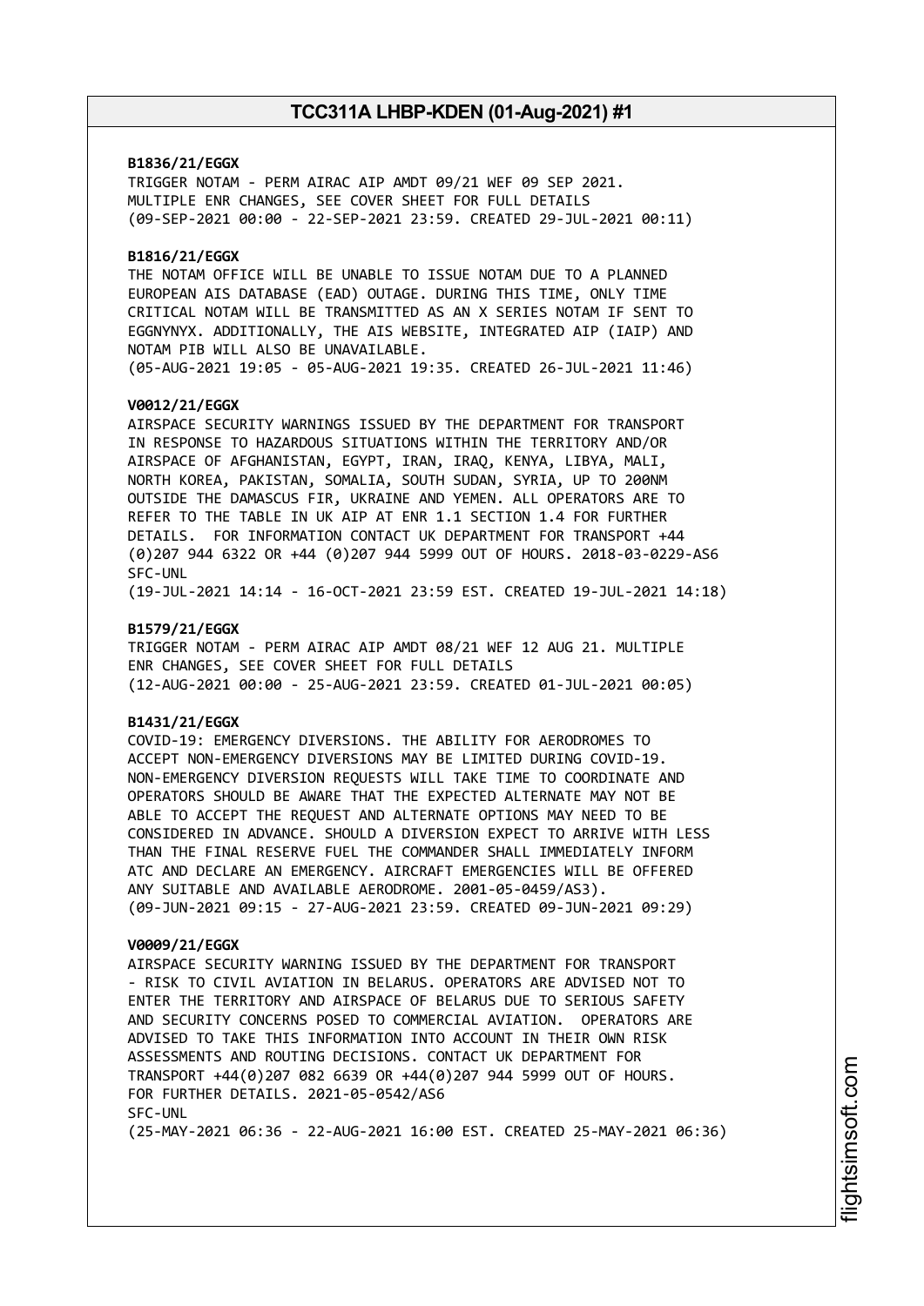**B1836/21/EGGX**
TRIGGER NOTAM - PERM AIRAC AIP AMDT 09/21 WEF 09 SEP 2021.
MULTIPLE ENR CHANGES, SEE COVER SHEET FOR FULL DETAILS
(09-SEP-2021 00:00 - 22-SEP-2021 23:59. CREATED 29-JUL-2021 00:11)

**B1816/21/EGGX**
THE NOTAM OFFICE WILL BE UNABLE TO ISSUE NOTAM DUE TO A PLANNED
EUROPEAN AIS DATABASE (EAD) OUTAGE. DURING THIS TIME, ONLY TIME
CRITICAL NOTAM WILL BE TRANSMITTED AS AN X SERIES NOTAM IF SENT TO
EGGNYNYX. ADDITIONALLY, THE AIS WEBSITE, INTEGRATED AIP (IAIP) AND
NOTAM PIB WILL ALSO BE UNAVAILABLE.
(05-AUG-2021 19:05 - 05-AUG-2021 19:35. CREATED 26-JUL-2021 11:46)

**V0012/21/EGGX**
AIRSPACE SECURITY WARNINGS ISSUED BY THE DEPARTMENT FOR TRANSPORT
IN RESPONSE TO HAZARDOUS SITUATIONS WITHIN THE TERRITORY AND/OR
AIRSPACE OF AFGHANISTAN, EGYPT, IRAN, IRAQ, KENYA, LIBYA, MALI,
NORTH KOREA, PAKISTAN, SOMALIA, SOUTH SUDAN, SYRIA, UP TO 200NM
OUTSIDE THE DAMASCUS FIR, UKRAINE AND YEMEN. ALL OPERATORS ARE TO
REFER TO THE TABLE IN UK AIP AT ENR 1.1 SECTION 1.4 FOR FURTHER
DETAILS. FOR INFORMATION CONTACT UK DEPARTMENT FOR TRANSPORT +44
(0)207 944 6322 OR +44 (0)207 944 5999 OUT OF HOURS. 2018-03-0229-AS6
SFC-UNL
(19-JUL-2021 14:14 - 16-OCT-2021 23:59 EST. CREATED 19-JUL-2021 14:18)

**B1579/21/EGGX**
TRIGGER NOTAM - PERM AIRAC AIP AMDT 08/21 WEF 12 AUG 21. MULTIPLE
ENR CHANGES, SEE COVER SHEET FOR FULL DETAILS
(12-AUG-2021 00:00 - 25-AUG-2021 23:59. CREATED 01-JUL-2021 00:05)

**B1431/21/EGGX**
COVID-19: EMERGENCY DIVERSIONS. THE ABILITY FOR AERODROMES TO
ACCEPT NON-EMERGENCY DIVERSIONS MAY BE LIMITED DURING COVID-19.
NON-EMERGENCY DIVERSION REQUESTS WILL TAKE TIME TO COORDINATE AND
OPERATORS SHOULD BE AWARE THAT THE EXPECTED ALTERNATE MAY NOT BE
ABLE TO ACCEPT THE REQUEST AND ALTERNATE OPTIONS MAY NEED TO BE
CONSIDERED IN ADVANCE. SHOULD A DIVERSION EXPECT TO ARRIVE WITH LESS
THAN THE FINAL RESERVE FUEL THE COMMANDER SHALL IMMEDIATELY INFORM
ATC AND DECLARE AN EMERGENCY. AIRCRAFT EMERGENCIES WILL BE OFFERED
ANY SUITABLE AND AVAILABLE AERODROME. 2001-05-0459/AS3).
(09-JUN-2021 09:15 - 27-AUG-2021 23:59. CREATED 09-JUN-2021 09:29)

**V0009/21/EGGX**
AIRSPACE SECURITY WARNING ISSUED BY THE DEPARTMENT FOR TRANSPORT
- RISK TO CIVIL AVIATION IN BELARUS. OPERATORS ARE ADVISED NOT TO
ENTER THE TERRITORY AND AIRSPACE OF BELARUS DUE TO SERIOUS SAFETY
AND SECURITY CONCERNS POSED TO COMMERCIAL AVIATION. OPERATORS ARE
ADVISED TO TAKE THIS INFORMATION INTO ACCOUNT IN THEIR OWN RISK
ASSESSMENTS AND ROUTING DECISIONS. CONTACT UK DEPARTMENT FOR
TRANSPORT +44(0)207 082 6639 OR +44(0)207 944 5999 OUT OF HOURS.
FOR FURTHER DETAILS. 2021-05-0542/AS6
SFC-UNL
(25-MAY-2021 06:36 - 22-AUG-2021 16:00 EST. CREATED 25-MAY-2021 06:36)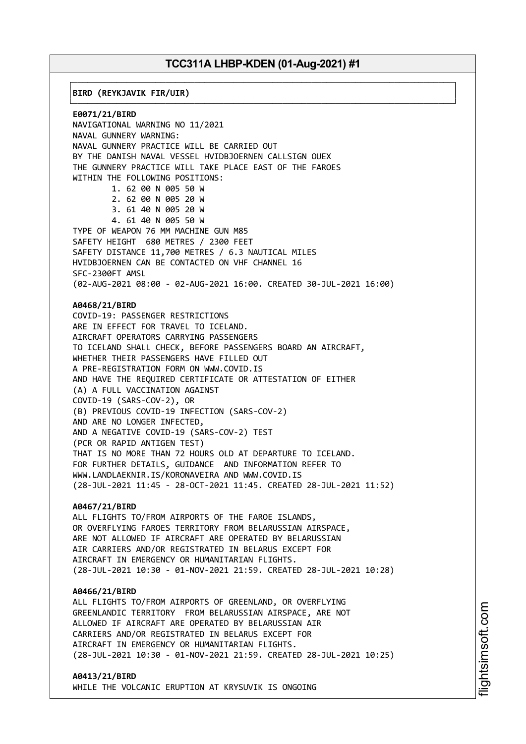**BIRD (REYKJAVIK FIR/UIR)**

**E0071/21/BIRD**
NAVIGATIONAL WARNING NO 11/2021
NAVAL GUNNERY WARNING:
NAVAL GUNNERY PRACTICE WILL BE CARRIED OUT
BY THE DANISH NAVAL VESSEL HVIDBJOERNEN CALLSIGN OUEX
THE GUNNERY PRACTICE WILL TAKE PLACE EAST OF THE FAROES
WITHIN THE FOLLOWING POSITIONS:
1. 62 00 N 005 50 W
2. 62 00 N 005 20 W
3. 61 40 N 005 20 W
4. 61 40 N 005 50 W
TYPE OF WEAPON 76 MM MACHINE GUN M85
SAFETY HEIGHT 680 METRES / 2300 FEET
SAFETY DISTANCE 11,700 METRES / 6.3 NAUTICAL MILES
HVIDBJOERNEN CAN BE CONTACTED ON VHF CHANNEL 16
SFC-2300FT AMSL
(02-AUG-2021 08:00 - 02-AUG-2021 16:00. CREATED 30-JUL-2021 16:00)

**A0468/21/BIRD**
COVID-19: PASSENGER RESTRICTIONS
ARE IN EFFECT FOR TRAVEL TO ICELAND.
AIRCRAFT OPERATORS CARRYING PASSENGERS
TO ICELAND SHALL CHECK, BEFORE PASSENGERS BOARD AN AIRCRAFT,
WHETHER THEIR PASSENGERS HAVE FILLED OUT
A PRE-REGISTRATION FORM ON WWW.COVID.IS
AND HAVE THE REQUIRED CERTIFICATE OR ATTESTATION OF EITHER
(A) A FULL VACCINATION AGAINST
COVID-19 (SARS-COV-2), OR
(B) PREVIOUS COVID-19 INFECTION (SARS-COV-2)
AND ARE NO LONGER INFECTED,
AND A NEGATIVE COVID-19 (SARS-COV-2) TEST
(PCR OR RAPID ANTIGEN TEST)
THAT IS NO MORE THAN 72 HOURS OLD AT DEPARTURE TO ICELAND.
FOR FURTHER DETAILS, GUIDANCE AND INFORMATION REFER TO
WWW.LANDLAEKNIR.IS/KORONAVEIRA AND WWW.COVID.IS
(28-JUL-2021 11:45 - 28-OCT-2021 11:45. CREATED 28-JUL-2021 11:52)

**A0467/21/BIRD**
ALL FLIGHTS TO/FROM AIRPORTS OF THE FAROE ISLANDS,
OR OVERFLYING FAROES TERRITORY FROM BELARUSSIAN AIRSPACE,
ARE NOT ALLOWED IF AIRCRAFT ARE OPERATED BY BELARUSSIAN
AIR CARRIERS AND/OR REGISTRATED IN BELARUS EXCEPT FOR
AIRCRAFT IN EMERGENCY OR HUMANITARIAN FLIGHTS.
(28-JUL-2021 10:30 - 01-NOV-2021 21:59. CREATED 28-JUL-2021 10:28)

**A0466/21/BIRD**
ALL FLIGHTS TO/FROM AIRPORTS OF GREENLAND, OR OVERFLYING
GREENLANDIC TERRITORY FROM BELARUSSIAN AIRSPACE, ARE NOT
ALLOWED IF AIRCRAFT ARE OPERATED BY BELARUSSIAN AIR
CARRIERS AND/OR REGISTRATED IN BELARUS EXCEPT FOR
AIRCRAFT IN EMERGENCY OR HUMANITARIAN FLIGHTS.
(28-JUL-2021 10:30 - 01-NOV-2021 21:59. CREATED 28-JUL-2021 10:25)

**A0413/21/BIRD**
WHILE THE VOLCANIC ERUPTION AT KRYSUVIK IS ONGOING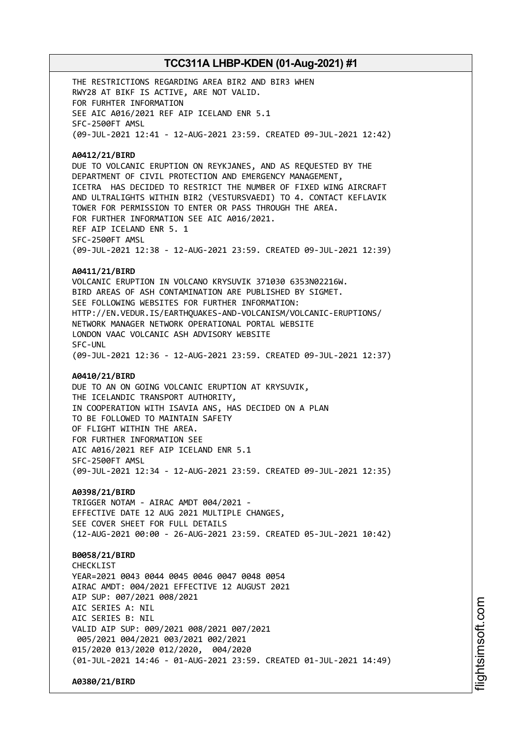THE RESTRICTIONS REGARDING AREA BIR2 AND BIR3 WHEN
RWY28 AT BIKF IS ACTIVE, ARE NOT VALID.
FOR FURHTER INFORMATION
SEE AIC A016/2021 REF AIP ICELAND ENR 5.1
SFC-2500FT AMSL
(09-JUL-2021 12:41 - 12-AUG-2021 23:59. CREATED 09-JUL-2021 12:42)

**A0412/21/BIRD**
DUE TO VOLCANIC ERUPTION ON REYKJANES, AND AS REQUESTED BY THE
DEPARTMENT OF CIVIL PROTECTION AND EMERGENCY MANAGEMENT,
ICETRA HAS DECIDED TO RESTRICT THE NUMBER OF FIXED WING AIRCRAFT
AND ULTRALIGHTS WITHIN BIR2 (VESTURSVAEDI) TO 4. CONTACT KEFLAVIK
TOWER FOR PERMISSION TO ENTER OR PASS THROUGH THE AREA.
FOR FURTHER INFORMATION SEE AIC A016/2021.
REF AIP ICELAND ENR 5. 1
SFC-2500FT AMSL
(09-JUL-2021 12:38 - 12-AUG-2021 23:59. CREATED 09-JUL-2021 12:39)

**A0411/21/BIRD**
VOLCANIC ERUPTION IN VOLCANO KRYSUVIK 371030 6353N02216W.
BIRD AREAS OF ASH CONTAMINATION ARE PUBLISHED BY SIGMET.
SEE FOLLOWING WEBSITES FOR FURTHER INFORMATION:
HTTP://EN.VEDUR.IS/EARTHQUAKES-AND-VOLCANISM/VOLCANIC-ERUPTIONS/
NETWORK MANAGER NETWORK OPERATIONAL PORTAL WEBSITE
LONDON VAAC VOLCANIC ASH ADVISORY WEBSITE
SFC-UNL
(09-JUL-2021 12:36 - 12-AUG-2021 23:59. CREATED 09-JUL-2021 12:37)

**A0410/21/BIRD**
DUE TO AN ON GOING VOLCANIC ERUPTION AT KRYSUVIK,
THE ICELANDIC TRANSPORT AUTHORITY,
IN COOPERATION WITH ISAVIA ANS, HAS DECIDED ON A PLAN
TO BE FOLLOWED TO MAINTAIN SAFETY
OF FLIGHT WITHIN THE AREA.
FOR FURTHER INFORMATION SEE
AIC A016/2021 REF AIP ICELAND ENR 5.1
SFC-2500FT AMSL
(09-JUL-2021 12:34 - 12-AUG-2021 23:59. CREATED 09-JUL-2021 12:35)

**A0398/21/BIRD**
TRIGGER NOTAM - AIRAC AMDT 004/2021 -
EFFECTIVE DATE 12 AUG 2021 MULTIPLE CHANGES,
SEE COVER SHEET FOR FULL DETAILS
(12-AUG-2021 00:00 - 26-AUG-2021 23:59. CREATED 05-JUL-2021 10:42)

**B0058/21/BIRD**
CHECKLIST
YEAR=2021 0043 0044 0045 0046 0047 0048 0054
AIRAC AMDT: 004/2021 EFFECTIVE 12 AUGUST 2021
AIP SUP: 007/2021 008/2021
AIC SERIES A: NIL
AIC SERIES B: NIL
VALID AIP SUP: 009/2021 008/2021 007/2021
005/2021 004/2021 003/2021 002/2021
015/2020 013/2020 012/2020, 004/2020
(01-JUL-2021 14:46 - 01-AUG-2021 23:59. CREATED 01-JUL-2021 14:49)

**A0380/21/BIRD**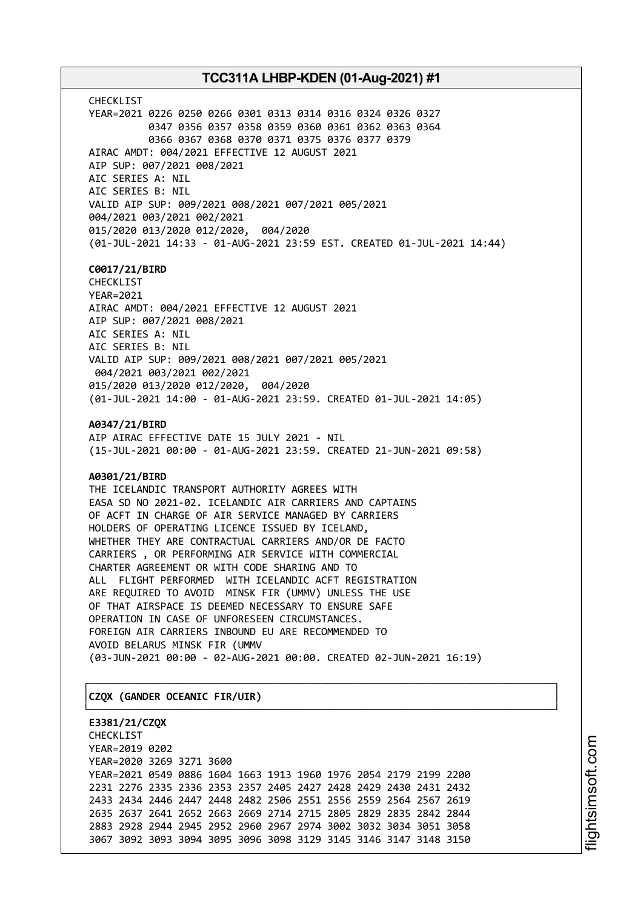CHECKLIST
YEAR=2021 0226 0250 0266 0301 0313 0314 0316 0324 0326 0327
0347 0356 0357 0358 0359 0360 0361 0362 0363 0364
0366 0367 0368 0370 0371 0375 0376 0377 0379
AIRAC AMDT: 004/2021 EFFECTIVE 12 AUGUST 2021
AIP SUP: 007/2021 008/2021
AIC SERIES A: NIL
AIC SERIES B: NIL
VALID AIP SUP: 009/2021 008/2021 007/2021 005/2021
004/2021 003/2021 002/2021
015/2020 013/2020 012/2020, 004/2020
(01-JUL-2021 14:33 - 01-AUG-2021 23:59 EST. CREATED 01-JUL-2021 14:44)

**C0017/21/BIRD**
CHECKLIST
YEAR=2021
AIRAC AMDT: 004/2021 EFFECTIVE 12 AUGUST 2021
AIP SUP: 007/2021 008/2021
AIC SERIES A: NIL
AIC SERIES B: NIL
VALID AIP SUP: 009/2021 008/2021 007/2021 005/2021
004/2021 003/2021 002/2021
015/2020 013/2020 012/2020, 004/2020
(01-JUL-2021 14:00 - 01-AUG-2021 23:59. CREATED 01-JUL-2021 14:05)

**A0347/21/BIRD**
AIP AIRAC EFFECTIVE DATE 15 JULY 2021 - NIL
(15-JUL-2021 00:00 - 01-AUG-2021 23:59. CREATED 21-JUN-2021 09:58)

**A0301/21/BIRD**
THE ICELANDIC TRANSPORT AUTHORITY AGREES WITH
EASA SD NO 2021-02. ICELANDIC AIR CARRIERS AND CAPTAINS
OF ACFT IN CHARGE OF AIR SERVICE MANAGED BY CARRIERS
HOLDERS OF OPERATING LICENCE ISSUED BY ICELAND,
WHETHER THEY ARE CONTRACTUAL CARRIERS AND/OR DE FACTO
CARRIERS , OR PERFORMING AIR SERVICE WITH COMMERCIAL
CHARTER AGREEMENT OR WITH CODE SHARING AND TO
ALL FLIGHT PERFORMED WITH ICELANDIC ACFT REGISTRATION
ARE REQUIRED TO AVOID MINSK FIR (UMMV) UNLESS THE USE
OF THAT AIRSPACE IS DEEMED NECESSARY TO ENSURE SAFE
OPERATION IN CASE OF UNFORESEEN CIRCUMSTANCES.
FOREIGN AIR CARRIERS INBOUND EU ARE RECOMMENDED TO
AVOID BELARUS MINSK FIR (UMMV
(03-JUN-2021 00:00 - 02-AUG-2021 00:00. CREATED 02-JUN-2021 16:19)

**CZQX (GANDER OCEANIC FIR/UIR)**

**E3381/21/CZQX**
CHECKLIST
YEAR=2019 0202
YEAR=2020 3269 3271 3600
YEAR=2021 0549 0886 1604 1663 1913 1960 1976 2054 2179 2199 2200
2231 2276 2335 2336 2353 2357 2405 2427 2428 2429 2430 2431 2432
2433 2434 2446 2447 2448 2482 2506 2551 2556 2559 2564 2567 2619
2635 2637 2641 2652 2663 2669 2714 2715 2805 2829 2835 2842 2844
2883 2928 2944 2945 2952 2960 2967 2974 3002 3032 3034 3051 3058
3067 3092 3093 3094 3095 3096 3098 3129 3145 3146 3147 3148 3150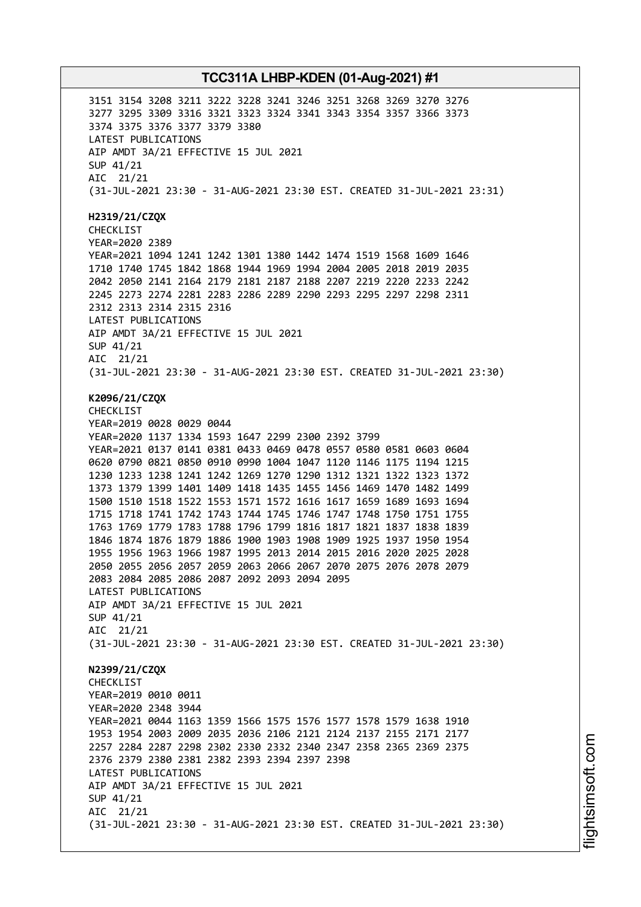3151 3154 3208 3211 3222 3228 3241 3246 3251 3268 3269 3270 3276
3277 3295 3309 3316 3321 3323 3324 3341 3343 3354 3357 3366 3373
3374 3375 3376 3377 3379 3380
LATEST PUBLICATIONS
AIP AMDT 3A/21 EFFECTIVE 15 JUL 2021
SUP 41/21
AIC 21/21
(31-JUL-2021 23:30 - 31-AUG-2021 23:30 EST. CREATED 31-JUL-2021 23:31)

**H2319/21/CZQX**
CHECKLIST
YEAR=2020 2389
YEAR=2021 1094 1241 1242 1301 1380 1442 1474 1519 1568 1609 1646
1710 1740 1745 1842 1868 1944 1969 1994 2004 2005 2018 2019 2035
2042 2050 2141 2164 2179 2181 2187 2188 2207 2219 2220 2233 2242
2245 2273 2274 2281 2283 2286 2289 2290 2293 2295 2297 2298 2311
2312 2313 2314 2315 2316
LATEST PUBLICATIONS
AIP AMDT 3A/21 EFFECTIVE 15 JUL 2021
SUP 41/21
AIC 21/21
(31-JUL-2021 23:30 - 31-AUG-2021 23:30 EST. CREATED 31-JUL-2021 23:30)

**K2096/21/CZQX**
CHECKLIST
YEAR=2019 0028 0029 0044
YEAR=2020 1137 1334 1593 1647 2299 2300 2392 3799
YEAR=2021 0137 0141 0381 0433 0469 0478 0557 0580 0581 0603 0604
0620 0790 0821 0850 0910 0990 1004 1047 1120 1146 1175 1194 1215
1230 1233 1238 1241 1242 1269 1270 1290 1312 1321 1322 1323 1372
1373 1379 1399 1401 1409 1418 1435 1455 1456 1469 1470 1482 1499
1500 1510 1518 1522 1553 1571 1572 1616 1617 1659 1689 1693 1694
1715 1718 1741 1742 1743 1744 1745 1746 1747 1748 1750 1751 1755
1763 1769 1779 1783 1788 1796 1799 1816 1817 1821 1837 1838 1839
1846 1874 1876 1879 1886 1900 1903 1908 1909 1925 1937 1950 1954
1955 1956 1963 1966 1987 1995 2013 2014 2015 2016 2020 2025 2028
2050 2055 2056 2057 2059 2063 2066 2067 2070 2075 2076 2078 2079
2083 2084 2085 2086 2087 2092 2093 2094 2095
LATEST PUBLICATIONS
AIP AMDT 3A/21 EFFECTIVE 15 JUL 2021
SUP 41/21
AIC 21/21
(31-JUL-2021 23:30 - 31-AUG-2021 23:30 EST. CREATED 31-JUL-2021 23:30)

**N2399/21/CZQX**
CHECKLIST
YEAR=2019 0010 0011
YEAR=2020 2348 3944
YEAR=2021 0044 1163 1359 1566 1575 1576 1577 1578 1579 1638 1910
1953 1954 2003 2009 2035 2036 2106 2121 2124 2137 2155 2171 2177
2257 2284 2287 2298 2302 2330 2332 2340 2347 2358 2365 2369 2375
2376 2379 2380 2381 2382 2393 2394 2397 2398
LATEST PUBLICATIONS
AIP AMDT 3A/21 EFFECTIVE 15 JUL 2021
SUP 41/21
AIC 21/21
(31-JUL-2021 23:30 - 31-AUG-2021 23:30 EST. CREATED 31-JUL-2021 23:30)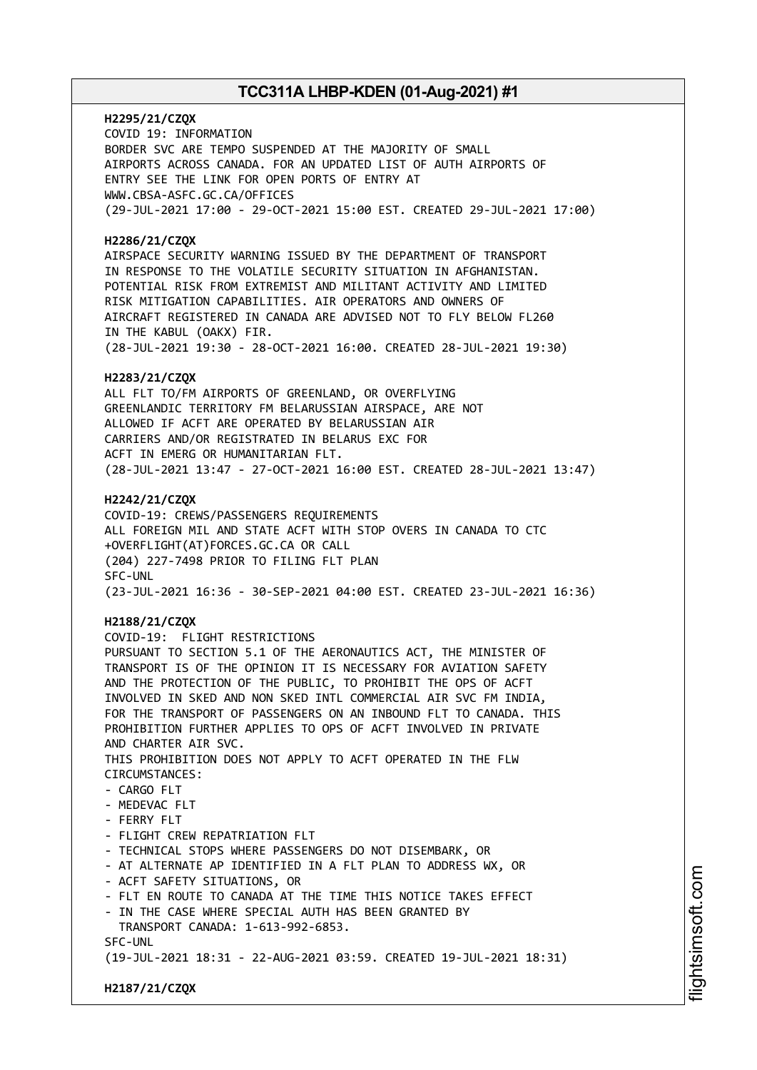**H2295/21/CZQX**
COVID 19: INFORMATION
BORDER SVC ARE TEMPO SUSPENDED AT THE MAJORITY OF SMALL
AIRPORTS ACROSS CANADA. FOR AN UPDATED LIST OF AUTH AIRPORTS OF
ENTRY SEE THE LINK FOR OPEN PORTS OF ENTRY AT
WWW.CBSA-ASFC.GC.CA/OFFICES
(29-JUL-2021 17:00 - 29-OCT-2021 15:00 EST. CREATED 29-JUL-2021 17:00)

**H2286/21/CZQX**
AIRSPACE SECURITY WARNING ISSUED BY THE DEPARTMENT OF TRANSPORT
IN RESPONSE TO THE VOLATILE SECURITY SITUATION IN AFGHANISTAN.
POTENTIAL RISK FROM EXTREMIST AND MILITANT ACTIVITY AND LIMITED
RISK MITIGATION CAPABILITIES. AIR OPERATORS AND OWNERS OF
AIRCRAFT REGISTERED IN CANADA ARE ADVISED NOT TO FLY BELOW FL260
IN THE KABUL (OAKX) FIR.
(28-JUL-2021 19:30 - 28-OCT-2021 16:00. CREATED 28-JUL-2021 19:30)

**H2283/21/CZQX**
ALL FLT TO/FM AIRPORTS OF GREENLAND, OR OVERFLYING
GREENLANDIC TERRITORY FM BELARUSSIAN AIRSPACE, ARE NOT
ALLOWED IF ACFT ARE OPERATED BY BELARUSSIAN AIR
CARRIERS AND/OR REGISTRATED IN BELARUS EXC FOR
ACFT IN EMERG OR HUMANITARIAN FLT.
(28-JUL-2021 13:47 - 27-OCT-2021 16:00 EST. CREATED 28-JUL-2021 13:47)

**H2242/21/CZQX**
COVID-19: CREWS/PASSENGERS REQUIREMENTS
ALL FOREIGN MIL AND STATE ACFT WITH STOP OVERS IN CANADA TO CTC
+OVERFLIGHT(AT)FORCES.GC.CA OR CALL
(204) 227-7498 PRIOR TO FILING FLT PLAN
SFC-UNL
(23-JUL-2021 16:36 - 30-SEP-2021 04:00 EST. CREATED 23-JUL-2021 16:36)

**H2188/21/CZQX**
COVID-19: FLIGHT RESTRICTIONS
PURSUANT TO SECTION 5.1 OF THE AERONAUTICS ACT, THE MINISTER OF
TRANSPORT IS OF THE OPINION IT IS NECESSARY FOR AVIATION SAFETY
AND THE PROTECTION OF THE PUBLIC, TO PROHIBIT THE OPS OF ACFT
INVOLVED IN SKED AND NON SKED INTL COMMERCIAL AIR SVC FM INDIA,
FOR THE TRANSPORT OF PASSENGERS ON AN INBOUND FLT TO CANADA. THIS
PROHIBITION FURTHER APPLIES TO OPS OF ACFT INVOLVED IN PRIVATE
AND CHARTER AIR SVC.
THIS PROHIBITION DOES NOT APPLY TO ACFT OPERATED IN THE FLW
CIRCUMSTANCES:
- CARGO FLT
- MEDEVAC FLT
- FERRY FLT
- FLIGHT CREW REPATRIATION FLT
- TECHNICAL STOPS WHERE PASSENGERS DO NOT DISEMBARK, OR
- AT ALTERNATE AP IDENTIFIED IN A FLT PLAN TO ADDRESS WX, OR
- ACFT SAFETY SITUATIONS, OR
- FLT EN ROUTE TO CANADA AT THE TIME THIS NOTICE TAKES EFFECT
- IN THE CASE WHERE SPECIAL AUTH HAS BEEN GRANTED BY
  TRANSPORT CANADA: 1-613-992-6853.

SFC-UNL
(19-JUL-2021 18:31 - 22-AUG-2021 03:59. CREATED 19-JUL-2021 18:31)

**H2187/21/CZQX**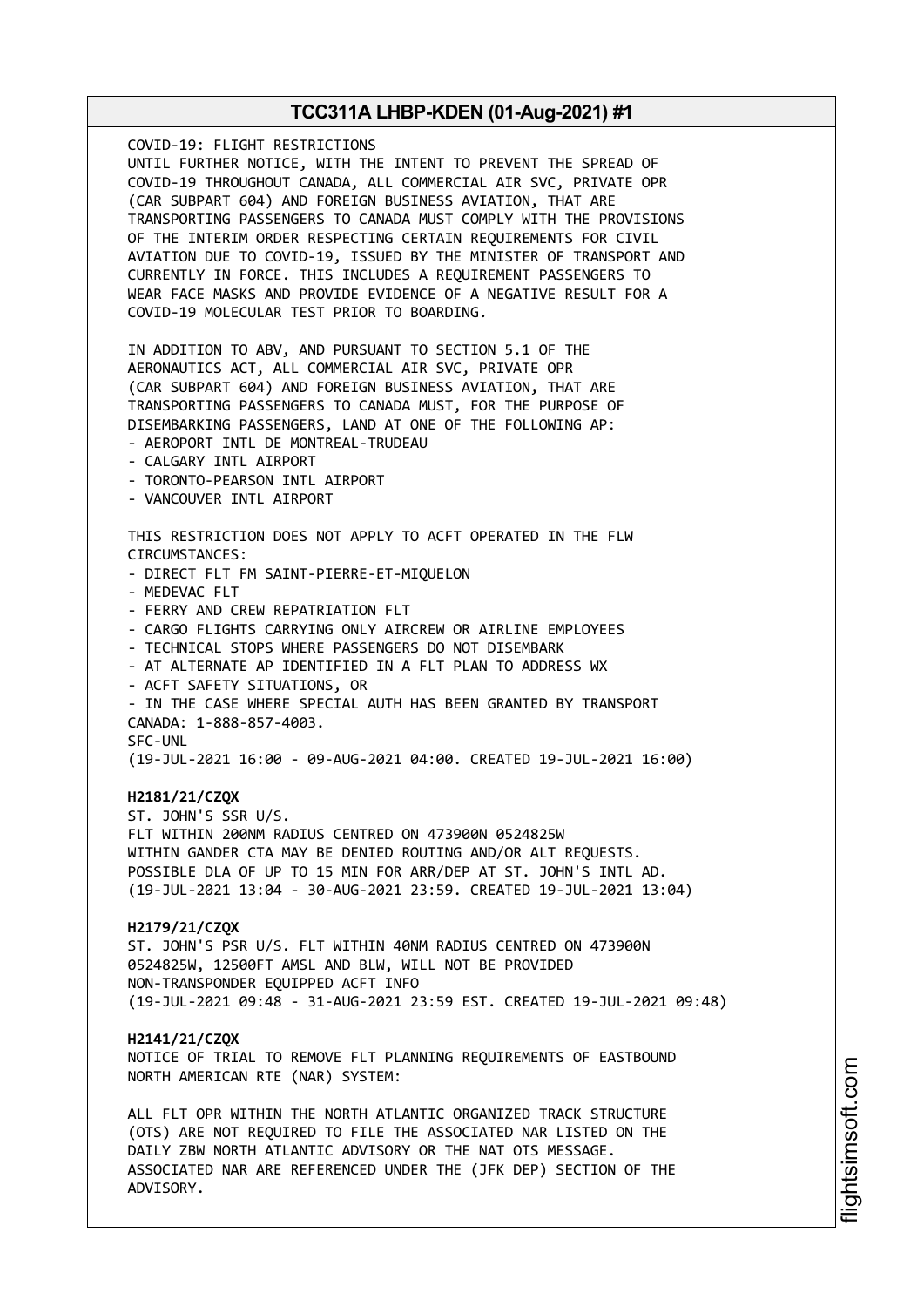COVID-19: FLIGHT RESTRICTIONS
UNTIL FURTHER NOTICE, WITH THE INTENT TO PREVENT THE SPREAD OF COVID-19 THROUGHOUT CANADA, ALL COMMERCIAL AIR SVC, PRIVATE OPR (CAR SUBPART 604) AND FOREIGN BUSINESS AVIATION, THAT ARE TRANSPORTING PASSENGERS TO CANADA MUST COMPLY WITH THE PROVISIONS OF THE INTERIM ORDER RESPECTING CERTAIN REQUIREMENTS FOR CIVIL AVIATION DUE TO COVID-19, ISSUED BY THE MINISTER OF TRANSPORT AND CURRENTLY IN FORCE. THIS INCLUDES A REQUIREMENT PASSENGERS TO WEAR FACE MASKS AND PROVIDE EVIDENCE OF A NEGATIVE RESULT FOR A COVID-19 MOLECULAR TEST PRIOR TO BOARDING.

IN ADDITION TO ABV, AND PURSUANT TO SECTION 5.1 OF THE AERONAUTICS ACT, ALL COMMERCIAL AIR SVC, PRIVATE OPR (CAR SUBPART 604) AND FOREIGN BUSINESS AVIATION, THAT ARE TRANSPORTING PASSENGERS TO CANADA MUST, FOR THE PURPOSE OF DISEMBARKING PASSENGERS, LAND AT ONE OF THE FOLLOWING AP:
- AEROPORT INTL DE MONTREAL-TRUDEAU
- CALGARY INTL AIRPORT
- TORONTO-PEARSON INTL AIRPORT
- VANCOUVER INTL AIRPORT

THIS RESTRICTION DOES NOT APPLY TO ACFT OPERATED IN THE FLW CIRCUMSTANCES:
- DIRECT FLT FM SAINT-PIERRE-ET-MIQUELON
- MEDEVAC FLT
- FERRY AND CREW REPATRIATION FLT
- CARGO FLIGHTS CARRYING ONLY AIRCREW OR AIRLINE EMPLOYEES
- TECHNICAL STOPS WHERE PASSENGERS DO NOT DISEMBARK
- AT ALTERNATE AP IDENTIFIED IN A FLT PLAN TO ADDRESS WX
- ACFT SAFETY SITUATIONS, OR
- IN THE CASE WHERE SPECIAL AUTH HAS BEEN GRANTED BY TRANSPORT CANADA: 1-888-857-4003.
SFC-UNL
(19-JUL-2021 16:00 - 09-AUG-2021 04:00. CREATED 19-JUL-2021 16:00)

**H2181/21/CZQX**
ST. JOHN'S SSR U/S.
FLT WITHIN 200NM RADIUS CENTRED ON 473900N 0524825W WITHIN GANDER CTA MAY BE DENIED ROUTING AND/OR ALT REQUESTS. POSSIBLE DLA OF UP TO 15 MIN FOR ARR/DEP AT ST. JOHN'S INTL AD.
(19-JUL-2021 13:04 - 30-AUG-2021 23:59. CREATED 19-JUL-2021 13:04)

**H2179/21/CZQX**
ST. JOHN'S PSR U/S. FLT WITHIN 40NM RADIUS CENTRED ON 473900N 0524825W, 12500FT AMSL AND BLW, WILL NOT BE PROVIDED NON-TRANSPONDER EQUIPPED ACFT INFO
(19-JUL-2021 09:48 - 31-AUG-2021 23:59 EST. CREATED 19-JUL-2021 09:48)

**H2141/21/CZQX**
NOTICE OF TRIAL TO REMOVE FLT PLANNING REQUIREMENTS OF EASTBOUND NORTH AMERICAN RTE (NAR) SYSTEM:

ALL FLT OPR WITHIN THE NORTH ATLANTIC ORGANIZED TRACK STRUCTURE (OTS) ARE NOT REQUIRED TO FILE THE ASSOCIATED NAR LISTED ON THE DAILY ZBW NORTH ATLANTIC ADVISORY OR THE NAT OTS MESSAGE. ASSOCIATED NAR ARE REFERENCED UNDER THE (JFK DEP) SECTION OF THE ADVISORY.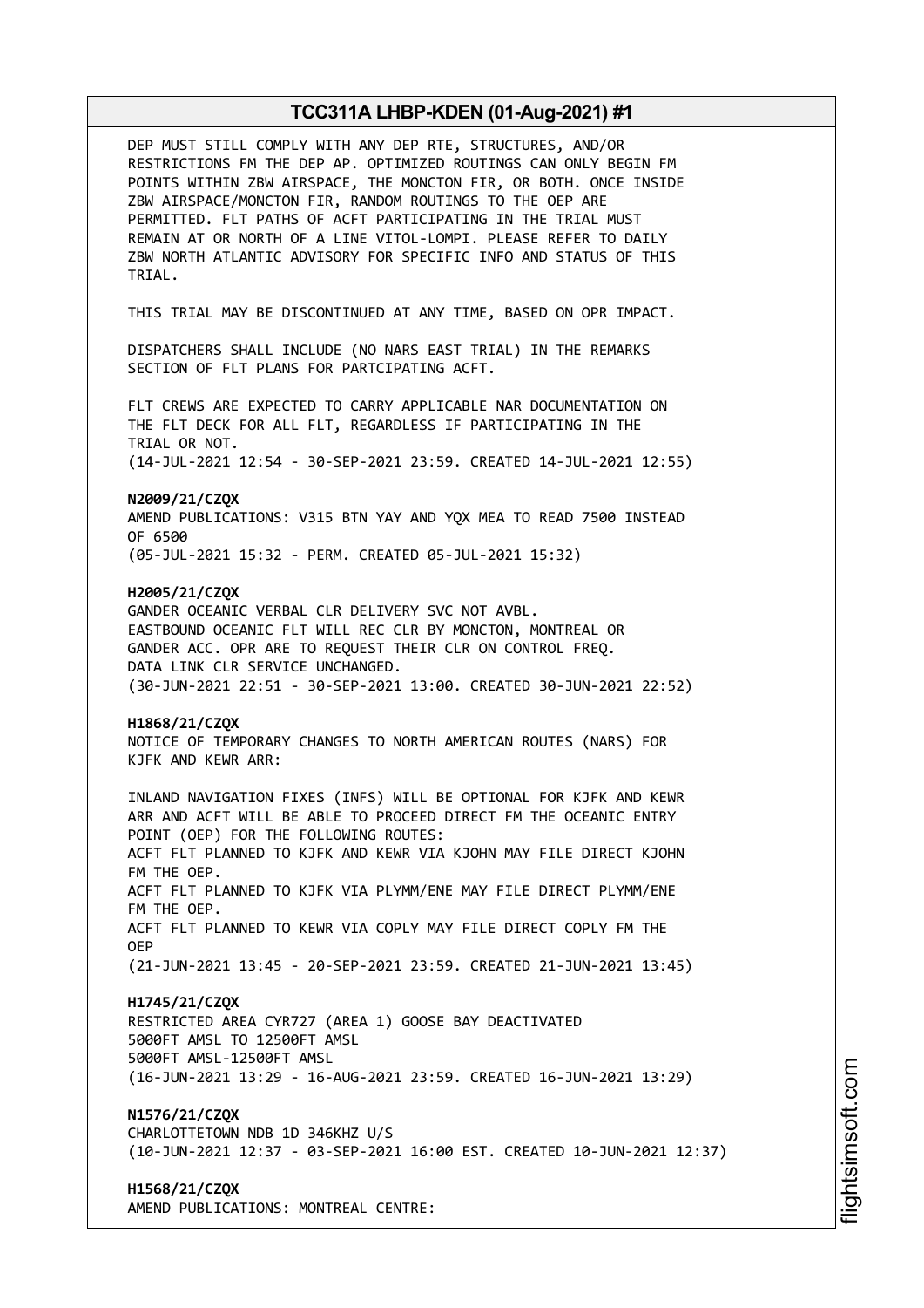DEP MUST STILL COMPLY WITH ANY DEP RTE, STRUCTURES, AND/OR RESTRICTIONS FM THE DEP AP. OPTIMIZED ROUTINGS CAN ONLY BEGIN FM POINTS WITHIN ZBW AIRSPACE, THE MONCTON FIR, OR BOTH. ONCE INSIDE ZBW AIRSPACE/MONCTON FIR, RANDOM ROUTINGS TO THE OEP ARE PERMITTED. FLT PATHS OF ACFT PARTICIPATING IN THE TRIAL MUST REMAIN AT OR NORTH OF A LINE VITOL-LOMPI. PLEASE REFER TO DAILY ZBW NORTH ATLANTIC ADVISORY FOR SPECIFIC INFO AND STATUS OF THIS TRIAL.

THIS TRIAL MAY BE DISCONTINUED AT ANY TIME, BASED ON OPR IMPACT.

DISPATCHERS SHALL INCLUDE (NO NARS EAST TRIAL) IN THE REMARKS SECTION OF FLT PLANS FOR PARTCIPATING ACFT.

FLT CREWS ARE EXPECTED TO CARRY APPLICABLE NAR DOCUMENTATION ON THE FLT DECK FOR ALL FLT, REGARDLESS IF PARTICIPATING IN THE TRIAL OR NOT.
(14-JUL-2021 12:54 - 30-SEP-2021 23:59. CREATED 14-JUL-2021 12:55)

**N2009/21/CZQX**
AMEND PUBLICATIONS: V315 BTN YAY AND YQX MEA TO READ 7500 INSTEAD OF 6500
(05-JUL-2021 15:32 - PERM. CREATED 05-JUL-2021 15:32)

**H2005/21/CZQX**
GANDER OCEANIC VERBAL CLR DELIVERY SVC NOT AVBL.
EASTBOUND OCEANIC FLT WILL REC CLR BY MONCTON, MONTREAL OR GANDER ACC. OPR ARE TO REQUEST THEIR CLR ON CONTROL FREQ.
DATA LINK CLR SERVICE UNCHANGED.
(30-JUN-2021 22:51 - 30-SEP-2021 13:00. CREATED 30-JUN-2021 22:52)

**H1868/21/CZQX**
NOTICE OF TEMPORARY CHANGES TO NORTH AMERICAN ROUTES (NARS) FOR KJFK AND KEWR ARR:

INLAND NAVIGATION FIXES (INFS) WILL BE OPTIONAL FOR KJFK AND KEWR ARR AND ACFT WILL BE ABLE TO PROCEED DIRECT FM THE OCEANIC ENTRY POINT (OEP) FOR THE FOLLOWING ROUTES:
ACFT FLT PLANNED TO KJFK AND KEWR VIA KJOHN MAY FILE DIRECT KJOHN FM THE OEP.
ACFT FLT PLANNED TO KJFK VIA PLYMM/ENE MAY FILE DIRECT PLYMM/ENE FM THE OEP.
ACFT FLT PLANNED TO KEWR VIA COPLY MAY FILE DIRECT COPLY FM THE OEP
(21-JUN-2021 13:45 - 20-SEP-2021 23:59. CREATED 21-JUN-2021 13:45)

**H1745/21/CZQX**
RESTRICTED AREA CYR727 (AREA 1) GOOSE BAY DEACTIVATED
5000FT AMSL TO 12500FT AMSL
5000FT AMSL-12500FT AMSL
(16-JUN-2021 13:29 - 16-AUG-2021 23:59. CREATED 16-JUN-2021 13:29)

**N1576/21/CZQX**
CHARLOTTETOWN NDB 1D 346KHZ U/S
(10-JUN-2021 12:37 - 03-SEP-2021 16:00 EST. CREATED 10-JUN-2021 12:37)

**H1568/21/CZQX**
AMEND PUBLICATIONS: MONTREAL CENTRE: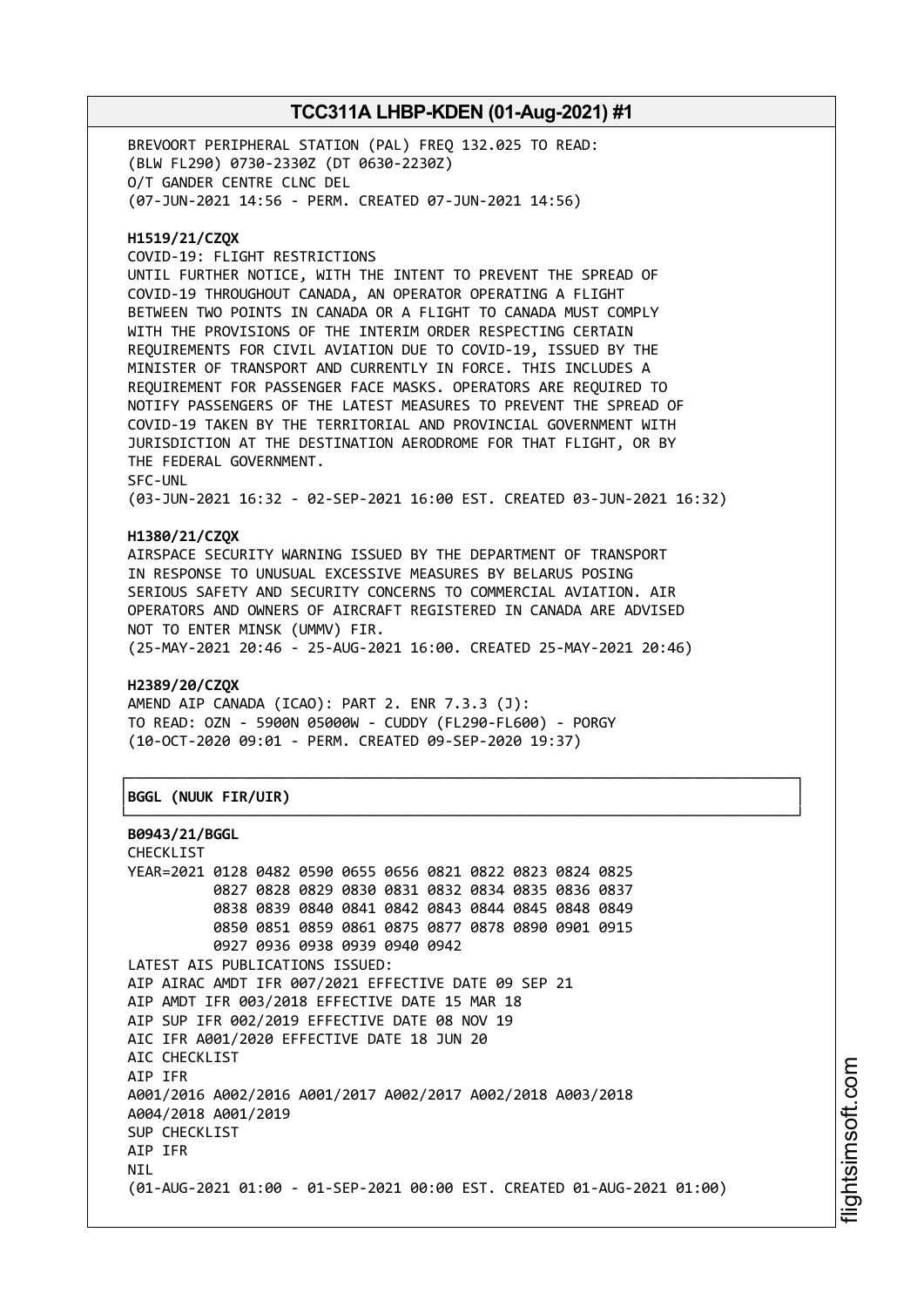BREVOORT PERIPHERAL STATION (PAL) FREQ 132.025 TO READ:
(BLW FL290) 0730-2330Z (DT 0630-2230Z)
O/T GANDER CENTRE CLNC DEL
(07-JUN-2021 14:56 - PERM. CREATED 07-JUN-2021 14:56)

**H1519/21/CZQX**
COVID-19: FLIGHT RESTRICTIONS
UNTIL FURTHER NOTICE, WITH THE INTENT TO PREVENT THE SPREAD OF COVID-19 THROUGHOUT CANADA, AN OPERATOR OPERATING A FLIGHT BETWEEN TWO POINTS IN CANADA OR A FLIGHT TO CANADA MUST COMPLY WITH THE PROVISIONS OF THE INTERIM ORDER RESPECTING CERTAIN REQUIREMENTS FOR CIVIL AVIATION DUE TO COVID-19, ISSUED BY THE MINISTER OF TRANSPORT AND CURRENTLY IN FORCE. THIS INCLUDES A REQUIREMENT FOR PASSENGER FACE MASKS. OPERATORS ARE REQUIRED TO NOTIFY PASSENGERS OF THE LATEST MEASURES TO PREVENT THE SPREAD OF COVID-19 TAKEN BY THE TERRITORIAL AND PROVINCIAL GOVERNMENT WITH JURISDICTION AT THE DESTINATION AERODROME FOR THAT FLIGHT, OR BY THE FEDERAL GOVERNMENT.
SFC-UNL
(03-JUN-2021 16:32 - 02-SEP-2021 16:00 EST. CREATED 03-JUN-2021 16:32)

**H1380/21/CZQX**
AIRSPACE SECURITY WARNING ISSUED BY THE DEPARTMENT OF TRANSPORT IN RESPONSE TO UNUSUAL EXCESSIVE MEASURES BY BELARUS POSING SERIOUS SAFETY AND SECURITY CONCERNS TO COMMERCIAL AVIATION. AIR OPERATORS AND OWNERS OF AIRCRAFT REGISTERED IN CANADA ARE ADVISED NOT TO ENTER MINSK (UMMV) FIR.
(25-MAY-2021 20:46 - 25-AUG-2021 16:00. CREATED 25-MAY-2021 20:46)

**H2389/20/CZQX**
AMEND AIP CANADA (ICAO): PART 2. ENR 7.3.3 (J):
TO READ: OZN - 5900N 05000W - CUDDY (FL290-FL600) - PORGY
(10-OCT-2020 09:01 - PERM. CREATED 09-SEP-2020 19:37)

**BGGL (NUUK FIR/UIR)**

**B0943/21/BGGL**
CHECKLIST
```
YEAR=2021 0128 0482 0590 0655 0656 0821 0822 0823 0824 0825
          0827 0828 0829 0830 0831 0832 0834 0835 0836 0837
          0838 0839 0840 0841 0842 0843 0844 0845 0848 0849
          0850 0851 0859 0861 0875 0877 0878 0890 0901 0915
          0927 0936 0938 0939 0940 0942
```
LATEST AIS PUBLICATIONS ISSUED:
AIP AIRAC AMDT IFR 007/2021 EFFECTIVE DATE 09 SEP 21
AIP AMDT IFR 003/2018 EFFECTIVE DATE 15 MAR 18
AIP SUP IFR 002/2019 EFFECTIVE DATE 08 NOV 19
AIC IFR A001/2020 EFFECTIVE DATE 18 JUN 20
AIC CHECKLIST
AIP IFR
A001/2016 A002/2016 A001/2017 A002/2017 A002/2018 A003/2018
A004/2018 A001/2019
SUP CHECKLIST
AIP IFR
NIL
(01-AUG-2021 01:00 - 01-SEP-2021 00:00 EST. CREATED 01-AUG-2021 01:00)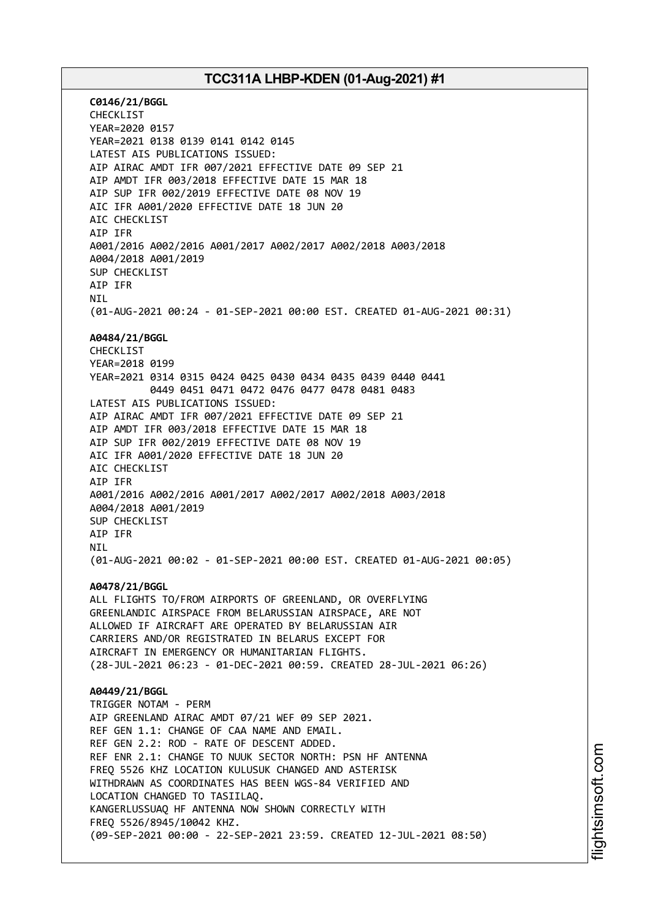**C0146/21/BGGL**
CHECKLIST
YEAR=2020 0157
YEAR=2021 0138 0139 0141 0142 0145
LATEST AIS PUBLICATIONS ISSUED:
AIP AIRAC AMDT IFR 007/2021 EFFECTIVE DATE 09 SEP 21
AIP AMDT IFR 003/2018 EFFECTIVE DATE 15 MAR 18
AIP SUP IFR 002/2019 EFFECTIVE DATE 08 NOV 19
AIC IFR A001/2020 EFFECTIVE DATE 18 JUN 20
AIC CHECKLIST
AIP IFR
A001/2016 A002/2016 A001/2017 A002/2017 A002/2018 A003/2018
A004/2018 A001/2019
SUP CHECKLIST
AIP IFR
NIL
(01-AUG-2021 00:24 - 01-SEP-2021 00:00 EST. CREATED 01-AUG-2021 00:31)

**A0484/21/BGGL**
CHECKLIST
YEAR=2018 0199
YEAR=2021 0314 0315 0424 0425 0430 0434 0435 0439 0440 0441
0449 0451 0471 0472 0476 0477 0478 0481 0483
LATEST AIS PUBLICATIONS ISSUED:
AIP AIRAC AMDT IFR 007/2021 EFFECTIVE DATE 09 SEP 21
AIP AMDT IFR 003/2018 EFFECTIVE DATE 15 MAR 18
AIP SUP IFR 002/2019 EFFECTIVE DATE 08 NOV 19
AIC IFR A001/2020 EFFECTIVE DATE 18 JUN 20
AIC CHECKLIST
AIP IFR
A001/2016 A002/2016 A001/2017 A002/2017 A002/2018 A003/2018
A004/2018 A001/2019
SUP CHECKLIST
AIP IFR
NIL
(01-AUG-2021 00:02 - 01-SEP-2021 00:00 EST. CREATED 01-AUG-2021 00:05)

**A0478/21/BGGL**
ALL FLIGHTS TO/FROM AIRPORTS OF GREENLAND, OR OVERFLYING
GREENLANDIC AIRSPACE FROM BELARUSSIAN AIRSPACE, ARE NOT
ALLOWED IF AIRCRAFT ARE OPERATED BY BELARUSSIAN AIR
CARRIERS AND/OR REGISTRATED IN BELARUS EXCEPT FOR
AIRCRAFT IN EMERGENCY OR HUMANITARIAN FLIGHTS.
(28-JUL-2021 06:23 - 01-DEC-2021 00:59. CREATED 28-JUL-2021 06:26)

**A0449/21/BGGL**
TRIGGER NOTAM - PERM
AIP GREENLAND AIRAC AMDT 07/21 WEF 09 SEP 2021.
REF GEN 1.1: CHANGE OF CAA NAME AND EMAIL.
REF GEN 2.2: ROD - RATE OF DESCENT ADDED.
REF ENR 2.1: CHANGE TO NUUK SECTOR NORTH: PSN HF ANTENNA
FREQ 5526 KHZ LOCATION KULUSUK CHANGED AND ASTERISK
WITHDRAWN AS COORDINATES HAS BEEN WGS-84 VERIFIED AND
LOCATION CHANGED TO TASIILAQ.
KANGERLUSSUAQ HF ANTENNA NOW SHOWN CORRECTLY WITH
FREQ 5526/8945/10042 KHZ.
(09-SEP-2021 00:00 - 22-SEP-2021 23:59. CREATED 12-JUL-2021 08:50)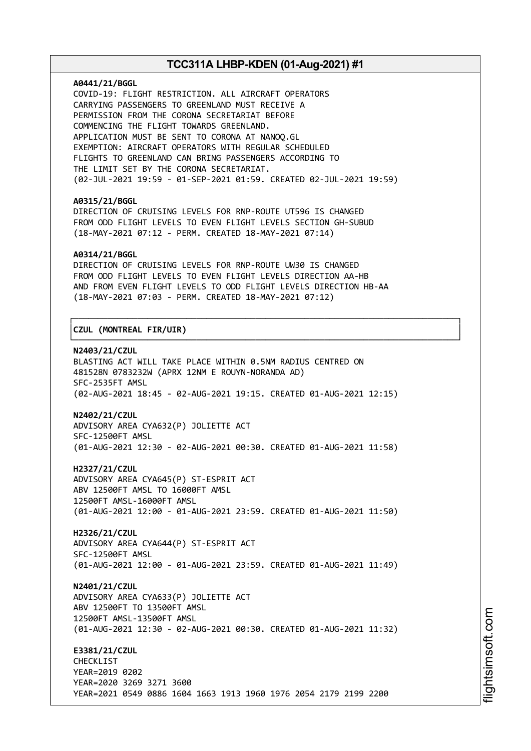**A0441/21/BGGL**
COVID-19: FLIGHT RESTRICTION. ALL AIRCRAFT OPERATORS
CARRYING PASSENGERS TO GREENLAND MUST RECEIVE A
PERMISSION FROM THE CORONA SECRETARIAT BEFORE
COMMENCING THE FLIGHT TOWARDS GREENLAND.
APPLICATION MUST BE SENT TO CORONA AT NANOQ.GL
EXEMPTION: AIRCRAFT OPERATORS WITH REGULAR SCHEDULED
FLIGHTS TO GREENLAND CAN BRING PASSENGERS ACCORDING TO
THE LIMIT SET BY THE CORONA SECRETARIAT.
(02-JUL-2021 19:59 - 01-SEP-2021 01:59. CREATED 02-JUL-2021 19:59)

**A0315/21/BGGL**
DIRECTION OF CRUISING LEVELS FOR RNP-ROUTE UT596 IS CHANGED
FROM ODD FLIGHT LEVELS TO EVEN FLIGHT LEVELS SECTION GH-SUBUD
(18-MAY-2021 07:12 - PERM. CREATED 18-MAY-2021 07:14)

**A0314/21/BGGL**
DIRECTION OF CRUISING LEVELS FOR RNP-ROUTE UW30 IS CHANGED
FROM ODD FLIGHT LEVELS TO EVEN FLIGHT LEVELS DIRECTION AA-HB
AND FROM EVEN FLIGHT LEVELS TO ODD FLIGHT LEVELS DIRECTION HB-AA
(18-MAY-2021 07:03 - PERM. CREATED 18-MAY-2021 07:12)

## CZUL (MONTREAL FIR/UIR)

**N2403/21/CZUL**
BLASTING ACT WILL TAKE PLACE WITHIN 0.5NM RADIUS CENTRED ON
481528N 0783232W (APRX 12NM E ROUYN-NORANDA AD)
SFC-2535FT AMSL
(02-AUG-2021 18:45 - 02-AUG-2021 19:15. CREATED 01-AUG-2021 12:15)

**N2402/21/CZUL**
ADVISORY AREA CYA632(P) JOLIETTE ACT
SFC-12500FT AMSL
(01-AUG-2021 12:30 - 02-AUG-2021 00:30. CREATED 01-AUG-2021 11:58)

**H2327/21/CZUL**
ADVISORY AREA CYA645(P) ST-ESPRIT ACT
ABV 12500FT AMSL TO 16000FT AMSL
12500FT AMSL-16000FT AMSL
(01-AUG-2021 12:00 - 01-AUG-2021 23:59. CREATED 01-AUG-2021 11:50)

**H2326/21/CZUL**
ADVISORY AREA CYA644(P) ST-ESPRIT ACT
SFC-12500FT AMSL
(01-AUG-2021 12:00 - 01-AUG-2021 23:59. CREATED 01-AUG-2021 11:49)

**N2401/21/CZUL**
ADVISORY AREA CYA633(P) JOLIETTE ACT
ABV 12500FT TO 13500FT AMSL
12500FT AMSL-13500FT AMSL
(01-AUG-2021 12:30 - 02-AUG-2021 00:30. CREATED 01-AUG-2021 11:32)

**E3381/21/CZUL**
CHECKLIST
YEAR=2019 0202
YEAR=2020 3269 3271 3600
YEAR=2021 0549 0886 1604 1663 1913 1960 1976 2054 2179 2199 2200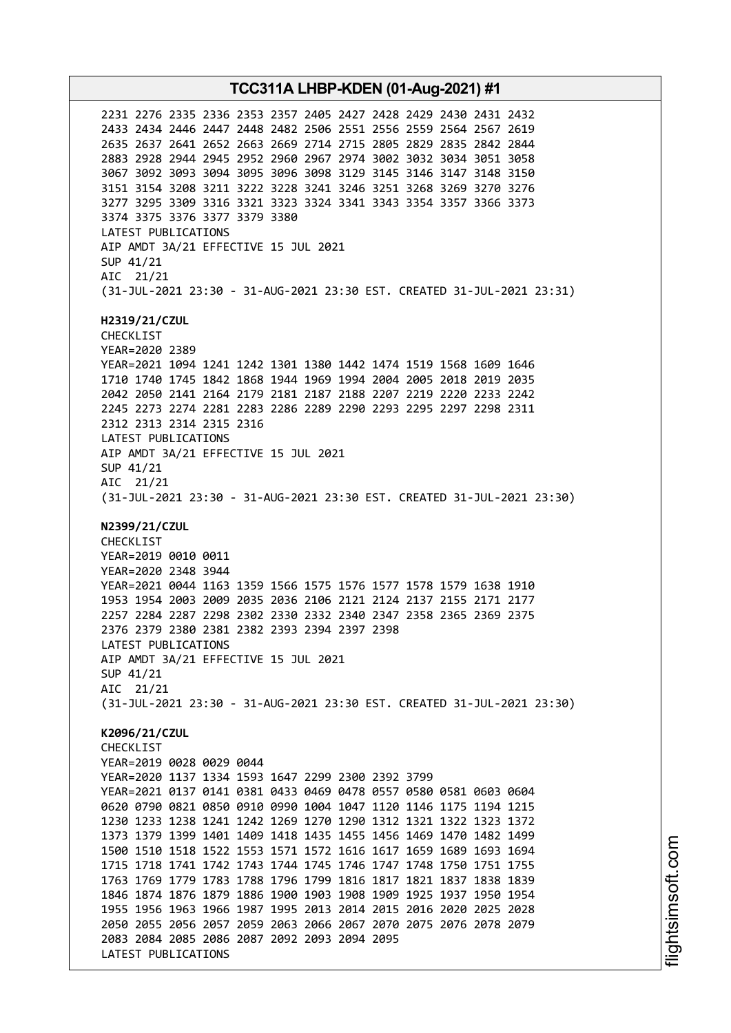2231 2276 2335 2336 2353 2357 2405 2427 2428 2429 2430 2431 2432
2433 2434 2446 2447 2448 2482 2506 2551 2556 2559 2564 2567 2619
2635 2637 2641 2652 2663 2669 2714 2715 2805 2829 2835 2842 2844
2883 2928 2944 2945 2952 2960 2967 2974 3002 3032 3034 3051 3058
3067 3092 3093 3094 3095 3096 3098 3129 3145 3146 3147 3148 3150
3151 3154 3208 3211 3222 3228 3241 3246 3251 3268 3269 3270 3276
3277 3295 3309 3316 3321 3323 3324 3341 3343 3354 3357 3366 3373
3374 3375 3376 3377 3379 3380
LATEST PUBLICATIONS
AIP AMDT 3A/21 EFFECTIVE 15 JUL 2021
SUP 41/21
AIC 21/21
(31-JUL-2021 23:30 - 31-AUG-2021 23:30 EST. CREATED 31-JUL-2021 23:31)

**H2319/21/CZUL**
CHECKLIST
YEAR=2020 2389
YEAR=2021 1094 1241 1242 1301 1380 1442 1474 1519 1568 1609 1646
1710 1740 1745 1842 1868 1944 1969 1994 2004 2005 2018 2019 2035
2042 2050 2141 2164 2179 2181 2187 2188 2207 2219 2220 2233 2242
2245 2273 2274 2281 2283 2286 2289 2290 2293 2295 2297 2298 2311
2312 2313 2314 2315 2316
LATEST PUBLICATIONS
AIP AMDT 3A/21 EFFECTIVE 15 JUL 2021
SUP 41/21
AIC 21/21
(31-JUL-2021 23:30 - 31-AUG-2021 23:30 EST. CREATED 31-JUL-2021 23:30)

**N2399/21/CZUL**
CHECKLIST
YEAR=2019 0010 0011
YEAR=2020 2348 3944
YEAR=2021 0044 1163 1359 1566 1575 1576 1577 1578 1579 1638 1910
1953 1954 2003 2009 2035 2036 2106 2121 2124 2137 2155 2171 2177
2257 2284 2287 2298 2302 2330 2332 2340 2347 2358 2365 2369 2375
2376 2379 2380 2381 2382 2393 2394 2397 2398
LATEST PUBLICATIONS
AIP AMDT 3A/21 EFFECTIVE 15 JUL 2021
SUP 41/21
AIC 21/21
(31-JUL-2021 23:30 - 31-AUG-2021 23:30 EST. CREATED 31-JUL-2021 23:30)

**K2096/21/CZUL**
CHECKLIST
YEAR=2019 0028 0029 0044
YEAR=2020 1137 1334 1593 1647 2299 2300 2392 3799
YEAR=2021 0137 0141 0381 0433 0469 0478 0557 0580 0581 0603 0604
0620 0790 0821 0850 0910 0990 1004 1047 1120 1146 1175 1194 1215
1230 1233 1238 1241 1242 1269 1270 1290 1312 1321 1322 1323 1372
1373 1379 1399 1401 1409 1418 1435 1455 1456 1469 1470 1482 1499
1500 1510 1518 1522 1553 1571 1572 1616 1617 1659 1689 1693 1694
1715 1718 1741 1742 1743 1744 1745 1746 1747 1748 1750 1751 1755
1763 1769 1779 1783 1788 1796 1799 1816 1817 1821 1837 1838 1839
1846 1874 1876 1879 1886 1900 1903 1908 1909 1925 1937 1950 1954
1955 1956 1963 1966 1987 1995 2013 2014 2015 2016 2020 2025 2028
2050 2055 2056 2057 2059 2063 2066 2067 2070 2075 2076 2078 2079
2083 2084 2085 2086 2087 2092 2093 2094 2095
LATEST PUBLICATIONS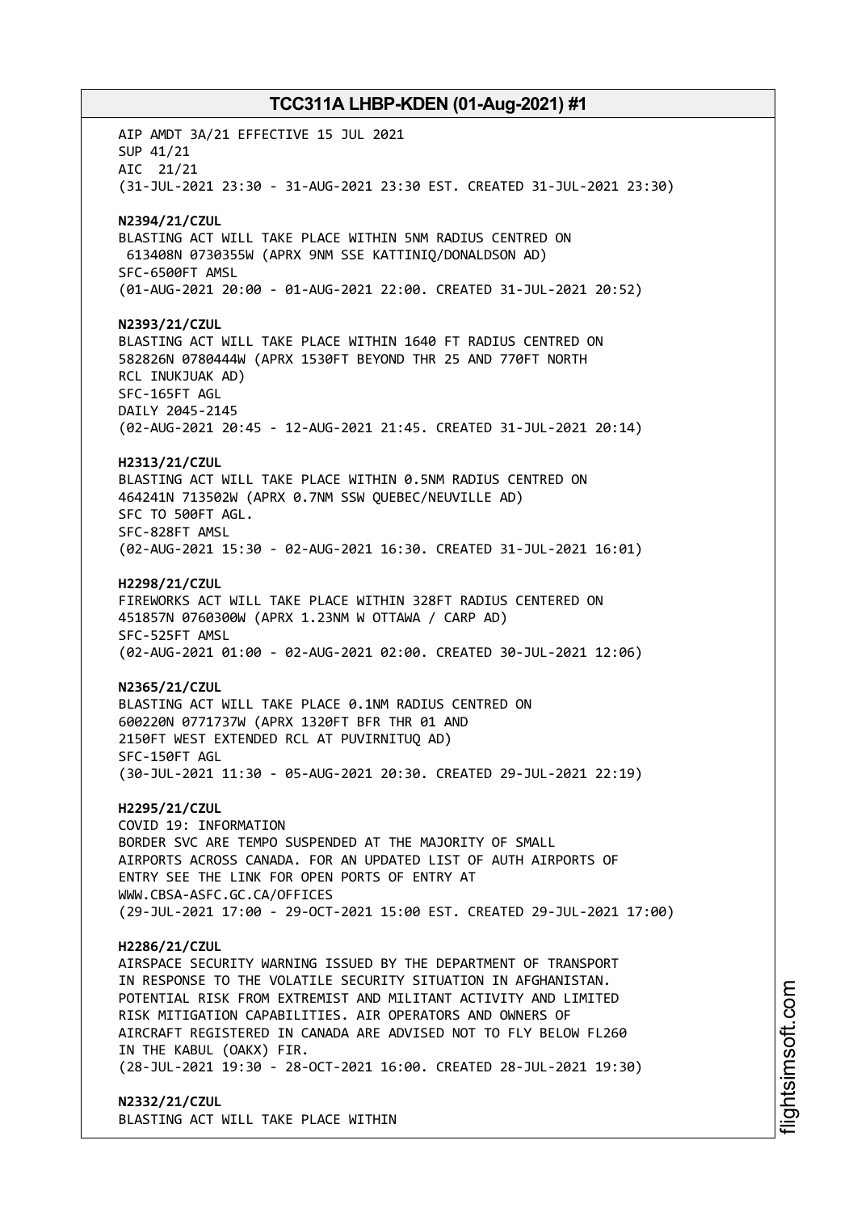AIP AMDT 3A/21 EFFECTIVE 15 JUL 2021
SUP 41/21
AIC 21/21
(31-JUL-2021 23:30 - 31-AUG-2021 23:30 EST. CREATED 31-JUL-2021 23:30)

**N2394/21/CZUL**
BLASTING ACT WILL TAKE PLACE WITHIN 5NM RADIUS CENTRED ON
613408N 0730355W (APRX 9NM SSE KATTINIQ/DONALDSON AD)
SFC-6500FT AMSL
(01-AUG-2021 20:00 - 01-AUG-2021 22:00. CREATED 31-JUL-2021 20:52)

**N2393/21/CZUL**
BLASTING ACT WILL TAKE PLACE WITHIN 1640 FT RADIUS CENTRED ON
582826N 0780444W (APRX 1530FT BEYOND THR 25 AND 770FT NORTH
RCL INUKJUAK AD)
SFC-165FT AGL
DAILY 2045-2145
(02-AUG-2021 20:45 - 12-AUG-2021 21:45. CREATED 31-JUL-2021 20:14)

**H2313/21/CZUL**
BLASTING ACT WILL TAKE PLACE WITHIN 0.5NM RADIUS CENTRED ON
464241N 713502W (APRX 0.7NM SSW QUEBEC/NEUVILLE AD)
SFC TO 500FT AGL.
SFC-828FT AMSL
(02-AUG-2021 15:30 - 02-AUG-2021 16:30. CREATED 31-JUL-2021 16:01)

**H2298/21/CZUL**
FIREWORKS ACT WILL TAKE PLACE WITHIN 328FT RADIUS CENTERED ON
451857N 0760300W (APRX 1.23NM W OTTAWA / CARP AD)
SFC-525FT AMSL
(02-AUG-2021 01:00 - 02-AUG-2021 02:00. CREATED 30-JUL-2021 12:06)

**N2365/21/CZUL**
BLASTING ACT WILL TAKE PLACE 0.1NM RADIUS CENTRED ON
600220N 0771737W (APRX 1320FT BFR THR 01 AND
2150FT WEST EXTENDED RCL AT PUVIRNITUQ AD)
SFC-150FT AGL
(30-JUL-2021 11:30 - 05-AUG-2021 20:30. CREATED 29-JUL-2021 22:19)

**H2295/21/CZUL**
COVID 19: INFORMATION
BORDER SVC ARE TEMPO SUSPENDED AT THE MAJORITY OF SMALL
AIRPORTS ACROSS CANADA. FOR AN UPDATED LIST OF AUTH AIRPORTS OF
ENTRY SEE THE LINK FOR OPEN PORTS OF ENTRY AT
WWW.CBSA-ASFC.GC.CA/OFFICES
(29-JUL-2021 17:00 - 29-OCT-2021 15:00 EST. CREATED 29-JUL-2021 17:00)

**H2286/21/CZUL**
AIRSPACE SECURITY WARNING ISSUED BY THE DEPARTMENT OF TRANSPORT
IN RESPONSE TO THE VOLATILE SECURITY SITUATION IN AFGHANISTAN.
POTENTIAL RISK FROM EXTREMIST AND MILITANT ACTIVITY AND LIMITED
RISK MITIGATION CAPABILITIES. AIR OPERATORS AND OWNERS OF
AIRCRAFT REGISTERED IN CANADA ARE ADVISED NOT TO FLY BELOW FL260
IN THE KABUL (OAKX) FIR.
(28-JUL-2021 19:30 - 28-OCT-2021 16:00. CREATED 28-JUL-2021 19:30)

**N2332/21/CZUL**
BLASTING ACT WILL TAKE PLACE WITHIN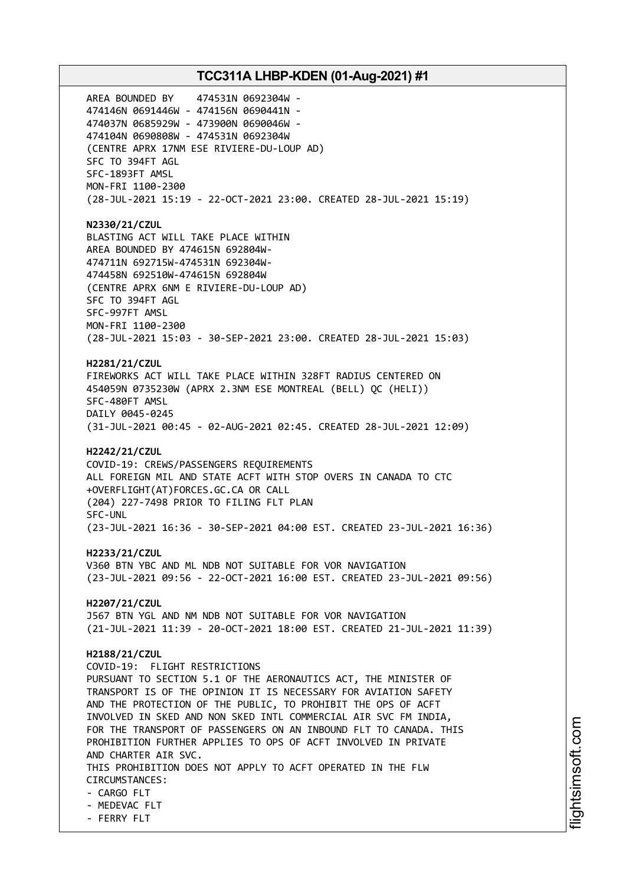AREA BOUNDED BY 474531N 0692304W -
474146N 0691446W - 474156N 0690441N -
474037N 0685929W - 473900N 0690046W -
474104N 0690808W - 474531N 0692304W
(CENTRE APRX 17NM ESE RIVIERE-DU-LOUP AD)
SFC TO 394FT AGL
SFC-1893FT AMSL
MON-FRI 1100-2300
(28-JUL-2021 15:19 - 22-OCT-2021 23:00. CREATED 28-JUL-2021 15:19)

**N2330/21/CZUL**
BLASTING ACT WILL TAKE PLACE WITHIN
AREA BOUNDED BY 474615N 692804W-
474711N 692715W-474531N 692304W-
474458N 692510W-474615N 692804W
(CENTRE APRX 6NM E RIVIERE-DU-LOUP AD)
SFC TO 394FT AGL
SFC-997FT AMSL
MON-FRI 1100-2300
(28-JUL-2021 15:03 - 30-SEP-2021 23:00. CREATED 28-JUL-2021 15:03)

**H2281/21/CZUL**
FIREWORKS ACT WILL TAKE PLACE WITHIN 328FT RADIUS CENTERED ON
454059N 0735230W (APRX 2.3NM ESE MONTREAL (BELL) QC (HELI))
SFC-480FT AMSL
DAILY 0045-0245
(31-JUL-2021 00:45 - 02-AUG-2021 02:45. CREATED 28-JUL-2021 12:09)

**H2242/21/CZUL**
COVID-19: CREWS/PASSENGERS REQUIREMENTS
ALL FOREIGN MIL AND STATE ACFT WITH STOP OVERS IN CANADA TO CTC
+OVERFLIGHT(AT)FORCES.GC.CA OR CALL
(204) 227-7498 PRIOR TO FILING FLT PLAN
SFC-UNL
(23-JUL-2021 16:36 - 30-SEP-2021 04:00 EST. CREATED 23-JUL-2021 16:36)

**H2233/21/CZUL**
V360 BTN YBC AND ML NDB NOT SUITABLE FOR VOR NAVIGATION
(23-JUL-2021 09:56 - 22-OCT-2021 16:00 EST. CREATED 23-JUL-2021 09:56)

**H2207/21/CZUL**
J567 BTN YGL AND NM NDB NOT SUITABLE FOR VOR NAVIGATION
(21-JUL-2021 11:39 - 20-OCT-2021 18:00 EST. CREATED 21-JUL-2021 11:39)

**H2188/21/CZUL**
COVID-19: FLIGHT RESTRICTIONS
PURSUANT TO SECTION 5.1 OF THE AERONAUTICS ACT, THE MINISTER OF
TRANSPORT IS OF THE OPINION IT IS NECESSARY FOR AVIATION SAFETY
AND THE PROTECTION OF THE PUBLIC, TO PROHIBIT THE OPS OF ACFT
INVOLVED IN SKED AND NON SKED INTL COMMERCIAL AIR SVC FM INDIA,
FOR THE TRANSPORT OF PASSENGERS ON AN INBOUND FLT TO CANADA. THIS
PROHIBITION FURTHER APPLIES TO OPS OF ACFT INVOLVED IN PRIVATE
AND CHARTER AIR SVC.
THIS PROHIBITION DOES NOT APPLY TO ACFT OPERATED IN THE FLW
CIRCUMSTANCES:
- CARGO FLT
- MEDEVAC FLT
- FERRY FLT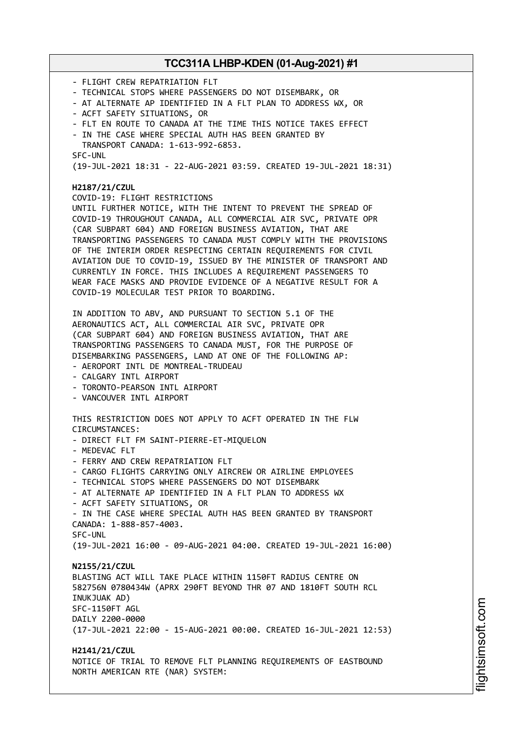- FLIGHT CREW REPATRIATION FLT
- TECHNICAL STOPS WHERE PASSENGERS DO NOT DISEMBARK, OR
- AT ALTERNATE AP IDENTIFIED IN A FLT PLAN TO ADDRESS WX, OR
- ACFT SAFETY SITUATIONS, OR
- FLT EN ROUTE TO CANADA AT THE TIME THIS NOTICE TAKES EFFECT
- IN THE CASE WHERE SPECIAL AUTH HAS BEEN GRANTED BY TRANSPORT CANADA: 1-613-992-6853.

SFC-UNL
(19-JUL-2021 18:31 - 22-AUG-2021 03:59. CREATED 19-JUL-2021 18:31)

**H2187/21/CZUL**
COVID-19: FLIGHT RESTRICTIONS
UNTIL FURTHER NOTICE, WITH THE INTENT TO PREVENT THE SPREAD OF COVID-19 THROUGHOUT CANADA, ALL COMMERCIAL AIR SVC, PRIVATE OPR (CAR SUBPART 604) AND FOREIGN BUSINESS AVIATION, THAT ARE TRANSPORTING PASSENGERS TO CANADA MUST COMPLY WITH THE PROVISIONS OF THE INTERIM ORDER RESPECTING CERTAIN REQUIREMENTS FOR CIVIL AVIATION DUE TO COVID-19, ISSUED BY THE MINISTER OF TRANSPORT AND CURRENTLY IN FORCE. THIS INCLUDES A REQUIREMENT PASSENGERS TO WEAR FACE MASKS AND PROVIDE EVIDENCE OF A NEGATIVE RESULT FOR A COVID-19 MOLECULAR TEST PRIOR TO BOARDING.

IN ADDITION TO ABV, AND PURSUANT TO SECTION 5.1 OF THE AERONAUTICS ACT, ALL COMMERCIAL AIR SVC, PRIVATE OPR (CAR SUBPART 604) AND FOREIGN BUSINESS AVIATION, THAT ARE TRANSPORTING PASSENGERS TO CANADA MUST, FOR THE PURPOSE OF DISEMBARKING PASSENGERS, LAND AT ONE OF THE FOLLOWING AP:
- AEROPORT INTL DE MONTREAL-TRUDEAU
- CALGARY INTL AIRPORT
- TORONTO-PEARSON INTL AIRPORT
- VANCOUVER INTL AIRPORT

THIS RESTRICTION DOES NOT APPLY TO ACFT OPERATED IN THE FLW CIRCUMSTANCES:
- DIRECT FLT FM SAINT-PIERRE-ET-MIQUELON
- MEDEVAC FLT
- FERRY AND CREW REPATRIATION FLT
- CARGO FLIGHTS CARRYING ONLY AIRCREW OR AIRLINE EMPLOYEES
- TECHNICAL STOPS WHERE PASSENGERS DO NOT DISEMBARK
- AT ALTERNATE AP IDENTIFIED IN A FLT PLAN TO ADDRESS WX
- ACFT SAFETY SITUATIONS, OR
- IN THE CASE WHERE SPECIAL AUTH HAS BEEN GRANTED BY TRANSPORT CANADA: 1-888-857-4003.

SFC-UNL
(19-JUL-2021 16:00 - 09-AUG-2021 04:00. CREATED 19-JUL-2021 16:00)

**N2155/21/CZUL**
BLASTING ACT WILL TAKE PLACE WITHIN 1150FT RADIUS CENTRE ON 582756N 0780434W (APRX 290FT BEYOND THR 07 AND 1810FT SOUTH RCL INUKJUAK AD)
SFC-1150FT AGL
DAILY 2200-0000
(17-JUL-2021 22:00 - 15-AUG-2021 00:00. CREATED 16-JUL-2021 12:53)

**H2141/21/CZUL**
NOTICE OF TRIAL TO REMOVE FLT PLANNING REQUIREMENTS OF EASTBOUND NORTH AMERICAN RTE (NAR) SYSTEM: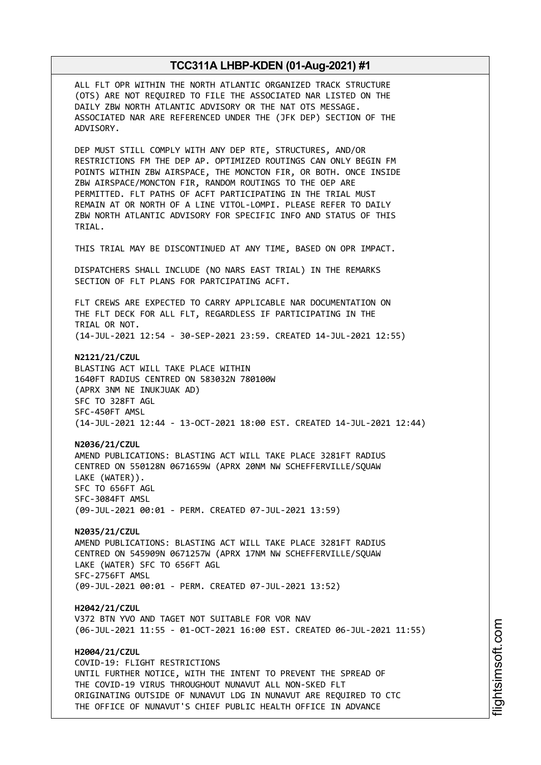ALL FLT OPR WITHIN THE NORTH ATLANTIC ORGANIZED TRACK STRUCTURE (OTS) ARE NOT REQUIRED TO FILE THE ASSOCIATED NAR LISTED ON THE DAILY ZBW NORTH ATLANTIC ADVISORY OR THE NAT OTS MESSAGE. ASSOCIATED NAR ARE REFERENCED UNDER THE (JFK DEP) SECTION OF THE ADVISORY.

DEP MUST STILL COMPLY WITH ANY DEP RTE, STRUCTURES, AND/OR RESTRICTIONS FM THE DEP AP. OPTIMIZED ROUTINGS CAN ONLY BEGIN FM POINTS WITHIN ZBW AIRSPACE, THE MONCTON FIR, OR BOTH. ONCE INSIDE ZBW AIRSPACE/MONCTON FIR, RANDOM ROUTINGS TO THE OEP ARE PERMITTED. FLT PATHS OF ACFT PARTICIPATING IN THE TRIAL MUST REMAIN AT OR NORTH OF A LINE VITOL-LOMPI. PLEASE REFER TO DAILY ZBW NORTH ATLANTIC ADVISORY FOR SPECIFIC INFO AND STATUS OF THIS TRIAL.

THIS TRIAL MAY BE DISCONTINUED AT ANY TIME, BASED ON OPR IMPACT.

DISPATCHERS SHALL INCLUDE (NO NARS EAST TRIAL) IN THE REMARKS SECTION OF FLT PLANS FOR PARTCIPATING ACFT.

FLT CREWS ARE EXPECTED TO CARRY APPLICABLE NAR DOCUMENTATION ON THE FLT DECK FOR ALL FLT, REGARDLESS IF PARTICIPATING IN THE TRIAL OR NOT.
(14-JUL-2021 12:54 - 30-SEP-2021 23:59. CREATED 14-JUL-2021 12:55)

**N2121/21/CZUL**
BLASTING ACT WILL TAKE PLACE WITHIN
1640FT RADIUS CENTRED ON 583032N 780100W
(APRX 3NM NE INUKJUAK AD)
SFC TO 328FT AGL
SFC-450FT AMSL
(14-JUL-2021 12:44 - 13-OCT-2021 18:00 EST. CREATED 14-JUL-2021 12:44)

**N2036/21/CZUL**
AMEND PUBLICATIONS: BLASTING ACT WILL TAKE PLACE 3281FT RADIUS CENTRED ON 550128N 0671659W (APRX 20NM NW SCHEFFERVILLE/SQUAW LAKE (WATER)).
SFC TO 656FT AGL
SFC-3084FT AMSL
(09-JUL-2021 00:01 - PERM. CREATED 07-JUL-2021 13:59)

**N2035/21/CZUL**
AMEND PUBLICATIONS: BLASTING ACT WILL TAKE PLACE 3281FT RADIUS CENTRED ON 545909N 0671257W (APRX 17NM NW SCHEFFERVILLE/SQUAW LAKE (WATER) SFC TO 656FT AGL
SFC-2756FT AMSL
(09-JUL-2021 00:01 - PERM. CREATED 07-JUL-2021 13:52)

**H2042/21/CZUL**
V372 BTN YVO AND TAGET NOT SUITABLE FOR VOR NAV
(06-JUL-2021 11:55 - 01-OCT-2021 16:00 EST. CREATED 06-JUL-2021 11:55)

**H2004/21/CZUL**
COVID-19: FLIGHT RESTRICTIONS
UNTIL FURTHER NOTICE, WITH THE INTENT TO PREVENT THE SPREAD OF THE COVID-19 VIRUS THROUGHOUT NUNAVUT ALL NON-SKED FLT ORIGINATING OUTSIDE OF NUNAVUT LDG IN NUNAVUT ARE REQUIRED TO CTC THE OFFICE OF NUNAVUT'S CHIEF PUBLIC HEALTH OFFICE IN ADVANCE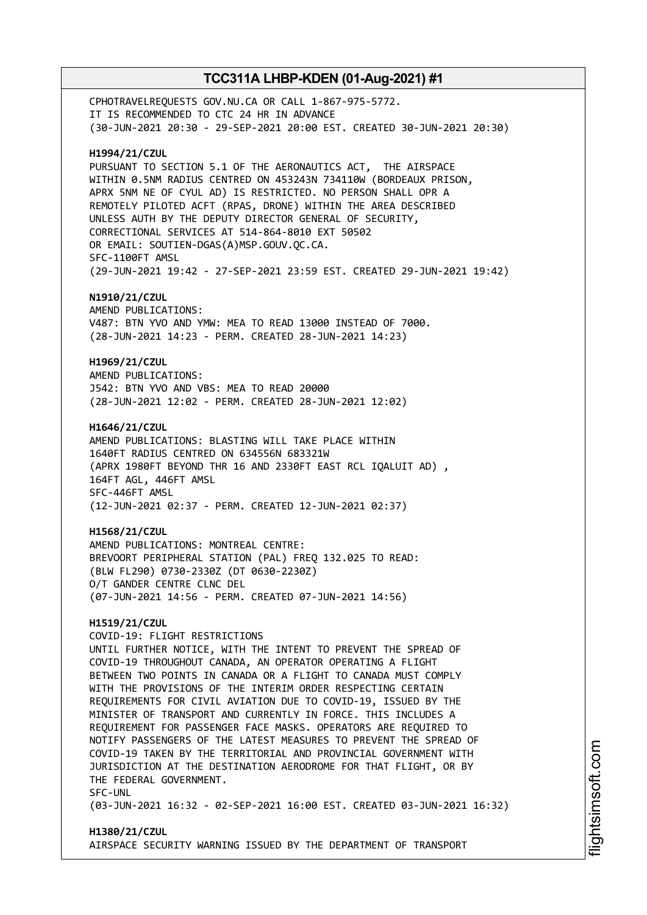CPHOTRAVELREQUESTS GOV.NU.CA OR CALL 1-867-975-5772.
IT IS RECOMMENDED TO CTC 24 HR IN ADVANCE
(30-JUN-2021 20:30 - 29-SEP-2021 20:00 EST. CREATED 30-JUN-2021 20:30)

**H1994/21/CZUL**
PURSUANT TO SECTION 5.1 OF THE AERONAUTICS ACT, THE AIRSPACE
WITHIN 0.5NM RADIUS CENTRED ON 453243N 734110W (BORDEAUX PRISON,
APRX 5NM NE OF CYUL AD) IS RESTRICTED. NO PERSON SHALL OPR A
REMOTELY PILOTED ACFT (RPAS, DRONE) WITHIN THE AREA DESCRIBED
UNLESS AUTH BY THE DEPUTY DIRECTOR GENERAL OF SECURITY,
CORRECTIONAL SERVICES AT 514-864-8010 EXT 50502
OR EMAIL: SOUTIEN-DGAS(A)MSP.GOUV.QC.CA.
SFC-1100FT AMSL
(29-JUN-2021 19:42 - 27-SEP-2021 23:59 EST. CREATED 29-JUN-2021 19:42)

**N1910/21/CZUL**
AMEND PUBLICATIONS:
V487: BTN YVO AND YMW: MEA TO READ 13000 INSTEAD OF 7000.
(28-JUN-2021 14:23 - PERM. CREATED 28-JUN-2021 14:23)

**H1969/21/CZUL**
AMEND PUBLICATIONS:
J542: BTN YVO AND VBS: MEA TO READ 20000
(28-JUN-2021 12:02 - PERM. CREATED 28-JUN-2021 12:02)

**H1646/21/CZUL**
AMEND PUBLICATIONS: BLASTING WILL TAKE PLACE WITHIN
1640FT RADIUS CENTRED ON 634556N 683321W
(APRX 1980FT BEYOND THR 16 AND 2330FT EAST RCL IQALUIT AD) ,
164FT AGL, 446FT AMSL
SFC-446FT AMSL
(12-JUN-2021 02:37 - PERM. CREATED 12-JUN-2021 02:37)

**H1568/21/CZUL**
AMEND PUBLICATIONS: MONTREAL CENTRE:
BREVOORT PERIPHERAL STATION (PAL) FREQ 132.025 TO READ:
(BLW FL290) 0730-2330Z (DT 0630-2230Z)
O/T GANDER CENTRE CLNC DEL
(07-JUN-2021 14:56 - PERM. CREATED 07-JUN-2021 14:56)

**H1519/21/CZUL**
COVID-19: FLIGHT RESTRICTIONS
UNTIL FURTHER NOTICE, WITH THE INTENT TO PREVENT THE SPREAD OF
COVID-19 THROUGHOUT CANADA, AN OPERATOR OPERATING A FLIGHT
BETWEEN TWO POINTS IN CANADA OR A FLIGHT TO CANADA MUST COMPLY
WITH THE PROVISIONS OF THE INTERIM ORDER RESPECTING CERTAIN
REQUIREMENTS FOR CIVIL AVIATION DUE TO COVID-19, ISSUED BY THE
MINISTER OF TRANSPORT AND CURRENTLY IN FORCE. THIS INCLUDES A
REQUIREMENT FOR PASSENGER FACE MASKS. OPERATORS ARE REQUIRED TO
NOTIFY PASSENGERS OF THE LATEST MEASURES TO PREVENT THE SPREAD OF
COVID-19 TAKEN BY THE TERRITORIAL AND PROVINCIAL GOVERNMENT WITH
JURISDICTION AT THE DESTINATION AERODROME FOR THAT FLIGHT, OR BY
THE FEDERAL GOVERNMENT.
SFC-UNL
(03-JUN-2021 16:32 - 02-SEP-2021 16:00 EST. CREATED 03-JUN-2021 16:32)

**H1380/21/CZUL**
AIRSPACE SECURITY WARNING ISSUED BY THE DEPARTMENT OF TRANSPORT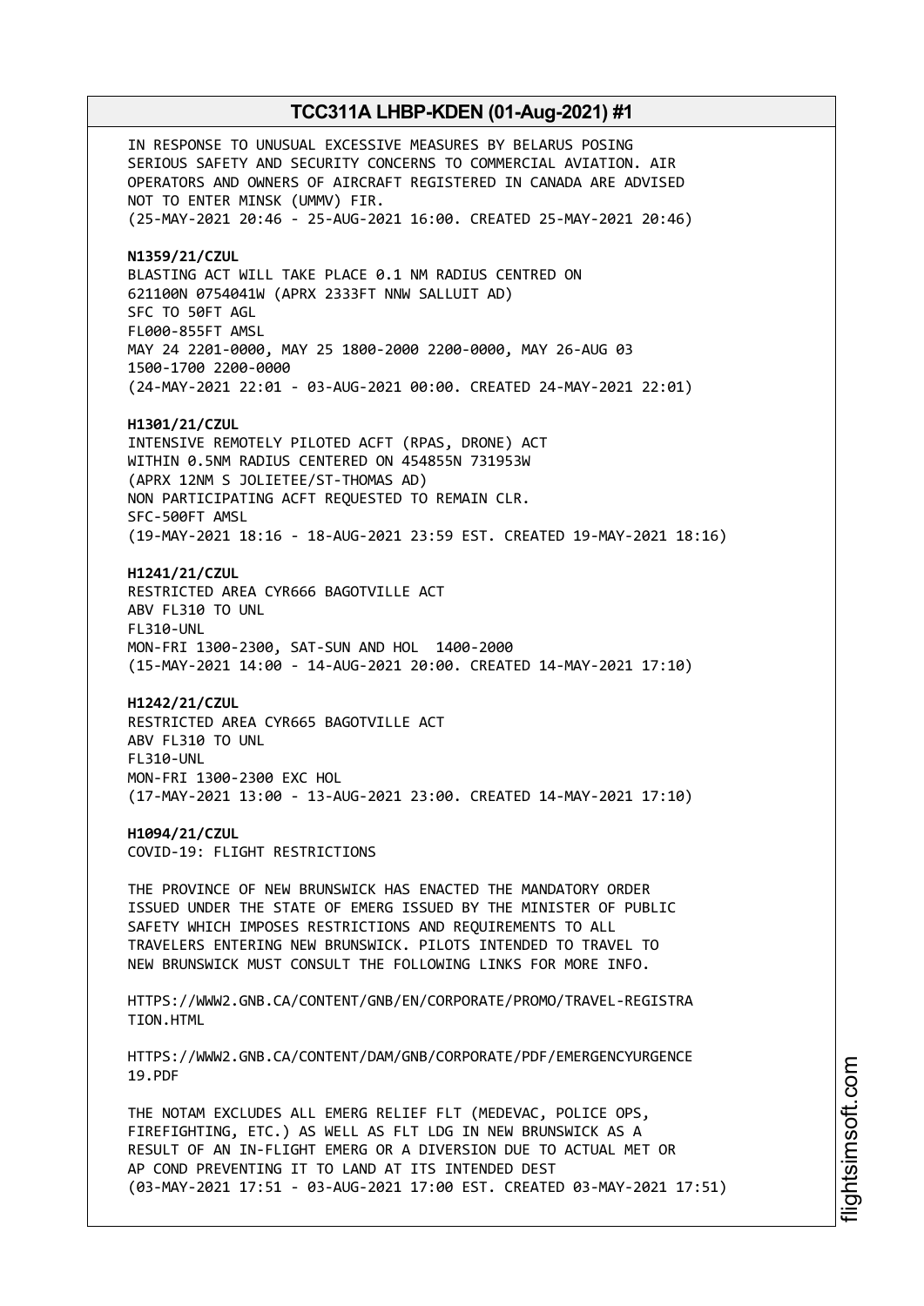IN RESPONSE TO UNUSUAL EXCESSIVE MEASURES BY BELARUS POSING SERIOUS SAFETY AND SECURITY CONCERNS TO COMMERCIAL AVIATION. AIR OPERATORS AND OWNERS OF AIRCRAFT REGISTERED IN CANADA ARE ADVISED NOT TO ENTER MINSK (UMMV) FIR.
(25-MAY-2021 20:46 - 25-AUG-2021 16:00. CREATED 25-MAY-2021 20:46)

**N1359/21/CZUL**
BLASTING ACT WILL TAKE PLACE 0.1 NM RADIUS CENTRED ON 621100N 0754041W (APRX 2333FT NNW SALLUIT AD)
SFC TO 50FT AGL
FL000-855FT AMSL
MAY 24 2201-0000, MAY 25 1800-2000 2200-0000, MAY 26-AUG 03 1500-1700 2200-0000
(24-MAY-2021 22:01 - 03-AUG-2021 00:00. CREATED 24-MAY-2021 22:01)

**H1301/21/CZUL**
INTENSIVE REMOTELY PILOTED ACFT (RPAS, DRONE) ACT WITHIN 0.5NM RADIUS CENTERED ON 454855N 731953W (APRX 12NM S JOLIETEE/ST-THOMAS AD)
NON PARTICIPATING ACFT REQUESTED TO REMAIN CLR.
SFC-500FT AMSL
(19-MAY-2021 18:16 - 18-AUG-2021 23:59 EST. CREATED 19-MAY-2021 18:16)

**H1241/21/CZUL**
RESTRICTED AREA CYR666 BAGOTVILLE ACT
ABV FL310 TO UNL
FL310-UNL
MON-FRI 1300-2300, SAT-SUN AND HOL 1400-2000
(15-MAY-2021 14:00 - 14-AUG-2021 20:00. CREATED 14-MAY-2021 17:10)

**H1242/21/CZUL**
RESTRICTED AREA CYR665 BAGOTVILLE ACT
ABV FL310 TO UNL
FL310-UNL
MON-FRI 1300-2300 EXC HOL
(17-MAY-2021 13:00 - 13-AUG-2021 23:00. CREATED 14-MAY-2021 17:10)

**H1094/21/CZUL**
COVID-19: FLIGHT RESTRICTIONS

THE PROVINCE OF NEW BRUNSWICK HAS ENACTED THE MANDATORY ORDER ISSUED UNDER THE STATE OF EMERG ISSUED BY THE MINISTER OF PUBLIC SAFETY WHICH IMPOSES RESTRICTIONS AND REQUIREMENTS TO ALL TRAVELERS ENTERING NEW BRUNSWICK. PILOTS INTENDED TO TRAVEL TO NEW BRUNSWICK MUST CONSULT THE FOLLOWING LINKS FOR MORE INFO.

HTTPS://WWW2.GNB.CA/CONTENT/GNB/EN/CORPORATE/PROMO/TRAVEL-REGISTRATION.HTML

HTTPS://WWW2.GNB.CA/CONTENT/DAM/GNB/CORPORATE/PDF/EMERGENCYURGENCE19.PDF

THE NOTAM EXCLUDES ALL EMERG RELIEF FLT (MEDEVAC, POLICE OPS, FIREFIGHTING, ETC.) AS WELL AS FLT LDG IN NEW BRUNSWICK AS A RESULT OF AN IN-FLIGHT EMERG OR A DIVERSION DUE TO ACTUAL MET OR AP COND PREVENTING IT TO LAND AT ITS INTENDED DEST
(03-MAY-2021 17:51 - 03-AUG-2021 17:00 EST. CREATED 03-MAY-2021 17:51)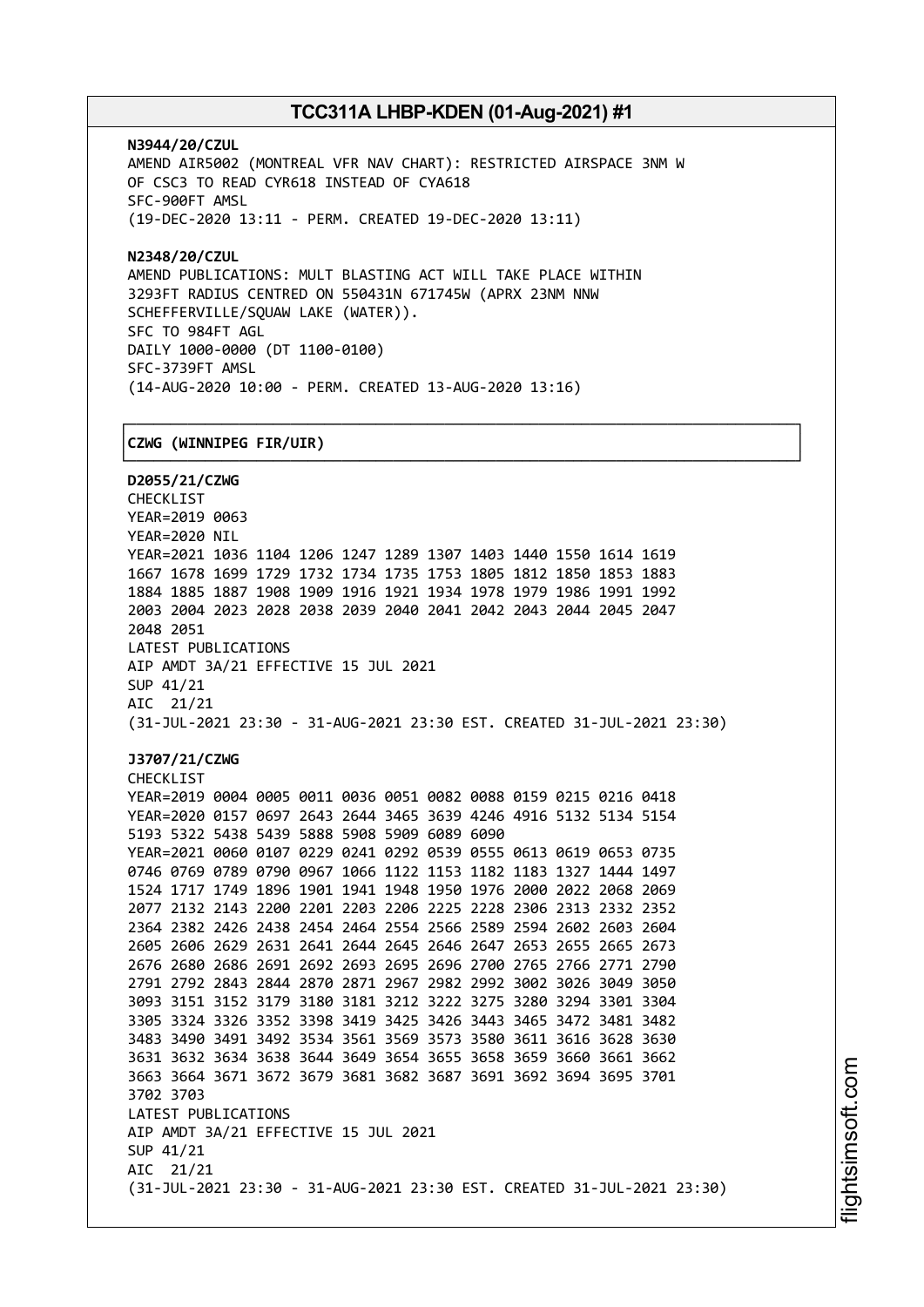**N3944/20/CZUL**
AMEND AIR5002 (MONTREAL VFR NAV CHART): RESTRICTED AIRSPACE 3NM W
OF CSC3 TO READ CYR618 INSTEAD OF CYA618
SFC-900FT AMSL
(19-DEC-2020 13:11 - PERM. CREATED 19-DEC-2020 13:11)

**N2348/20/CZUL**
AMEND PUBLICATIONS: MULT BLASTING ACT WILL TAKE PLACE WITHIN
3293FT RADIUS CENTRED ON 550431N 671745W (APRX 23NM NNW
SCHEFFERVILLE/SQUAW LAKE (WATER)).
SFC TO 984FT AGL
DAILY 1000-0000 (DT 1100-0100)
SFC-3739FT AMSL
(14-AUG-2020 10:00 - PERM. CREATED 13-AUG-2020 13:16)

**CZWG (WINNIPEG FIR/UIR)**

**D2055/21/CZWG**
CHECKLIST
YEAR=2019 0063
YEAR=2020 NIL
YEAR=2021 1036 1104 1206 1247 1289 1307 1403 1440 1550 1614 1619
1667 1678 1699 1729 1732 1734 1735 1753 1805 1812 1850 1853 1883
1884 1885 1887 1908 1909 1916 1921 1934 1978 1979 1986 1991 1992
2003 2004 2023 2028 2038 2039 2040 2041 2042 2043 2044 2045 2047
2048 2051
LATEST PUBLICATIONS
AIP AMDT 3A/21 EFFECTIVE 15 JUL 2021
SUP 41/21
AIC 21/21
(31-JUL-2021 23:30 - 31-AUG-2021 23:30 EST. CREATED 31-JUL-2021 23:30)

**J3707/21/CZWG**
CHECKLIST
YEAR=2019 0004 0005 0011 0036 0051 0082 0088 0159 0215 0216 0418
YEAR=2020 0157 0697 2643 2644 3465 3639 4246 4916 5132 5134 5154
5193 5322 5438 5439 5888 5908 5909 6089 6090
YEAR=2021 0060 0107 0229 0241 0292 0539 0555 0613 0619 0653 0735
0746 0769 0789 0790 0967 1066 1122 1153 1182 1183 1327 1444 1497
1524 1717 1749 1896 1901 1941 1948 1950 1976 2000 2022 2068 2069
2077 2132 2143 2200 2201 2203 2206 2225 2228 2306 2313 2332 2352
2364 2382 2426 2438 2454 2464 2554 2566 2589 2594 2602 2603 2604
2605 2606 2629 2631 2641 2644 2645 2646 2647 2653 2655 2665 2673
2676 2680 2686 2691 2692 2693 2695 2696 2700 2765 2766 2771 2790
2791 2792 2843 2844 2870 2871 2967 2982 2992 3002 3026 3049 3050
3093 3151 3152 3179 3180 3181 3212 3222 3275 3280 3294 3301 3304
3305 3324 3326 3352 3398 3419 3425 3426 3443 3465 3472 3481 3482
3483 3490 3491 3492 3534 3561 3569 3573 3580 3611 3616 3628 3630
3631 3632 3634 3638 3644 3649 3654 3655 3658 3659 3660 3661 3662
3663 3664 3671 3672 3679 3681 3682 3687 3691 3692 3694 3695 3701
3702 3703
LATEST PUBLICATIONS
AIP AMDT 3A/21 EFFECTIVE 15 JUL 2021
SUP 41/21
AIC 21/21
(31-JUL-2021 23:30 - 31-AUG-2021 23:30 EST. CREATED 31-JUL-2021 23:30)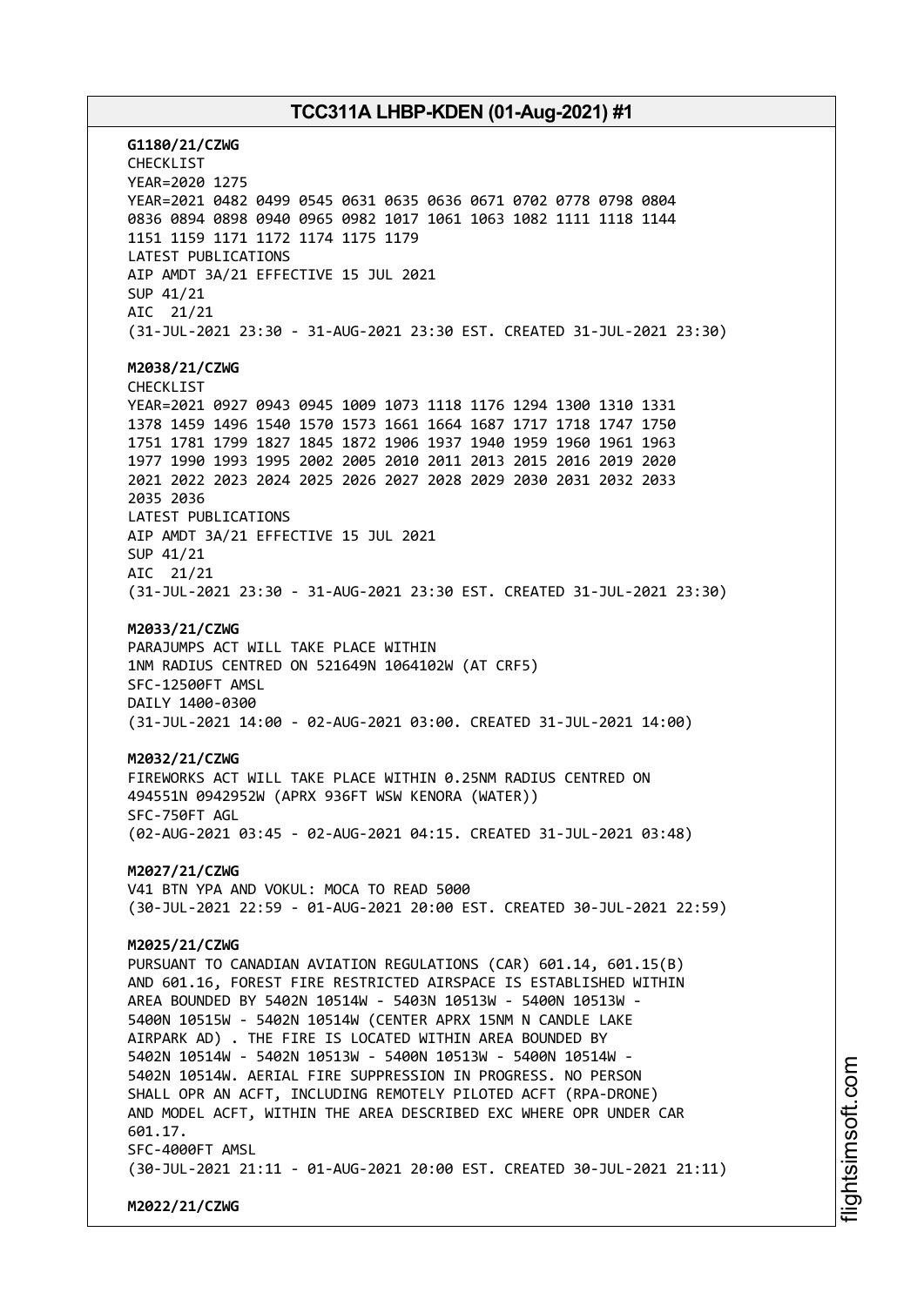**G1180/21/CZWG**
CHECKLIST
YEAR=2020 1275
YEAR=2021 0482 0499 0545 0631 0635 0636 0671 0702 0778 0798 0804
0836 0894 0898 0940 0965 0982 1017 1061 1063 1082 1111 1118 1144
1151 1159 1171 1172 1174 1175 1179
LATEST PUBLICATIONS
AIP AMDT 3A/21 EFFECTIVE 15 JUL 2021
SUP 41/21
AIC 21/21
(31-JUL-2021 23:30 - 31-AUG-2021 23:30 EST. CREATED 31-JUL-2021 23:30)

**M2038/21/CZWG**
CHECKLIST
YEAR=2021 0927 0943 0945 1009 1073 1118 1176 1294 1300 1310 1331
1378 1459 1496 1540 1570 1573 1661 1664 1687 1717 1718 1747 1750
1751 1781 1799 1827 1845 1872 1906 1937 1940 1959 1960 1961 1963
1977 1990 1993 1995 2002 2005 2010 2011 2013 2015 2016 2019 2020
2021 2022 2023 2024 2025 2026 2027 2028 2029 2030 2031 2032 2033
2035 2036
LATEST PUBLICATIONS
AIP AMDT 3A/21 EFFECTIVE 15 JUL 2021
SUP 41/21
AIC 21/21
(31-JUL-2021 23:30 - 31-AUG-2021 23:30 EST. CREATED 31-JUL-2021 23:30)

**M2033/21/CZWG**
PARAJUMPS ACT WILL TAKE PLACE WITHIN
1NM RADIUS CENTRED ON 521649N 1064102W (AT CRF5)
SFC-12500FT AMSL
DAILY 1400-0300
(31-JUL-2021 14:00 - 02-AUG-2021 03:00. CREATED 31-JUL-2021 14:00)

**M2032/21/CZWG**
FIREWORKS ACT WILL TAKE PLACE WITHIN 0.25NM RADIUS CENTRED ON
494551N 0942952W (APRX 936FT WSW KENORA (WATER))
SFC-750FT AGL
(02-AUG-2021 03:45 - 02-AUG-2021 04:15. CREATED 31-JUL-2021 03:48)

**M2027/21/CZWG**
V41 BTN YPA AND VOKUL: MOCA TO READ 5000
(30-JUL-2021 22:59 - 01-AUG-2021 20:00 EST. CREATED 30-JUL-2021 22:59)

**M2025/21/CZWG**
PURSUANT TO CANADIAN AVIATION REGULATIONS (CAR) 601.14, 601.15(B)
AND 601.16, FOREST FIRE RESTRICTED AIRSPACE IS ESTABLISHED WITHIN
AREA BOUNDED BY 5402N 10514W - 5403N 10513W - 5400N 10513W -
5400N 10515W - 5402N 10514W (CENTER APRX 15NM N CANDLE LAKE
AIRPARK AD) . THE FIRE IS LOCATED WITHIN AREA BOUNDED BY
5402N 10514W - 5402N 10513W - 5400N 10513W - 5400N 10514W -
5402N 10514W. AERIAL FIRE SUPPRESSION IN PROGRESS. NO PERSON
SHALL OPR AN ACFT, INCLUDING REMOTELY PILOTED ACFT (RPA-DRONE)
AND MODEL ACFT, WITHIN THE AREA DESCRIBED EXC WHERE OPR UNDER CAR
601.17.
SFC-4000FT AMSL
(30-JUL-2021 21:11 - 01-AUG-2021 20:00 EST. CREATED 30-JUL-2021 21:11)

**M2022/21/CZWG**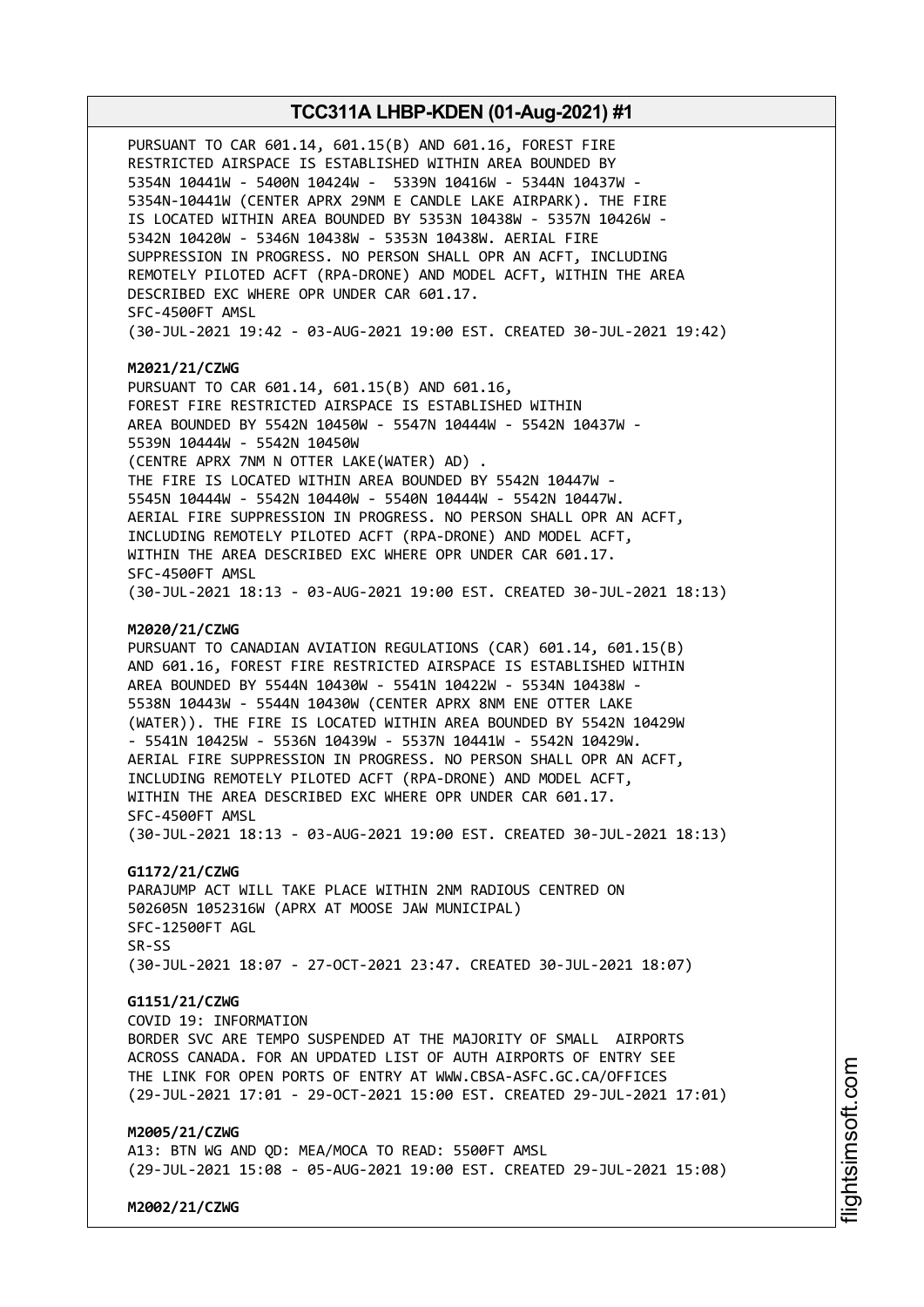PURSUANT TO CAR 601.14, 601.15(B) AND 601.16, FOREST FIRE RESTRICTED AIRSPACE IS ESTABLISHED WITHIN AREA BOUNDED BY 5354N 10441W - 5400N 10424W - 5339N 10416W - 5344N 10437W - 5354N-10441W (CENTER APRX 29NM E CANDLE LAKE AIRPARK). THE FIRE IS LOCATED WITHIN AREA BOUNDED BY 5353N 10438W - 5357N 10426W - 5342N 10420W - 5346N 10438W - 5353N 10438W. AERIAL FIRE SUPPRESSION IN PROGRESS. NO PERSON SHALL OPR AN ACFT, INCLUDING REMOTELY PILOTED ACFT (RPA-DRONE) AND MODEL ACFT, WITHIN THE AREA DESCRIBED EXC WHERE OPR UNDER CAR 601.17.
SFC-4500FT AMSL
(30-JUL-2021 19:42 - 03-AUG-2021 19:00 EST. CREATED 30-JUL-2021 19:42)

**M2021/21/CZWG**
PURSUANT TO CAR 601.14, 601.15(B) AND 601.16,
FOREST FIRE RESTRICTED AIRSPACE IS ESTABLISHED WITHIN
AREA BOUNDED BY 5542N 10450W - 5547N 10444W - 5542N 10437W -
5539N 10444W - 5542N 10450W
(CENTRE APRX 7NM N OTTER LAKE(WATER) AD) .
THE FIRE IS LOCATED WITHIN AREA BOUNDED BY 5542N 10447W -
5545N 10444W - 5542N 10440W - 5540N 10444W - 5542N 10447W.
AERIAL FIRE SUPPRESSION IN PROGRESS. NO PERSON SHALL OPR AN ACFT,
INCLUDING REMOTELY PILOTED ACFT (RPA-DRONE) AND MODEL ACFT,
WITHIN THE AREA DESCRIBED EXC WHERE OPR UNDER CAR 601.17.
SFC-4500FT AMSL
(30-JUL-2021 18:13 - 03-AUG-2021 19:00 EST. CREATED 30-JUL-2021 18:13)

**M2020/21/CZWG**
PURSUANT TO CANADIAN AVIATION REGULATIONS (CAR) 601.14, 601.15(B) AND 601.16, FOREST FIRE RESTRICTED AIRSPACE IS ESTABLISHED WITHIN AREA BOUNDED BY 5544N 10430W - 5541N 10422W - 5534N 10438W - 5538N 10443W - 5544N 10430W (CENTER APRX 8NM ENE OTTER LAKE (WATER)). THE FIRE IS LOCATED WITHIN AREA BOUNDED BY 5542N 10429W - 5541N 10425W - 5536N 10439W - 5537N 10441W - 5542N 10429W.
AERIAL FIRE SUPPRESSION IN PROGRESS. NO PERSON SHALL OPR AN ACFT,
INCLUDING REMOTELY PILOTED ACFT (RPA-DRONE) AND MODEL ACFT,
WITHIN THE AREA DESCRIBED EXC WHERE OPR UNDER CAR 601.17.
SFC-4500FT AMSL
(30-JUL-2021 18:13 - 03-AUG-2021 19:00 EST. CREATED 30-JUL-2021 18:13)

**G1172/21/CZWG**
PARAJUMP ACT WILL TAKE PLACE WITHIN 2NM RADIOUS CENTRED ON
502605N 1052316W (APRX AT MOOSE JAW MUNICIPAL)
SFC-12500FT AGL
SR-SS
(30-JUL-2021 18:07 - 27-OCT-2021 23:47. CREATED 30-JUL-2021 18:07)

**G1151/21/CZWG**
COVID 19: INFORMATION
BORDER SVC ARE TEMPO SUSPENDED AT THE MAJORITY OF SMALL AIRPORTS ACROSS CANADA. FOR AN UPDATED LIST OF AUTH AIRPORTS OF ENTRY SEE THE LINK FOR OPEN PORTS OF ENTRY AT WWW.CBSA-ASFC.GC.CA/OFFICES
(29-JUL-2021 17:01 - 29-OCT-2021 15:00 EST. CREATED 29-JUL-2021 17:01)

**M2005/21/CZWG**
A13: BTN WG AND QD: MEA/MOCA TO READ: 5500FT AMSL
(29-JUL-2021 15:08 - 05-AUG-2021 19:00 EST. CREATED 29-JUL-2021 15:08)

**M2002/21/CZWG**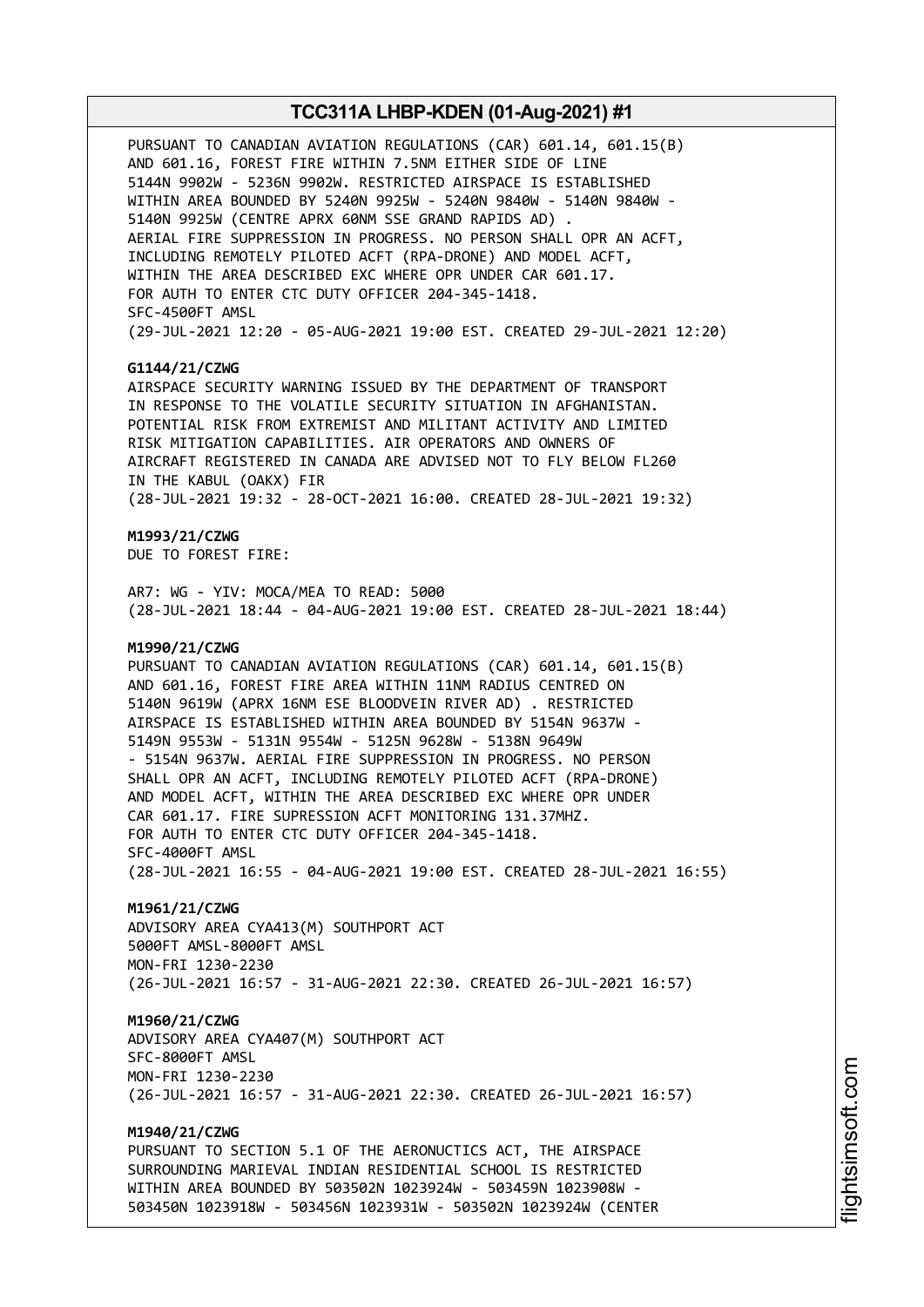PURSUANT TO CANADIAN AVIATION REGULATIONS (CAR) 601.14, 601.15(B)
AND 601.16, FOREST FIRE WITHIN 7.5NM EITHER SIDE OF LINE
5144N 9902W - 5236N 9902W. RESTRICTED AIRSPACE IS ESTABLISHED
WITHIN AREA BOUNDED BY 5240N 9925W - 5240N 9840W - 5140N 9840W -
5140N 9925W (CENTRE APRX 60NM SSE GRAND RAPIDS AD) .
AERIAL FIRE SUPPRESSION IN PROGRESS. NO PERSON SHALL OPR AN ACFT,
INCLUDING REMOTELY PILOTED ACFT (RPA-DRONE) AND MODEL ACFT,
WITHIN THE AREA DESCRIBED EXC WHERE OPR UNDER CAR 601.17.
FOR AUTH TO ENTER CTC DUTY OFFICER 204-345-1418.
SFC-4500FT AMSL
(29-JUL-2021 12:20 - 05-AUG-2021 19:00 EST. CREATED 29-JUL-2021 12:20)

**G1144/21/CZWG**
AIRSPACE SECURITY WARNING ISSUED BY THE DEPARTMENT OF TRANSPORT
IN RESPONSE TO THE VOLATILE SECURITY SITUATION IN AFGHANISTAN.
POTENTIAL RISK FROM EXTREMIST AND MILITANT ACTIVITY AND LIMITED
RISK MITIGATION CAPABILITIES. AIR OPERATORS AND OWNERS OF
AIRCRAFT REGISTERED IN CANADA ARE ADVISED NOT TO FLY BELOW FL260
IN THE KABUL (OAKX) FIR
(28-JUL-2021 19:32 - 28-OCT-2021 16:00. CREATED 28-JUL-2021 19:32)

**M1993/21/CZWG**
DUE TO FOREST FIRE:

AR7: WG - YIV: MOCA/MEA TO READ: 5000
(28-JUL-2021 18:44 - 04-AUG-2021 19:00 EST. CREATED 28-JUL-2021 18:44)

**M1990/21/CZWG**
PURSUANT TO CANADIAN AVIATION REGULATIONS (CAR) 601.14, 601.15(B)
AND 601.16, FOREST FIRE AREA WITHIN 11NM RADIUS CENTRED ON
5140N 9619W (APRX 16NM ESE BLOODVEIN RIVER AD) . RESTRICTED
AIRSPACE IS ESTABLISHED WITHIN AREA BOUNDED BY 5154N 9637W -
5149N 9553W - 5131N 9554W - 5125N 9628W - 5138N 9649W
- 5154N 9637W. AERIAL FIRE SUPPRESSION IN PROGRESS. NO PERSON
SHALL OPR AN ACFT, INCLUDING REMOTELY PILOTED ACFT (RPA-DRONE)
AND MODEL ACFT, WITHIN THE AREA DESCRIBED EXC WHERE OPR UNDER
CAR 601.17. FIRE SUPRESSION ACFT MONITORING 131.37MHZ.
FOR AUTH TO ENTER CTC DUTY OFFICER 204-345-1418.
SFC-4000FT AMSL
(28-JUL-2021 16:55 - 04-AUG-2021 19:00 EST. CREATED 28-JUL-2021 16:55)

**M1961/21/CZWG**
ADVISORY AREA CYA413(M) SOUTHPORT ACT
5000FT AMSL-8000FT AMSL
MON-FRI 1230-2230
(26-JUL-2021 16:57 - 31-AUG-2021 22:30. CREATED 26-JUL-2021 16:57)

**M1960/21/CZWG**
ADVISORY AREA CYA407(M) SOUTHPORT ACT
SFC-8000FT AMSL
MON-FRI 1230-2230
(26-JUL-2021 16:57 - 31-AUG-2021 22:30. CREATED 26-JUL-2021 16:57)

**M1940/21/CZWG**
PURSUANT TO SECTION 5.1 OF THE AERONUCTICS ACT, THE AIRSPACE
SURROUNDING MARIEVAL INDIAN RESIDENTIAL SCHOOL IS RESTRICTED
WITHIN AREA BOUNDED BY 503502N 1023924W - 503459N 1023908W -
503450N 1023918W - 503456N 1023931W - 503502N 1023924W (CENTER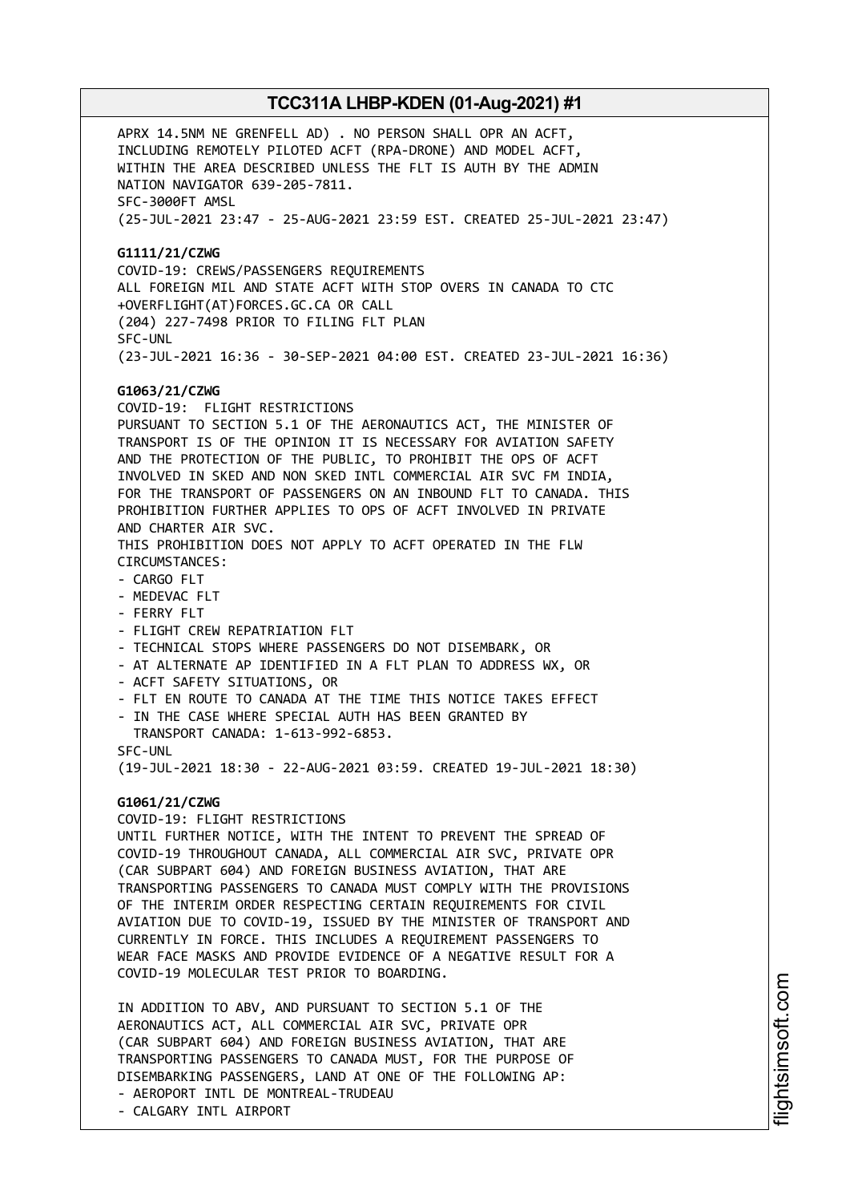APRX 14.5NM NE GRENFELL AD) . NO PERSON SHALL OPR AN ACFT, INCLUDING REMOTELY PILOTED ACFT (RPA-DRONE) AND MODEL ACFT, WITHIN THE AREA DESCRIBED UNLESS THE FLT IS AUTH BY THE ADMIN NATION NAVIGATOR 639-205-7811.
SFC-3000FT AMSL
(25-JUL-2021 23:47 - 25-AUG-2021 23:59 EST. CREATED 25-JUL-2021 23:47)

**G1111/21/CZWG**
COVID-19: CREWS/PASSENGERS REQUIREMENTS
ALL FOREIGN MIL AND STATE ACFT WITH STOP OVERS IN CANADA TO CTC +OVERFLIGHT(AT)FORCES.GC.CA OR CALL
(204) 227-7498 PRIOR TO FILING FLT PLAN
SFC-UNL
(23-JUL-2021 16:36 - 30-SEP-2021 04:00 EST. CREATED 23-JUL-2021 16:36)

**G1063/21/CZWG**
COVID-19: FLIGHT RESTRICTIONS
PURSUANT TO SECTION 5.1 OF THE AERONAUTICS ACT, THE MINISTER OF TRANSPORT IS OF THE OPINION IT IS NECESSARY FOR AVIATION SAFETY AND THE PROTECTION OF THE PUBLIC, TO PROHIBIT THE OPS OF ACFT INVOLVED IN SKED AND NON SKED INTL COMMERCIAL AIR SVC FM INDIA, FOR THE TRANSPORT OF PASSENGERS ON AN INBOUND FLT TO CANADA. THIS PROHIBITION FURTHER APPLIES TO OPS OF ACFT INVOLVED IN PRIVATE AND CHARTER AIR SVC.
THIS PROHIBITION DOES NOT APPLY TO ACFT OPERATED IN THE FLW CIRCUMSTANCES:
- CARGO FLT
- MEDEVAC FLT
- FERRY FLT
- FLIGHT CREW REPATRIATION FLT
- TECHNICAL STOPS WHERE PASSENGERS DO NOT DISEMBARK, OR
- AT ALTERNATE AP IDENTIFIED IN A FLT PLAN TO ADDRESS WX, OR
- ACFT SAFETY SITUATIONS, OR
- FLT EN ROUTE TO CANADA AT THE TIME THIS NOTICE TAKES EFFECT
- IN THE CASE WHERE SPECIAL AUTH HAS BEEN GRANTED BY TRANSPORT CANADA: 1-613-992-6853.

SFC-UNL
(19-JUL-2021 18:30 - 22-AUG-2021 03:59. CREATED 19-JUL-2021 18:30)

**G1061/21/CZWG**
COVID-19: FLIGHT RESTRICTIONS
UNTIL FURTHER NOTICE, WITH THE INTENT TO PREVENT THE SPREAD OF COVID-19 THROUGHOUT CANADA, ALL COMMERCIAL AIR SVC, PRIVATE OPR (CAR SUBPART 604) AND FOREIGN BUSINESS AVIATION, THAT ARE TRANSPORTING PASSENGERS TO CANADA MUST COMPLY WITH THE PROVISIONS OF THE INTERIM ORDER RESPECTING CERTAIN REQUIREMENTS FOR CIVIL AVIATION DUE TO COVID-19, ISSUED BY THE MINISTER OF TRANSPORT AND CURRENTLY IN FORCE. THIS INCLUDES A REQUIREMENT PASSENGERS TO WEAR FACE MASKS AND PROVIDE EVIDENCE OF A NEGATIVE RESULT FOR A COVID-19 MOLECULAR TEST PRIOR TO BOARDING.

IN ADDITION TO ABV, AND PURSUANT TO SECTION 5.1 OF THE AERONAUTICS ACT, ALL COMMERCIAL AIR SVC, PRIVATE OPR (CAR SUBPART 604) AND FOREIGN BUSINESS AVIATION, THAT ARE TRANSPORTING PASSENGERS TO CANADA MUST, FOR THE PURPOSE OF DISEMBARKING PASSENGERS, LAND AT ONE OF THE FOLLOWING AP:
- AEROPORT INTL DE MONTREAL-TRUDEAU
- CALGARY INTL AIRPORT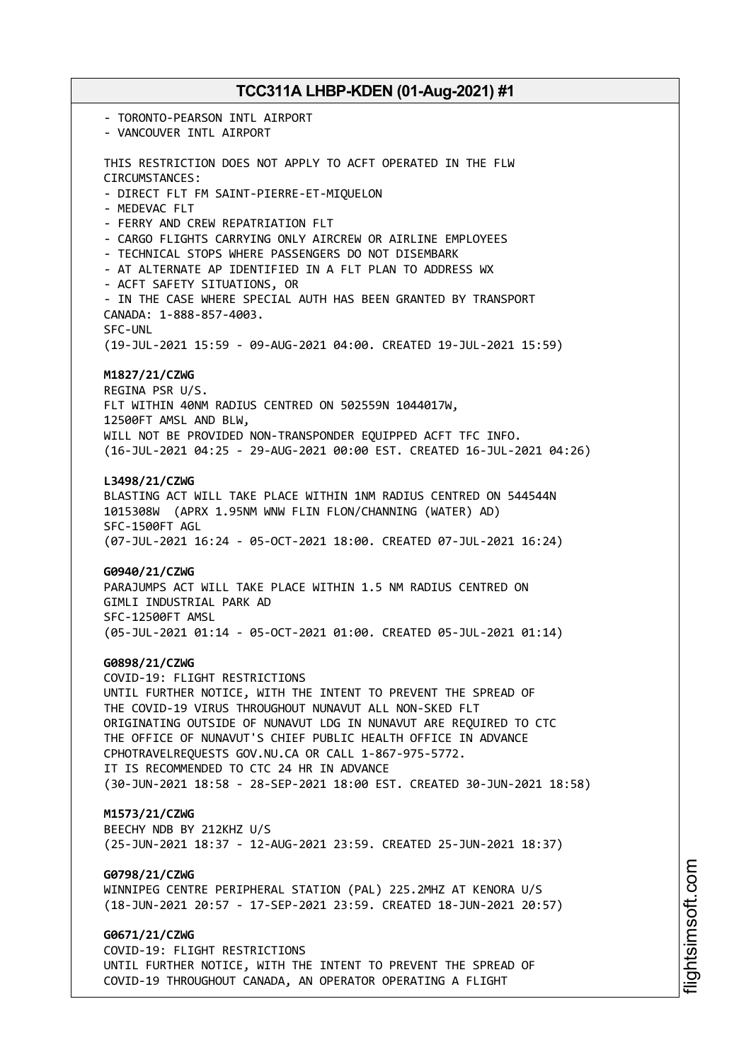- TORONTO-PEARSON INTL AIRPORT
- VANCOUVER INTL AIRPORT

THIS RESTRICTION DOES NOT APPLY TO ACFT OPERATED IN THE FLW CIRCUMSTANCES:
- DIRECT FLT FM SAINT-PIERRE-ET-MIQUELON
- MEDEVAC FLT
- FERRY AND CREW REPATRIATION FLT
- CARGO FLIGHTS CARRYING ONLY AIRCREW OR AIRLINE EMPLOYEES
- TECHNICAL STOPS WHERE PASSENGERS DO NOT DISEMBARK
- AT ALTERNATE AP IDENTIFIED IN A FLT PLAN TO ADDRESS WX
- ACFT SAFETY SITUATIONS, OR
- IN THE CASE WHERE SPECIAL AUTH HAS BEEN GRANTED BY TRANSPORT CANADA: 1-888-857-4003.

SFC-UNL
(19-JUL-2021 15:59 - 09-AUG-2021 04:00. CREATED 19-JUL-2021 15:59)

**M1827/21/CZWG**
REGINA PSR U/S.
FLT WITHIN 40NM RADIUS CENTRED ON 502559N 1044017W,
12500FT AMSL AND BLW,
WILL NOT BE PROVIDED NON-TRANSPONDER EQUIPPED ACFT TFC INFO.
(16-JUL-2021 04:25 - 29-AUG-2021 00:00 EST. CREATED 16-JUL-2021 04:26)

**L3498/21/CZWG**
BLASTING ACT WILL TAKE PLACE WITHIN 1NM RADIUS CENTRED ON 544544N 1015308W (APRX 1.95NM WNW FLIN FLON/CHANNING (WATER) AD)
SFC-1500FT AGL
(07-JUL-2021 16:24 - 05-OCT-2021 18:00. CREATED 07-JUL-2021 16:24)

**G0940/21/CZWG**
PARAJUMPS ACT WILL TAKE PLACE WITHIN 1.5 NM RADIUS CENTRED ON GIMLI INDUSTRIAL PARK AD
SFC-12500FT AMSL
(05-JUL-2021 01:14 - 05-OCT-2021 01:00. CREATED 05-JUL-2021 01:14)

**G0898/21/CZWG**
COVID-19: FLIGHT RESTRICTIONS
UNTIL FURTHER NOTICE, WITH THE INTENT TO PREVENT THE SPREAD OF THE COVID-19 VIRUS THROUGHOUT NUNAVUT ALL NON-SKED FLT ORIGINATING OUTSIDE OF NUNAVUT LDG IN NUNAVUT ARE REQUIRED TO CTC THE OFFICE OF NUNAVUT'S CHIEF PUBLIC HEALTH OFFICE IN ADVANCE CPHOTRAVELREQUESTS GOV.NU.CA OR CALL 1-867-975-5772.
IT IS RECOMMENDED TO CTC 24 HR IN ADVANCE
(30-JUN-2021 18:58 - 28-SEP-2021 18:00 EST. CREATED 30-JUN-2021 18:58)

**M1573/21/CZWG**
BEECHY NDB BY 212KHZ U/S
(25-JUN-2021 18:37 - 12-AUG-2021 23:59. CREATED 25-JUN-2021 18:37)

**G0798/21/CZWG**
WINNIPEG CENTRE PERIPHERAL STATION (PAL) 225.2MHZ AT KENORA U/S
(18-JUN-2021 20:57 - 17-SEP-2021 23:59. CREATED 18-JUN-2021 20:57)

**G0671/21/CZWG**
COVID-19: FLIGHT RESTRICTIONS
UNTIL FURTHER NOTICE, WITH THE INTENT TO PREVENT THE SPREAD OF COVID-19 THROUGHOUT CANADA, AN OPERATOR OPERATING A FLIGHT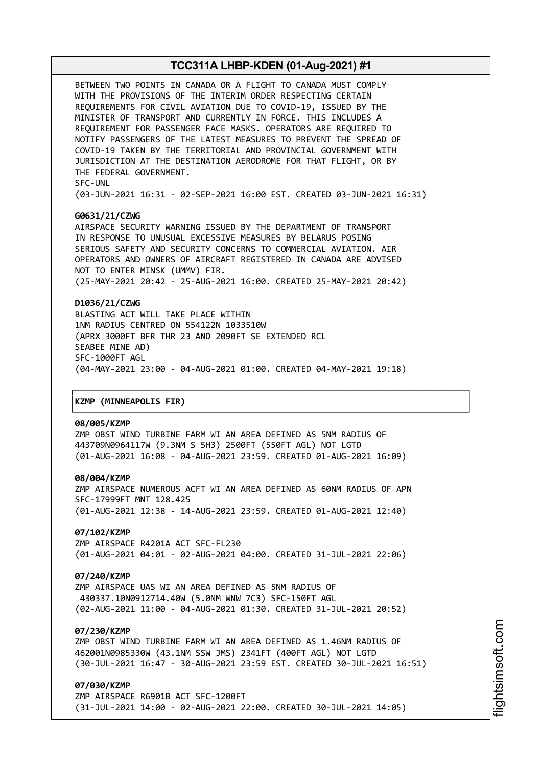BETWEEN TWO POINTS IN CANADA OR A FLIGHT TO CANADA MUST COMPLY WITH THE PROVISIONS OF THE INTERIM ORDER RESPECTING CERTAIN REQUIREMENTS FOR CIVIL AVIATION DUE TO COVID-19, ISSUED BY THE MINISTER OF TRANSPORT AND CURRENTLY IN FORCE. THIS INCLUDES A REQUIREMENT FOR PASSENGER FACE MASKS. OPERATORS ARE REQUIRED TO NOTIFY PASSENGERS OF THE LATEST MEASURES TO PREVENT THE SPREAD OF COVID-19 TAKEN BY THE TERRITORIAL AND PROVINCIAL GOVERNMENT WITH JURISDICTION AT THE DESTINATION AERODROME FOR THAT FLIGHT, OR BY THE FEDERAL GOVERNMENT.
SFC-UNL
(03-JUN-2021 16:31 - 02-SEP-2021 16:00 EST. CREATED 03-JUN-2021 16:31)

**G0631/21/CZWG**
AIRSPACE SECURITY WARNING ISSUED BY THE DEPARTMENT OF TRANSPORT IN RESPONSE TO UNUSUAL EXCESSIVE MEASURES BY BELARUS POSING SERIOUS SAFETY AND SECURITY CONCERNS TO COMMERCIAL AVIATION. AIR OPERATORS AND OWNERS OF AIRCRAFT REGISTERED IN CANADA ARE ADVISED NOT TO ENTER MINSK (UMMV) FIR.
(25-MAY-2021 20:42 - 25-AUG-2021 16:00. CREATED 25-MAY-2021 20:42)

**D1036/21/CZWG**
BLASTING ACT WILL TAKE PLACE WITHIN
1NM RADIUS CENTRED ON 554122N 1033510W
(APRX 3000FT BFR THR 23 AND 2090FT SE EXTENDED RCL
SEABEE MINE AD)
SFC-1000FT AGL
(04-MAY-2021 23:00 - 04-AUG-2021 01:00. CREATED 04-MAY-2021 19:18)

## KZMP (MINNEAPOLIS FIR)

**08/005/KZMP**
ZMP OBST WIND TURBINE FARM WI AN AREA DEFINED AS 5NM RADIUS OF 443709N0964117W (9.3NM S 5H3) 2500FT (550FT AGL) NOT LGTD
(01-AUG-2021 16:08 - 04-AUG-2021 23:59. CREATED 01-AUG-2021 16:09)

**08/004/KZMP**
ZMP AIRSPACE NUMEROUS ACFT WI AN AREA DEFINED AS 60NM RADIUS OF APN SFC-17999FT MNT 128.425
(01-AUG-2021 12:38 - 14-AUG-2021 23:59. CREATED 01-AUG-2021 12:40)

**07/102/KZMP**
ZMP AIRSPACE R4201A ACT SFC-FL230
(01-AUG-2021 04:01 - 02-AUG-2021 04:00. CREATED 31-JUL-2021 22:06)

**07/240/KZMP**
ZMP AIRSPACE UAS WI AN AREA DEFINED AS 5NM RADIUS OF 430337.10N0912714.40W (5.0NM WNW 7C3) SFC-150FT AGL
(02-AUG-2021 11:00 - 04-AUG-2021 01:30. CREATED 31-JUL-2021 20:52)

**07/230/KZMP**
ZMP OBST WIND TURBINE FARM WI AN AREA DEFINED AS 1.46NM RADIUS OF 462001N0985330W (43.1NM SSW JMS) 2341FT (400FT AGL) NOT LGTD
(30-JUL-2021 16:47 - 30-AUG-2021 23:59 EST. CREATED 30-JUL-2021 16:51)

**07/030/KZMP**
ZMP AIRSPACE R6901B ACT SFC-1200FT
(31-JUL-2021 14:00 - 02-AUG-2021 22:00. CREATED 30-JUL-2021 14:05)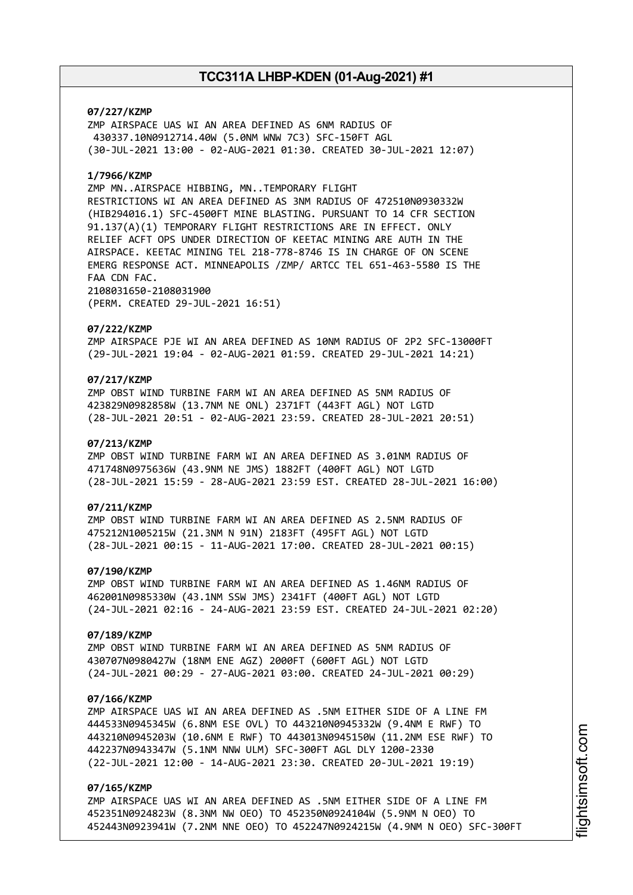**07/227/KZMP**
ZMP AIRSPACE UAS WI AN AREA DEFINED AS 6NM RADIUS OF 430337.10N0912714.40W (5.0NM WNW 7C3) SFC-150FT AGL
(30-JUL-2021 13:00 - 02-AUG-2021 01:30. CREATED 30-JUL-2021 12:07)

**1/7966/KZMP**
ZMP MN..AIRSPACE HIBBING, MN..TEMPORARY FLIGHT RESTRICTIONS WI AN AREA DEFINED AS 3NM RADIUS OF 472510N0930332W (HIB294016.1) SFC-4500FT MINE BLASTING. PURSUANT TO 14 CFR SECTION 91.137(A)(1) TEMPORARY FLIGHT RESTRICTIONS ARE IN EFFECT. ONLY RELIEF ACFT OPS UNDER DIRECTION OF KEETAC MINING ARE AUTH IN THE AIRSPACE. KEETAC MINING TEL 218-778-8746 IS IN CHARGE OF ON SCENE EMERG RESPONSE ACT. MINNEAPOLIS /ZMP/ ARTCC TEL 651-463-5580 IS THE FAA CDN FAC.
2108031650-2108031900
(PERM. CREATED 29-JUL-2021 16:51)

**07/222/KZMP**
ZMP AIRSPACE PJE WI AN AREA DEFINED AS 10NM RADIUS OF 2P2 SFC-13000FT
(29-JUL-2021 19:04 - 02-AUG-2021 01:59. CREATED 29-JUL-2021 14:21)

**07/217/KZMP**
ZMP OBST WIND TURBINE FARM WI AN AREA DEFINED AS 5NM RADIUS OF 423829N0982858W (13.7NM NE ONL) 2371FT (443FT AGL) NOT LGTD
(28-JUL-2021 20:51 - 02-AUG-2021 23:59. CREATED 28-JUL-2021 20:51)

**07/213/KZMP**
ZMP OBST WIND TURBINE FARM WI AN AREA DEFINED AS 3.01NM RADIUS OF 471748N0975636W (43.9NM NE JMS) 1882FT (400FT AGL) NOT LGTD
(28-JUL-2021 15:59 - 28-AUG-2021 23:59 EST. CREATED 28-JUL-2021 16:00)

**07/211/KZMP**
ZMP OBST WIND TURBINE FARM WI AN AREA DEFINED AS 2.5NM RADIUS OF 475212N1005215W (21.3NM N 91N) 2183FT (495FT AGL) NOT LGTD
(28-JUL-2021 00:15 - 11-AUG-2021 17:00. CREATED 28-JUL-2021 00:15)

**07/190/KZMP**
ZMP OBST WIND TURBINE FARM WI AN AREA DEFINED AS 1.46NM RADIUS OF 462001N0985330W (43.1NM SSW JMS) 2341FT (400FT AGL) NOT LGTD
(24-JUL-2021 02:16 - 24-AUG-2021 23:59 EST. CREATED 24-JUL-2021 02:20)

**07/189/KZMP**
ZMP OBST WIND TURBINE FARM WI AN AREA DEFINED AS 5NM RADIUS OF 430707N0980427W (18NM ENE AGZ) 2000FT (600FT AGL) NOT LGTD
(24-JUL-2021 00:29 - 27-AUG-2021 03:00. CREATED 24-JUL-2021 00:29)

**07/166/KZMP**
ZMP AIRSPACE UAS WI AN AREA DEFINED AS .5NM EITHER SIDE OF A LINE FM 444533N0945345W (6.8NM ESE OVL) TO 443210N0945332W (9.4NM E RWF) TO 443210N0945203W (10.6NM E RWF) TO 443013N0945150W (11.2NM ESE RWF) TO 442237N0943347W (5.1NM NNW ULM) SFC-300FT AGL DLY 1200-2330
(22-JUL-2021 12:00 - 14-AUG-2021 23:30. CREATED 20-JUL-2021 19:19)

**07/165/KZMP**
ZMP AIRSPACE UAS WI AN AREA DEFINED AS .5NM EITHER SIDE OF A LINE FM 452351N0924823W (8.3NM NW OEO) TO 452350N0924104W (5.9NM N OEO) TO 452443N0923941W (7.2NM NNE OEO) TO 452247N0924215W (4.9NM N OEO) SFC-300FT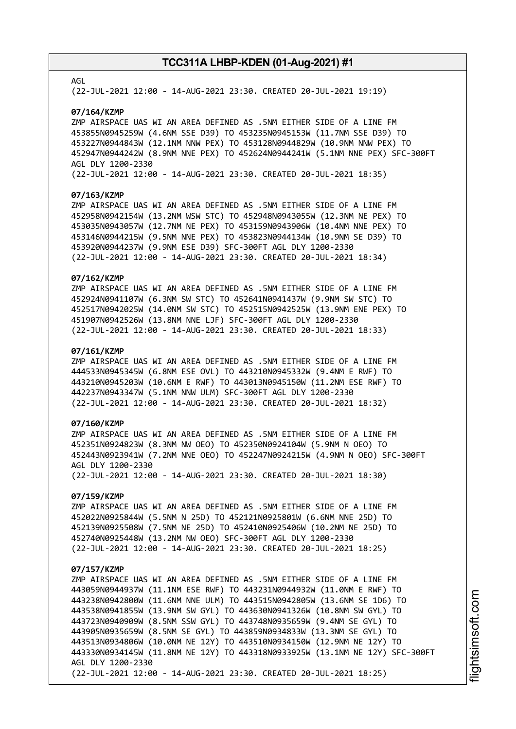AGL
(22-JUL-2021 12:00 - 14-AUG-2021 23:30. CREATED 20-JUL-2021 19:19)

**07/164/KZMP**
ZMP AIRSPACE UAS WI AN AREA DEFINED AS .5NM EITHER SIDE OF A LINE FM 453855N0945259W (4.6NM SSE D39) TO 453235N0945153W (11.7NM SSE D39) TO 453227N0944843W (12.1NM NNW PEX) TO 453128N0944829W (10.9NM NNW PEX) TO 452947N0944242W (8.9NM NNE PEX) TO 452624N0944241W (5.1NM NNE PEX) SFC-300FT AGL DLY 1200-2330
(22-JUL-2021 12:00 - 14-AUG-2021 23:30. CREATED 20-JUL-2021 18:35)

**07/163/KZMP**
ZMP AIRSPACE UAS WI AN AREA DEFINED AS .5NM EITHER SIDE OF A LINE FM 452958N0942154W (13.2NM WSW STC) TO 452948N0943055W (12.3NM NE PEX) TO 453035N0943057W (12.7NM NE PEX) TO 453159N0943906W (10.4NM NNE PEX) TO 453146N0944215W (9.5NM NNE PEX) TO 453823N0944134W (10.9NM SE D39) TO 453920N0944237W (9.9NM ESE D39) SFC-300FT AGL DLY 1200-2330
(22-JUL-2021 12:00 - 14-AUG-2021 23:30. CREATED 20-JUL-2021 18:34)

**07/162/KZMP**
ZMP AIRSPACE UAS WI AN AREA DEFINED AS .5NM EITHER SIDE OF A LINE FM 452924N0941107W (6.3NM SW STC) TO 452641N0941437W (9.9NM SW STC) TO 452517N0942025W (14.0NM SW STC) TO 452515N0942525W (13.9NM ENE PEX) TO 451907N0942526W (13.8NM NNE LJF) SFC-300FT AGL DLY 1200-2330
(22-JUL-2021 12:00 - 14-AUG-2021 23:30. CREATED 20-JUL-2021 18:33)

**07/161/KZMP**
ZMP AIRSPACE UAS WI AN AREA DEFINED AS .5NM EITHER SIDE OF A LINE FM 444533N0945345W (6.8NM ESE OVL) TO 443210N0945332W (9.4NM E RWF) TO 443210N0945203W (10.6NM E RWF) TO 443013N0945150W (11.2NM ESE RWF) TO 442237N0943347W (5.1NM NNW ULM) SFC-300FT AGL DLY 1200-2330
(22-JUL-2021 12:00 - 14-AUG-2021 23:30. CREATED 20-JUL-2021 18:32)

**07/160/KZMP**
ZMP AIRSPACE UAS WI AN AREA DEFINED AS .5NM EITHER SIDE OF A LINE FM 452351N0924823W (8.3NM NW OEO) TO 452350N0924104W (5.9NM N OEO) TO 452443N0923941W (7.2NM NNE OEO) TO 452247N0924215W (4.9NM N OEO) SFC-300FT AGL DLY 1200-2330
(22-JUL-2021 12:00 - 14-AUG-2021 23:30. CREATED 20-JUL-2021 18:30)

**07/159/KZMP**
ZMP AIRSPACE UAS WI AN AREA DEFINED AS .5NM EITHER SIDE OF A LINE FM 452022N0925844W (5.5NM N 25D) TO 452121N0925801W (6.6NM NNE 25D) TO 452139N0925508W (7.5NM NE 25D) TO 452410N0925406W (10.2NM NE 25D) TO 452740N0925448W (13.2NM NW OEO) SFC-300FT AGL DLY 1200-2330
(22-JUL-2021 12:00 - 14-AUG-2021 23:30. CREATED 20-JUL-2021 18:25)

**07/157/KZMP**
ZMP AIRSPACE UAS WI AN AREA DEFINED AS .5NM EITHER SIDE OF A LINE FM 443059N0944937W (11.1NM ESE RWF) TO 443231N0944932W (11.0NM E RWF) TO 443238N0942800W (11.6NM NNE ULM) TO 443515N0942805W (13.6NM SE 1D6) TO 443538N0941855W (13.9NM SW GYL) TO 443630N0941326W (10.8NM SW GYL) TO 443723N0940909W (8.5NM SSW GYL) TO 443748N0935659W (9.4NM SE GYL) TO 443905N0935659W (8.5NM SE GYL) TO 443859N0934833W (13.3NM SE GYL) TO 443513N0934806W (10.0NM NE 12Y) TO 443510N0934150W (12.9NM NE 12Y) TO 443330N0934145W (11.8NM NE 12Y) TO 443318N0933925W (13.1NM NE 12Y) SFC-300FT AGL DLY 1200-2330
(22-JUL-2021 12:00 - 14-AUG-2021 23:30. CREATED 20-JUL-2021 18:25)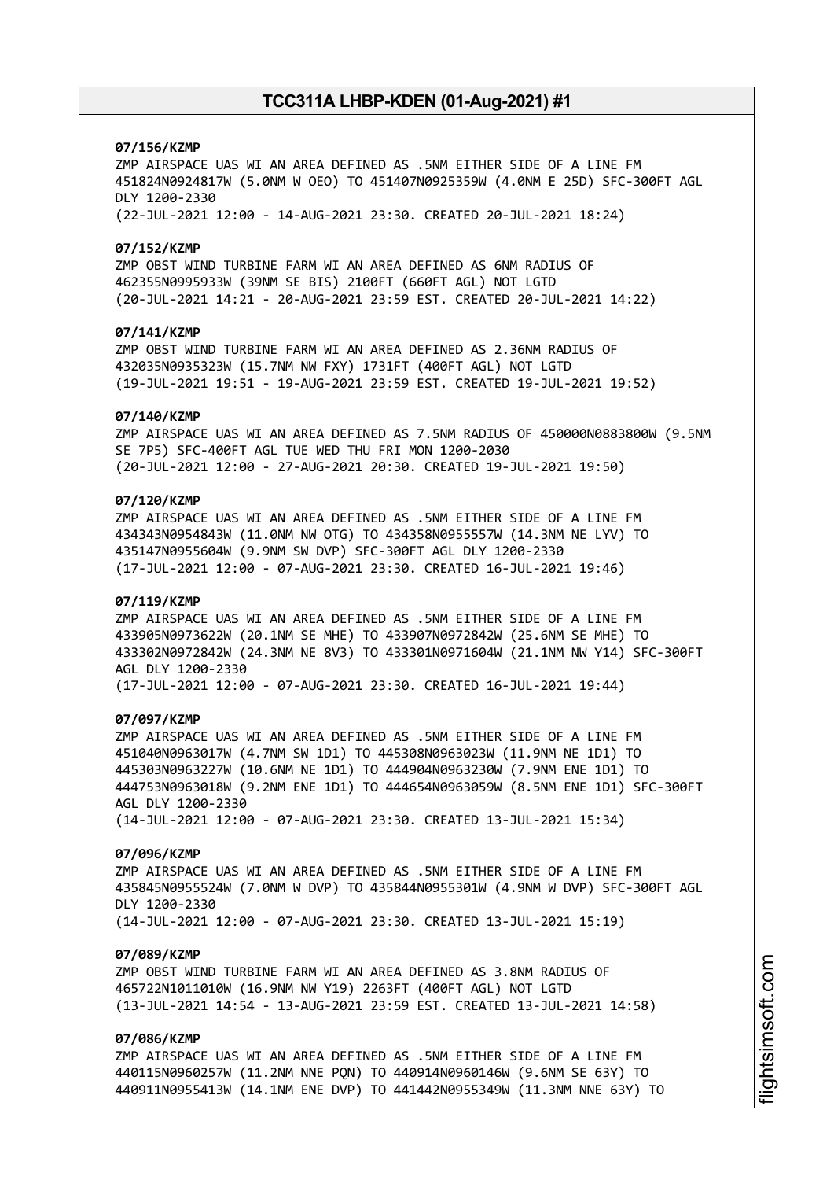**07/156/KZMP**
ZMP AIRSPACE UAS WI AN AREA DEFINED AS .5NM EITHER SIDE OF A LINE FM 451824N0924817W (5.0NM W OEO) TO 451407N0925359W (4.0NM E 25D) SFC-300FT AGL DLY 1200-2330
(22-JUL-2021 12:00 - 14-AUG-2021 23:30. CREATED 20-JUL-2021 18:24)

**07/152/KZMP**
ZMP OBST WIND TURBINE FARM WI AN AREA DEFINED AS 6NM RADIUS OF 462355N0995933W (39NM SE BIS) 2100FT (660FT AGL) NOT LGTD
(20-JUL-2021 14:21 - 20-AUG-2021 23:59 EST. CREATED 20-JUL-2021 14:22)

**07/141/KZMP**
ZMP OBST WIND TURBINE FARM WI AN AREA DEFINED AS 2.36NM RADIUS OF 432035N0935323W (15.7NM NW FXY) 1731FT (400FT AGL) NOT LGTD
(19-JUL-2021 19:51 - 19-AUG-2021 23:59 EST. CREATED 19-JUL-2021 19:52)

**07/140/KZMP**
ZMP AIRSPACE UAS WI AN AREA DEFINED AS 7.5NM RADIUS OF 450000N0883800W (9.5NM SE 7P5) SFC-400FT AGL TUE WED THU FRI MON 1200-2030
(20-JUL-2021 12:00 - 27-AUG-2021 20:30. CREATED 19-JUL-2021 19:50)

**07/120/KZMP**
ZMP AIRSPACE UAS WI AN AREA DEFINED AS .5NM EITHER SIDE OF A LINE FM 434343N0954843W (11.0NM NW OTG) TO 434358N0955557W (14.3NM NE LYV) TO 435147N0955604W (9.9NM SW DVP) SFC-300FT AGL DLY 1200-2330
(17-JUL-2021 12:00 - 07-AUG-2021 23:30. CREATED 16-JUL-2021 19:46)

**07/119/KZMP**
ZMP AIRSPACE UAS WI AN AREA DEFINED AS .5NM EITHER SIDE OF A LINE FM 433905N0973622W (20.1NM SE MHE) TO 433907N0972842W (25.6NM SE MHE) TO 433302N0972842W (24.3NM NE 8V3) TO 433301N0971604W (21.1NM NW Y14) SFC-300FT AGL DLY 1200-2330
(17-JUL-2021 12:00 - 07-AUG-2021 23:30. CREATED 16-JUL-2021 19:44)

**07/097/KZMP**
ZMP AIRSPACE UAS WI AN AREA DEFINED AS .5NM EITHER SIDE OF A LINE FM 451040N0963017W (4.7NM SW 1D1) TO 445308N0963023W (11.9NM NE 1D1) TO 445303N0963227W (10.6NM NE 1D1) TO 444904N0963230W (7.9NM ENE 1D1) TO 444753N0963018W (9.2NM ENE 1D1) TO 444654N0963059W (8.5NM ENE 1D1) SFC-300FT AGL DLY 1200-2330
(14-JUL-2021 12:00 - 07-AUG-2021 23:30. CREATED 13-JUL-2021 15:34)

**07/096/KZMP**
ZMP AIRSPACE UAS WI AN AREA DEFINED AS .5NM EITHER SIDE OF A LINE FM 435845N0955524W (7.0NM W DVP) TO 435844N0955301W (4.9NM W DVP) SFC-300FT AGL DLY 1200-2330
(14-JUL-2021 12:00 - 07-AUG-2021 23:30. CREATED 13-JUL-2021 15:19)

**07/089/KZMP**
ZMP OBST WIND TURBINE FARM WI AN AREA DEFINED AS 3.8NM RADIUS OF 465722N1011010W (16.9NM NW Y19) 2263FT (400FT AGL) NOT LGTD
(13-JUL-2021 14:54 - 13-AUG-2021 23:59 EST. CREATED 13-JUL-2021 14:58)

**07/086/KZMP**
ZMP AIRSPACE UAS WI AN AREA DEFINED AS .5NM EITHER SIDE OF A LINE FM 440115N0960257W (11.2NM NNE PQN) TO 440914N0960146W (9.6NM SE 63Y) TO 440911N0955413W (14.1NM ENE DVP) TO 441442N0955349W (11.3NM NNE 63Y) TO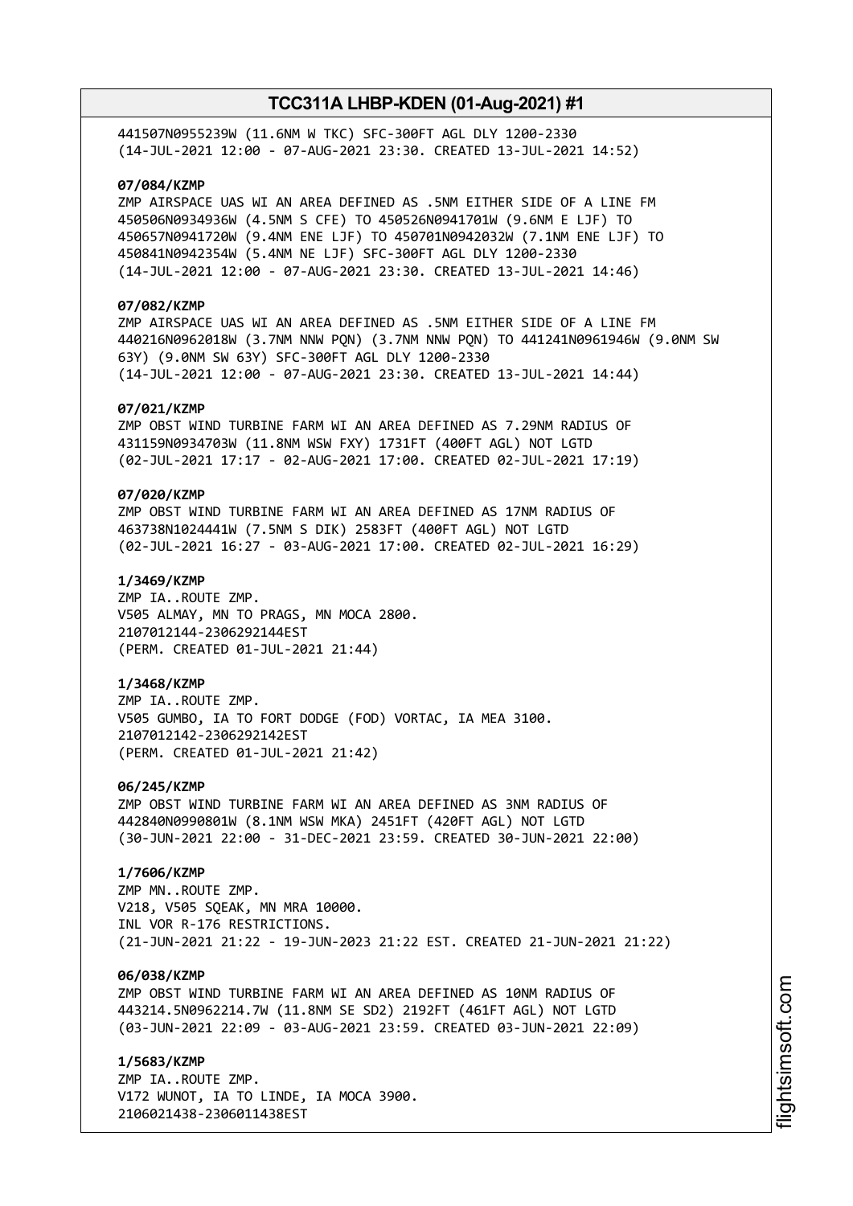441507N0955239W (11.6NM W TKC) SFC-300FT AGL DLY 1200-2330
(14-JUL-2021 12:00 - 07-AUG-2021 23:30. CREATED 13-JUL-2021 14:52)

**07/084/KZMP**
ZMP AIRSPACE UAS WI AN AREA DEFINED AS .5NM EITHER SIDE OF A LINE FM
450506N0934936W (4.5NM S CFE) TO 450526N0941701W (9.6NM E LJF) TO
450657N0941720W (9.4NM ENE LJF) TO 450701N0942032W (7.1NM ENE LJF) TO
450841N0942354W (5.4NM NE LJF) SFC-300FT AGL DLY 1200-2330
(14-JUL-2021 12:00 - 07-AUG-2021 23:30. CREATED 13-JUL-2021 14:46)

**07/082/KZMP**
ZMP AIRSPACE UAS WI AN AREA DEFINED AS .5NM EITHER SIDE OF A LINE FM
440216N0962018W (3.7NM NNW PQN) (3.7NM NNW PQN) TO 441241N0961946W (9.0NM SW
63Y) (9.0NM SW 63Y) SFC-300FT AGL DLY 1200-2330
(14-JUL-2021 12:00 - 07-AUG-2021 23:30. CREATED 13-JUL-2021 14:44)

**07/021/KZMP**
ZMP OBST WIND TURBINE FARM WI AN AREA DEFINED AS 7.29NM RADIUS OF
431159N0934703W (11.8NM WSW FXY) 1731FT (400FT AGL) NOT LGTD
(02-JUL-2021 17:17 - 02-AUG-2021 17:00. CREATED 02-JUL-2021 17:19)

**07/020/KZMP**
ZMP OBST WIND TURBINE FARM WI AN AREA DEFINED AS 17NM RADIUS OF
463738N1024441W (7.5NM S DIK) 2583FT (400FT AGL) NOT LGTD
(02-JUL-2021 16:27 - 03-AUG-2021 17:00. CREATED 02-JUL-2021 16:29)

**1/3469/KZMP**
ZMP IA..ROUTE ZMP.
V505 ALMAY, MN TO PRAGS, MN MOCA 2800.
2107012144-2306292144EST
(PERM. CREATED 01-JUL-2021 21:44)

**1/3468/KZMP**
ZMP IA..ROUTE ZMP.
V505 GUMBO, IA TO FORT DODGE (FOD) VORTAC, IA MEA 3100.
2107012142-2306292142EST
(PERM. CREATED 01-JUL-2021 21:42)

**06/245/KZMP**
ZMP OBST WIND TURBINE FARM WI AN AREA DEFINED AS 3NM RADIUS OF
442840N0990801W (8.1NM WSW MKA) 2451FT (420FT AGL) NOT LGTD
(30-JUN-2021 22:00 - 31-DEC-2021 23:59. CREATED 30-JUN-2021 22:00)

**1/7606/KZMP**
ZMP MN..ROUTE ZMP.
V218, V505 SQEAK, MN MRA 10000.
INL VOR R-176 RESTRICTIONS.
(21-JUN-2021 21:22 - 19-JUN-2023 21:22 EST. CREATED 21-JUN-2021 21:22)

**06/038/KZMP**
ZMP OBST WIND TURBINE FARM WI AN AREA DEFINED AS 10NM RADIUS OF
443214.5N0962214.7W (11.8NM SE SD2) 2192FT (461FT AGL) NOT LGTD
(03-JUN-2021 22:09 - 03-AUG-2021 23:59. CREATED 03-JUN-2021 22:09)

**1/5683/KZMP**
ZMP IA..ROUTE ZMP.
V172 WUNOT, IA TO LINDE, IA MOCA 3900.
2106021438-2306011438EST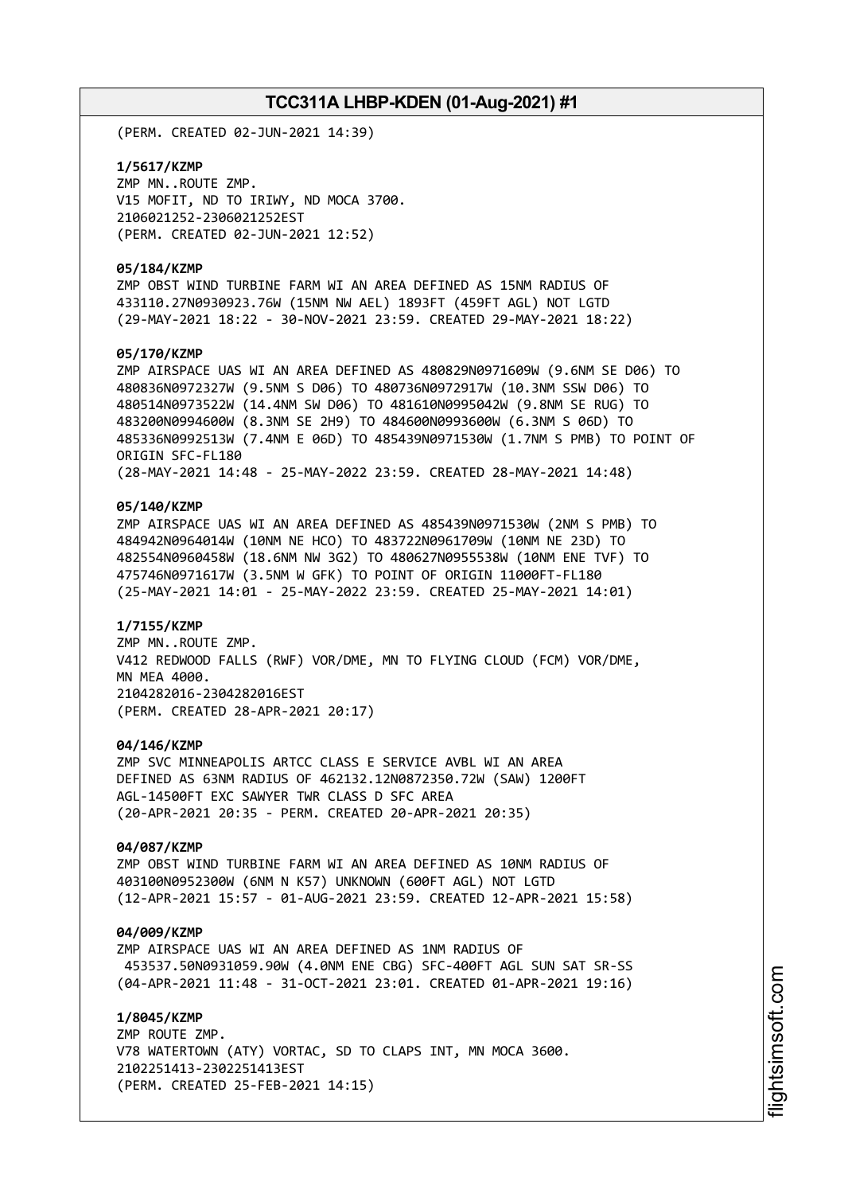(PERM. CREATED 02-JUN-2021 14:39)

**1/5617/KZMP**
ZMP MN..ROUTE ZMP.
V15 MOFIT, ND TO IRIWY, ND MOCA 3700.
2106021252-2306021252EST
(PERM. CREATED 02-JUN-2021 12:52)

**05/184/KZMP**
ZMP OBST WIND TURBINE FARM WI AN AREA DEFINED AS 15NM RADIUS OF
433110.27N0930923.76W (15NM NW AEL) 1893FT (459FT AGL) NOT LGTD
(29-MAY-2021 18:22 - 30-NOV-2021 23:59. CREATED 29-MAY-2021 18:22)

**05/170/KZMP**
ZMP AIRSPACE UAS WI AN AREA DEFINED AS 480829N0971609W (9.6NM SE D06) TO
480836N0972327W (9.5NM S D06) TO 480736N0972917W (10.3NM SSW D06) TO
480514N0973522W (14.4NM SW D06) TO 481610N0995042W (9.8NM SE RUG) TO
483200N0994600W (8.3NM SE 2H9) TO 484600N0993600W (6.3NM S 06D) TO
485336N0992513W (7.4NM E 06D) TO 485439N0971530W (1.7NM S PMB) TO POINT OF
ORIGIN SFC-FL180
(28-MAY-2021 14:48 - 25-MAY-2022 23:59. CREATED 28-MAY-2021 14:48)

**05/140/KZMP**
ZMP AIRSPACE UAS WI AN AREA DEFINED AS 485439N0971530W (2NM S PMB) TO
484942N0964014W (10NM NE HCO) TO 483722N0961709W (10NM NE 23D) TO
482554N0960458W (18.6NM NW 3G2) TO 480627N0955538W (10NM ENE TVF) TO
475746N0971617W (3.5NM W GFK) TO POINT OF ORIGIN 11000FT-FL180
(25-MAY-2021 14:01 - 25-MAY-2022 23:59. CREATED 25-MAY-2021 14:01)

**1/7155/KZMP**
ZMP MN..ROUTE ZMP.
V412 REDWOOD FALLS (RWF) VOR/DME, MN TO FLYING CLOUD (FCM) VOR/DME,
MN MEA 4000.
2104282016-2304282016EST
(PERM. CREATED 28-APR-2021 20:17)

**04/146/KZMP**
ZMP SVC MINNEAPOLIS ARTCC CLASS E SERVICE AVBL WI AN AREA
DEFINED AS 63NM RADIUS OF 462132.12N0872350.72W (SAW) 1200FT
AGL-14500FT EXC SAWYER TWR CLASS D SFC AREA
(20-APR-2021 20:35 - PERM. CREATED 20-APR-2021 20:35)

**04/087/KZMP**
ZMP OBST WIND TURBINE FARM WI AN AREA DEFINED AS 10NM RADIUS OF
403100N0952300W (6NM N K57) UNKNOWN (600FT AGL) NOT LGTD
(12-APR-2021 15:57 - 01-AUG-2021 23:59. CREATED 12-APR-2021 15:58)

**04/009/KZMP**
ZMP AIRSPACE UAS WI AN AREA DEFINED AS 1NM RADIUS OF
453537.50N0931059.90W (4.0NM ENE CBG) SFC-400FT AGL SUN SAT SR-SS
(04-APR-2021 11:48 - 31-OCT-2021 23:01. CREATED 01-APR-2021 19:16)

**1/8045/KZMP**
ZMP ROUTE ZMP.
V78 WATERTOWN (ATY) VORTAC, SD TO CLAPS INT, MN MOCA 3600.
2102251413-2302251413EST
(PERM. CREATED 25-FEB-2021 14:15)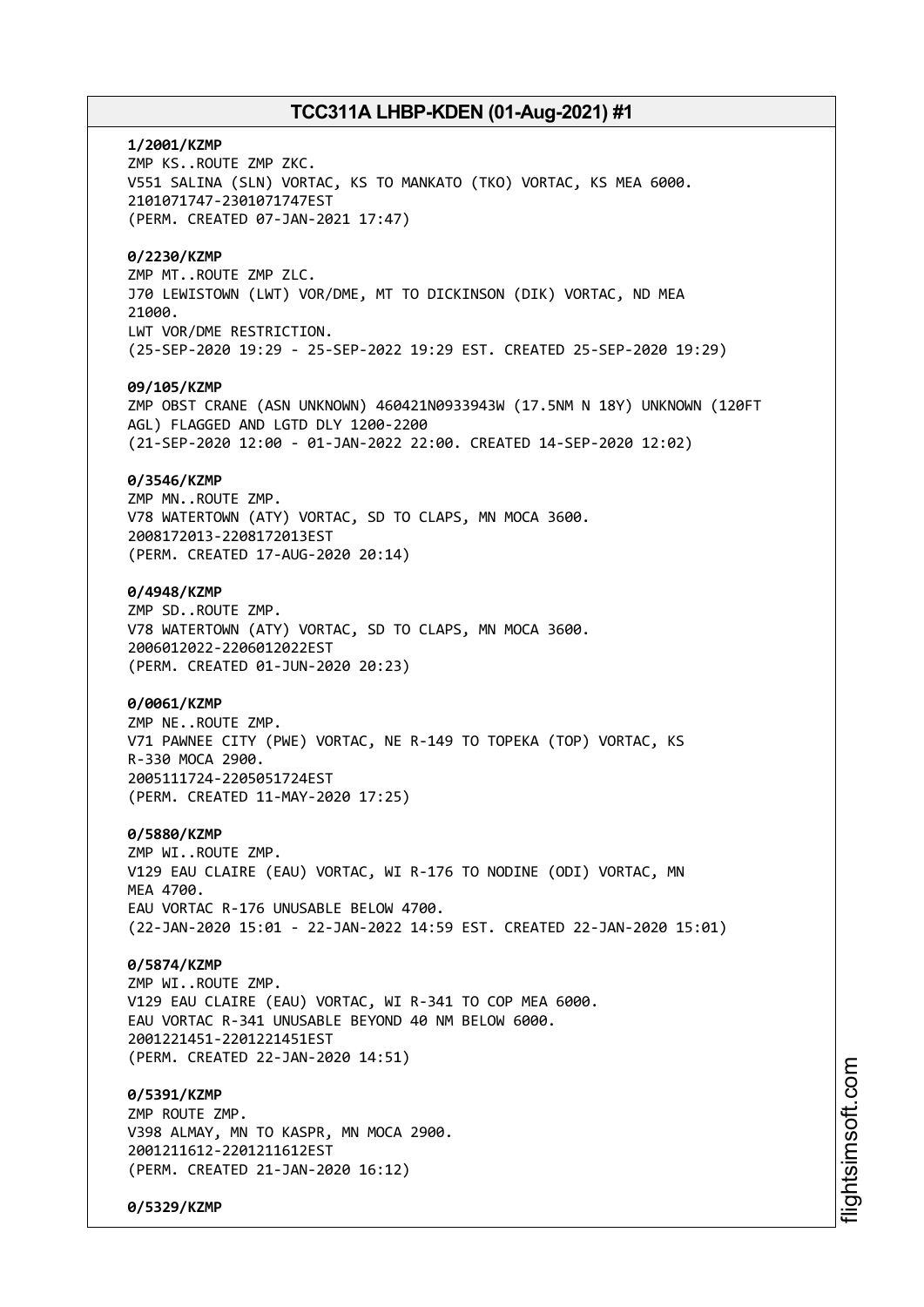**1/2001/KZMP**
ZMP KS..ROUTE ZMP ZKC.
V551 SALINA (SLN) VORTAC, KS TO MANKATO (TKO) VORTAC, KS MEA 6000.
2101071747-2301071747EST
(PERM. CREATED 07-JAN-2021 17:47)

**0/2230/KZMP**
ZMP MT..ROUTE ZMP ZLC.
J70 LEWISTOWN (LWT) VOR/DME, MT TO DICKINSON (DIK) VORTAC, ND MEA
21000.
LWT VOR/DME RESTRICTION.
(25-SEP-2020 19:29 - 25-SEP-2022 19:29 EST. CREATED 25-SEP-2020 19:29)

**09/105/KZMP**
ZMP OBST CRANE (ASN UNKNOWN) 460421N0933943W (17.5NM N 18Y) UNKNOWN (120FT
AGL) FLAGGED AND LGTD DLY 1200-2200
(21-SEP-2020 12:00 - 01-JAN-2022 22:00. CREATED 14-SEP-2020 12:02)

**0/3546/KZMP**
ZMP MN..ROUTE ZMP.
V78 WATERTOWN (ATY) VORTAC, SD TO CLAPS, MN MOCA 3600.
2008172013-2208172013EST
(PERM. CREATED 17-AUG-2020 20:14)

**0/4948/KZMP**
ZMP SD..ROUTE ZMP.
V78 WATERTOWN (ATY) VORTAC, SD TO CLAPS, MN MOCA 3600.
2006012022-2206012022EST
(PERM. CREATED 01-JUN-2020 20:23)

**0/0061/KZMP**
ZMP NE..ROUTE ZMP.
V71 PAWNEE CITY (PWE) VORTAC, NE R-149 TO TOPEKA (TOP) VORTAC, KS
R-330 MOCA 2900.
2005111724-2205051724EST
(PERM. CREATED 11-MAY-2020 17:25)

**0/5880/KZMP**
ZMP WI..ROUTE ZMP.
V129 EAU CLAIRE (EAU) VORTAC, WI R-176 TO NODINE (ODI) VORTAC, MN
MEA 4700.
EAU VORTAC R-176 UNUSABLE BELOW 4700.
(22-JAN-2020 15:01 - 22-JAN-2022 14:59 EST. CREATED 22-JAN-2020 15:01)

**0/5874/KZMP**
ZMP WI..ROUTE ZMP.
V129 EAU CLAIRE (EAU) VORTAC, WI R-341 TO COP MEA 6000.
EAU VORTAC R-341 UNUSABLE BEYOND 40 NM BELOW 6000.
2001221451-2201221451EST
(PERM. CREATED 22-JAN-2020 14:51)

**0/5391/KZMP**
ZMP ROUTE ZMP.
V398 ALMAY, MN TO KASPR, MN MOCA 2900.
2001211612-2201211612EST
(PERM. CREATED 21-JAN-2020 16:12)

**0/5329/KZMP**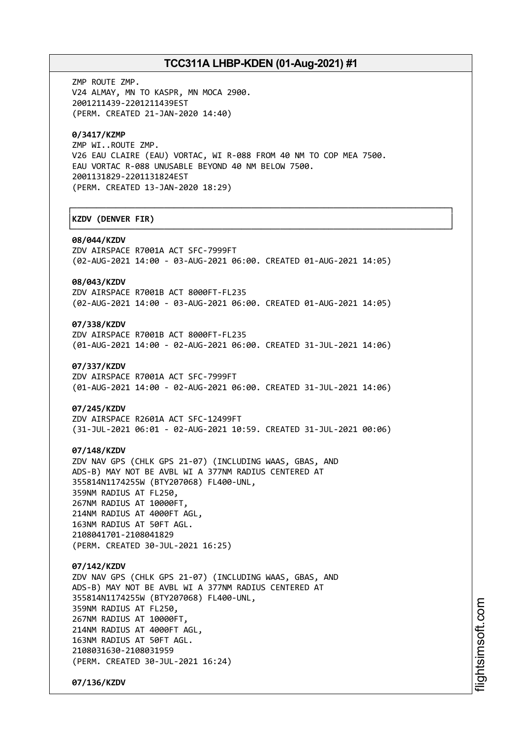ZMP ROUTE ZMP.
V24 ALMAY, MN TO KASPR, MN MOCA 2900.
2001211439-2201211439EST
(PERM. CREATED 21-JAN-2020 14:40)

**0/3417/KZMP**
ZMP WI..ROUTE ZMP.
V26 EAU CLAIRE (EAU) VORTAC, WI R-088 FROM 40 NM TO COP MEA 7500.
EAU VORTAC R-088 UNUSABLE BEYOND 40 NM BELOW 7500.
2001131829-2201131824EST
(PERM. CREATED 13-JAN-2020 18:29)

**KZDV (DENVER FIR)**

**08/044/KZDV**
ZDV AIRSPACE R7001A ACT SFC-7999FT
(02-AUG-2021 14:00 - 03-AUG-2021 06:00. CREATED 01-AUG-2021 14:05)

**08/043/KZDV**
ZDV AIRSPACE R7001B ACT 8000FT-FL235
(02-AUG-2021 14:00 - 03-AUG-2021 06:00. CREATED 01-AUG-2021 14:05)

**07/338/KZDV**
ZDV AIRSPACE R7001B ACT 8000FT-FL235
(01-AUG-2021 14:00 - 02-AUG-2021 06:00. CREATED 31-JUL-2021 14:06)

**07/337/KZDV**
ZDV AIRSPACE R7001A ACT SFC-7999FT
(01-AUG-2021 14:00 - 02-AUG-2021 06:00. CREATED 31-JUL-2021 14:06)

**07/245/KZDV**
ZDV AIRSPACE R2601A ACT SFC-12499FT
(31-JUL-2021 06:01 - 02-AUG-2021 10:59. CREATED 31-JUL-2021 00:06)

**07/148/KZDV**
ZDV NAV GPS (CHLK GPS 21-07) (INCLUDING WAAS, GBAS, AND
ADS-B) MAY NOT BE AVBL WI A 377NM RADIUS CENTERED AT
355814N1174255W (BTY207068) FL400-UNL,
359NM RADIUS AT FL250,
267NM RADIUS AT 10000FT,
214NM RADIUS AT 4000FT AGL,
163NM RADIUS AT 50FT AGL.
2108041701-2108041829
(PERM. CREATED 30-JUL-2021 16:25)

**07/142/KZDV**
ZDV NAV GPS (CHLK GPS 21-07) (INCLUDING WAAS, GBAS, AND
ADS-B) MAY NOT BE AVBL WI A 377NM RADIUS CENTERED AT
355814N1174255W (BTY207068) FL400-UNL,
359NM RADIUS AT FL250,
267NM RADIUS AT 10000FT,
214NM RADIUS AT 4000FT AGL,
163NM RADIUS AT 50FT AGL.
2108031630-2108031959
(PERM. CREATED 30-JUL-2021 16:24)

**07/136/KZDV**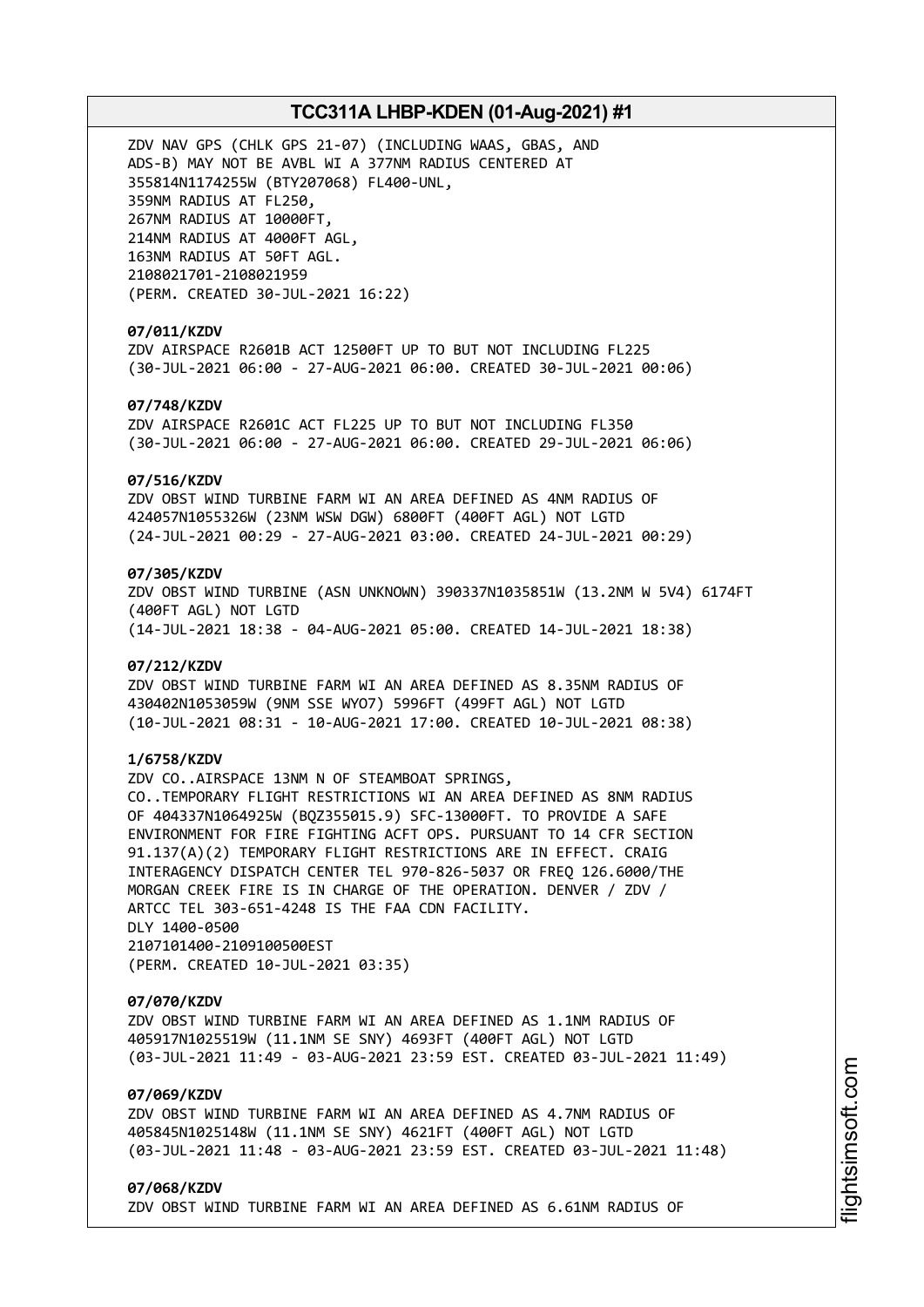ZDV NAV GPS (CHLK GPS 21-07) (INCLUDING WAAS, GBAS, AND ADS-B) MAY NOT BE AVBL WI A 377NM RADIUS CENTERED AT 355814N1174255W (BTY207068) FL400-UNL,
359NM RADIUS AT FL250,
267NM RADIUS AT 10000FT,
214NM RADIUS AT 4000FT AGL,
163NM RADIUS AT 50FT AGL.
2108021701-2108021959
(PERM. CREATED 30-JUL-2021 16:22)

**07/011/KZDV**
ZDV AIRSPACE R2601B ACT 12500FT UP TO BUT NOT INCLUDING FL225
(30-JUL-2021 06:00 - 27-AUG-2021 06:00. CREATED 30-JUL-2021 00:06)

**07/748/KZDV**
ZDV AIRSPACE R2601C ACT FL225 UP TO BUT NOT INCLUDING FL350
(30-JUL-2021 06:00 - 27-AUG-2021 06:00. CREATED 29-JUL-2021 06:06)

**07/516/KZDV**
ZDV OBST WIND TURBINE FARM WI AN AREA DEFINED AS 4NM RADIUS OF 424057N1055326W (23NM WSW DGW) 6800FT (400FT AGL) NOT LGTD
(24-JUL-2021 00:29 - 27-AUG-2021 03:00. CREATED 24-JUL-2021 00:29)

**07/305/KZDV**
ZDV OBST WIND TURBINE (ASN UNKNOWN) 390337N1035851W (13.2NM W 5V4) 6174FT (400FT AGL) NOT LGTD
(14-JUL-2021 18:38 - 04-AUG-2021 05:00. CREATED 14-JUL-2021 18:38)

**07/212/KZDV**
ZDV OBST WIND TURBINE FARM WI AN AREA DEFINED AS 8.35NM RADIUS OF 430402N1053059W (9NM SSE WYO7) 5996FT (499FT AGL) NOT LGTD
(10-JUL-2021 08:31 - 10-AUG-2021 17:00. CREATED 10-JUL-2021 08:38)

**1/6758/KZDV**
ZDV CO..AIRSPACE 13NM N OF STEAMBOAT SPRINGS, CO..TEMPORARY FLIGHT RESTRICTIONS WI AN AREA DEFINED AS 8NM RADIUS OF 404337N1064925W (BQZ355015.9) SFC-13000FT. TO PROVIDE A SAFE ENVIRONMENT FOR FIRE FIGHTING ACFT OPS. PURSUANT TO 14 CFR SECTION 91.137(A)(2) TEMPORARY FLIGHT RESTRICTIONS ARE IN EFFECT. CRAIG INTERAGENCY DISPATCH CENTER TEL 970-826-5037 OR FREQ 126.6000/THE MORGAN CREEK FIRE IS IN CHARGE OF THE OPERATION. DENVER / ZDV / ARTCC TEL 303-651-4248 IS THE FAA CDN FACILITY.
DLY 1400-0500
2107101400-2109100500EST
(PERM. CREATED 10-JUL-2021 03:35)

**07/070/KZDV**
ZDV OBST WIND TURBINE FARM WI AN AREA DEFINED AS 1.1NM RADIUS OF 405917N1025519W (11.1NM SE SNY) 4693FT (400FT AGL) NOT LGTD
(03-JUL-2021 11:49 - 03-AUG-2021 23:59 EST. CREATED 03-JUL-2021 11:49)

**07/069/KZDV**
ZDV OBST WIND TURBINE FARM WI AN AREA DEFINED AS 4.7NM RADIUS OF 405845N1025148W (11.1NM SE SNY) 4621FT (400FT AGL) NOT LGTD
(03-JUL-2021 11:48 - 03-AUG-2021 23:59 EST. CREATED 03-JUL-2021 11:48)

**07/068/KZDV**
ZDV OBST WIND TURBINE FARM WI AN AREA DEFINED AS 6.61NM RADIUS OF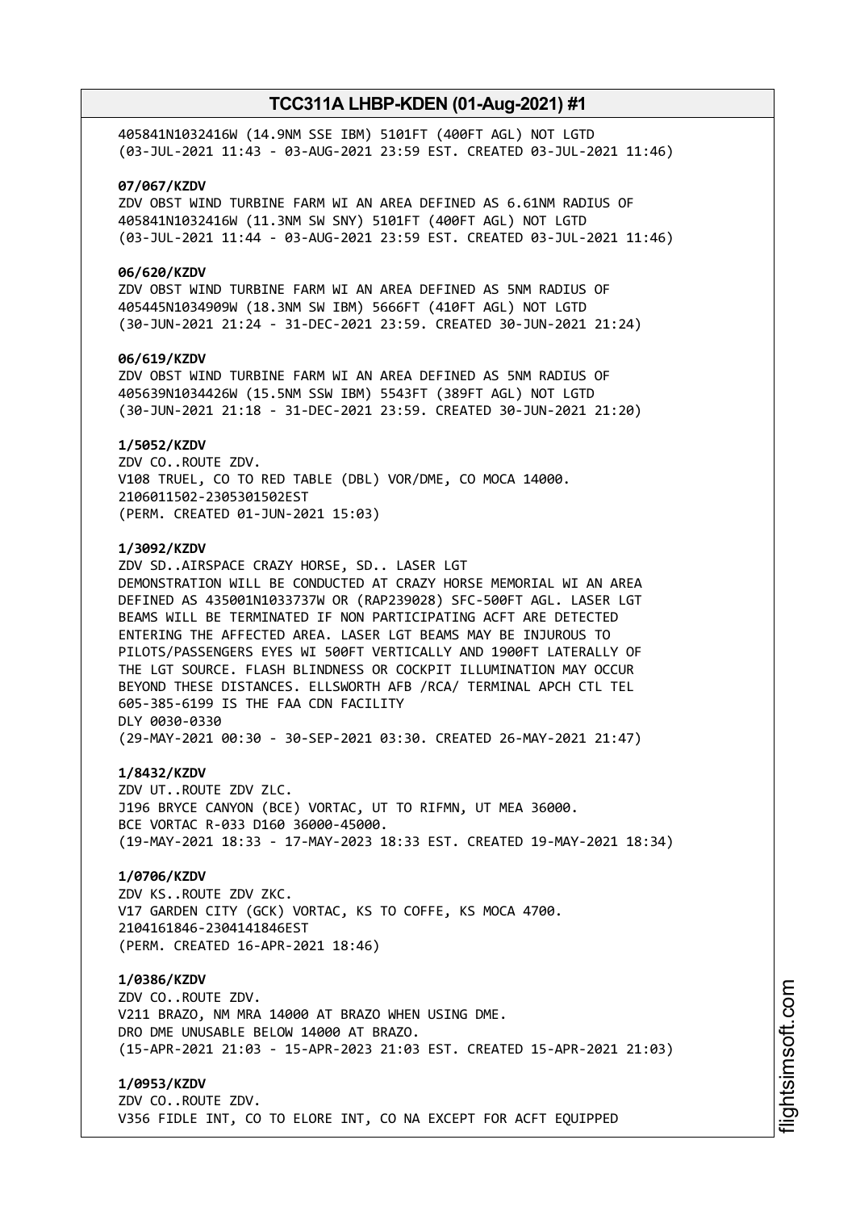405841N1032416W (14.9NM SSE IBM) 5101FT (400FT AGL) NOT LGTD
(03-JUL-2021 11:43 - 03-AUG-2021 23:59 EST. CREATED 03-JUL-2021 11:46)

**07/067/KZDV**
ZDV OBST WIND TURBINE FARM WI AN AREA DEFINED AS 6.61NM RADIUS OF
405841N1032416W (11.3NM SW SNY) 5101FT (400FT AGL) NOT LGTD
(03-JUL-2021 11:44 - 03-AUG-2021 23:59 EST. CREATED 03-JUL-2021 11:46)

**06/620/KZDV**
ZDV OBST WIND TURBINE FARM WI AN AREA DEFINED AS 5NM RADIUS OF
405445N1034909W (18.3NM SW IBM) 5666FT (410FT AGL) NOT LGTD
(30-JUN-2021 21:24 - 31-DEC-2021 23:59. CREATED 30-JUN-2021 21:24)

**06/619/KZDV**
ZDV OBST WIND TURBINE FARM WI AN AREA DEFINED AS 5NM RADIUS OF
405639N1034426W (15.5NM SSW IBM) 5543FT (389FT AGL) NOT LGTD
(30-JUN-2021 21:18 - 31-DEC-2021 23:59. CREATED 30-JUN-2021 21:20)

**1/5052/KZDV**
ZDV CO..ROUTE ZDV.
V108 TRUEL, CO TO RED TABLE (DBL) VOR/DME, CO MOCA 14000.
2106011502-2305301502EST
(PERM. CREATED 01-JUN-2021 15:03)

**1/3092/KZDV**
ZDV SD..AIRSPACE CRAZY HORSE, SD.. LASER LGT
DEMONSTRATION WILL BE CONDUCTED AT CRAZY HORSE MEMORIAL WI AN AREA
DEFINED AS 435001N1033737W OR (RAP239028) SFC-500FT AGL. LASER LGT
BEAMS WILL BE TERMINATED IF NON PARTICIPATING ACFT ARE DETECTED
ENTERING THE AFFECTED AREA. LASER LGT BEAMS MAY BE INJUROUS TO
PILOTS/PASSENGERS EYES WI 500FT VERTICALLY AND 1900FT LATERALLY OF
THE LGT SOURCE. FLASH BLINDNESS OR COCKPIT ILLUMINATION MAY OCCUR
BEYOND THESE DISTANCES. ELLSWORTH AFB /RCA/ TERMINAL APCH CTL TEL
605-385-6199 IS THE FAA CDN FACILITY
DLY 0030-0330
(29-MAY-2021 00:30 - 30-SEP-2021 03:30. CREATED 26-MAY-2021 21:47)

**1/8432/KZDV**
ZDV UT..ROUTE ZDV ZLC.
J196 BRYCE CANYON (BCE) VORTAC, UT TO RIFMN, UT MEA 36000.
BCE VORTAC R-033 D160 36000-45000.
(19-MAY-2021 18:33 - 17-MAY-2023 18:33 EST. CREATED 19-MAY-2021 18:34)

**1/0706/KZDV**
ZDV KS..ROUTE ZDV ZKC.
V17 GARDEN CITY (GCK) VORTAC, KS TO COFFE, KS MOCA 4700.
2104161846-2304141846EST
(PERM. CREATED 16-APR-2021 18:46)

**1/0386/KZDV**
ZDV CO..ROUTE ZDV.
V211 BRAZO, NM MRA 14000 AT BRAZO WHEN USING DME.
DRO DME UNUSABLE BELOW 14000 AT BRAZO.
(15-APR-2021 21:03 - 15-APR-2023 21:03 EST. CREATED 15-APR-2021 21:03)

**1/0953/KZDV**
ZDV CO..ROUTE ZDV.
V356 FIDLE INT, CO TO ELORE INT, CO NA EXCEPT FOR ACFT EQUIPPED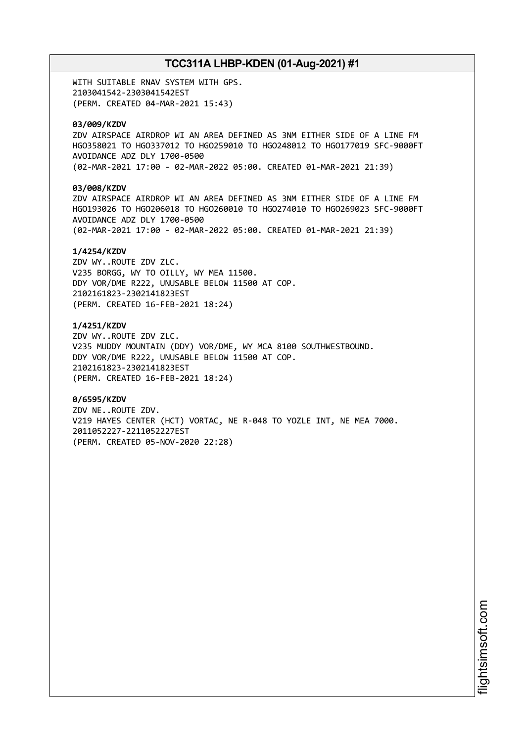WITH SUITABLE RNAV SYSTEM WITH GPS.
2103041542-2303041542EST
(PERM. CREATED 04-MAR-2021 15:43)

**03/009/KZDV**
ZDV AIRSPACE AIRDROP WI AN AREA DEFINED AS 3NM EITHER SIDE OF A LINE FM HGO358021 TO HGO337012 TO HGO259010 TO HGO248012 TO HGO177019 SFC-9000FT AVOIDANCE ADZ DLY 1700-0500
(02-MAR-2021 17:00 - 02-MAR-2022 05:00. CREATED 01-MAR-2021 21:39)

**03/008/KZDV**
ZDV AIRSPACE AIRDROP WI AN AREA DEFINED AS 3NM EITHER SIDE OF A LINE FM HGO193026 TO HGO206018 TO HGO260010 TO HGO274010 TO HGO269023 SFC-9000FT AVOIDANCE ADZ DLY 1700-0500
(02-MAR-2021 17:00 - 02-MAR-2022 05:00. CREATED 01-MAR-2021 21:39)

**1/4254/KZDV**
ZDV WY..ROUTE ZDV ZLC.
V235 BORGG, WY TO OILLY, WY MEA 11500.
DDY VOR/DME R222, UNUSABLE BELOW 11500 AT COP.
2102161823-2302141823EST
(PERM. CREATED 16-FEB-2021 18:24)

**1/4251/KZDV**
ZDV WY..ROUTE ZDV ZLC.
V235 MUDDY MOUNTAIN (DDY) VOR/DME, WY MCA 8100 SOUTHWESTBOUND.
DDY VOR/DME R222, UNUSABLE BELOW 11500 AT COP.
2102161823-2302141823EST
(PERM. CREATED 16-FEB-2021 18:24)

**0/6595/KZDV**
ZDV NE..ROUTE ZDV.
V219 HAYES CENTER (HCT) VORTAC, NE R-048 TO YOZLE INT, NE MEA 7000.
2011052227-2211052227EST
(PERM. CREATED 05-NOV-2020 22:28)